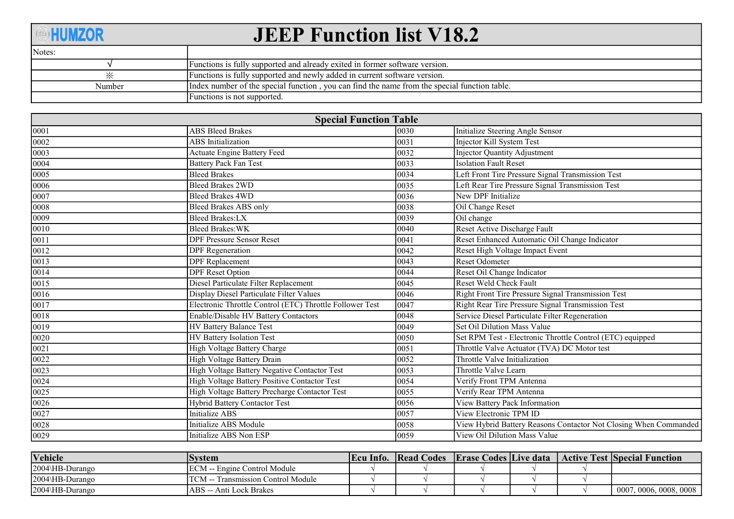# JEEP Function list V18.2

HUMZOR

| Notes: | |
|---|---|
| √ | Functions is fully supported and already exited in former software version. |
| ※ | Functions is fully supported and newly added in current software version. |
| Number | Index number of the special function , you can find the name from the special function table. |
| | Functions is not supported. |

| Special Function Table | | | |
|---|---|---|---|
| 0001 | ABS Bleed Brakes | 0030 | Initialize Steering Angle Sensor |
| 0002 | ABS Initialization | 0031 | Injector Kill System Test |
| 0003 | Actuate Engine Battery Feed | 0032 | Injector Quantity Adjustment |
| 0004 | Battery Pack Fan Test | 0033 | Isolation Fault Reset |
| 0005 | Bleed Brakes | 0034 | Left Front Tire Pressure Signal Transmission Test |
| 0006 | Bleed Brakes 2WD | 0035 | Left Rear Tire Pressure Signal Transmission Test |
| 0007 | Bleed Brakes 4WD | 0036 | New DPF Initialize |
| 0008 | Bleed Brakes ABS only | 0038 | Oil Change Reset |
| 0009 | Bleed Brakes:LX | 0039 | Oil change |
| 0010 | Bleed Brakes:WK | 0040 | Reset Active Discharge Fault |
| 0011 | DPF Pressure Sensor Reset | 0041 | Reset Enhanced Automatic Oil Change Indicator |
| 0012 | DPF Regeneration | 0042 | Reset High Voltage Impact Event |
| 0013 | DPF Replacement | 0043 | Reset Odometer |
| 0014 | DPF Reset Option | 0044 | Reset Oil Change Indicator |
| 0015 | Diesel Particulate Filter Replacement | 0045 | Reset Weld Check Fault |
| 0016 | Display Diesel Particulate Filter Values | 0046 | Right Front Tire Pressure Signal Transmission Test |
| 0017 | Electronic Throttle Control (ETC) Throttle Follower Test | 0047 | Right Rear Tire Pressure Signal Transmission Test |
| 0018 | Enable/Disable HV Battery Contactors | 0048 | Service Diesel Particulate Filter Regeneration |
| 0019 | HV Battery Balance Test | 0049 | Set Oil Dilution Mass Value |
| 0020 | HV Battery Isolation Test | 0050 | Set RPM Test - Electronic Throttle Control (ETC) equipped |
| 0021 | High Voltage Battery Charge | 0051 | Throttle Valve Actuator (TVA) DC Motor test |
| 0022 | High Voltage Battery Drain | 0052 | Throttle Valve Initialization |
| 0023 | High Voltage Battery Negative Contactor Test | 0053 | Throttle Valve Learn |
| 0024 | High Voltage Battery Positive Contactor Test | 0054 | Verify Front TPM Antenna |
| 0025 | High Voltage Battery Precharge Contactor Test | 0055 | Verify Rear TPM Antenna |
| 0026 | Hybrid Battery Contactor Test | 0056 | View Battery Pack Information |
| 0027 | Initialize ABS | 0057 | View Electronic TPM ID |
| 0028 | Initialize ABS Module | 0058 | View Hybrid Battery Reasons Contactor Not Closing When Commanded |
| 0029 | Initialize ABS Non ESP | 0059 | View Oil Dilution Mass Value |

| Vehicle | System | Ecu Info. | Read Codes | Erase Codes | Live data | Active Test | Special Function |
|---|---|---|---|---|---|---|---|
| 2004\HB-Durango | ECM -- Engine Control Module | √ | √ | √ | √ | √ | |
| 2004\HB-Durango | TCM -- Transmission Control Module | √ | √ | √ | √ | √ | |
| 2004\HB-Durango | ABS -- Anti Lock Brakes | √ | √ | √ | √ | √ | 0007, 0006, 0008, 0008 |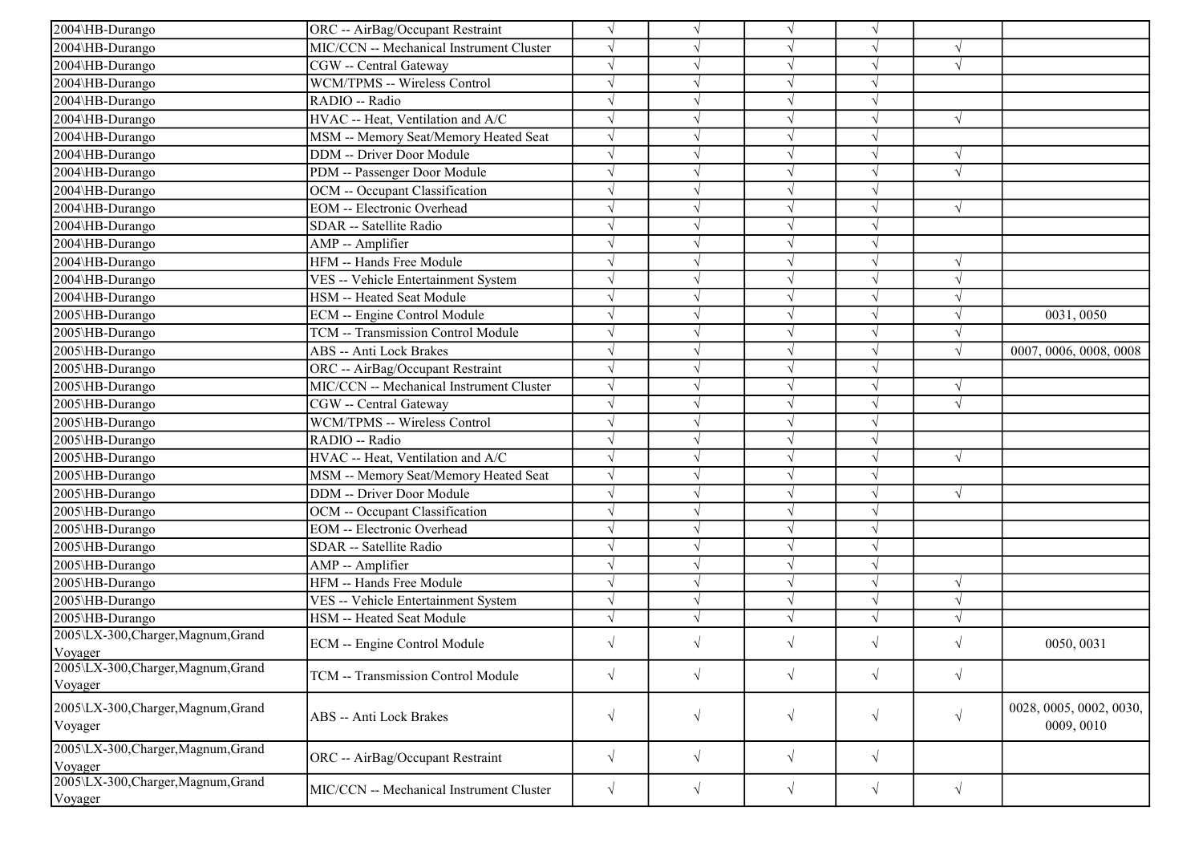| | | | | | | | |
|---|---|---|---|---|---|---|---|
| 2004\HB-Durango | ORC -- AirBag/Occupant Restraint | √ | √ | √ | √ | | |
| 2004\HB-Durango | MIC/CCN -- Mechanical Instrument Cluster | √ | √ | √ | √ | √ | |
| 2004\HB-Durango | CGW -- Central Gateway | √ | √ | √ | √ | √ | |
| 2004\HB-Durango | WCM/TPMS -- Wireless Control | √ | √ | √ | √ | | |
| 2004\HB-Durango | RADIO -- Radio | √ | √ | √ | √ | | |
| 2004\HB-Durango | HVAC -- Heat, Ventilation and A/C | √ | √ | √ | √ | √ | |
| 2004\HB-Durango | MSM -- Memory Seat/Memory Heated Seat | √ | √ | √ | √ | | |
| 2004\HB-Durango | DDM -- Driver Door Module | √ | √ | √ | √ | √ | |
| 2004\HB-Durango | PDM -- Passenger Door Module | √ | √ | √ | √ | √ | |
| 2004\HB-Durango | OCM -- Occupant Classification | √ | √ | √ | √ | | |
| 2004\HB-Durango | EOM -- Electronic Overhead | √ | √ | √ | √ | √ | |
| 2004\HB-Durango | SDAR -- Satellite Radio | √ | √ | √ | √ | | |
| 2004\HB-Durango | AMP -- Amplifier | √ | √ | √ | √ | | |
| 2004\HB-Durango | HFM -- Hands Free Module | √ | √ | √ | √ | √ | |
| 2004\HB-Durango | VES -- Vehicle Entertainment System | √ | √ | √ | √ | √ | |
| 2004\HB-Durango | HSM -- Heated Seat Module | √ | √ | √ | √ | √ | |
| 2005\HB-Durango | ECM -- Engine Control Module | √ | √ | √ | √ | √ | 0031, 0050 |
| 2005\HB-Durango | TCM -- Transmission Control Module | √ | √ | √ | √ | √ | |
| 2005\HB-Durango | ABS -- Anti Lock Brakes | √ | √ | √ | √ | √ | 0007, 0006, 0008, 0008 |
| 2005\HB-Durango | ORC -- AirBag/Occupant Restraint | √ | √ | √ | √ | | |
| 2005\HB-Durango | MIC/CCN -- Mechanical Instrument Cluster | √ | √ | √ | √ | √ | |
| 2005\HB-Durango | CGW -- Central Gateway | √ | √ | √ | √ | √ | |
| 2005\HB-Durango | WCM/TPMS -- Wireless Control | √ | √ | √ | √ | | |
| 2005\HB-Durango | RADIO -- Radio | √ | √ | √ | √ | | |
| 2005\HB-Durango | HVAC -- Heat, Ventilation and A/C | √ | √ | √ | √ | √ | |
| 2005\HB-Durango | MSM -- Memory Seat/Memory Heated Seat | √ | √ | √ | √ | | |
| 2005\HB-Durango | DDM -- Driver Door Module | √ | √ | √ | √ | √ | |
| 2005\HB-Durango | OCM -- Occupant Classification | √ | √ | √ | √ | | |
| 2005\HB-Durango | EOM -- Electronic Overhead | √ | √ | √ | √ | | |
| 2005\HB-Durango | SDAR -- Satellite Radio | √ | √ | √ | √ | | |
| 2005\HB-Durango | AMP -- Amplifier | √ | √ | √ | √ | | |
| 2005\HB-Durango | HFM -- Hands Free Module | √ | √ | √ | √ | √ | |
| 2005\HB-Durango | VES -- Vehicle Entertainment System | √ | √ | √ | √ | √ | |
| 2005\HB-Durango | HSM -- Heated Seat Module | √ | √ | √ | √ | √ | |
| 2005\LX-300,Charger,Magnum,Grand Voyager | ECM -- Engine Control Module | √ | √ | √ | √ | √ | 0050, 0031 |
| 2005\LX-300,Charger,Magnum,Grand Voyager | TCM -- Transmission Control Module | √ | √ | √ | √ | √ | |
| 2005\LX-300,Charger,Magnum,Grand Voyager | ABS -- Anti Lock Brakes | √ | √ | √ | √ | √ | 0028, 0005, 0002, 0030, 0009, 0010 |
| 2005\LX-300,Charger,Magnum,Grand Voyager | ORC -- AirBag/Occupant Restraint | √ | √ | √ | √ | | |
| 2005\LX-300,Charger,Magnum,Grand Voyager | MIC/CCN -- Mechanical Instrument Cluster | √ | √ | √ | √ | √ | |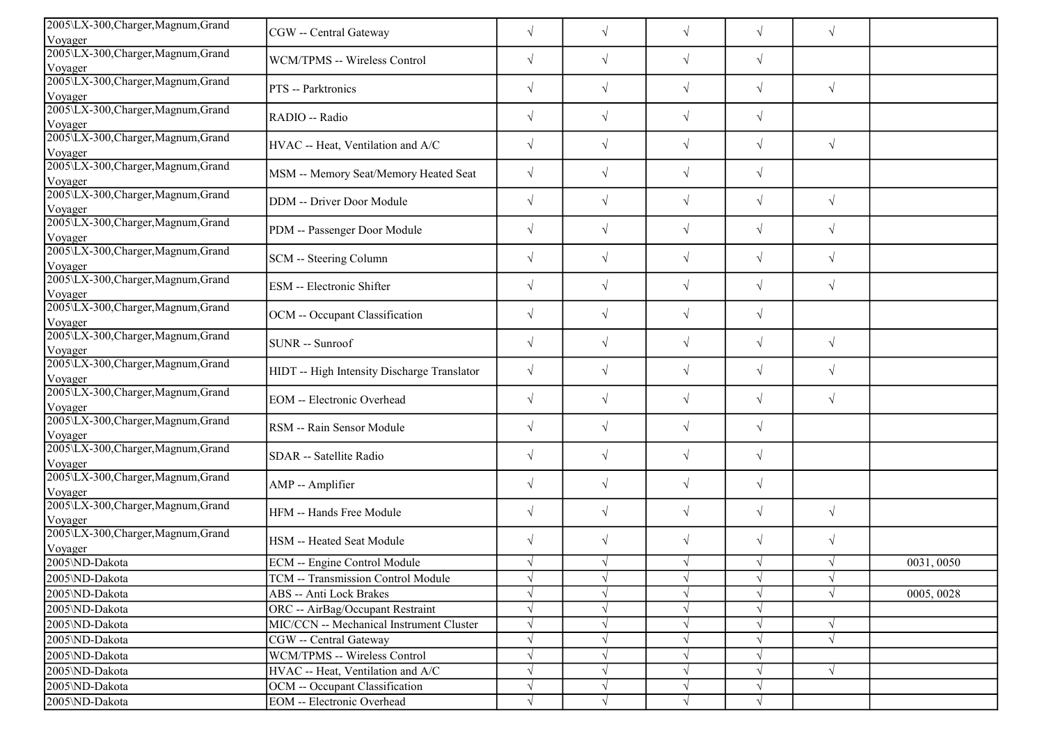| | | | | | | | |
|---|---|---|---|---|---|---|---|
| 2005\LX-300,Charger,Magnum,Grand Voyager | CGW -- Central Gateway | √ | √ | √ | √ | √ | |
| 2005\LX-300,Charger,Magnum,Grand Voyager | WCM/TPMS -- Wireless Control | √ | √ | √ | √ | | |
| 2005\LX-300,Charger,Magnum,Grand Voyager | PTS -- Parktronics | √ | √ | √ | √ | √ | |
| 2005\LX-300,Charger,Magnum,Grand Voyager | RADIO -- Radio | √ | √ | √ | √ | | |
| 2005\LX-300,Charger,Magnum,Grand Voyager | HVAC -- Heat, Ventilation and A/C | √ | √ | √ | √ | √ | |
| 2005\LX-300,Charger,Magnum,Grand Voyager | MSM -- Memory Seat/Memory Heated Seat | √ | √ | √ | √ | | |
| 2005\LX-300,Charger,Magnum,Grand Voyager | DDM -- Driver Door Module | √ | √ | √ | √ | √ | |
| 2005\LX-300,Charger,Magnum,Grand Voyager | PDM -- Passenger Door Module | √ | √ | √ | √ | √ | |
| 2005\LX-300,Charger,Magnum,Grand Voyager | SCM -- Steering Column | √ | √ | √ | √ | √ | |
| 2005\LX-300,Charger,Magnum,Grand Voyager | ESM -- Electronic Shifter | √ | √ | √ | √ | √ | |
| 2005\LX-300,Charger,Magnum,Grand Voyager | OCM -- Occupant Classification | √ | √ | √ | √ | | |
| 2005\LX-300,Charger,Magnum,Grand Voyager | SUNR -- Sunroof | √ | √ | √ | √ | √ | |
| 2005\LX-300,Charger,Magnum,Grand Voyager | HIDT -- High Intensity Discharge Translator | √ | √ | √ | √ | √ | |
| 2005\LX-300,Charger,Magnum,Grand Voyager | EOM -- Electronic Overhead | √ | √ | √ | √ | √ | |
| 2005\LX-300,Charger,Magnum,Grand Voyager | RSM -- Rain Sensor Module | √ | √ | √ | √ | | |
| 2005\LX-300,Charger,Magnum,Grand Voyager | SDAR -- Satellite Radio | √ | √ | √ | √ | | |
| 2005\LX-300,Charger,Magnum,Grand Voyager | AMP -- Amplifier | √ | √ | √ | √ | | |
| 2005\LX-300,Charger,Magnum,Grand Voyager | HFM -- Hands Free Module | √ | √ | √ | √ | √ | |
| 2005\LX-300,Charger,Magnum,Grand Voyager | HSM -- Heated Seat Module | √ | √ | √ | √ | √ | |
| 2005\ND-Dakota | ECM -- Engine Control Module | √ | √ | √ | √ | √ | 0031, 0050 |
| 2005\ND-Dakota | TCM -- Transmission Control Module | √ | √ | √ | √ | √ | |
| 2005\ND-Dakota | ABS -- Anti Lock Brakes | √ | √ | √ | √ | √ | 0005, 0028 |
| 2005\ND-Dakota | ORC -- AirBag/Occupant Restraint | √ | √ | √ | √ | | |
| 2005\ND-Dakota | MIC/CCN -- Mechanical Instrument Cluster | √ | √ | √ | √ | √ | |
| 2005\ND-Dakota | CGW -- Central Gateway | √ | √ | √ | √ | √ | |
| 2005\ND-Dakota | WCM/TPMS -- Wireless Control | √ | √ | √ | √ | | |
| 2005\ND-Dakota | HVAC -- Heat, Ventilation and A/C | √ | √ | √ | √ | √ | |
| 2005\ND-Dakota | OCM -- Occupant Classification | √ | √ | √ | √ | | |
| 2005\ND-Dakota | EOM -- Electronic Overhead | √ | √ | √ | √ | | |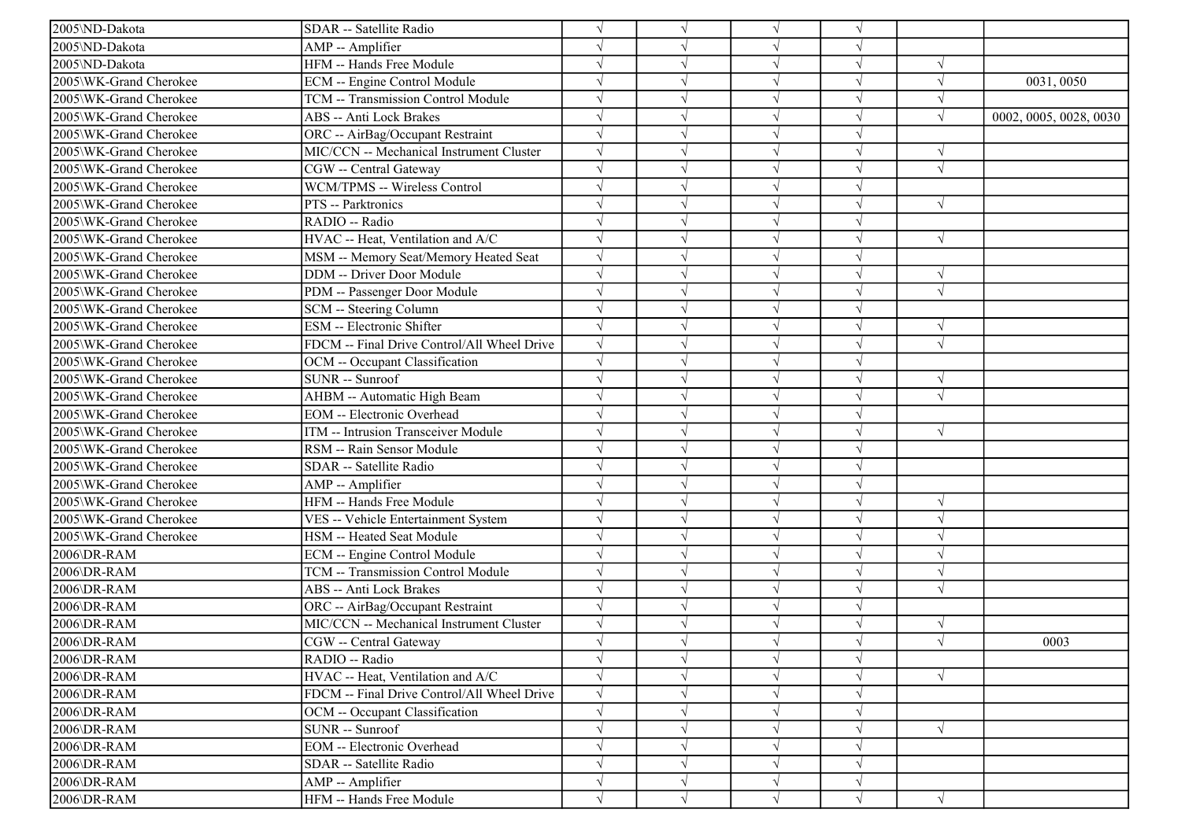| | | | | | | | |
|---|---|---|---|---|---|---|---|
| 2005\ND-Dakota | SDAR -- Satellite Radio | √ | √ | √ | √ | | |
| 2005\ND-Dakota | AMP -- Amplifier | √ | √ | √ | √ | | |
| 2005\ND-Dakota | HFM -- Hands Free Module | √ | √ | √ | √ | √ | |
| 2005\WK-Grand Cherokee | ECM -- Engine Control Module | √ | √ | √ | √ | √ | 0031, 0050 |
| 2005\WK-Grand Cherokee | TCM -- Transmission Control Module | √ | √ | √ | √ | √ | |
| 2005\WK-Grand Cherokee | ABS -- Anti Lock Brakes | √ | √ | √ | √ | √ | 0002, 0005, 0028, 0030 |
| 2005\WK-Grand Cherokee | ORC -- AirBag/Occupant Restraint | √ | √ | √ | √ | | |
| 2005\WK-Grand Cherokee | MIC/CCN -- Mechanical Instrument Cluster | √ | √ | √ | √ | √ | |
| 2005\WK-Grand Cherokee | CGW -- Central Gateway | √ | √ | √ | √ | √ | |
| 2005\WK-Grand Cherokee | WCM/TPMS -- Wireless Control | √ | √ | √ | √ | | |
| 2005\WK-Grand Cherokee | PTS -- Parktronics | √ | √ | √ | √ | √ | |
| 2005\WK-Grand Cherokee | RADIO -- Radio | √ | √ | √ | √ | | |
| 2005\WK-Grand Cherokee | HVAC -- Heat, Ventilation and A/C | √ | √ | √ | √ | √ | |
| 2005\WK-Grand Cherokee | MSM -- Memory Seat/Memory Heated Seat | √ | √ | √ | √ | | |
| 2005\WK-Grand Cherokee | DDM -- Driver Door Module | √ | √ | √ | √ | √ | |
| 2005\WK-Grand Cherokee | PDM -- Passenger Door Module | √ | √ | √ | √ | √ | |
| 2005\WK-Grand Cherokee | SCM -- Steering Column | √ | √ | √ | √ | | |
| 2005\WK-Grand Cherokee | ESM -- Electronic Shifter | √ | √ | √ | √ | √ | |
| 2005\WK-Grand Cherokee | FDCM -- Final Drive Control/All Wheel Drive | √ | √ | √ | √ | √ | |
| 2005\WK-Grand Cherokee | OCM -- Occupant Classification | √ | √ | √ | √ | | |
| 2005\WK-Grand Cherokee | SUNR -- Sunroof | √ | √ | √ | √ | √ | |
| 2005\WK-Grand Cherokee | AHBM -- Automatic High Beam | √ | √ | √ | √ | √ | |
| 2005\WK-Grand Cherokee | EOM -- Electronic Overhead | √ | √ | √ | √ | | |
| 2005\WK-Grand Cherokee | ITM -- Intrusion Transceiver Module | √ | √ | √ | √ | √ | |
| 2005\WK-Grand Cherokee | RSM -- Rain Sensor Module | √ | √ | √ | √ | | |
| 2005\WK-Grand Cherokee | SDAR -- Satellite Radio | √ | √ | √ | √ | | |
| 2005\WK-Grand Cherokee | AMP -- Amplifier | √ | √ | √ | √ | | |
| 2005\WK-Grand Cherokee | HFM -- Hands Free Module | √ | √ | √ | √ | √ | |
| 2005\WK-Grand Cherokee | VES -- Vehicle Entertainment System | √ | √ | √ | √ | √ | |
| 2005\WK-Grand Cherokee | HSM -- Heated Seat Module | √ | √ | √ | √ | √ | |
| 2006\DR-RAM | ECM -- Engine Control Module | √ | √ | √ | √ | √ | |
| 2006\DR-RAM | TCM -- Transmission Control Module | √ | √ | √ | √ | √ | |
| 2006\DR-RAM | ABS -- Anti Lock Brakes | √ | √ | √ | √ | √ | |
| 2006\DR-RAM | ORC -- AirBag/Occupant Restraint | √ | √ | √ | √ | | |
| 2006\DR-RAM | MIC/CCN -- Mechanical Instrument Cluster | √ | √ | √ | √ | √ | |
| 2006\DR-RAM | CGW -- Central Gateway | √ | √ | √ | √ | √ | 0003 |
| 2006\DR-RAM | RADIO -- Radio | √ | √ | √ | √ | | |
| 2006\DR-RAM | HVAC -- Heat, Ventilation and A/C | √ | √ | √ | √ | √ | |
| 2006\DR-RAM | FDCM -- Final Drive Control/All Wheel Drive | √ | √ | √ | √ | | |
| 2006\DR-RAM | OCM -- Occupant Classification | √ | √ | √ | √ | | |
| 2006\DR-RAM | SUNR -- Sunroof | √ | √ | √ | √ | √ | |
| 2006\DR-RAM | EOM -- Electronic Overhead | √ | √ | √ | √ | | |
| 2006\DR-RAM | SDAR -- Satellite Radio | √ | √ | √ | √ | | |
| 2006\DR-RAM | AMP -- Amplifier | √ | √ | √ | √ | | |
| 2006\DR-RAM | HFM -- Hands Free Module | √ | √ | √ | √ | √ | |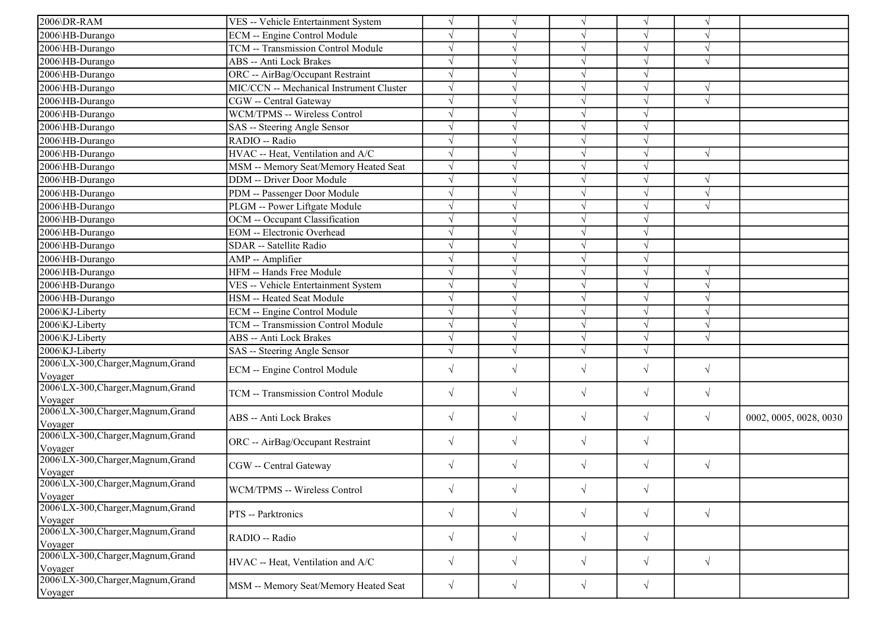| | | | | | | | |
|---|---|---|---|---|---|---|---|
| 2006\DR-RAM | VES -- Vehicle Entertainment System | √ | √ | √ | √ | √ | |
| 2006\HB-Durango | ECM -- Engine Control Module | √ | √ | √ | √ | √ | |
| 2006\HB-Durango | TCM -- Transmission Control Module | √ | √ | √ | √ | √ | |
| 2006\HB-Durango | ABS -- Anti Lock Brakes | √ | √ | √ | √ | √ | |
| 2006\HB-Durango | ORC -- AirBag/Occupant Restraint | √ | √ | √ | √ | | |
| 2006\HB-Durango | MIC/CCN -- Mechanical Instrument Cluster | √ | √ | √ | √ | √ | |
| 2006\HB-Durango | CGW -- Central Gateway | √ | √ | √ | √ | √ | |
| 2006\HB-Durango | WCM/TPMS -- Wireless Control | √ | √ | √ | √ | | |
| 2006\HB-Durango | SAS -- Steering Angle Sensor | √ | √ | √ | √ | | |
| 2006\HB-Durango | RADIO -- Radio | √ | √ | √ | √ | | |
| 2006\HB-Durango | HVAC -- Heat, Ventilation and A/C | √ | √ | √ | √ | √ | |
| 2006\HB-Durango | MSM -- Memory Seat/Memory Heated Seat | √ | √ | √ | √ | | |
| 2006\HB-Durango | DDM -- Driver Door Module | √ | √ | √ | √ | √ | |
| 2006\HB-Durango | PDM -- Passenger Door Module | √ | √ | √ | √ | √ | |
| 2006\HB-Durango | PLGM -- Power Liftgate Module | √ | √ | √ | √ | √ | |
| 2006\HB-Durango | OCM -- Occupant Classification | √ | √ | √ | √ | | |
| 2006\HB-Durango | EOM -- Electronic Overhead | √ | √ | √ | √ | | |
| 2006\HB-Durango | SDAR -- Satellite Radio | √ | √ | √ | √ | | |
| 2006\HB-Durango | AMP -- Amplifier | √ | √ | √ | √ | | |
| 2006\HB-Durango | HFM -- Hands Free Module | √ | √ | √ | √ | √ | |
| 2006\HB-Durango | VES -- Vehicle Entertainment System | √ | √ | √ | √ | √ | |
| 2006\HB-Durango | HSM -- Heated Seat Module | √ | √ | √ | √ | √ | |
| 2006\KJ-Liberty | ECM -- Engine Control Module | √ | √ | √ | √ | √ | |
| 2006\KJ-Liberty | TCM -- Transmission Control Module | √ | √ | √ | √ | √ | |
| 2006\KJ-Liberty | ABS -- Anti Lock Brakes | √ | √ | √ | √ | √ | |
| 2006\KJ-Liberty | SAS -- Steering Angle Sensor | √ | √ | √ | √ | | |
| 2006\LX-300,Charger,Magnum,Grand Voyager | ECM -- Engine Control Module | √ | √ | √ | √ | √ | |
| 2006\LX-300,Charger,Magnum,Grand Voyager | TCM -- Transmission Control Module | √ | √ | √ | √ | √ | |
| 2006\LX-300,Charger,Magnum,Grand Voyager | ABS -- Anti Lock Brakes | √ | √ | √ | √ | √ | 0002, 0005, 0028, 0030 |
| 2006\LX-300,Charger,Magnum,Grand Voyager | ORC -- AirBag/Occupant Restraint | √ | √ | √ | √ | | |
| 2006\LX-300,Charger,Magnum,Grand Voyager | CGW -- Central Gateway | √ | √ | √ | √ | √ | |
| 2006\LX-300,Charger,Magnum,Grand Voyager | WCM/TPMS -- Wireless Control | √ | √ | √ | √ | | |
| 2006\LX-300,Charger,Magnum,Grand Voyager | PTS -- Parktronics | √ | √ | √ | √ | √ | |
| 2006\LX-300,Charger,Magnum,Grand Voyager | RADIO -- Radio | √ | √ | √ | √ | | |
| 2006\LX-300,Charger,Magnum,Grand Voyager | HVAC -- Heat, Ventilation and A/C | √ | √ | √ | √ | √ | |
| 2006\LX-300,Charger,Magnum,Grand Voyager | MSM -- Memory Seat/Memory Heated Seat | √ | √ | √ | √ | | |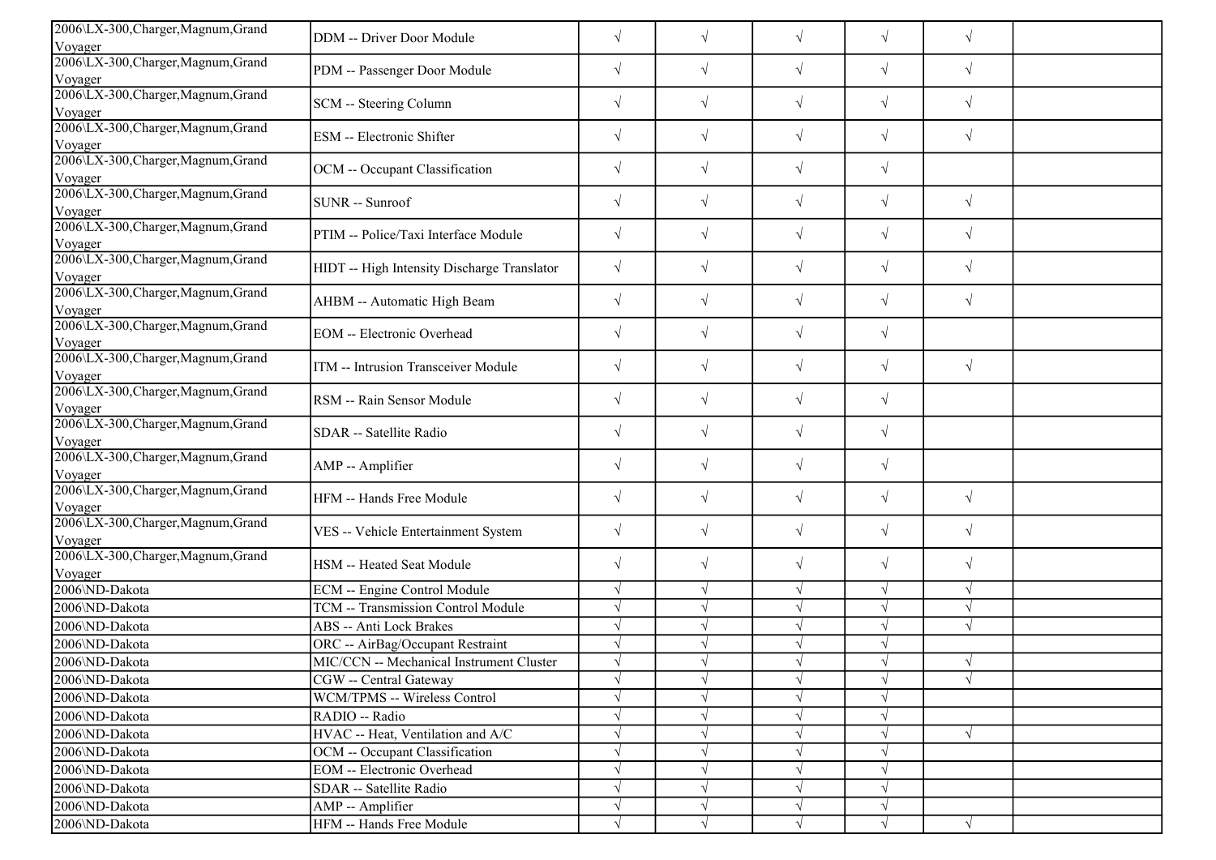| | | | | | | | |
|---|---|---|---|---|---|---|---|
| 2006\LX-300,Charger,Magnum,Grand Voyager | DDM -- Driver Door Module | √ | √ | √ | √ | √ | |
| 2006\LX-300,Charger,Magnum,Grand Voyager | PDM -- Passenger Door Module | √ | √ | √ | √ | √ | |
| 2006\LX-300,Charger,Magnum,Grand Voyager | SCM -- Steering Column | √ | √ | √ | √ | √ | |
| 2006\LX-300,Charger,Magnum,Grand Voyager | ESM -- Electronic Shifter | √ | √ | √ | √ | √ | |
| 2006\LX-300,Charger,Magnum,Grand Voyager | OCM -- Occupant Classification | √ | √ | √ | √ | | |
| 2006\LX-300,Charger,Magnum,Grand Voyager | SUNR -- Sunroof | √ | √ | √ | √ | √ | |
| 2006\LX-300,Charger,Magnum,Grand Voyager | PTIM -- Police/Taxi Interface Module | √ | √ | √ | √ | √ | |
| 2006\LX-300,Charger,Magnum,Grand Voyager | HIDT -- High Intensity Discharge Translator | √ | √ | √ | √ | √ | |
| 2006\LX-300,Charger,Magnum,Grand Voyager | AHBM -- Automatic High Beam | √ | √ | √ | √ | √ | |
| 2006\LX-300,Charger,Magnum,Grand Voyager | EOM -- Electronic Overhead | √ | √ | √ | √ | | |
| 2006\LX-300,Charger,Magnum,Grand Voyager | ITM -- Intrusion Transceiver Module | √ | √ | √ | √ | √ | |
| 2006\LX-300,Charger,Magnum,Grand Voyager | RSM -- Rain Sensor Module | √ | √ | √ | √ | | |
| 2006\LX-300,Charger,Magnum,Grand Voyager | SDAR -- Satellite Radio | √ | √ | √ | √ | | |
| 2006\LX-300,Charger,Magnum,Grand Voyager | AMP -- Amplifier | √ | √ | √ | √ | | |
| 2006\LX-300,Charger,Magnum,Grand Voyager | HFM -- Hands Free Module | √ | √ | √ | √ | √ | |
| 2006\LX-300,Charger,Magnum,Grand Voyager | VES -- Vehicle Entertainment System | √ | √ | √ | √ | √ | |
| 2006\LX-300,Charger,Magnum,Grand Voyager | HSM -- Heated Seat Module | √ | √ | √ | √ | √ | |
| 2006\ND-Dakota | ECM -- Engine Control Module | √ | √ | √ | √ | √ | |
| 2006\ND-Dakota | TCM -- Transmission Control Module | √ | √ | √ | √ | √ | |
| 2006\ND-Dakota | ABS -- Anti Lock Brakes | √ | √ | √ | √ | √ | |
| 2006\ND-Dakota | ORC -- AirBag/Occupant Restraint | √ | √ | √ | √ | | |
| 2006\ND-Dakota | MIC/CCN -- Mechanical Instrument Cluster | √ | √ | √ | √ | √ | |
| 2006\ND-Dakota | CGW -- Central Gateway | √ | √ | √ | √ | √ | |
| 2006\ND-Dakota | WCM/TPMS -- Wireless Control | √ | √ | √ | √ | | |
| 2006\ND-Dakota | RADIO -- Radio | √ | √ | √ | √ | | |
| 2006\ND-Dakota | HVAC -- Heat, Ventilation and A/C | √ | √ | √ | √ | √ | |
| 2006\ND-Dakota | OCM -- Occupant Classification | √ | √ | √ | √ | | |
| 2006\ND-Dakota | EOM -- Electronic Overhead | √ | √ | √ | √ | | |
| 2006\ND-Dakota | SDAR -- Satellite Radio | √ | √ | √ | √ | | |
| 2006\ND-Dakota | AMP -- Amplifier | √ | √ | √ | √ | | |
| 2006\ND-Dakota | HFM -- Hands Free Module | √ | √ | √ | √ | √ | |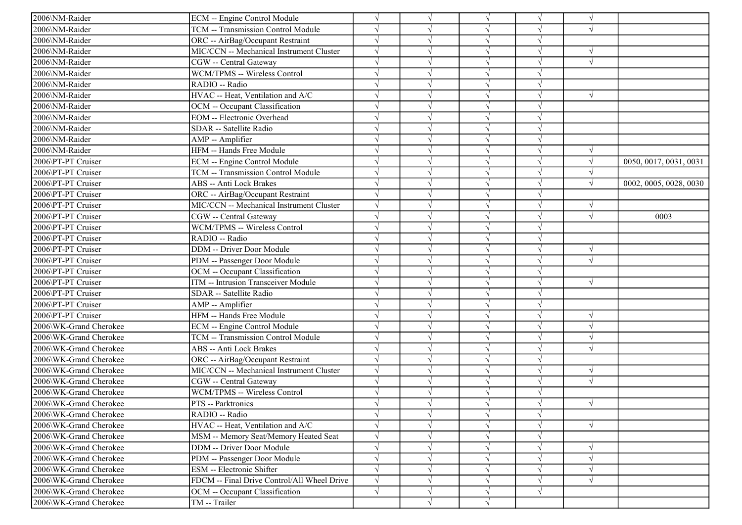| | | | | | | | |
|---|---|---|---|---|---|---|---|
| 2006\NM-Raider | ECM -- Engine Control Module | √ | √ | √ | √ | √ | |
| 2006\NM-Raider | TCM -- Transmission Control Module | √ | √ | √ | √ | √ | |
| 2006\NM-Raider | ORC -- AirBag/Occupant Restraint | √ | √ | √ | √ | | |
| 2006\NM-Raider | MIC/CCN -- Mechanical Instrument Cluster | √ | √ | √ | √ | √ | |
| 2006\NM-Raider | CGW -- Central Gateway | √ | √ | √ | √ | √ | |
| 2006\NM-Raider | WCM/TPMS -- Wireless Control | √ | √ | √ | √ | | |
| 2006\NM-Raider | RADIO -- Radio | √ | √ | √ | √ | | |
| 2006\NM-Raider | HVAC -- Heat, Ventilation and A/C | √ | √ | √ | √ | √ | |
| 2006\NM-Raider | OCM -- Occupant Classification | √ | √ | √ | √ | | |
| 2006\NM-Raider | EOM -- Electronic Overhead | √ | √ | √ | √ | | |
| 2006\NM-Raider | SDAR -- Satellite Radio | √ | √ | √ | √ | | |
| 2006\NM-Raider | AMP -- Amplifier | √ | √ | √ | √ | | |
| 2006\NM-Raider | HFM -- Hands Free Module | √ | √ | √ | √ | √ | |
| 2006\PT-PT Cruiser | ECM -- Engine Control Module | √ | √ | √ | √ | √ | 0050, 0017, 0031, 0031 |
| 2006\PT-PT Cruiser | TCM -- Transmission Control Module | √ | √ | √ | √ | √ | |
| 2006\PT-PT Cruiser | ABS -- Anti Lock Brakes | √ | √ | √ | √ | √ | 0002, 0005, 0028, 0030 |
| 2006\PT-PT Cruiser | ORC -- AirBag/Occupant Restraint | √ | √ | √ | √ | | |
| 2006\PT-PT Cruiser | MIC/CCN -- Mechanical Instrument Cluster | √ | √ | √ | √ | √ | |
| 2006\PT-PT Cruiser | CGW -- Central Gateway | √ | √ | √ | √ | √ | 0003 |
| 2006\PT-PT Cruiser | WCM/TPMS -- Wireless Control | √ | √ | √ | √ | | |
| 2006\PT-PT Cruiser | RADIO -- Radio | √ | √ | √ | √ | | |
| 2006\PT-PT Cruiser | DDM -- Driver Door Module | √ | √ | √ | √ | √ | |
| 2006\PT-PT Cruiser | PDM -- Passenger Door Module | √ | √ | √ | √ | √ | |
| 2006\PT-PT Cruiser | OCM -- Occupant Classification | √ | √ | √ | √ | | |
| 2006\PT-PT Cruiser | ITM -- Intrusion Transceiver Module | √ | √ | √ | √ | √ | |
| 2006\PT-PT Cruiser | SDAR -- Satellite Radio | √ | √ | √ | √ | | |
| 2006\PT-PT Cruiser | AMP -- Amplifier | √ | √ | √ | √ | | |
| 2006\PT-PT Cruiser | HFM -- Hands Free Module | √ | √ | √ | √ | √ | |
| 2006\WK-Grand Cherokee | ECM -- Engine Control Module | √ | √ | √ | √ | √ | |
| 2006\WK-Grand Cherokee | TCM -- Transmission Control Module | √ | √ | √ | √ | √ | |
| 2006\WK-Grand Cherokee | ABS -- Anti Lock Brakes | √ | √ | √ | √ | √ | |
| 2006\WK-Grand Cherokee | ORC -- AirBag/Occupant Restraint | √ | √ | √ | √ | | |
| 2006\WK-Grand Cherokee | MIC/CCN -- Mechanical Instrument Cluster | √ | √ | √ | √ | √ | |
| 2006\WK-Grand Cherokee | CGW -- Central Gateway | √ | √ | √ | √ | √ | |
| 2006\WK-Grand Cherokee | WCM/TPMS -- Wireless Control | √ | √ | √ | √ | | |
| 2006\WK-Grand Cherokee | PTS -- Parktronics | √ | √ | √ | √ | √ | |
| 2006\WK-Grand Cherokee | RADIO -- Radio | √ | √ | √ | √ | | |
| 2006\WK-Grand Cherokee | HVAC -- Heat, Ventilation and A/C | √ | √ | √ | √ | √ | |
| 2006\WK-Grand Cherokee | MSM -- Memory Seat/Memory Heated Seat | √ | √ | √ | √ | | |
| 2006\WK-Grand Cherokee | DDM -- Driver Door Module | √ | √ | √ | √ | √ | |
| 2006\WK-Grand Cherokee | PDM -- Passenger Door Module | √ | √ | √ | √ | √ | |
| 2006\WK-Grand Cherokee | ESM -- Electronic Shifter | √ | √ | √ | √ | √ | |
| 2006\WK-Grand Cherokee | FDCM -- Final Drive Control/All Wheel Drive | √ | √ | √ | √ | √ | |
| 2006\WK-Grand Cherokee | OCM -- Occupant Classification | √ | √ | √ | √ | | |
| 2006\WK-Grand Cherokee | TM -- Trailer | | √ | √ | | | |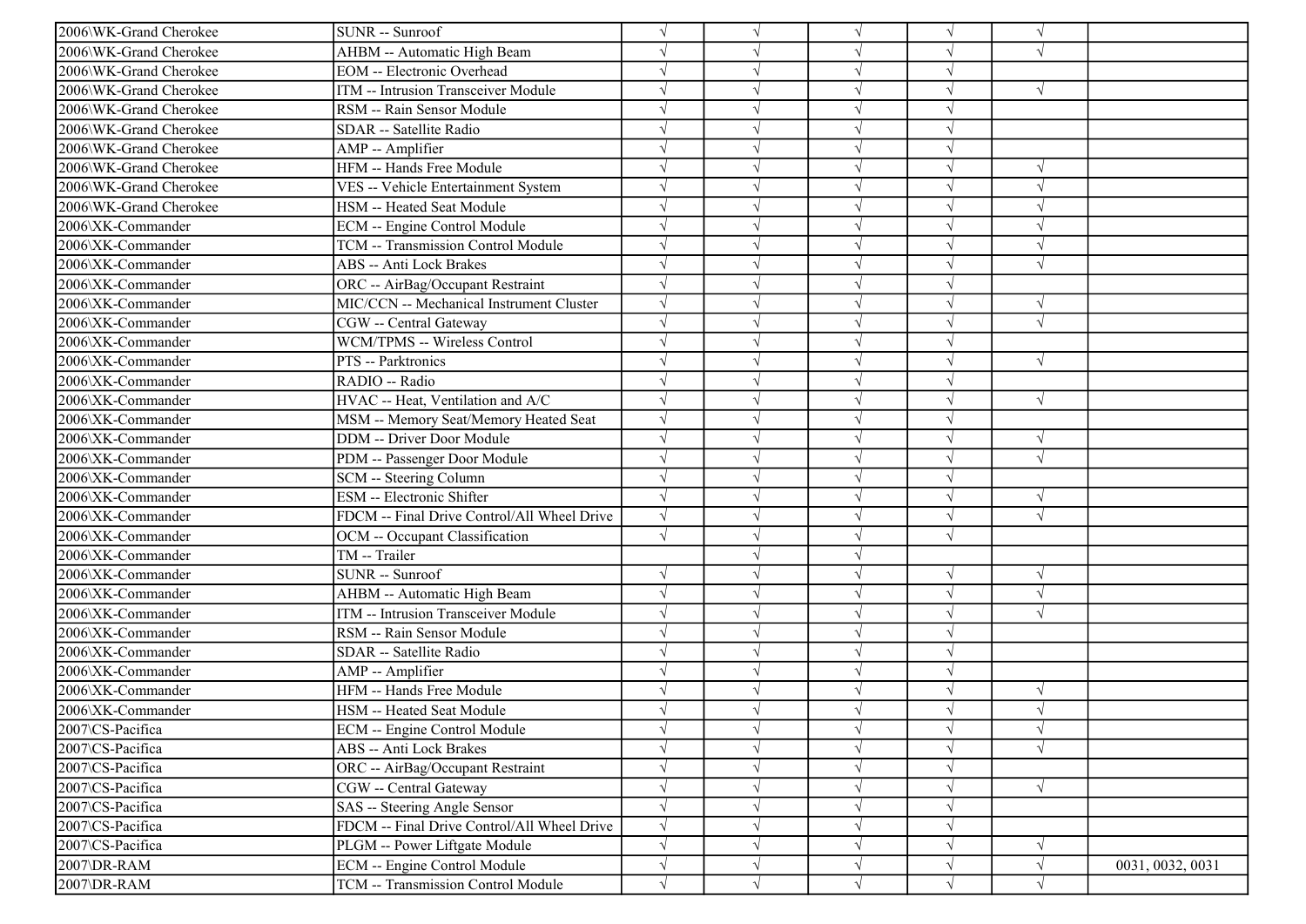| | | | | | | | |
|---|---|---|---|---|---|---|---|
| 2006\WK-Grand Cherokee | SUNR -- Sunroof | √ | √ | √ | √ | √ | |
| 2006\WK-Grand Cherokee | AHBM -- Automatic High Beam | √ | √ | √ | √ | √ | |
| 2006\WK-Grand Cherokee | EOM -- Electronic Overhead | √ | √ | √ | √ | | |
| 2006\WK-Grand Cherokee | ITM -- Intrusion Transceiver Module | √ | √ | √ | √ | √ | |
| 2006\WK-Grand Cherokee | RSM -- Rain Sensor Module | √ | √ | √ | √ | | |
| 2006\WK-Grand Cherokee | SDAR -- Satellite Radio | √ | √ | √ | √ | | |
| 2006\WK-Grand Cherokee | AMP -- Amplifier | √ | √ | √ | √ | | |
| 2006\WK-Grand Cherokee | HFM -- Hands Free Module | √ | √ | √ | √ | √ | |
| 2006\WK-Grand Cherokee | VES -- Vehicle Entertainment System | √ | √ | √ | √ | √ | |
| 2006\WK-Grand Cherokee | HSM -- Heated Seat Module | √ | √ | √ | √ | √ | |
| 2006\XK-Commander | ECM -- Engine Control Module | √ | √ | √ | √ | √ | |
| 2006\XK-Commander | TCM -- Transmission Control Module | √ | √ | √ | √ | √ | |
| 2006\XK-Commander | ABS -- Anti Lock Brakes | √ | √ | √ | √ | √ | |
| 2006\XK-Commander | ORC -- AirBag/Occupant Restraint | √ | √ | √ | √ | | |
| 2006\XK-Commander | MIC/CCN -- Mechanical Instrument Cluster | √ | √ | √ | √ | √ | |
| 2006\XK-Commander | CGW -- Central Gateway | √ | √ | √ | √ | √ | |
| 2006\XK-Commander | WCM/TPMS -- Wireless Control | √ | √ | √ | √ | | |
| 2006\XK-Commander | PTS -- Parktronics | √ | √ | √ | √ | √ | |
| 2006\XK-Commander | RADIO -- Radio | √ | √ | √ | √ | | |
| 2006\XK-Commander | HVAC -- Heat, Ventilation and A/C | √ | √ | √ | √ | √ | |
| 2006\XK-Commander | MSM -- Memory Seat/Memory Heated Seat | √ | √ | √ | √ | | |
| 2006\XK-Commander | DDM -- Driver Door Module | √ | √ | √ | √ | √ | |
| 2006\XK-Commander | PDM -- Passenger Door Module | √ | √ | √ | √ | √ | |
| 2006\XK-Commander | SCM -- Steering Column | √ | √ | √ | √ | | |
| 2006\XK-Commander | ESM -- Electronic Shifter | √ | √ | √ | √ | √ | |
| 2006\XK-Commander | FDCM -- Final Drive Control/All Wheel Drive | √ | √ | √ | √ | √ | |
| 2006\XK-Commander | OCM -- Occupant Classification | √ | √ | √ | √ | | |
| 2006\XK-Commander | TM -- Trailer | | √ | √ | | | |
| 2006\XK-Commander | SUNR -- Sunroof | √ | √ | √ | √ | √ | |
| 2006\XK-Commander | AHBM -- Automatic High Beam | √ | √ | √ | √ | √ | |
| 2006\XK-Commander | ITM -- Intrusion Transceiver Module | √ | √ | √ | √ | √ | |
| 2006\XK-Commander | RSM -- Rain Sensor Module | √ | √ | √ | √ | | |
| 2006\XK-Commander | SDAR -- Satellite Radio | √ | √ | √ | √ | | |
| 2006\XK-Commander | AMP -- Amplifier | √ | √ | √ | √ | | |
| 2006\XK-Commander | HFM -- Hands Free Module | √ | √ | √ | √ | √ | |
| 2006\XK-Commander | HSM -- Heated Seat Module | √ | √ | √ | √ | √ | |
| 2007\CS-Pacifica | ECM -- Engine Control Module | √ | √ | √ | √ | √ | |
| 2007\CS-Pacifica | ABS -- Anti Lock Brakes | √ | √ | √ | √ | √ | |
| 2007\CS-Pacifica | ORC -- AirBag/Occupant Restraint | √ | √ | √ | √ | | |
| 2007\CS-Pacifica | CGW -- Central Gateway | √ | √ | √ | √ | √ | |
| 2007\CS-Pacifica | SAS -- Steering Angle Sensor | √ | √ | √ | √ | | |
| 2007\CS-Pacifica | FDCM -- Final Drive Control/All Wheel Drive | √ | √ | √ | √ | | |
| 2007\CS-Pacifica | PLGM -- Power Liftgate Module | √ | √ | √ | √ | √ | |
| 2007\DR-RAM | ECM -- Engine Control Module | √ | √ | √ | √ | √ | 0031, 0032, 0031 |
| 2007\DR-RAM | TCM -- Transmission Control Module | √ | √ | √ | √ | √ | |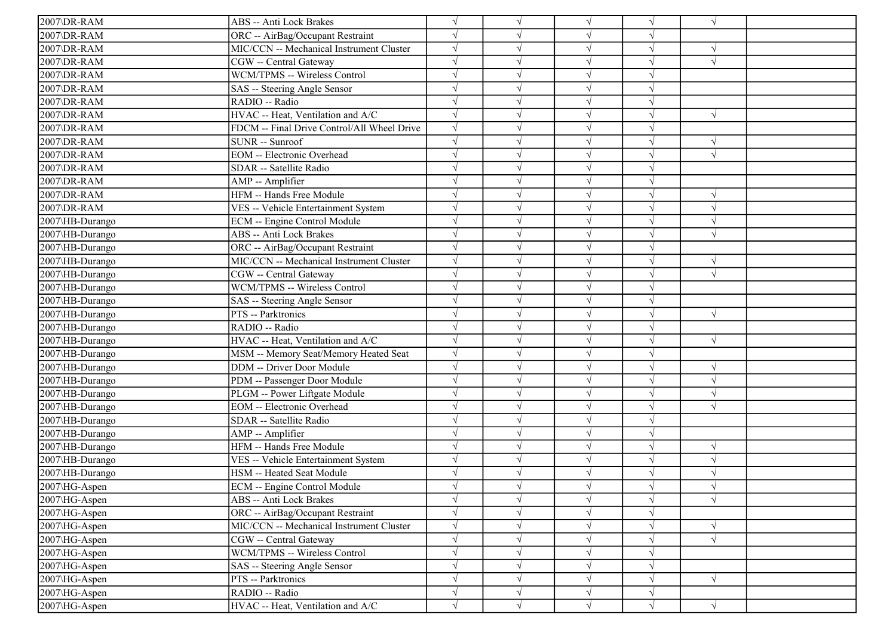| | | | | | | | |
|---|---|---|---|---|---|---|---|
| 2007\DR-RAM | ABS -- Anti Lock Brakes | √ | √ | √ | √ | √ | |
| 2007\DR-RAM | ORC -- AirBag/Occupant Restraint | √ | √ | √ | √ | | |
| 2007\DR-RAM | MIC/CCN -- Mechanical Instrument Cluster | √ | √ | √ | √ | √ | |
| 2007\DR-RAM | CGW -- Central Gateway | √ | √ | √ | √ | √ | |
| 2007\DR-RAM | WCM/TPMS -- Wireless Control | √ | √ | √ | √ | | |
| 2007\DR-RAM | SAS -- Steering Angle Sensor | √ | √ | √ | √ | | |
| 2007\DR-RAM | RADIO -- Radio | √ | √ | √ | √ | | |
| 2007\DR-RAM | HVAC -- Heat, Ventilation and A/C | √ | √ | √ | √ | √ | |
| 2007\DR-RAM | FDCM -- Final Drive Control/All Wheel Drive | √ | √ | √ | √ | | |
| 2007\DR-RAM | SUNR -- Sunroof | √ | √ | √ | √ | √ | |
| 2007\DR-RAM | EOM -- Electronic Overhead | √ | √ | √ | √ | √ | |
| 2007\DR-RAM | SDAR -- Satellite Radio | √ | √ | √ | √ | | |
| 2007\DR-RAM | AMP -- Amplifier | √ | √ | √ | √ | | |
| 2007\DR-RAM | HFM -- Hands Free Module | √ | √ | √ | √ | √ | |
| 2007\DR-RAM | VES -- Vehicle Entertainment System | √ | √ | √ | √ | √ | |
| 2007\HB-Durango | ECM -- Engine Control Module | √ | √ | √ | √ | √ | |
| 2007\HB-Durango | ABS -- Anti Lock Brakes | √ | √ | √ | √ | √ | |
| 2007\HB-Durango | ORC -- AirBag/Occupant Restraint | √ | √ | √ | √ | | |
| 2007\HB-Durango | MIC/CCN -- Mechanical Instrument Cluster | √ | √ | √ | √ | √ | |
| 2007\HB-Durango | CGW -- Central Gateway | √ | √ | √ | √ | √ | |
| 2007\HB-Durango | WCM/TPMS -- Wireless Control | √ | √ | √ | √ | | |
| 2007\HB-Durango | SAS -- Steering Angle Sensor | √ | √ | √ | √ | | |
| 2007\HB-Durango | PTS -- Parktronics | √ | √ | √ | √ | √ | |
| 2007\HB-Durango | RADIO -- Radio | √ | √ | √ | √ | | |
| 2007\HB-Durango | HVAC -- Heat, Ventilation and A/C | √ | √ | √ | √ | √ | |
| 2007\HB-Durango | MSM -- Memory Seat/Memory Heated Seat | √ | √ | √ | √ | | |
| 2007\HB-Durango | DDM -- Driver Door Module | √ | √ | √ | √ | √ | |
| 2007\HB-Durango | PDM -- Passenger Door Module | √ | √ | √ | √ | √ | |
| 2007\HB-Durango | PLGM -- Power Liftgate Module | √ | √ | √ | √ | √ | |
| 2007\HB-Durango | EOM -- Electronic Overhead | √ | √ | √ | √ | √ | |
| 2007\HB-Durango | SDAR -- Satellite Radio | √ | √ | √ | √ | | |
| 2007\HB-Durango | AMP -- Amplifier | √ | √ | √ | √ | | |
| 2007\HB-Durango | HFM -- Hands Free Module | √ | √ | √ | √ | √ | |
| 2007\HB-Durango | VES -- Vehicle Entertainment System | √ | √ | √ | √ | √ | |
| 2007\HB-Durango | HSM -- Heated Seat Module | √ | √ | √ | √ | √ | |
| 2007\HG-Aspen | ECM -- Engine Control Module | √ | √ | √ | √ | √ | |
| 2007\HG-Aspen | ABS -- Anti Lock Brakes | √ | √ | √ | √ | √ | |
| 2007\HG-Aspen | ORC -- AirBag/Occupant Restraint | √ | √ | √ | √ | | |
| 2007\HG-Aspen | MIC/CCN -- Mechanical Instrument Cluster | √ | √ | √ | √ | √ | |
| 2007\HG-Aspen | CGW -- Central Gateway | √ | √ | √ | √ | √ | |
| 2007\HG-Aspen | WCM/TPMS -- Wireless Control | √ | √ | √ | √ | | |
| 2007\HG-Aspen | SAS -- Steering Angle Sensor | √ | √ | √ | √ | | |
| 2007\HG-Aspen | PTS -- Parktronics | √ | √ | √ | √ | √ | |
| 2007\HG-Aspen | RADIO -- Radio | √ | √ | √ | √ | | |
| 2007\HG-Aspen | HVAC -- Heat, Ventilation and A/C | √ | √ | √ | √ | √ | |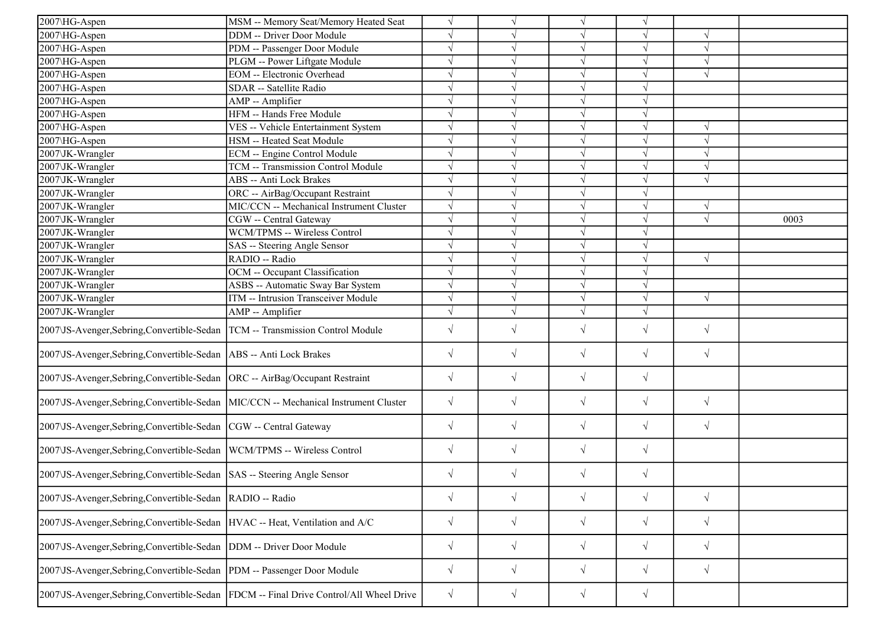| | | | | | | | |
|---|---|---|---|---|---|---|---|
| 2007\HG-Aspen | MSM -- Memory Seat/Memory Heated Seat | √ | √ | √ | √ | | |
| 2007\HG-Aspen | DDM -- Driver Door Module | √ | √ | √ | √ | √ | |
| 2007\HG-Aspen | PDM -- Passenger Door Module | √ | √ | √ | √ | √ | |
| 2007\HG-Aspen | PLGM -- Power Liftgate Module | √ | √ | √ | √ | √ | |
| 2007\HG-Aspen | EOM -- Electronic Overhead | √ | √ | √ | √ | √ | |
| 2007\HG-Aspen | SDAR -- Satellite Radio | √ | √ | √ | √ | | |
| 2007\HG-Aspen | AMP -- Amplifier | √ | √ | √ | √ | | |
| 2007\HG-Aspen | HFM -- Hands Free Module | √ | √ | √ | √ | | |
| 2007\HG-Aspen | VES -- Vehicle Entertainment System | √ | √ | √ | √ | √ | |
| 2007\HG-Aspen | HSM -- Heated Seat Module | √ | √ | √ | √ | √ | |
| 2007\JK-Wrangler | ECM -- Engine Control Module | √ | √ | √ | √ | √ | |
| 2007\JK-Wrangler | TCM -- Transmission Control Module | √ | √ | √ | √ | √ | |
| 2007\JK-Wrangler | ABS -- Anti Lock Brakes | √ | √ | √ | √ | √ | |
| 2007\JK-Wrangler | ORC -- AirBag/Occupant Restraint | √ | √ | √ | √ | | |
| 2007\JK-Wrangler | MIC/CCN -- Mechanical Instrument Cluster | √ | √ | √ | √ | √ | |
| 2007\JK-Wrangler | CGW -- Central Gateway | √ | √ | √ | √ | √ | 0003 |
| 2007\JK-Wrangler | WCM/TPMS -- Wireless Control | √ | √ | √ | √ | | |
| 2007\JK-Wrangler | SAS -- Steering Angle Sensor | √ | √ | √ | √ | | |
| 2007\JK-Wrangler | RADIO -- Radio | √ | √ | √ | √ | √ | |
| 2007\JK-Wrangler | OCM -- Occupant Classification | √ | √ | √ | √ | | |
| 2007\JK-Wrangler | ASBS -- Automatic Sway Bar System | √ | √ | √ | √ | | |
| 2007\JK-Wrangler | ITM -- Intrusion Transceiver Module | √ | √ | √ | √ | √ | |
| 2007\JK-Wrangler | AMP -- Amplifier | √ | √ | √ | √ | | |
| 2007\JS-Avenger,Sebring,Convertible-Sedan | TCM -- Transmission Control Module | √ | √ | √ | √ | √ | |
| 2007\JS-Avenger,Sebring,Convertible-Sedan | ABS -- Anti Lock Brakes | √ | √ | √ | √ | √ | |
| 2007\JS-Avenger,Sebring,Convertible-Sedan | ORC -- AirBag/Occupant Restraint | √ | √ | √ | √ | | |
| 2007\JS-Avenger,Sebring,Convertible-Sedan | MIC/CCN -- Mechanical Instrument Cluster | √ | √ | √ | √ | √ | |
| 2007\JS-Avenger,Sebring,Convertible-Sedan | CGW -- Central Gateway | √ | √ | √ | √ | √ | |
| 2007\JS-Avenger,Sebring,Convertible-Sedan | WCM/TPMS -- Wireless Control | √ | √ | √ | √ | | |
| 2007\JS-Avenger,Sebring,Convertible-Sedan | SAS -- Steering Angle Sensor | √ | √ | √ | √ | | |
| 2007\JS-Avenger,Sebring,Convertible-Sedan | RADIO -- Radio | √ | √ | √ | √ | √ | |
| 2007\JS-Avenger,Sebring,Convertible-Sedan | HVAC -- Heat, Ventilation and A/C | √ | √ | √ | √ | √ | |
| 2007\JS-Avenger,Sebring,Convertible-Sedan | DDM -- Driver Door Module | √ | √ | √ | √ | √ | |
| 2007\JS-Avenger,Sebring,Convertible-Sedan | PDM -- Passenger Door Module | √ | √ | √ | √ | √ | |
| 2007\JS-Avenger,Sebring,Convertible-Sedan | FDCM -- Final Drive Control/All Wheel Drive | √ | √ | √ | √ | | |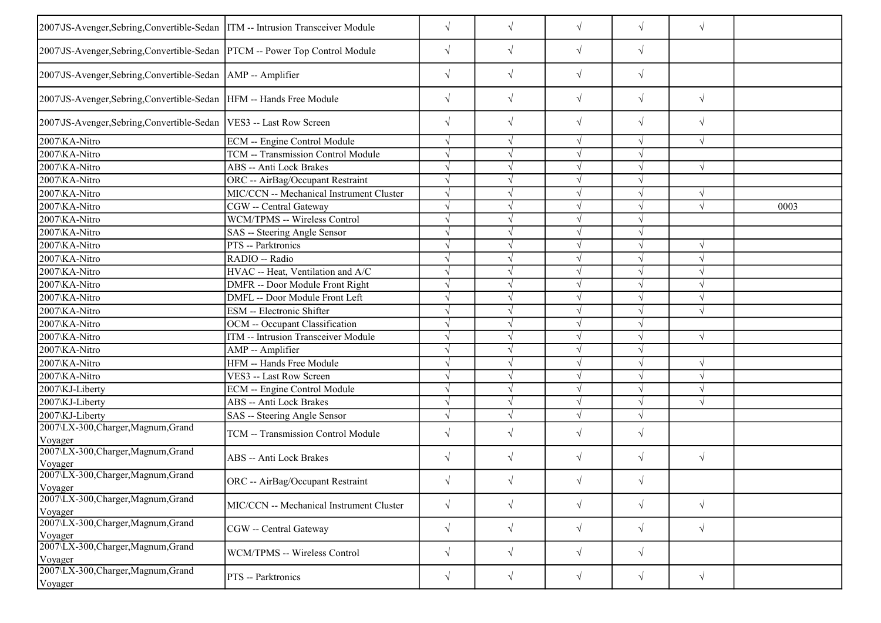| | | | | | | | |
|---|---|---|---|---|---|---|---|
| 2007\JS-Avenger,Sebring,Convertible-Sedan | ITM -- Intrusion Transceiver Module | √ | √ | √ | √ | √ | |
| 2007\JS-Avenger,Sebring,Convertible-Sedan | PTCM -- Power Top Control Module | √ | √ | √ | √ | | |
| 2007\JS-Avenger,Sebring,Convertible-Sedan | AMP -- Amplifier | √ | √ | √ | √ | | |
| 2007\JS-Avenger,Sebring,Convertible-Sedan | HFM -- Hands Free Module | √ | √ | √ | √ | √ | |
| 2007\JS-Avenger,Sebring,Convertible-Sedan | VES3 -- Last Row Screen | √ | √ | √ | √ | √ | |
| 2007\KA-Nitro | ECM -- Engine Control Module | √ | √ | √ | √ | √ | |
| 2007\KA-Nitro | TCM -- Transmission Control Module | √ | √ | √ | √ | | |
| 2007\KA-Nitro | ABS -- Anti Lock Brakes | √ | √ | √ | √ | √ | |
| 2007\KA-Nitro | ORC -- AirBag/Occupant Restraint | √ | √ | √ | √ | | |
| 2007\KA-Nitro | MIC/CCN -- Mechanical Instrument Cluster | √ | √ | √ | √ | √ | |
| 2007\KA-Nitro | CGW -- Central Gateway | √ | √ | √ | √ | √ | 0003 |
| 2007\KA-Nitro | WCM/TPMS -- Wireless Control | √ | √ | √ | √ | | |
| 2007\KA-Nitro | SAS -- Steering Angle Sensor | √ | √ | √ | √ | | |
| 2007\KA-Nitro | PTS -- Parktronics | √ | √ | √ | √ | √ | |
| 2007\KA-Nitro | RADIO -- Radio | √ | √ | √ | √ | √ | |
| 2007\KA-Nitro | HVAC -- Heat, Ventilation and A/C | √ | √ | √ | √ | √ | |
| 2007\KA-Nitro | DMFR -- Door Module Front Right | √ | √ | √ | √ | √ | |
| 2007\KA-Nitro | DMFL -- Door Module Front Left | √ | √ | √ | √ | √ | |
| 2007\KA-Nitro | ESM -- Electronic Shifter | √ | √ | √ | √ | √ | |
| 2007\KA-Nitro | OCM -- Occupant Classification | √ | √ | √ | √ | | |
| 2007\KA-Nitro | ITM -- Intrusion Transceiver Module | √ | √ | √ | √ | √ | |
| 2007\KA-Nitro | AMP -- Amplifier | √ | √ | √ | √ | | |
| 2007\KA-Nitro | HFM -- Hands Free Module | √ | √ | √ | √ | √ | |
| 2007\KA-Nitro | VES3 -- Last Row Screen | √ | √ | √ | √ | √ | |
| 2007\KJ-Liberty | ECM -- Engine Control Module | √ | √ | √ | √ | √ | |
| 2007\KJ-Liberty | ABS -- Anti Lock Brakes | √ | √ | √ | √ | √ | |
| 2007\KJ-Liberty | SAS -- Steering Angle Sensor | √ | √ | √ | √ | | |
| 2007\LX-300,Charger,Magnum,Grand Voyager | TCM -- Transmission Control Module | √ | √ | √ | √ | | |
| 2007\LX-300,Charger,Magnum,Grand Voyager | ABS -- Anti Lock Brakes | √ | √ | √ | √ | √ | |
| 2007\LX-300,Charger,Magnum,Grand Voyager | ORC -- AirBag/Occupant Restraint | √ | √ | √ | √ | | |
| 2007\LX-300,Charger,Magnum,Grand Voyager | MIC/CCN -- Mechanical Instrument Cluster | √ | √ | √ | √ | √ | |
| 2007\LX-300,Charger,Magnum,Grand Voyager | CGW -- Central Gateway | √ | √ | √ | √ | √ | |
| 2007\LX-300,Charger,Magnum,Grand Voyager | WCM/TPMS -- Wireless Control | √ | √ | √ | √ | | |
| 2007\LX-300,Charger,Magnum,Grand Voyager | PTS -- Parktronics | √ | √ | √ | √ | √ | |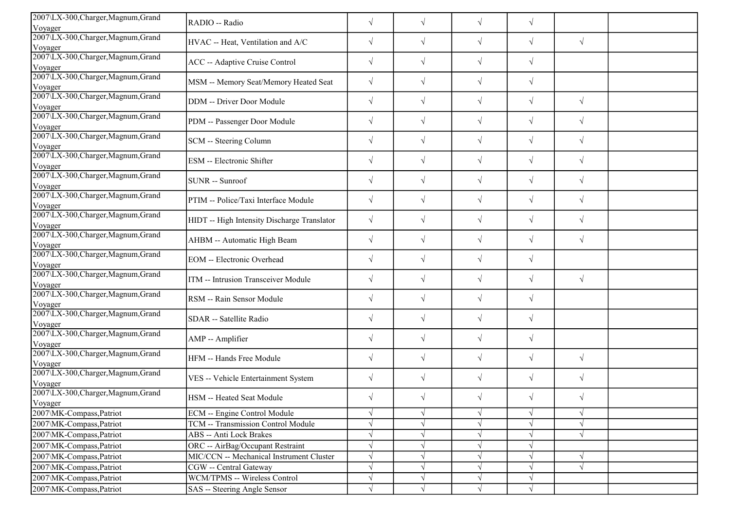| | | | | | | | |
|---|---|---|---|---|---|---|---|
| 2007\LX-300,Charger,Magnum,Grand Voyager | RADIO -- Radio | √ | √ | √ | √ | | |
| 2007\LX-300,Charger,Magnum,Grand Voyager | HVAC -- Heat, Ventilation and A/C | √ | √ | √ | √ | √ | |
| 2007\LX-300,Charger,Magnum,Grand Voyager | ACC -- Adaptive Cruise Control | √ | √ | √ | √ | | |
| 2007\LX-300,Charger,Magnum,Grand Voyager | MSM -- Memory Seat/Memory Heated Seat | √ | √ | √ | √ | | |
| 2007\LX-300,Charger,Magnum,Grand Voyager | DDM -- Driver Door Module | √ | √ | √ | √ | √ | |
| 2007\LX-300,Charger,Magnum,Grand Voyager | PDM -- Passenger Door Module | √ | √ | √ | √ | √ | |
| 2007\LX-300,Charger,Magnum,Grand Voyager | SCM -- Steering Column | √ | √ | √ | √ | √ | |
| 2007\LX-300,Charger,Magnum,Grand Voyager | ESM -- Electronic Shifter | √ | √ | √ | √ | √ | |
| 2007\LX-300,Charger,Magnum,Grand Voyager | SUNR -- Sunroof | √ | √ | √ | √ | √ | |
| 2007\LX-300,Charger,Magnum,Grand Voyager | PTIM -- Police/Taxi Interface Module | √ | √ | √ | √ | √ | |
| 2007\LX-300,Charger,Magnum,Grand Voyager | HIDT -- High Intensity Discharge Translator | √ | √ | √ | √ | √ | |
| 2007\LX-300,Charger,Magnum,Grand Voyager | AHBM -- Automatic High Beam | √ | √ | √ | √ | √ | |
| 2007\LX-300,Charger,Magnum,Grand Voyager | EOM -- Electronic Overhead | √ | √ | √ | √ | | |
| 2007\LX-300,Charger,Magnum,Grand Voyager | ITM -- Intrusion Transceiver Module | √ | √ | √ | √ | √ | |
| 2007\LX-300,Charger,Magnum,Grand Voyager | RSM -- Rain Sensor Module | √ | √ | √ | √ | | |
| 2007\LX-300,Charger,Magnum,Grand Voyager | SDAR -- Satellite Radio | √ | √ | √ | √ | | |
| 2007\LX-300,Charger,Magnum,Grand Voyager | AMP -- Amplifier | √ | √ | √ | √ | | |
| 2007\LX-300,Charger,Magnum,Grand Voyager | HFM -- Hands Free Module | √ | √ | √ | √ | √ | |
| 2007\LX-300,Charger,Magnum,Grand Voyager | VES -- Vehicle Entertainment System | √ | √ | √ | √ | √ | |
| 2007\LX-300,Charger,Magnum,Grand Voyager | HSM -- Heated Seat Module | √ | √ | √ | √ | √ | |
| 2007\MK-Compass,Patriot | ECM -- Engine Control Module | √ | √ | √ | √ | √ | |
| 2007\MK-Compass,Patriot | TCM -- Transmission Control Module | √ | √ | √ | √ | √ | |
| 2007\MK-Compass,Patriot | ABS -- Anti Lock Brakes | √ | √ | √ | √ | √ | |
| 2007\MK-Compass,Patriot | ORC -- AirBag/Occupant Restraint | √ | √ | √ | √ | | |
| 2007\MK-Compass,Patriot | MIC/CCN -- Mechanical Instrument Cluster | √ | √ | √ | √ | √ | |
| 2007\MK-Compass,Patriot | CGW -- Central Gateway | √ | √ | √ | √ | √ | |
| 2007\MK-Compass,Patriot | WCM/TPMS -- Wireless Control | √ | √ | √ | √ | | |
| 2007\MK-Compass,Patriot | SAS -- Steering Angle Sensor | √ | √ | √ | √ | | |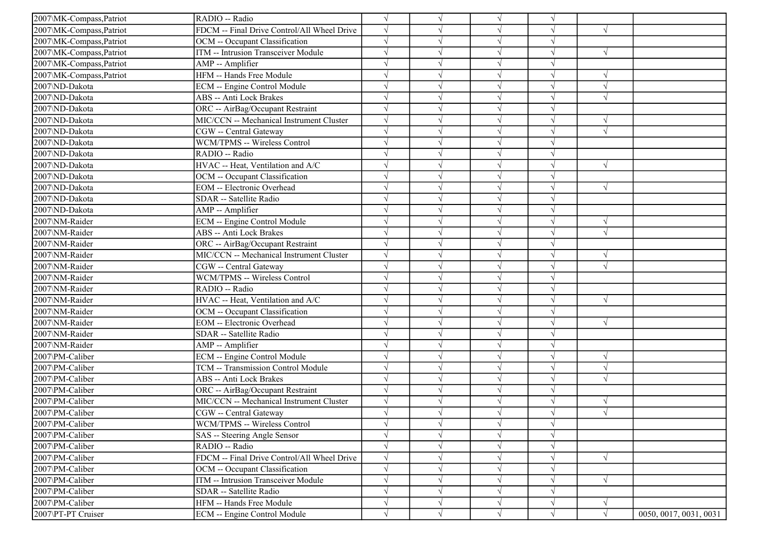| | | | | | | | |
|---|---|---|---|---|---|---|---|
| 2007\MK-Compass,Patriot | RADIO -- Radio | √ | √ | √ | √ | | |
| 2007\MK-Compass,Patriot | FDCM -- Final Drive Control/All Wheel Drive | √ | √ | √ | √ | √ | |
| 2007\MK-Compass,Patriot | OCM -- Occupant Classification | √ | √ | √ | √ | | |
| 2007\MK-Compass,Patriot | ITM -- Intrusion Transceiver Module | √ | √ | √ | √ | √ | |
| 2007\MK-Compass,Patriot | AMP -- Amplifier | √ | √ | √ | √ | | |
| 2007\MK-Compass,Patriot | HFM -- Hands Free Module | √ | √ | √ | √ | √ | |
| 2007\ND-Dakota | ECM -- Engine Control Module | √ | √ | √ | √ | √ | |
| 2007\ND-Dakota | ABS -- Anti Lock Brakes | √ | √ | √ | √ | √ | |
| 2007\ND-Dakota | ORC -- AirBag/Occupant Restraint | √ | √ | √ | √ | | |
| 2007\ND-Dakota | MIC/CCN -- Mechanical Instrument Cluster | √ | √ | √ | √ | √ | |
| 2007\ND-Dakota | CGW -- Central Gateway | √ | √ | √ | √ | √ | |
| 2007\ND-Dakota | WCM/TPMS -- Wireless Control | √ | √ | √ | √ | | |
| 2007\ND-Dakota | RADIO -- Radio | √ | √ | √ | √ | | |
| 2007\ND-Dakota | HVAC -- Heat, Ventilation and A/C | √ | √ | √ | √ | √ | |
| 2007\ND-Dakota | OCM -- Occupant Classification | √ | √ | √ | √ | | |
| 2007\ND-Dakota | EOM -- Electronic Overhead | √ | √ | √ | √ | √ | |
| 2007\ND-Dakota | SDAR -- Satellite Radio | √ | √ | √ | √ | | |
| 2007\ND-Dakota | AMP -- Amplifier | √ | √ | √ | √ | | |
| 2007\NM-Raider | ECM -- Engine Control Module | √ | √ | √ | √ | √ | |
| 2007\NM-Raider | ABS -- Anti Lock Brakes | √ | √ | √ | √ | √ | |
| 2007\NM-Raider | ORC -- AirBag/Occupant Restraint | √ | √ | √ | √ | | |
| 2007\NM-Raider | MIC/CCN -- Mechanical Instrument Cluster | √ | √ | √ | √ | √ | |
| 2007\NM-Raider | CGW -- Central Gateway | √ | √ | √ | √ | √ | |
| 2007\NM-Raider | WCM/TPMS -- Wireless Control | √ | √ | √ | √ | | |
| 2007\NM-Raider | RADIO -- Radio | √ | √ | √ | √ | | |
| 2007\NM-Raider | HVAC -- Heat, Ventilation and A/C | √ | √ | √ | √ | √ | |
| 2007\NM-Raider | OCM -- Occupant Classification | √ | √ | √ | √ | | |
| 2007\NM-Raider | EOM -- Electronic Overhead | √ | √ | √ | √ | √ | |
| 2007\NM-Raider | SDAR -- Satellite Radio | √ | √ | √ | √ | | |
| 2007\NM-Raider | AMP -- Amplifier | √ | √ | √ | √ | | |
| 2007\PM-Caliber | ECM -- Engine Control Module | √ | √ | √ | √ | √ | |
| 2007\PM-Caliber | TCM -- Transmission Control Module | √ | √ | √ | √ | √ | |
| 2007\PM-Caliber | ABS -- Anti Lock Brakes | √ | √ | √ | √ | √ | |
| 2007\PM-Caliber | ORC -- AirBag/Occupant Restraint | √ | √ | √ | √ | | |
| 2007\PM-Caliber | MIC/CCN -- Mechanical Instrument Cluster | √ | √ | √ | √ | √ | |
| 2007\PM-Caliber | CGW -- Central Gateway | √ | √ | √ | √ | √ | |
| 2007\PM-Caliber | WCM/TPMS -- Wireless Control | √ | √ | √ | √ | | |
| 2007\PM-Caliber | SAS -- Steering Angle Sensor | √ | √ | √ | √ | | |
| 2007\PM-Caliber | RADIO -- Radio | √ | √ | √ | √ | | |
| 2007\PM-Caliber | FDCM -- Final Drive Control/All Wheel Drive | √ | √ | √ | √ | √ | |
| 2007\PM-Caliber | OCM -- Occupant Classification | √ | √ | √ | √ | | |
| 2007\PM-Caliber | ITM -- Intrusion Transceiver Module | √ | √ | √ | √ | √ | |
| 2007\PM-Caliber | SDAR -- Satellite Radio | √ | √ | √ | √ | | |
| 2007\PM-Caliber | HFM -- Hands Free Module | √ | √ | √ | √ | √ | |
| 2007\PT-PT Cruiser | ECM -- Engine Control Module | √ | √ | √ | √ | √ | 0050, 0017, 0031, 0031 |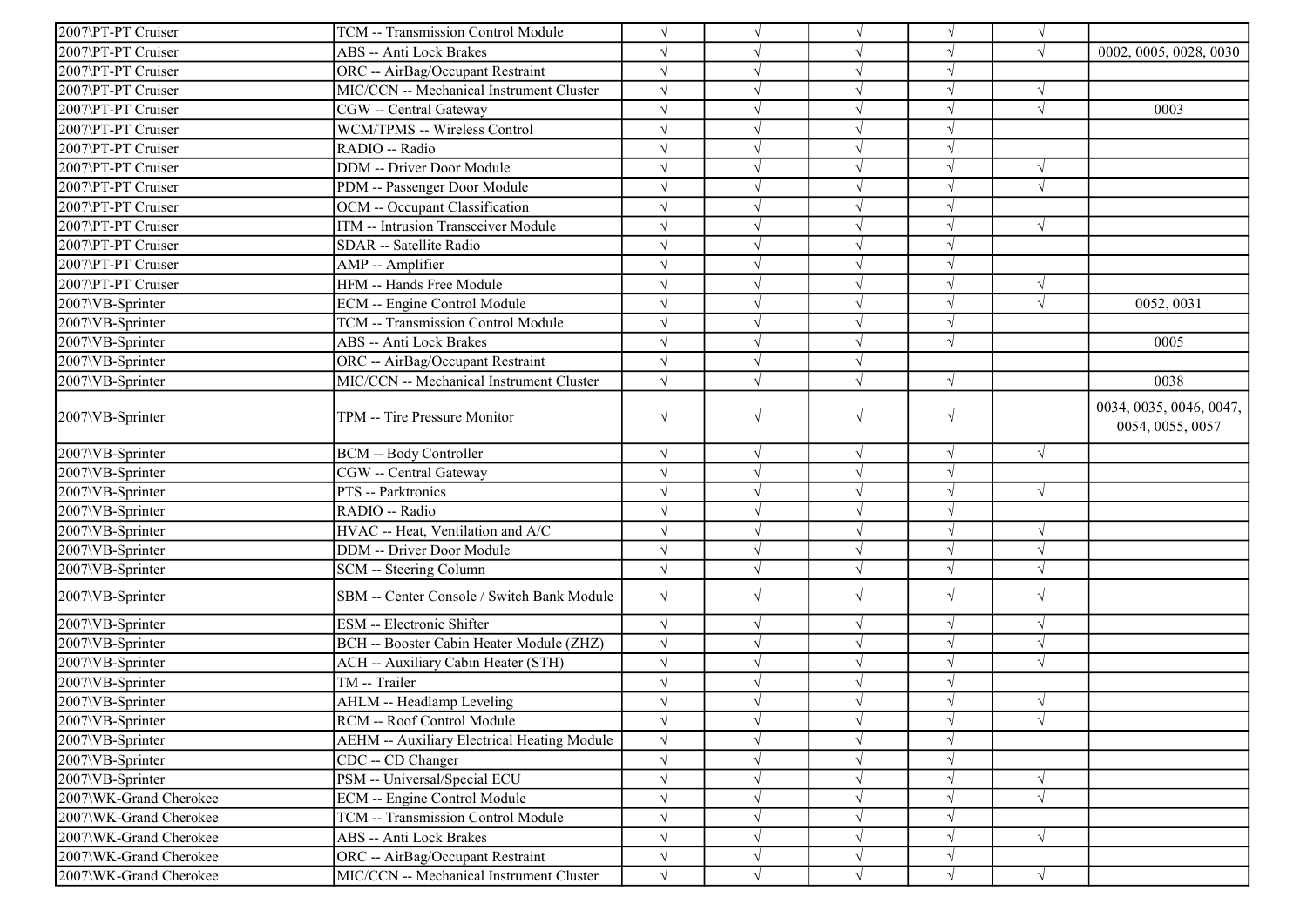| | | | | | | | |
|---|---|---|---|---|---|---|---|
| 2007\PT-PT Cruiser | TCM -- Transmission Control Module | √ | √ | √ | √ | √ | |
| 2007\PT-PT Cruiser | ABS -- Anti Lock Brakes | √ | √ | √ | √ | √ | 0002, 0005, 0028, 0030 |
| 2007\PT-PT Cruiser | ORC -- AirBag/Occupant Restraint | √ | √ | √ | √ | | |
| 2007\PT-PT Cruiser | MIC/CCN -- Mechanical Instrument Cluster | √ | √ | √ | √ | √ | |
| 2007\PT-PT Cruiser | CGW -- Central Gateway | √ | √ | √ | √ | √ | 0003 |
| 2007\PT-PT Cruiser | WCM/TPMS -- Wireless Control | √ | √ | √ | √ | | |
| 2007\PT-PT Cruiser | RADIO -- Radio | √ | √ | √ | √ | | |
| 2007\PT-PT Cruiser | DDM -- Driver Door Module | √ | √ | √ | √ | √ | |
| 2007\PT-PT Cruiser | PDM -- Passenger Door Module | √ | √ | √ | √ | √ | |
| 2007\PT-PT Cruiser | OCM -- Occupant Classification | √ | √ | √ | √ | | |
| 2007\PT-PT Cruiser | ITM -- Intrusion Transceiver Module | √ | √ | √ | √ | √ | |
| 2007\PT-PT Cruiser | SDAR -- Satellite Radio | √ | √ | √ | √ | | |
| 2007\PT-PT Cruiser | AMP -- Amplifier | √ | √ | √ | √ | | |
| 2007\PT-PT Cruiser | HFM -- Hands Free Module | √ | √ | √ | √ | √ | |
| 2007\VB-Sprinter | ECM -- Engine Control Module | √ | √ | √ | √ | √ | 0052, 0031 |
| 2007\VB-Sprinter | TCM -- Transmission Control Module | √ | √ | √ | √ | | |
| 2007\VB-Sprinter | ABS -- Anti Lock Brakes | √ | √ | √ | √ | | 0005 |
| 2007\VB-Sprinter | ORC -- AirBag/Occupant Restraint | √ | √ | √ | | | |
| 2007\VB-Sprinter | MIC/CCN -- Mechanical Instrument Cluster | √ | √ | √ | √ | | 0038 |
| 2007\VB-Sprinter | TPM -- Tire Pressure Monitor | √ | √ | √ | √ | | 0034, 0035, 0046, 0047, 0054, 0055, 0057 |
| 2007\VB-Sprinter | BCM -- Body Controller | √ | √ | √ | √ | √ | |
| 2007\VB-Sprinter | CGW -- Central Gateway | √ | √ | √ | √ | | |
| 2007\VB-Sprinter | PTS -- Parktronics | √ | √ | √ | √ | √ | |
| 2007\VB-Sprinter | RADIO -- Radio | √ | √ | √ | √ | | |
| 2007\VB-Sprinter | HVAC -- Heat, Ventilation and A/C | √ | √ | √ | √ | √ | |
| 2007\VB-Sprinter | DDM -- Driver Door Module | √ | √ | √ | √ | √ | |
| 2007\VB-Sprinter | SCM -- Steering Column | √ | √ | √ | √ | √ | |
| 2007\VB-Sprinter | SBM -- Center Console / Switch Bank Module | √ | √ | √ | √ | √ | |
| 2007\VB-Sprinter | ESM -- Electronic Shifter | √ | √ | √ | √ | √ | |
| 2007\VB-Sprinter | BCH -- Booster Cabin Heater Module (ZHZ) | √ | √ | √ | √ | √ | |
| 2007\VB-Sprinter | ACH -- Auxiliary Cabin Heater (STH) | √ | √ | √ | √ | √ | |
| 2007\VB-Sprinter | TM -- Trailer | √ | √ | √ | √ | | |
| 2007\VB-Sprinter | AHLM -- Headlamp Leveling | √ | √ | √ | √ | √ | |
| 2007\VB-Sprinter | RCM -- Roof Control Module | √ | √ | √ | √ | √ | |
| 2007\VB-Sprinter | AEHM -- Auxiliary Electrical Heating Module | √ | √ | √ | √ | | |
| 2007\VB-Sprinter | CDC -- CD Changer | √ | √ | √ | √ | | |
| 2007\VB-Sprinter | PSM -- Universal/Special ECU | √ | √ | √ | √ | √ | |
| 2007\WK-Grand Cherokee | ECM -- Engine Control Module | √ | √ | √ | √ | √ | |
| 2007\WK-Grand Cherokee | TCM -- Transmission Control Module | √ | √ | √ | √ | | |
| 2007\WK-Grand Cherokee | ABS -- Anti Lock Brakes | √ | √ | √ | √ | √ | |
| 2007\WK-Grand Cherokee | ORC -- AirBag/Occupant Restraint | √ | √ | √ | √ | | |
| 2007\WK-Grand Cherokee | MIC/CCN -- Mechanical Instrument Cluster | √ | √ | √ | √ | √ | |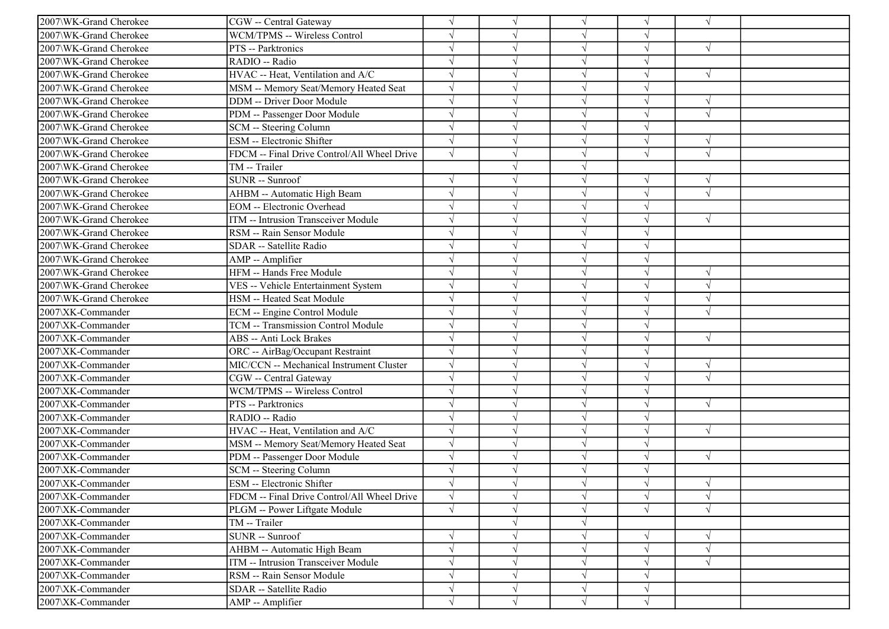| | | | | | | | |
|---|---|---|---|---|---|---|---|
| 2007\WK-Grand Cherokee | CGW -- Central Gateway | √ | √ | √ | √ | √ | |
| 2007\WK-Grand Cherokee | WCM/TPMS -- Wireless Control | √ | √ | √ | √ | | |
| 2007\WK-Grand Cherokee | PTS -- Parktronics | √ | √ | √ | √ | √ | |
| 2007\WK-Grand Cherokee | RADIO -- Radio | √ | √ | √ | √ | | |
| 2007\WK-Grand Cherokee | HVAC -- Heat, Ventilation and A/C | √ | √ | √ | √ | √ | |
| 2007\WK-Grand Cherokee | MSM -- Memory Seat/Memory Heated Seat | √ | √ | √ | √ | | |
| 2007\WK-Grand Cherokee | DDM -- Driver Door Module | √ | √ | √ | √ | √ | |
| 2007\WK-Grand Cherokee | PDM -- Passenger Door Module | √ | √ | √ | √ | √ | |
| 2007\WK-Grand Cherokee | SCM -- Steering Column | √ | √ | √ | √ | | |
| 2007\WK-Grand Cherokee | ESM -- Electronic Shifter | √ | √ | √ | √ | √ | |
| 2007\WK-Grand Cherokee | FDCM -- Final Drive Control/All Wheel Drive | √ | √ | √ | √ | √ | |
| 2007\WK-Grand Cherokee | TM -- Trailer | | √ | √ | | | |
| 2007\WK-Grand Cherokee | SUNR -- Sunroof | √ | √ | √ | √ | √ | |
| 2007\WK-Grand Cherokee | AHBM -- Automatic High Beam | √ | √ | √ | √ | √ | |
| 2007\WK-Grand Cherokee | EOM -- Electronic Overhead | √ | √ | √ | √ | | |
| 2007\WK-Grand Cherokee | ITM -- Intrusion Transceiver Module | √ | √ | √ | √ | √ | |
| 2007\WK-Grand Cherokee | RSM -- Rain Sensor Module | √ | √ | √ | √ | | |
| 2007\WK-Grand Cherokee | SDAR -- Satellite Radio | √ | √ | √ | √ | | |
| 2007\WK-Grand Cherokee | AMP -- Amplifier | √ | √ | √ | √ | | |
| 2007\WK-Grand Cherokee | HFM -- Hands Free Module | √ | √ | √ | √ | √ | |
| 2007\WK-Grand Cherokee | VES -- Vehicle Entertainment System | √ | √ | √ | √ | √ | |
| 2007\WK-Grand Cherokee | HSM -- Heated Seat Module | √ | √ | √ | √ | √ | |
| 2007\XK-Commander | ECM -- Engine Control Module | √ | √ | √ | √ | √ | |
| 2007\XK-Commander | TCM -- Transmission Control Module | √ | √ | √ | √ | | |
| 2007\XK-Commander | ABS -- Anti Lock Brakes | √ | √ | √ | √ | √ | |
| 2007\XK-Commander | ORC -- AirBag/Occupant Restraint | √ | √ | √ | √ | | |
| 2007\XK-Commander | MIC/CCN -- Mechanical Instrument Cluster | √ | √ | √ | √ | √ | |
| 2007\XK-Commander | CGW -- Central Gateway | √ | √ | √ | √ | √ | |
| 2007\XK-Commander | WCM/TPMS -- Wireless Control | √ | √ | √ | √ | | |
| 2007\XK-Commander | PTS -- Parktronics | √ | √ | √ | √ | √ | |
| 2007\XK-Commander | RADIO -- Radio | √ | √ | √ | √ | | |
| 2007\XK-Commander | HVAC -- Heat, Ventilation and A/C | √ | √ | √ | √ | √ | |
| 2007\XK-Commander | MSM -- Memory Seat/Memory Heated Seat | √ | √ | √ | √ | | |
| 2007\XK-Commander | PDM -- Passenger Door Module | √ | √ | √ | √ | √ | |
| 2007\XK-Commander | SCM -- Steering Column | √ | √ | √ | √ | | |
| 2007\XK-Commander | ESM -- Electronic Shifter | √ | √ | √ | √ | √ | |
| 2007\XK-Commander | FDCM -- Final Drive Control/All Wheel Drive | √ | √ | √ | √ | √ | |
| 2007\XK-Commander | PLGM -- Power Liftgate Module | √ | √ | √ | √ | √ | |
| 2007\XK-Commander | TM -- Trailer | | √ | √ | | | |
| 2007\XK-Commander | SUNR -- Sunroof | √ | √ | √ | √ | √ | |
| 2007\XK-Commander | AHBM -- Automatic High Beam | √ | √ | √ | √ | √ | |
| 2007\XK-Commander | ITM -- Intrusion Transceiver Module | √ | √ | √ | √ | √ | |
| 2007\XK-Commander | RSM -- Rain Sensor Module | √ | √ | √ | √ | | |
| 2007\XK-Commander | SDAR -- Satellite Radio | √ | √ | √ | √ | | |
| 2007\XK-Commander | AMP -- Amplifier | √ | √ | √ | √ | | |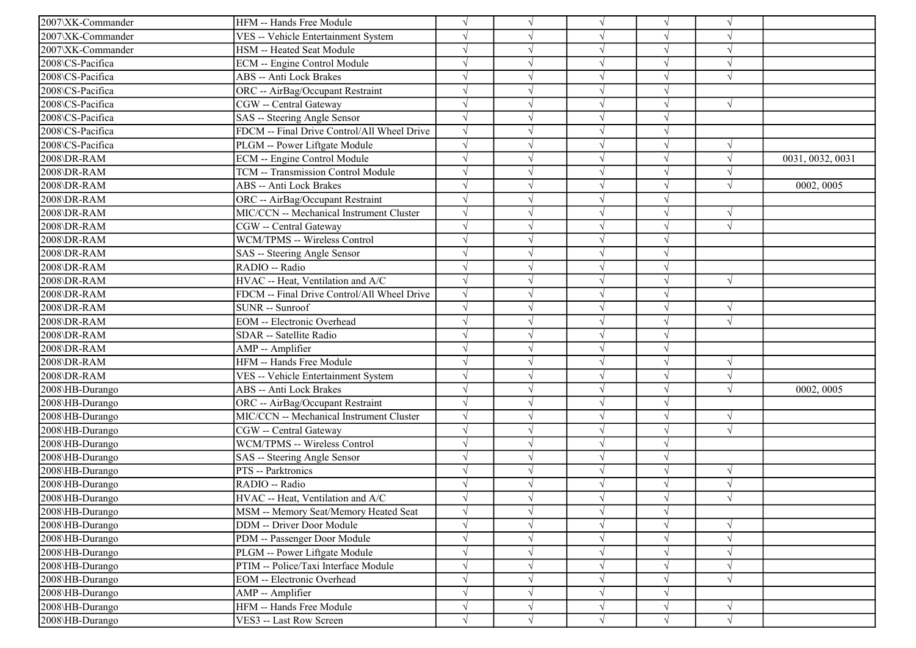| | | | | | | | |
|---|---|---|---|---|---|---|---|
| 2007\XK-Commander | HFM -- Hands Free Module | √ | √ | √ | √ | √ | |
| 2007\XK-Commander | VES -- Vehicle Entertainment System | √ | √ | √ | √ | √ | |
| 2007\XK-Commander | HSM -- Heated Seat Module | √ | √ | √ | √ | √ | |
| 2008\CS-Pacifica | ECM -- Engine Control Module | √ | √ | √ | √ | √ | |
| 2008\CS-Pacifica | ABS -- Anti Lock Brakes | √ | √ | √ | √ | √ | |
| 2008\CS-Pacifica | ORC -- AirBag/Occupant Restraint | √ | √ | √ | √ | | |
| 2008\CS-Pacifica | CGW -- Central Gateway | √ | √ | √ | √ | √ | |
| 2008\CS-Pacifica | SAS -- Steering Angle Sensor | √ | √ | √ | √ | | |
| 2008\CS-Pacifica | FDCM -- Final Drive Control/All Wheel Drive | √ | √ | √ | √ | | |
| 2008\CS-Pacifica | PLGM -- Power Liftgate Module | √ | √ | √ | √ | √ | |
| 2008\DR-RAM | ECM -- Engine Control Module | √ | √ | √ | √ | √ | 0031, 0032, 0031 |
| 2008\DR-RAM | TCM -- Transmission Control Module | √ | √ | √ | √ | √ | |
| 2008\DR-RAM | ABS -- Anti Lock Brakes | √ | √ | √ | √ | √ | 0002, 0005 |
| 2008\DR-RAM | ORC -- AirBag/Occupant Restraint | √ | √ | √ | √ | | |
| 2008\DR-RAM | MIC/CCN -- Mechanical Instrument Cluster | √ | √ | √ | √ | √ | |
| 2008\DR-RAM | CGW -- Central Gateway | √ | √ | √ | √ | √ | |
| 2008\DR-RAM | WCM/TPMS -- Wireless Control | √ | √ | √ | √ | | |
| 2008\DR-RAM | SAS -- Steering Angle Sensor | √ | √ | √ | √ | | |
| 2008\DR-RAM | RADIO -- Radio | √ | √ | √ | √ | | |
| 2008\DR-RAM | HVAC -- Heat, Ventilation and A/C | √ | √ | √ | √ | √ | |
| 2008\DR-RAM | FDCM -- Final Drive Control/All Wheel Drive | √ | √ | √ | √ | | |
| 2008\DR-RAM | SUNR -- Sunroof | √ | √ | √ | √ | √ | |
| 2008\DR-RAM | EOM -- Electronic Overhead | √ | √ | √ | √ | √ | |
| 2008\DR-RAM | SDAR -- Satellite Radio | √ | √ | √ | √ | | |
| 2008\DR-RAM | AMP -- Amplifier | √ | √ | √ | √ | | |
| 2008\DR-RAM | HFM -- Hands Free Module | √ | √ | √ | √ | √ | |
| 2008\DR-RAM | VES -- Vehicle Entertainment System | √ | √ | √ | √ | √ | |
| 2008\HB-Durango | ABS -- Anti Lock Brakes | √ | √ | √ | √ | √ | 0002, 0005 |
| 2008\HB-Durango | ORC -- AirBag/Occupant Restraint | √ | √ | √ | √ | | |
| 2008\HB-Durango | MIC/CCN -- Mechanical Instrument Cluster | √ | √ | √ | √ | √ | |
| 2008\HB-Durango | CGW -- Central Gateway | √ | √ | √ | √ | √ | |
| 2008\HB-Durango | WCM/TPMS -- Wireless Control | √ | √ | √ | √ | | |
| 2008\HB-Durango | SAS -- Steering Angle Sensor | √ | √ | √ | √ | | |
| 2008\HB-Durango | PTS -- Parktronics | √ | √ | √ | √ | √ | |
| 2008\HB-Durango | RADIO -- Radio | √ | √ | √ | √ | √ | |
| 2008\HB-Durango | HVAC -- Heat, Ventilation and A/C | √ | √ | √ | √ | √ | |
| 2008\HB-Durango | MSM -- Memory Seat/Memory Heated Seat | √ | √ | √ | √ | | |
| 2008\HB-Durango | DDM -- Driver Door Module | √ | √ | √ | √ | √ | |
| 2008\HB-Durango | PDM -- Passenger Door Module | √ | √ | √ | √ | √ | |
| 2008\HB-Durango | PLGM -- Power Liftgate Module | √ | √ | √ | √ | √ | |
| 2008\HB-Durango | PTIM -- Police/Taxi Interface Module | √ | √ | √ | √ | √ | |
| 2008\HB-Durango | EOM -- Electronic Overhead | √ | √ | √ | √ | √ | |
| 2008\HB-Durango | AMP -- Amplifier | √ | √ | √ | √ | | |
| 2008\HB-Durango | HFM -- Hands Free Module | √ | √ | √ | √ | √ | |
| 2008\HB-Durango | VES3 -- Last Row Screen | √ | √ | √ | √ | √ | |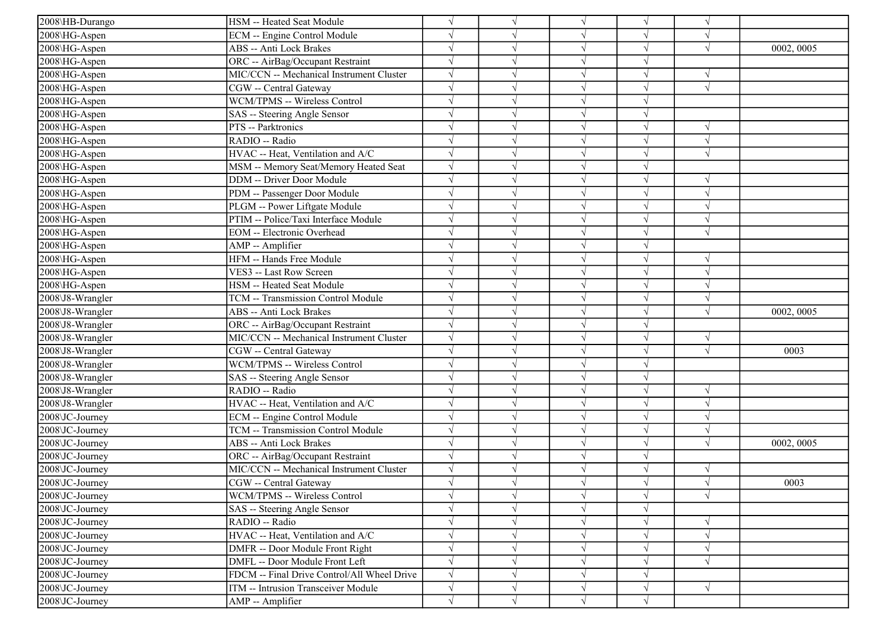| | | | | | | | |
|---|---|---|---|---|---|---|---|
| 2008\HB-Durango | HSM -- Heated Seat Module | √ | √ | √ | √ | √ | |
| 2008\HG-Aspen | ECM -- Engine Control Module | √ | √ | √ | √ | √ | |
| 2008\HG-Aspen | ABS -- Anti Lock Brakes | √ | √ | √ | √ | √ | 0002, 0005 |
| 2008\HG-Aspen | ORC -- AirBag/Occupant Restraint | √ | √ | √ | √ | | |
| 2008\HG-Aspen | MIC/CCN -- Mechanical Instrument Cluster | √ | √ | √ | √ | √ | |
| 2008\HG-Aspen | CGW -- Central Gateway | √ | √ | √ | √ | √ | |
| 2008\HG-Aspen | WCM/TPMS -- Wireless Control | √ | √ | √ | √ | | |
| 2008\HG-Aspen | SAS -- Steering Angle Sensor | √ | √ | √ | √ | | |
| 2008\HG-Aspen | PTS -- Parktronics | √ | √ | √ | √ | √ | |
| 2008\HG-Aspen | RADIO -- Radio | √ | √ | √ | √ | √ | |
| 2008\HG-Aspen | HVAC -- Heat, Ventilation and A/C | √ | √ | √ | √ | √ | |
| 2008\HG-Aspen | MSM -- Memory Seat/Memory Heated Seat | √ | √ | √ | √ | | |
| 2008\HG-Aspen | DDM -- Driver Door Module | √ | √ | √ | √ | √ | |
| 2008\HG-Aspen | PDM -- Passenger Door Module | √ | √ | √ | √ | √ | |
| 2008\HG-Aspen | PLGM -- Power Liftgate Module | √ | √ | √ | √ | √ | |
| 2008\HG-Aspen | PTIM -- Police/Taxi Interface Module | √ | √ | √ | √ | √ | |
| 2008\HG-Aspen | EOM -- Electronic Overhead | √ | √ | √ | √ | √ | |
| 2008\HG-Aspen | AMP -- Amplifier | √ | √ | √ | √ | | |
| 2008\HG-Aspen | HFM -- Hands Free Module | √ | √ | √ | √ | √ | |
| 2008\HG-Aspen | VES3 -- Last Row Screen | √ | √ | √ | √ | √ | |
| 2008\HG-Aspen | HSM -- Heated Seat Module | √ | √ | √ | √ | √ | |
| 2008\J8-Wrangler | TCM -- Transmission Control Module | √ | √ | √ | √ | √ | |
| 2008\J8-Wrangler | ABS -- Anti Lock Brakes | √ | √ | √ | √ | √ | 0002, 0005 |
| 2008\J8-Wrangler | ORC -- AirBag/Occupant Restraint | √ | √ | √ | √ | | |
| 2008\J8-Wrangler | MIC/CCN -- Mechanical Instrument Cluster | √ | √ | √ | √ | √ | |
| 2008\J8-Wrangler | CGW -- Central Gateway | √ | √ | √ | √ | √ | 0003 |
| 2008\J8-Wrangler | WCM/TPMS -- Wireless Control | √ | √ | √ | √ | | |
| 2008\J8-Wrangler | SAS -- Steering Angle Sensor | √ | √ | √ | √ | | |
| 2008\J8-Wrangler | RADIO -- Radio | √ | √ | √ | √ | √ | |
| 2008\J8-Wrangler | HVAC -- Heat, Ventilation and A/C | √ | √ | √ | √ | √ | |
| 2008\JC-Journey | ECM -- Engine Control Module | √ | √ | √ | √ | √ | |
| 2008\JC-Journey | TCM -- Transmission Control Module | √ | √ | √ | √ | √ | |
| 2008\JC-Journey | ABS -- Anti Lock Brakes | √ | √ | √ | √ | √ | 0002, 0005 |
| 2008\JC-Journey | ORC -- AirBag/Occupant Restraint | √ | √ | √ | √ | | |
| 2008\JC-Journey | MIC/CCN -- Mechanical Instrument Cluster | √ | √ | √ | √ | √ | |
| 2008\JC-Journey | CGW -- Central Gateway | √ | √ | √ | √ | √ | 0003 |
| 2008\JC-Journey | WCM/TPMS -- Wireless Control | √ | √ | √ | √ | √ | |
| 2008\JC-Journey | SAS -- Steering Angle Sensor | √ | √ | √ | √ | | |
| 2008\JC-Journey | RADIO -- Radio | √ | √ | √ | √ | √ | |
| 2008\JC-Journey | HVAC -- Heat, Ventilation and A/C | √ | √ | √ | √ | √ | |
| 2008\JC-Journey | DMFR -- Door Module Front Right | √ | √ | √ | √ | √ | |
| 2008\JC-Journey | DMFL -- Door Module Front Left | √ | √ | √ | √ | √ | |
| 2008\JC-Journey | FDCM -- Final Drive Control/All Wheel Drive | √ | √ | √ | √ | | |
| 2008\JC-Journey | ITM -- Intrusion Transceiver Module | √ | √ | √ | √ | √ | |
| 2008\JC-Journey | AMP -- Amplifier | √ | √ | √ | √ | | |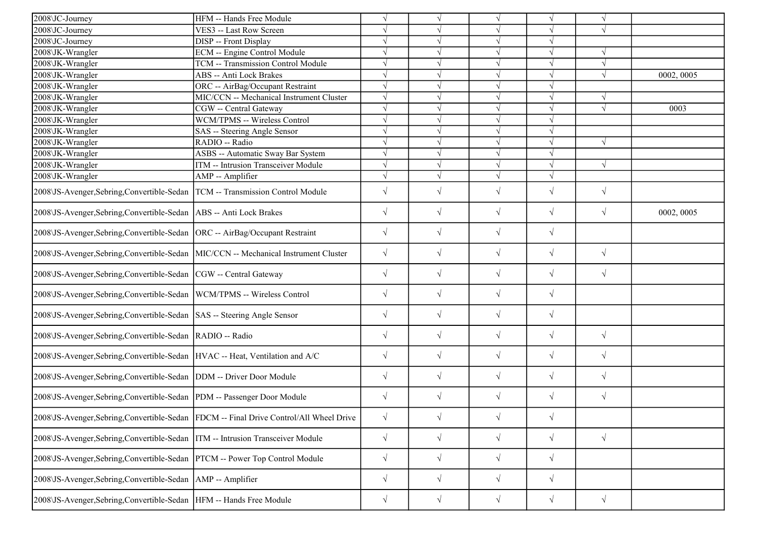| | | | | | | | |
|---|---|---|---|---|---|---|---|
| 2008\JC-Journey | HFM -- Hands Free Module | √ | √ | √ | √ | √ | |
| 2008\JC-Journey | VES3 -- Last Row Screen | √ | √ | √ | √ | √ | |
| 2008\JC-Journey | DISP -- Front Display | √ | √ | √ | √ | | |
| 2008\JK-Wrangler | ECM -- Engine Control Module | √ | √ | √ | √ | √ | |
| 2008\JK-Wrangler | TCM -- Transmission Control Module | √ | √ | √ | √ | √ | |
| 2008\JK-Wrangler | ABS -- Anti Lock Brakes | √ | √ | √ | √ | √ | 0002, 0005 |
| 2008\JK-Wrangler | ORC -- AirBag/Occupant Restraint | √ | √ | √ | √ | | |
| 2008\JK-Wrangler | MIC/CCN -- Mechanical Instrument Cluster | √ | √ | √ | √ | √ | |
| 2008\JK-Wrangler | CGW -- Central Gateway | √ | √ | √ | √ | √ | 0003 |
| 2008\JK-Wrangler | WCM/TPMS -- Wireless Control | √ | √ | √ | √ | | |
| 2008\JK-Wrangler | SAS -- Steering Angle Sensor | √ | √ | √ | √ | | |
| 2008\JK-Wrangler | RADIO -- Radio | √ | √ | √ | √ | √ | |
| 2008\JK-Wrangler | ASBS -- Automatic Sway Bar System | √ | √ | √ | √ | | |
| 2008\JK-Wrangler | ITM -- Intrusion Transceiver Module | √ | √ | √ | √ | √ | |
| 2008\JK-Wrangler | AMP -- Amplifier | √ | √ | √ | √ | | |
| 2008\JS-Avenger,Sebring,Convertible-Sedan | TCM -- Transmission Control Module | √ | √ | √ | √ | √ | |
| 2008\JS-Avenger,Sebring,Convertible-Sedan | ABS -- Anti Lock Brakes | √ | √ | √ | √ | √ | 0002, 0005 |
| 2008\JS-Avenger,Sebring,Convertible-Sedan | ORC -- AirBag/Occupant Restraint | √ | √ | √ | √ | | |
| 2008\JS-Avenger,Sebring,Convertible-Sedan | MIC/CCN -- Mechanical Instrument Cluster | √ | √ | √ | √ | √ | |
| 2008\JS-Avenger,Sebring,Convertible-Sedan | CGW -- Central Gateway | √ | √ | √ | √ | √ | |
| 2008\JS-Avenger,Sebring,Convertible-Sedan | WCM/TPMS -- Wireless Control | √ | √ | √ | √ | | |
| 2008\JS-Avenger,Sebring,Convertible-Sedan | SAS -- Steering Angle Sensor | √ | √ | √ | √ | | |
| 2008\JS-Avenger,Sebring,Convertible-Sedan | RADIO -- Radio | √ | √ | √ | √ | √ | |
| 2008\JS-Avenger,Sebring,Convertible-Sedan | HVAC -- Heat, Ventilation and A/C | √ | √ | √ | √ | √ | |
| 2008\JS-Avenger,Sebring,Convertible-Sedan | DDM -- Driver Door Module | √ | √ | √ | √ | √ | |
| 2008\JS-Avenger,Sebring,Convertible-Sedan | PDM -- Passenger Door Module | √ | √ | √ | √ | √ | |
| 2008\JS-Avenger,Sebring,Convertible-Sedan | FDCM -- Final Drive Control/All Wheel Drive | √ | √ | √ | √ | | |
| 2008\JS-Avenger,Sebring,Convertible-Sedan | ITM -- Intrusion Transceiver Module | √ | √ | √ | √ | √ | |
| 2008\JS-Avenger,Sebring,Convertible-Sedan | PTCM -- Power Top Control Module | √ | √ | √ | √ | | |
| 2008\JS-Avenger,Sebring,Convertible-Sedan | AMP -- Amplifier | √ | √ | √ | √ | | |
| 2008\JS-Avenger,Sebring,Convertible-Sedan | HFM -- Hands Free Module | √ | √ | √ | √ | √ | |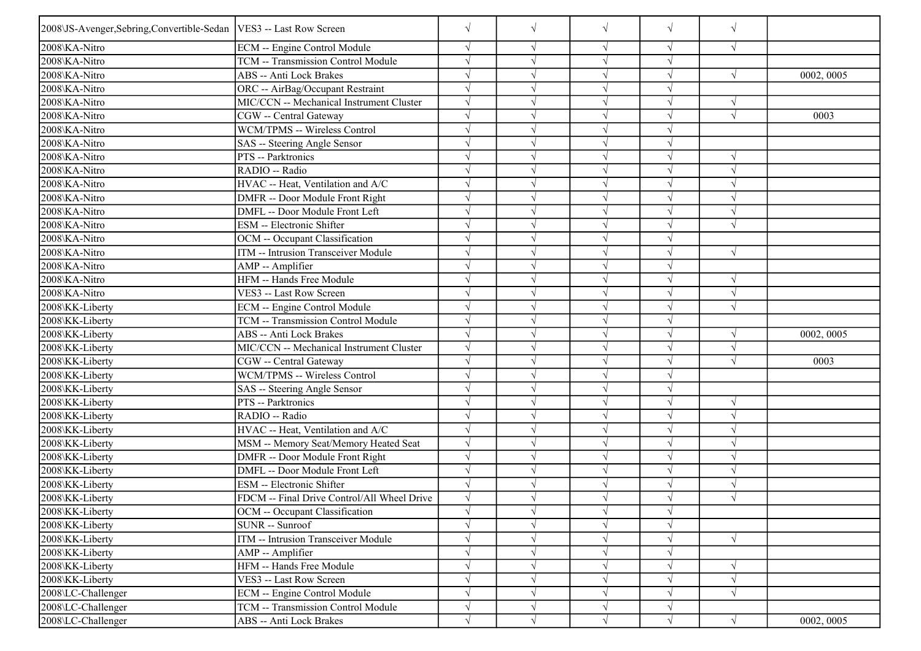| | | | | | | | |
|---|---|---|---|---|---|---|---|
| 2008\JS-Avenger,Sebring,Convertible-Sedan | VES3 -- Last Row Screen | √ | √ | √ | √ | √ | |
| 2008\KA-Nitro | ECM -- Engine Control Module | √ | √ | √ | √ | √ | |
| 2008\KA-Nitro | TCM -- Transmission Control Module | √ | √ | √ | √ | | |
| 2008\KA-Nitro | ABS -- Anti Lock Brakes | √ | √ | √ | √ | √ | 0002, 0005 |
| 2008\KA-Nitro | ORC -- AirBag/Occupant Restraint | √ | √ | √ | √ | | |
| 2008\KA-Nitro | MIC/CCN -- Mechanical Instrument Cluster | √ | √ | √ | √ | √ | |
| 2008\KA-Nitro | CGW -- Central Gateway | √ | √ | √ | √ | √ | 0003 |
| 2008\KA-Nitro | WCM/TPMS -- Wireless Control | √ | √ | √ | √ | | |
| 2008\KA-Nitro | SAS -- Steering Angle Sensor | √ | √ | √ | √ | | |
| 2008\KA-Nitro | PTS -- Parktronics | √ | √ | √ | √ | √ | |
| 2008\KA-Nitro | RADIO -- Radio | √ | √ | √ | √ | √ | |
| 2008\KA-Nitro | HVAC -- Heat, Ventilation and A/C | √ | √ | √ | √ | √ | |
| 2008\KA-Nitro | DMFR -- Door Module Front Right | √ | √ | √ | √ | √ | |
| 2008\KA-Nitro | DMFL -- Door Module Front Left | √ | √ | √ | √ | √ | |
| 2008\KA-Nitro | ESM -- Electronic Shifter | √ | √ | √ | √ | √ | |
| 2008\KA-Nitro | OCM -- Occupant Classification | √ | √ | √ | √ | | |
| 2008\KA-Nitro | ITM -- Intrusion Transceiver Module | √ | √ | √ | √ | √ | |
| 2008\KA-Nitro | AMP -- Amplifier | √ | √ | √ | √ | | |
| 2008\KA-Nitro | HFM -- Hands Free Module | √ | √ | √ | √ | √ | |
| 2008\KA-Nitro | VES3 -- Last Row Screen | √ | √ | √ | √ | √ | |
| 2008\KK-Liberty | ECM -- Engine Control Module | √ | √ | √ | √ | √ | |
| 2008\KK-Liberty | TCM -- Transmission Control Module | √ | √ | √ | √ | | |
| 2008\KK-Liberty | ABS -- Anti Lock Brakes | √ | √ | √ | √ | √ | 0002, 0005 |
| 2008\KK-Liberty | MIC/CCN -- Mechanical Instrument Cluster | √ | √ | √ | √ | √ | |
| 2008\KK-Liberty | CGW -- Central Gateway | √ | √ | √ | √ | √ | 0003 |
| 2008\KK-Liberty | WCM/TPMS -- Wireless Control | √ | √ | √ | √ | | |
| 2008\KK-Liberty | SAS -- Steering Angle Sensor | √ | √ | √ | √ | | |
| 2008\KK-Liberty | PTS -- Parktronics | √ | √ | √ | √ | √ | |
| 2008\KK-Liberty | RADIO -- Radio | √ | √ | √ | √ | √ | |
| 2008\KK-Liberty | HVAC -- Heat, Ventilation and A/C | √ | √ | √ | √ | √ | |
| 2008\KK-Liberty | MSM -- Memory Seat/Memory Heated Seat | √ | √ | √ | √ | √ | |
| 2008\KK-Liberty | DMFR -- Door Module Front Right | √ | √ | √ | √ | √ | |
| 2008\KK-Liberty | DMFL -- Door Module Front Left | √ | √ | √ | √ | √ | |
| 2008\KK-Liberty | ESM -- Electronic Shifter | √ | √ | √ | √ | √ | |
| 2008\KK-Liberty | FDCM -- Final Drive Control/All Wheel Drive | √ | √ | √ | √ | √ | |
| 2008\KK-Liberty | OCM -- Occupant Classification | √ | √ | √ | √ | | |
| 2008\KK-Liberty | SUNR -- Sunroof | √ | √ | √ | √ | | |
| 2008\KK-Liberty | ITM -- Intrusion Transceiver Module | √ | √ | √ | √ | √ | |
| 2008\KK-Liberty | AMP -- Amplifier | √ | √ | √ | √ | | |
| 2008\KK-Liberty | HFM -- Hands Free Module | √ | √ | √ | √ | √ | |
| 2008\KK-Liberty | VES3 -- Last Row Screen | √ | √ | √ | √ | √ | |
| 2008\LC-Challenger | ECM -- Engine Control Module | √ | √ | √ | √ | √ | |
| 2008\LC-Challenger | TCM -- Transmission Control Module | √ | √ | √ | √ | | |
| 2008\LC-Challenger | ABS -- Anti Lock Brakes | √ | √ | √ | √ | √ | 0002, 0005 |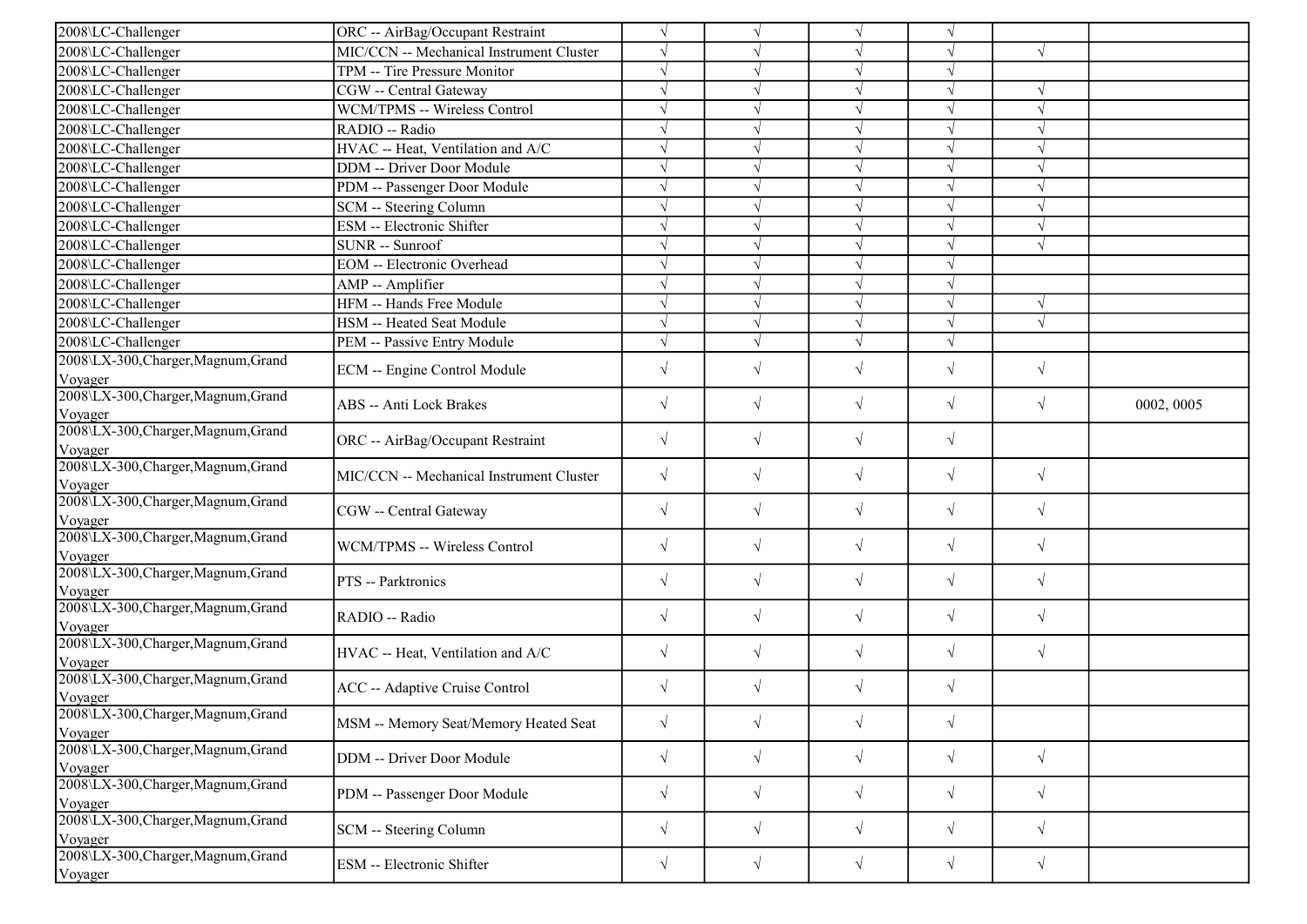| | | | | | | | |
|---|---|---|---|---|---|---|---|
| 2008\LC-Challenger | ORC -- AirBag/Occupant Restraint | √ | √ | √ | √ | | |
| 2008\LC-Challenger | MIC/CCN -- Mechanical Instrument Cluster | √ | √ | √ | √ | √ | |
| 2008\LC-Challenger | TPM -- Tire Pressure Monitor | √ | √ | √ | √ | | |
| 2008\LC-Challenger | CGW -- Central Gateway | √ | √ | √ | √ | √ | |
| 2008\LC-Challenger | WCM/TPMS -- Wireless Control | √ | √ | √ | √ | √ | |
| 2008\LC-Challenger | RADIO -- Radio | √ | √ | √ | √ | √ | |
| 2008\LC-Challenger | HVAC -- Heat, Ventilation and A/C | √ | √ | √ | √ | √ | |
| 2008\LC-Challenger | DDM -- Driver Door Module | √ | √ | √ | √ | √ | |
| 2008\LC-Challenger | PDM -- Passenger Door Module | √ | √ | √ | √ | √ | |
| 2008\LC-Challenger | SCM -- Steering Column | √ | √ | √ | √ | √ | |
| 2008\LC-Challenger | ESM -- Electronic Shifter | √ | √ | √ | √ | √ | |
| 2008\LC-Challenger | SUNR -- Sunroof | √ | √ | √ | √ | √ | |
| 2008\LC-Challenger | EOM -- Electronic Overhead | √ | √ | √ | √ | | |
| 2008\LC-Challenger | AMP -- Amplifier | √ | √ | √ | √ | | |
| 2008\LC-Challenger | HFM -- Hands Free Module | √ | √ | √ | √ | √ | |
| 2008\LC-Challenger | HSM -- Heated Seat Module | √ | √ | √ | √ | √ | |
| 2008\LC-Challenger | PEM -- Passive Entry Module | √ | √ | √ | √ | | |
| 2008\LX-300,Charger,Magnum,Grand Voyager | ECM -- Engine Control Module | √ | √ | √ | √ | √ | |
| 2008\LX-300,Charger,Magnum,Grand Voyager | ABS -- Anti Lock Brakes | √ | √ | √ | √ | √ | 0002, 0005 |
| 2008\LX-300,Charger,Magnum,Grand Voyager | ORC -- AirBag/Occupant Restraint | √ | √ | √ | √ | | |
| 2008\LX-300,Charger,Magnum,Grand Voyager | MIC/CCN -- Mechanical Instrument Cluster | √ | √ | √ | √ | √ | |
| 2008\LX-300,Charger,Magnum,Grand Voyager | CGW -- Central Gateway | √ | √ | √ | √ | √ | |
| 2008\LX-300,Charger,Magnum,Grand Voyager | WCM/TPMS -- Wireless Control | √ | √ | √ | √ | √ | |
| 2008\LX-300,Charger,Magnum,Grand Voyager | PTS -- Parktronics | √ | √ | √ | √ | √ | |
| 2008\LX-300,Charger,Magnum,Grand Voyager | RADIO -- Radio | √ | √ | √ | √ | √ | |
| 2008\LX-300,Charger,Magnum,Grand Voyager | HVAC -- Heat, Ventilation and A/C | √ | √ | √ | √ | √ | |
| 2008\LX-300,Charger,Magnum,Grand Voyager | ACC -- Adaptive Cruise Control | √ | √ | √ | √ | | |
| 2008\LX-300,Charger,Magnum,Grand Voyager | MSM -- Memory Seat/Memory Heated Seat | √ | √ | √ | √ | | |
| 2008\LX-300,Charger,Magnum,Grand Voyager | DDM -- Driver Door Module | √ | √ | √ | √ | √ | |
| 2008\LX-300,Charger,Magnum,Grand Voyager | PDM -- Passenger Door Module | √ | √ | √ | √ | √ | |
| 2008\LX-300,Charger,Magnum,Grand Voyager | SCM -- Steering Column | √ | √ | √ | √ | √ | |
| 2008\LX-300,Charger,Magnum,Grand Voyager | ESM -- Electronic Shifter | √ | √ | √ | √ | √ | |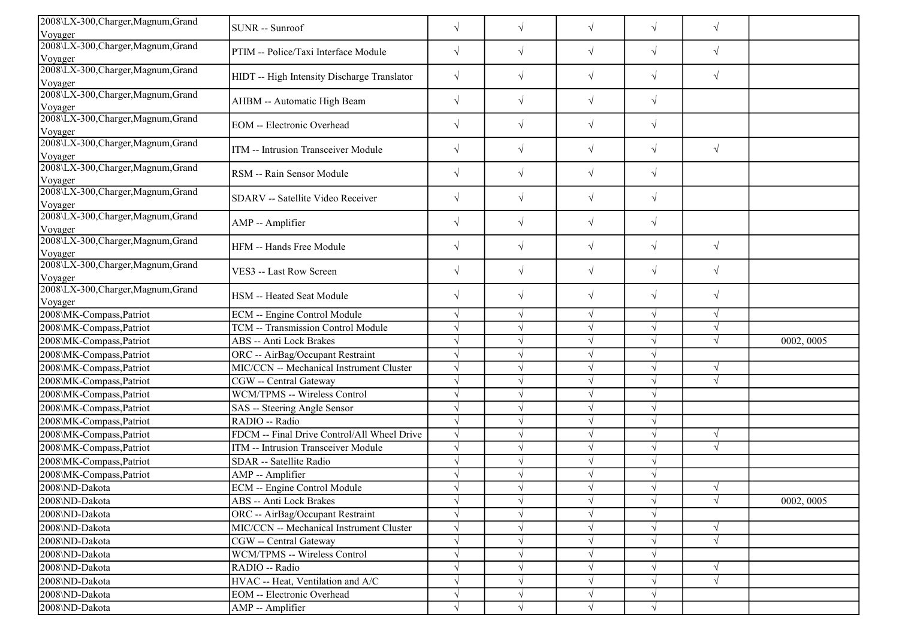| | | | | | | | |
|---|---|---|---|---|---|---|---|
| 2008\LX-300,Charger,Magnum,Grand Voyager | SUNR -- Sunroof | √ | √ | √ | √ | √ | |
| 2008\LX-300,Charger,Magnum,Grand Voyager | PTIM -- Police/Taxi Interface Module | √ | √ | √ | √ | √ | |
| 2008\LX-300,Charger,Magnum,Grand Voyager | HIDT -- High Intensity Discharge Translator | √ | √ | √ | √ | √ | |
| 2008\LX-300,Charger,Magnum,Grand Voyager | AHBM -- Automatic High Beam | √ | √ | √ | √ | | |
| 2008\LX-300,Charger,Magnum,Grand Voyager | EOM -- Electronic Overhead | √ | √ | √ | √ | | |
| 2008\LX-300,Charger,Magnum,Grand Voyager | ITM -- Intrusion Transceiver Module | √ | √ | √ | √ | √ | |
| 2008\LX-300,Charger,Magnum,Grand Voyager | RSM -- Rain Sensor Module | √ | √ | √ | √ | | |
| 2008\LX-300,Charger,Magnum,Grand Voyager | SDARV -- Satellite Video Receiver | √ | √ | √ | √ | | |
| 2008\LX-300,Charger,Magnum,Grand Voyager | AMP -- Amplifier | √ | √ | √ | √ | | |
| 2008\LX-300,Charger,Magnum,Grand Voyager | HFM -- Hands Free Module | √ | √ | √ | √ | √ | |
| 2008\LX-300,Charger,Magnum,Grand Voyager | VES3 -- Last Row Screen | √ | √ | √ | √ | √ | |
| 2008\LX-300,Charger,Magnum,Grand Voyager | HSM -- Heated Seat Module | √ | √ | √ | √ | √ | |
| 2008\MK-Compass,Patriot | ECM -- Engine Control Module | √ | √ | √ | √ | √ | |
| 2008\MK-Compass,Patriot | TCM -- Transmission Control Module | √ | √ | √ | √ | √ | |
| 2008\MK-Compass,Patriot | ABS -- Anti Lock Brakes | √ | √ | √ | √ | √ | 0002, 0005 |
| 2008\MK-Compass,Patriot | ORC -- AirBag/Occupant Restraint | √ | √ | √ | √ | | |
| 2008\MK-Compass,Patriot | MIC/CCN -- Mechanical Instrument Cluster | √ | √ | √ | √ | √ | |
| 2008\MK-Compass,Patriot | CGW -- Central Gateway | √ | √ | √ | √ | √ | |
| 2008\MK-Compass,Patriot | WCM/TPMS -- Wireless Control | √ | √ | √ | √ | | |
| 2008\MK-Compass,Patriot | SAS -- Steering Angle Sensor | √ | √ | √ | √ | | |
| 2008\MK-Compass,Patriot | RADIO -- Radio | √ | √ | √ | √ | | |
| 2008\MK-Compass,Patriot | FDCM -- Final Drive Control/All Wheel Drive | √ | √ | √ | √ | √ | |
| 2008\MK-Compass,Patriot | ITM -- Intrusion Transceiver Module | √ | √ | √ | √ | √ | |
| 2008\MK-Compass,Patriot | SDAR -- Satellite Radio | √ | √ | √ | √ | | |
| 2008\MK-Compass,Patriot | AMP -- Amplifier | √ | √ | √ | √ | | |
| 2008\ND-Dakota | ECM -- Engine Control Module | √ | √ | √ | √ | √ | |
| 2008\ND-Dakota | ABS -- Anti Lock Brakes | √ | √ | √ | √ | √ | 0002, 0005 |
| 2008\ND-Dakota | ORC -- AirBag/Occupant Restraint | √ | √ | √ | √ | | |
| 2008\ND-Dakota | MIC/CCN -- Mechanical Instrument Cluster | √ | √ | √ | √ | √ | |
| 2008\ND-Dakota | CGW -- Central Gateway | √ | √ | √ | √ | √ | |
| 2008\ND-Dakota | WCM/TPMS -- Wireless Control | √ | √ | √ | √ | | |
| 2008\ND-Dakota | RADIO -- Radio | √ | √ | √ | √ | √ | |
| 2008\ND-Dakota | HVAC -- Heat, Ventilation and A/C | √ | √ | √ | √ | √ | |
| 2008\ND-Dakota | EOM -- Electronic Overhead | √ | √ | √ | √ | | |
| 2008\ND-Dakota | AMP -- Amplifier | √ | √ | √ | √ | | |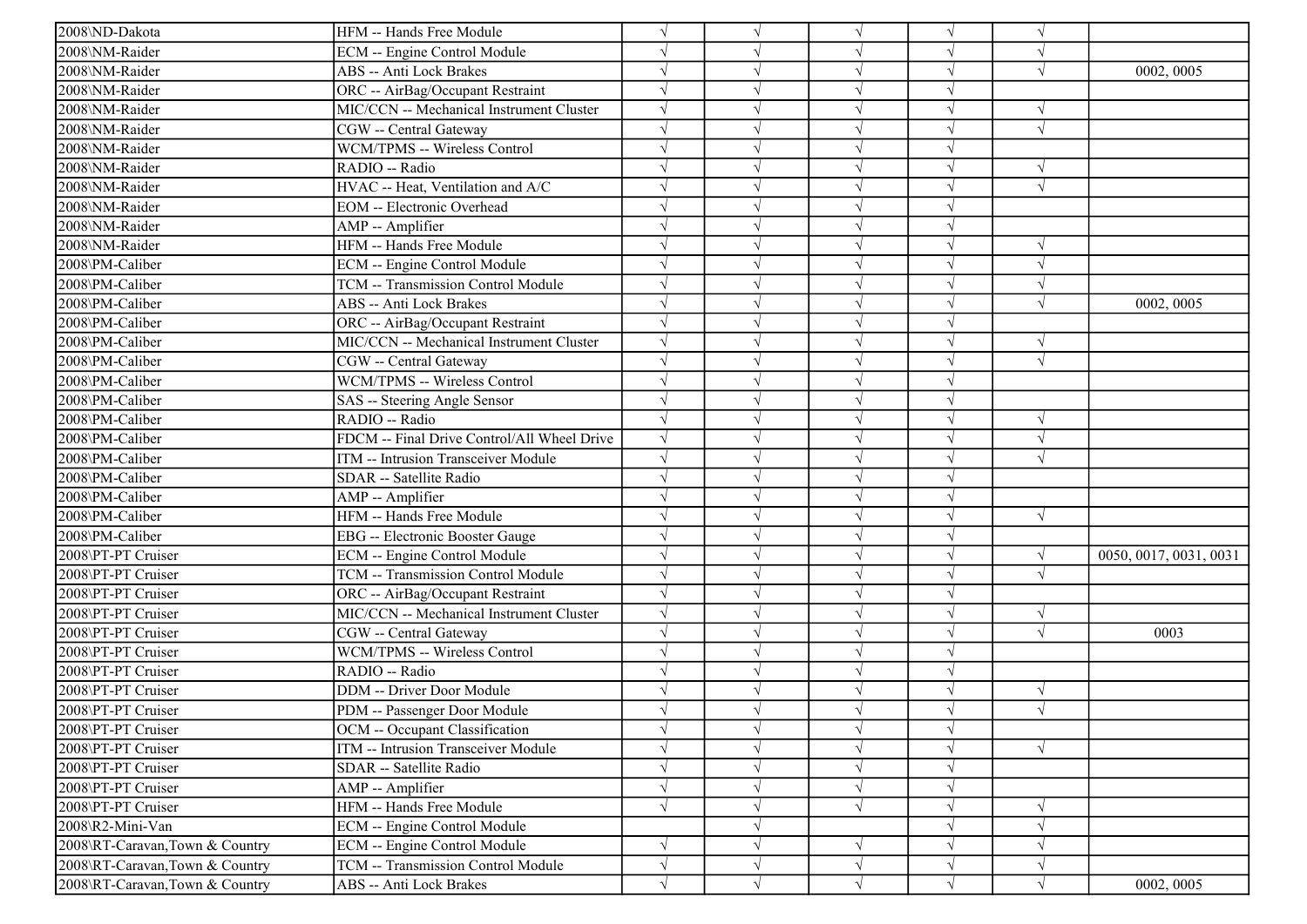| | | | | | | | |
|---|---|---|---|---|---|---|---|
| 2008\ND-Dakota | HFM -- Hands Free Module | √ | √ | √ | √ | √ | |
| 2008\NM-Raider | ECM -- Engine Control Module | √ | √ | √ | √ | √ | |
| 2008\NM-Raider | ABS -- Anti Lock Brakes | √ | √ | √ | √ | √ | 0002, 0005 |
| 2008\NM-Raider | ORC -- AirBag/Occupant Restraint | √ | √ | √ | √ | | |
| 2008\NM-Raider | MIC/CCN -- Mechanical Instrument Cluster | √ | √ | √ | √ | √ | |
| 2008\NM-Raider | CGW -- Central Gateway | √ | √ | √ | √ | √ | |
| 2008\NM-Raider | WCM/TPMS -- Wireless Control | √ | √ | √ | √ | | |
| 2008\NM-Raider | RADIO -- Radio | √ | √ | √ | √ | √ | |
| 2008\NM-Raider | HVAC -- Heat, Ventilation and A/C | √ | √ | √ | √ | √ | |
| 2008\NM-Raider | EOM -- Electronic Overhead | √ | √ | √ | √ | | |
| 2008\NM-Raider | AMP -- Amplifier | √ | √ | √ | √ | | |
| 2008\NM-Raider | HFM -- Hands Free Module | √ | √ | √ | √ | √ | |
| 2008\PM-Caliber | ECM -- Engine Control Module | √ | √ | √ | √ | √ | |
| 2008\PM-Caliber | TCM -- Transmission Control Module | √ | √ | √ | √ | √ | |
| 2008\PM-Caliber | ABS -- Anti Lock Brakes | √ | √ | √ | √ | √ | 0002, 0005 |
| 2008\PM-Caliber | ORC -- AirBag/Occupant Restraint | √ | √ | √ | √ | | |
| 2008\PM-Caliber | MIC/CCN -- Mechanical Instrument Cluster | √ | √ | √ | √ | √ | |
| 2008\PM-Caliber | CGW -- Central Gateway | √ | √ | √ | √ | √ | |
| 2008\PM-Caliber | WCM/TPMS -- Wireless Control | √ | √ | √ | √ | | |
| 2008\PM-Caliber | SAS -- Steering Angle Sensor | √ | √ | √ | √ | | |
| 2008\PM-Caliber | RADIO -- Radio | √ | √ | √ | √ | √ | |
| 2008\PM-Caliber | FDCM -- Final Drive Control/All Wheel Drive | √ | √ | √ | √ | √ | |
| 2008\PM-Caliber | ITM -- Intrusion Transceiver Module | √ | √ | √ | √ | √ | |
| 2008\PM-Caliber | SDAR -- Satellite Radio | √ | √ | √ | √ | | |
| 2008\PM-Caliber | AMP -- Amplifier | √ | √ | √ | √ | | |
| 2008\PM-Caliber | HFM -- Hands Free Module | √ | √ | √ | √ | √ | |
| 2008\PM-Caliber | EBG -- Electronic Booster Gauge | √ | √ | √ | √ | | |
| 2008\PT-PT Cruiser | ECM -- Engine Control Module | √ | √ | √ | √ | √ | 0050, 0017, 0031, 0031 |
| 2008\PT-PT Cruiser | TCM -- Transmission Control Module | √ | √ | √ | √ | √ | |
| 2008\PT-PT Cruiser | ORC -- AirBag/Occupant Restraint | √ | √ | √ | √ | | |
| 2008\PT-PT Cruiser | MIC/CCN -- Mechanical Instrument Cluster | √ | √ | √ | √ | √ | |
| 2008\PT-PT Cruiser | CGW -- Central Gateway | √ | √ | √ | √ | √ | 0003 |
| 2008\PT-PT Cruiser | WCM/TPMS -- Wireless Control | √ | √ | √ | √ | | |
| 2008\PT-PT Cruiser | RADIO -- Radio | √ | √ | √ | √ | | |
| 2008\PT-PT Cruiser | DDM -- Driver Door Module | √ | √ | √ | √ | √ | |
| 2008\PT-PT Cruiser | PDM -- Passenger Door Module | √ | √ | √ | √ | √ | |
| 2008\PT-PT Cruiser | OCM -- Occupant Classification | √ | √ | √ | √ | | |
| 2008\PT-PT Cruiser | ITM -- Intrusion Transceiver Module | √ | √ | √ | √ | √ | |
| 2008\PT-PT Cruiser | SDAR -- Satellite Radio | √ | √ | √ | √ | | |
| 2008\PT-PT Cruiser | AMP -- Amplifier | √ | √ | √ | √ | | |
| 2008\PT-PT Cruiser | HFM -- Hands Free Module | √ | √ | √ | √ | √ | |
| 2008\R2-Mini-Van | ECM -- Engine Control Module | | √ | | √ | √ | |
| 2008\RT-Caravan,Town & Country | ECM -- Engine Control Module | √ | √ | √ | √ | √ | |
| 2008\RT-Caravan,Town & Country | TCM -- Transmission Control Module | √ | √ | √ | √ | √ | |
| 2008\RT-Caravan,Town & Country | ABS -- Anti Lock Brakes | √ | √ | √ | √ | √ | 0002, 0005 |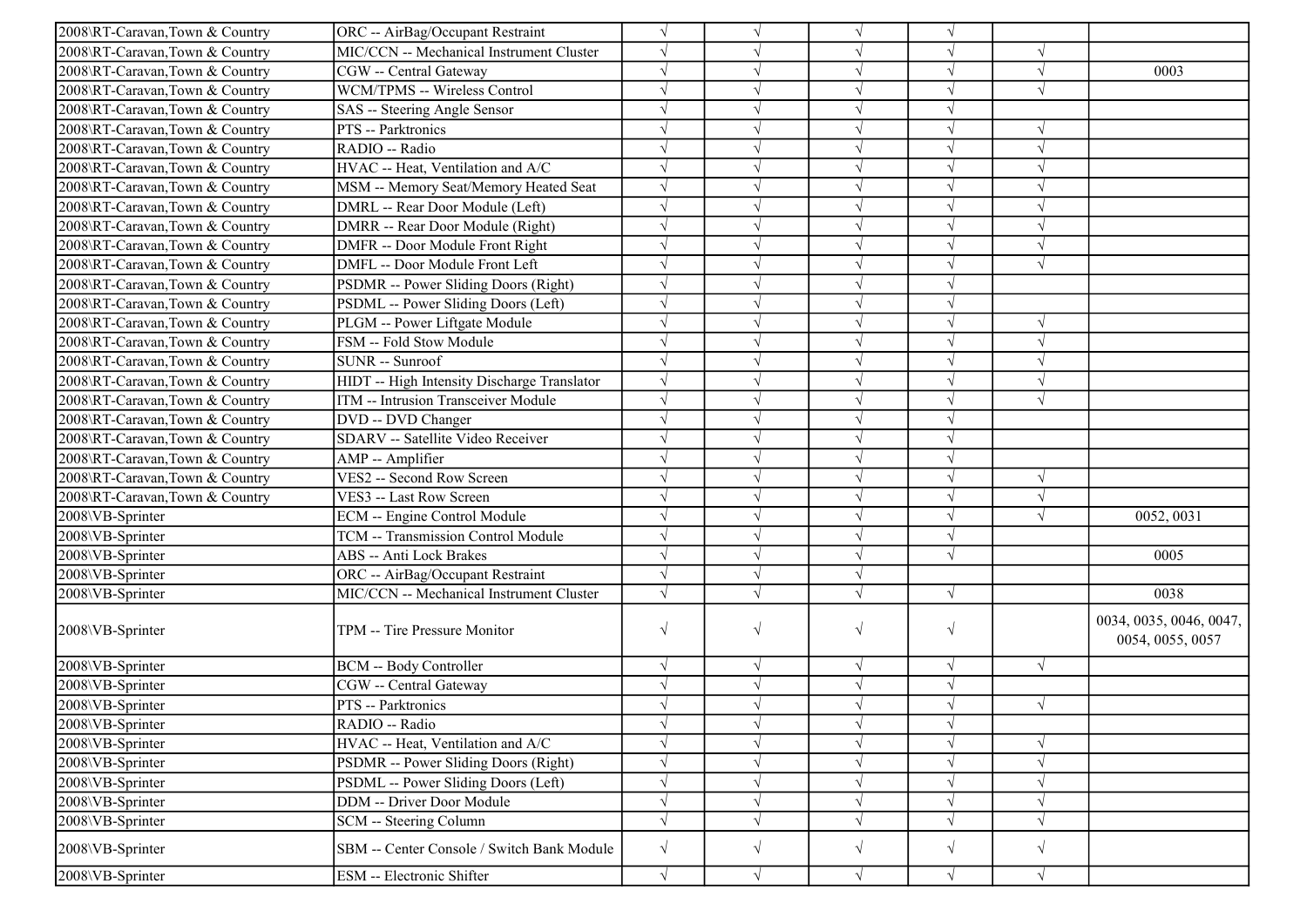| | | | | | | | |
|---|---|---|---|---|---|---|---|
| 2008\RT-Caravan,Town & Country | ORC -- AirBag/Occupant Restraint | √ | √ | √ | √ | | |
| 2008\RT-Caravan,Town & Country | MIC/CCN -- Mechanical Instrument Cluster | √ | √ | √ | √ | √ | |
| 2008\RT-Caravan,Town & Country | CGW -- Central Gateway | √ | √ | √ | √ | √ | 0003 |
| 2008\RT-Caravan,Town & Country | WCM/TPMS -- Wireless Control | √ | √ | √ | √ | √ | |
| 2008\RT-Caravan,Town & Country | SAS -- Steering Angle Sensor | √ | √ | √ | √ | | |
| 2008\RT-Caravan,Town & Country | PTS -- Parktronics | √ | √ | √ | √ | √ | |
| 2008\RT-Caravan,Town & Country | RADIO -- Radio | √ | √ | √ | √ | √ | |
| 2008\RT-Caravan,Town & Country | HVAC -- Heat, Ventilation and A/C | √ | √ | √ | √ | √ | |
| 2008\RT-Caravan,Town & Country | MSM -- Memory Seat/Memory Heated Seat | √ | √ | √ | √ | √ | |
| 2008\RT-Caravan,Town & Country | DMRL -- Rear Door Module (Left) | √ | √ | √ | √ | √ | |
| 2008\RT-Caravan,Town & Country | DMRR -- Rear Door Module (Right) | √ | √ | √ | √ | √ | |
| 2008\RT-Caravan,Town & Country | DMFR -- Door Module Front Right | √ | √ | √ | √ | √ | |
| 2008\RT-Caravan,Town & Country | DMFL -- Door Module Front Left | √ | √ | √ | √ | √ | |
| 2008\RT-Caravan,Town & Country | PSDMR -- Power Sliding Doors (Right) | √ | √ | √ | √ | | |
| 2008\RT-Caravan,Town & Country | PSDML -- Power Sliding Doors (Left) | √ | √ | √ | √ | | |
| 2008\RT-Caravan,Town & Country | PLGM -- Power Liftgate Module | √ | √ | √ | √ | √ | |
| 2008\RT-Caravan,Town & Country | FSM -- Fold Stow Module | √ | √ | √ | √ | √ | |
| 2008\RT-Caravan,Town & Country | SUNR -- Sunroof | √ | √ | √ | √ | √ | |
| 2008\RT-Caravan,Town & Country | HIDT -- High Intensity Discharge Translator | √ | √ | √ | √ | √ | |
| 2008\RT-Caravan,Town & Country | ITM -- Intrusion Transceiver Module | √ | √ | √ | √ | √ | |
| 2008\RT-Caravan,Town & Country | DVD -- DVD Changer | √ | √ | √ | √ | | |
| 2008\RT-Caravan,Town & Country | SDARV -- Satellite Video Receiver | √ | √ | √ | √ | | |
| 2008\RT-Caravan,Town & Country | AMP -- Amplifier | √ | √ | √ | √ | | |
| 2008\RT-Caravan,Town & Country | VES2 -- Second Row Screen | √ | √ | √ | √ | √ | |
| 2008\RT-Caravan,Town & Country | VES3 -- Last Row Screen | √ | √ | √ | √ | √ | |
| 2008\VB-Sprinter | ECM -- Engine Control Module | √ | √ | √ | √ | √ | 0052, 0031 |
| 2008\VB-Sprinter | TCM -- Transmission Control Module | √ | √ | √ | √ | | |
| 2008\VB-Sprinter | ABS -- Anti Lock Brakes | √ | √ | √ | √ | | 0005 |
| 2008\VB-Sprinter | ORC -- AirBag/Occupant Restraint | √ | √ | √ | | | |
| 2008\VB-Sprinter | MIC/CCN -- Mechanical Instrument Cluster | √ | √ | √ | √ | | 0038 |
| 2008\VB-Sprinter | TPM -- Tire Pressure Monitor | √ | √ | √ | √ | | 0034, 0035, 0046, 0047, 0054, 0055, 0057 |
| 2008\VB-Sprinter | BCM -- Body Controller | √ | √ | √ | √ | √ | |
| 2008\VB-Sprinter | CGW -- Central Gateway | √ | √ | √ | √ | | |
| 2008\VB-Sprinter | PTS -- Parktronics | √ | √ | √ | √ | √ | |
| 2008\VB-Sprinter | RADIO -- Radio | √ | √ | √ | √ | | |
| 2008\VB-Sprinter | HVAC -- Heat, Ventilation and A/C | √ | √ | √ | √ | √ | |
| 2008\VB-Sprinter | PSDMR -- Power Sliding Doors (Right) | √ | √ | √ | √ | √ | |
| 2008\VB-Sprinter | PSDML -- Power Sliding Doors (Left) | √ | √ | √ | √ | √ | |
| 2008\VB-Sprinter | DDM -- Driver Door Module | √ | √ | √ | √ | √ | |
| 2008\VB-Sprinter | SCM -- Steering Column | √ | √ | √ | √ | √ | |
| 2008\VB-Sprinter | SBM -- Center Console / Switch Bank Module | √ | √ | √ | √ | √ | |
| 2008\VB-Sprinter | ESM -- Electronic Shifter | √ | √ | √ | √ | √ | |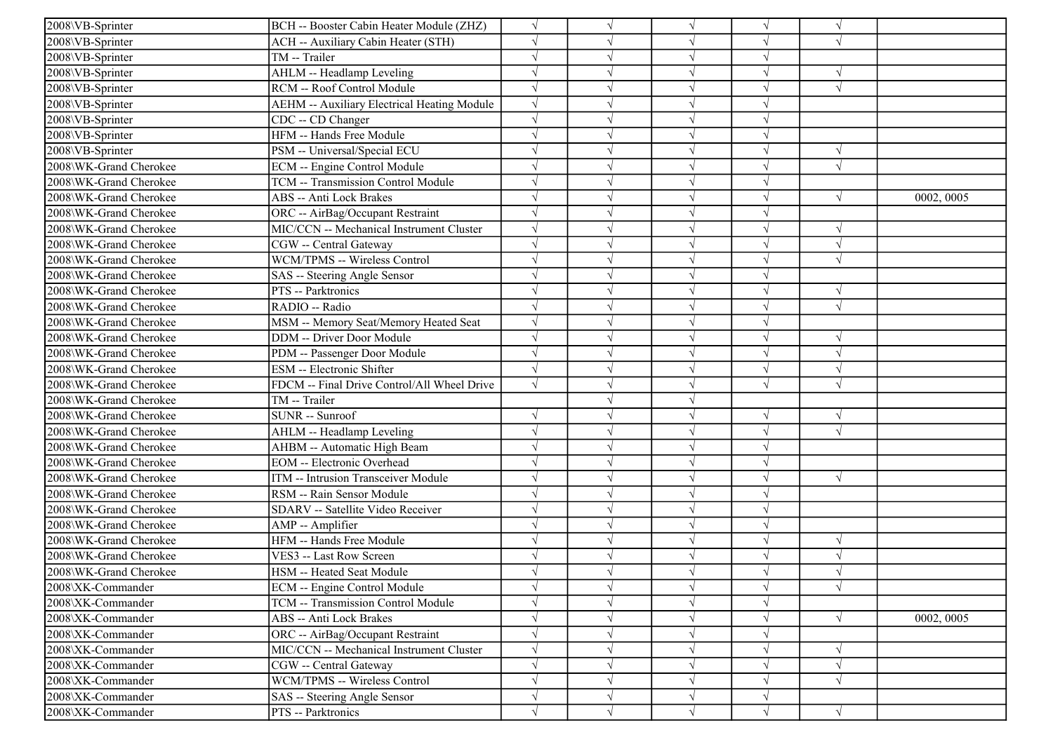| | | | | | | | |
|---|---|---|---|---|---|---|---|
| 2008\VB-Sprinter | BCH -- Booster Cabin Heater Module (ZHZ) | √ | √ | √ | √ | √ | |
| 2008\VB-Sprinter | ACH -- Auxiliary Cabin Heater (STH) | √ | √ | √ | √ | √ | |
| 2008\VB-Sprinter | TM -- Trailer | √ | √ | √ | √ | | |
| 2008\VB-Sprinter | AHLM -- Headlamp Leveling | √ | √ | √ | √ | √ | |
| 2008\VB-Sprinter | RCM -- Roof Control Module | √ | √ | √ | √ | √ | |
| 2008\VB-Sprinter | AEHM -- Auxiliary Electrical Heating Module | √ | √ | √ | √ | | |
| 2008\VB-Sprinter | CDC -- CD Changer | √ | √ | √ | √ | | |
| 2008\VB-Sprinter | HFM -- Hands Free Module | √ | √ | √ | √ | | |
| 2008\VB-Sprinter | PSM -- Universal/Special ECU | √ | √ | √ | √ | √ | |
| 2008\WK-Grand Cherokee | ECM -- Engine Control Module | √ | √ | √ | √ | √ | |
| 2008\WK-Grand Cherokee | TCM -- Transmission Control Module | √ | √ | √ | √ | | |
| 2008\WK-Grand Cherokee | ABS -- Anti Lock Brakes | √ | √ | √ | √ | √ | 0002, 0005 |
| 2008\WK-Grand Cherokee | ORC -- AirBag/Occupant Restraint | √ | √ | √ | √ | | |
| 2008\WK-Grand Cherokee | MIC/CCN -- Mechanical Instrument Cluster | √ | √ | √ | √ | √ | |
| 2008\WK-Grand Cherokee | CGW -- Central Gateway | √ | √ | √ | √ | √ | |
| 2008\WK-Grand Cherokee | WCM/TPMS -- Wireless Control | √ | √ | √ | √ | √ | |
| 2008\WK-Grand Cherokee | SAS -- Steering Angle Sensor | √ | √ | √ | √ | | |
| 2008\WK-Grand Cherokee | PTS -- Parktronics | √ | √ | √ | √ | √ | |
| 2008\WK-Grand Cherokee | RADIO -- Radio | √ | √ | √ | √ | √ | |
| 2008\WK-Grand Cherokee | MSM -- Memory Seat/Memory Heated Seat | √ | √ | √ | √ | | |
| 2008\WK-Grand Cherokee | DDM -- Driver Door Module | √ | √ | √ | √ | √ | |
| 2008\WK-Grand Cherokee | PDM -- Passenger Door Module | √ | √ | √ | √ | √ | |
| 2008\WK-Grand Cherokee | ESM -- Electronic Shifter | √ | √ | √ | √ | √ | |
| 2008\WK-Grand Cherokee | FDCM -- Final Drive Control/All Wheel Drive | √ | √ | √ | √ | √ | |
| 2008\WK-Grand Cherokee | TM -- Trailer | | √ | √ | | | |
| 2008\WK-Grand Cherokee | SUNR -- Sunroof | √ | √ | √ | √ | √ | |
| 2008\WK-Grand Cherokee | AHLM -- Headlamp Leveling | √ | √ | √ | √ | √ | |
| 2008\WK-Grand Cherokee | AHBM -- Automatic High Beam | √ | √ | √ | √ | | |
| 2008\WK-Grand Cherokee | EOM -- Electronic Overhead | √ | √ | √ | √ | | |
| 2008\WK-Grand Cherokee | ITM -- Intrusion Transceiver Module | √ | √ | √ | √ | √ | |
| 2008\WK-Grand Cherokee | RSM -- Rain Sensor Module | √ | √ | √ | √ | | |
| 2008\WK-Grand Cherokee | SDARV -- Satellite Video Receiver | √ | √ | √ | √ | | |
| 2008\WK-Grand Cherokee | AMP -- Amplifier | √ | √ | √ | √ | | |
| 2008\WK-Grand Cherokee | HFM -- Hands Free Module | √ | √ | √ | √ | √ | |
| 2008\WK-Grand Cherokee | VES3 -- Last Row Screen | √ | √ | √ | √ | √ | |
| 2008\WK-Grand Cherokee | HSM -- Heated Seat Module | √ | √ | √ | √ | √ | |
| 2008\XK-Commander | ECM -- Engine Control Module | √ | √ | √ | √ | √ | |
| 2008\XK-Commander | TCM -- Transmission Control Module | √ | √ | √ | √ | | |
| 2008\XK-Commander | ABS -- Anti Lock Brakes | √ | √ | √ | √ | √ | 0002, 0005 |
| 2008\XK-Commander | ORC -- AirBag/Occupant Restraint | √ | √ | √ | √ | | |
| 2008\XK-Commander | MIC/CCN -- Mechanical Instrument Cluster | √ | √ | √ | √ | √ | |
| 2008\XK-Commander | CGW -- Central Gateway | √ | √ | √ | √ | √ | |
| 2008\XK-Commander | WCM/TPMS -- Wireless Control | √ | √ | √ | √ | √ | |
| 2008\XK-Commander | SAS -- Steering Angle Sensor | √ | √ | √ | √ | | |
| 2008\XK-Commander | PTS -- Parktronics | √ | √ | √ | √ | √ | |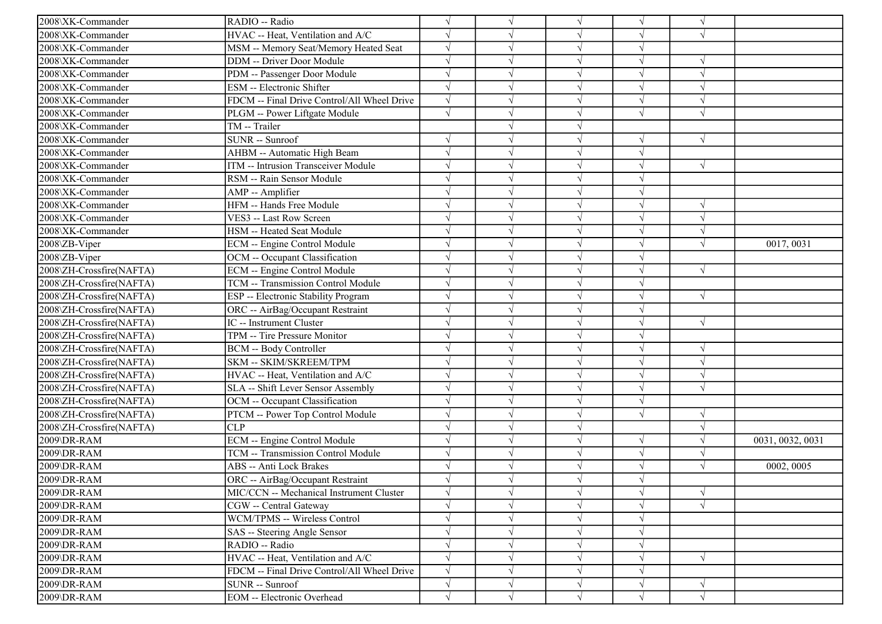| | | | | | | | |
|---|---|---|---|---|---|---|---|
| 2008\XK-Commander | RADIO -- Radio | √ | √ | √ | √ | √ | |
| 2008\XK-Commander | HVAC -- Heat, Ventilation and A/C | √ | √ | √ | √ | √ | |
| 2008\XK-Commander | MSM -- Memory Seat/Memory Heated Seat | √ | √ | √ | √ | | |
| 2008\XK-Commander | DDM -- Driver Door Module | √ | √ | √ | √ | √ | |
| 2008\XK-Commander | PDM -- Passenger Door Module | √ | √ | √ | √ | √ | |
| 2008\XK-Commander | ESM -- Electronic Shifter | √ | √ | √ | √ | √ | |
| 2008\XK-Commander | FDCM -- Final Drive Control/All Wheel Drive | √ | √ | √ | √ | √ | |
| 2008\XK-Commander | PLGM -- Power Liftgate Module | √ | √ | √ | √ | √ | |
| 2008\XK-Commander | TM -- Trailer | | √ | √ | | | |
| 2008\XK-Commander | SUNR -- Sunroof | √ | √ | √ | √ | √ | |
| 2008\XK-Commander | AHBM -- Automatic High Beam | √ | √ | √ | √ | | |
| 2008\XK-Commander | ITM -- Intrusion Transceiver Module | √ | √ | √ | √ | √ | |
| 2008\XK-Commander | RSM -- Rain Sensor Module | √ | √ | √ | √ | | |
| 2008\XK-Commander | AMP -- Amplifier | √ | √ | √ | √ | | |
| 2008\XK-Commander | HFM -- Hands Free Module | √ | √ | √ | √ | √ | |
| 2008\XK-Commander | VES3 -- Last Row Screen | √ | √ | √ | √ | √ | |
| 2008\XK-Commander | HSM -- Heated Seat Module | √ | √ | √ | √ | √ | |
| 2008\ZB-Viper | ECM -- Engine Control Module | √ | √ | √ | √ | √ | 0017, 0031 |
| 2008\ZB-Viper | OCM -- Occupant Classification | √ | √ | √ | √ | | |
| 2008\ZH-Crossfire(NAFTA) | ECM -- Engine Control Module | √ | √ | √ | √ | √ | |
| 2008\ZH-Crossfire(NAFTA) | TCM -- Transmission Control Module | √ | √ | √ | √ | | |
| 2008\ZH-Crossfire(NAFTA) | ESP -- Electronic Stability Program | √ | √ | √ | √ | √ | |
| 2008\ZH-Crossfire(NAFTA) | ORC -- AirBag/Occupant Restraint | √ | √ | √ | √ | | |
| 2008\ZH-Crossfire(NAFTA) | IC -- Instrument Cluster | √ | √ | √ | √ | √ | |
| 2008\ZH-Crossfire(NAFTA) | TPM -- Tire Pressure Monitor | √ | √ | √ | √ | | |
| 2008\ZH-Crossfire(NAFTA) | BCM -- Body Controller | √ | √ | √ | √ | √ | |
| 2008\ZH-Crossfire(NAFTA) | SKM -- SKIM/SKREEM/TPM | √ | √ | √ | √ | √ | |
| 2008\ZH-Crossfire(NAFTA) | HVAC -- Heat, Ventilation and A/C | √ | √ | √ | √ | √ | |
| 2008\ZH-Crossfire(NAFTA) | SLA -- Shift Lever Sensor Assembly | √ | √ | √ | √ | √ | |
| 2008\ZH-Crossfire(NAFTA) | OCM -- Occupant Classification | √ | √ | √ | √ | | |
| 2008\ZH-Crossfire(NAFTA) | PTCM -- Power Top Control Module | √ | √ | √ | √ | √ | |
| 2008\ZH-Crossfire(NAFTA) | CLP | √ | √ | √ | | √ | |
| 2009\DR-RAM | ECM -- Engine Control Module | √ | √ | √ | √ | √ | 0031, 0032, 0031 |
| 2009\DR-RAM | TCM -- Transmission Control Module | √ | √ | √ | √ | √ | |
| 2009\DR-RAM | ABS -- Anti Lock Brakes | √ | √ | √ | √ | √ | 0002, 0005 |
| 2009\DR-RAM | ORC -- AirBag/Occupant Restraint | √ | √ | √ | √ | | |
| 2009\DR-RAM | MIC/CCN -- Mechanical Instrument Cluster | √ | √ | √ | √ | √ | |
| 2009\DR-RAM | CGW -- Central Gateway | √ | √ | √ | √ | √ | |
| 2009\DR-RAM | WCM/TPMS -- Wireless Control | √ | √ | √ | √ | | |
| 2009\DR-RAM | SAS -- Steering Angle Sensor | √ | √ | √ | √ | | |
| 2009\DR-RAM | RADIO -- Radio | √ | √ | √ | √ | | |
| 2009\DR-RAM | HVAC -- Heat, Ventilation and A/C | √ | √ | √ | √ | √ | |
| 2009\DR-RAM | FDCM -- Final Drive Control/All Wheel Drive | √ | √ | √ | √ | | |
| 2009\DR-RAM | SUNR -- Sunroof | √ | √ | √ | √ | √ | |
| 2009\DR-RAM | EOM -- Electronic Overhead | √ | √ | √ | √ | √ | |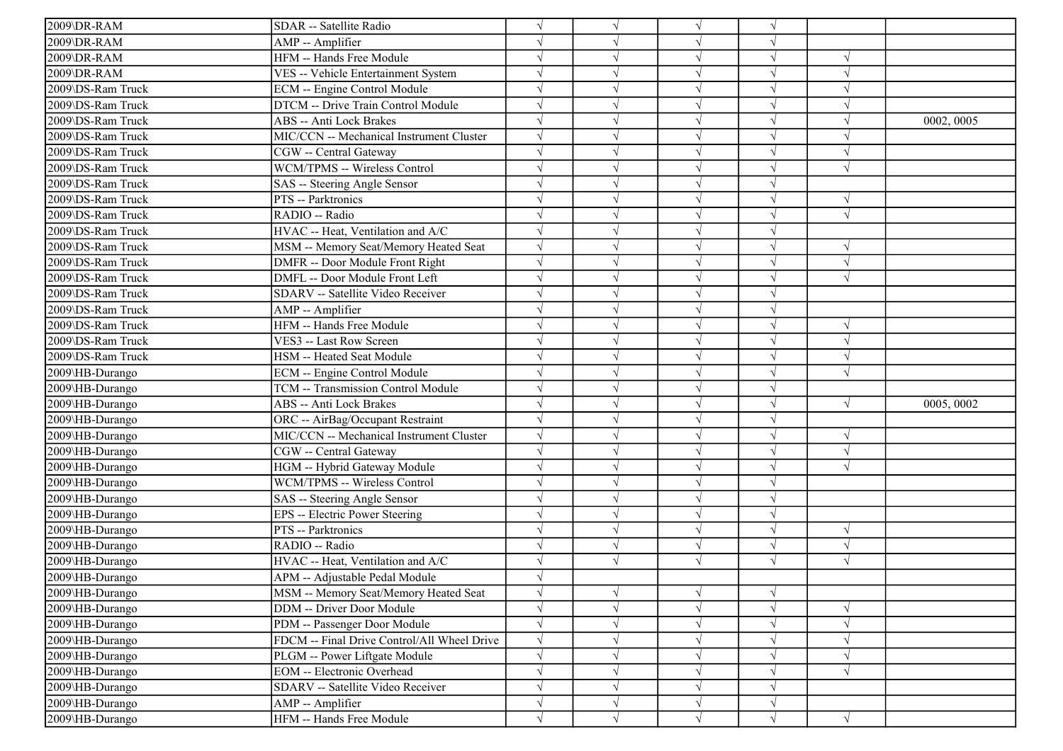| | | | | | | | |
|---|---|---|---|---|---|---|---|
| 2009\DR-RAM | SDAR -- Satellite Radio | √ | √ | √ | √ | | |
| 2009\DR-RAM | AMP -- Amplifier | √ | √ | √ | √ | | |
| 2009\DR-RAM | HFM -- Hands Free Module | √ | √ | √ | √ | √ | |
| 2009\DR-RAM | VES -- Vehicle Entertainment System | √ | √ | √ | √ | √ | |
| 2009\DS-Ram Truck | ECM -- Engine Control Module | √ | √ | √ | √ | √ | |
| 2009\DS-Ram Truck | DTCM -- Drive Train Control Module | √ | √ | √ | √ | √ | |
| 2009\DS-Ram Truck | ABS -- Anti Lock Brakes | √ | √ | √ | √ | √ | 0002, 0005 |
| 2009\DS-Ram Truck | MIC/CCN -- Mechanical Instrument Cluster | √ | √ | √ | √ | √ | |
| 2009\DS-Ram Truck | CGW -- Central Gateway | √ | √ | √ | √ | √ | |
| 2009\DS-Ram Truck | WCM/TPMS -- Wireless Control | √ | √ | √ | √ | √ | |
| 2009\DS-Ram Truck | SAS -- Steering Angle Sensor | √ | √ | √ | √ | | |
| 2009\DS-Ram Truck | PTS -- Parktronics | √ | √ | √ | √ | √ | |
| 2009\DS-Ram Truck | RADIO -- Radio | √ | √ | √ | √ | √ | |
| 2009\DS-Ram Truck | HVAC -- Heat, Ventilation and A/C | √ | √ | √ | √ | | |
| 2009\DS-Ram Truck | MSM -- Memory Seat/Memory Heated Seat | √ | √ | √ | √ | √ | |
| 2009\DS-Ram Truck | DMFR -- Door Module Front Right | √ | √ | √ | √ | √ | |
| 2009\DS-Ram Truck | DMFL -- Door Module Front Left | √ | √ | √ | √ | √ | |
| 2009\DS-Ram Truck | SDARV -- Satellite Video Receiver | √ | √ | √ | √ | | |
| 2009\DS-Ram Truck | AMP -- Amplifier | √ | √ | √ | √ | | |
| 2009\DS-Ram Truck | HFM -- Hands Free Module | √ | √ | √ | √ | √ | |
| 2009\DS-Ram Truck | VES3 -- Last Row Screen | √ | √ | √ | √ | √ | |
| 2009\DS-Ram Truck | HSM -- Heated Seat Module | √ | √ | √ | √ | √ | |
| 2009\HB-Durango | ECM -- Engine Control Module | √ | √ | √ | √ | √ | |
| 2009\HB-Durango | TCM -- Transmission Control Module | √ | √ | √ | √ | | |
| 2009\HB-Durango | ABS -- Anti Lock Brakes | √ | √ | √ | √ | √ | 0005, 0002 |
| 2009\HB-Durango | ORC -- AirBag/Occupant Restraint | √ | √ | √ | √ | | |
| 2009\HB-Durango | MIC/CCN -- Mechanical Instrument Cluster | √ | √ | √ | √ | √ | |
| 2009\HB-Durango | CGW -- Central Gateway | √ | √ | √ | √ | √ | |
| 2009\HB-Durango | HGM -- Hybrid Gateway Module | √ | √ | √ | √ | √ | |
| 2009\HB-Durango | WCM/TPMS -- Wireless Control | √ | √ | √ | √ | | |
| 2009\HB-Durango | SAS -- Steering Angle Sensor | √ | √ | √ | √ | | |
| 2009\HB-Durango | EPS -- Electric Power Steering | √ | √ | √ | √ | | |
| 2009\HB-Durango | PTS -- Parktronics | √ | √ | √ | √ | √ | |
| 2009\HB-Durango | RADIO -- Radio | √ | √ | √ | √ | √ | |
| 2009\HB-Durango | HVAC -- Heat, Ventilation and A/C | √ | √ | √ | √ | √ | |
| 2009\HB-Durango | APM -- Adjustable Pedal Module | √ | | | | | |
| 2009\HB-Durango | MSM -- Memory Seat/Memory Heated Seat | √ | √ | √ | √ | | |
| 2009\HB-Durango | DDM -- Driver Door Module | √ | √ | √ | √ | √ | |
| 2009\HB-Durango | PDM -- Passenger Door Module | √ | √ | √ | √ | √ | |
| 2009\HB-Durango | FDCM -- Final Drive Control/All Wheel Drive | √ | √ | √ | √ | √ | |
| 2009\HB-Durango | PLGM -- Power Liftgate Module | √ | √ | √ | √ | √ | |
| 2009\HB-Durango | EOM -- Electronic Overhead | √ | √ | √ | √ | √ | |
| 2009\HB-Durango | SDARV -- Satellite Video Receiver | √ | √ | √ | √ | | |
| 2009\HB-Durango | AMP -- Amplifier | √ | √ | √ | √ | | |
| 2009\HB-Durango | HFM -- Hands Free Module | √ | √ | √ | √ | √ | |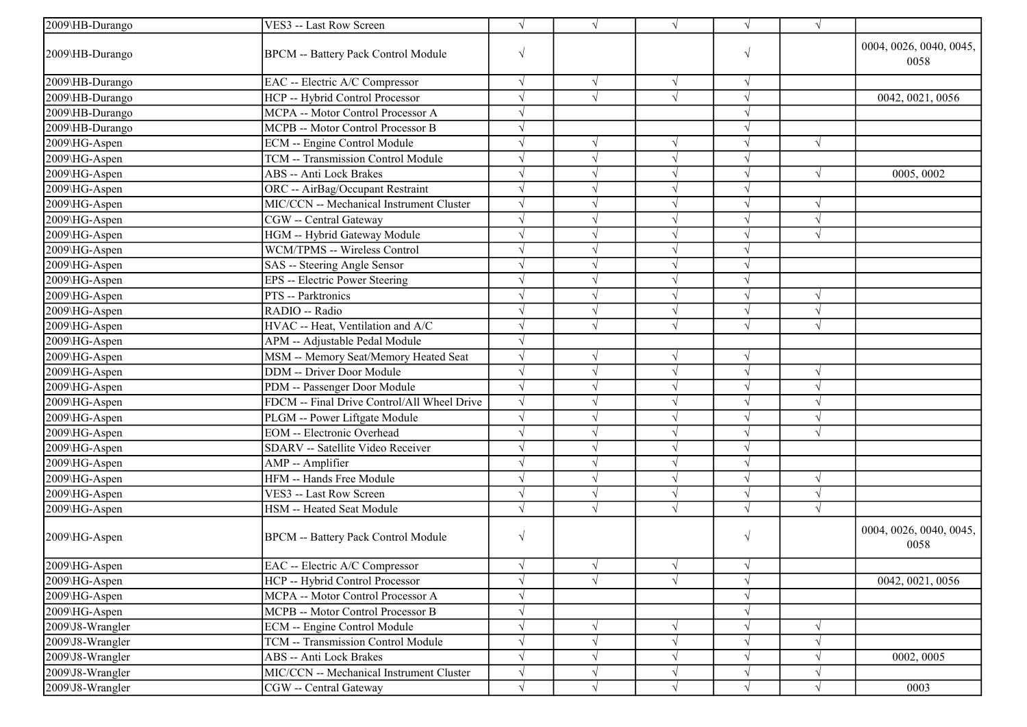| | | | | | | | |
|---|---|---|---|---|---|---|---|
| 2009\HB-Durango | VES3 -- Last Row Screen | √ | √ | √ | √ | √ | |
| 2009\HB-Durango | BPCM -- Battery Pack Control Module | √ | | | √ | | 0004, 0026, 0040, 0045, 0058 |
| 2009\HB-Durango | EAC -- Electric A/C Compressor | √ | √ | √ | √ | | |
| 2009\HB-Durango | HCP -- Hybrid Control Processor | √ | √ | √ | √ | | 0042, 0021, 0056 |
| 2009\HB-Durango | MCPA -- Motor Control Processor A | √ | | | √ | | |
| 2009\HB-Durango | MCPB -- Motor Control Processor B | √ | | | √ | | |
| 2009\HG-Aspen | ECM -- Engine Control Module | √ | √ | √ | √ | √ | |
| 2009\HG-Aspen | TCM -- Transmission Control Module | √ | √ | √ | √ | | |
| 2009\HG-Aspen | ABS -- Anti Lock Brakes | √ | √ | √ | √ | √ | 0005, 0002 |
| 2009\HG-Aspen | ORC -- AirBag/Occupant Restraint | √ | √ | √ | √ | | |
| 2009\HG-Aspen | MIC/CCN -- Mechanical Instrument Cluster | √ | √ | √ | √ | √ | |
| 2009\HG-Aspen | CGW -- Central Gateway | √ | √ | √ | √ | √ | |
| 2009\HG-Aspen | HGM -- Hybrid Gateway Module | √ | √ | √ | √ | √ | |
| 2009\HG-Aspen | WCM/TPMS -- Wireless Control | √ | √ | √ | √ | | |
| 2009\HG-Aspen | SAS -- Steering Angle Sensor | √ | √ | √ | √ | | |
| 2009\HG-Aspen | EPS -- Electric Power Steering | √ | √ | √ | √ | | |
| 2009\HG-Aspen | PTS -- Parktronics | √ | √ | √ | √ | √ | |
| 2009\HG-Aspen | RADIO -- Radio | √ | √ | √ | √ | √ | |
| 2009\HG-Aspen | HVAC -- Heat, Ventilation and A/C | √ | √ | √ | √ | √ | |
| 2009\HG-Aspen | APM -- Adjustable Pedal Module | √ | | | | | |
| 2009\HG-Aspen | MSM -- Memory Seat/Memory Heated Seat | √ | √ | √ | √ | | |
| 2009\HG-Aspen | DDM -- Driver Door Module | √ | √ | √ | √ | √ | |
| 2009\HG-Aspen | PDM -- Passenger Door Module | √ | √ | √ | √ | √ | |
| 2009\HG-Aspen | FDCM -- Final Drive Control/All Wheel Drive | √ | √ | √ | √ | √ | |
| 2009\HG-Aspen | PLGM -- Power Liftgate Module | √ | √ | √ | √ | √ | |
| 2009\HG-Aspen | EOM -- Electronic Overhead | √ | √ | √ | √ | √ | |
| 2009\HG-Aspen | SDARV -- Satellite Video Receiver | √ | √ | √ | √ | | |
| 2009\HG-Aspen | AMP -- Amplifier | √ | √ | √ | √ | | |
| 2009\HG-Aspen | HFM -- Hands Free Module | √ | √ | √ | √ | √ | |
| 2009\HG-Aspen | VES3 -- Last Row Screen | √ | √ | √ | √ | √ | |
| 2009\HG-Aspen | HSM -- Heated Seat Module | √ | √ | √ | √ | √ | |
| 2009\HG-Aspen | BPCM -- Battery Pack Control Module | √ | | | √ | | 0004, 0026, 0040, 0045, 0058 |
| 2009\HG-Aspen | EAC -- Electric A/C Compressor | √ | √ | √ | √ | | |
| 2009\HG-Aspen | HCP -- Hybrid Control Processor | √ | √ | √ | √ | | 0042, 0021, 0056 |
| 2009\HG-Aspen | MCPA -- Motor Control Processor A | √ | | | √ | | |
| 2009\HG-Aspen | MCPB -- Motor Control Processor B | √ | | | √ | | |
| 2009\J8-Wrangler | ECM -- Engine Control Module | √ | √ | √ | √ | √ | |
| 2009\J8-Wrangler | TCM -- Transmission Control Module | √ | √ | √ | √ | √ | |
| 2009\J8-Wrangler | ABS -- Anti Lock Brakes | √ | √ | √ | √ | √ | 0002, 0005 |
| 2009\J8-Wrangler | MIC/CCN -- Mechanical Instrument Cluster | √ | √ | √ | √ | √ | |
| 2009\J8-Wrangler | CGW -- Central Gateway | √ | √ | √ | √ | √ | 0003 |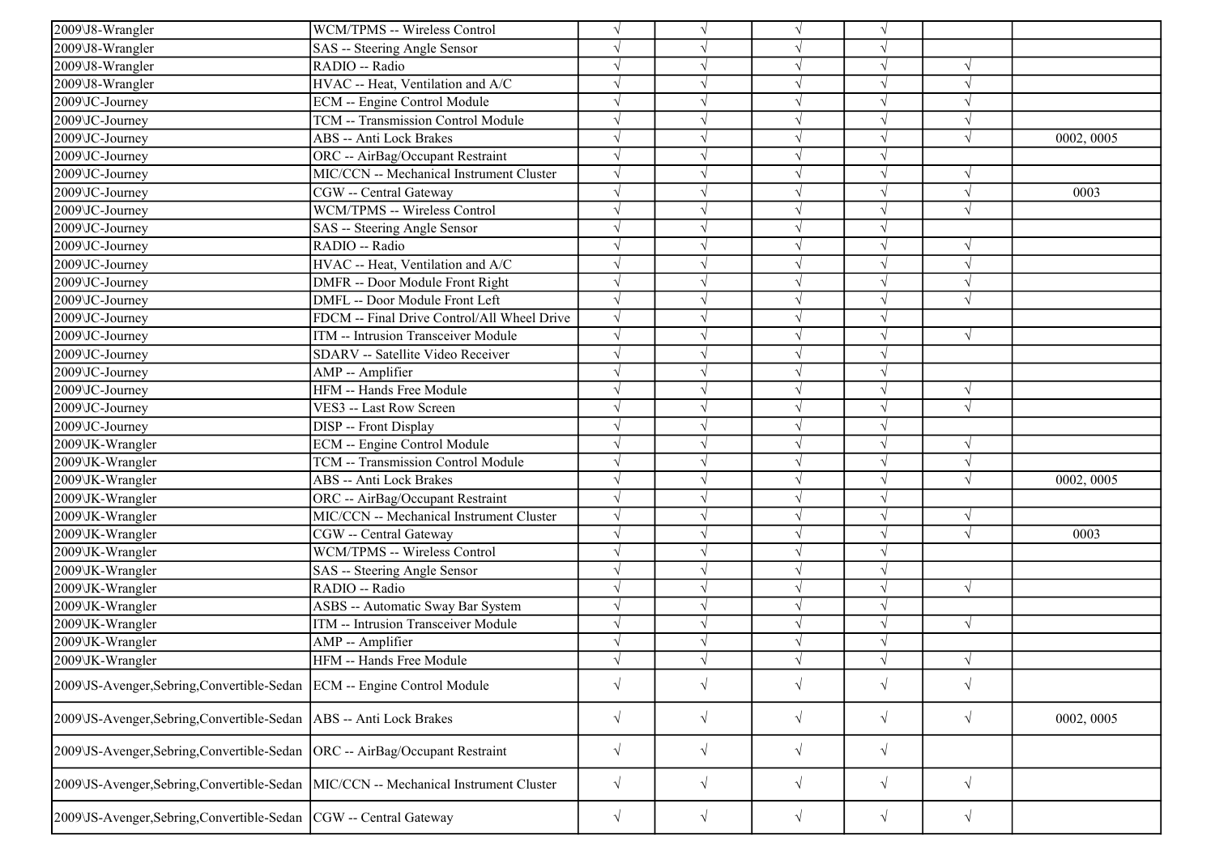| | | | | | | | |
|---|---|---|---|---|---|---|---|
| 2009\J8-Wrangler | WCM/TPMS -- Wireless Control | √ | √ | √ | √ | | |
| 2009\J8-Wrangler | SAS -- Steering Angle Sensor | √ | √ | √ | √ | | |
| 2009\J8-Wrangler | RADIO -- Radio | √ | √ | √ | √ | √ | |
| 2009\J8-Wrangler | HVAC -- Heat, Ventilation and A/C | √ | √ | √ | √ | √ | |
| 2009\JC-Journey | ECM -- Engine Control Module | √ | √ | √ | √ | √ | |
| 2009\JC-Journey | TCM -- Transmission Control Module | √ | √ | √ | √ | √ | |
| 2009\JC-Journey | ABS -- Anti Lock Brakes | √ | √ | √ | √ | √ | 0002, 0005 |
| 2009\JC-Journey | ORC -- AirBag/Occupant Restraint | √ | √ | √ | √ | | |
| 2009\JC-Journey | MIC/CCN -- Mechanical Instrument Cluster | √ | √ | √ | √ | √ | |
| 2009\JC-Journey | CGW -- Central Gateway | √ | √ | √ | √ | √ | 0003 |
| 2009\JC-Journey | WCM/TPMS -- Wireless Control | √ | √ | √ | √ | √ | |
| 2009\JC-Journey | SAS -- Steering Angle Sensor | √ | √ | √ | √ | | |
| 2009\JC-Journey | RADIO -- Radio | √ | √ | √ | √ | √ | |
| 2009\JC-Journey | HVAC -- Heat, Ventilation and A/C | √ | √ | √ | √ | √ | |
| 2009\JC-Journey | DMFR -- Door Module Front Right | √ | √ | √ | √ | √ | |
| 2009\JC-Journey | DMFL -- Door Module Front Left | √ | √ | √ | √ | √ | |
| 2009\JC-Journey | FDCM -- Final Drive Control/All Wheel Drive | √ | √ | √ | √ | | |
| 2009\JC-Journey | ITM -- Intrusion Transceiver Module | √ | √ | √ | √ | √ | |
| 2009\JC-Journey | SDARV -- Satellite Video Receiver | √ | √ | √ | √ | | |
| 2009\JC-Journey | AMP -- Amplifier | √ | √ | √ | √ | | |
| 2009\JC-Journey | HFM -- Hands Free Module | √ | √ | √ | √ | √ | |
| 2009\JC-Journey | VES3 -- Last Row Screen | √ | √ | √ | √ | √ | |
| 2009\JC-Journey | DISP -- Front Display | √ | √ | √ | √ | | |
| 2009\JK-Wrangler | ECM -- Engine Control Module | √ | √ | √ | √ | √ | |
| 2009\JK-Wrangler | TCM -- Transmission Control Module | √ | √ | √ | √ | √ | |
| 2009\JK-Wrangler | ABS -- Anti Lock Brakes | √ | √ | √ | √ | √ | 0002, 0005 |
| 2009\JK-Wrangler | ORC -- AirBag/Occupant Restraint | √ | √ | √ | √ | | |
| 2009\JK-Wrangler | MIC/CCN -- Mechanical Instrument Cluster | √ | √ | √ | √ | √ | |
| 2009\JK-Wrangler | CGW -- Central Gateway | √ | √ | √ | √ | √ | 0003 |
| 2009\JK-Wrangler | WCM/TPMS -- Wireless Control | √ | √ | √ | √ | | |
| 2009\JK-Wrangler | SAS -- Steering Angle Sensor | √ | √ | √ | √ | | |
| 2009\JK-Wrangler | RADIO -- Radio | √ | √ | √ | √ | √ | |
| 2009\JK-Wrangler | ASBS -- Automatic Sway Bar System | √ | √ | √ | √ | | |
| 2009\JK-Wrangler | ITM -- Intrusion Transceiver Module | √ | √ | √ | √ | √ | |
| 2009\JK-Wrangler | AMP -- Amplifier | √ | √ | √ | √ | | |
| 2009\JK-Wrangler | HFM -- Hands Free Module | √ | √ | √ | √ | √ | |
| 2009\JS-Avenger,Sebring,Convertible-Sedan | ECM -- Engine Control Module | √ | √ | √ | √ | √ | |
| 2009\JS-Avenger,Sebring,Convertible-Sedan | ABS -- Anti Lock Brakes | √ | √ | √ | √ | √ | 0002, 0005 |
| 2009\JS-Avenger,Sebring,Convertible-Sedan | ORC -- AirBag/Occupant Restraint | √ | √ | √ | √ | | |
| 2009\JS-Avenger,Sebring,Convertible-Sedan | MIC/CCN -- Mechanical Instrument Cluster | √ | √ | √ | √ | √ | |
| 2009\JS-Avenger,Sebring,Convertible-Sedan | CGW -- Central Gateway | √ | √ | √ | √ | √ | |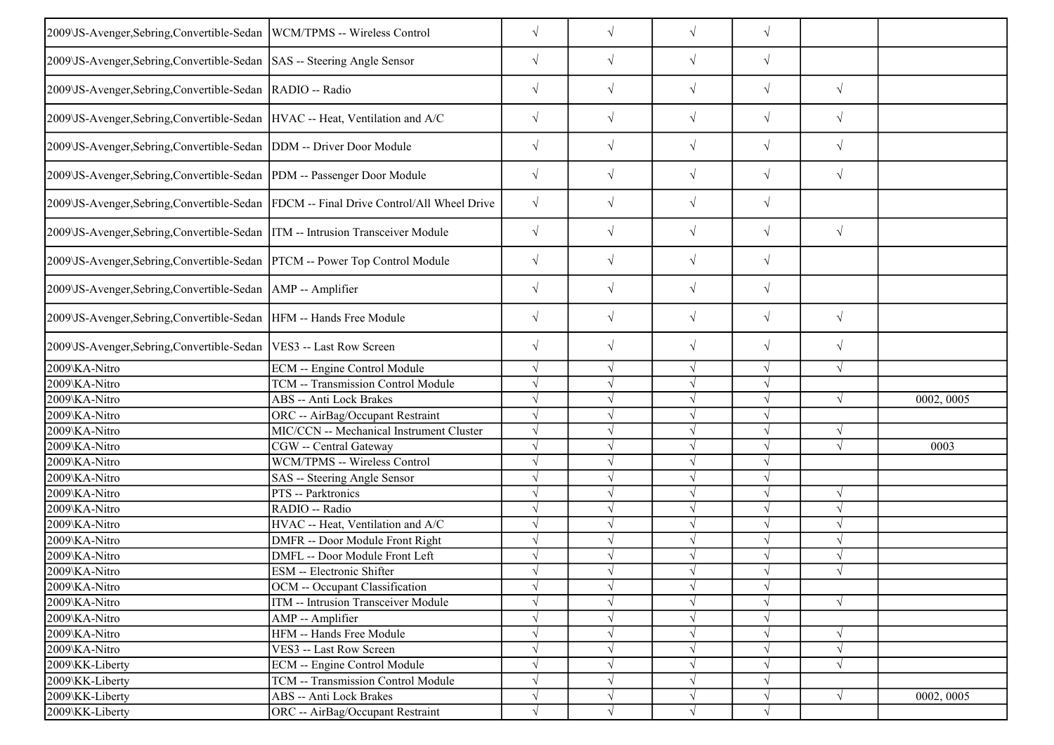| | | | | | | | |
|---|---|---|---|---|---|---|---|
| 2009\JS-Avenger,Sebring,Convertible-Sedan | WCM/TPMS -- Wireless Control | √ | √ | √ | √ | | |
| 2009\JS-Avenger,Sebring,Convertible-Sedan | SAS -- Steering Angle Sensor | √ | √ | √ | √ | | |
| 2009\JS-Avenger,Sebring,Convertible-Sedan | RADIO -- Radio | √ | √ | √ | √ | √ | |
| 2009\JS-Avenger,Sebring,Convertible-Sedan | HVAC -- Heat, Ventilation and A/C | √ | √ | √ | √ | √ | |
| 2009\JS-Avenger,Sebring,Convertible-Sedan | DDM -- Driver Door Module | √ | √ | √ | √ | √ | |
| 2009\JS-Avenger,Sebring,Convertible-Sedan | PDM -- Passenger Door Module | √ | √ | √ | √ | √ | |
| 2009\JS-Avenger,Sebring,Convertible-Sedan | FDCM -- Final Drive Control/All Wheel Drive | √ | √ | √ | √ | | |
| 2009\JS-Avenger,Sebring,Convertible-Sedan | ITM -- Intrusion Transceiver Module | √ | √ | √ | √ | √ | |
| 2009\JS-Avenger,Sebring,Convertible-Sedan | PTCM -- Power Top Control Module | √ | √ | √ | √ | | |
| 2009\JS-Avenger,Sebring,Convertible-Sedan | AMP -- Amplifier | √ | √ | √ | √ | | |
| 2009\JS-Avenger,Sebring,Convertible-Sedan | HFM -- Hands Free Module | √ | √ | √ | √ | √ | |
| 2009\JS-Avenger,Sebring,Convertible-Sedan | VES3 -- Last Row Screen | √ | √ | √ | √ | √ | |
| 2009\KA-Nitro | ECM -- Engine Control Module | √ | √ | √ | √ | √ | |
| 2009\KA-Nitro | TCM -- Transmission Control Module | √ | √ | √ | √ | | |
| 2009\KA-Nitro | ABS -- Anti Lock Brakes | √ | √ | √ | √ | √ | 0002, 0005 |
| 2009\KA-Nitro | ORC -- AirBag/Occupant Restraint | √ | √ | √ | √ | | |
| 2009\KA-Nitro | MIC/CCN -- Mechanical Instrument Cluster | √ | √ | √ | √ | √ | |
| 2009\KA-Nitro | CGW -- Central Gateway | √ | √ | √ | √ | √ | 0003 |
| 2009\KA-Nitro | WCM/TPMS -- Wireless Control | √ | √ | √ | √ | | |
| 2009\KA-Nitro | SAS -- Steering Angle Sensor | √ | √ | √ | √ | | |
| 2009\KA-Nitro | PTS -- Parktronics | √ | √ | √ | √ | √ | |
| 2009\KA-Nitro | RADIO -- Radio | √ | √ | √ | √ | √ | |
| 2009\KA-Nitro | HVAC -- Heat, Ventilation and A/C | √ | √ | √ | √ | √ | |
| 2009\KA-Nitro | DMFR -- Door Module Front Right | √ | √ | √ | √ | √ | |
| 2009\KA-Nitro | DMFL -- Door Module Front Left | √ | √ | √ | √ | √ | |
| 2009\KA-Nitro | ESM -- Electronic Shifter | √ | √ | √ | √ | √ | |
| 2009\KA-Nitro | OCM -- Occupant Classification | √ | √ | √ | √ | | |
| 2009\KA-Nitro | ITM -- Intrusion Transceiver Module | √ | √ | √ | √ | √ | |
| 2009\KA-Nitro | AMP -- Amplifier | √ | √ | √ | √ | | |
| 2009\KA-Nitro | HFM -- Hands Free Module | √ | √ | √ | √ | √ | |
| 2009\KA-Nitro | VES3 -- Last Row Screen | √ | √ | √ | √ | √ | |
| 2009\KK-Liberty | ECM -- Engine Control Module | √ | √ | √ | √ | √ | |
| 2009\KK-Liberty | TCM -- Transmission Control Module | √ | √ | √ | √ | | |
| 2009\KK-Liberty | ABS -- Anti Lock Brakes | √ | √ | √ | √ | √ | 0002, 0005 |
| 2009\KK-Liberty | ORC -- AirBag/Occupant Restraint | √ | √ | √ | √ | | |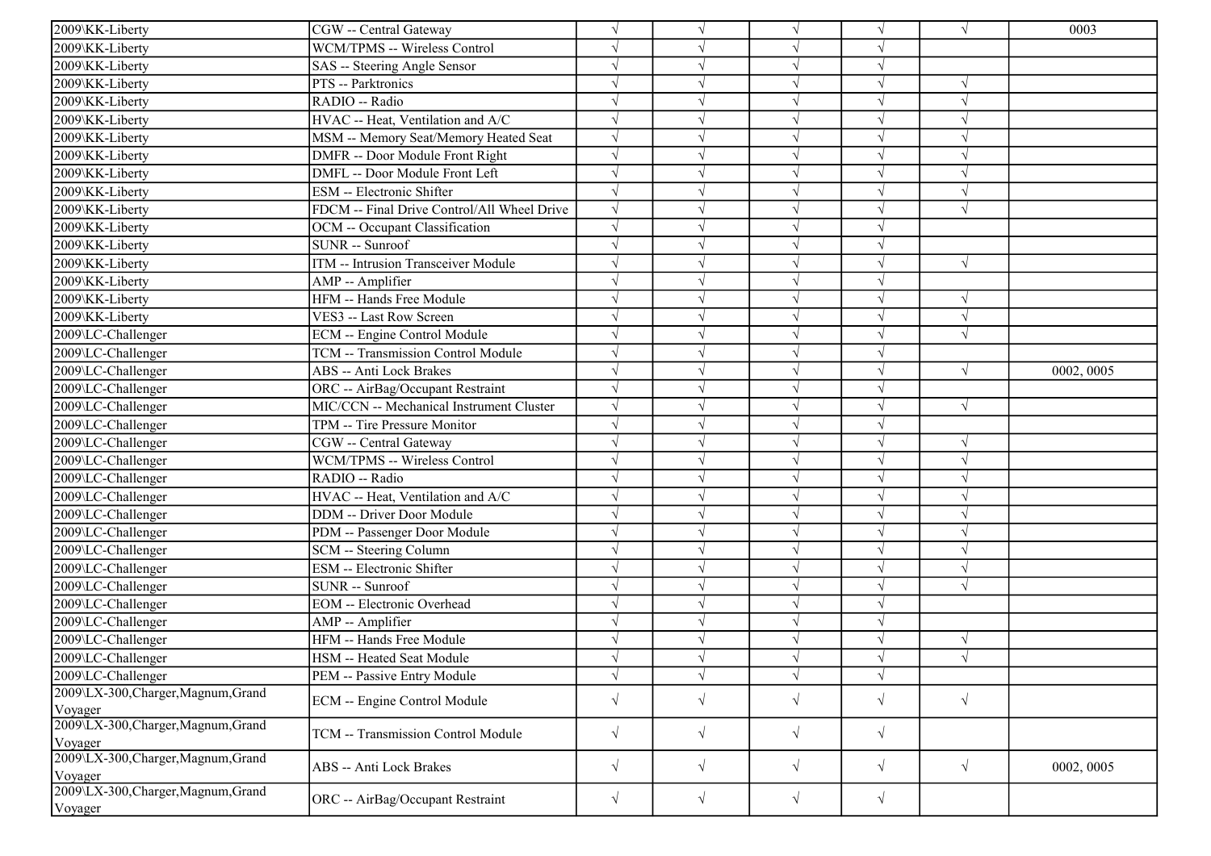| | | | | | | | |
|---|---|---|---|---|---|---|---|
| 2009\KK-Liberty | CGW -- Central Gateway | √ | √ | √ | √ | √ | 0003 |
| 2009\KK-Liberty | WCM/TPMS -- Wireless Control | √ | √ | √ | √ | | |
| 2009\KK-Liberty | SAS -- Steering Angle Sensor | √ | √ | √ | √ | | |
| 2009\KK-Liberty | PTS -- Parktronics | √ | √ | √ | √ | √ | |
| 2009\KK-Liberty | RADIO -- Radio | √ | √ | √ | √ | √ | |
| 2009\KK-Liberty | HVAC -- Heat, Ventilation and A/C | √ | √ | √ | √ | √ | |
| 2009\KK-Liberty | MSM -- Memory Seat/Memory Heated Seat | √ | √ | √ | √ | √ | |
| 2009\KK-Liberty | DMFR -- Door Module Front Right | √ | √ | √ | √ | √ | |
| 2009\KK-Liberty | DMFL -- Door Module Front Left | √ | √ | √ | √ | √ | |
| 2009\KK-Liberty | ESM -- Electronic Shifter | √ | √ | √ | √ | √ | |
| 2009\KK-Liberty | FDCM -- Final Drive Control/All Wheel Drive | √ | √ | √ | √ | √ | |
| 2009\KK-Liberty | OCM -- Occupant Classification | √ | √ | √ | √ | | |
| 2009\KK-Liberty | SUNR -- Sunroof | √ | √ | √ | √ | | |
| 2009\KK-Liberty | ITM -- Intrusion Transceiver Module | √ | √ | √ | √ | √ | |
| 2009\KK-Liberty | AMP -- Amplifier | √ | √ | √ | √ | | |
| 2009\KK-Liberty | HFM -- Hands Free Module | √ | √ | √ | √ | √ | |
| 2009\KK-Liberty | VES3 -- Last Row Screen | √ | √ | √ | √ | √ | |
| 2009\LC-Challenger | ECM -- Engine Control Module | √ | √ | √ | √ | √ | |
| 2009\LC-Challenger | TCM -- Transmission Control Module | √ | √ | √ | √ | | |
| 2009\LC-Challenger | ABS -- Anti Lock Brakes | √ | √ | √ | √ | √ | 0002, 0005 |
| 2009\LC-Challenger | ORC -- AirBag/Occupant Restraint | √ | √ | √ | √ | | |
| 2009\LC-Challenger | MIC/CCN -- Mechanical Instrument Cluster | √ | √ | √ | √ | √ | |
| 2009\LC-Challenger | TPM -- Tire Pressure Monitor | √ | √ | √ | √ | | |
| 2009\LC-Challenger | CGW -- Central Gateway | √ | √ | √ | √ | √ | |
| 2009\LC-Challenger | WCM/TPMS -- Wireless Control | √ | √ | √ | √ | √ | |
| 2009\LC-Challenger | RADIO -- Radio | √ | √ | √ | √ | √ | |
| 2009\LC-Challenger | HVAC -- Heat, Ventilation and A/C | √ | √ | √ | √ | √ | |
| 2009\LC-Challenger | DDM -- Driver Door Module | √ | √ | √ | √ | √ | |
| 2009\LC-Challenger | PDM -- Passenger Door Module | √ | √ | √ | √ | √ | |
| 2009\LC-Challenger | SCM -- Steering Column | √ | √ | √ | √ | √ | |
| 2009\LC-Challenger | ESM -- Electronic Shifter | √ | √ | √ | √ | √ | |
| 2009\LC-Challenger | SUNR -- Sunroof | √ | √ | √ | √ | √ | |
| 2009\LC-Challenger | EOM -- Electronic Overhead | √ | √ | √ | √ | | |
| 2009\LC-Challenger | AMP -- Amplifier | √ | √ | √ | √ | | |
| 2009\LC-Challenger | HFM -- Hands Free Module | √ | √ | √ | √ | √ | |
| 2009\LC-Challenger | HSM -- Heated Seat Module | √ | √ | √ | √ | √ | |
| 2009\LC-Challenger | PEM -- Passive Entry Module | √ | √ | √ | √ | | |
| 2009\LX-300,Charger,Magnum,Grand Voyager | ECM -- Engine Control Module | √ | √ | √ | √ | √ | |
| 2009\LX-300,Charger,Magnum,Grand Voyager | TCM -- Transmission Control Module | √ | √ | √ | √ | | |
| 2009\LX-300,Charger,Magnum,Grand Voyager | ABS -- Anti Lock Brakes | √ | √ | √ | √ | √ | 0002, 0005 |
| 2009\LX-300,Charger,Magnum,Grand Voyager | ORC -- AirBag/Occupant Restraint | √ | √ | √ | √ | | |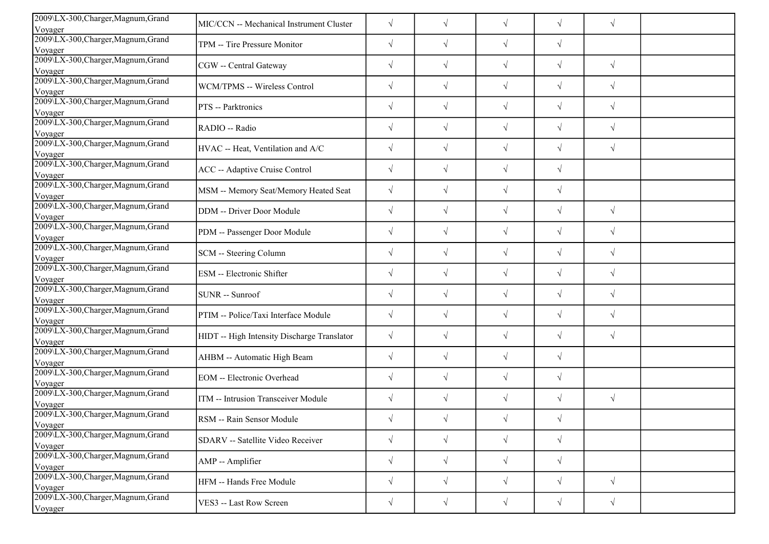| | | | | | | | |
|---|---|---|---|---|---|---|---|
| 2009\LX-300,Charger,Magnum,Grand Voyager | MIC/CCN -- Mechanical Instrument Cluster | √ | √ | √ | √ | √ | |
| 2009\LX-300,Charger,Magnum,Grand Voyager | TPM -- Tire Pressure Monitor | √ | √ | √ | √ | | |
| 2009\LX-300,Charger,Magnum,Grand Voyager | CGW -- Central Gateway | √ | √ | √ | √ | √ | |
| 2009\LX-300,Charger,Magnum,Grand Voyager | WCM/TPMS -- Wireless Control | √ | √ | √ | √ | √ | |
| 2009\LX-300,Charger,Magnum,Grand Voyager | PTS -- Parktronics | √ | √ | √ | √ | √ | |
| 2009\LX-300,Charger,Magnum,Grand Voyager | RADIO -- Radio | √ | √ | √ | √ | √ | |
| 2009\LX-300,Charger,Magnum,Grand Voyager | HVAC -- Heat, Ventilation and A/C | √ | √ | √ | √ | √ | |
| 2009\LX-300,Charger,Magnum,Grand Voyager | ACC -- Adaptive Cruise Control | √ | √ | √ | √ | | |
| 2009\LX-300,Charger,Magnum,Grand Voyager | MSM -- Memory Seat/Memory Heated Seat | √ | √ | √ | √ | | |
| 2009\LX-300,Charger,Magnum,Grand Voyager | DDM -- Driver Door Module | √ | √ | √ | √ | √ | |
| 2009\LX-300,Charger,Magnum,Grand Voyager | PDM -- Passenger Door Module | √ | √ | √ | √ | √ | |
| 2009\LX-300,Charger,Magnum,Grand Voyager | SCM -- Steering Column | √ | √ | √ | √ | √ | |
| 2009\LX-300,Charger,Magnum,Grand Voyager | ESM -- Electronic Shifter | √ | √ | √ | √ | √ | |
| 2009\LX-300,Charger,Magnum,Grand Voyager | SUNR -- Sunroof | √ | √ | √ | √ | √ | |
| 2009\LX-300,Charger,Magnum,Grand Voyager | PTIM -- Police/Taxi Interface Module | √ | √ | √ | √ | √ | |
| 2009\LX-300,Charger,Magnum,Grand Voyager | HIDT -- High Intensity Discharge Translator | √ | √ | √ | √ | √ | |
| 2009\LX-300,Charger,Magnum,Grand Voyager | AHBM -- Automatic High Beam | √ | √ | √ | √ | | |
| 2009\LX-300,Charger,Magnum,Grand Voyager | EOM -- Electronic Overhead | √ | √ | √ | √ | | |
| 2009\LX-300,Charger,Magnum,Grand Voyager | ITM -- Intrusion Transceiver Module | √ | √ | √ | √ | √ | |
| 2009\LX-300,Charger,Magnum,Grand Voyager | RSM -- Rain Sensor Module | √ | √ | √ | √ | | |
| 2009\LX-300,Charger,Magnum,Grand Voyager | SDARV -- Satellite Video Receiver | √ | √ | √ | √ | | |
| 2009\LX-300,Charger,Magnum,Grand Voyager | AMP -- Amplifier | √ | √ | √ | √ | | |
| 2009\LX-300,Charger,Magnum,Grand Voyager | HFM -- Hands Free Module | √ | √ | √ | √ | √ | |
| 2009\LX-300,Charger,Magnum,Grand Voyager | VES3 -- Last Row Screen | √ | √ | √ | √ | √ | |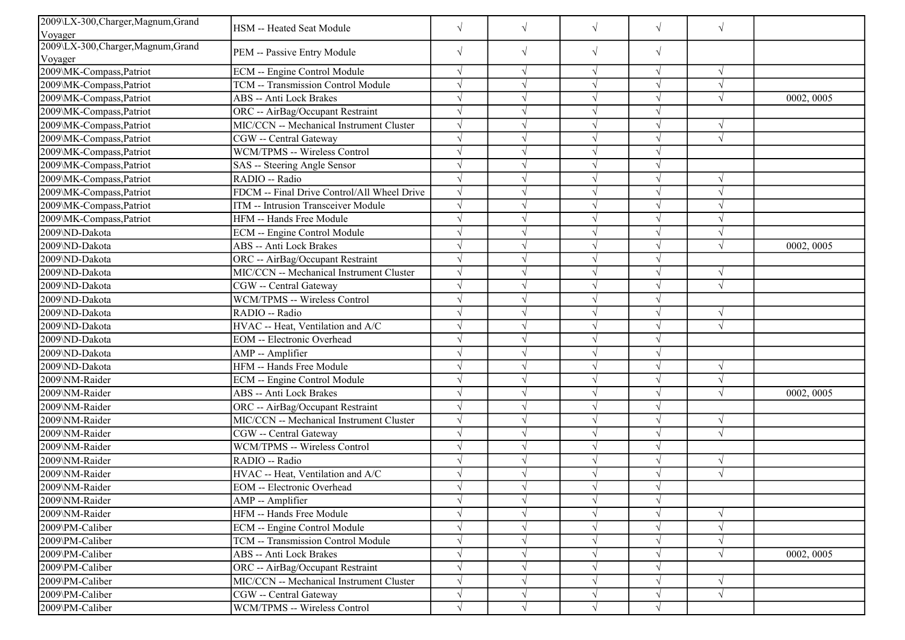| | | | | | | | |
|---|---|---|---|---|---|---|---|
| 2009\LX-300,Charger,Magnum,Grand Voyager | HSM -- Heated Seat Module | √ | √ | √ | √ | √ | |
| 2009\LX-300,Charger,Magnum,Grand Voyager | PEM -- Passive Entry Module | √ | √ | √ | √ | | |
| 2009\MK-Compass,Patriot | ECM -- Engine Control Module | √ | √ | √ | √ | √ | |
| 2009\MK-Compass,Patriot | TCM -- Transmission Control Module | √ | √ | √ | √ | √ | |
| 2009\MK-Compass,Patriot | ABS -- Anti Lock Brakes | √ | √ | √ | √ | √ | 0002, 0005 |
| 2009\MK-Compass,Patriot | ORC -- AirBag/Occupant Restraint | √ | √ | √ | √ | | |
| 2009\MK-Compass,Patriot | MIC/CCN -- Mechanical Instrument Cluster | √ | √ | √ | √ | √ | |
| 2009\MK-Compass,Patriot | CGW -- Central Gateway | √ | √ | √ | √ | √ | |
| 2009\MK-Compass,Patriot | WCM/TPMS -- Wireless Control | √ | √ | √ | √ | | |
| 2009\MK-Compass,Patriot | SAS -- Steering Angle Sensor | √ | √ | √ | √ | | |
| 2009\MK-Compass,Patriot | RADIO -- Radio | √ | √ | √ | √ | √ | |
| 2009\MK-Compass,Patriot | FDCM -- Final Drive Control/All Wheel Drive | √ | √ | √ | √ | √ | |
| 2009\MK-Compass,Patriot | ITM -- Intrusion Transceiver Module | √ | √ | √ | √ | √ | |
| 2009\MK-Compass,Patriot | HFM -- Hands Free Module | √ | √ | √ | √ | √ | |
| 2009\ND-Dakota | ECM -- Engine Control Module | √ | √ | √ | √ | √ | |
| 2009\ND-Dakota | ABS -- Anti Lock Brakes | √ | √ | √ | √ | √ | 0002, 0005 |
| 2009\ND-Dakota | ORC -- AirBag/Occupant Restraint | √ | √ | √ | √ | | |
| 2009\ND-Dakota | MIC/CCN -- Mechanical Instrument Cluster | √ | √ | √ | √ | √ | |
| 2009\ND-Dakota | CGW -- Central Gateway | √ | √ | √ | √ | √ | |
| 2009\ND-Dakota | WCM/TPMS -- Wireless Control | √ | √ | √ | √ | | |
| 2009\ND-Dakota | RADIO -- Radio | √ | √ | √ | √ | √ | |
| 2009\ND-Dakota | HVAC -- Heat, Ventilation and A/C | √ | √ | √ | √ | √ | |
| 2009\ND-Dakota | EOM -- Electronic Overhead | √ | √ | √ | √ | | |
| 2009\ND-Dakota | AMP -- Amplifier | √ | √ | √ | √ | | |
| 2009\ND-Dakota | HFM -- Hands Free Module | √ | √ | √ | √ | √ | |
| 2009\NM-Raider | ECM -- Engine Control Module | √ | √ | √ | √ | √ | |
| 2009\NM-Raider | ABS -- Anti Lock Brakes | √ | √ | √ | √ | √ | 0002, 0005 |
| 2009\NM-Raider | ORC -- AirBag/Occupant Restraint | √ | √ | √ | √ | | |
| 2009\NM-Raider | MIC/CCN -- Mechanical Instrument Cluster | √ | √ | √ | √ | √ | |
| 2009\NM-Raider | CGW -- Central Gateway | √ | √ | √ | √ | √ | |
| 2009\NM-Raider | WCM/TPMS -- Wireless Control | √ | √ | √ | √ | | |
| 2009\NM-Raider | RADIO -- Radio | √ | √ | √ | √ | √ | |
| 2009\NM-Raider | HVAC -- Heat, Ventilation and A/C | √ | √ | √ | √ | √ | |
| 2009\NM-Raider | EOM -- Electronic Overhead | √ | √ | √ | √ | | |
| 2009\NM-Raider | AMP -- Amplifier | √ | √ | √ | √ | | |
| 2009\NM-Raider | HFM -- Hands Free Module | √ | √ | √ | √ | √ | |
| 2009\PM-Caliber | ECM -- Engine Control Module | √ | √ | √ | √ | √ | |
| 2009\PM-Caliber | TCM -- Transmission Control Module | √ | √ | √ | √ | √ | |
| 2009\PM-Caliber | ABS -- Anti Lock Brakes | √ | √ | √ | √ | √ | 0002, 0005 |
| 2009\PM-Caliber | ORC -- AirBag/Occupant Restraint | √ | √ | √ | √ | | |
| 2009\PM-Caliber | MIC/CCN -- Mechanical Instrument Cluster | √ | √ | √ | √ | √ | |
| 2009\PM-Caliber | CGW -- Central Gateway | √ | √ | √ | √ | √ | |
| 2009\PM-Caliber | WCM/TPMS -- Wireless Control | √ | √ | √ | √ | | |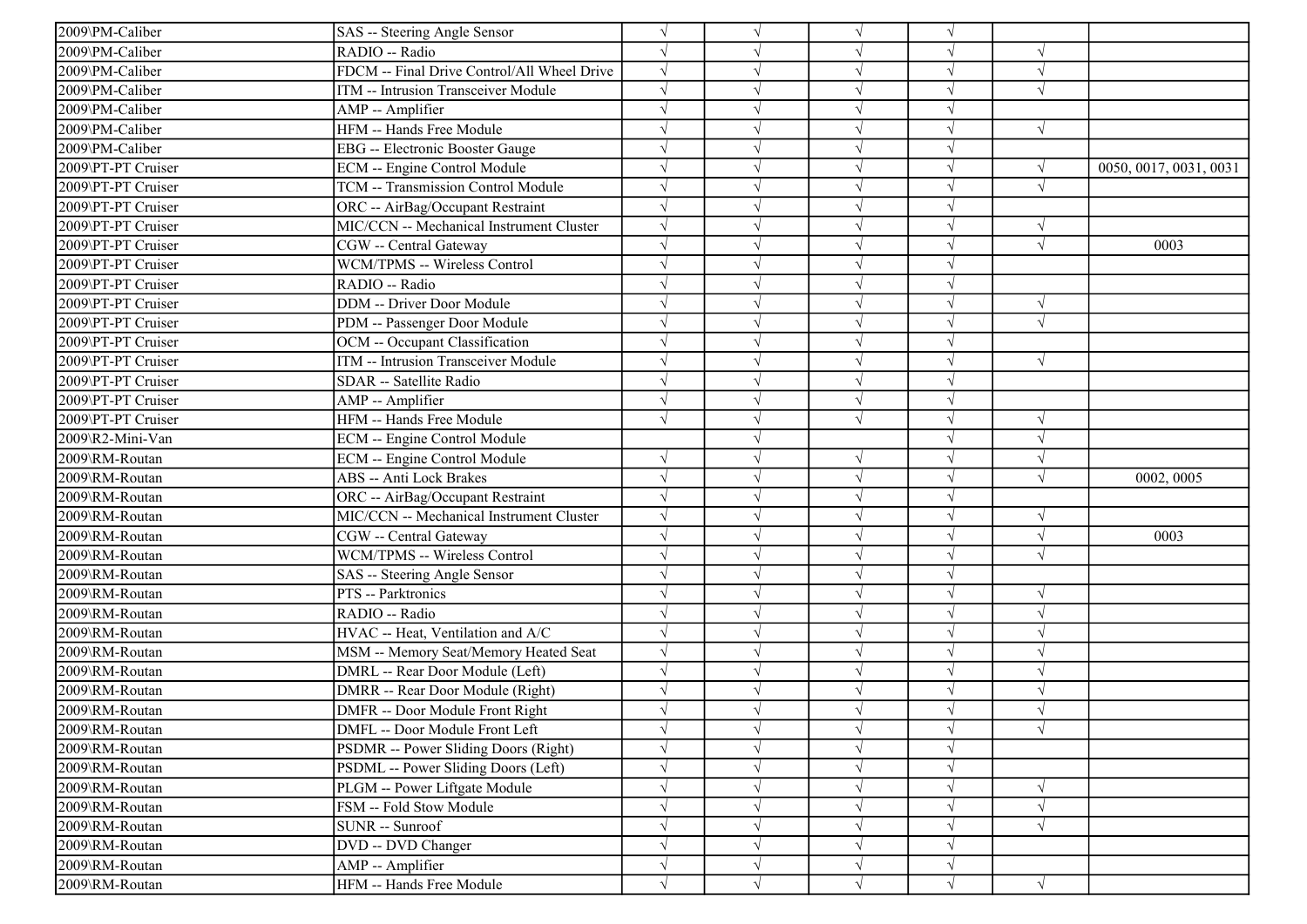| | | | | | | | |
|---|---|---|---|---|---|---|---|
| 2009\PM-Caliber | SAS -- Steering Angle Sensor | √ | √ | √ | √ | | |
| 2009\PM-Caliber | RADIO -- Radio | √ | √ | √ | √ | √ | |
| 2009\PM-Caliber | FDCM -- Final Drive Control/All Wheel Drive | √ | √ | √ | √ | √ | |
| 2009\PM-Caliber | ITM -- Intrusion Transceiver Module | √ | √ | √ | √ | √ | |
| 2009\PM-Caliber | AMP -- Amplifier | √ | √ | √ | √ | | |
| 2009\PM-Caliber | HFM -- Hands Free Module | √ | √ | √ | √ | √ | |
| 2009\PM-Caliber | EBG -- Electronic Booster Gauge | √ | √ | √ | √ | | |
| 2009\PT-PT Cruiser | ECM -- Engine Control Module | √ | √ | √ | √ | √ | 0050, 0017, 0031, 0031 |
| 2009\PT-PT Cruiser | TCM -- Transmission Control Module | √ | √ | √ | √ | √ | |
| 2009\PT-PT Cruiser | ORC -- AirBag/Occupant Restraint | √ | √ | √ | √ | | |
| 2009\PT-PT Cruiser | MIC/CCN -- Mechanical Instrument Cluster | √ | √ | √ | √ | √ | |
| 2009\PT-PT Cruiser | CGW -- Central Gateway | √ | √ | √ | √ | √ | 0003 |
| 2009\PT-PT Cruiser | WCM/TPMS -- Wireless Control | √ | √ | √ | √ | | |
| 2009\PT-PT Cruiser | RADIO -- Radio | √ | √ | √ | √ | | |
| 2009\PT-PT Cruiser | DDM -- Driver Door Module | √ | √ | √ | √ | √ | |
| 2009\PT-PT Cruiser | PDM -- Passenger Door Module | √ | √ | √ | √ | √ | |
| 2009\PT-PT Cruiser | OCM -- Occupant Classification | √ | √ | √ | √ | | |
| 2009\PT-PT Cruiser | ITM -- Intrusion Transceiver Module | √ | √ | √ | √ | √ | |
| 2009\PT-PT Cruiser | SDAR -- Satellite Radio | √ | √ | √ | √ | | |
| 2009\PT-PT Cruiser | AMP -- Amplifier | √ | √ | √ | √ | | |
| 2009\PT-PT Cruiser | HFM -- Hands Free Module | √ | √ | √ | √ | √ | |
| 2009\R2-Mini-Van | ECM -- Engine Control Module | | √ | | √ | √ | |
| 2009\RM-Routan | ECM -- Engine Control Module | √ | √ | √ | √ | √ | |
| 2009\RM-Routan | ABS -- Anti Lock Brakes | √ | √ | √ | √ | √ | 0002, 0005 |
| 2009\RM-Routan | ORC -- AirBag/Occupant Restraint | √ | √ | √ | √ | | |
| 2009\RM-Routan | MIC/CCN -- Mechanical Instrument Cluster | √ | √ | √ | √ | √ | |
| 2009\RM-Routan | CGW -- Central Gateway | √ | √ | √ | √ | √ | 0003 |
| 2009\RM-Routan | WCM/TPMS -- Wireless Control | √ | √ | √ | √ | √ | |
| 2009\RM-Routan | SAS -- Steering Angle Sensor | √ | √ | √ | √ | | |
| 2009\RM-Routan | PTS -- Parktronics | √ | √ | √ | √ | √ | |
| 2009\RM-Routan | RADIO -- Radio | √ | √ | √ | √ | √ | |
| 2009\RM-Routan | HVAC -- Heat, Ventilation and A/C | √ | √ | √ | √ | √ | |
| 2009\RM-Routan | MSM -- Memory Seat/Memory Heated Seat | √ | √ | √ | √ | √ | |
| 2009\RM-Routan | DMRL -- Rear Door Module (Left) | √ | √ | √ | √ | √ | |
| 2009\RM-Routan | DMRR -- Rear Door Module (Right) | √ | √ | √ | √ | √ | |
| 2009\RM-Routan | DMFR -- Door Module Front Right | √ | √ | √ | √ | √ | |
| 2009\RM-Routan | DMFL -- Door Module Front Left | √ | √ | √ | √ | √ | |
| 2009\RM-Routan | PSDMR -- Power Sliding Doors (Right) | √ | √ | √ | √ | | |
| 2009\RM-Routan | PSDML -- Power Sliding Doors (Left) | √ | √ | √ | √ | | |
| 2009\RM-Routan | PLGM -- Power Liftgate Module | √ | √ | √ | √ | √ | |
| 2009\RM-Routan | FSM -- Fold Stow Module | √ | √ | √ | √ | √ | |
| 2009\RM-Routan | SUNR -- Sunroof | √ | √ | √ | √ | √ | |
| 2009\RM-Routan | DVD -- DVD Changer | √ | √ | √ | √ | | |
| 2009\RM-Routan | AMP -- Amplifier | √ | √ | √ | √ | | |
| 2009\RM-Routan | HFM -- Hands Free Module | √ | √ | √ | √ | √ | |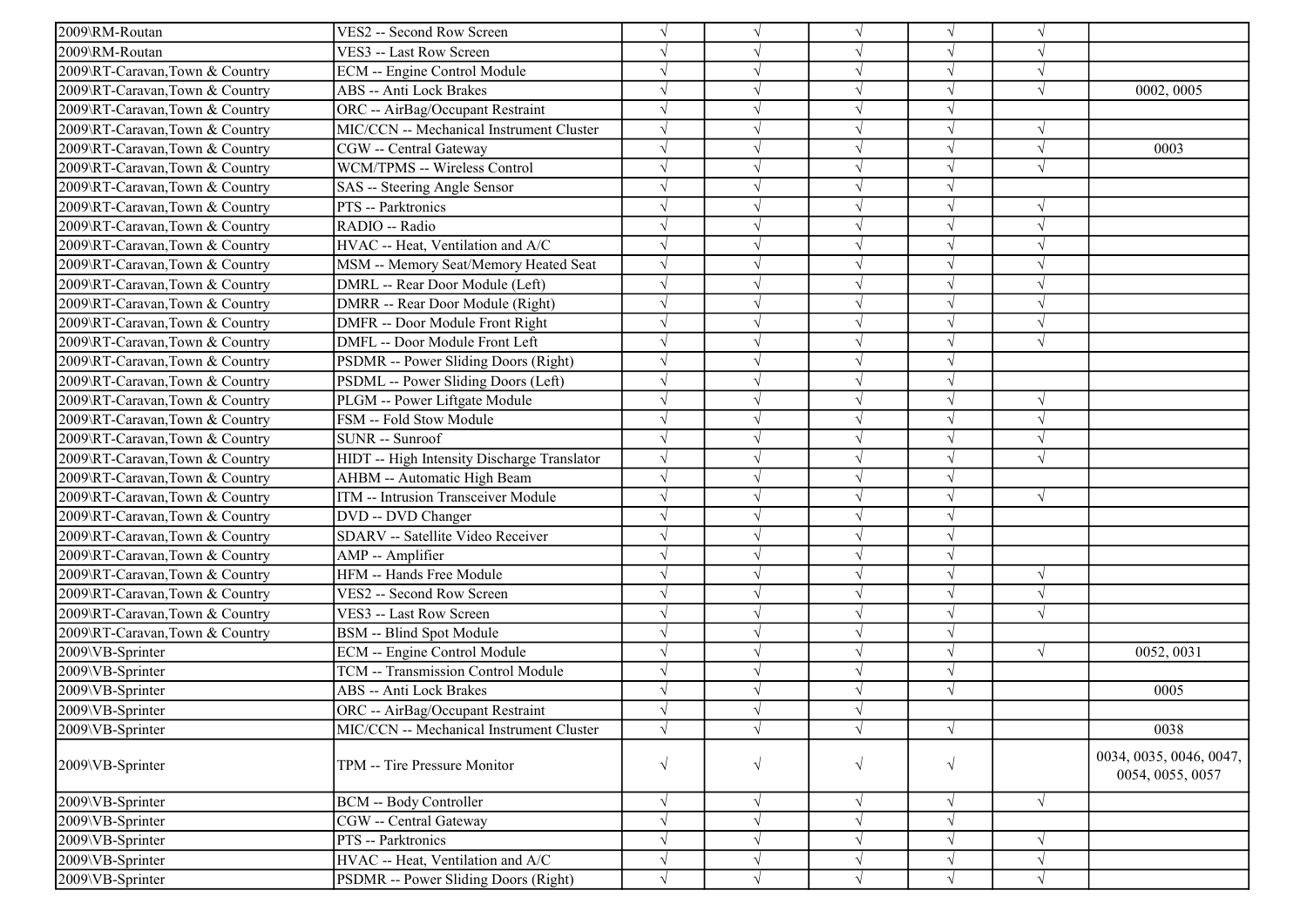| | | | | | | | |
|---|---|---|---|---|---|---|---|
| 2009\RM-Routan | VES2 -- Second Row Screen | √ | √ | √ | √ | √ | |
| 2009\RM-Routan | VES3 -- Last Row Screen | √ | √ | √ | √ | √ | |
| 2009\RT-Caravan,Town & Country | ECM -- Engine Control Module | √ | √ | √ | √ | √ | |
| 2009\RT-Caravan,Town & Country | ABS -- Anti Lock Brakes | √ | √ | √ | √ | √ | 0002, 0005 |
| 2009\RT-Caravan,Town & Country | ORC -- AirBag/Occupant Restraint | √ | √ | √ | √ | | |
| 2009\RT-Caravan,Town & Country | MIC/CCN -- Mechanical Instrument Cluster | √ | √ | √ | √ | √ | |
| 2009\RT-Caravan,Town & Country | CGW -- Central Gateway | √ | √ | √ | √ | √ | 0003 |
| 2009\RT-Caravan,Town & Country | WCM/TPMS -- Wireless Control | √ | √ | √ | √ | √ | |
| 2009\RT-Caravan,Town & Country | SAS -- Steering Angle Sensor | √ | √ | √ | √ | | |
| 2009\RT-Caravan,Town & Country | PTS -- Parktronics | √ | √ | √ | √ | √ | |
| 2009\RT-Caravan,Town & Country | RADIO -- Radio | √ | √ | √ | √ | √ | |
| 2009\RT-Caravan,Town & Country | HVAC -- Heat, Ventilation and A/C | √ | √ | √ | √ | √ | |
| 2009\RT-Caravan,Town & Country | MSM -- Memory Seat/Memory Heated Seat | √ | √ | √ | √ | √ | |
| 2009\RT-Caravan,Town & Country | DMRL -- Rear Door Module (Left) | √ | √ | √ | √ | √ | |
| 2009\RT-Caravan,Town & Country | DMRR -- Rear Door Module (Right) | √ | √ | √ | √ | √ | |
| 2009\RT-Caravan,Town & Country | DMFR -- Door Module Front Right | √ | √ | √ | √ | √ | |
| 2009\RT-Caravan,Town & Country | DMFL -- Door Module Front Left | √ | √ | √ | √ | √ | |
| 2009\RT-Caravan,Town & Country | PSDMR -- Power Sliding Doors (Right) | √ | √ | √ | √ | | |
| 2009\RT-Caravan,Town & Country | PSDML -- Power Sliding Doors (Left) | √ | √ | √ | √ | | |
| 2009\RT-Caravan,Town & Country | PLGM -- Power Liftgate Module | √ | √ | √ | √ | √ | |
| 2009\RT-Caravan,Town & Country | FSM -- Fold Stow Module | √ | √ | √ | √ | √ | |
| 2009\RT-Caravan,Town & Country | SUNR -- Sunroof | √ | √ | √ | √ | √ | |
| 2009\RT-Caravan,Town & Country | HIDT -- High Intensity Discharge Translator | √ | √ | √ | √ | √ | |
| 2009\RT-Caravan,Town & Country | AHBM -- Automatic High Beam | √ | √ | √ | √ | | |
| 2009\RT-Caravan,Town & Country | ITM -- Intrusion Transceiver Module | √ | √ | √ | √ | √ | |
| 2009\RT-Caravan,Town & Country | DVD -- DVD Changer | √ | √ | √ | √ | | |
| 2009\RT-Caravan,Town & Country | SDARV -- Satellite Video Receiver | √ | √ | √ | √ | | |
| 2009\RT-Caravan,Town & Country | AMP -- Amplifier | √ | √ | √ | √ | | |
| 2009\RT-Caravan,Town & Country | HFM -- Hands Free Module | √ | √ | √ | √ | √ | |
| 2009\RT-Caravan,Town & Country | VES2 -- Second Row Screen | √ | √ | √ | √ | √ | |
| 2009\RT-Caravan,Town & Country | VES3 -- Last Row Screen | √ | √ | √ | √ | √ | |
| 2009\RT-Caravan,Town & Country | BSM -- Blind Spot Module | √ | √ | √ | √ | | |
| 2009\VB-Sprinter | ECM -- Engine Control Module | √ | √ | √ | √ | √ | 0052, 0031 |
| 2009\VB-Sprinter | TCM -- Transmission Control Module | √ | √ | √ | √ | | |
| 2009\VB-Sprinter | ABS -- Anti Lock Brakes | √ | √ | √ | √ | | 0005 |
| 2009\VB-Sprinter | ORC -- AirBag/Occupant Restraint | √ | √ | √ | | | |
| 2009\VB-Sprinter | MIC/CCN -- Mechanical Instrument Cluster | √ | √ | √ | √ | | 0038 |
| 2009\VB-Sprinter | TPM -- Tire Pressure Monitor | √ | √ | √ | √ | | 0034, 0035, 0046, 0047, 0054, 0055, 0057 |
| 2009\VB-Sprinter | BCM -- Body Controller | √ | √ | √ | √ | √ | |
| 2009\VB-Sprinter | CGW -- Central Gateway | √ | √ | √ | √ | | |
| 2009\VB-Sprinter | PTS -- Parktronics | √ | √ | √ | √ | √ | |
| 2009\VB-Sprinter | HVAC -- Heat, Ventilation and A/C | √ | √ | √ | √ | √ | |
| 2009\VB-Sprinter | PSDMR -- Power Sliding Doors (Right) | √ | √ | √ | √ | √ | |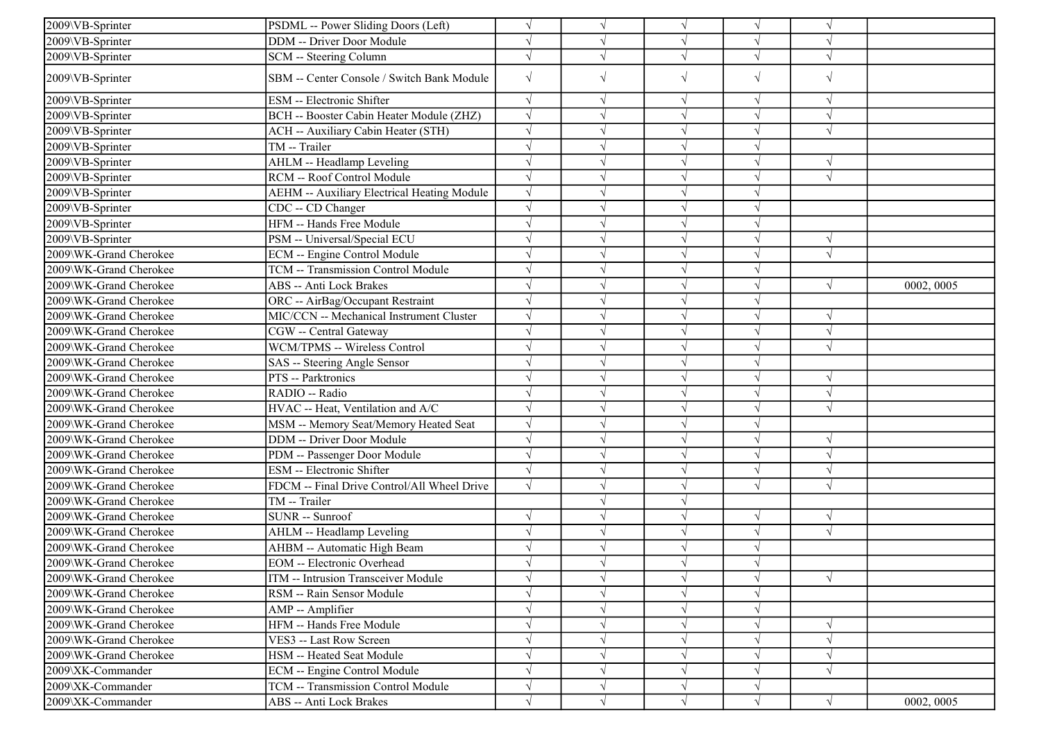| | | | | | | | |
|---|---|---|---|---|---|---|---|
| 2009\VB-Sprinter | PSDML -- Power Sliding Doors (Left) | √ | √ | √ | √ | √ | |
| 2009\VB-Sprinter | DDM -- Driver Door Module | √ | √ | √ | √ | √ | |
| 2009\VB-Sprinter | SCM -- Steering Column | √ | √ | √ | √ | √ | |
| 2009\VB-Sprinter | SBM -- Center Console / Switch Bank Module | √ | √ | √ | √ | √ | |
| 2009\VB-Sprinter | ESM -- Electronic Shifter | √ | √ | √ | √ | √ | |
| 2009\VB-Sprinter | BCH -- Booster Cabin Heater Module (ZHZ) | √ | √ | √ | √ | √ | |
| 2009\VB-Sprinter | ACH -- Auxiliary Cabin Heater (STH) | √ | √ | √ | √ | √ | |
| 2009\VB-Sprinter | TM -- Trailer | √ | √ | √ | √ | | |
| 2009\VB-Sprinter | AHLM -- Headlamp Leveling | √ | √ | √ | √ | √ | |
| 2009\VB-Sprinter | RCM -- Roof Control Module | √ | √ | √ | √ | √ | |
| 2009\VB-Sprinter | AEHM -- Auxiliary Electrical Heating Module | √ | √ | √ | √ | | |
| 2009\VB-Sprinter | CDC -- CD Changer | √ | √ | √ | √ | | |
| 2009\VB-Sprinter | HFM -- Hands Free Module | √ | √ | √ | √ | | |
| 2009\VB-Sprinter | PSM -- Universal/Special ECU | √ | √ | √ | √ | √ | |
| 2009\WK-Grand Cherokee | ECM -- Engine Control Module | √ | √ | √ | √ | √ | |
| 2009\WK-Grand Cherokee | TCM -- Transmission Control Module | √ | √ | √ | √ | | |
| 2009\WK-Grand Cherokee | ABS -- Anti Lock Brakes | √ | √ | √ | √ | √ | 0002, 0005 |
| 2009\WK-Grand Cherokee | ORC -- AirBag/Occupant Restraint | √ | √ | √ | √ | | |
| 2009\WK-Grand Cherokee | MIC/CCN -- Mechanical Instrument Cluster | √ | √ | √ | √ | √ | |
| 2009\WK-Grand Cherokee | CGW -- Central Gateway | √ | √ | √ | √ | √ | |
| 2009\WK-Grand Cherokee | WCM/TPMS -- Wireless Control | √ | √ | √ | √ | √ | |
| 2009\WK-Grand Cherokee | SAS -- Steering Angle Sensor | √ | √ | √ | √ | | |
| 2009\WK-Grand Cherokee | PTS -- Parktronics | √ | √ | √ | √ | √ | |
| 2009\WK-Grand Cherokee | RADIO -- Radio | √ | √ | √ | √ | √ | |
| 2009\WK-Grand Cherokee | HVAC -- Heat, Ventilation and A/C | √ | √ | √ | √ | √ | |
| 2009\WK-Grand Cherokee | MSM -- Memory Seat/Memory Heated Seat | √ | √ | √ | √ | | |
| 2009\WK-Grand Cherokee | DDM -- Driver Door Module | √ | √ | √ | √ | √ | |
| 2009\WK-Grand Cherokee | PDM -- Passenger Door Module | √ | √ | √ | √ | √ | |
| 2009\WK-Grand Cherokee | ESM -- Electronic Shifter | √ | √ | √ | √ | √ | |
| 2009\WK-Grand Cherokee | FDCM -- Final Drive Control/All Wheel Drive | √ | √ | √ | √ | √ | |
| 2009\WK-Grand Cherokee | TM -- Trailer | | √ | √ | | | |
| 2009\WK-Grand Cherokee | SUNR -- Sunroof | √ | √ | √ | √ | √ | |
| 2009\WK-Grand Cherokee | AHLM -- Headlamp Leveling | √ | √ | √ | √ | √ | |
| 2009\WK-Grand Cherokee | AHBM -- Automatic High Beam | √ | √ | √ | √ | | |
| 2009\WK-Grand Cherokee | EOM -- Electronic Overhead | √ | √ | √ | √ | | |
| 2009\WK-Grand Cherokee | ITM -- Intrusion Transceiver Module | √ | √ | √ | √ | √ | |
| 2009\WK-Grand Cherokee | RSM -- Rain Sensor Module | √ | √ | √ | √ | | |
| 2009\WK-Grand Cherokee | AMP -- Amplifier | √ | √ | √ | √ | | |
| 2009\WK-Grand Cherokee | HFM -- Hands Free Module | √ | √ | √ | √ | √ | |
| 2009\WK-Grand Cherokee | VES3 -- Last Row Screen | √ | √ | √ | √ | √ | |
| 2009\WK-Grand Cherokee | HSM -- Heated Seat Module | √ | √ | √ | √ | √ | |
| 2009\XK-Commander | ECM -- Engine Control Module | √ | √ | √ | √ | √ | |
| 2009\XK-Commander | TCM -- Transmission Control Module | √ | √ | √ | √ | | |
| 2009\XK-Commander | ABS -- Anti Lock Brakes | √ | √ | √ | √ | √ | 0002, 0005 |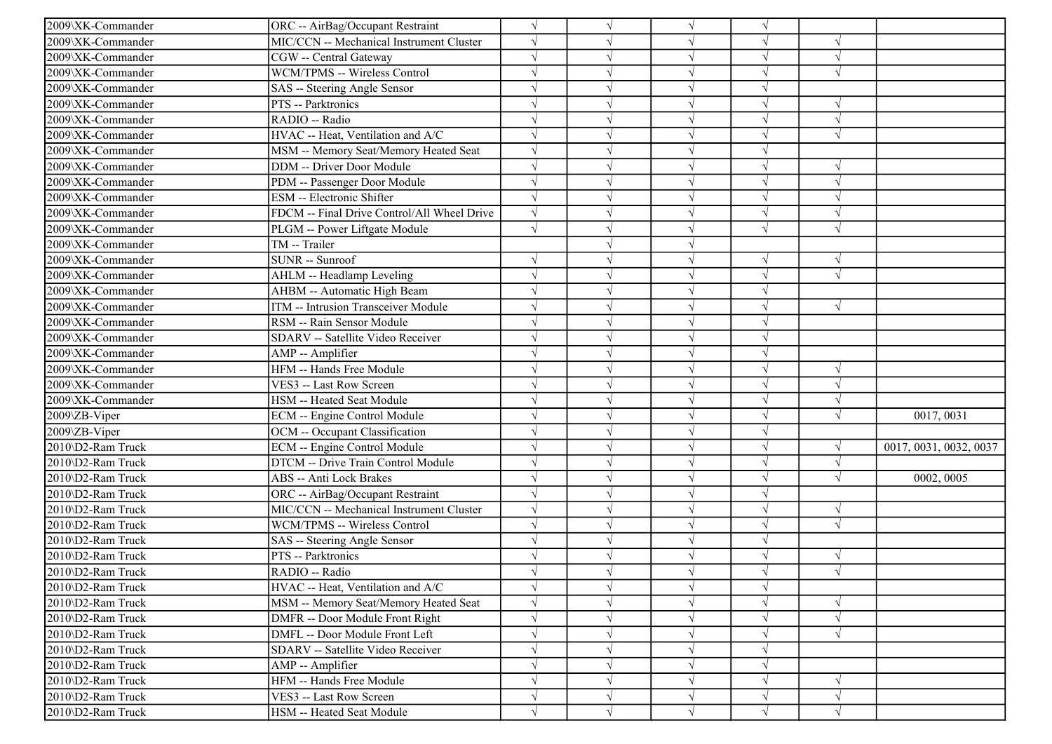| | | | | | | | |
|---|---|---|---|---|---|---|---|
| 2009\XK-Commander | ORC -- AirBag/Occupant Restraint | √ | √ | √ | √ | | |
| 2009\XK-Commander | MIC/CCN -- Mechanical Instrument Cluster | √ | √ | √ | √ | √ | |
| 2009\XK-Commander | CGW -- Central Gateway | √ | √ | √ | √ | √ | |
| 2009\XK-Commander | WCM/TPMS -- Wireless Control | √ | √ | √ | √ | √ | |
| 2009\XK-Commander | SAS -- Steering Angle Sensor | √ | √ | √ | √ | | |
| 2009\XK-Commander | PTS -- Parktronics | √ | √ | √ | √ | √ | |
| 2009\XK-Commander | RADIO -- Radio | √ | √ | √ | √ | √ | |
| 2009\XK-Commander | HVAC -- Heat, Ventilation and A/C | √ | √ | √ | √ | √ | |
| 2009\XK-Commander | MSM -- Memory Seat/Memory Heated Seat | √ | √ | √ | √ | | |
| 2009\XK-Commander | DDM -- Driver Door Module | √ | √ | √ | √ | √ | |
| 2009\XK-Commander | PDM -- Passenger Door Module | √ | √ | √ | √ | √ | |
| 2009\XK-Commander | ESM -- Electronic Shifter | √ | √ | √ | √ | √ | |
| 2009\XK-Commander | FDCM -- Final Drive Control/All Wheel Drive | √ | √ | √ | √ | √ | |
| 2009\XK-Commander | PLGM -- Power Liftgate Module | √ | √ | √ | √ | √ | |
| 2009\XK-Commander | TM -- Trailer | | √ | √ | | | |
| 2009\XK-Commander | SUNR -- Sunroof | √ | √ | √ | √ | √ | |
| 2009\XK-Commander | AHLM -- Headlamp Leveling | √ | √ | √ | √ | √ | |
| 2009\XK-Commander | AHBM -- Automatic High Beam | √ | √ | √ | √ | | |
| 2009\XK-Commander | ITM -- Intrusion Transceiver Module | √ | √ | √ | √ | √ | |
| 2009\XK-Commander | RSM -- Rain Sensor Module | √ | √ | √ | √ | | |
| 2009\XK-Commander | SDARV -- Satellite Video Receiver | √ | √ | √ | √ | | |
| 2009\XK-Commander | AMP -- Amplifier | √ | √ | √ | √ | | |
| 2009\XK-Commander | HFM -- Hands Free Module | √ | √ | √ | √ | √ | |
| 2009\XK-Commander | VES3 -- Last Row Screen | √ | √ | √ | √ | √ | |
| 2009\XK-Commander | HSM -- Heated Seat Module | √ | √ | √ | √ | √ | |
| 2009\ZB-Viper | ECM -- Engine Control Module | √ | √ | √ | √ | √ | 0017, 0031 |
| 2009\ZB-Viper | OCM -- Occupant Classification | √ | √ | √ | √ | | |
| 2010\D2-Ram Truck | ECM -- Engine Control Module | √ | √ | √ | √ | √ | 0017, 0031, 0032, 0037 |
| 2010\D2-Ram Truck | DTCM -- Drive Train Control Module | √ | √ | √ | √ | √ | |
| 2010\D2-Ram Truck | ABS -- Anti Lock Brakes | √ | √ | √ | √ | √ | 0002, 0005 |
| 2010\D2-Ram Truck | ORC -- AirBag/Occupant Restraint | √ | √ | √ | √ | | |
| 2010\D2-Ram Truck | MIC/CCN -- Mechanical Instrument Cluster | √ | √ | √ | √ | √ | |
| 2010\D2-Ram Truck | WCM/TPMS -- Wireless Control | √ | √ | √ | √ | √ | |
| 2010\D2-Ram Truck | SAS -- Steering Angle Sensor | √ | √ | √ | √ | | |
| 2010\D2-Ram Truck | PTS -- Parktronics | √ | √ | √ | √ | √ | |
| 2010\D2-Ram Truck | RADIO -- Radio | √ | √ | √ | √ | √ | |
| 2010\D2-Ram Truck | HVAC -- Heat, Ventilation and A/C | √ | √ | √ | √ | | |
| 2010\D2-Ram Truck | MSM -- Memory Seat/Memory Heated Seat | √ | √ | √ | √ | √ | |
| 2010\D2-Ram Truck | DMFR -- Door Module Front Right | √ | √ | √ | √ | √ | |
| 2010\D2-Ram Truck | DMFL -- Door Module Front Left | √ | √ | √ | √ | √ | |
| 2010\D2-Ram Truck | SDARV -- Satellite Video Receiver | √ | √ | √ | √ | | |
| 2010\D2-Ram Truck | AMP -- Amplifier | √ | √ | √ | √ | | |
| 2010\D2-Ram Truck | HFM -- Hands Free Module | √ | √ | √ | √ | √ | |
| 2010\D2-Ram Truck | VES3 -- Last Row Screen | √ | √ | √ | √ | √ | |
| 2010\D2-Ram Truck | HSM -- Heated Seat Module | √ | √ | √ | √ | √ | |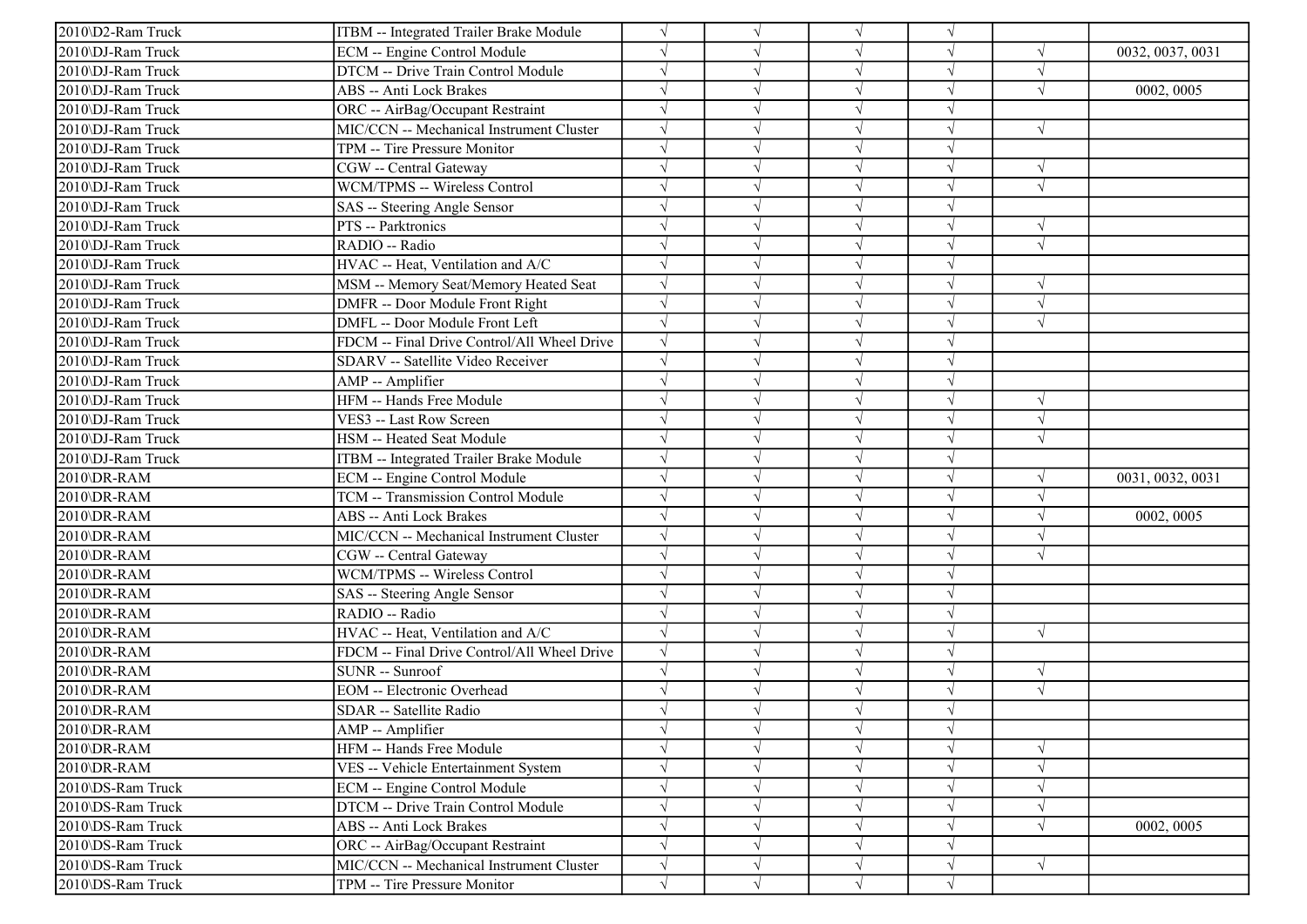| | | | | | | | |
|---|---|---|---|---|---|---|---|
| 2010\D2-Ram Truck | ITBM -- Integrated Trailer Brake Module | √ | √ | √ | √ | | |
| 2010\DJ-Ram Truck | ECM -- Engine Control Module | √ | √ | √ | √ | √ | 0032, 0037, 0031 |
| 2010\DJ-Ram Truck | DTCM -- Drive Train Control Module | √ | √ | √ | √ | √ | |
| 2010\DJ-Ram Truck | ABS -- Anti Lock Brakes | √ | √ | √ | √ | √ | 0002, 0005 |
| 2010\DJ-Ram Truck | ORC -- AirBag/Occupant Restraint | √ | √ | √ | √ | | |
| 2010\DJ-Ram Truck | MIC/CCN -- Mechanical Instrument Cluster | √ | √ | √ | √ | √ | |
| 2010\DJ-Ram Truck | TPM -- Tire Pressure Monitor | √ | √ | √ | √ | | |
| 2010\DJ-Ram Truck | CGW -- Central Gateway | √ | √ | √ | √ | √ | |
| 2010\DJ-Ram Truck | WCM/TPMS -- Wireless Control | √ | √ | √ | √ | √ | |
| 2010\DJ-Ram Truck | SAS -- Steering Angle Sensor | √ | √ | √ | √ | | |
| 2010\DJ-Ram Truck | PTS -- Parktronics | √ | √ | √ | √ | √ | |
| 2010\DJ-Ram Truck | RADIO -- Radio | √ | √ | √ | √ | √ | |
| 2010\DJ-Ram Truck | HVAC -- Heat, Ventilation and A/C | √ | √ | √ | √ | | |
| 2010\DJ-Ram Truck | MSM -- Memory Seat/Memory Heated Seat | √ | √ | √ | √ | √ | |
| 2010\DJ-Ram Truck | DMFR -- Door Module Front Right | √ | √ | √ | √ | √ | |
| 2010\DJ-Ram Truck | DMFL -- Door Module Front Left | √ | √ | √ | √ | √ | |
| 2010\DJ-Ram Truck | FDCM -- Final Drive Control/All Wheel Drive | √ | √ | √ | √ | | |
| 2010\DJ-Ram Truck | SDARV -- Satellite Video Receiver | √ | √ | √ | √ | | |
| 2010\DJ-Ram Truck | AMP -- Amplifier | √ | √ | √ | √ | | |
| 2010\DJ-Ram Truck | HFM -- Hands Free Module | √ | √ | √ | √ | √ | |
| 2010\DJ-Ram Truck | VES3 -- Last Row Screen | √ | √ | √ | √ | √ | |
| 2010\DJ-Ram Truck | HSM -- Heated Seat Module | √ | √ | √ | √ | √ | |
| 2010\DJ-Ram Truck | ITBM -- Integrated Trailer Brake Module | √ | √ | √ | √ | | |
| 2010\DR-RAM | ECM -- Engine Control Module | √ | √ | √ | √ | √ | 0031, 0032, 0031 |
| 2010\DR-RAM | TCM -- Transmission Control Module | √ | √ | √ | √ | √ | |
| 2010\DR-RAM | ABS -- Anti Lock Brakes | √ | √ | √ | √ | √ | 0002, 0005 |
| 2010\DR-RAM | MIC/CCN -- Mechanical Instrument Cluster | √ | √ | √ | √ | √ | |
| 2010\DR-RAM | CGW -- Central Gateway | √ | √ | √ | √ | √ | |
| 2010\DR-RAM | WCM/TPMS -- Wireless Control | √ | √ | √ | √ | | |
| 2010\DR-RAM | SAS -- Steering Angle Sensor | √ | √ | √ | √ | | |
| 2010\DR-RAM | RADIO -- Radio | √ | √ | √ | √ | | |
| 2010\DR-RAM | HVAC -- Heat, Ventilation and A/C | √ | √ | √ | √ | √ | |
| 2010\DR-RAM | FDCM -- Final Drive Control/All Wheel Drive | √ | √ | √ | √ | | |
| 2010\DR-RAM | SUNR -- Sunroof | √ | √ | √ | √ | √ | |
| 2010\DR-RAM | EOM -- Electronic Overhead | √ | √ | √ | √ | √ | |
| 2010\DR-RAM | SDAR -- Satellite Radio | √ | √ | √ | √ | | |
| 2010\DR-RAM | AMP -- Amplifier | √ | √ | √ | √ | | |
| 2010\DR-RAM | HFM -- Hands Free Module | √ | √ | √ | √ | √ | |
| 2010\DR-RAM | VES -- Vehicle Entertainment System | √ | √ | √ | √ | √ | |
| 2010\DS-Ram Truck | ECM -- Engine Control Module | √ | √ | √ | √ | √ | |
| 2010\DS-Ram Truck | DTCM -- Drive Train Control Module | √ | √ | √ | √ | √ | |
| 2010\DS-Ram Truck | ABS -- Anti Lock Brakes | √ | √ | √ | √ | √ | 0002, 0005 |
| 2010\DS-Ram Truck | ORC -- AirBag/Occupant Restraint | √ | √ | √ | √ | | |
| 2010\DS-Ram Truck | MIC/CCN -- Mechanical Instrument Cluster | √ | √ | √ | √ | √ | |
| 2010\DS-Ram Truck | TPM -- Tire Pressure Monitor | √ | √ | √ | √ | | |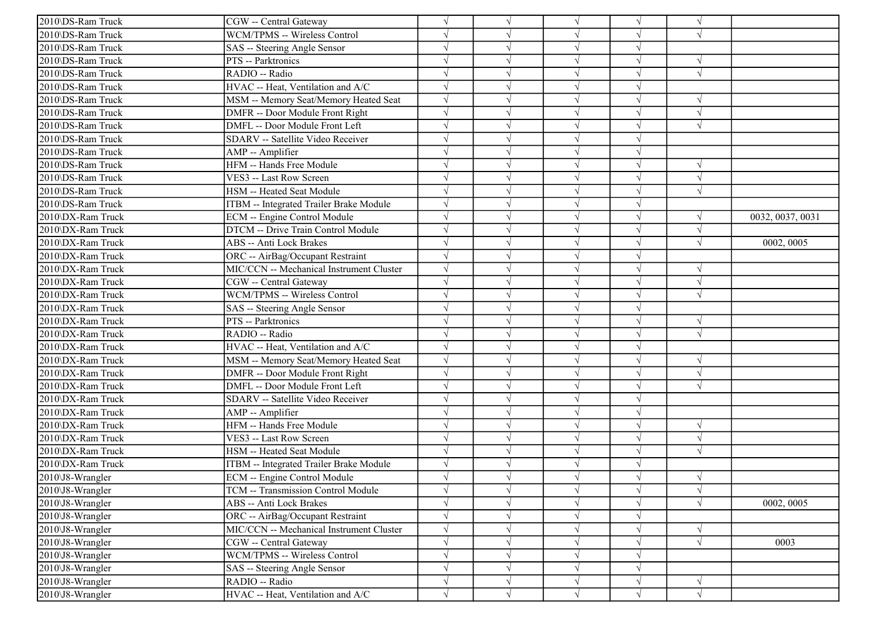| | | | | | | | |
|---|---|---|---|---|---|---|---|
| 2010\DS-Ram Truck | CGW -- Central Gateway | √ | √ | √ | √ | √ | |
| 2010\DS-Ram Truck | WCM/TPMS -- Wireless Control | √ | √ | √ | √ | √ | |
| 2010\DS-Ram Truck | SAS -- Steering Angle Sensor | √ | √ | √ | √ | | |
| 2010\DS-Ram Truck | PTS -- Parktronics | √ | √ | √ | √ | √ | |
| 2010\DS-Ram Truck | RADIO -- Radio | √ | √ | √ | √ | √ | |
| 2010\DS-Ram Truck | HVAC -- Heat, Ventilation and A/C | √ | √ | √ | √ | | |
| 2010\DS-Ram Truck | MSM -- Memory Seat/Memory Heated Seat | √ | √ | √ | √ | √ | |
| 2010\DS-Ram Truck | DMFR -- Door Module Front Right | √ | √ | √ | √ | √ | |
| 2010\DS-Ram Truck | DMFL -- Door Module Front Left | √ | √ | √ | √ | √ | |
| 2010\DS-Ram Truck | SDARV -- Satellite Video Receiver | √ | √ | √ | √ | | |
| 2010\DS-Ram Truck | AMP -- Amplifier | √ | √ | √ | √ | | |
| 2010\DS-Ram Truck | HFM -- Hands Free Module | √ | √ | √ | √ | √ | |
| 2010\DS-Ram Truck | VES3 -- Last Row Screen | √ | √ | √ | √ | √ | |
| 2010\DS-Ram Truck | HSM -- Heated Seat Module | √ | √ | √ | √ | √ | |
| 2010\DS-Ram Truck | ITBM -- Integrated Trailer Brake Module | √ | √ | √ | √ | | |
| 2010\DX-Ram Truck | ECM -- Engine Control Module | √ | √ | √ | √ | √ | 0032, 0037, 0031 |
| 2010\DX-Ram Truck | DTCM -- Drive Train Control Module | √ | √ | √ | √ | √ | |
| 2010\DX-Ram Truck | ABS -- Anti Lock Brakes | √ | √ | √ | √ | √ | 0002, 0005 |
| 2010\DX-Ram Truck | ORC -- AirBag/Occupant Restraint | √ | √ | √ | √ | | |
| 2010\DX-Ram Truck | MIC/CCN -- Mechanical Instrument Cluster | √ | √ | √ | √ | √ | |
| 2010\DX-Ram Truck | CGW -- Central Gateway | √ | √ | √ | √ | √ | |
| 2010\DX-Ram Truck | WCM/TPMS -- Wireless Control | √ | √ | √ | √ | √ | |
| 2010\DX-Ram Truck | SAS -- Steering Angle Sensor | √ | √ | √ | √ | | |
| 2010\DX-Ram Truck | PTS -- Parktronics | √ | √ | √ | √ | √ | |
| 2010\DX-Ram Truck | RADIO -- Radio | √ | √ | √ | √ | √ | |
| 2010\DX-Ram Truck | HVAC -- Heat, Ventilation and A/C | √ | √ | √ | √ | | |
| 2010\DX-Ram Truck | MSM -- Memory Seat/Memory Heated Seat | √ | √ | √ | √ | √ | |
| 2010\DX-Ram Truck | DMFR -- Door Module Front Right | √ | √ | √ | √ | √ | |
| 2010\DX-Ram Truck | DMFL -- Door Module Front Left | √ | √ | √ | √ | √ | |
| 2010\DX-Ram Truck | SDARV -- Satellite Video Receiver | √ | √ | √ | √ | | |
| 2010\DX-Ram Truck | AMP -- Amplifier | √ | √ | √ | √ | | |
| 2010\DX-Ram Truck | HFM -- Hands Free Module | √ | √ | √ | √ | √ | |
| 2010\DX-Ram Truck | VES3 -- Last Row Screen | √ | √ | √ | √ | √ | |
| 2010\DX-Ram Truck | HSM -- Heated Seat Module | √ | √ | √ | √ | √ | |
| 2010\DX-Ram Truck | ITBM -- Integrated Trailer Brake Module | √ | √ | √ | √ | | |
| 2010\J8-Wrangler | ECM -- Engine Control Module | √ | √ | √ | √ | √ | |
| 2010\J8-Wrangler | TCM -- Transmission Control Module | √ | √ | √ | √ | √ | |
| 2010\J8-Wrangler | ABS -- Anti Lock Brakes | √ | √ | √ | √ | √ | 0002, 0005 |
| 2010\J8-Wrangler | ORC -- AirBag/Occupant Restraint | √ | √ | √ | √ | | |
| 2010\J8-Wrangler | MIC/CCN -- Mechanical Instrument Cluster | √ | √ | √ | √ | √ | |
| 2010\J8-Wrangler | CGW -- Central Gateway | √ | √ | √ | √ | √ | 0003 |
| 2010\J8-Wrangler | WCM/TPMS -- Wireless Control | √ | √ | √ | √ | | |
| 2010\J8-Wrangler | SAS -- Steering Angle Sensor | √ | √ | √ | √ | | |
| 2010\J8-Wrangler | RADIO -- Radio | √ | √ | √ | √ | √ | |
| 2010\J8-Wrangler | HVAC -- Heat, Ventilation and A/C | √ | √ | √ | √ | √ | |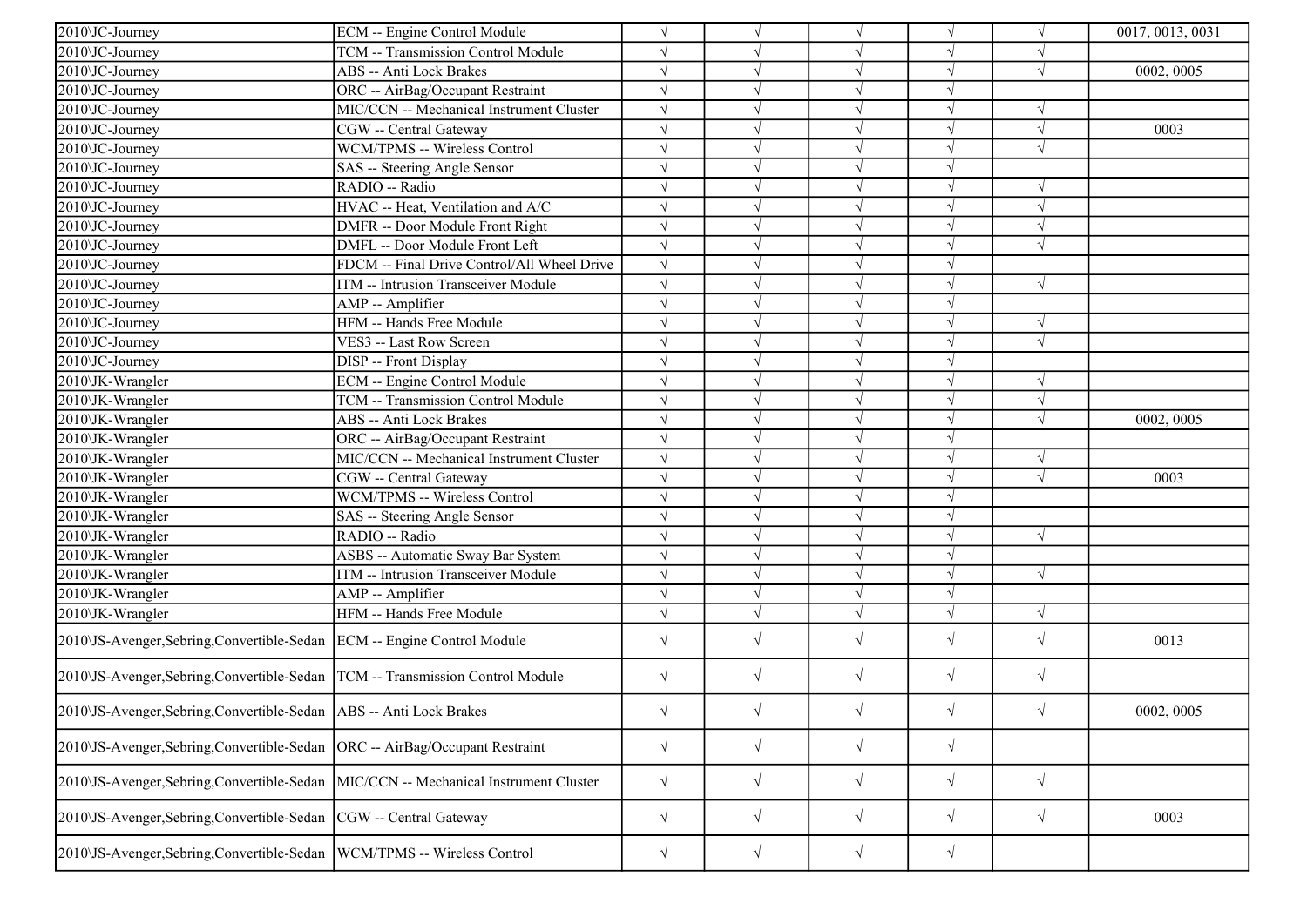| | | | | | | | |
|---|---|---|---|---|---|---|---|
| 2010\JC-Journey | ECM -- Engine Control Module | √ | √ | √ | √ | √ | 0017, 0013, 0031 |
| 2010\JC-Journey | TCM -- Transmission Control Module | √ | √ | √ | √ | √ | |
| 2010\JC-Journey | ABS -- Anti Lock Brakes | √ | √ | √ | √ | √ | 0002, 0005 |
| 2010\JC-Journey | ORC -- AirBag/Occupant Restraint | √ | √ | √ | √ | | |
| 2010\JC-Journey | MIC/CCN -- Mechanical Instrument Cluster | √ | √ | √ | √ | √ | |
| 2010\JC-Journey | CGW -- Central Gateway | √ | √ | √ | √ | √ | 0003 |
| 2010\JC-Journey | WCM/TPMS -- Wireless Control | √ | √ | √ | √ | √ | |
| 2010\JC-Journey | SAS -- Steering Angle Sensor | √ | √ | √ | √ | | |
| 2010\JC-Journey | RADIO -- Radio | √ | √ | √ | √ | √ | |
| 2010\JC-Journey | HVAC -- Heat, Ventilation and A/C | √ | √ | √ | √ | √ | |
| 2010\JC-Journey | DMFR -- Door Module Front Right | √ | √ | √ | √ | √ | |
| 2010\JC-Journey | DMFL -- Door Module Front Left | √ | √ | √ | √ | √ | |
| 2010\JC-Journey | FDCM -- Final Drive Control/All Wheel Drive | √ | √ | √ | √ | | |
| 2010\JC-Journey | ITM -- Intrusion Transceiver Module | √ | √ | √ | √ | √ | |
| 2010\JC-Journey | AMP -- Amplifier | √ | √ | √ | √ | | |
| 2010\JC-Journey | HFM -- Hands Free Module | √ | √ | √ | √ | √ | |
| 2010\JC-Journey | VES3 -- Last Row Screen | √ | √ | √ | √ | √ | |
| 2010\JC-Journey | DISP -- Front Display | √ | √ | √ | √ | | |
| 2010\JK-Wrangler | ECM -- Engine Control Module | √ | √ | √ | √ | √ | |
| 2010\JK-Wrangler | TCM -- Transmission Control Module | √ | √ | √ | √ | √ | |
| 2010\JK-Wrangler | ABS -- Anti Lock Brakes | √ | √ | √ | √ | √ | 0002, 0005 |
| 2010\JK-Wrangler | ORC -- AirBag/Occupant Restraint | √ | √ | √ | √ | | |
| 2010\JK-Wrangler | MIC/CCN -- Mechanical Instrument Cluster | √ | √ | √ | √ | √ | |
| 2010\JK-Wrangler | CGW -- Central Gateway | √ | √ | √ | √ | √ | 0003 |
| 2010\JK-Wrangler | WCM/TPMS -- Wireless Control | √ | √ | √ | √ | | |
| 2010\JK-Wrangler | SAS -- Steering Angle Sensor | √ | √ | √ | √ | | |
| 2010\JK-Wrangler | RADIO -- Radio | √ | √ | √ | √ | √ | |
| 2010\JK-Wrangler | ASBS -- Automatic Sway Bar System | √ | √ | √ | √ | | |
| 2010\JK-Wrangler | ITM -- Intrusion Transceiver Module | √ | √ | √ | √ | √ | |
| 2010\JK-Wrangler | AMP -- Amplifier | √ | √ | √ | √ | | |
| 2010\JK-Wrangler | HFM -- Hands Free Module | √ | √ | √ | √ | √ | |
| 2010\JS-Avenger,Sebring,Convertible-Sedan | ECM -- Engine Control Module | √ | √ | √ | √ | √ | 0013 |
| 2010\JS-Avenger,Sebring,Convertible-Sedan | TCM -- Transmission Control Module | √ | √ | √ | √ | √ | |
| 2010\JS-Avenger,Sebring,Convertible-Sedan | ABS -- Anti Lock Brakes | √ | √ | √ | √ | √ | 0002, 0005 |
| 2010\JS-Avenger,Sebring,Convertible-Sedan | ORC -- AirBag/Occupant Restraint | √ | √ | √ | √ | | |
| 2010\JS-Avenger,Sebring,Convertible-Sedan | MIC/CCN -- Mechanical Instrument Cluster | √ | √ | √ | √ | √ | |
| 2010\JS-Avenger,Sebring,Convertible-Sedan | CGW -- Central Gateway | √ | √ | √ | √ | √ | 0003 |
| 2010\JS-Avenger,Sebring,Convertible-Sedan | WCM/TPMS -- Wireless Control | √ | √ | √ | √ | | |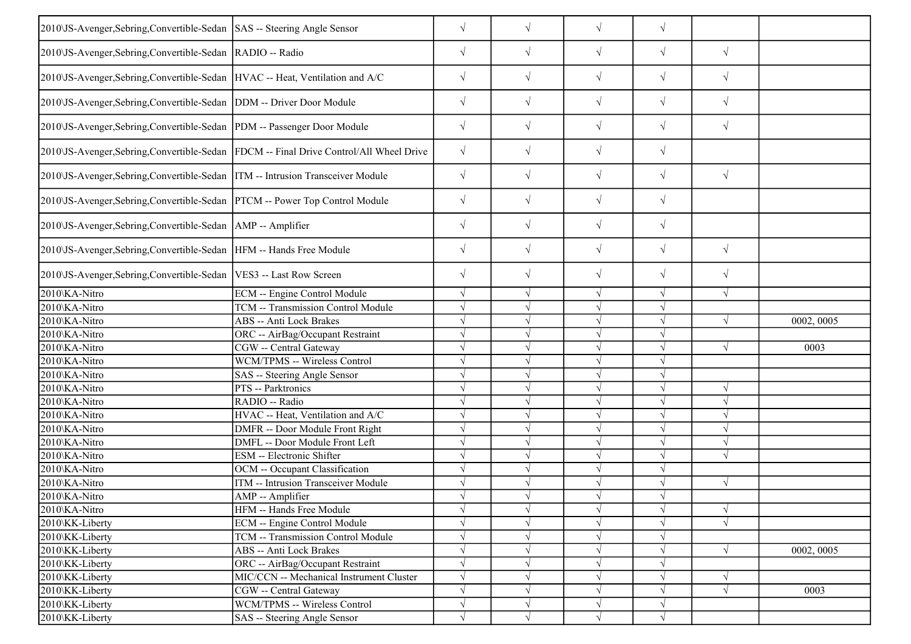| | | | | | | | |
|---|---|---|---|---|---|---|---|
| 2010\JS-Avenger,Sebring,Convertible-Sedan | SAS -- Steering Angle Sensor | √ | √ | √ | √ | | |
| 2010\JS-Avenger,Sebring,Convertible-Sedan | RADIO -- Radio | √ | √ | √ | √ | √ | |
| 2010\JS-Avenger,Sebring,Convertible-Sedan | HVAC -- Heat, Ventilation and A/C | √ | √ | √ | √ | √ | |
| 2010\JS-Avenger,Sebring,Convertible-Sedan | DDM -- Driver Door Module | √ | √ | √ | √ | √ | |
| 2010\JS-Avenger,Sebring,Convertible-Sedan | PDM -- Passenger Door Module | √ | √ | √ | √ | √ | |
| 2010\JS-Avenger,Sebring,Convertible-Sedan | FDCM -- Final Drive Control/All Wheel Drive | √ | √ | √ | √ | | |
| 2010\JS-Avenger,Sebring,Convertible-Sedan | ITM -- Intrusion Transceiver Module | √ | √ | √ | √ | √ | |
| 2010\JS-Avenger,Sebring,Convertible-Sedan | PTCM -- Power Top Control Module | √ | √ | √ | √ | | |
| 2010\JS-Avenger,Sebring,Convertible-Sedan | AMP -- Amplifier | √ | √ | √ | √ | | |
| 2010\JS-Avenger,Sebring,Convertible-Sedan | HFM -- Hands Free Module | √ | √ | √ | √ | √ | |
| 2010\JS-Avenger,Sebring,Convertible-Sedan | VES3 -- Last Row Screen | √ | √ | √ | √ | √ | |
| 2010\KA-Nitro | ECM -- Engine Control Module | √ | √ | √ | √ | √ | |
| 2010\KA-Nitro | TCM -- Transmission Control Module | √ | √ | √ | √ | | |
| 2010\KA-Nitro | ABS -- Anti Lock Brakes | √ | √ | √ | √ | √ | 0002, 0005 |
| 2010\KA-Nitro | ORC -- AirBag/Occupant Restraint | √ | √ | √ | √ | | |
| 2010\KA-Nitro | CGW -- Central Gateway | √ | √ | √ | √ | √ | 0003 |
| 2010\KA-Nitro | WCM/TPMS -- Wireless Control | √ | √ | √ | √ | | |
| 2010\KA-Nitro | SAS -- Steering Angle Sensor | √ | √ | √ | √ | | |
| 2010\KA-Nitro | PTS -- Parktronics | √ | √ | √ | √ | √ | |
| 2010\KA-Nitro | RADIO -- Radio | √ | √ | √ | √ | √ | |
| 2010\KA-Nitro | HVAC -- Heat, Ventilation and A/C | √ | √ | √ | √ | √ | |
| 2010\KA-Nitro | DMFR -- Door Module Front Right | √ | √ | √ | √ | √ | |
| 2010\KA-Nitro | DMFL -- Door Module Front Left | √ | √ | √ | √ | √ | |
| 2010\KA-Nitro | ESM -- Electronic Shifter | √ | √ | √ | √ | √ | |
| 2010\KA-Nitro | OCM -- Occupant Classification | √ | √ | √ | √ | | |
| 2010\KA-Nitro | ITM -- Intrusion Transceiver Module | √ | √ | √ | √ | √ | |
| 2010\KA-Nitro | AMP -- Amplifier | √ | √ | √ | √ | | |
| 2010\KA-Nitro | HFM -- Hands Free Module | √ | √ | √ | √ | √ | |
| 2010\KK-Liberty | ECM -- Engine Control Module | √ | √ | √ | √ | √ | |
| 2010\KK-Liberty | TCM -- Transmission Control Module | √ | √ | √ | √ | | |
| 2010\KK-Liberty | ABS -- Anti Lock Brakes | √ | √ | √ | √ | √ | 0002, 0005 |
| 2010\KK-Liberty | ORC -- AirBag/Occupant Restraint | √ | √ | √ | √ | | |
| 2010\KK-Liberty | MIC/CCN -- Mechanical Instrument Cluster | √ | √ | √ | √ | √ | |
| 2010\KK-Liberty | CGW -- Central Gateway | √ | √ | √ | √ | √ | 0003 |
| 2010\KK-Liberty | WCM/TPMS -- Wireless Control | √ | √ | √ | √ | | |
| 2010\KK-Liberty | SAS -- Steering Angle Sensor | √ | √ | √ | √ | | |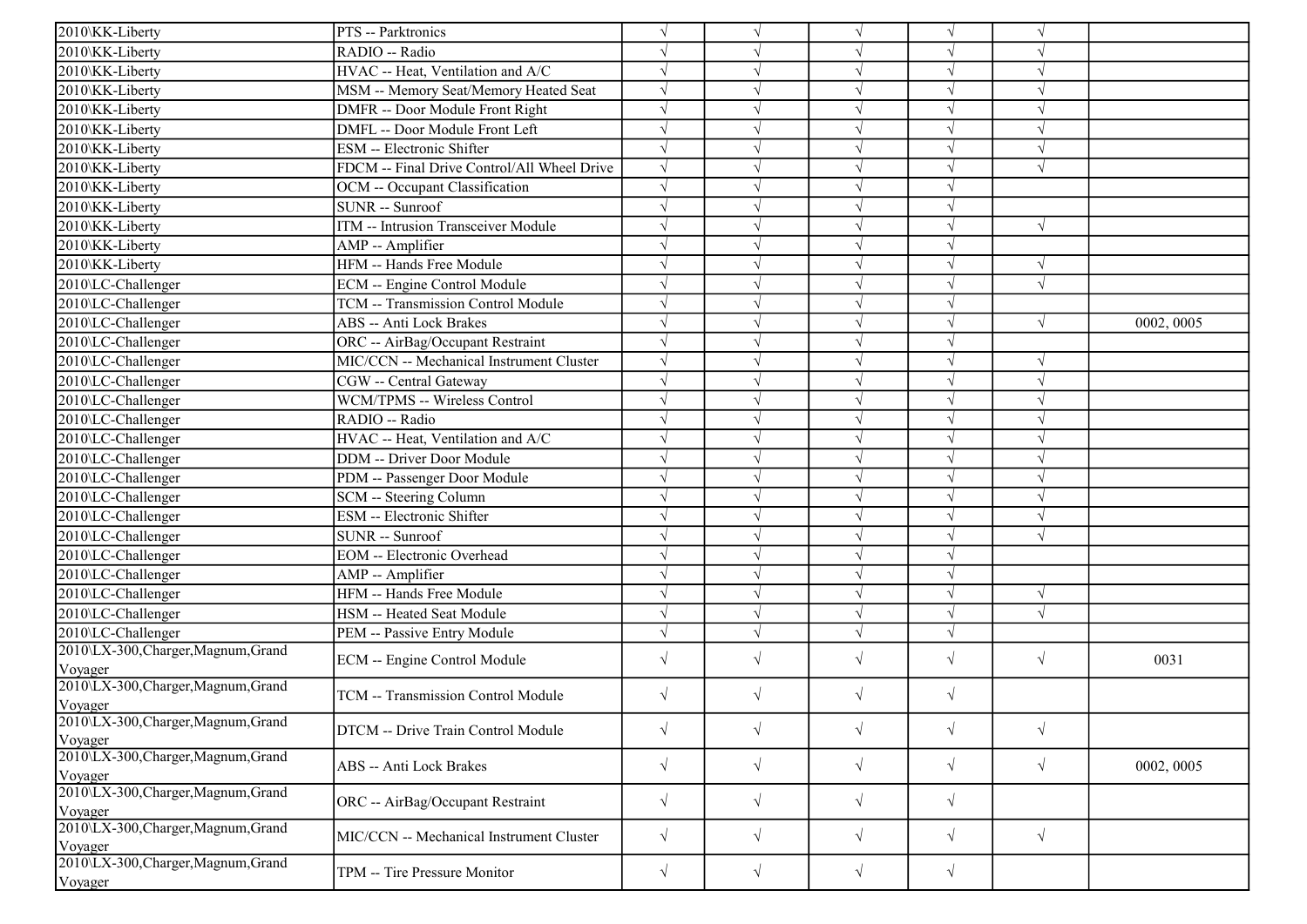| | | | | | | | |
|---|---|---|---|---|---|---|---|
| 2010\KK-Liberty | PTS -- Parktronics | √ | √ | √ | √ | √ | |
| 2010\KK-Liberty | RADIO -- Radio | √ | √ | √ | √ | √ | |
| 2010\KK-Liberty | HVAC -- Heat, Ventilation and A/C | √ | √ | √ | √ | √ | |
| 2010\KK-Liberty | MSM -- Memory Seat/Memory Heated Seat | √ | √ | √ | √ | √ | |
| 2010\KK-Liberty | DMFR -- Door Module Front Right | √ | √ | √ | √ | √ | |
| 2010\KK-Liberty | DMFL -- Door Module Front Left | √ | √ | √ | √ | √ | |
| 2010\KK-Liberty | ESM -- Electronic Shifter | √ | √ | √ | √ | √ | |
| 2010\KK-Liberty | FDCM -- Final Drive Control/All Wheel Drive | √ | √ | √ | √ | √ | |
| 2010\KK-Liberty | OCM -- Occupant Classification | √ | √ | √ | √ | | |
| 2010\KK-Liberty | SUNR -- Sunroof | √ | √ | √ | √ | | |
| 2010\KK-Liberty | ITM -- Intrusion Transceiver Module | √ | √ | √ | √ | √ | |
| 2010\KK-Liberty | AMP -- Amplifier | √ | √ | √ | √ | | |
| 2010\KK-Liberty | HFM -- Hands Free Module | √ | √ | √ | √ | √ | |
| 2010\LC-Challenger | ECM -- Engine Control Module | √ | √ | √ | √ | √ | |
| 2010\LC-Challenger | TCM -- Transmission Control Module | √ | √ | √ | √ | | |
| 2010\LC-Challenger | ABS -- Anti Lock Brakes | √ | √ | √ | √ | √ | 0002, 0005 |
| 2010\LC-Challenger | ORC -- AirBag/Occupant Restraint | √ | √ | √ | √ | | |
| 2010\LC-Challenger | MIC/CCN -- Mechanical Instrument Cluster | √ | √ | √ | √ | √ | |
| 2010\LC-Challenger | CGW -- Central Gateway | √ | √ | √ | √ | √ | |
| 2010\LC-Challenger | WCM/TPMS -- Wireless Control | √ | √ | √ | √ | √ | |
| 2010\LC-Challenger | RADIO -- Radio | √ | √ | √ | √ | √ | |
| 2010\LC-Challenger | HVAC -- Heat, Ventilation and A/C | √ | √ | √ | √ | √ | |
| 2010\LC-Challenger | DDM -- Driver Door Module | √ | √ | √ | √ | √ | |
| 2010\LC-Challenger | PDM -- Passenger Door Module | √ | √ | √ | √ | √ | |
| 2010\LC-Challenger | SCM -- Steering Column | √ | √ | √ | √ | √ | |
| 2010\LC-Challenger | ESM -- Electronic Shifter | √ | √ | √ | √ | √ | |
| 2010\LC-Challenger | SUNR -- Sunroof | √ | √ | √ | √ | √ | |
| 2010\LC-Challenger | EOM -- Electronic Overhead | √ | √ | √ | √ | | |
| 2010\LC-Challenger | AMP -- Amplifier | √ | √ | √ | √ | | |
| 2010\LC-Challenger | HFM -- Hands Free Module | √ | √ | √ | √ | √ | |
| 2010\LC-Challenger | HSM -- Heated Seat Module | √ | √ | √ | √ | √ | |
| 2010\LC-Challenger | PEM -- Passive Entry Module | √ | √ | √ | √ | | |
| 2010\LX-300,Charger,Magnum,Grand Voyager | ECM -- Engine Control Module | √ | √ | √ | √ | √ | 0031 |
| 2010\LX-300,Charger,Magnum,Grand Voyager | TCM -- Transmission Control Module | √ | √ | √ | √ | | |
| 2010\LX-300,Charger,Magnum,Grand Voyager | DTCM -- Drive Train Control Module | √ | √ | √ | √ | √ | |
| 2010\LX-300,Charger,Magnum,Grand Voyager | ABS -- Anti Lock Brakes | √ | √ | √ | √ | √ | 0002, 0005 |
| 2010\LX-300,Charger,Magnum,Grand Voyager | ORC -- AirBag/Occupant Restraint | √ | √ | √ | √ | | |
| 2010\LX-300,Charger,Magnum,Grand Voyager | MIC/CCN -- Mechanical Instrument Cluster | √ | √ | √ | √ | √ | |
| 2010\LX-300,Charger,Magnum,Grand Voyager | TPM -- Tire Pressure Monitor | √ | √ | √ | √ | | |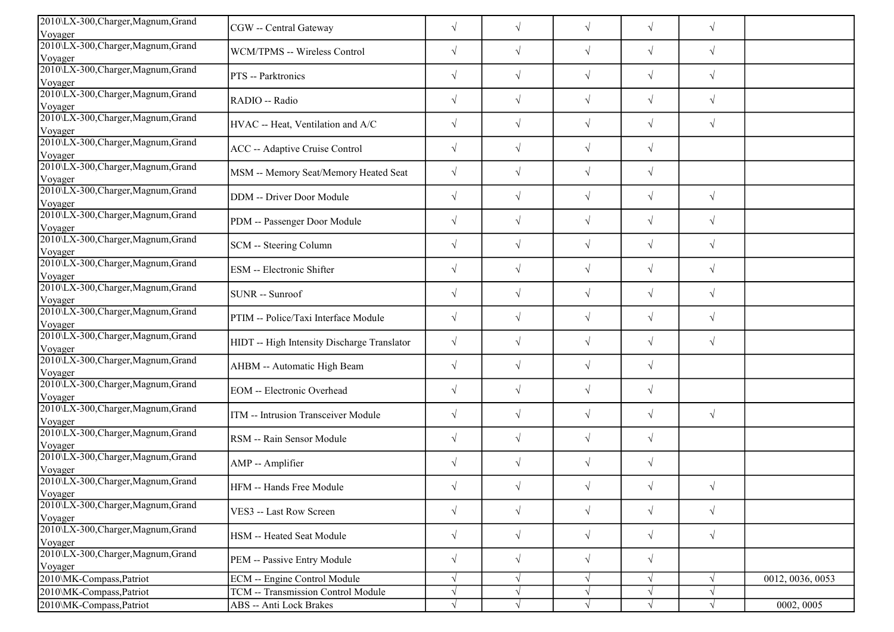| | | | | | | | |
|---|---|---|---|---|---|---|---|
| 2010\LX-300,Charger,Magnum,Grand Voyager | CGW -- Central Gateway | √ | √ | √ | √ | √ | |
| 2010\LX-300,Charger,Magnum,Grand Voyager | WCM/TPMS -- Wireless Control | √ | √ | √ | √ | √ | |
| 2010\LX-300,Charger,Magnum,Grand Voyager | PTS -- Parktronics | √ | √ | √ | √ | √ | |
| 2010\LX-300,Charger,Magnum,Grand Voyager | RADIO -- Radio | √ | √ | √ | √ | √ | |
| 2010\LX-300,Charger,Magnum,Grand Voyager | HVAC -- Heat, Ventilation and A/C | √ | √ | √ | √ | √ | |
| 2010\LX-300,Charger,Magnum,Grand Voyager | ACC -- Adaptive Cruise Control | √ | √ | √ | √ | | |
| 2010\LX-300,Charger,Magnum,Grand Voyager | MSM -- Memory Seat/Memory Heated Seat | √ | √ | √ | √ | | |
| 2010\LX-300,Charger,Magnum,Grand Voyager | DDM -- Driver Door Module | √ | √ | √ | √ | √ | |
| 2010\LX-300,Charger,Magnum,Grand Voyager | PDM -- Passenger Door Module | √ | √ | √ | √ | √ | |
| 2010\LX-300,Charger,Magnum,Grand Voyager | SCM -- Steering Column | √ | √ | √ | √ | √ | |
| 2010\LX-300,Charger,Magnum,Grand Voyager | ESM -- Electronic Shifter | √ | √ | √ | √ | √ | |
| 2010\LX-300,Charger,Magnum,Grand Voyager | SUNR -- Sunroof | √ | √ | √ | √ | √ | |
| 2010\LX-300,Charger,Magnum,Grand Voyager | PTIM -- Police/Taxi Interface Module | √ | √ | √ | √ | √ | |
| 2010\LX-300,Charger,Magnum,Grand Voyager | HIDT -- High Intensity Discharge Translator | √ | √ | √ | √ | √ | |
| 2010\LX-300,Charger,Magnum,Grand Voyager | AHBM -- Automatic High Beam | √ | √ | √ | √ | | |
| 2010\LX-300,Charger,Magnum,Grand Voyager | EOM -- Electronic Overhead | √ | √ | √ | √ | | |
| 2010\LX-300,Charger,Magnum,Grand Voyager | ITM -- Intrusion Transceiver Module | √ | √ | √ | √ | √ | |
| 2010\LX-300,Charger,Magnum,Grand Voyager | RSM -- Rain Sensor Module | √ | √ | √ | √ | | |
| 2010\LX-300,Charger,Magnum,Grand Voyager | AMP -- Amplifier | √ | √ | √ | √ | | |
| 2010\LX-300,Charger,Magnum,Grand Voyager | HFM -- Hands Free Module | √ | √ | √ | √ | √ | |
| 2010\LX-300,Charger,Magnum,Grand Voyager | VES3 -- Last Row Screen | √ | √ | √ | √ | √ | |
| 2010\LX-300,Charger,Magnum,Grand Voyager | HSM -- Heated Seat Module | √ | √ | √ | √ | √ | |
| 2010\LX-300,Charger,Magnum,Grand Voyager | PEM -- Passive Entry Module | √ | √ | √ | √ | | |
| 2010\MK-Compass,Patriot | ECM -- Engine Control Module | √ | √ | √ | √ | √ | 0012, 0036, 0053 |
| 2010\MK-Compass,Patriot | TCM -- Transmission Control Module | √ | √ | √ | √ | √ | |
| 2010\MK-Compass,Patriot | ABS -- Anti Lock Brakes | √ | √ | √ | √ | √ | 0002, 0005 |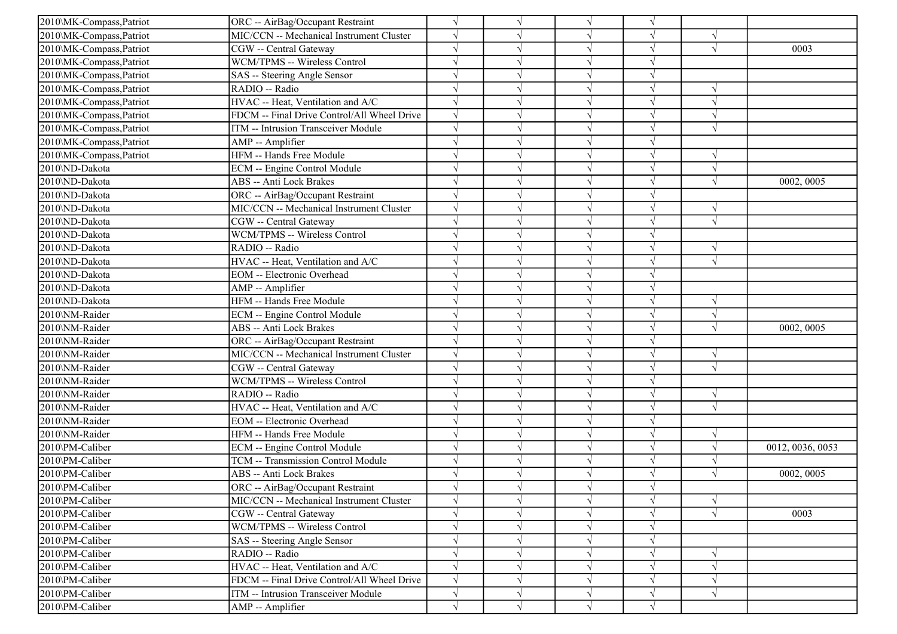| | | | | | | | |
|---|---|---|---|---|---|---|---|
| 2010\MK-Compass,Patriot | ORC -- AirBag/Occupant Restraint | √ | √ | √ | √ | | |
| 2010\MK-Compass,Patriot | MIC/CCN -- Mechanical Instrument Cluster | √ | √ | √ | √ | √ | |
| 2010\MK-Compass,Patriot | CGW -- Central Gateway | √ | √ | √ | √ | √ | 0003 |
| 2010\MK-Compass,Patriot | WCM/TPMS -- Wireless Control | √ | √ | √ | √ | | |
| 2010\MK-Compass,Patriot | SAS -- Steering Angle Sensor | √ | √ | √ | √ | | |
| 2010\MK-Compass,Patriot | RADIO -- Radio | √ | √ | √ | √ | √ | |
| 2010\MK-Compass,Patriot | HVAC -- Heat, Ventilation and A/C | √ | √ | √ | √ | √ | |
| 2010\MK-Compass,Patriot | FDCM -- Final Drive Control/All Wheel Drive | √ | √ | √ | √ | √ | |
| 2010\MK-Compass,Patriot | ITM -- Intrusion Transceiver Module | √ | √ | √ | √ | √ | |
| 2010\MK-Compass,Patriot | AMP -- Amplifier | √ | √ | √ | √ | | |
| 2010\MK-Compass,Patriot | HFM -- Hands Free Module | √ | √ | √ | √ | √ | |
| 2010\ND-Dakota | ECM -- Engine Control Module | √ | √ | √ | √ | √ | |
| 2010\ND-Dakota | ABS -- Anti Lock Brakes | √ | √ | √ | √ | √ | 0002, 0005 |
| 2010\ND-Dakota | ORC -- AirBag/Occupant Restraint | √ | √ | √ | √ | | |
| 2010\ND-Dakota | MIC/CCN -- Mechanical Instrument Cluster | √ | √ | √ | √ | √ | |
| 2010\ND-Dakota | CGW -- Central Gateway | √ | √ | √ | √ | √ | |
| 2010\ND-Dakota | WCM/TPMS -- Wireless Control | √ | √ | √ | √ | | |
| 2010\ND-Dakota | RADIO -- Radio | √ | √ | √ | √ | √ | |
| 2010\ND-Dakota | HVAC -- Heat, Ventilation and A/C | √ | √ | √ | √ | √ | |
| 2010\ND-Dakota | EOM -- Electronic Overhead | √ | √ | √ | √ | | |
| 2010\ND-Dakota | AMP -- Amplifier | √ | √ | √ | √ | | |
| 2010\ND-Dakota | HFM -- Hands Free Module | √ | √ | √ | √ | √ | |
| 2010\NM-Raider | ECM -- Engine Control Module | √ | √ | √ | √ | √ | |
| 2010\NM-Raider | ABS -- Anti Lock Brakes | √ | √ | √ | √ | √ | 0002, 0005 |
| 2010\NM-Raider | ORC -- AirBag/Occupant Restraint | √ | √ | √ | √ | | |
| 2010\NM-Raider | MIC/CCN -- Mechanical Instrument Cluster | √ | √ | √ | √ | √ | |
| 2010\NM-Raider | CGW -- Central Gateway | √ | √ | √ | √ | √ | |
| 2010\NM-Raider | WCM/TPMS -- Wireless Control | √ | √ | √ | √ | | |
| 2010\NM-Raider | RADIO -- Radio | √ | √ | √ | √ | √ | |
| 2010\NM-Raider | HVAC -- Heat, Ventilation and A/C | √ | √ | √ | √ | √ | |
| 2010\NM-Raider | EOM -- Electronic Overhead | √ | √ | √ | √ | | |
| 2010\NM-Raider | HFM -- Hands Free Module | √ | √ | √ | √ | √ | |
| 2010\PM-Caliber | ECM -- Engine Control Module | √ | √ | √ | √ | √ | 0012, 0036, 0053 |
| 2010\PM-Caliber | TCM -- Transmission Control Module | √ | √ | √ | √ | √ | |
| 2010\PM-Caliber | ABS -- Anti Lock Brakes | √ | √ | √ | √ | √ | 0002, 0005 |
| 2010\PM-Caliber | ORC -- AirBag/Occupant Restraint | √ | √ | √ | √ | | |
| 2010\PM-Caliber | MIC/CCN -- Mechanical Instrument Cluster | √ | √ | √ | √ | √ | |
| 2010\PM-Caliber | CGW -- Central Gateway | √ | √ | √ | √ | √ | 0003 |
| 2010\PM-Caliber | WCM/TPMS -- Wireless Control | √ | √ | √ | √ | | |
| 2010\PM-Caliber | SAS -- Steering Angle Sensor | √ | √ | √ | √ | | |
| 2010\PM-Caliber | RADIO -- Radio | √ | √ | √ | √ | √ | |
| 2010\PM-Caliber | HVAC -- Heat, Ventilation and A/C | √ | √ | √ | √ | √ | |
| 2010\PM-Caliber | FDCM -- Final Drive Control/All Wheel Drive | √ | √ | √ | √ | √ | |
| 2010\PM-Caliber | ITM -- Intrusion Transceiver Module | √ | √ | √ | √ | √ | |
| 2010\PM-Caliber | AMP -- Amplifier | √ | √ | √ | √ | | |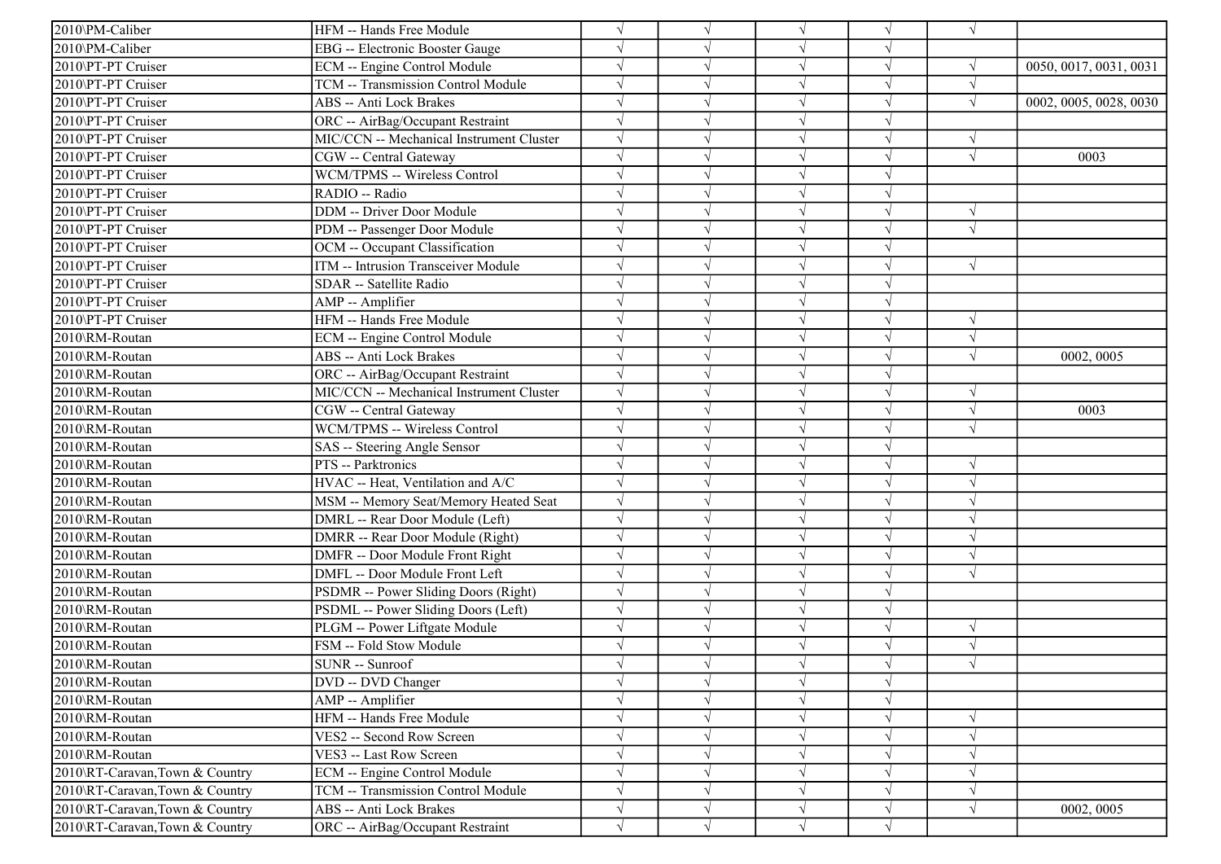| | | | | | | | |
|---|---|---|---|---|---|---|---|
| 2010\PM-Caliber | HFM -- Hands Free Module | √ | √ | √ | √ | √ | |
| 2010\PM-Caliber | EBG -- Electronic Booster Gauge | √ | √ | √ | √ | | |
| 2010\PT-PT Cruiser | ECM -- Engine Control Module | √ | √ | √ | √ | √ | 0050, 0017, 0031, 0031 |
| 2010\PT-PT Cruiser | TCM -- Transmission Control Module | √ | √ | √ | √ | √ | |
| 2010\PT-PT Cruiser | ABS -- Anti Lock Brakes | √ | √ | √ | √ | √ | 0002, 0005, 0028, 0030 |
| 2010\PT-PT Cruiser | ORC -- AirBag/Occupant Restraint | √ | √ | √ | √ | | |
| 2010\PT-PT Cruiser | MIC/CCN -- Mechanical Instrument Cluster | √ | √ | √ | √ | √ | |
| 2010\PT-PT Cruiser | CGW -- Central Gateway | √ | √ | √ | √ | √ | 0003 |
| 2010\PT-PT Cruiser | WCM/TPMS -- Wireless Control | √ | √ | √ | √ | | |
| 2010\PT-PT Cruiser | RADIO -- Radio | √ | √ | √ | √ | | |
| 2010\PT-PT Cruiser | DDM -- Driver Door Module | √ | √ | √ | √ | √ | |
| 2010\PT-PT Cruiser | PDM -- Passenger Door Module | √ | √ | √ | √ | √ | |
| 2010\PT-PT Cruiser | OCM -- Occupant Classification | √ | √ | √ | √ | | |
| 2010\PT-PT Cruiser | ITM -- Intrusion Transceiver Module | √ | √ | √ | √ | √ | |
| 2010\PT-PT Cruiser | SDAR -- Satellite Radio | √ | √ | √ | √ | | |
| 2010\PT-PT Cruiser | AMP -- Amplifier | √ | √ | √ | √ | | |
| 2010\PT-PT Cruiser | HFM -- Hands Free Module | √ | √ | √ | √ | √ | |
| 2010\RM-Routan | ECM -- Engine Control Module | √ | √ | √ | √ | √ | |
| 2010\RM-Routan | ABS -- Anti Lock Brakes | √ | √ | √ | √ | √ | 0002, 0005 |
| 2010\RM-Routan | ORC -- AirBag/Occupant Restraint | √ | √ | √ | √ | | |
| 2010\RM-Routan | MIC/CCN -- Mechanical Instrument Cluster | √ | √ | √ | √ | √ | |
| 2010\RM-Routan | CGW -- Central Gateway | √ | √ | √ | √ | √ | 0003 |
| 2010\RM-Routan | WCM/TPMS -- Wireless Control | √ | √ | √ | √ | √ | |
| 2010\RM-Routan | SAS -- Steering Angle Sensor | √ | √ | √ | √ | | |
| 2010\RM-Routan | PTS -- Parktronics | √ | √ | √ | √ | √ | |
| 2010\RM-Routan | HVAC -- Heat, Ventilation and A/C | √ | √ | √ | √ | √ | |
| 2010\RM-Routan | MSM -- Memory Seat/Memory Heated Seat | √ | √ | √ | √ | √ | |
| 2010\RM-Routan | DMRL -- Rear Door Module (Left) | √ | √ | √ | √ | √ | |
| 2010\RM-Routan | DMRR -- Rear Door Module (Right) | √ | √ | √ | √ | √ | |
| 2010\RM-Routan | DMFR -- Door Module Front Right | √ | √ | √ | √ | √ | |
| 2010\RM-Routan | DMFL -- Door Module Front Left | √ | √ | √ | √ | √ | |
| 2010\RM-Routan | PSDMR -- Power Sliding Doors (Right) | √ | √ | √ | √ | | |
| 2010\RM-Routan | PSDML -- Power Sliding Doors (Left) | √ | √ | √ | √ | | |
| 2010\RM-Routan | PLGM -- Power Liftgate Module | √ | √ | √ | √ | √ | |
| 2010\RM-Routan | FSM -- Fold Stow Module | √ | √ | √ | √ | √ | |
| 2010\RM-Routan | SUNR -- Sunroof | √ | √ | √ | √ | √ | |
| 2010\RM-Routan | DVD -- DVD Changer | √ | √ | √ | √ | | |
| 2010\RM-Routan | AMP -- Amplifier | √ | √ | √ | √ | | |
| 2010\RM-Routan | HFM -- Hands Free Module | √ | √ | √ | √ | √ | |
| 2010\RM-Routan | VES2 -- Second Row Screen | √ | √ | √ | √ | √ | |
| 2010\RM-Routan | VES3 -- Last Row Screen | √ | √ | √ | √ | √ | |
| 2010\RT-Caravan,Town & Country | ECM -- Engine Control Module | √ | √ | √ | √ | √ | |
| 2010\RT-Caravan,Town & Country | TCM -- Transmission Control Module | √ | √ | √ | √ | √ | |
| 2010\RT-Caravan,Town & Country | ABS -- Anti Lock Brakes | √ | √ | √ | √ | √ | 0002, 0005 |
| 2010\RT-Caravan,Town & Country | ORC -- AirBag/Occupant Restraint | √ | √ | √ | √ | | |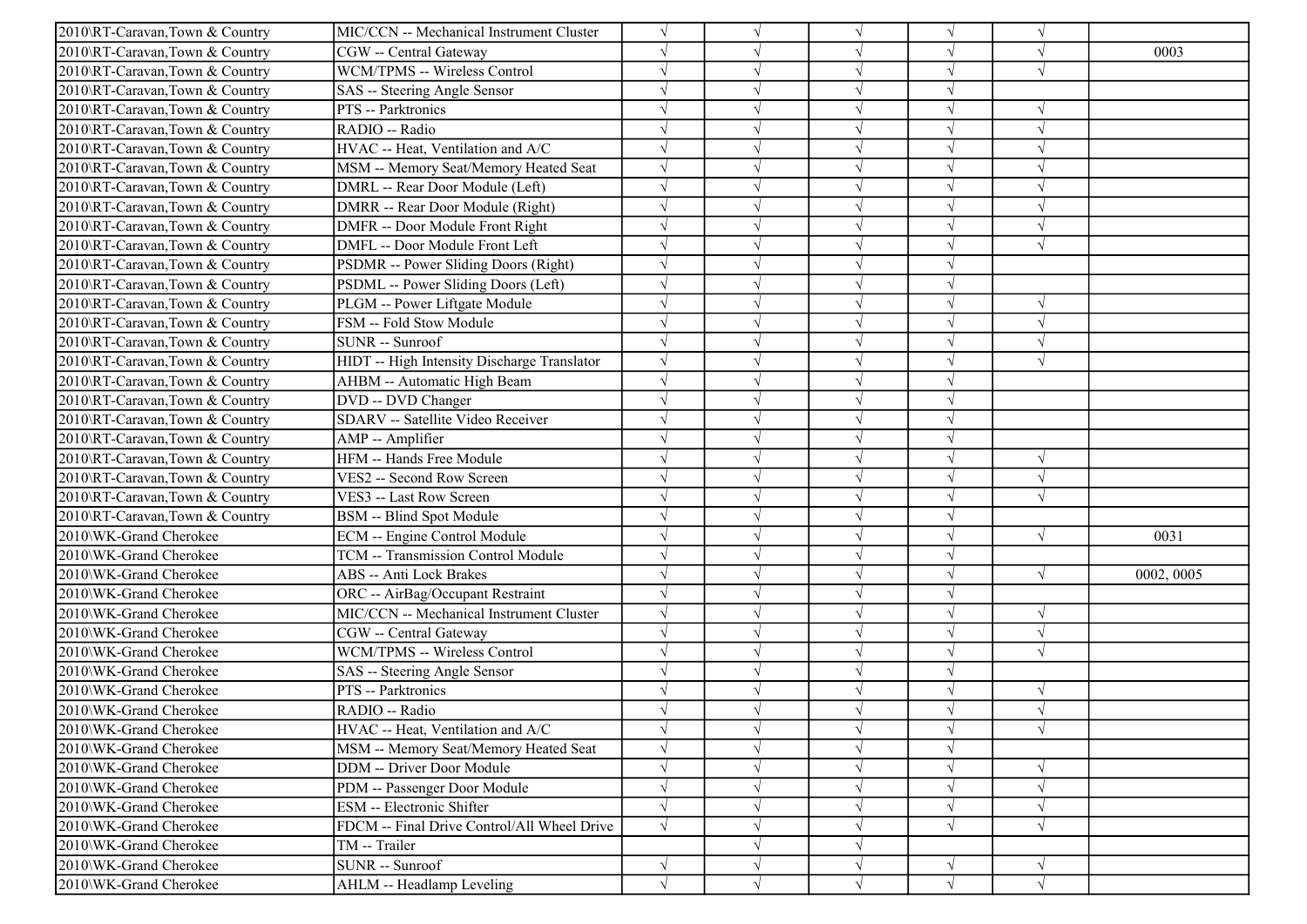| | | | | | | | |
|---|---|---|---|---|---|---|---|
| 2010\RT-Caravan,Town & Country | MIC/CCN -- Mechanical Instrument Cluster | √ | √ | √ | √ | √ | |
| 2010\RT-Caravan,Town & Country | CGW -- Central Gateway | √ | √ | √ | √ | √ | 0003 |
| 2010\RT-Caravan,Town & Country | WCM/TPMS -- Wireless Control | √ | √ | √ | √ | √ | |
| 2010\RT-Caravan,Town & Country | SAS -- Steering Angle Sensor | √ | √ | √ | √ | | |
| 2010\RT-Caravan,Town & Country | PTS -- Parktronics | √ | √ | √ | √ | √ | |
| 2010\RT-Caravan,Town & Country | RADIO -- Radio | √ | √ | √ | √ | √ | |
| 2010\RT-Caravan,Town & Country | HVAC -- Heat, Ventilation and A/C | √ | √ | √ | √ | √ | |
| 2010\RT-Caravan,Town & Country | MSM -- Memory Seat/Memory Heated Seat | √ | √ | √ | √ | √ | |
| 2010\RT-Caravan,Town & Country | DMRL -- Rear Door Module (Left) | √ | √ | √ | √ | √ | |
| 2010\RT-Caravan,Town & Country | DMRR -- Rear Door Module (Right) | √ | √ | √ | √ | √ | |
| 2010\RT-Caravan,Town & Country | DMFR -- Door Module Front Right | √ | √ | √ | √ | √ | |
| 2010\RT-Caravan,Town & Country | DMFL -- Door Module Front Left | √ | √ | √ | √ | √ | |
| 2010\RT-Caravan,Town & Country | PSDMR -- Power Sliding Doors (Right) | √ | √ | √ | √ | | |
| 2010\RT-Caravan,Town & Country | PSDML -- Power Sliding Doors (Left) | √ | √ | √ | √ | | |
| 2010\RT-Caravan,Town & Country | PLGM -- Power Liftgate Module | √ | √ | √ | √ | √ | |
| 2010\RT-Caravan,Town & Country | FSM -- Fold Stow Module | √ | √ | √ | √ | √ | |
| 2010\RT-Caravan,Town & Country | SUNR -- Sunroof | √ | √ | √ | √ | √ | |
| 2010\RT-Caravan,Town & Country | HIDT -- High Intensity Discharge Translator | √ | √ | √ | √ | √ | |
| 2010\RT-Caravan,Town & Country | AHBM -- Automatic High Beam | √ | √ | √ | √ | | |
| 2010\RT-Caravan,Town & Country | DVD -- DVD Changer | √ | √ | √ | √ | | |
| 2010\RT-Caravan,Town & Country | SDARV -- Satellite Video Receiver | √ | √ | √ | √ | | |
| 2010\RT-Caravan,Town & Country | AMP -- Amplifier | √ | √ | √ | √ | | |
| 2010\RT-Caravan,Town & Country | HFM -- Hands Free Module | √ | √ | √ | √ | √ | |
| 2010\RT-Caravan,Town & Country | VES2 -- Second Row Screen | √ | √ | √ | √ | √ | |
| 2010\RT-Caravan,Town & Country | VES3 -- Last Row Screen | √ | √ | √ | √ | √ | |
| 2010\RT-Caravan,Town & Country | BSM -- Blind Spot Module | √ | √ | √ | √ | | |
| 2010\WK-Grand Cherokee | ECM -- Engine Control Module | √ | √ | √ | √ | √ | 0031 |
| 2010\WK-Grand Cherokee | TCM -- Transmission Control Module | √ | √ | √ | √ | | |
| 2010\WK-Grand Cherokee | ABS -- Anti Lock Brakes | √ | √ | √ | √ | √ | 0002, 0005 |
| 2010\WK-Grand Cherokee | ORC -- AirBag/Occupant Restraint | √ | √ | √ | √ | | |
| 2010\WK-Grand Cherokee | MIC/CCN -- Mechanical Instrument Cluster | √ | √ | √ | √ | √ | |
| 2010\WK-Grand Cherokee | CGW -- Central Gateway | √ | √ | √ | √ | √ | |
| 2010\WK-Grand Cherokee | WCM/TPMS -- Wireless Control | √ | √ | √ | √ | √ | |
| 2010\WK-Grand Cherokee | SAS -- Steering Angle Sensor | √ | √ | √ | √ | | |
| 2010\WK-Grand Cherokee | PTS -- Parktronics | √ | √ | √ | √ | √ | |
| 2010\WK-Grand Cherokee | RADIO -- Radio | √ | √ | √ | √ | √ | |
| 2010\WK-Grand Cherokee | HVAC -- Heat, Ventilation and A/C | √ | √ | √ | √ | √ | |
| 2010\WK-Grand Cherokee | MSM -- Memory Seat/Memory Heated Seat | √ | √ | √ | √ | | |
| 2010\WK-Grand Cherokee | DDM -- Driver Door Module | √ | √ | √ | √ | √ | |
| 2010\WK-Grand Cherokee | PDM -- Passenger Door Module | √ | √ | √ | √ | √ | |
| 2010\WK-Grand Cherokee | ESM -- Electronic Shifter | √ | √ | √ | √ | √ | |
| 2010\WK-Grand Cherokee | FDCM -- Final Drive Control/All Wheel Drive | √ | √ | √ | √ | √ | |
| 2010\WK-Grand Cherokee | TM -- Trailer | | √ | √ | | | |
| 2010\WK-Grand Cherokee | SUNR -- Sunroof | √ | √ | √ | √ | √ | |
| 2010\WK-Grand Cherokee | AHLM -- Headlamp Leveling | √ | √ | √ | √ | √ | |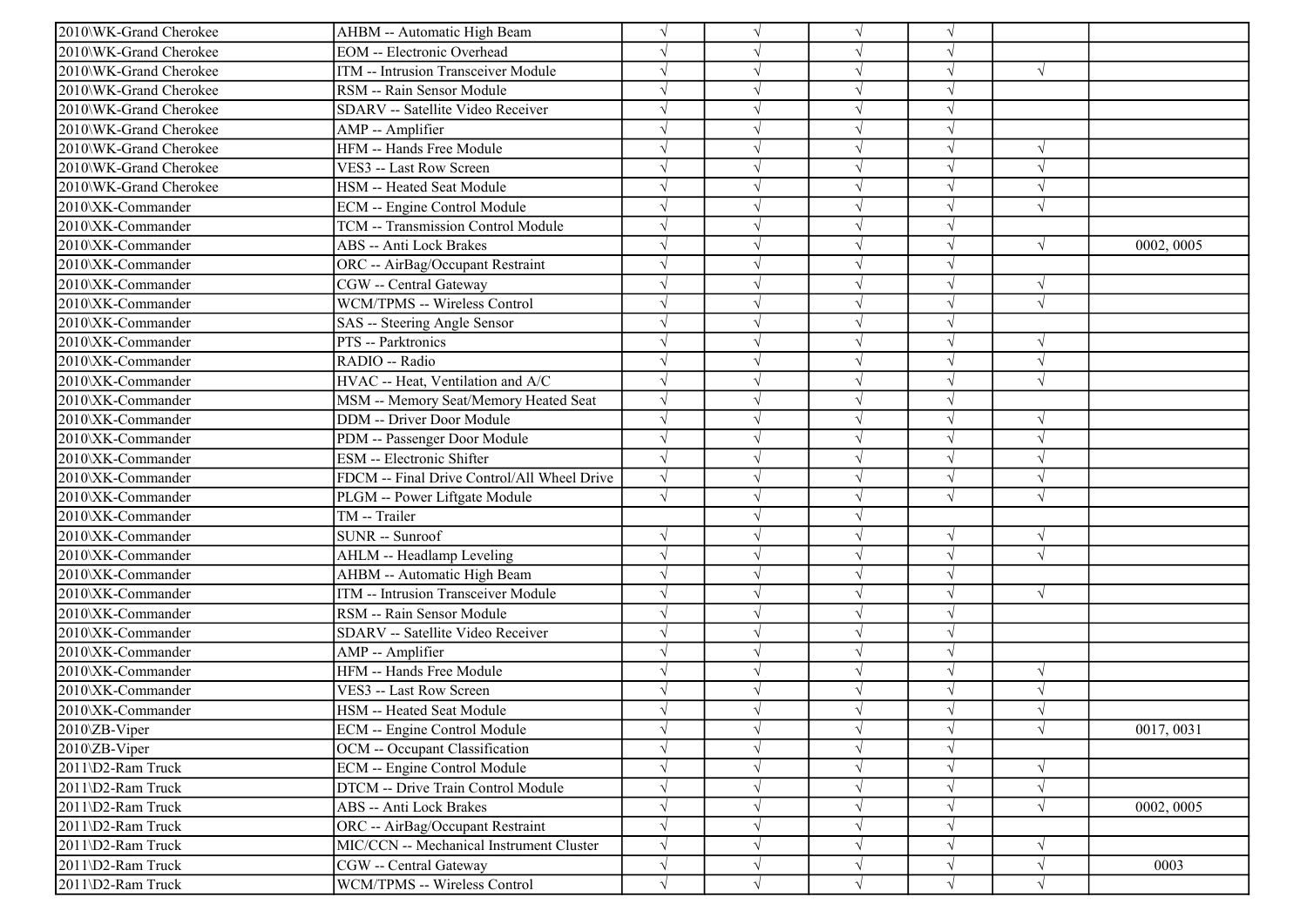| | | | | | | | |
|---|---|---|---|---|---|---|---|
| 2010\WK-Grand Cherokee | AHBM -- Automatic High Beam | √ | √ | √ | √ | | |
| 2010\WK-Grand Cherokee | EOM -- Electronic Overhead | √ | √ | √ | √ | | |
| 2010\WK-Grand Cherokee | ITM -- Intrusion Transceiver Module | √ | √ | √ | √ | √ | |
| 2010\WK-Grand Cherokee | RSM -- Rain Sensor Module | √ | √ | √ | √ | | |
| 2010\WK-Grand Cherokee | SDARV -- Satellite Video Receiver | √ | √ | √ | √ | | |
| 2010\WK-Grand Cherokee | AMP -- Amplifier | √ | √ | √ | √ | | |
| 2010\WK-Grand Cherokee | HFM -- Hands Free Module | √ | √ | √ | √ | √ | |
| 2010\WK-Grand Cherokee | VES3 -- Last Row Screen | √ | √ | √ | √ | √ | |
| 2010\WK-Grand Cherokee | HSM -- Heated Seat Module | √ | √ | √ | √ | √ | |
| 2010\XK-Commander | ECM -- Engine Control Module | √ | √ | √ | √ | √ | |
| 2010\XK-Commander | TCM -- Transmission Control Module | √ | √ | √ | √ | | |
| 2010\XK-Commander | ABS -- Anti Lock Brakes | √ | √ | √ | √ | √ | 0002, 0005 |
| 2010\XK-Commander | ORC -- AirBag/Occupant Restraint | √ | √ | √ | √ | | |
| 2010\XK-Commander | CGW -- Central Gateway | √ | √ | √ | √ | √ | |
| 2010\XK-Commander | WCM/TPMS -- Wireless Control | √ | √ | √ | √ | √ | |
| 2010\XK-Commander | SAS -- Steering Angle Sensor | √ | √ | √ | √ | | |
| 2010\XK-Commander | PTS -- Parktronics | √ | √ | √ | √ | √ | |
| 2010\XK-Commander | RADIO -- Radio | √ | √ | √ | √ | √ | |
| 2010\XK-Commander | HVAC -- Heat, Ventilation and A/C | √ | √ | √ | √ | √ | |
| 2010\XK-Commander | MSM -- Memory Seat/Memory Heated Seat | √ | √ | √ | √ | | |
| 2010\XK-Commander | DDM -- Driver Door Module | √ | √ | √ | √ | √ | |
| 2010\XK-Commander | PDM -- Passenger Door Module | √ | √ | √ | √ | √ | |
| 2010\XK-Commander | ESM -- Electronic Shifter | √ | √ | √ | √ | √ | |
| 2010\XK-Commander | FDCM -- Final Drive Control/All Wheel Drive | √ | √ | √ | √ | √ | |
| 2010\XK-Commander | PLGM -- Power Liftgate Module | √ | √ | √ | √ | √ | |
| 2010\XK-Commander | TM -- Trailer | | √ | √ | | | |
| 2010\XK-Commander | SUNR -- Sunroof | √ | √ | √ | √ | √ | |
| 2010\XK-Commander | AHLM -- Headlamp Leveling | √ | √ | √ | √ | √ | |
| 2010\XK-Commander | AHBM -- Automatic High Beam | √ | √ | √ | √ | | |
| 2010\XK-Commander | ITM -- Intrusion Transceiver Module | √ | √ | √ | √ | √ | |
| 2010\XK-Commander | RSM -- Rain Sensor Module | √ | √ | √ | √ | | |
| 2010\XK-Commander | SDARV -- Satellite Video Receiver | √ | √ | √ | √ | | |
| 2010\XK-Commander | AMP -- Amplifier | √ | √ | √ | √ | | |
| 2010\XK-Commander | HFM -- Hands Free Module | √ | √ | √ | √ | √ | |
| 2010\XK-Commander | VES3 -- Last Row Screen | √ | √ | √ | √ | √ | |
| 2010\XK-Commander | HSM -- Heated Seat Module | √ | √ | √ | √ | √ | |
| 2010\ZB-Viper | ECM -- Engine Control Module | √ | √ | √ | √ | √ | 0017, 0031 |
| 2010\ZB-Viper | OCM -- Occupant Classification | √ | √ | √ | √ | | |
| 2011\D2-Ram Truck | ECM -- Engine Control Module | √ | √ | √ | √ | √ | |
| 2011\D2-Ram Truck | DTCM -- Drive Train Control Module | √ | √ | √ | √ | √ | |
| 2011\D2-Ram Truck | ABS -- Anti Lock Brakes | √ | √ | √ | √ | √ | 0002, 0005 |
| 2011\D2-Ram Truck | ORC -- AirBag/Occupant Restraint | √ | √ | √ | √ | | |
| 2011\D2-Ram Truck | MIC/CCN -- Mechanical Instrument Cluster | √ | √ | √ | √ | √ | |
| 2011\D2-Ram Truck | CGW -- Central Gateway | √ | √ | √ | √ | √ | 0003 |
| 2011\D2-Ram Truck | WCM/TPMS -- Wireless Control | √ | √ | √ | √ | √ | |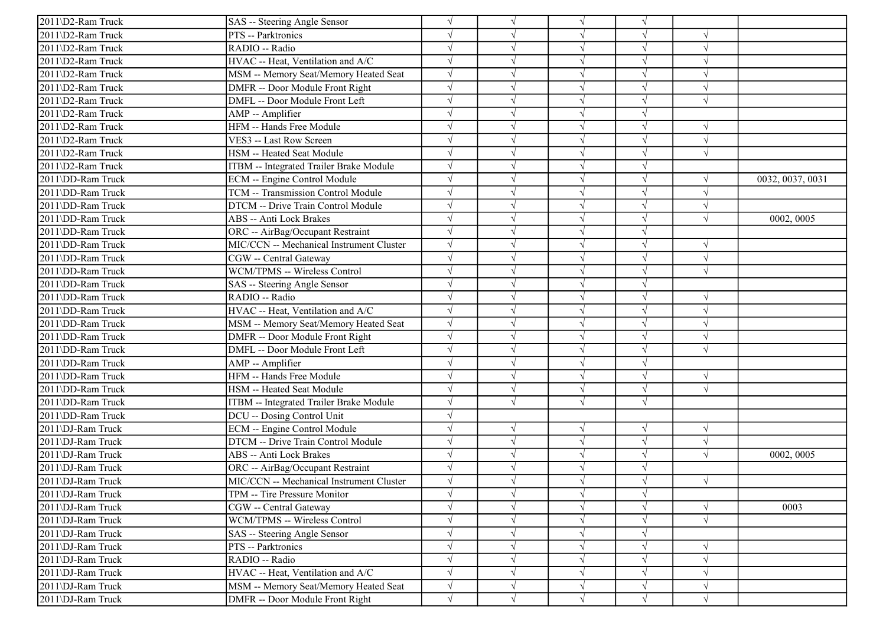| | | | | | | | |
|---|---|---|---|---|---|---|---|
| 2011\D2-Ram Truck | SAS -- Steering Angle Sensor | √ | √ | √ | √ | | |
| 2011\D2-Ram Truck | PTS -- Parktronics | √ | √ | √ | √ | √ | |
| 2011\D2-Ram Truck | RADIO -- Radio | √ | √ | √ | √ | √ | |
| 2011\D2-Ram Truck | HVAC -- Heat, Ventilation and A/C | √ | √ | √ | √ | √ | |
| 2011\D2-Ram Truck | MSM -- Memory Seat/Memory Heated Seat | √ | √ | √ | √ | √ | |
| 2011\D2-Ram Truck | DMFR -- Door Module Front Right | √ | √ | √ | √ | √ | |
| 2011\D2-Ram Truck | DMFL -- Door Module Front Left | √ | √ | √ | √ | √ | |
| 2011\D2-Ram Truck | AMP -- Amplifier | √ | √ | √ | √ | | |
| 2011\D2-Ram Truck | HFM -- Hands Free Module | √ | √ | √ | √ | √ | |
| 2011\D2-Ram Truck | VES3 -- Last Row Screen | √ | √ | √ | √ | √ | |
| 2011\D2-Ram Truck | HSM -- Heated Seat Module | √ | √ | √ | √ | √ | |
| 2011\D2-Ram Truck | ITBM -- Integrated Trailer Brake Module | √ | √ | √ | √ | | |
| 2011\DD-Ram Truck | ECM -- Engine Control Module | √ | √ | √ | √ | √ | 0032, 0037, 0031 |
| 2011\DD-Ram Truck | TCM -- Transmission Control Module | √ | √ | √ | √ | √ | |
| 2011\DD-Ram Truck | DTCM -- Drive Train Control Module | √ | √ | √ | √ | √ | |
| 2011\DD-Ram Truck | ABS -- Anti Lock Brakes | √ | √ | √ | √ | √ | 0002, 0005 |
| 2011\DD-Ram Truck | ORC -- AirBag/Occupant Restraint | √ | √ | √ | √ | | |
| 2011\DD-Ram Truck | MIC/CCN -- Mechanical Instrument Cluster | √ | √ | √ | √ | √ | |
| 2011\DD-Ram Truck | CGW -- Central Gateway | √ | √ | √ | √ | √ | |
| 2011\DD-Ram Truck | WCM/TPMS -- Wireless Control | √ | √ | √ | √ | √ | |
| 2011\DD-Ram Truck | SAS -- Steering Angle Sensor | √ | √ | √ | √ | | |
| 2011\DD-Ram Truck | RADIO -- Radio | √ | √ | √ | √ | √ | |
| 2011\DD-Ram Truck | HVAC -- Heat, Ventilation and A/C | √ | √ | √ | √ | √ | |
| 2011\DD-Ram Truck | MSM -- Memory Seat/Memory Heated Seat | √ | √ | √ | √ | √ | |
| 2011\DD-Ram Truck | DMFR -- Door Module Front Right | √ | √ | √ | √ | √ | |
| 2011\DD-Ram Truck | DMFL -- Door Module Front Left | √ | √ | √ | √ | √ | |
| 2011\DD-Ram Truck | AMP -- Amplifier | √ | √ | √ | √ | | |
| 2011\DD-Ram Truck | HFM -- Hands Free Module | √ | √ | √ | √ | √ | |
| 2011\DD-Ram Truck | HSM -- Heated Seat Module | √ | √ | √ | √ | √ | |
| 2011\DD-Ram Truck | ITBM -- Integrated Trailer Brake Module | √ | √ | √ | √ | | |
| 2011\DD-Ram Truck | DCU -- Dosing Control Unit | √ | | | | | |
| 2011\DJ-Ram Truck | ECM -- Engine Control Module | √ | √ | √ | √ | √ | |
| 2011\DJ-Ram Truck | DTCM -- Drive Train Control Module | √ | √ | √ | √ | √ | |
| 2011\DJ-Ram Truck | ABS -- Anti Lock Brakes | √ | √ | √ | √ | √ | 0002, 0005 |
| 2011\DJ-Ram Truck | ORC -- AirBag/Occupant Restraint | √ | √ | √ | √ | | |
| 2011\DJ-Ram Truck | MIC/CCN -- Mechanical Instrument Cluster | √ | √ | √ | √ | √ | |
| 2011\DJ-Ram Truck | TPM -- Tire Pressure Monitor | √ | √ | √ | √ | | |
| 2011\DJ-Ram Truck | CGW -- Central Gateway | √ | √ | √ | √ | √ | 0003 |
| 2011\DJ-Ram Truck | WCM/TPMS -- Wireless Control | √ | √ | √ | √ | √ | |
| 2011\DJ-Ram Truck | SAS -- Steering Angle Sensor | √ | √ | √ | √ | | |
| 2011\DJ-Ram Truck | PTS -- Parktronics | √ | √ | √ | √ | √ | |
| 2011\DJ-Ram Truck | RADIO -- Radio | √ | √ | √ | √ | √ | |
| 2011\DJ-Ram Truck | HVAC -- Heat, Ventilation and A/C | √ | √ | √ | √ | √ | |
| 2011\DJ-Ram Truck | MSM -- Memory Seat/Memory Heated Seat | √ | √ | √ | √ | √ | |
| 2011\DJ-Ram Truck | DMFR -- Door Module Front Right | √ | √ | √ | √ | √ | |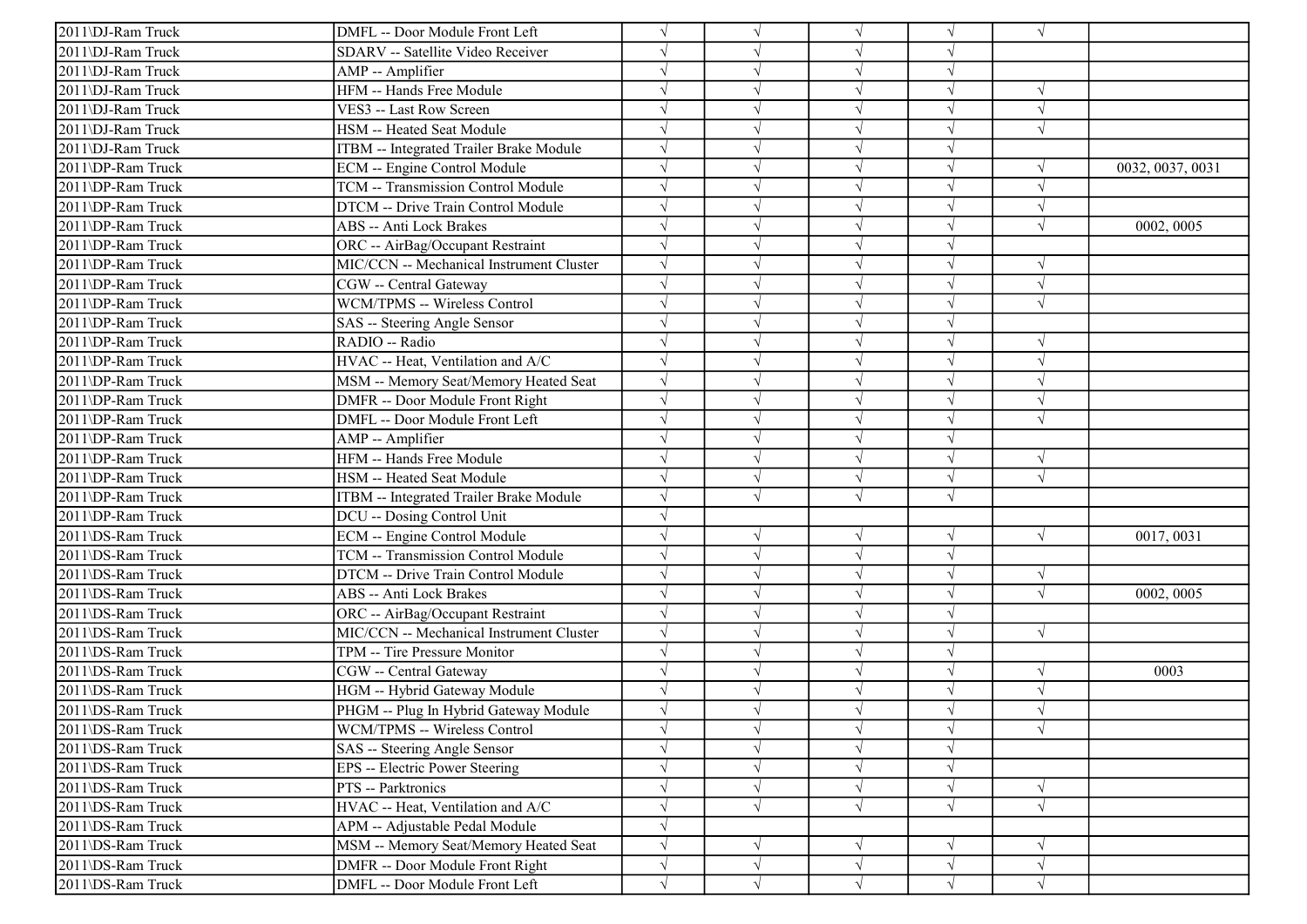| | | | | | | | |
|---|---|---|---|---|---|---|---|
| 2011\DJ-Ram Truck | DMFL -- Door Module Front Left | √ | √ | √ | √ | √ | |
| 2011\DJ-Ram Truck | SDARV -- Satellite Video Receiver | √ | √ | √ | √ | | |
| 2011\DJ-Ram Truck | AMP -- Amplifier | √ | √ | √ | √ | | |
| 2011\DJ-Ram Truck | HFM -- Hands Free Module | √ | √ | √ | √ | √ | |
| 2011\DJ-Ram Truck | VES3 -- Last Row Screen | √ | √ | √ | √ | √ | |
| 2011\DJ-Ram Truck | HSM -- Heated Seat Module | √ | √ | √ | √ | √ | |
| 2011\DJ-Ram Truck | ITBM -- Integrated Trailer Brake Module | √ | √ | √ | √ | | |
| 2011\DP-Ram Truck | ECM -- Engine Control Module | √ | √ | √ | √ | √ | 0032, 0037, 0031 |
| 2011\DP-Ram Truck | TCM -- Transmission Control Module | √ | √ | √ | √ | √ | |
| 2011\DP-Ram Truck | DTCM -- Drive Train Control Module | √ | √ | √ | √ | √ | |
| 2011\DP-Ram Truck | ABS -- Anti Lock Brakes | √ | √ | √ | √ | √ | 0002, 0005 |
| 2011\DP-Ram Truck | ORC -- AirBag/Occupant Restraint | √ | √ | √ | √ | | |
| 2011\DP-Ram Truck | MIC/CCN -- Mechanical Instrument Cluster | √ | √ | √ | √ | √ | |
| 2011\DP-Ram Truck | CGW -- Central Gateway | √ | √ | √ | √ | √ | |
| 2011\DP-Ram Truck | WCM/TPMS -- Wireless Control | √ | √ | √ | √ | √ | |
| 2011\DP-Ram Truck | SAS -- Steering Angle Sensor | √ | √ | √ | √ | | |
| 2011\DP-Ram Truck | RADIO -- Radio | √ | √ | √ | √ | √ | |
| 2011\DP-Ram Truck | HVAC -- Heat, Ventilation and A/C | √ | √ | √ | √ | √ | |
| 2011\DP-Ram Truck | MSM -- Memory Seat/Memory Heated Seat | √ | √ | √ | √ | √ | |
| 2011\DP-Ram Truck | DMFR -- Door Module Front Right | √ | √ | √ | √ | √ | |
| 2011\DP-Ram Truck | DMFL -- Door Module Front Left | √ | √ | √ | √ | √ | |
| 2011\DP-Ram Truck | AMP -- Amplifier | √ | √ | √ | √ | | |
| 2011\DP-Ram Truck | HFM -- Hands Free Module | √ | √ | √ | √ | √ | |
| 2011\DP-Ram Truck | HSM -- Heated Seat Module | √ | √ | √ | √ | √ | |
| 2011\DP-Ram Truck | ITBM -- Integrated Trailer Brake Module | √ | √ | √ | √ | | |
| 2011\DP-Ram Truck | DCU -- Dosing Control Unit | √ | | | | | |
| 2011\DS-Ram Truck | ECM -- Engine Control Module | √ | √ | √ | √ | √ | 0017, 0031 |
| 2011\DS-Ram Truck | TCM -- Transmission Control Module | √ | √ | √ | √ | | |
| 2011\DS-Ram Truck | DTCM -- Drive Train Control Module | √ | √ | √ | √ | √ | |
| 2011\DS-Ram Truck | ABS -- Anti Lock Brakes | √ | √ | √ | √ | √ | 0002, 0005 |
| 2011\DS-Ram Truck | ORC -- AirBag/Occupant Restraint | √ | √ | √ | √ | | |
| 2011\DS-Ram Truck | MIC/CCN -- Mechanical Instrument Cluster | √ | √ | √ | √ | √ | |
| 2011\DS-Ram Truck | TPM -- Tire Pressure Monitor | √ | √ | √ | √ | | |
| 2011\DS-Ram Truck | CGW -- Central Gateway | √ | √ | √ | √ | √ | 0003 |
| 2011\DS-Ram Truck | HGM -- Hybrid Gateway Module | √ | √ | √ | √ | √ | |
| 2011\DS-Ram Truck | PHGM -- Plug In Hybrid Gateway Module | √ | √ | √ | √ | √ | |
| 2011\DS-Ram Truck | WCM/TPMS -- Wireless Control | √ | √ | √ | √ | √ | |
| 2011\DS-Ram Truck | SAS -- Steering Angle Sensor | √ | √ | √ | √ | | |
| 2011\DS-Ram Truck | EPS -- Electric Power Steering | √ | √ | √ | √ | | |
| 2011\DS-Ram Truck | PTS -- Parktronics | √ | √ | √ | √ | √ | |
| 2011\DS-Ram Truck | HVAC -- Heat, Ventilation and A/C | √ | √ | √ | √ | √ | |
| 2011\DS-Ram Truck | APM -- Adjustable Pedal Module | √ | | | | | |
| 2011\DS-Ram Truck | MSM -- Memory Seat/Memory Heated Seat | √ | √ | √ | √ | √ | |
| 2011\DS-Ram Truck | DMFR -- Door Module Front Right | √ | √ | √ | √ | √ | |
| 2011\DS-Ram Truck | DMFL -- Door Module Front Left | √ | √ | √ | √ | √ | |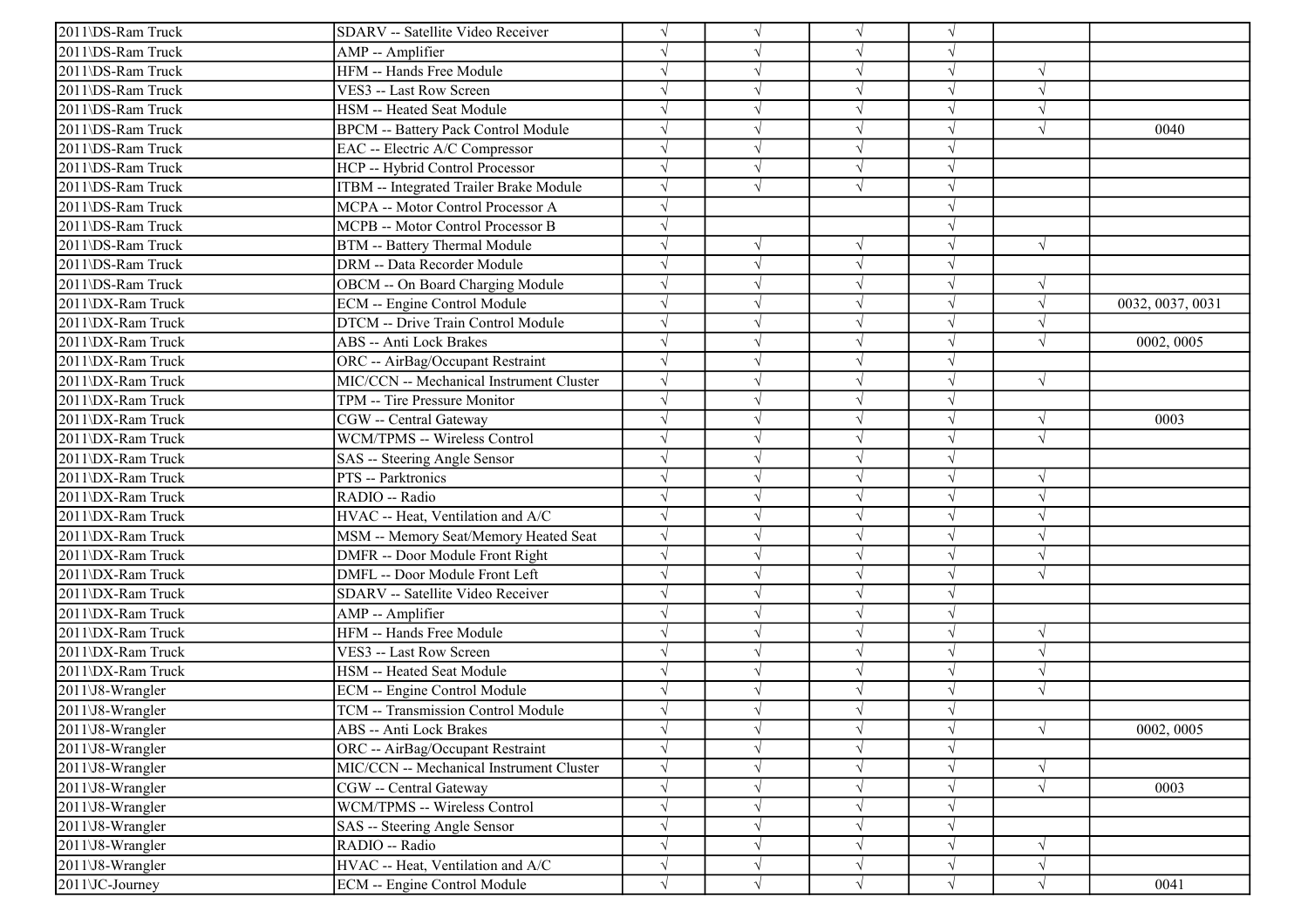| | | | | | | | |
|---|---|---|---|---|---|---|---|
| 2011\DS-Ram Truck | SDARV -- Satellite Video Receiver | √ | √ | √ | √ | | |
| 2011\DS-Ram Truck | AMP -- Amplifier | √ | √ | √ | √ | | |
| 2011\DS-Ram Truck | HFM -- Hands Free Module | √ | √ | √ | √ | √ | |
| 2011\DS-Ram Truck | VES3 -- Last Row Screen | √ | √ | √ | √ | √ | |
| 2011\DS-Ram Truck | HSM -- Heated Seat Module | √ | √ | √ | √ | √ | |
| 2011\DS-Ram Truck | BPCM -- Battery Pack Control Module | √ | √ | √ | √ | √ | 0040 |
| 2011\DS-Ram Truck | EAC -- Electric A/C Compressor | √ | √ | √ | √ | | |
| 2011\DS-Ram Truck | HCP -- Hybrid Control Processor | √ | √ | √ | √ | | |
| 2011\DS-Ram Truck | ITBM -- Integrated Trailer Brake Module | √ | √ | √ | √ | | |
| 2011\DS-Ram Truck | MCPA -- Motor Control Processor A | √ | | | √ | | |
| 2011\DS-Ram Truck | MCPB -- Motor Control Processor B | √ | | | √ | | |
| 2011\DS-Ram Truck | BTM -- Battery Thermal Module | √ | √ | √ | √ | √ | |
| 2011\DS-Ram Truck | DRM -- Data Recorder Module | √ | √ | √ | √ | | |
| 2011\DS-Ram Truck | OBCM -- On Board Charging Module | √ | √ | √ | √ | √ | |
| 2011\DX-Ram Truck | ECM -- Engine Control Module | √ | √ | √ | √ | √ | 0032, 0037, 0031 |
| 2011\DX-Ram Truck | DTCM -- Drive Train Control Module | √ | √ | √ | √ | √ | |
| 2011\DX-Ram Truck | ABS -- Anti Lock Brakes | √ | √ | √ | √ | √ | 0002, 0005 |
| 2011\DX-Ram Truck | ORC -- AirBag/Occupant Restraint | √ | √ | √ | √ | | |
| 2011\DX-Ram Truck | MIC/CCN -- Mechanical Instrument Cluster | √ | √ | √ | √ | √ | |
| 2011\DX-Ram Truck | TPM -- Tire Pressure Monitor | √ | √ | √ | √ | | |
| 2011\DX-Ram Truck | CGW -- Central Gateway | √ | √ | √ | √ | √ | 0003 |
| 2011\DX-Ram Truck | WCM/TPMS -- Wireless Control | √ | √ | √ | √ | √ | |
| 2011\DX-Ram Truck | SAS -- Steering Angle Sensor | √ | √ | √ | √ | | |
| 2011\DX-Ram Truck | PTS -- Parktronics | √ | √ | √ | √ | √ | |
| 2011\DX-Ram Truck | RADIO -- Radio | √ | √ | √ | √ | √ | |
| 2011\DX-Ram Truck | HVAC -- Heat, Ventilation and A/C | √ | √ | √ | √ | √ | |
| 2011\DX-Ram Truck | MSM -- Memory Seat/Memory Heated Seat | √ | √ | √ | √ | √ | |
| 2011\DX-Ram Truck | DMFR -- Door Module Front Right | √ | √ | √ | √ | √ | |
| 2011\DX-Ram Truck | DMFL -- Door Module Front Left | √ | √ | √ | √ | √ | |
| 2011\DX-Ram Truck | SDARV -- Satellite Video Receiver | √ | √ | √ | √ | | |
| 2011\DX-Ram Truck | AMP -- Amplifier | √ | √ | √ | √ | | |
| 2011\DX-Ram Truck | HFM -- Hands Free Module | √ | √ | √ | √ | √ | |
| 2011\DX-Ram Truck | VES3 -- Last Row Screen | √ | √ | √ | √ | √ | |
| 2011\DX-Ram Truck | HSM -- Heated Seat Module | √ | √ | √ | √ | √ | |
| 2011\J8-Wrangler | ECM -- Engine Control Module | √ | √ | √ | √ | √ | |
| 2011\J8-Wrangler | TCM -- Transmission Control Module | √ | √ | √ | √ | | |
| 2011\J8-Wrangler | ABS -- Anti Lock Brakes | √ | √ | √ | √ | √ | 0002, 0005 |
| 2011\J8-Wrangler | ORC -- AirBag/Occupant Restraint | √ | √ | √ | √ | | |
| 2011\J8-Wrangler | MIC/CCN -- Mechanical Instrument Cluster | √ | √ | √ | √ | √ | |
| 2011\J8-Wrangler | CGW -- Central Gateway | √ | √ | √ | √ | √ | 0003 |
| 2011\J8-Wrangler | WCM/TPMS -- Wireless Control | √ | √ | √ | √ | | |
| 2011\J8-Wrangler | SAS -- Steering Angle Sensor | √ | √ | √ | √ | | |
| 2011\J8-Wrangler | RADIO -- Radio | √ | √ | √ | √ | √ | |
| 2011\J8-Wrangler | HVAC -- Heat, Ventilation and A/C | √ | √ | √ | √ | √ | |
| 2011\JC-Journey | ECM -- Engine Control Module | √ | √ | √ | √ | √ | 0041 |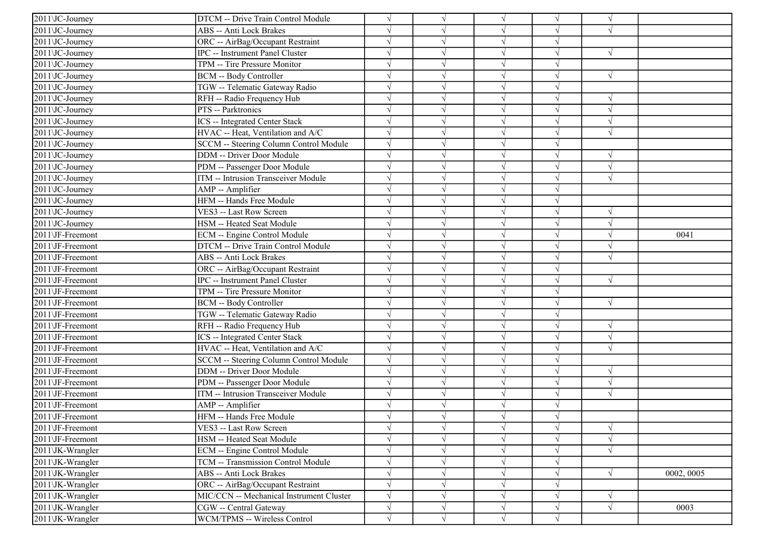| | | | | | | | |
|---|---|---|---|---|---|---|---|
| 2011\JC-Journey | DTCM -- Drive Train Control Module | √ | √ | √ | √ | √ | |
| 2011\JC-Journey | ABS -- Anti Lock Brakes | √ | √ | √ | √ | √ | |
| 2011\JC-Journey | ORC -- AirBag/Occupant Restraint | √ | √ | √ | √ | | |
| 2011\JC-Journey | IPC -- Instrument Panel Cluster | √ | √ | √ | √ | √ | |
| 2011\JC-Journey | TPM -- Tire Pressure Monitor | √ | √ | √ | √ | | |
| 2011\JC-Journey | BCM -- Body Controller | √ | √ | √ | √ | √ | |
| 2011\JC-Journey | TGW -- Telematic Gateway Radio | √ | √ | √ | √ | | |
| 2011\JC-Journey | RFH -- Radio Frequency Hub | √ | √ | √ | √ | √ | |
| 2011\JC-Journey | PTS -- Parktronics | √ | √ | √ | √ | √ | |
| 2011\JC-Journey | ICS -- Integrated Center Stack | √ | √ | √ | √ | √ | |
| 2011\JC-Journey | HVAC -- Heat, Ventilation and A/C | √ | √ | √ | √ | √ | |
| 2011\JC-Journey | SCCM -- Steering Column Control Module | √ | √ | √ | √ | | |
| 2011\JC-Journey | DDM -- Driver Door Module | √ | √ | √ | √ | √ | |
| 2011\JC-Journey | PDM -- Passenger Door Module | √ | √ | √ | √ | √ | |
| 2011\JC-Journey | ITM -- Intrusion Transceiver Module | √ | √ | √ | √ | √ | |
| 2011\JC-Journey | AMP -- Amplifier | √ | √ | √ | √ | | |
| 2011\JC-Journey | HFM -- Hands Free Module | √ | √ | √ | √ | | |
| 2011\JC-Journey | VES3 -- Last Row Screen | √ | √ | √ | √ | √ | |
| 2011\JC-Journey | HSM -- Heated Seat Module | √ | √ | √ | √ | √ | |
| 2011\JF-Freemont | ECM -- Engine Control Module | √ | √ | √ | √ | √ | 0041 |
| 2011\JF-Freemont | DTCM -- Drive Train Control Module | √ | √ | √ | √ | √ | |
| 2011\JF-Freemont | ABS -- Anti Lock Brakes | √ | √ | √ | √ | √ | |
| 2011\JF-Freemont | ORC -- AirBag/Occupant Restraint | √ | √ | √ | √ | | |
| 2011\JF-Freemont | IPC -- Instrument Panel Cluster | √ | √ | √ | √ | √ | |
| 2011\JF-Freemont | TPM -- Tire Pressure Monitor | √ | √ | √ | √ | | |
| 2011\JF-Freemont | BCM -- Body Controller | √ | √ | √ | √ | √ | |
| 2011\JF-Freemont | TGW -- Telematic Gateway Radio | √ | √ | √ | √ | | |
| 2011\JF-Freemont | RFH -- Radio Frequency Hub | √ | √ | √ | √ | √ | |
| 2011\JF-Freemont | ICS -- Integrated Center Stack | √ | √ | √ | √ | √ | |
| 2011\JF-Freemont | HVAC -- Heat, Ventilation and A/C | √ | √ | √ | √ | √ | |
| 2011\JF-Freemont | SCCM -- Steering Column Control Module | √ | √ | √ | √ | | |
| 2011\JF-Freemont | DDM -- Driver Door Module | √ | √ | √ | √ | √ | |
| 2011\JF-Freemont | PDM -- Passenger Door Module | √ | √ | √ | √ | √ | |
| 2011\JF-Freemont | ITM -- Intrusion Transceiver Module | √ | √ | √ | √ | √ | |
| 2011\JF-Freemont | AMP -- Amplifier | √ | √ | √ | √ | | |
| 2011\JF-Freemont | HFM -- Hands Free Module | √ | √ | √ | √ | | |
| 2011\JF-Freemont | VES3 -- Last Row Screen | √ | √ | √ | √ | √ | |
| 2011\JF-Freemont | HSM -- Heated Seat Module | √ | √ | √ | √ | √ | |
| 2011\JK-Wrangler | ECM -- Engine Control Module | √ | √ | √ | √ | √ | |
| 2011\JK-Wrangler | TCM -- Transmission Control Module | √ | √ | √ | √ | | |
| 2011\JK-Wrangler | ABS -- Anti Lock Brakes | √ | √ | √ | √ | √ | 0002, 0005 |
| 2011\JK-Wrangler | ORC -- AirBag/Occupant Restraint | √ | √ | √ | √ | | |
| 2011\JK-Wrangler | MIC/CCN -- Mechanical Instrument Cluster | √ | √ | √ | √ | √ | |
| 2011\JK-Wrangler | CGW -- Central Gateway | √ | √ | √ | √ | √ | 0003 |
| 2011\JK-Wrangler | WCM/TPMS -- Wireless Control | √ | √ | √ | √ | | |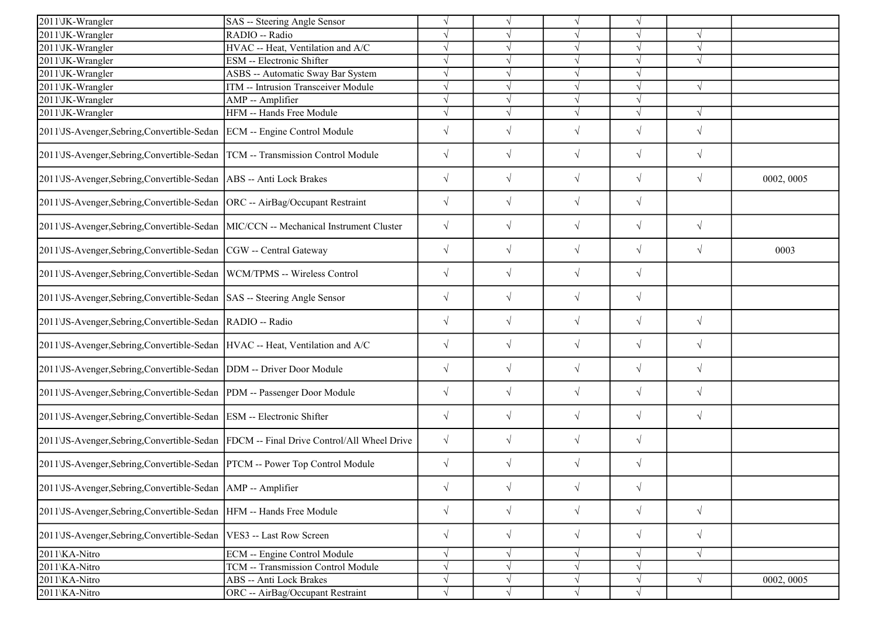| | | | | | | | |
|---|---|---|---|---|---|---|---|
| 2011\JK-Wrangler | SAS -- Steering Angle Sensor | √ | √ | √ | √ | | |
| 2011\JK-Wrangler | RADIO -- Radio | √ | √ | √ | √ | √ | |
| 2011\JK-Wrangler | HVAC -- Heat, Ventilation and A/C | √ | √ | √ | √ | √ | |
| 2011\JK-Wrangler | ESM -- Electronic Shifter | √ | √ | √ | √ | √ | |
| 2011\JK-Wrangler | ASBS -- Automatic Sway Bar System | √ | √ | √ | √ | | |
| 2011\JK-Wrangler | ITM -- Intrusion Transceiver Module | √ | √ | √ | √ | √ | |
| 2011\JK-Wrangler | AMP -- Amplifier | √ | √ | √ | √ | | |
| 2011\JK-Wrangler | HFM -- Hands Free Module | √ | √ | √ | √ | √ | |
| 2011\JS-Avenger,Sebring,Convertible-Sedan | ECM -- Engine Control Module | √ | √ | √ | √ | √ | |
| 2011\JS-Avenger,Sebring,Convertible-Sedan | TCM -- Transmission Control Module | √ | √ | √ | √ | √ | |
| 2011\JS-Avenger,Sebring,Convertible-Sedan | ABS -- Anti Lock Brakes | √ | √ | √ | √ | √ | 0002, 0005 |
| 2011\JS-Avenger,Sebring,Convertible-Sedan | ORC -- AirBag/Occupant Restraint | √ | √ | √ | √ | | |
| 2011\JS-Avenger,Sebring,Convertible-Sedan | MIC/CCN -- Mechanical Instrument Cluster | √ | √ | √ | √ | √ | |
| 2011\JS-Avenger,Sebring,Convertible-Sedan | CGW -- Central Gateway | √ | √ | √ | √ | √ | 0003 |
| 2011\JS-Avenger,Sebring,Convertible-Sedan | WCM/TPMS -- Wireless Control | √ | √ | √ | √ | | |
| 2011\JS-Avenger,Sebring,Convertible-Sedan | SAS -- Steering Angle Sensor | √ | √ | √ | √ | | |
| 2011\JS-Avenger,Sebring,Convertible-Sedan | RADIO -- Radio | √ | √ | √ | √ | √ | |
| 2011\JS-Avenger,Sebring,Convertible-Sedan | HVAC -- Heat, Ventilation and A/C | √ | √ | √ | √ | √ | |
| 2011\JS-Avenger,Sebring,Convertible-Sedan | DDM -- Driver Door Module | √ | √ | √ | √ | √ | |
| 2011\JS-Avenger,Sebring,Convertible-Sedan | PDM -- Passenger Door Module | √ | √ | √ | √ | √ | |
| 2011\JS-Avenger,Sebring,Convertible-Sedan | ESM -- Electronic Shifter | √ | √ | √ | √ | √ | |
| 2011\JS-Avenger,Sebring,Convertible-Sedan | FDCM -- Final Drive Control/All Wheel Drive | √ | √ | √ | √ | | |
| 2011\JS-Avenger,Sebring,Convertible-Sedan | PTCM -- Power Top Control Module | √ | √ | √ | √ | | |
| 2011\JS-Avenger,Sebring,Convertible-Sedan | AMP -- Amplifier | √ | √ | √ | √ | | |
| 2011\JS-Avenger,Sebring,Convertible-Sedan | HFM -- Hands Free Module | √ | √ | √ | √ | √ | |
| 2011\JS-Avenger,Sebring,Convertible-Sedan | VES3 -- Last Row Screen | √ | √ | √ | √ | √ | |
| 2011\KA-Nitro | ECM -- Engine Control Module | √ | √ | √ | √ | √ | |
| 2011\KA-Nitro | TCM -- Transmission Control Module | √ | √ | √ | √ | | |
| 2011\KA-Nitro | ABS -- Anti Lock Brakes | √ | √ | √ | √ | √ | 0002, 0005 |
| 2011\KA-Nitro | ORC -- AirBag/Occupant Restraint | √ | √ | √ | √ | | |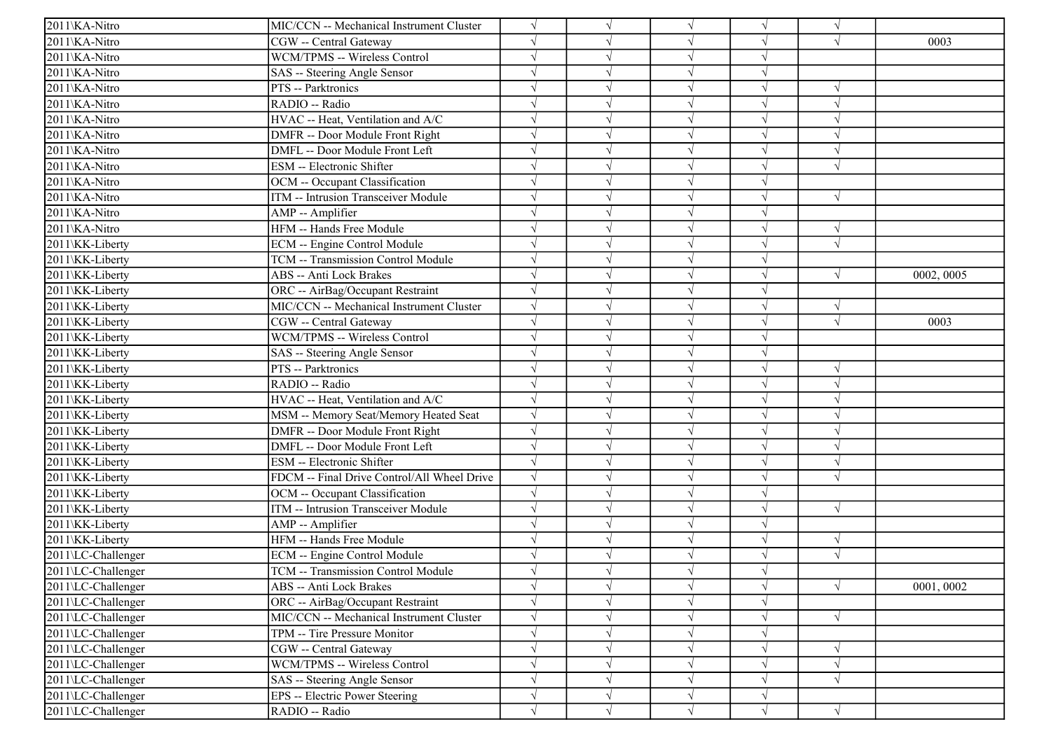| | | | | | | | |
|---|---|---|---|---|---|---|---|
| 2011\KA-Nitro | MIC/CCN -- Mechanical Instrument Cluster | √ | √ | √ | √ | √ | |
| 2011\KA-Nitro | CGW -- Central Gateway | √ | √ | √ | √ | √ | 0003 |
| 2011\KA-Nitro | WCM/TPMS -- Wireless Control | √ | √ | √ | √ | | |
| 2011\KA-Nitro | SAS -- Steering Angle Sensor | √ | √ | √ | √ | | |
| 2011\KA-Nitro | PTS -- Parktronics | √ | √ | √ | √ | √ | |
| 2011\KA-Nitro | RADIO -- Radio | √ | √ | √ | √ | √ | |
| 2011\KA-Nitro | HVAC -- Heat, Ventilation and A/C | √ | √ | √ | √ | √ | |
| 2011\KA-Nitro | DMFR -- Door Module Front Right | √ | √ | √ | √ | √ | |
| 2011\KA-Nitro | DMFL -- Door Module Front Left | √ | √ | √ | √ | √ | |
| 2011\KA-Nitro | ESM -- Electronic Shifter | √ | √ | √ | √ | √ | |
| 2011\KA-Nitro | OCM -- Occupant Classification | √ | √ | √ | √ | | |
| 2011\KA-Nitro | ITM -- Intrusion Transceiver Module | √ | √ | √ | √ | √ | |
| 2011\KA-Nitro | AMP -- Amplifier | √ | √ | √ | √ | | |
| 2011\KA-Nitro | HFM -- Hands Free Module | √ | √ | √ | √ | √ | |
| 2011\KK-Liberty | ECM -- Engine Control Module | √ | √ | √ | √ | √ | |
| 2011\KK-Liberty | TCM -- Transmission Control Module | √ | √ | √ | √ | | |
| 2011\KK-Liberty | ABS -- Anti Lock Brakes | √ | √ | √ | √ | √ | 0002, 0005 |
| 2011\KK-Liberty | ORC -- AirBag/Occupant Restraint | √ | √ | √ | √ | | |
| 2011\KK-Liberty | MIC/CCN -- Mechanical Instrument Cluster | √ | √ | √ | √ | √ | |
| 2011\KK-Liberty | CGW -- Central Gateway | √ | √ | √ | √ | √ | 0003 |
| 2011\KK-Liberty | WCM/TPMS -- Wireless Control | √ | √ | √ | √ | | |
| 2011\KK-Liberty | SAS -- Steering Angle Sensor | √ | √ | √ | √ | | |
| 2011\KK-Liberty | PTS -- Parktronics | √ | √ | √ | √ | √ | |
| 2011\KK-Liberty | RADIO -- Radio | √ | √ | √ | √ | √ | |
| 2011\KK-Liberty | HVAC -- Heat, Ventilation and A/C | √ | √ | √ | √ | √ | |
| 2011\KK-Liberty | MSM -- Memory Seat/Memory Heated Seat | √ | √ | √ | √ | √ | |
| 2011\KK-Liberty | DMFR -- Door Module Front Right | √ | √ | √ | √ | √ | |
| 2011\KK-Liberty | DMFL -- Door Module Front Left | √ | √ | √ | √ | √ | |
| 2011\KK-Liberty | ESM -- Electronic Shifter | √ | √ | √ | √ | √ | |
| 2011\KK-Liberty | FDCM -- Final Drive Control/All Wheel Drive | √ | √ | √ | √ | √ | |
| 2011\KK-Liberty | OCM -- Occupant Classification | √ | √ | √ | √ | | |
| 2011\KK-Liberty | ITM -- Intrusion Transceiver Module | √ | √ | √ | √ | √ | |
| 2011\KK-Liberty | AMP -- Amplifier | √ | √ | √ | √ | | |
| 2011\KK-Liberty | HFM -- Hands Free Module | √ | √ | √ | √ | √ | |
| 2011\LC-Challenger | ECM -- Engine Control Module | √ | √ | √ | √ | √ | |
| 2011\LC-Challenger | TCM -- Transmission Control Module | √ | √ | √ | √ | | |
| 2011\LC-Challenger | ABS -- Anti Lock Brakes | √ | √ | √ | √ | √ | 0001, 0002 |
| 2011\LC-Challenger | ORC -- AirBag/Occupant Restraint | √ | √ | √ | √ | | |
| 2011\LC-Challenger | MIC/CCN -- Mechanical Instrument Cluster | √ | √ | √ | √ | √ | |
| 2011\LC-Challenger | TPM -- Tire Pressure Monitor | √ | √ | √ | √ | | |
| 2011\LC-Challenger | CGW -- Central Gateway | √ | √ | √ | √ | √ | |
| 2011\LC-Challenger | WCM/TPMS -- Wireless Control | √ | √ | √ | √ | √ | |
| 2011\LC-Challenger | SAS -- Steering Angle Sensor | √ | √ | √ | √ | √ | |
| 2011\LC-Challenger | EPS -- Electric Power Steering | √ | √ | √ | √ | | |
| 2011\LC-Challenger | RADIO -- Radio | √ | √ | √ | √ | √ | |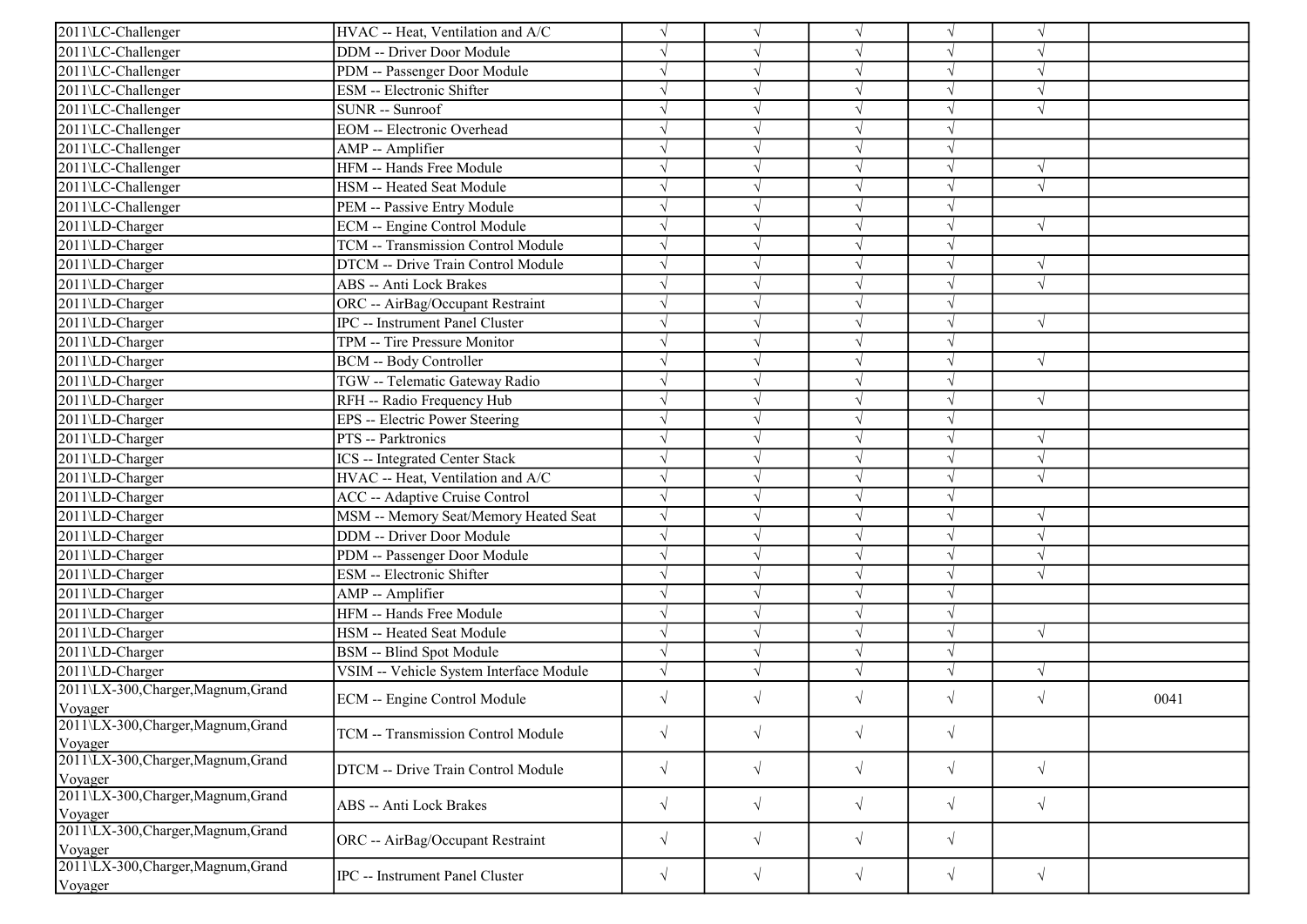| | | | | | | | |
|---|---|---|---|---|---|---|---|
| 2011\LC-Challenger | HVAC -- Heat, Ventilation and A/C | √ | √ | √ | √ | √ | |
| 2011\LC-Challenger | DDM -- Driver Door Module | √ | √ | √ | √ | √ | |
| 2011\LC-Challenger | PDM -- Passenger Door Module | √ | √ | √ | √ | √ | |
| 2011\LC-Challenger | ESM -- Electronic Shifter | √ | √ | √ | √ | √ | |
| 2011\LC-Challenger | SUNR -- Sunroof | √ | √ | √ | √ | √ | |
| 2011\LC-Challenger | EOM -- Electronic Overhead | √ | √ | √ | √ | | |
| 2011\LC-Challenger | AMP -- Amplifier | √ | √ | √ | √ | | |
| 2011\LC-Challenger | HFM -- Hands Free Module | √ | √ | √ | √ | √ | |
| 2011\LC-Challenger | HSM -- Heated Seat Module | √ | √ | √ | √ | √ | |
| 2011\LC-Challenger | PEM -- Passive Entry Module | √ | √ | √ | √ | | |
| 2011\LD-Charger | ECM -- Engine Control Module | √ | √ | √ | √ | √ | |
| 2011\LD-Charger | TCM -- Transmission Control Module | √ | √ | √ | √ | | |
| 2011\LD-Charger | DTCM -- Drive Train Control Module | √ | √ | √ | √ | √ | |
| 2011\LD-Charger | ABS -- Anti Lock Brakes | √ | √ | √ | √ | √ | |
| 2011\LD-Charger | ORC -- AirBag/Occupant Restraint | √ | √ | √ | √ | | |
| 2011\LD-Charger | IPC -- Instrument Panel Cluster | √ | √ | √ | √ | √ | |
| 2011\LD-Charger | TPM -- Tire Pressure Monitor | √ | √ | √ | √ | | |
| 2011\LD-Charger | BCM -- Body Controller | √ | √ | √ | √ | √ | |
| 2011\LD-Charger | TGW -- Telematic Gateway Radio | √ | √ | √ | √ | | |
| 2011\LD-Charger | RFH -- Radio Frequency Hub | √ | √ | √ | √ | √ | |
| 2011\LD-Charger | EPS -- Electric Power Steering | √ | √ | √ | √ | | |
| 2011\LD-Charger | PTS -- Parktronics | √ | √ | √ | √ | √ | |
| 2011\LD-Charger | ICS -- Integrated Center Stack | √ | √ | √ | √ | √ | |
| 2011\LD-Charger | HVAC -- Heat, Ventilation and A/C | √ | √ | √ | √ | √ | |
| 2011\LD-Charger | ACC -- Adaptive Cruise Control | √ | √ | √ | √ | | |
| 2011\LD-Charger | MSM -- Memory Seat/Memory Heated Seat | √ | √ | √ | √ | √ | |
| 2011\LD-Charger | DDM -- Driver Door Module | √ | √ | √ | √ | √ | |
| 2011\LD-Charger | PDM -- Passenger Door Module | √ | √ | √ | √ | √ | |
| 2011\LD-Charger | ESM -- Electronic Shifter | √ | √ | √ | √ | √ | |
| 2011\LD-Charger | AMP -- Amplifier | √ | √ | √ | √ | | |
| 2011\LD-Charger | HFM -- Hands Free Module | √ | √ | √ | √ | | |
| 2011\LD-Charger | HSM -- Heated Seat Module | √ | √ | √ | √ | √ | |
| 2011\LD-Charger | BSM -- Blind Spot Module | √ | √ | √ | √ | | |
| 2011\LD-Charger | VSIM -- Vehicle System Interface Module | √ | √ | √ | √ | √ | |
| 2011\LX-300,Charger,Magnum,Grand Voyager | ECM -- Engine Control Module | √ | √ | √ | √ | √ | 0041 |
| 2011\LX-300,Charger,Magnum,Grand Voyager | TCM -- Transmission Control Module | √ | √ | √ | √ | | |
| 2011\LX-300,Charger,Magnum,Grand Voyager | DTCM -- Drive Train Control Module | √ | √ | √ | √ | √ | |
| 2011\LX-300,Charger,Magnum,Grand Voyager | ABS -- Anti Lock Brakes | √ | √ | √ | √ | √ | |
| 2011\LX-300,Charger,Magnum,Grand Voyager | ORC -- AirBag/Occupant Restraint | √ | √ | √ | √ | | |
| 2011\LX-300,Charger,Magnum,Grand Voyager | IPC -- Instrument Panel Cluster | √ | √ | √ | √ | √ | |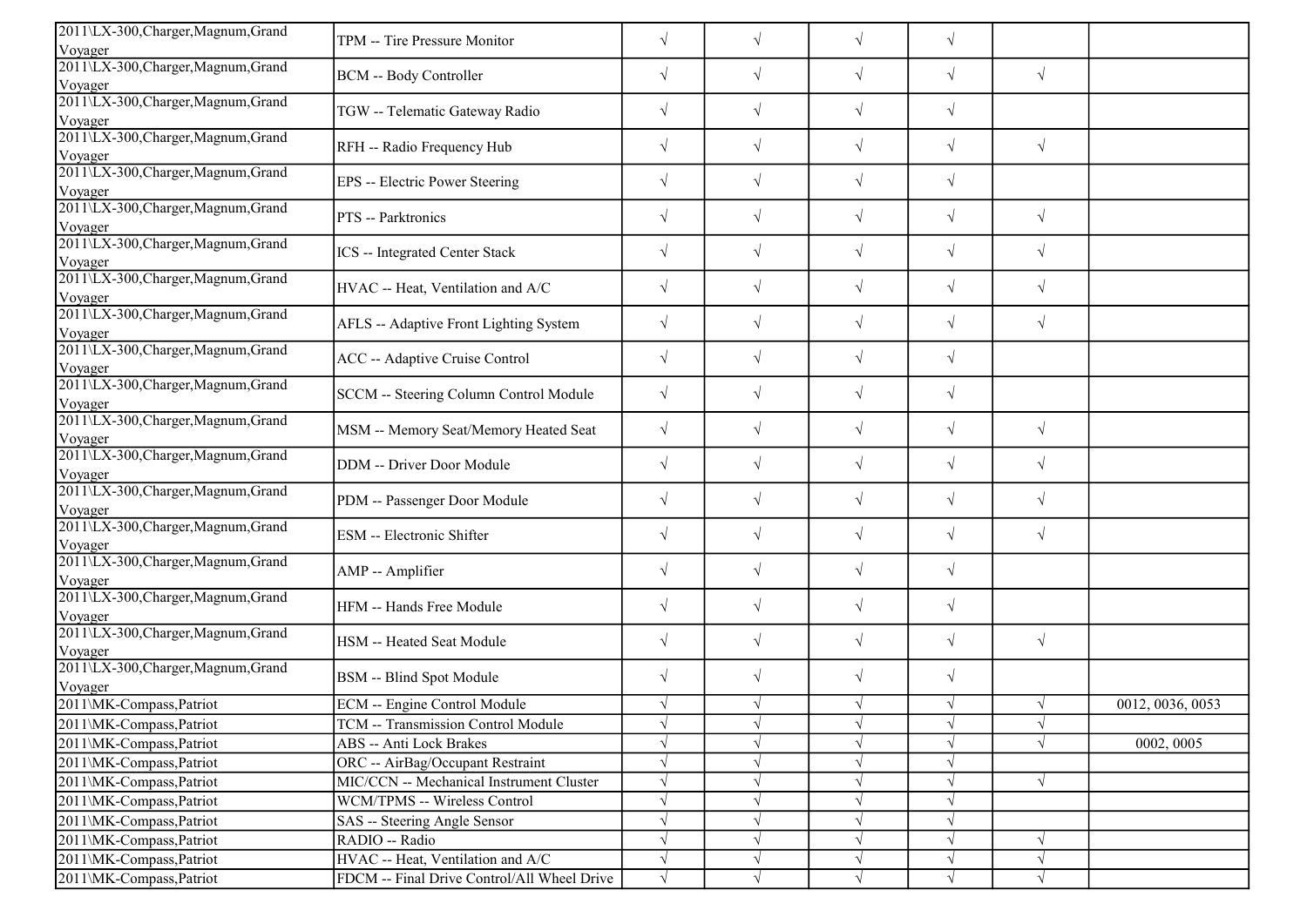| | | | | | | | |
|---|---|---|---|---|---|---|---|
| 2011\LX-300,Charger,Magnum,Grand Voyager | TPM -- Tire Pressure Monitor | √ | √ | √ | √ | | |
| 2011\LX-300,Charger,Magnum,Grand Voyager | BCM -- Body Controller | √ | √ | √ | √ | √ | |
| 2011\LX-300,Charger,Magnum,Grand Voyager | TGW -- Telematic Gateway Radio | √ | √ | √ | √ | | |
| 2011\LX-300,Charger,Magnum,Grand Voyager | RFH -- Radio Frequency Hub | √ | √ | √ | √ | √ | |
| 2011\LX-300,Charger,Magnum,Grand Voyager | EPS -- Electric Power Steering | √ | √ | √ | √ | | |
| 2011\LX-300,Charger,Magnum,Grand Voyager | PTS -- Parktronics | √ | √ | √ | √ | √ | |
| 2011\LX-300,Charger,Magnum,Grand Voyager | ICS -- Integrated Center Stack | √ | √ | √ | √ | √ | |
| 2011\LX-300,Charger,Magnum,Grand Voyager | HVAC -- Heat, Ventilation and A/C | √ | √ | √ | √ | √ | |
| 2011\LX-300,Charger,Magnum,Grand Voyager | AFLS -- Adaptive Front Lighting System | √ | √ | √ | √ | √ | |
| 2011\LX-300,Charger,Magnum,Grand Voyager | ACC -- Adaptive Cruise Control | √ | √ | √ | √ | | |
| 2011\LX-300,Charger,Magnum,Grand Voyager | SCCM -- Steering Column Control Module | √ | √ | √ | √ | | |
| 2011\LX-300,Charger,Magnum,Grand Voyager | MSM -- Memory Seat/Memory Heated Seat | √ | √ | √ | √ | √ | |
| 2011\LX-300,Charger,Magnum,Grand Voyager | DDM -- Driver Door Module | √ | √ | √ | √ | √ | |
| 2011\LX-300,Charger,Magnum,Grand Voyager | PDM -- Passenger Door Module | √ | √ | √ | √ | √ | |
| 2011\LX-300,Charger,Magnum,Grand Voyager | ESM -- Electronic Shifter | √ | √ | √ | √ | √ | |
| 2011\LX-300,Charger,Magnum,Grand Voyager | AMP -- Amplifier | √ | √ | √ | √ | | |
| 2011\LX-300,Charger,Magnum,Grand Voyager | HFM -- Hands Free Module | √ | √ | √ | √ | | |
| 2011\LX-300,Charger,Magnum,Grand Voyager | HSM -- Heated Seat Module | √ | √ | √ | √ | √ | |
| 2011\LX-300,Charger,Magnum,Grand Voyager | BSM -- Blind Spot Module | √ | √ | √ | √ | | |
| 2011\MK-Compass,Patriot | ECM -- Engine Control Module | √ | √ | √ | √ | √ | 0012, 0036, 0053 |
| 2011\MK-Compass,Patriot | TCM -- Transmission Control Module | √ | √ | √ | √ | √ | |
| 2011\MK-Compass,Patriot | ABS -- Anti Lock Brakes | √ | √ | √ | √ | √ | 0002, 0005 |
| 2011\MK-Compass,Patriot | ORC -- AirBag/Occupant Restraint | √ | √ | √ | √ | | |
| 2011\MK-Compass,Patriot | MIC/CCN -- Mechanical Instrument Cluster | √ | √ | √ | √ | √ | |
| 2011\MK-Compass,Patriot | WCM/TPMS -- Wireless Control | √ | √ | √ | √ | | |
| 2011\MK-Compass,Patriot | SAS -- Steering Angle Sensor | √ | √ | √ | √ | | |
| 2011\MK-Compass,Patriot | RADIO -- Radio | √ | √ | √ | √ | √ | |
| 2011\MK-Compass,Patriot | HVAC -- Heat, Ventilation and A/C | √ | √ | √ | √ | √ | |
| 2011\MK-Compass,Patriot | FDCM -- Final Drive Control/All Wheel Drive | √ | √ | √ | √ | √ | |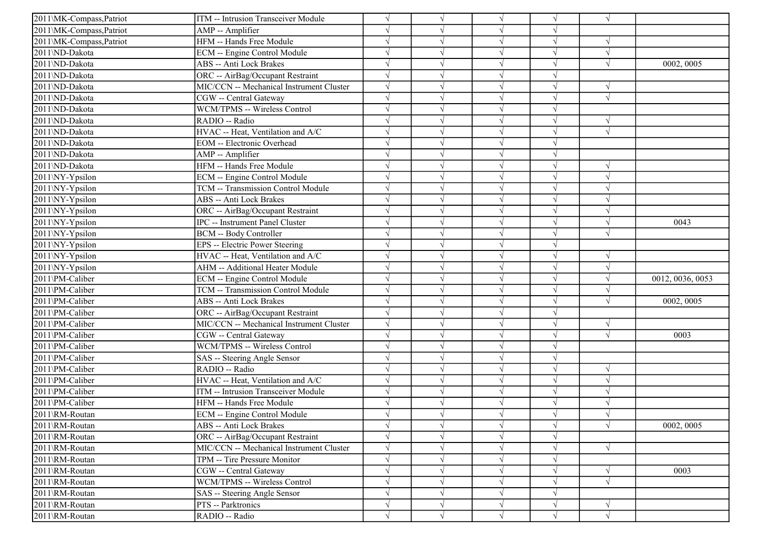| | | | | | | | |
|---|---|---|---|---|---|---|---|
| 2011\MK-Compass,Patriot | ITM -- Intrusion Transceiver Module | √ | √ | √ | √ | √ | |
| 2011\MK-Compass,Patriot | AMP -- Amplifier | √ | √ | √ | √ | | |
| 2011\MK-Compass,Patriot | HFM -- Hands Free Module | √ | √ | √ | √ | √ | |
| 2011\ND-Dakota | ECM -- Engine Control Module | √ | √ | √ | √ | √ | |
| 2011\ND-Dakota | ABS -- Anti Lock Brakes | √ | √ | √ | √ | √ | 0002, 0005 |
| 2011\ND-Dakota | ORC -- AirBag/Occupant Restraint | √ | √ | √ | √ | | |
| 2011\ND-Dakota | MIC/CCN -- Mechanical Instrument Cluster | √ | √ | √ | √ | √ | |
| 2011\ND-Dakota | CGW -- Central Gateway | √ | √ | √ | √ | √ | |
| 2011\ND-Dakota | WCM/TPMS -- Wireless Control | √ | √ | √ | √ | | |
| 2011\ND-Dakota | RADIO -- Radio | √ | √ | √ | √ | √ | |
| 2011\ND-Dakota | HVAC -- Heat, Ventilation and A/C | √ | √ | √ | √ | √ | |
| 2011\ND-Dakota | EOM -- Electronic Overhead | √ | √ | √ | √ | | |
| 2011\ND-Dakota | AMP -- Amplifier | √ | √ | √ | √ | | |
| 2011\ND-Dakota | HFM -- Hands Free Module | √ | √ | √ | √ | √ | |
| 2011\NY-Ypsilon | ECM -- Engine Control Module | √ | √ | √ | √ | √ | |
| 2011\NY-Ypsilon | TCM -- Transmission Control Module | √ | √ | √ | √ | √ | |
| 2011\NY-Ypsilon | ABS -- Anti Lock Brakes | √ | √ | √ | √ | √ | |
| 2011\NY-Ypsilon | ORC -- AirBag/Occupant Restraint | √ | √ | √ | √ | √ | |
| 2011\NY-Ypsilon | IPC -- Instrument Panel Cluster | √ | √ | √ | √ | √ | 0043 |
| 2011\NY-Ypsilon | BCM -- Body Controller | √ | √ | √ | √ | √ | |
| 2011\NY-Ypsilon | EPS -- Electric Power Steering | √ | √ | √ | √ | | |
| 2011\NY-Ypsilon | HVAC -- Heat, Ventilation and A/C | √ | √ | √ | √ | √ | |
| 2011\NY-Ypsilon | AHM -- Additional Heater Module | √ | √ | √ | √ | √ | |
| 2011\PM-Caliber | ECM -- Engine Control Module | √ | √ | √ | √ | √ | 0012, 0036, 0053 |
| 2011\PM-Caliber | TCM -- Transmission Control Module | √ | √ | √ | √ | √ | |
| 2011\PM-Caliber | ABS -- Anti Lock Brakes | √ | √ | √ | √ | √ | 0002, 0005 |
| 2011\PM-Caliber | ORC -- AirBag/Occupant Restraint | √ | √ | √ | √ | | |
| 2011\PM-Caliber | MIC/CCN -- Mechanical Instrument Cluster | √ | √ | √ | √ | √ | |
| 2011\PM-Caliber | CGW -- Central Gateway | √ | √ | √ | √ | √ | 0003 |
| 2011\PM-Caliber | WCM/TPMS -- Wireless Control | √ | √ | √ | √ | | |
| 2011\PM-Caliber | SAS -- Steering Angle Sensor | √ | √ | √ | √ | | |
| 2011\PM-Caliber | RADIO -- Radio | √ | √ | √ | √ | √ | |
| 2011\PM-Caliber | HVAC -- Heat, Ventilation and A/C | √ | √ | √ | √ | √ | |
| 2011\PM-Caliber | ITM -- Intrusion Transceiver Module | √ | √ | √ | √ | √ | |
| 2011\PM-Caliber | HFM -- Hands Free Module | √ | √ | √ | √ | √ | |
| 2011\RM-Routan | ECM -- Engine Control Module | √ | √ | √ | √ | √ | |
| 2011\RM-Routan | ABS -- Anti Lock Brakes | √ | √ | √ | √ | √ | 0002, 0005 |
| 2011\RM-Routan | ORC -- AirBag/Occupant Restraint | √ | √ | √ | √ | | |
| 2011\RM-Routan | MIC/CCN -- Mechanical Instrument Cluster | √ | √ | √ | √ | √ | |
| 2011\RM-Routan | TPM -- Tire Pressure Monitor | √ | √ | √ | √ | | |
| 2011\RM-Routan | CGW -- Central Gateway | √ | √ | √ | √ | √ | 0003 |
| 2011\RM-Routan | WCM/TPMS -- Wireless Control | √ | √ | √ | √ | √ | |
| 2011\RM-Routan | SAS -- Steering Angle Sensor | √ | √ | √ | √ | | |
| 2011\RM-Routan | PTS -- Parktronics | √ | √ | √ | √ | √ | |
| 2011\RM-Routan | RADIO -- Radio | √ | √ | √ | √ | √ | |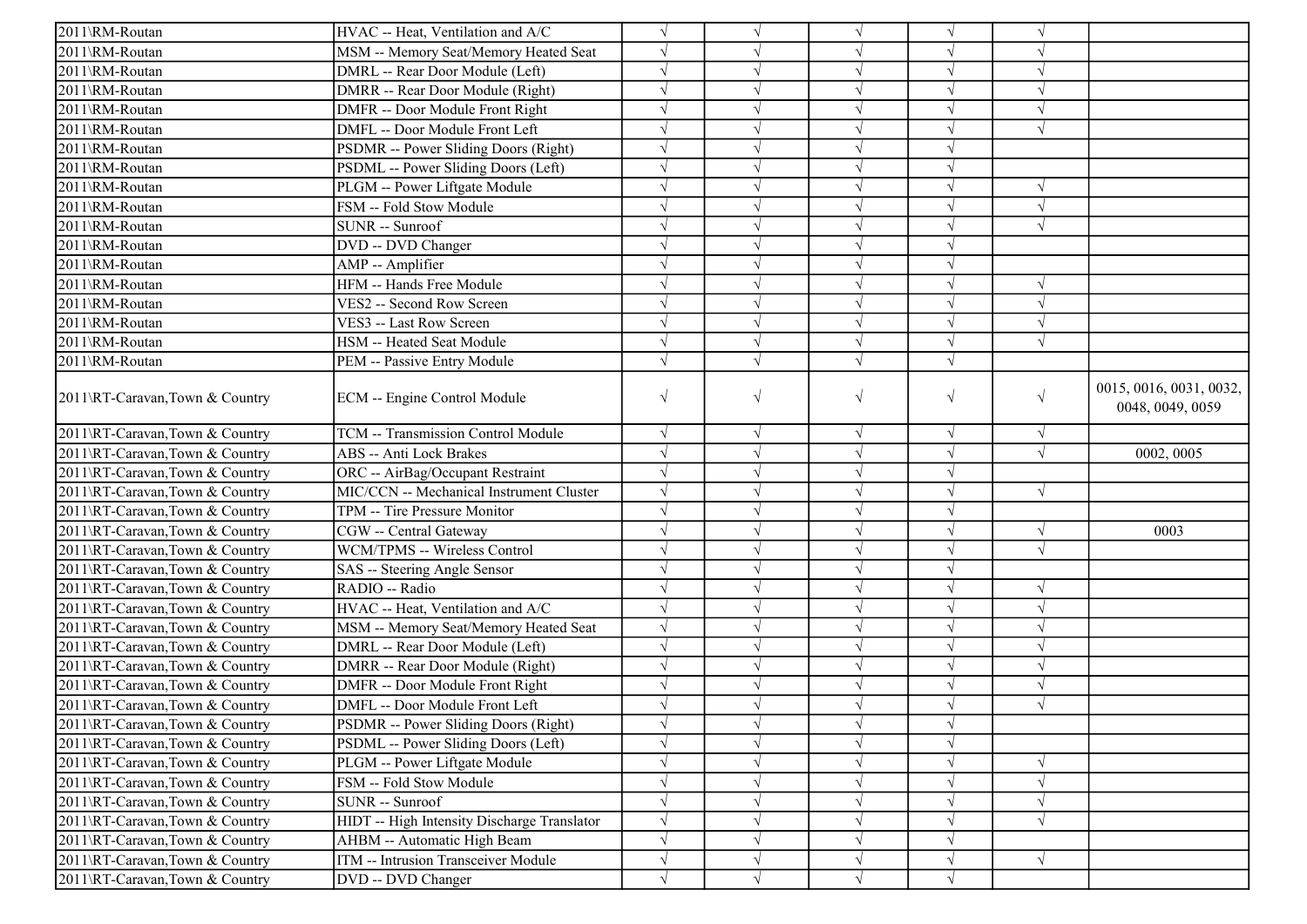| | | | | | | | |
|---|---|---|---|---|---|---|---|
| 2011\RM-Routan | HVAC -- Heat, Ventilation and A/C | √ | √ | √ | √ | √ | |
| 2011\RM-Routan | MSM -- Memory Seat/Memory Heated Seat | √ | √ | √ | √ | √ | |
| 2011\RM-Routan | DMRL -- Rear Door Module (Left) | √ | √ | √ | √ | √ | |
| 2011\RM-Routan | DMRR -- Rear Door Module (Right) | √ | √ | √ | √ | √ | |
| 2011\RM-Routan | DMFR -- Door Module Front Right | √ | √ | √ | √ | √ | |
| 2011\RM-Routan | DMFL -- Door Module Front Left | √ | √ | √ | √ | √ | |
| 2011\RM-Routan | PSDMR -- Power Sliding Doors (Right) | √ | √ | √ | √ | | |
| 2011\RM-Routan | PSDML -- Power Sliding Doors (Left) | √ | √ | √ | √ | | |
| 2011\RM-Routan | PLGM -- Power Liftgate Module | √ | √ | √ | √ | √ | |
| 2011\RM-Routan | FSM -- Fold Stow Module | √ | √ | √ | √ | √ | |
| 2011\RM-Routan | SUNR -- Sunroof | √ | √ | √ | √ | √ | |
| 2011\RM-Routan | DVD -- DVD Changer | √ | √ | √ | √ | | |
| 2011\RM-Routan | AMP -- Amplifier | √ | √ | √ | √ | | |
| 2011\RM-Routan | HFM -- Hands Free Module | √ | √ | √ | √ | √ | |
| 2011\RM-Routan | VES2 -- Second Row Screen | √ | √ | √ | √ | √ | |
| 2011\RM-Routan | VES3 -- Last Row Screen | √ | √ | √ | √ | √ | |
| 2011\RM-Routan | HSM -- Heated Seat Module | √ | √ | √ | √ | √ | |
| 2011\RM-Routan | PEM -- Passive Entry Module | √ | √ | √ | √ | | |
| 2011\RT-Caravan,Town & Country | ECM -- Engine Control Module | √ | √ | √ | √ | √ | 0015, 0016, 0031, 0032, 0048, 0049, 0059 |
| 2011\RT-Caravan,Town & Country | TCM -- Transmission Control Module | √ | √ | √ | √ | √ | |
| 2011\RT-Caravan,Town & Country | ABS -- Anti Lock Brakes | √ | √ | √ | √ | √ | 0002, 0005 |
| 2011\RT-Caravan,Town & Country | ORC -- AirBag/Occupant Restraint | √ | √ | √ | √ | | |
| 2011\RT-Caravan,Town & Country | MIC/CCN -- Mechanical Instrument Cluster | √ | √ | √ | √ | √ | |
| 2011\RT-Caravan,Town & Country | TPM -- Tire Pressure Monitor | √ | √ | √ | √ | | |
| 2011\RT-Caravan,Town & Country | CGW -- Central Gateway | √ | √ | √ | √ | √ | 0003 |
| 2011\RT-Caravan,Town & Country | WCM/TPMS -- Wireless Control | √ | √ | √ | √ | √ | |
| 2011\RT-Caravan,Town & Country | SAS -- Steering Angle Sensor | √ | √ | √ | √ | | |
| 2011\RT-Caravan,Town & Country | RADIO -- Radio | √ | √ | √ | √ | √ | |
| 2011\RT-Caravan,Town & Country | HVAC -- Heat, Ventilation and A/C | √ | √ | √ | √ | √ | |
| 2011\RT-Caravan,Town & Country | MSM -- Memory Seat/Memory Heated Seat | √ | √ | √ | √ | √ | |
| 2011\RT-Caravan,Town & Country | DMRL -- Rear Door Module (Left) | √ | √ | √ | √ | √ | |
| 2011\RT-Caravan,Town & Country | DMRR -- Rear Door Module (Right) | √ | √ | √ | √ | √ | |
| 2011\RT-Caravan,Town & Country | DMFR -- Door Module Front Right | √ | √ | √ | √ | √ | |
| 2011\RT-Caravan,Town & Country | DMFL -- Door Module Front Left | √ | √ | √ | √ | √ | |
| 2011\RT-Caravan,Town & Country | PSDMR -- Power Sliding Doors (Right) | √ | √ | √ | √ | | |
| 2011\RT-Caravan,Town & Country | PSDML -- Power Sliding Doors (Left) | √ | √ | √ | √ | | |
| 2011\RT-Caravan,Town & Country | PLGM -- Power Liftgate Module | √ | √ | √ | √ | √ | |
| 2011\RT-Caravan,Town & Country | FSM -- Fold Stow Module | √ | √ | √ | √ | √ | |
| 2011\RT-Caravan,Town & Country | SUNR -- Sunroof | √ | √ | √ | √ | √ | |
| 2011\RT-Caravan,Town & Country | HIDT -- High Intensity Discharge Translator | √ | √ | √ | √ | √ | |
| 2011\RT-Caravan,Town & Country | AHBM -- Automatic High Beam | √ | √ | √ | √ | | |
| 2011\RT-Caravan,Town & Country | ITM -- Intrusion Transceiver Module | √ | √ | √ | √ | √ | |
| 2011\RT-Caravan,Town & Country | DVD -- DVD Changer | √ | √ | √ | √ | | |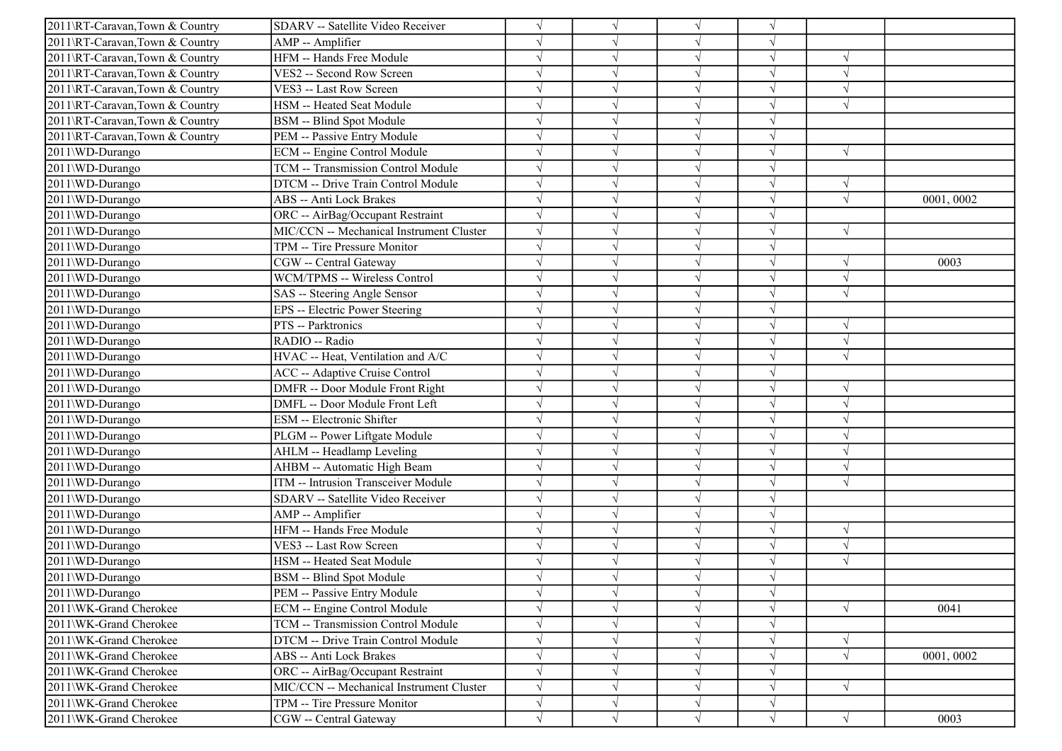| | | | | | | | |
|---|---|---|---|---|---|---|---|
| 2011\RT-Caravan,Town & Country | SDARV -- Satellite Video Receiver | √ | √ | √ | √ | | |
| 2011\RT-Caravan,Town & Country | AMP -- Amplifier | √ | √ | √ | √ | | |
| 2011\RT-Caravan,Town & Country | HFM -- Hands Free Module | √ | √ | √ | √ | √ | |
| 2011\RT-Caravan,Town & Country | VES2 -- Second Row Screen | √ | √ | √ | √ | √ | |
| 2011\RT-Caravan,Town & Country | VES3 -- Last Row Screen | √ | √ | √ | √ | √ | |
| 2011\RT-Caravan,Town & Country | HSM -- Heated Seat Module | √ | √ | √ | √ | √ | |
| 2011\RT-Caravan,Town & Country | BSM -- Blind Spot Module | √ | √ | √ | √ | | |
| 2011\RT-Caravan,Town & Country | PEM -- Passive Entry Module | √ | √ | √ | √ | | |
| 2011\WD-Durango | ECM -- Engine Control Module | √ | √ | √ | √ | √ | |
| 2011\WD-Durango | TCM -- Transmission Control Module | √ | √ | √ | √ | | |
| 2011\WD-Durango | DTCM -- Drive Train Control Module | √ | √ | √ | √ | √ | |
| 2011\WD-Durango | ABS -- Anti Lock Brakes | √ | √ | √ | √ | √ | 0001, 0002 |
| 2011\WD-Durango | ORC -- AirBag/Occupant Restraint | √ | √ | √ | √ | | |
| 2011\WD-Durango | MIC/CCN -- Mechanical Instrument Cluster | √ | √ | √ | √ | √ | |
| 2011\WD-Durango | TPM -- Tire Pressure Monitor | √ | √ | √ | √ | | |
| 2011\WD-Durango | CGW -- Central Gateway | √ | √ | √ | √ | √ | 0003 |
| 2011\WD-Durango | WCM/TPMS -- Wireless Control | √ | √ | √ | √ | √ | |
| 2011\WD-Durango | SAS -- Steering Angle Sensor | √ | √ | √ | √ | √ | |
| 2011\WD-Durango | EPS -- Electric Power Steering | √ | √ | √ | √ | | |
| 2011\WD-Durango | PTS -- Parktronics | √ | √ | √ | √ | √ | |
| 2011\WD-Durango | RADIO -- Radio | √ | √ | √ | √ | √ | |
| 2011\WD-Durango | HVAC -- Heat, Ventilation and A/C | √ | √ | √ | √ | √ | |
| 2011\WD-Durango | ACC -- Adaptive Cruise Control | √ | √ | √ | √ | | |
| 2011\WD-Durango | DMFR -- Door Module Front Right | √ | √ | √ | √ | √ | |
| 2011\WD-Durango | DMFL -- Door Module Front Left | √ | √ | √ | √ | √ | |
| 2011\WD-Durango | ESM -- Electronic Shifter | √ | √ | √ | √ | √ | |
| 2011\WD-Durango | PLGM -- Power Liftgate Module | √ | √ | √ | √ | √ | |
| 2011\WD-Durango | AHLM -- Headlamp Leveling | √ | √ | √ | √ | √ | |
| 2011\WD-Durango | AHBM -- Automatic High Beam | √ | √ | √ | √ | √ | |
| 2011\WD-Durango | ITM -- Intrusion Transceiver Module | √ | √ | √ | √ | √ | |
| 2011\WD-Durango | SDARV -- Satellite Video Receiver | √ | √ | √ | √ | | |
| 2011\WD-Durango | AMP -- Amplifier | √ | √ | √ | √ | | |
| 2011\WD-Durango | HFM -- Hands Free Module | √ | √ | √ | √ | √ | |
| 2011\WD-Durango | VES3 -- Last Row Screen | √ | √ | √ | √ | √ | |
| 2011\WD-Durango | HSM -- Heated Seat Module | √ | √ | √ | √ | √ | |
| 2011\WD-Durango | BSM -- Blind Spot Module | √ | √ | √ | √ | | |
| 2011\WD-Durango | PEM -- Passive Entry Module | √ | √ | √ | √ | | |
| 2011\WK-Grand Cherokee | ECM -- Engine Control Module | √ | √ | √ | √ | √ | 0041 |
| 2011\WK-Grand Cherokee | TCM -- Transmission Control Module | √ | √ | √ | √ | | |
| 2011\WK-Grand Cherokee | DTCM -- Drive Train Control Module | √ | √ | √ | √ | √ | |
| 2011\WK-Grand Cherokee | ABS -- Anti Lock Brakes | √ | √ | √ | √ | √ | 0001, 0002 |
| 2011\WK-Grand Cherokee | ORC -- AirBag/Occupant Restraint | √ | √ | √ | √ | | |
| 2011\WK-Grand Cherokee | MIC/CCN -- Mechanical Instrument Cluster | √ | √ | √ | √ | √ | |
| 2011\WK-Grand Cherokee | TPM -- Tire Pressure Monitor | √ | √ | √ | √ | | |
| 2011\WK-Grand Cherokee | CGW -- Central Gateway | √ | √ | √ | √ | √ | 0003 |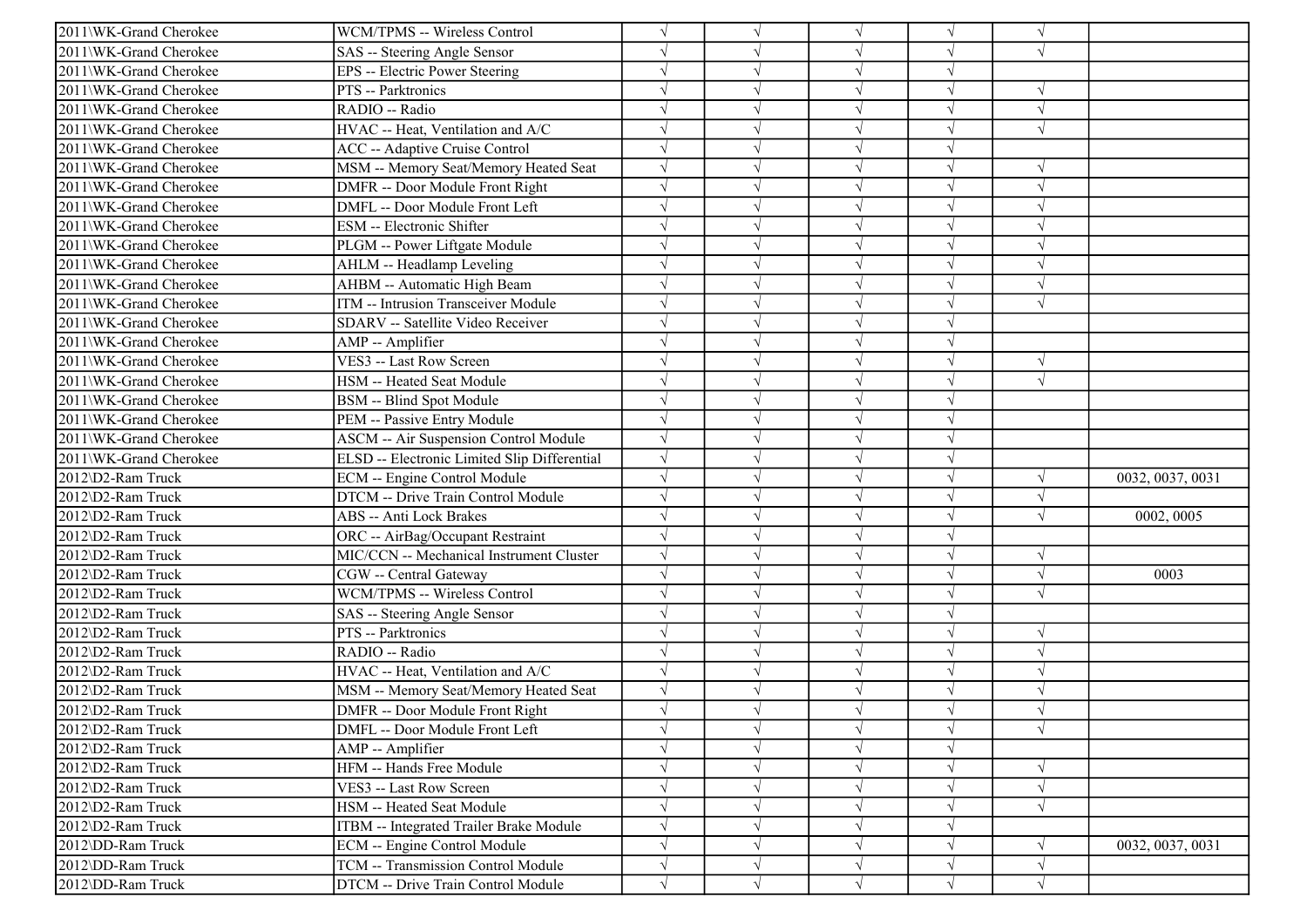| | | | | | | | |
|---|---|---|---|---|---|---|---|
| 2011\WK-Grand Cherokee | WCM/TPMS -- Wireless Control | √ | √ | √ | √ | √ | |
| 2011\WK-Grand Cherokee | SAS -- Steering Angle Sensor | √ | √ | √ | √ | √ | |
| 2011\WK-Grand Cherokee | EPS -- Electric Power Steering | √ | √ | √ | √ | | |
| 2011\WK-Grand Cherokee | PTS -- Parktronics | √ | √ | √ | √ | √ | |
| 2011\WK-Grand Cherokee | RADIO -- Radio | √ | √ | √ | √ | √ | |
| 2011\WK-Grand Cherokee | HVAC -- Heat, Ventilation and A/C | √ | √ | √ | √ | √ | |
| 2011\WK-Grand Cherokee | ACC -- Adaptive Cruise Control | √ | √ | √ | √ | | |
| 2011\WK-Grand Cherokee | MSM -- Memory Seat/Memory Heated Seat | √ | √ | √ | √ | √ | |
| 2011\WK-Grand Cherokee | DMFR -- Door Module Front Right | √ | √ | √ | √ | √ | |
| 2011\WK-Grand Cherokee | DMFL -- Door Module Front Left | √ | √ | √ | √ | √ | |
| 2011\WK-Grand Cherokee | ESM -- Electronic Shifter | √ | √ | √ | √ | √ | |
| 2011\WK-Grand Cherokee | PLGM -- Power Liftgate Module | √ | √ | √ | √ | √ | |
| 2011\WK-Grand Cherokee | AHLM -- Headlamp Leveling | √ | √ | √ | √ | √ | |
| 2011\WK-Grand Cherokee | AHBM -- Automatic High Beam | √ | √ | √ | √ | √ | |
| 2011\WK-Grand Cherokee | ITM -- Intrusion Transceiver Module | √ | √ | √ | √ | √ | |
| 2011\WK-Grand Cherokee | SDARV -- Satellite Video Receiver | √ | √ | √ | √ | | |
| 2011\WK-Grand Cherokee | AMP -- Amplifier | √ | √ | √ | √ | | |
| 2011\WK-Grand Cherokee | VES3 -- Last Row Screen | √ | √ | √ | √ | √ | |
| 2011\WK-Grand Cherokee | HSM -- Heated Seat Module | √ | √ | √ | √ | √ | |
| 2011\WK-Grand Cherokee | BSM -- Blind Spot Module | √ | √ | √ | √ | | |
| 2011\WK-Grand Cherokee | PEM -- Passive Entry Module | √ | √ | √ | √ | | |
| 2011\WK-Grand Cherokee | ASCM -- Air Suspension Control Module | √ | √ | √ | √ | | |
| 2011\WK-Grand Cherokee | ELSD -- Electronic Limited Slip Differential | √ | √ | √ | √ | | |
| 2012\D2-Ram Truck | ECM -- Engine Control Module | √ | √ | √ | √ | √ | 0032, 0037, 0031 |
| 2012\D2-Ram Truck | DTCM -- Drive Train Control Module | √ | √ | √ | √ | √ | |
| 2012\D2-Ram Truck | ABS -- Anti Lock Brakes | √ | √ | √ | √ | √ | 0002, 0005 |
| 2012\D2-Ram Truck | ORC -- AirBag/Occupant Restraint | √ | √ | √ | √ | | |
| 2012\D2-Ram Truck | MIC/CCN -- Mechanical Instrument Cluster | √ | √ | √ | √ | √ | |
| 2012\D2-Ram Truck | CGW -- Central Gateway | √ | √ | √ | √ | √ | 0003 |
| 2012\D2-Ram Truck | WCM/TPMS -- Wireless Control | √ | √ | √ | √ | √ | |
| 2012\D2-Ram Truck | SAS -- Steering Angle Sensor | √ | √ | √ | √ | | |
| 2012\D2-Ram Truck | PTS -- Parktronics | √ | √ | √ | √ | √ | |
| 2012\D2-Ram Truck | RADIO -- Radio | √ | √ | √ | √ | √ | |
| 2012\D2-Ram Truck | HVAC -- Heat, Ventilation and A/C | √ | √ | √ | √ | √ | |
| 2012\D2-Ram Truck | MSM -- Memory Seat/Memory Heated Seat | √ | √ | √ | √ | √ | |
| 2012\D2-Ram Truck | DMFR -- Door Module Front Right | √ | √ | √ | √ | √ | |
| 2012\D2-Ram Truck | DMFL -- Door Module Front Left | √ | √ | √ | √ | √ | |
| 2012\D2-Ram Truck | AMP -- Amplifier | √ | √ | √ | √ | | |
| 2012\D2-Ram Truck | HFM -- Hands Free Module | √ | √ | √ | √ | √ | |
| 2012\D2-Ram Truck | VES3 -- Last Row Screen | √ | √ | √ | √ | √ | |
| 2012\D2-Ram Truck | HSM -- Heated Seat Module | √ | √ | √ | √ | √ | |
| 2012\D2-Ram Truck | ITBM -- Integrated Trailer Brake Module | √ | √ | √ | √ | | |
| 2012\DD-Ram Truck | ECM -- Engine Control Module | √ | √ | √ | √ | √ | 0032, 0037, 0031 |
| 2012\DD-Ram Truck | TCM -- Transmission Control Module | √ | √ | √ | √ | √ | |
| 2012\DD-Ram Truck | DTCM -- Drive Train Control Module | √ | √ | √ | √ | √ | |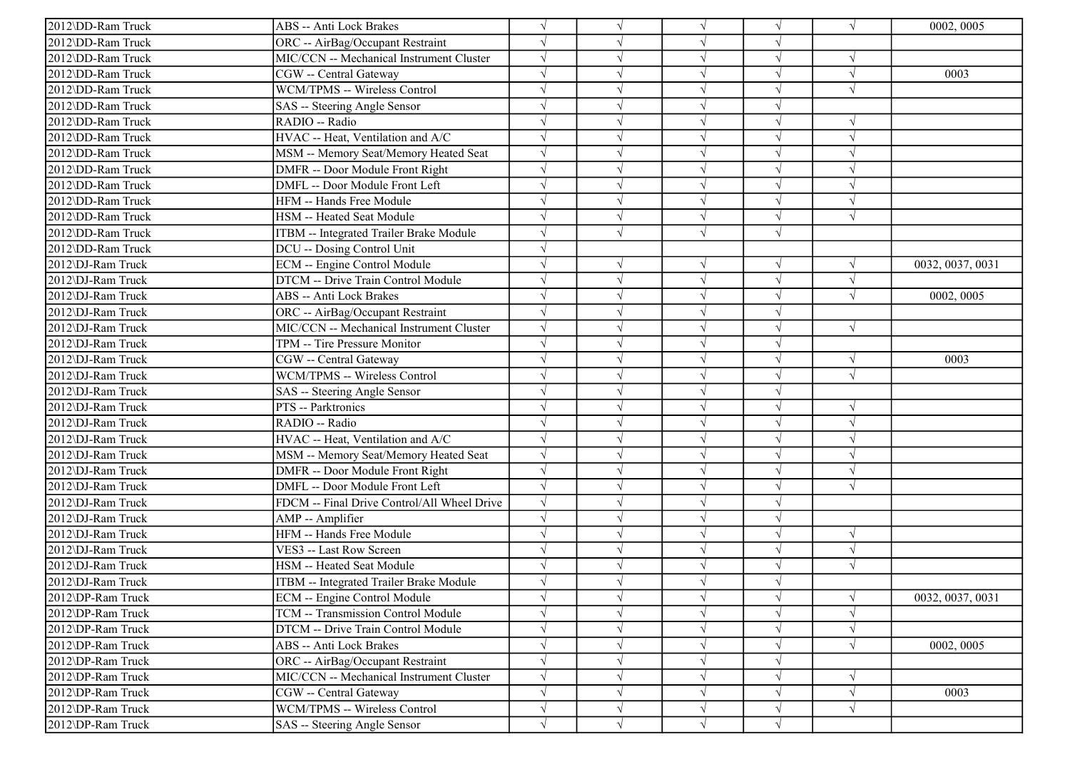| | | | | | | | |
|---|---|---|---|---|---|---|---|
| 2012\DD-Ram Truck | ABS -- Anti Lock Brakes | √ | √ | √ | √ | √ | 0002, 0005 |
| 2012\DD-Ram Truck | ORC -- AirBag/Occupant Restraint | √ | √ | √ | √ | | |
| 2012\DD-Ram Truck | MIC/CCN -- Mechanical Instrument Cluster | √ | √ | √ | √ | √ | |
| 2012\DD-Ram Truck | CGW -- Central Gateway | √ | √ | √ | √ | √ | 0003 |
| 2012\DD-Ram Truck | WCM/TPMS -- Wireless Control | √ | √ | √ | √ | √ | |
| 2012\DD-Ram Truck | SAS -- Steering Angle Sensor | √ | √ | √ | √ | | |
| 2012\DD-Ram Truck | RADIO -- Radio | √ | √ | √ | √ | √ | |
| 2012\DD-Ram Truck | HVAC -- Heat, Ventilation and A/C | √ | √ | √ | √ | √ | |
| 2012\DD-Ram Truck | MSM -- Memory Seat/Memory Heated Seat | √ | √ | √ | √ | √ | |
| 2012\DD-Ram Truck | DMFR -- Door Module Front Right | √ | √ | √ | √ | √ | |
| 2012\DD-Ram Truck | DMFL -- Door Module Front Left | √ | √ | √ | √ | √ | |
| 2012\DD-Ram Truck | HFM -- Hands Free Module | √ | √ | √ | √ | √ | |
| 2012\DD-Ram Truck | HSM -- Heated Seat Module | √ | √ | √ | √ | √ | |
| 2012\DD-Ram Truck | ITBM -- Integrated Trailer Brake Module | √ | √ | √ | √ | | |
| 2012\DD-Ram Truck | DCU -- Dosing Control Unit | √ | | | | | |
| 2012\DJ-Ram Truck | ECM -- Engine Control Module | √ | √ | √ | √ | √ | 0032, 0037, 0031 |
| 2012\DJ-Ram Truck | DTCM -- Drive Train Control Module | √ | √ | √ | √ | √ | |
| 2012\DJ-Ram Truck | ABS -- Anti Lock Brakes | √ | √ | √ | √ | √ | 0002, 0005 |
| 2012\DJ-Ram Truck | ORC -- AirBag/Occupant Restraint | √ | √ | √ | √ | | |
| 2012\DJ-Ram Truck | MIC/CCN -- Mechanical Instrument Cluster | √ | √ | √ | √ | √ | |
| 2012\DJ-Ram Truck | TPM -- Tire Pressure Monitor | √ | √ | √ | √ | | |
| 2012\DJ-Ram Truck | CGW -- Central Gateway | √ | √ | √ | √ | √ | 0003 |
| 2012\DJ-Ram Truck | WCM/TPMS -- Wireless Control | √ | √ | √ | √ | √ | |
| 2012\DJ-Ram Truck | SAS -- Steering Angle Sensor | √ | √ | √ | √ | | |
| 2012\DJ-Ram Truck | PTS -- Parktronics | √ | √ | √ | √ | √ | |
| 2012\DJ-Ram Truck | RADIO -- Radio | √ | √ | √ | √ | √ | |
| 2012\DJ-Ram Truck | HVAC -- Heat, Ventilation and A/C | √ | √ | √ | √ | √ | |
| 2012\DJ-Ram Truck | MSM -- Memory Seat/Memory Heated Seat | √ | √ | √ | √ | √ | |
| 2012\DJ-Ram Truck | DMFR -- Door Module Front Right | √ | √ | √ | √ | √ | |
| 2012\DJ-Ram Truck | DMFL -- Door Module Front Left | √ | √ | √ | √ | √ | |
| 2012\DJ-Ram Truck | FDCM -- Final Drive Control/All Wheel Drive | √ | √ | √ | √ | | |
| 2012\DJ-Ram Truck | AMP -- Amplifier | √ | √ | √ | √ | | |
| 2012\DJ-Ram Truck | HFM -- Hands Free Module | √ | √ | √ | √ | √ | |
| 2012\DJ-Ram Truck | VES3 -- Last Row Screen | √ | √ | √ | √ | √ | |
| 2012\DJ-Ram Truck | HSM -- Heated Seat Module | √ | √ | √ | √ | √ | |
| 2012\DJ-Ram Truck | ITBM -- Integrated Trailer Brake Module | √ | √ | √ | √ | | |
| 2012\DP-Ram Truck | ECM -- Engine Control Module | √ | √ | √ | √ | √ | 0032, 0037, 0031 |
| 2012\DP-Ram Truck | TCM -- Transmission Control Module | √ | √ | √ | √ | √ | |
| 2012\DP-Ram Truck | DTCM -- Drive Train Control Module | √ | √ | √ | √ | √ | |
| 2012\DP-Ram Truck | ABS -- Anti Lock Brakes | √ | √ | √ | √ | √ | 0002, 0005 |
| 2012\DP-Ram Truck | ORC -- AirBag/Occupant Restraint | √ | √ | √ | √ | | |
| 2012\DP-Ram Truck | MIC/CCN -- Mechanical Instrument Cluster | √ | √ | √ | √ | √ | |
| 2012\DP-Ram Truck | CGW -- Central Gateway | √ | √ | √ | √ | √ | 0003 |
| 2012\DP-Ram Truck | WCM/TPMS -- Wireless Control | √ | √ | √ | √ | √ | |
| 2012\DP-Ram Truck | SAS -- Steering Angle Sensor | √ | √ | √ | √ | | |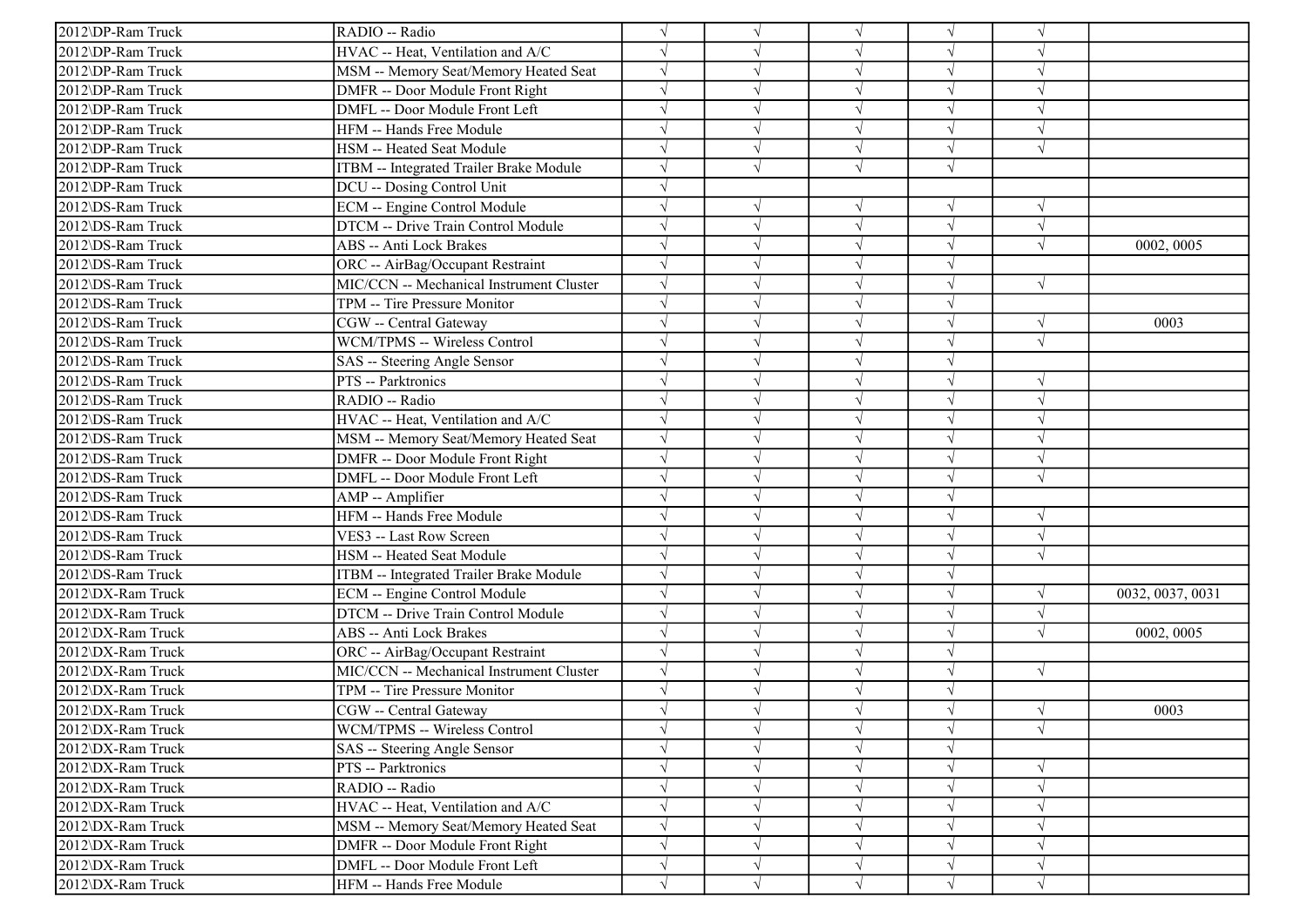| | | | | | | | |
|---|---|---|---|---|---|---|---|
| 2012\DP-Ram Truck | RADIO -- Radio | √ | √ | √ | √ | √ | |
| 2012\DP-Ram Truck | HVAC -- Heat, Ventilation and A/C | √ | √ | √ | √ | √ | |
| 2012\DP-Ram Truck | MSM -- Memory Seat/Memory Heated Seat | √ | √ | √ | √ | √ | |
| 2012\DP-Ram Truck | DMFR -- Door Module Front Right | √ | √ | √ | √ | √ | |
| 2012\DP-Ram Truck | DMFL -- Door Module Front Left | √ | √ | √ | √ | √ | |
| 2012\DP-Ram Truck | HFM -- Hands Free Module | √ | √ | √ | √ | √ | |
| 2012\DP-Ram Truck | HSM -- Heated Seat Module | √ | √ | √ | √ | √ | |
| 2012\DP-Ram Truck | ITBM -- Integrated Trailer Brake Module | √ | √ | √ | √ | | |
| 2012\DP-Ram Truck | DCU -- Dosing Control Unit | √ | | | | | |
| 2012\DS-Ram Truck | ECM -- Engine Control Module | √ | √ | √ | √ | √ | |
| 2012\DS-Ram Truck | DTCM -- Drive Train Control Module | √ | √ | √ | √ | √ | |
| 2012\DS-Ram Truck | ABS -- Anti Lock Brakes | √ | √ | √ | √ | √ | 0002, 0005 |
| 2012\DS-Ram Truck | ORC -- AirBag/Occupant Restraint | √ | √ | √ | √ | | |
| 2012\DS-Ram Truck | MIC/CCN -- Mechanical Instrument Cluster | √ | √ | √ | √ | √ | |
| 2012\DS-Ram Truck | TPM -- Tire Pressure Monitor | √ | √ | √ | √ | | |
| 2012\DS-Ram Truck | CGW -- Central Gateway | √ | √ | √ | √ | √ | 0003 |
| 2012\DS-Ram Truck | WCM/TPMS -- Wireless Control | √ | √ | √ | √ | √ | |
| 2012\DS-Ram Truck | SAS -- Steering Angle Sensor | √ | √ | √ | √ | | |
| 2012\DS-Ram Truck | PTS -- Parktronics | √ | √ | √ | √ | √ | |
| 2012\DS-Ram Truck | RADIO -- Radio | √ | √ | √ | √ | √ | |
| 2012\DS-Ram Truck | HVAC -- Heat, Ventilation and A/C | √ | √ | √ | √ | √ | |
| 2012\DS-Ram Truck | MSM -- Memory Seat/Memory Heated Seat | √ | √ | √ | √ | √ | |
| 2012\DS-Ram Truck | DMFR -- Door Module Front Right | √ | √ | √ | √ | √ | |
| 2012\DS-Ram Truck | DMFL -- Door Module Front Left | √ | √ | √ | √ | √ | |
| 2012\DS-Ram Truck | AMP -- Amplifier | √ | √ | √ | √ | | |
| 2012\DS-Ram Truck | HFM -- Hands Free Module | √ | √ | √ | √ | √ | |
| 2012\DS-Ram Truck | VES3 -- Last Row Screen | √ | √ | √ | √ | √ | |
| 2012\DS-Ram Truck | HSM -- Heated Seat Module | √ | √ | √ | √ | √ | |
| 2012\DS-Ram Truck | ITBM -- Integrated Trailer Brake Module | √ | √ | √ | √ | | |
| 2012\DX-Ram Truck | ECM -- Engine Control Module | √ | √ | √ | √ | √ | 0032, 0037, 0031 |
| 2012\DX-Ram Truck | DTCM -- Drive Train Control Module | √ | √ | √ | √ | √ | |
| 2012\DX-Ram Truck | ABS -- Anti Lock Brakes | √ | √ | √ | √ | √ | 0002, 0005 |
| 2012\DX-Ram Truck | ORC -- AirBag/Occupant Restraint | √ | √ | √ | √ | | |
| 2012\DX-Ram Truck | MIC/CCN -- Mechanical Instrument Cluster | √ | √ | √ | √ | √ | |
| 2012\DX-Ram Truck | TPM -- Tire Pressure Monitor | √ | √ | √ | √ | | |
| 2012\DX-Ram Truck | CGW -- Central Gateway | √ | √ | √ | √ | √ | 0003 |
| 2012\DX-Ram Truck | WCM/TPMS -- Wireless Control | √ | √ | √ | √ | √ | |
| 2012\DX-Ram Truck | SAS -- Steering Angle Sensor | √ | √ | √ | √ | | |
| 2012\DX-Ram Truck | PTS -- Parktronics | √ | √ | √ | √ | √ | |
| 2012\DX-Ram Truck | RADIO -- Radio | √ | √ | √ | √ | √ | |
| 2012\DX-Ram Truck | HVAC -- Heat, Ventilation and A/C | √ | √ | √ | √ | √ | |
| 2012\DX-Ram Truck | MSM -- Memory Seat/Memory Heated Seat | √ | √ | √ | √ | √ | |
| 2012\DX-Ram Truck | DMFR -- Door Module Front Right | √ | √ | √ | √ | √ | |
| 2012\DX-Ram Truck | DMFL -- Door Module Front Left | √ | √ | √ | √ | √ | |
| 2012\DX-Ram Truck | HFM -- Hands Free Module | √ | √ | √ | √ | √ | |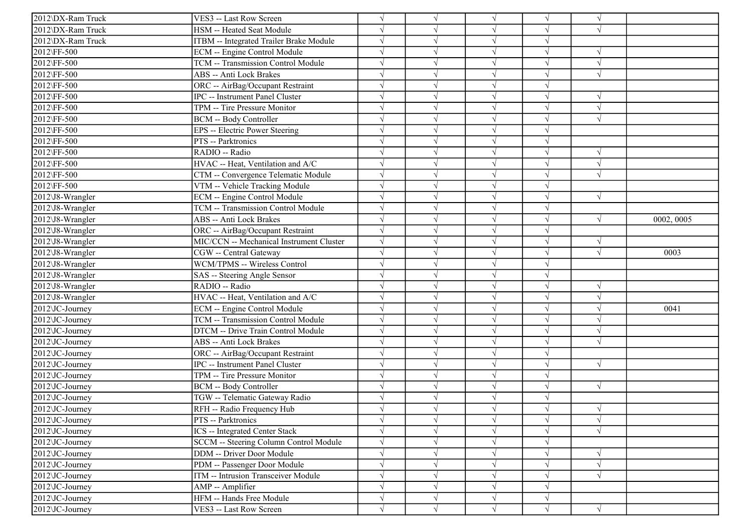| | | | | | | | |
|---|---|---|---|---|---|---|---|
| 2012\DX-Ram Truck | VES3 -- Last Row Screen | √ | √ | √ | √ | √ | |
| 2012\DX-Ram Truck | HSM -- Heated Seat Module | √ | √ | √ | √ | √ | |
| 2012\DX-Ram Truck | ITBM -- Integrated Trailer Brake Module | √ | √ | √ | √ | | |
| 2012\FF-500 | ECM -- Engine Control Module | √ | √ | √ | √ | √ | |
| 2012\FF-500 | TCM -- Transmission Control Module | √ | √ | √ | √ | √ | |
| 2012\FF-500 | ABS -- Anti Lock Brakes | √ | √ | √ | √ | √ | |
| 2012\FF-500 | ORC -- AirBag/Occupant Restraint | √ | √ | √ | √ | | |
| 2012\FF-500 | IPC -- Instrument Panel Cluster | √ | √ | √ | √ | √ | |
| 2012\FF-500 | TPM -- Tire Pressure Monitor | √ | √ | √ | √ | √ | |
| 2012\FF-500 | BCM -- Body Controller | √ | √ | √ | √ | √ | |
| 2012\FF-500 | EPS -- Electric Power Steering | √ | √ | √ | √ | | |
| 2012\FF-500 | PTS -- Parktronics | √ | √ | √ | √ | | |
| 2012\FF-500 | RADIO -- Radio | √ | √ | √ | √ | √ | |
| 2012\FF-500 | HVAC -- Heat, Ventilation and A/C | √ | √ | √ | √ | √ | |
| 2012\FF-500 | CTM -- Convergence Telematic Module | √ | √ | √ | √ | √ | |
| 2012\FF-500 | VTM -- Vehicle Tracking Module | √ | √ | √ | √ | | |
| 2012\J8-Wrangler | ECM -- Engine Control Module | √ | √ | √ | √ | √ | |
| 2012\J8-Wrangler | TCM -- Transmission Control Module | √ | √ | √ | √ | | |
| 2012\J8-Wrangler | ABS -- Anti Lock Brakes | √ | √ | √ | √ | √ | 0002, 0005 |
| 2012\J8-Wrangler | ORC -- AirBag/Occupant Restraint | √ | √ | √ | √ | | |
| 2012\J8-Wrangler | MIC/CCN -- Mechanical Instrument Cluster | √ | √ | √ | √ | √ | |
| 2012\J8-Wrangler | CGW -- Central Gateway | √ | √ | √ | √ | √ | 0003 |
| 2012\J8-Wrangler | WCM/TPMS -- Wireless Control | √ | √ | √ | √ | | |
| 2012\J8-Wrangler | SAS -- Steering Angle Sensor | √ | √ | √ | √ | | |
| 2012\J8-Wrangler | RADIO -- Radio | √ | √ | √ | √ | √ | |
| 2012\J8-Wrangler | HVAC -- Heat, Ventilation and A/C | √ | √ | √ | √ | √ | |
| 2012\JC-Journey | ECM -- Engine Control Module | √ | √ | √ | √ | √ | 0041 |
| 2012\JC-Journey | TCM -- Transmission Control Module | √ | √ | √ | √ | √ | |
| 2012\JC-Journey | DTCM -- Drive Train Control Module | √ | √ | √ | √ | √ | |
| 2012\JC-Journey | ABS -- Anti Lock Brakes | √ | √ | √ | √ | √ | |
| 2012\JC-Journey | ORC -- AirBag/Occupant Restraint | √ | √ | √ | √ | | |
| 2012\JC-Journey | IPC -- Instrument Panel Cluster | √ | √ | √ | √ | √ | |
| 2012\JC-Journey | TPM -- Tire Pressure Monitor | √ | √ | √ | √ | | |
| 2012\JC-Journey | BCM -- Body Controller | √ | √ | √ | √ | √ | |
| 2012\JC-Journey | TGW -- Telematic Gateway Radio | √ | √ | √ | √ | | |
| 2012\JC-Journey | RFH -- Radio Frequency Hub | √ | √ | √ | √ | √ | |
| 2012\JC-Journey | PTS -- Parktronics | √ | √ | √ | √ | √ | |
| 2012\JC-Journey | ICS -- Integrated Center Stack | √ | √ | √ | √ | √ | |
| 2012\JC-Journey | SCCM -- Steering Column Control Module | √ | √ | √ | √ | | |
| 2012\JC-Journey | DDM -- Driver Door Module | √ | √ | √ | √ | √ | |
| 2012\JC-Journey | PDM -- Passenger Door Module | √ | √ | √ | √ | √ | |
| 2012\JC-Journey | ITM -- Intrusion Transceiver Module | √ | √ | √ | √ | √ | |
| 2012\JC-Journey | AMP -- Amplifier | √ | √ | √ | √ | | |
| 2012\JC-Journey | HFM -- Hands Free Module | √ | √ | √ | √ | | |
| 2012\JC-Journey | VES3 -- Last Row Screen | √ | √ | √ | √ | √ | |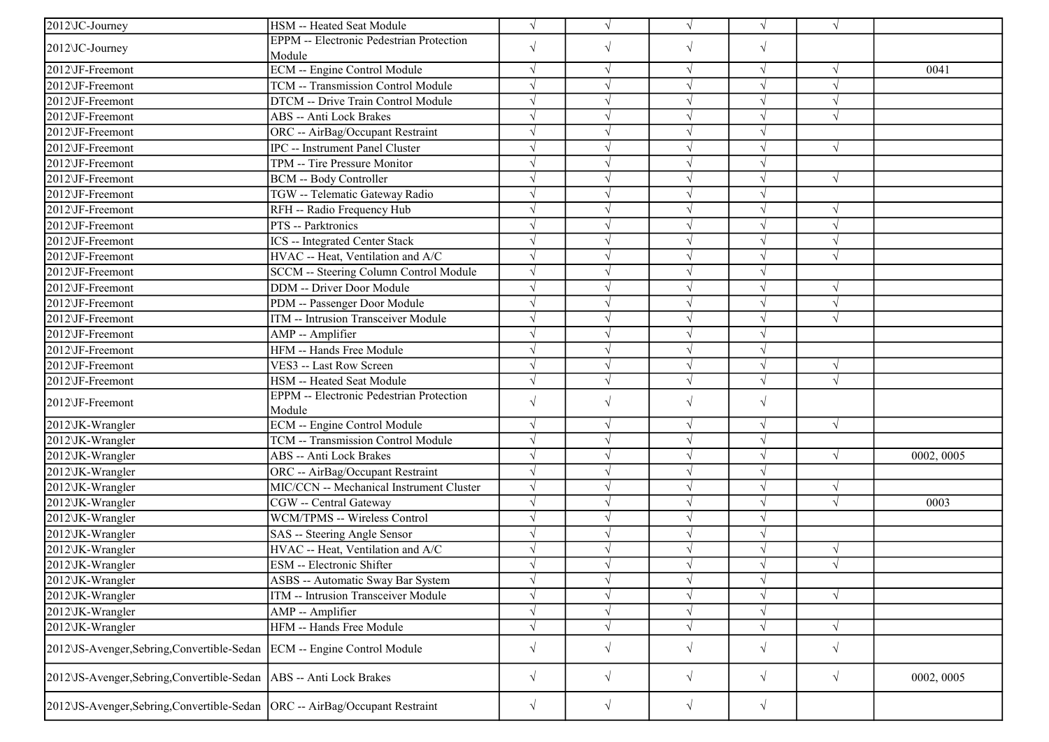| | | | | | | | |
|---|---|---|---|---|---|---|---|
| 2012\JC-Journey | HSM -- Heated Seat Module | √ | √ | √ | √ | √ | |
| 2012\JC-Journey | EPPM -- Electronic Pedestrian Protection Module | √ | √ | √ | √ | | |
| 2012\JF-Freemont | ECM -- Engine Control Module | √ | √ | √ | √ | √ | 0041 |
| 2012\JF-Freemont | TCM -- Transmission Control Module | √ | √ | √ | √ | √ | |
| 2012\JF-Freemont | DTCM -- Drive Train Control Module | √ | √ | √ | √ | √ | |
| 2012\JF-Freemont | ABS -- Anti Lock Brakes | √ | √ | √ | √ | √ | |
| 2012\JF-Freemont | ORC -- AirBag/Occupant Restraint | √ | √ | √ | √ | | |
| 2012\JF-Freemont | IPC -- Instrument Panel Cluster | √ | √ | √ | √ | √ | |
| 2012\JF-Freemont | TPM -- Tire Pressure Monitor | √ | √ | √ | √ | | |
| 2012\JF-Freemont | BCM -- Body Controller | √ | √ | √ | √ | √ | |
| 2012\JF-Freemont | TGW -- Telematic Gateway Radio | √ | √ | √ | √ | | |
| 2012\JF-Freemont | RFH -- Radio Frequency Hub | √ | √ | √ | √ | √ | |
| 2012\JF-Freemont | PTS -- Parktronics | √ | √ | √ | √ | √ | |
| 2012\JF-Freemont | ICS -- Integrated Center Stack | √ | √ | √ | √ | √ | |
| 2012\JF-Freemont | HVAC -- Heat, Ventilation and A/C | √ | √ | √ | √ | √ | |
| 2012\JF-Freemont | SCCM -- Steering Column Control Module | √ | √ | √ | √ | | |
| 2012\JF-Freemont | DDM -- Driver Door Module | √ | √ | √ | √ | √ | |
| 2012\JF-Freemont | PDM -- Passenger Door Module | √ | √ | √ | √ | √ | |
| 2012\JF-Freemont | ITM -- Intrusion Transceiver Module | √ | √ | √ | √ | √ | |
| 2012\JF-Freemont | AMP -- Amplifier | √ | √ | √ | √ | | |
| 2012\JF-Freemont | HFM -- Hands Free Module | √ | √ | √ | √ | | |
| 2012\JF-Freemont | VES3 -- Last Row Screen | √ | √ | √ | √ | √ | |
| 2012\JF-Freemont | HSM -- Heated Seat Module | √ | √ | √ | √ | √ | |
| 2012\JF-Freemont | EPPM -- Electronic Pedestrian Protection Module | √ | √ | √ | √ | | |
| 2012\JK-Wrangler | ECM -- Engine Control Module | √ | √ | √ | √ | √ | |
| 2012\JK-Wrangler | TCM -- Transmission Control Module | √ | √ | √ | √ | | |
| 2012\JK-Wrangler | ABS -- Anti Lock Brakes | √ | √ | √ | √ | √ | 0002, 0005 |
| 2012\JK-Wrangler | ORC -- AirBag/Occupant Restraint | √ | √ | √ | √ | | |
| 2012\JK-Wrangler | MIC/CCN -- Mechanical Instrument Cluster | √ | √ | √ | √ | √ | |
| 2012\JK-Wrangler | CGW -- Central Gateway | √ | √ | √ | √ | √ | 0003 |
| 2012\JK-Wrangler | WCM/TPMS -- Wireless Control | √ | √ | √ | √ | | |
| 2012\JK-Wrangler | SAS -- Steering Angle Sensor | √ | √ | √ | √ | | |
| 2012\JK-Wrangler | HVAC -- Heat, Ventilation and A/C | √ | √ | √ | √ | √ | |
| 2012\JK-Wrangler | ESM -- Electronic Shifter | √ | √ | √ | √ | √ | |
| 2012\JK-Wrangler | ASBS -- Automatic Sway Bar System | √ | √ | √ | √ | | |
| 2012\JK-Wrangler | ITM -- Intrusion Transceiver Module | √ | √ | √ | √ | √ | |
| 2012\JK-Wrangler | AMP -- Amplifier | √ | √ | √ | √ | | |
| 2012\JK-Wrangler | HFM -- Hands Free Module | √ | √ | √ | √ | √ | |
| 2012\JS-Avenger,Sebring,Convertible-Sedan | ECM -- Engine Control Module | √ | √ | √ | √ | √ | |
| 2012\JS-Avenger,Sebring,Convertible-Sedan | ABS -- Anti Lock Brakes | √ | √ | √ | √ | √ | 0002, 0005 |
| 2012\JS-Avenger,Sebring,Convertible-Sedan | ORC -- AirBag/Occupant Restraint | √ | √ | √ | √ | | |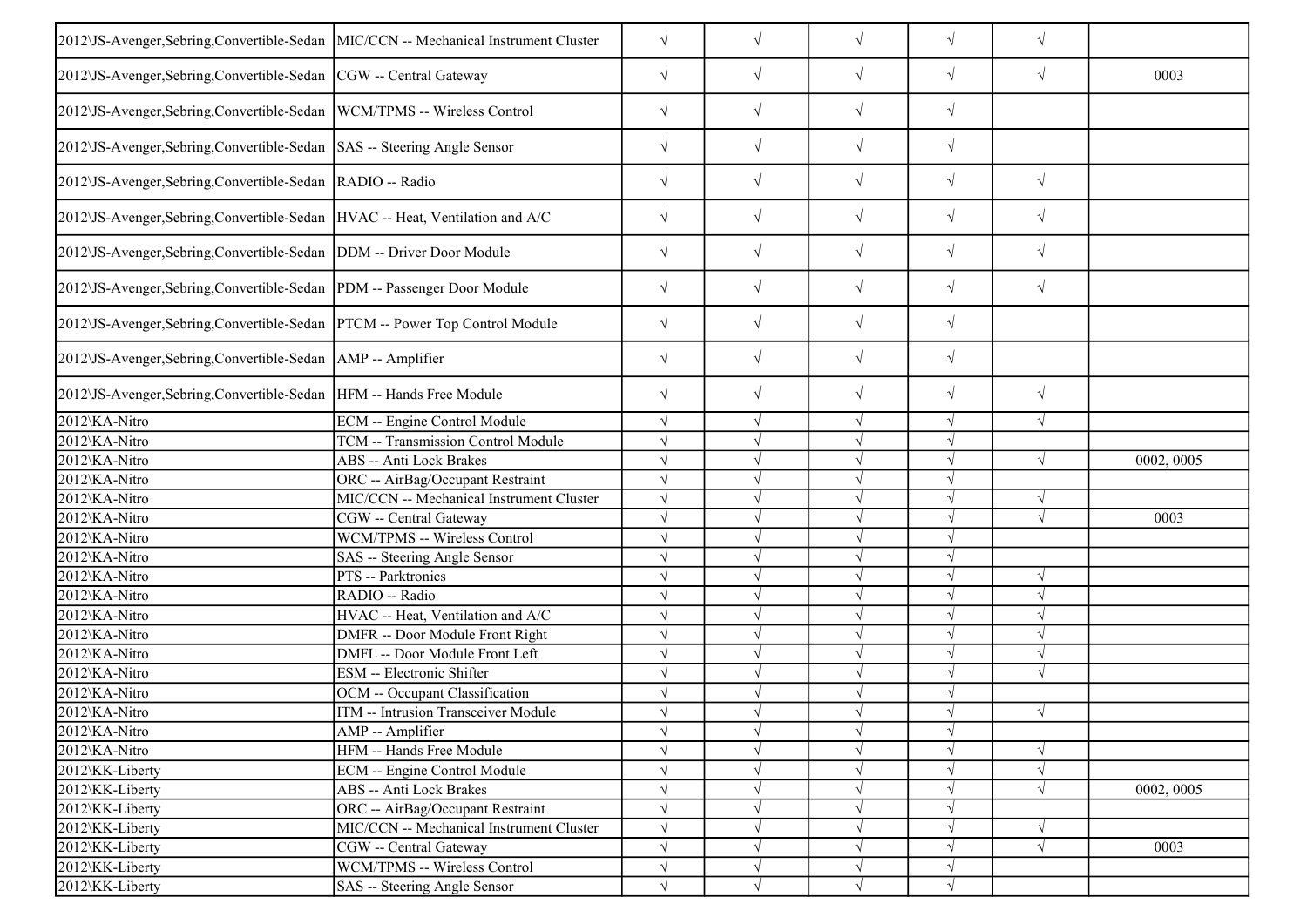| | | | | | | | |
|---|---|---|---|---|---|---|---|
| 2012\JS-Avenger,Sebring,Convertible-Sedan | MIC/CCN -- Mechanical Instrument Cluster | √ | √ | √ | √ | √ | |
| 2012\JS-Avenger,Sebring,Convertible-Sedan | CGW -- Central Gateway | √ | √ | √ | √ | √ | 0003 |
| 2012\JS-Avenger,Sebring,Convertible-Sedan | WCM/TPMS -- Wireless Control | √ | √ | √ | √ | | |
| 2012\JS-Avenger,Sebring,Convertible-Sedan | SAS -- Steering Angle Sensor | √ | √ | √ | √ | | |
| 2012\JS-Avenger,Sebring,Convertible-Sedan | RADIO -- Radio | √ | √ | √ | √ | √ | |
| 2012\JS-Avenger,Sebring,Convertible-Sedan | HVAC -- Heat, Ventilation and A/C | √ | √ | √ | √ | √ | |
| 2012\JS-Avenger,Sebring,Convertible-Sedan | DDM -- Driver Door Module | √ | √ | √ | √ | √ | |
| 2012\JS-Avenger,Sebring,Convertible-Sedan | PDM -- Passenger Door Module | √ | √ | √ | √ | √ | |
| 2012\JS-Avenger,Sebring,Convertible-Sedan | PTCM -- Power Top Control Module | √ | √ | √ | √ | | |
| 2012\JS-Avenger,Sebring,Convertible-Sedan | AMP -- Amplifier | √ | √ | √ | √ | | |
| 2012\JS-Avenger,Sebring,Convertible-Sedan | HFM -- Hands Free Module | √ | √ | √ | √ | √ | |
| 2012\KA-Nitro | ECM -- Engine Control Module | √ | √ | √ | √ | √ | |
| 2012\KA-Nitro | TCM -- Transmission Control Module | √ | √ | √ | √ | | |
| 2012\KA-Nitro | ABS -- Anti Lock Brakes | √ | √ | √ | √ | √ | 0002, 0005 |
| 2012\KA-Nitro | ORC -- AirBag/Occupant Restraint | √ | √ | √ | √ | | |
| 2012\KA-Nitro | MIC/CCN -- Mechanical Instrument Cluster | √ | √ | √ | √ | √ | |
| 2012\KA-Nitro | CGW -- Central Gateway | √ | √ | √ | √ | √ | 0003 |
| 2012\KA-Nitro | WCM/TPMS -- Wireless Control | √ | √ | √ | √ | | |
| 2012\KA-Nitro | SAS -- Steering Angle Sensor | √ | √ | √ | √ | | |
| 2012\KA-Nitro | PTS -- Parktronics | √ | √ | √ | √ | √ | |
| 2012\KA-Nitro | RADIO -- Radio | √ | √ | √ | √ | √ | |
| 2012\KA-Nitro | HVAC -- Heat, Ventilation and A/C | √ | √ | √ | √ | √ | |
| 2012\KA-Nitro | DMFR -- Door Module Front Right | √ | √ | √ | √ | √ | |
| 2012\KA-Nitro | DMFL -- Door Module Front Left | √ | √ | √ | √ | √ | |
| 2012\KA-Nitro | ESM -- Electronic Shifter | √ | √ | √ | √ | √ | |
| 2012\KA-Nitro | OCM -- Occupant Classification | √ | √ | √ | √ | | |
| 2012\KA-Nitro | ITM -- Intrusion Transceiver Module | √ | √ | √ | √ | √ | |
| 2012\KA-Nitro | AMP -- Amplifier | √ | √ | √ | √ | | |
| 2012\KA-Nitro | HFM -- Hands Free Module | √ | √ | √ | √ | √ | |
| 2012\KK-Liberty | ECM -- Engine Control Module | √ | √ | √ | √ | √ | |
| 2012\KK-Liberty | ABS -- Anti Lock Brakes | √ | √ | √ | √ | √ | 0002, 0005 |
| 2012\KK-Liberty | ORC -- AirBag/Occupant Restraint | √ | √ | √ | √ | | |
| 2012\KK-Liberty | MIC/CCN -- Mechanical Instrument Cluster | √ | √ | √ | √ | √ | |
| 2012\KK-Liberty | CGW -- Central Gateway | √ | √ | √ | √ | √ | 0003 |
| 2012\KK-Liberty | WCM/TPMS -- Wireless Control | √ | √ | √ | √ | | |
| 2012\KK-Liberty | SAS -- Steering Angle Sensor | √ | √ | √ | √ | | |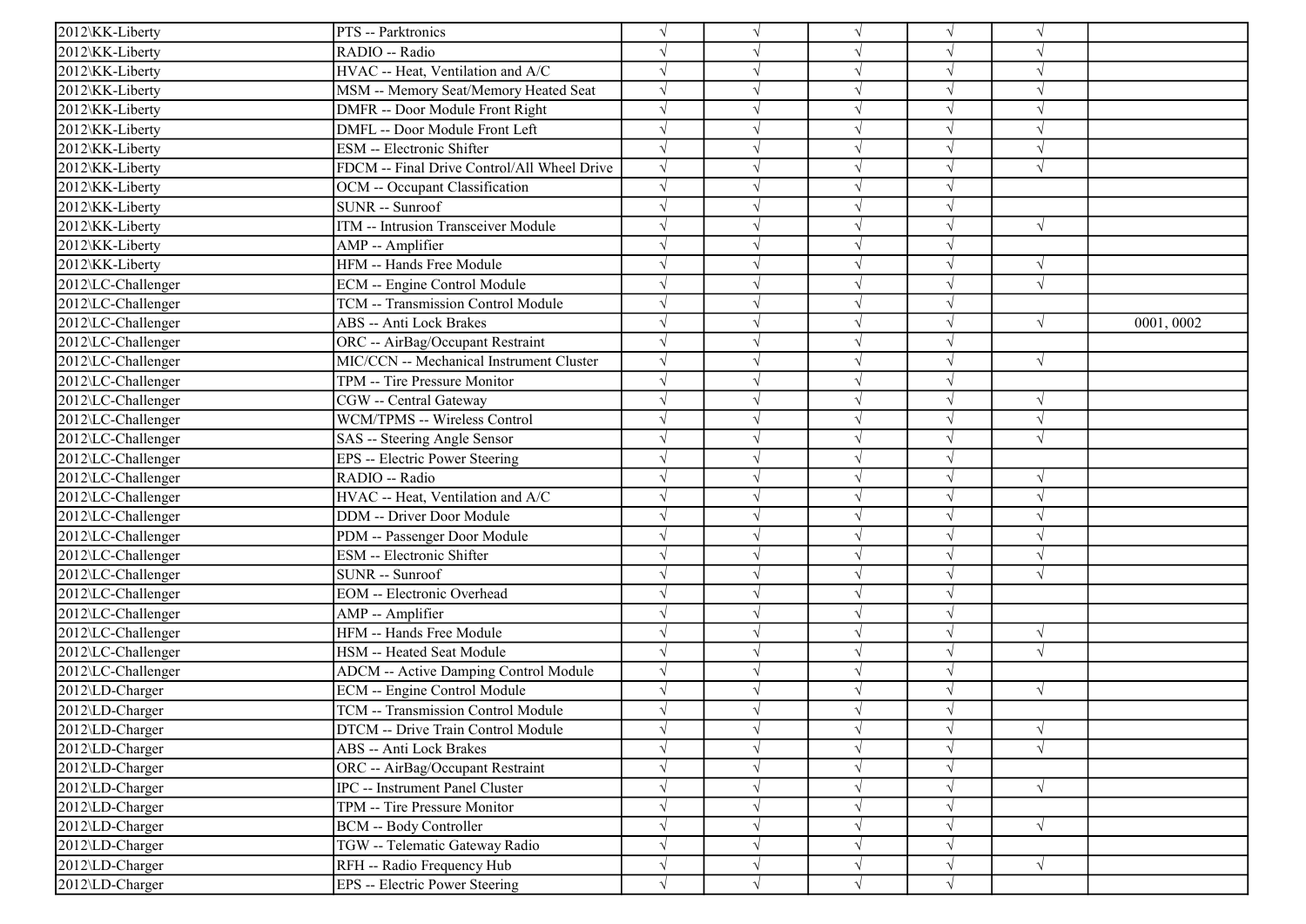| | | | | | | | |
|---|---|---|---|---|---|---|---|
| 2012\KK-Liberty | PTS -- Parktronics | √ | √ | √ | √ | √ | |
| 2012\KK-Liberty | RADIO -- Radio | √ | √ | √ | √ | √ | |
| 2012\KK-Liberty | HVAC -- Heat, Ventilation and A/C | √ | √ | √ | √ | √ | |
| 2012\KK-Liberty | MSM -- Memory Seat/Memory Heated Seat | √ | √ | √ | √ | √ | |
| 2012\KK-Liberty | DMFR -- Door Module Front Right | √ | √ | √ | √ | √ | |
| 2012\KK-Liberty | DMFL -- Door Module Front Left | √ | √ | √ | √ | √ | |
| 2012\KK-Liberty | ESM -- Electronic Shifter | √ | √ | √ | √ | √ | |
| 2012\KK-Liberty | FDCM -- Final Drive Control/All Wheel Drive | √ | √ | √ | √ | √ | |
| 2012\KK-Liberty | OCM -- Occupant Classification | √ | √ | √ | √ | | |
| 2012\KK-Liberty | SUNR -- Sunroof | √ | √ | √ | √ | | |
| 2012\KK-Liberty | ITM -- Intrusion Transceiver Module | √ | √ | √ | √ | √ | |
| 2012\KK-Liberty | AMP -- Amplifier | √ | √ | √ | √ | | |
| 2012\KK-Liberty | HFM -- Hands Free Module | √ | √ | √ | √ | √ | |
| 2012\LC-Challenger | ECM -- Engine Control Module | √ | √ | √ | √ | √ | |
| 2012\LC-Challenger | TCM -- Transmission Control Module | √ | √ | √ | √ | | |
| 2012\LC-Challenger | ABS -- Anti Lock Brakes | √ | √ | √ | √ | √ | 0001, 0002 |
| 2012\LC-Challenger | ORC -- AirBag/Occupant Restraint | √ | √ | √ | √ | | |
| 2012\LC-Challenger | MIC/CCN -- Mechanical Instrument Cluster | √ | √ | √ | √ | √ | |
| 2012\LC-Challenger | TPM -- Tire Pressure Monitor | √ | √ | √ | √ | | |
| 2012\LC-Challenger | CGW -- Central Gateway | √ | √ | √ | √ | √ | |
| 2012\LC-Challenger | WCM/TPMS -- Wireless Control | √ | √ | √ | √ | √ | |
| 2012\LC-Challenger | SAS -- Steering Angle Sensor | √ | √ | √ | √ | √ | |
| 2012\LC-Challenger | EPS -- Electric Power Steering | √ | √ | √ | √ | | |
| 2012\LC-Challenger | RADIO -- Radio | √ | √ | √ | √ | √ | |
| 2012\LC-Challenger | HVAC -- Heat, Ventilation and A/C | √ | √ | √ | √ | √ | |
| 2012\LC-Challenger | DDM -- Driver Door Module | √ | √ | √ | √ | √ | |
| 2012\LC-Challenger | PDM -- Passenger Door Module | √ | √ | √ | √ | √ | |
| 2012\LC-Challenger | ESM -- Electronic Shifter | √ | √ | √ | √ | √ | |
| 2012\LC-Challenger | SUNR -- Sunroof | √ | √ | √ | √ | √ | |
| 2012\LC-Challenger | EOM -- Electronic Overhead | √ | √ | √ | √ | | |
| 2012\LC-Challenger | AMP -- Amplifier | √ | √ | √ | √ | | |
| 2012\LC-Challenger | HFM -- Hands Free Module | √ | √ | √ | √ | √ | |
| 2012\LC-Challenger | HSM -- Heated Seat Module | √ | √ | √ | √ | √ | |
| 2012\LC-Challenger | ADCM -- Active Damping Control Module | √ | √ | √ | √ | | |
| 2012\LD-Charger | ECM -- Engine Control Module | √ | √ | √ | √ | √ | |
| 2012\LD-Charger | TCM -- Transmission Control Module | √ | √ | √ | √ | | |
| 2012\LD-Charger | DTCM -- Drive Train Control Module | √ | √ | √ | √ | √ | |
| 2012\LD-Charger | ABS -- Anti Lock Brakes | √ | √ | √ | √ | √ | |
| 2012\LD-Charger | ORC -- AirBag/Occupant Restraint | √ | √ | √ | √ | | |
| 2012\LD-Charger | IPC -- Instrument Panel Cluster | √ | √ | √ | √ | √ | |
| 2012\LD-Charger | TPM -- Tire Pressure Monitor | √ | √ | √ | √ | | |
| 2012\LD-Charger | BCM -- Body Controller | √ | √ | √ | √ | √ | |
| 2012\LD-Charger | TGW -- Telematic Gateway Radio | √ | √ | √ | √ | | |
| 2012\LD-Charger | RFH -- Radio Frequency Hub | √ | √ | √ | √ | √ | |
| 2012\LD-Charger | EPS -- Electric Power Steering | √ | √ | √ | √ | | |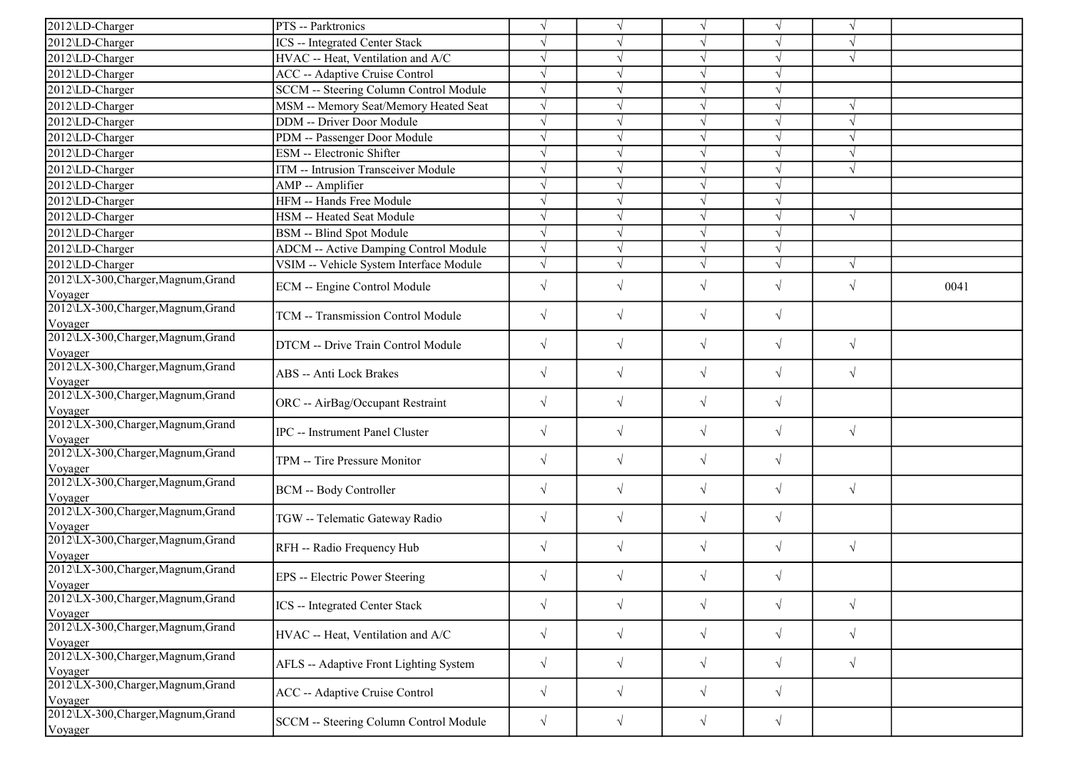| | | | | | | | |
|---|---|---|---|---|---|---|---|
| 2012\LD-Charger | PTS -- Parktronics | √ | √ | √ | √ | √ | |
| 2012\LD-Charger | ICS -- Integrated Center Stack | √ | √ | √ | √ | √ | |
| 2012\LD-Charger | HVAC -- Heat, Ventilation and A/C | √ | √ | √ | √ | √ | |
| 2012\LD-Charger | ACC -- Adaptive Cruise Control | √ | √ | √ | √ | | |
| 2012\LD-Charger | SCCM -- Steering Column Control Module | √ | √ | √ | √ | | |
| 2012\LD-Charger | MSM -- Memory Seat/Memory Heated Seat | √ | √ | √ | √ | √ | |
| 2012\LD-Charger | DDM -- Driver Door Module | √ | √ | √ | √ | √ | |
| 2012\LD-Charger | PDM -- Passenger Door Module | √ | √ | √ | √ | √ | |
| 2012\LD-Charger | ESM -- Electronic Shifter | √ | √ | √ | √ | √ | |
| 2012\LD-Charger | ITM -- Intrusion Transceiver Module | √ | √ | √ | √ | √ | |
| 2012\LD-Charger | AMP -- Amplifier | √ | √ | √ | √ | | |
| 2012\LD-Charger | HFM -- Hands Free Module | √ | √ | √ | √ | | |
| 2012\LD-Charger | HSM -- Heated Seat Module | √ | √ | √ | √ | √ | |
| 2012\LD-Charger | BSM -- Blind Spot Module | √ | √ | √ | √ | | |
| 2012\LD-Charger | ADCM -- Active Damping Control Module | √ | √ | √ | √ | | |
| 2012\LD-Charger | VSIM -- Vehicle System Interface Module | √ | √ | √ | √ | √ | |
| 2012\LX-300,Charger,Magnum,Grand Voyager | ECM -- Engine Control Module | √ | √ | √ | √ | √ | 0041 |
| 2012\LX-300,Charger,Magnum,Grand Voyager | TCM -- Transmission Control Module | √ | √ | √ | √ | | |
| 2012\LX-300,Charger,Magnum,Grand Voyager | DTCM -- Drive Train Control Module | √ | √ | √ | √ | √ | |
| 2012\LX-300,Charger,Magnum,Grand Voyager | ABS -- Anti Lock Brakes | √ | √ | √ | √ | √ | |
| 2012\LX-300,Charger,Magnum,Grand Voyager | ORC -- AirBag/Occupant Restraint | √ | √ | √ | √ | | |
| 2012\LX-300,Charger,Magnum,Grand Voyager | IPC -- Instrument Panel Cluster | √ | √ | √ | √ | √ | |
| 2012\LX-300,Charger,Magnum,Grand Voyager | TPM -- Tire Pressure Monitor | √ | √ | √ | √ | | |
| 2012\LX-300,Charger,Magnum,Grand Voyager | BCM -- Body Controller | √ | √ | √ | √ | √ | |
| 2012\LX-300,Charger,Magnum,Grand Voyager | TGW -- Telematic Gateway Radio | √ | √ | √ | √ | | |
| 2012\LX-300,Charger,Magnum,Grand Voyager | RFH -- Radio Frequency Hub | √ | √ | √ | √ | √ | |
| 2012\LX-300,Charger,Magnum,Grand Voyager | EPS -- Electric Power Steering | √ | √ | √ | √ | | |
| 2012\LX-300,Charger,Magnum,Grand Voyager | ICS -- Integrated Center Stack | √ | √ | √ | √ | √ | |
| 2012\LX-300,Charger,Magnum,Grand Voyager | HVAC -- Heat, Ventilation and A/C | √ | √ | √ | √ | √ | |
| 2012\LX-300,Charger,Magnum,Grand Voyager | AFLS -- Adaptive Front Lighting System | √ | √ | √ | √ | √ | |
| 2012\LX-300,Charger,Magnum,Grand Voyager | ACC -- Adaptive Cruise Control | √ | √ | √ | √ | | |
| 2012\LX-300,Charger,Magnum,Grand Voyager | SCCM -- Steering Column Control Module | √ | √ | √ | √ | | |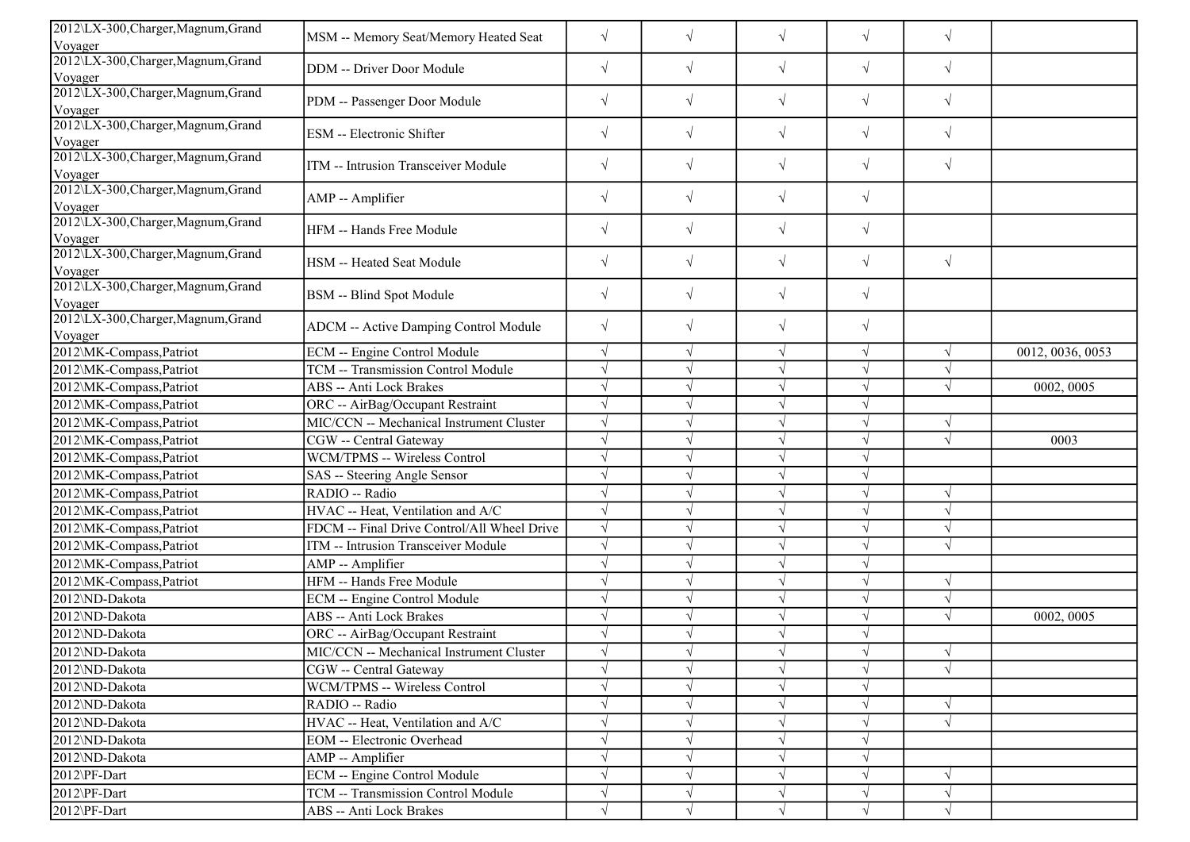| | | | | | | | |
|---|---|---|---|---|---|---|---|
| 2012\LX-300,Charger,Magnum,Grand Voyager | MSM -- Memory Seat/Memory Heated Seat | √ | √ | √ | √ | √ | |
| 2012\LX-300,Charger,Magnum,Grand Voyager | DDM -- Driver Door Module | √ | √ | √ | √ | √ | |
| 2012\LX-300,Charger,Magnum,Grand Voyager | PDM -- Passenger Door Module | √ | √ | √ | √ | √ | |
| 2012\LX-300,Charger,Magnum,Grand Voyager | ESM -- Electronic Shifter | √ | √ | √ | √ | √ | |
| 2012\LX-300,Charger,Magnum,Grand Voyager | ITM -- Intrusion Transceiver Module | √ | √ | √ | √ | √ | |
| 2012\LX-300,Charger,Magnum,Grand Voyager | AMP -- Amplifier | √ | √ | √ | √ | | |
| 2012\LX-300,Charger,Magnum,Grand Voyager | HFM -- Hands Free Module | √ | √ | √ | √ | | |
| 2012\LX-300,Charger,Magnum,Grand Voyager | HSM -- Heated Seat Module | √ | √ | √ | √ | √ | |
| 2012\LX-300,Charger,Magnum,Grand Voyager | BSM -- Blind Spot Module | √ | √ | √ | √ | | |
| 2012\LX-300,Charger,Magnum,Grand Voyager | ADCM -- Active Damping Control Module | √ | √ | √ | √ | | |
| 2012\MK-Compass,Patriot | ECM -- Engine Control Module | √ | √ | √ | √ | √ | 0012, 0036, 0053 |
| 2012\MK-Compass,Patriot | TCM -- Transmission Control Module | √ | √ | √ | √ | √ | |
| 2012\MK-Compass,Patriot | ABS -- Anti Lock Brakes | √ | √ | √ | √ | √ | 0002, 0005 |
| 2012\MK-Compass,Patriot | ORC -- AirBag/Occupant Restraint | √ | √ | √ | √ | | |
| 2012\MK-Compass,Patriot | MIC/CCN -- Mechanical Instrument Cluster | √ | √ | √ | √ | √ | |
| 2012\MK-Compass,Patriot | CGW -- Central Gateway | √ | √ | √ | √ | √ | 0003 |
| 2012\MK-Compass,Patriot | WCM/TPMS -- Wireless Control | √ | √ | √ | √ | | |
| 2012\MK-Compass,Patriot | SAS -- Steering Angle Sensor | √ | √ | √ | √ | | |
| 2012\MK-Compass,Patriot | RADIO -- Radio | √ | √ | √ | √ | √ | |
| 2012\MK-Compass,Patriot | HVAC -- Heat, Ventilation and A/C | √ | √ | √ | √ | √ | |
| 2012\MK-Compass,Patriot | FDCM -- Final Drive Control/All Wheel Drive | √ | √ | √ | √ | √ | |
| 2012\MK-Compass,Patriot | ITM -- Intrusion Transceiver Module | √ | √ | √ | √ | √ | |
| 2012\MK-Compass,Patriot | AMP -- Amplifier | √ | √ | √ | √ | | |
| 2012\MK-Compass,Patriot | HFM -- Hands Free Module | √ | √ | √ | √ | √ | |
| 2012\ND-Dakota | ECM -- Engine Control Module | √ | √ | √ | √ | √ | |
| 2012\ND-Dakota | ABS -- Anti Lock Brakes | √ | √ | √ | √ | √ | 0002, 0005 |
| 2012\ND-Dakota | ORC -- AirBag/Occupant Restraint | √ | √ | √ | √ | | |
| 2012\ND-Dakota | MIC/CCN -- Mechanical Instrument Cluster | √ | √ | √ | √ | √ | |
| 2012\ND-Dakota | CGW -- Central Gateway | √ | √ | √ | √ | √ | |
| 2012\ND-Dakota | WCM/TPMS -- Wireless Control | √ | √ | √ | √ | | |
| 2012\ND-Dakota | RADIO -- Radio | √ | √ | √ | √ | √ | |
| 2012\ND-Dakota | HVAC -- Heat, Ventilation and A/C | √ | √ | √ | √ | √ | |
| 2012\ND-Dakota | EOM -- Electronic Overhead | √ | √ | √ | √ | | |
| 2012\ND-Dakota | AMP -- Amplifier | √ | √ | √ | √ | | |
| 2012\PF-Dart | ECM -- Engine Control Module | √ | √ | √ | √ | √ | |
| 2012\PF-Dart | TCM -- Transmission Control Module | √ | √ | √ | √ | √ | |
| 2012\PF-Dart | ABS -- Anti Lock Brakes | √ | √ | √ | √ | √ | |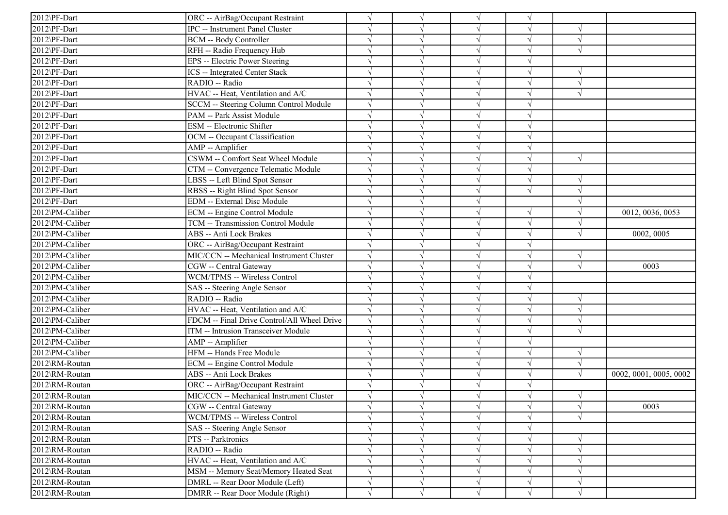| | | | | | | | |
|---|---|---|---|---|---|---|---|
| 2012\PF-Dart | ORC -- AirBag/Occupant Restraint | √ | √ | √ | √ | | |
| 2012\PF-Dart | IPC -- Instrument Panel Cluster | √ | √ | √ | √ | √ | |
| 2012\PF-Dart | BCM -- Body Controller | √ | √ | √ | √ | √ | |
| 2012\PF-Dart | RFH -- Radio Frequency Hub | √ | √ | √ | √ | √ | |
| 2012\PF-Dart | EPS -- Electric Power Steering | √ | √ | √ | √ | | |
| 2012\PF-Dart | ICS -- Integrated Center Stack | √ | √ | √ | √ | √ | |
| 2012\PF-Dart | RADIO -- Radio | √ | √ | √ | √ | √ | |
| 2012\PF-Dart | HVAC -- Heat, Ventilation and A/C | √ | √ | √ | √ | √ | |
| 2012\PF-Dart | SCCM -- Steering Column Control Module | √ | √ | √ | √ | | |
| 2012\PF-Dart | PAM -- Park Assist Module | √ | √ | √ | √ | | |
| 2012\PF-Dart | ESM -- Electronic Shifter | √ | √ | √ | √ | | |
| 2012\PF-Dart | OCM -- Occupant Classification | √ | √ | √ | √ | | |
| 2012\PF-Dart | AMP -- Amplifier | √ | √ | √ | √ | | |
| 2012\PF-Dart | CSWM -- Comfort Seat Wheel Module | √ | √ | √ | √ | √ | |
| 2012\PF-Dart | CTM -- Convergence Telematic Module | √ | √ | √ | √ | | |
| 2012\PF-Dart | LBSS -- Left Blind Spot Sensor | √ | √ | √ | √ | √ | |
| 2012\PF-Dart | RBSS -- Right Blind Spot Sensor | √ | √ | √ | √ | √ | |
| 2012\PF-Dart | EDM -- External Disc Module | √ | √ | √ | | √ | |
| 2012\PM-Caliber | ECM -- Engine Control Module | √ | √ | √ | √ | √ | 0012, 0036, 0053 |
| 2012\PM-Caliber | TCM -- Transmission Control Module | √ | √ | √ | √ | √ | |
| 2012\PM-Caliber | ABS -- Anti Lock Brakes | √ | √ | √ | √ | √ | 0002, 0005 |
| 2012\PM-Caliber | ORC -- AirBag/Occupant Restraint | √ | √ | √ | √ | | |
| 2012\PM-Caliber | MIC/CCN -- Mechanical Instrument Cluster | √ | √ | √ | √ | √ | |
| 2012\PM-Caliber | CGW -- Central Gateway | √ | √ | √ | √ | √ | 0003 |
| 2012\PM-Caliber | WCM/TPMS -- Wireless Control | √ | √ | √ | √ | | |
| 2012\PM-Caliber | SAS -- Steering Angle Sensor | √ | √ | √ | √ | | |
| 2012\PM-Caliber | RADIO -- Radio | √ | √ | √ | √ | √ | |
| 2012\PM-Caliber | HVAC -- Heat, Ventilation and A/C | √ | √ | √ | √ | √ | |
| 2012\PM-Caliber | FDCM -- Final Drive Control/All Wheel Drive | √ | √ | √ | √ | √ | |
| 2012\PM-Caliber | ITM -- Intrusion Transceiver Module | √ | √ | √ | √ | √ | |
| 2012\PM-Caliber | AMP -- Amplifier | √ | √ | √ | √ | | |
| 2012\PM-Caliber | HFM -- Hands Free Module | √ | √ | √ | √ | √ | |
| 2012\RM-Routan | ECM -- Engine Control Module | √ | √ | √ | √ | √ | |
| 2012\RM-Routan | ABS -- Anti Lock Brakes | √ | √ | √ | √ | √ | 0002, 0001, 0005, 0002 |
| 2012\RM-Routan | ORC -- AirBag/Occupant Restraint | √ | √ | √ | √ | | |
| 2012\RM-Routan | MIC/CCN -- Mechanical Instrument Cluster | √ | √ | √ | √ | √ | |
| 2012\RM-Routan | CGW -- Central Gateway | √ | √ | √ | √ | √ | 0003 |
| 2012\RM-Routan | WCM/TPMS -- Wireless Control | √ | √ | √ | √ | √ | |
| 2012\RM-Routan | SAS -- Steering Angle Sensor | √ | √ | √ | √ | | |
| 2012\RM-Routan | PTS -- Parktronics | √ | √ | √ | √ | √ | |
| 2012\RM-Routan | RADIO -- Radio | √ | √ | √ | √ | √ | |
| 2012\RM-Routan | HVAC -- Heat, Ventilation and A/C | √ | √ | √ | √ | √ | |
| 2012\RM-Routan | MSM -- Memory Seat/Memory Heated Seat | √ | √ | √ | √ | √ | |
| 2012\RM-Routan | DMRL -- Rear Door Module (Left) | √ | √ | √ | √ | √ | |
| 2012\RM-Routan | DMRR -- Rear Door Module (Right) | √ | √ | √ | √ | √ | |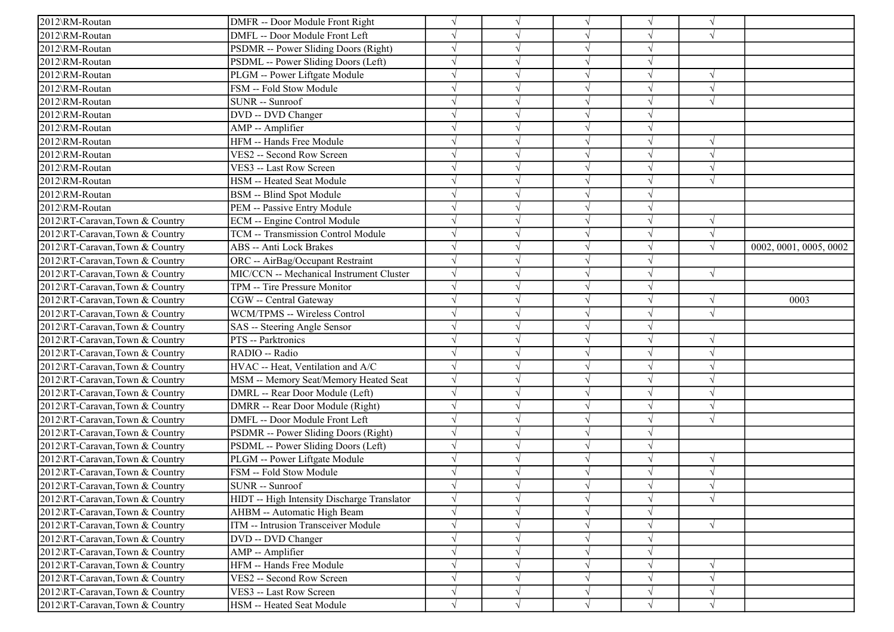| | | | | | | | |
|---|---|---|---|---|---|---|---|
| 2012\RM-Routan | DMFR -- Door Module Front Right | √ | √ | √ | √ | √ | |
| 2012\RM-Routan | DMFL -- Door Module Front Left | √ | √ | √ | √ | √ | |
| 2012\RM-Routan | PSDMR -- Power Sliding Doors (Right) | √ | √ | √ | √ | | |
| 2012\RM-Routan | PSDML -- Power Sliding Doors (Left) | √ | √ | √ | √ | | |
| 2012\RM-Routan | PLGM -- Power Liftgate Module | √ | √ | √ | √ | √ | |
| 2012\RM-Routan | FSM -- Fold Stow Module | √ | √ | √ | √ | √ | |
| 2012\RM-Routan | SUNR -- Sunroof | √ | √ | √ | √ | √ | |
| 2012\RM-Routan | DVD -- DVD Changer | √ | √ | √ | √ | | |
| 2012\RM-Routan | AMP -- Amplifier | √ | √ | √ | √ | | |
| 2012\RM-Routan | HFM -- Hands Free Module | √ | √ | √ | √ | √ | |
| 2012\RM-Routan | VES2 -- Second Row Screen | √ | √ | √ | √ | √ | |
| 2012\RM-Routan | VES3 -- Last Row Screen | √ | √ | √ | √ | √ | |
| 2012\RM-Routan | HSM -- Heated Seat Module | √ | √ | √ | √ | √ | |
| 2012\RM-Routan | BSM -- Blind Spot Module | √ | √ | √ | √ | | |
| 2012\RM-Routan | PEM -- Passive Entry Module | √ | √ | √ | √ | | |
| 2012\RT-Caravan,Town & Country | ECM -- Engine Control Module | √ | √ | √ | √ | √ | |
| 2012\RT-Caravan,Town & Country | TCM -- Transmission Control Module | √ | √ | √ | √ | √ | |
| 2012\RT-Caravan,Town & Country | ABS -- Anti Lock Brakes | √ | √ | √ | √ | √ | 0002, 0001, 0005, 0002 |
| 2012\RT-Caravan,Town & Country | ORC -- AirBag/Occupant Restraint | √ | √ | √ | √ | | |
| 2012\RT-Caravan,Town & Country | MIC/CCN -- Mechanical Instrument Cluster | √ | √ | √ | √ | √ | |
| 2012\RT-Caravan,Town & Country | TPM -- Tire Pressure Monitor | √ | √ | √ | √ | | |
| 2012\RT-Caravan,Town & Country | CGW -- Central Gateway | √ | √ | √ | √ | √ | 0003 |
| 2012\RT-Caravan,Town & Country | WCM/TPMS -- Wireless Control | √ | √ | √ | √ | √ | |
| 2012\RT-Caravan,Town & Country | SAS -- Steering Angle Sensor | √ | √ | √ | √ | | |
| 2012\RT-Caravan,Town & Country | PTS -- Parktronics | √ | √ | √ | √ | √ | |
| 2012\RT-Caravan,Town & Country | RADIO -- Radio | √ | √ | √ | √ | √ | |
| 2012\RT-Caravan,Town & Country | HVAC -- Heat, Ventilation and A/C | √ | √ | √ | √ | √ | |
| 2012\RT-Caravan,Town & Country | MSM -- Memory Seat/Memory Heated Seat | √ | √ | √ | √ | √ | |
| 2012\RT-Caravan,Town & Country | DMRL -- Rear Door Module (Left) | √ | √ | √ | √ | √ | |
| 2012\RT-Caravan,Town & Country | DMRR -- Rear Door Module (Right) | √ | √ | √ | √ | √ | |
| 2012\RT-Caravan,Town & Country | DMFL -- Door Module Front Left | √ | √ | √ | √ | √ | |
| 2012\RT-Caravan,Town & Country | PSDMR -- Power Sliding Doors (Right) | √ | √ | √ | √ | | |
| 2012\RT-Caravan,Town & Country | PSDML -- Power Sliding Doors (Left) | √ | √ | √ | √ | | |
| 2012\RT-Caravan,Town & Country | PLGM -- Power Liftgate Module | √ | √ | √ | √ | √ | |
| 2012\RT-Caravan,Town & Country | FSM -- Fold Stow Module | √ | √ | √ | √ | √ | |
| 2012\RT-Caravan,Town & Country | SUNR -- Sunroof | √ | √ | √ | √ | √ | |
| 2012\RT-Caravan,Town & Country | HIDT -- High Intensity Discharge Translator | √ | √ | √ | √ | √ | |
| 2012\RT-Caravan,Town & Country | AHBM -- Automatic High Beam | √ | √ | √ | √ | | |
| 2012\RT-Caravan,Town & Country | ITM -- Intrusion Transceiver Module | √ | √ | √ | √ | √ | |
| 2012\RT-Caravan,Town & Country | DVD -- DVD Changer | √ | √ | √ | √ | | |
| 2012\RT-Caravan,Town & Country | AMP -- Amplifier | √ | √ | √ | √ | | |
| 2012\RT-Caravan,Town & Country | HFM -- Hands Free Module | √ | √ | √ | √ | √ | |
| 2012\RT-Caravan,Town & Country | VES2 -- Second Row Screen | √ | √ | √ | √ | √ | |
| 2012\RT-Caravan,Town & Country | VES3 -- Last Row Screen | √ | √ | √ | √ | √ | |
| 2012\RT-Caravan,Town & Country | HSM -- Heated Seat Module | √ | √ | √ | √ | √ | |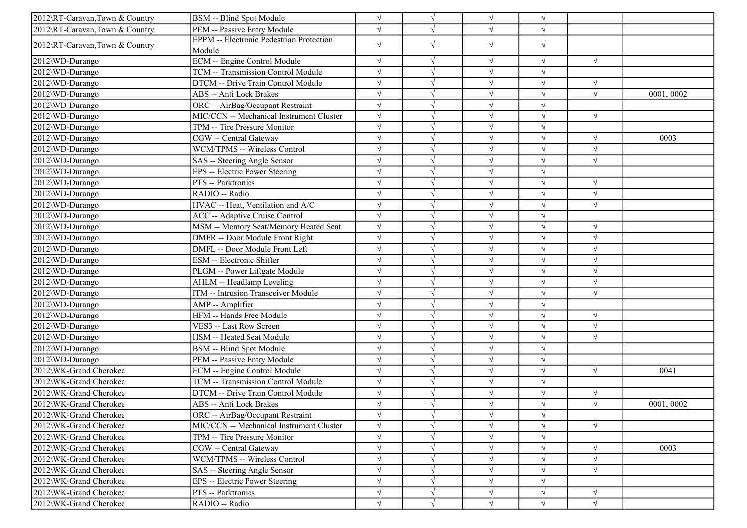| | | | | | | | |
|---|---|---|---|---|---|---|---|
| 2012\RT-Caravan,Town & Country | BSM -- Blind Spot Module | √ | √ | √ | √ | | |
| 2012\RT-Caravan,Town & Country | PEM -- Passive Entry Module | √ | √ | √ | √ | | |
| 2012\RT-Caravan,Town & Country | EPPM -- Electronic Pedestrian Protection Module | √ | √ | √ | √ | | |
| 2012\WD-Durango | ECM -- Engine Control Module | √ | √ | √ | √ | √ | |
| 2012\WD-Durango | TCM -- Transmission Control Module | √ | √ | √ | √ | | |
| 2012\WD-Durango | DTCM -- Drive Train Control Module | √ | √ | √ | √ | √ | |
| 2012\WD-Durango | ABS -- Anti Lock Brakes | √ | √ | √ | √ | √ | 0001, 0002 |
| 2012\WD-Durango | ORC -- AirBag/Occupant Restraint | √ | √ | √ | √ | | |
| 2012\WD-Durango | MIC/CCN -- Mechanical Instrument Cluster | √ | √ | √ | √ | √ | |
| 2012\WD-Durango | TPM -- Tire Pressure Monitor | √ | √ | √ | √ | | |
| 2012\WD-Durango | CGW -- Central Gateway | √ | √ | √ | √ | √ | 0003 |
| 2012\WD-Durango | WCM/TPMS -- Wireless Control | √ | √ | √ | √ | √ | |
| 2012\WD-Durango | SAS -- Steering Angle Sensor | √ | √ | √ | √ | √ | |
| 2012\WD-Durango | EPS -- Electric Power Steering | √ | √ | √ | √ | | |
| 2012\WD-Durango | PTS -- Parktronics | √ | √ | √ | √ | √ | |
| 2012\WD-Durango | RADIO -- Radio | √ | √ | √ | √ | √ | |
| 2012\WD-Durango | HVAC -- Heat, Ventilation and A/C | √ | √ | √ | √ | √ | |
| 2012\WD-Durango | ACC -- Adaptive Cruise Control | √ | √ | √ | √ | | |
| 2012\WD-Durango | MSM -- Memory Seat/Memory Heated Seat | √ | √ | √ | √ | √ | |
| 2012\WD-Durango | DMFR -- Door Module Front Right | √ | √ | √ | √ | √ | |
| 2012\WD-Durango | DMFL -- Door Module Front Left | √ | √ | √ | √ | √ | |
| 2012\WD-Durango | ESM -- Electronic Shifter | √ | √ | √ | √ | √ | |
| 2012\WD-Durango | PLGM -- Power Liftgate Module | √ | √ | √ | √ | √ | |
| 2012\WD-Durango | AHLM -- Headlamp Leveling | √ | √ | √ | √ | √ | |
| 2012\WD-Durango | ITM -- Intrusion Transceiver Module | √ | √ | √ | √ | √ | |
| 2012\WD-Durango | AMP -- Amplifier | √ | √ | √ | √ | | |
| 2012\WD-Durango | HFM -- Hands Free Module | √ | √ | √ | √ | √ | |
| 2012\WD-Durango | VES3 -- Last Row Screen | √ | √ | √ | √ | √ | |
| 2012\WD-Durango | HSM -- Heated Seat Module | √ | √ | √ | √ | √ | |
| 2012\WD-Durango | BSM -- Blind Spot Module | √ | √ | √ | √ | | |
| 2012\WD-Durango | PEM -- Passive Entry Module | √ | √ | √ | √ | | |
| 2012\WK-Grand Cherokee | ECM -- Engine Control Module | √ | √ | √ | √ | √ | 0041 |
| 2012\WK-Grand Cherokee | TCM -- Transmission Control Module | √ | √ | √ | √ | | |
| 2012\WK-Grand Cherokee | DTCM -- Drive Train Control Module | √ | √ | √ | √ | √ | |
| 2012\WK-Grand Cherokee | ABS -- Anti Lock Brakes | √ | √ | √ | √ | √ | 0001, 0002 |
| 2012\WK-Grand Cherokee | ORC -- AirBag/Occupant Restraint | √ | √ | √ | √ | | |
| 2012\WK-Grand Cherokee | MIC/CCN -- Mechanical Instrument Cluster | √ | √ | √ | √ | √ | |
| 2012\WK-Grand Cherokee | TPM -- Tire Pressure Monitor | √ | √ | √ | √ | | |
| 2012\WK-Grand Cherokee | CGW -- Central Gateway | √ | √ | √ | √ | √ | 0003 |
| 2012\WK-Grand Cherokee | WCM/TPMS -- Wireless Control | √ | √ | √ | √ | √ | |
| 2012\WK-Grand Cherokee | SAS -- Steering Angle Sensor | √ | √ | √ | √ | √ | |
| 2012\WK-Grand Cherokee | EPS -- Electric Power Steering | √ | √ | √ | √ | | |
| 2012\WK-Grand Cherokee | PTS -- Parktronics | √ | √ | √ | √ | √ | |
| 2012\WK-Grand Cherokee | RADIO -- Radio | √ | √ | √ | √ | √ | |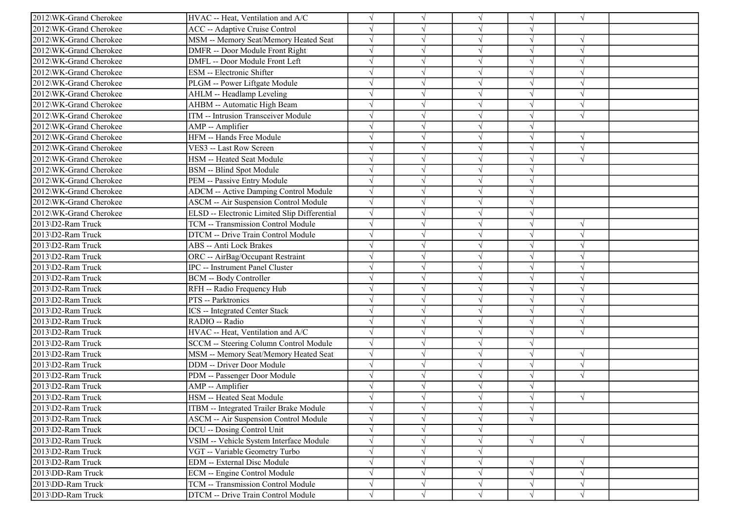| | | | | | | | |
|---|---|---|---|---|---|---|---|
| 2012\WK-Grand Cherokee | HVAC -- Heat, Ventilation and A/C | √ | √ | √ | √ | √ | |
| 2012\WK-Grand Cherokee | ACC -- Adaptive Cruise Control | √ | √ | √ | √ | | |
| 2012\WK-Grand Cherokee | MSM -- Memory Seat/Memory Heated Seat | √ | √ | √ | √ | √ | |
| 2012\WK-Grand Cherokee | DMFR -- Door Module Front Right | √ | √ | √ | √ | √ | |
| 2012\WK-Grand Cherokee | DMFL -- Door Module Front Left | √ | √ | √ | √ | √ | |
| 2012\WK-Grand Cherokee | ESM -- Electronic Shifter | √ | √ | √ | √ | √ | |
| 2012\WK-Grand Cherokee | PLGM -- Power Liftgate Module | √ | √ | √ | √ | √ | |
| 2012\WK-Grand Cherokee | AHLM -- Headlamp Leveling | √ | √ | √ | √ | √ | |
| 2012\WK-Grand Cherokee | AHBM -- Automatic High Beam | √ | √ | √ | √ | √ | |
| 2012\WK-Grand Cherokee | ITM -- Intrusion Transceiver Module | √ | √ | √ | √ | √ | |
| 2012\WK-Grand Cherokee | AMP -- Amplifier | √ | √ | √ | √ | | |
| 2012\WK-Grand Cherokee | HFM -- Hands Free Module | √ | √ | √ | √ | √ | |
| 2012\WK-Grand Cherokee | VES3 -- Last Row Screen | √ | √ | √ | √ | √ | |
| 2012\WK-Grand Cherokee | HSM -- Heated Seat Module | √ | √ | √ | √ | √ | |
| 2012\WK-Grand Cherokee | BSM -- Blind Spot Module | √ | √ | √ | √ | | |
| 2012\WK-Grand Cherokee | PEM -- Passive Entry Module | √ | √ | √ | √ | | |
| 2012\WK-Grand Cherokee | ADCM -- Active Damping Control Module | √ | √ | √ | √ | | |
| 2012\WK-Grand Cherokee | ASCM -- Air Suspension Control Module | √ | √ | √ | √ | | |
| 2012\WK-Grand Cherokee | ELSD -- Electronic Limited Slip Differential | √ | √ | √ | √ | | |
| 2013\D2-Ram Truck | TCM -- Transmission Control Module | √ | √ | √ | √ | √ | |
| 2013\D2-Ram Truck | DTCM -- Drive Train Control Module | √ | √ | √ | √ | √ | |
| 2013\D2-Ram Truck | ABS -- Anti Lock Brakes | √ | √ | √ | √ | √ | |
| 2013\D2-Ram Truck | ORC -- AirBag/Occupant Restraint | √ | √ | √ | √ | √ | |
| 2013\D2-Ram Truck | IPC -- Instrument Panel Cluster | √ | √ | √ | √ | √ | |
| 2013\D2-Ram Truck | BCM -- Body Controller | √ | √ | √ | √ | √ | |
| 2013\D2-Ram Truck | RFH -- Radio Frequency Hub | √ | √ | √ | √ | √ | |
| 2013\D2-Ram Truck | PTS -- Parktronics | √ | √ | √ | √ | √ | |
| 2013\D2-Ram Truck | ICS -- Integrated Center Stack | √ | √ | √ | √ | √ | |
| 2013\D2-Ram Truck | RADIO -- Radio | √ | √ | √ | √ | √ | |
| 2013\D2-Ram Truck | HVAC -- Heat, Ventilation and A/C | √ | √ | √ | √ | √ | |
| 2013\D2-Ram Truck | SCCM -- Steering Column Control Module | √ | √ | √ | √ | | |
| 2013\D2-Ram Truck | MSM -- Memory Seat/Memory Heated Seat | √ | √ | √ | √ | √ | |
| 2013\D2-Ram Truck | DDM -- Driver Door Module | √ | √ | √ | √ | √ | |
| 2013\D2-Ram Truck | PDM -- Passenger Door Module | √ | √ | √ | √ | √ | |
| 2013\D2-Ram Truck | AMP -- Amplifier | √ | √ | √ | √ | | |
| 2013\D2-Ram Truck | HSM -- Heated Seat Module | √ | √ | √ | √ | √ | |
| 2013\D2-Ram Truck | ITBM -- Integrated Trailer Brake Module | √ | √ | √ | √ | | |
| 2013\D2-Ram Truck | ASCM -- Air Suspension Control Module | √ | √ | √ | √ | | |
| 2013\D2-Ram Truck | DCU -- Dosing Control Unit | √ | √ | √ | | | |
| 2013\D2-Ram Truck | VSIM -- Vehicle System Interface Module | √ | √ | √ | √ | √ | |
| 2013\D2-Ram Truck | VGT -- Variable Geometry Turbo | √ | √ | √ | | | |
| 2013\D2-Ram Truck | EDM -- External Disc Module | √ | √ | √ | √ | √ | |
| 2013\DD-Ram Truck | ECM -- Engine Control Module | √ | √ | √ | √ | √ | |
| 2013\DD-Ram Truck | TCM -- Transmission Control Module | √ | √ | √ | √ | √ | |
| 2013\DD-Ram Truck | DTCM -- Drive Train Control Module | √ | √ | √ | √ | √ | |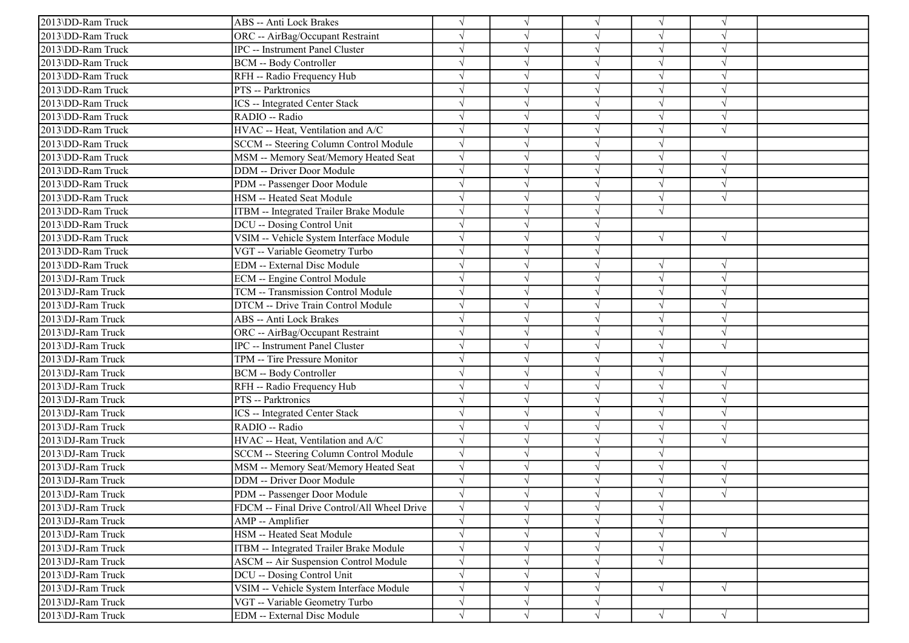| | | | | | | | |
|---|---|---|---|---|---|---|---|
| 2013\DD-Ram Truck | ABS -- Anti Lock Brakes | √ | √ | √ | √ | √ | |
| 2013\DD-Ram Truck | ORC -- AirBag/Occupant Restraint | √ | √ | √ | √ | √ | |
| 2013\DD-Ram Truck | IPC -- Instrument Panel Cluster | √ | √ | √ | √ | √ | |
| 2013\DD-Ram Truck | BCM -- Body Controller | √ | √ | √ | √ | √ | |
| 2013\DD-Ram Truck | RFH -- Radio Frequency Hub | √ | √ | √ | √ | √ | |
| 2013\DD-Ram Truck | PTS -- Parktronics | √ | √ | √ | √ | √ | |
| 2013\DD-Ram Truck | ICS -- Integrated Center Stack | √ | √ | √ | √ | √ | |
| 2013\DD-Ram Truck | RADIO -- Radio | √ | √ | √ | √ | √ | |
| 2013\DD-Ram Truck | HVAC -- Heat, Ventilation and A/C | √ | √ | √ | √ | √ | |
| 2013\DD-Ram Truck | SCCM -- Steering Column Control Module | √ | √ | √ | √ | | |
| 2013\DD-Ram Truck | MSM -- Memory Seat/Memory Heated Seat | √ | √ | √ | √ | √ | |
| 2013\DD-Ram Truck | DDM -- Driver Door Module | √ | √ | √ | √ | √ | |
| 2013\DD-Ram Truck | PDM -- Passenger Door Module | √ | √ | √ | √ | √ | |
| 2013\DD-Ram Truck | HSM -- Heated Seat Module | √ | √ | √ | √ | √ | |
| 2013\DD-Ram Truck | ITBM -- Integrated Trailer Brake Module | √ | √ | √ | √ | | |
| 2013\DD-Ram Truck | DCU -- Dosing Control Unit | √ | √ | √ | | | |
| 2013\DD-Ram Truck | VSIM -- Vehicle System Interface Module | √ | √ | √ | √ | √ | |
| 2013\DD-Ram Truck | VGT -- Variable Geometry Turbo | √ | √ | √ | | | |
| 2013\DD-Ram Truck | EDM -- External Disc Module | √ | √ | √ | √ | √ | |
| 2013\DJ-Ram Truck | ECM -- Engine Control Module | √ | √ | √ | √ | √ | |
| 2013\DJ-Ram Truck | TCM -- Transmission Control Module | √ | √ | √ | √ | √ | |
| 2013\DJ-Ram Truck | DTCM -- Drive Train Control Module | √ | √ | √ | √ | √ | |
| 2013\DJ-Ram Truck | ABS -- Anti Lock Brakes | √ | √ | √ | √ | √ | |
| 2013\DJ-Ram Truck | ORC -- AirBag/Occupant Restraint | √ | √ | √ | √ | √ | |
| 2013\DJ-Ram Truck | IPC -- Instrument Panel Cluster | √ | √ | √ | √ | √ | |
| 2013\DJ-Ram Truck | TPM -- Tire Pressure Monitor | √ | √ | √ | √ | | |
| 2013\DJ-Ram Truck | BCM -- Body Controller | √ | √ | √ | √ | √ | |
| 2013\DJ-Ram Truck | RFH -- Radio Frequency Hub | √ | √ | √ | √ | √ | |
| 2013\DJ-Ram Truck | PTS -- Parktronics | √ | √ | √ | √ | √ | |
| 2013\DJ-Ram Truck | ICS -- Integrated Center Stack | √ | √ | √ | √ | √ | |
| 2013\DJ-Ram Truck | RADIO -- Radio | √ | √ | √ | √ | √ | |
| 2013\DJ-Ram Truck | HVAC -- Heat, Ventilation and A/C | √ | √ | √ | √ | √ | |
| 2013\DJ-Ram Truck | SCCM -- Steering Column Control Module | √ | √ | √ | √ | | |
| 2013\DJ-Ram Truck | MSM -- Memory Seat/Memory Heated Seat | √ | √ | √ | √ | √ | |
| 2013\DJ-Ram Truck | DDM -- Driver Door Module | √ | √ | √ | √ | √ | |
| 2013\DJ-Ram Truck | PDM -- Passenger Door Module | √ | √ | √ | √ | √ | |
| 2013\DJ-Ram Truck | FDCM -- Final Drive Control/All Wheel Drive | √ | √ | √ | √ | | |
| 2013\DJ-Ram Truck | AMP -- Amplifier | √ | √ | √ | √ | | |
| 2013\DJ-Ram Truck | HSM -- Heated Seat Module | √ | √ | √ | √ | √ | |
| 2013\DJ-Ram Truck | ITBM -- Integrated Trailer Brake Module | √ | √ | √ | √ | | |
| 2013\DJ-Ram Truck | ASCM -- Air Suspension Control Module | √ | √ | √ | √ | | |
| 2013\DJ-Ram Truck | DCU -- Dosing Control Unit | √ | √ | √ | | | |
| 2013\DJ-Ram Truck | VSIM -- Vehicle System Interface Module | √ | √ | √ | √ | √ | |
| 2013\DJ-Ram Truck | VGT -- Variable Geometry Turbo | √ | √ | √ | | | |
| 2013\DJ-Ram Truck | EDM -- External Disc Module | √ | √ | √ | √ | √ | |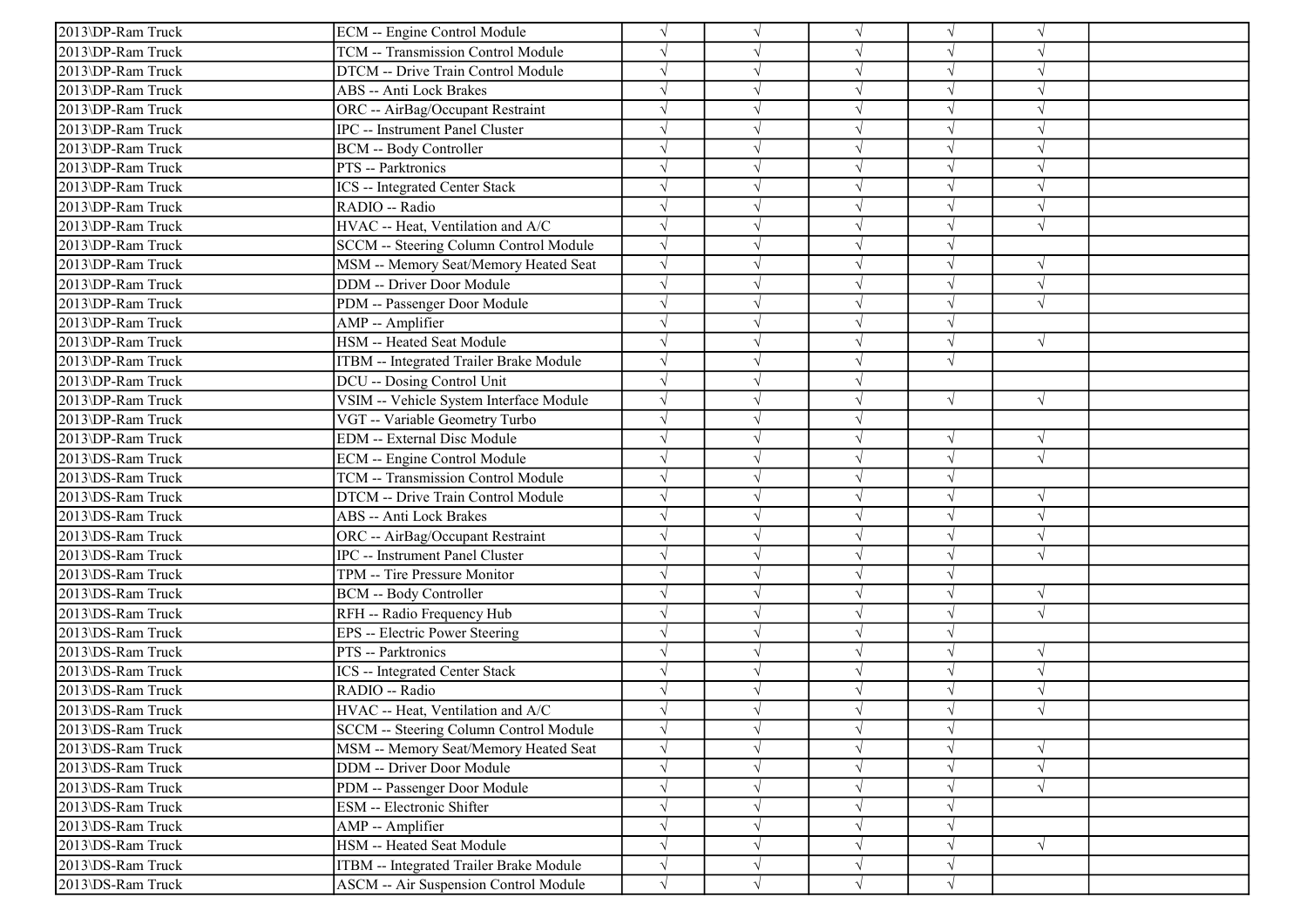| | | | | | | | |
|---|---|---|---|---|---|---|---|
| 2013\DP-Ram Truck | ECM -- Engine Control Module | √ | √ | √ | √ | √ | |
| 2013\DP-Ram Truck | TCM -- Transmission Control Module | √ | √ | √ | √ | √ | |
| 2013\DP-Ram Truck | DTCM -- Drive Train Control Module | √ | √ | √ | √ | √ | |
| 2013\DP-Ram Truck | ABS -- Anti Lock Brakes | √ | √ | √ | √ | √ | |
| 2013\DP-Ram Truck | ORC -- AirBag/Occupant Restraint | √ | √ | √ | √ | √ | |
| 2013\DP-Ram Truck | IPC -- Instrument Panel Cluster | √ | √ | √ | √ | √ | |
| 2013\DP-Ram Truck | BCM -- Body Controller | √ | √ | √ | √ | √ | |
| 2013\DP-Ram Truck | PTS -- Parktronics | √ | √ | √ | √ | √ | |
| 2013\DP-Ram Truck | ICS -- Integrated Center Stack | √ | √ | √ | √ | √ | |
| 2013\DP-Ram Truck | RADIO -- Radio | √ | √ | √ | √ | √ | |
| 2013\DP-Ram Truck | HVAC -- Heat, Ventilation and A/C | √ | √ | √ | √ | √ | |
| 2013\DP-Ram Truck | SCCM -- Steering Column Control Module | √ | √ | √ | √ | | |
| 2013\DP-Ram Truck | MSM -- Memory Seat/Memory Heated Seat | √ | √ | √ | √ | √ | |
| 2013\DP-Ram Truck | DDM -- Driver Door Module | √ | √ | √ | √ | √ | |
| 2013\DP-Ram Truck | PDM -- Passenger Door Module | √ | √ | √ | √ | √ | |
| 2013\DP-Ram Truck | AMP -- Amplifier | √ | √ | √ | √ | | |
| 2013\DP-Ram Truck | HSM -- Heated Seat Module | √ | √ | √ | √ | √ | |
| 2013\DP-Ram Truck | ITBM -- Integrated Trailer Brake Module | √ | √ | √ | √ | | |
| 2013\DP-Ram Truck | DCU -- Dosing Control Unit | √ | √ | √ | | | |
| 2013\DP-Ram Truck | VSIM -- Vehicle System Interface Module | √ | √ | √ | √ | √ | |
| 2013\DP-Ram Truck | VGT -- Variable Geometry Turbo | √ | √ | √ | | | |
| 2013\DP-Ram Truck | EDM -- External Disc Module | √ | √ | √ | √ | √ | |
| 2013\DS-Ram Truck | ECM -- Engine Control Module | √ | √ | √ | √ | √ | |
| 2013\DS-Ram Truck | TCM -- Transmission Control Module | √ | √ | √ | √ | | |
| 2013\DS-Ram Truck | DTCM -- Drive Train Control Module | √ | √ | √ | √ | √ | |
| 2013\DS-Ram Truck | ABS -- Anti Lock Brakes | √ | √ | √ | √ | √ | |
| 2013\DS-Ram Truck | ORC -- AirBag/Occupant Restraint | √ | √ | √ | √ | √ | |
| 2013\DS-Ram Truck | IPC -- Instrument Panel Cluster | √ | √ | √ | √ | √ | |
| 2013\DS-Ram Truck | TPM -- Tire Pressure Monitor | √ | √ | √ | √ | | |
| 2013\DS-Ram Truck | BCM -- Body Controller | √ | √ | √ | √ | √ | |
| 2013\DS-Ram Truck | RFH -- Radio Frequency Hub | √ | √ | √ | √ | √ | |
| 2013\DS-Ram Truck | EPS -- Electric Power Steering | √ | √ | √ | √ | | |
| 2013\DS-Ram Truck | PTS -- Parktronics | √ | √ | √ | √ | √ | |
| 2013\DS-Ram Truck | ICS -- Integrated Center Stack | √ | √ | √ | √ | √ | |
| 2013\DS-Ram Truck | RADIO -- Radio | √ | √ | √ | √ | √ | |
| 2013\DS-Ram Truck | HVAC -- Heat, Ventilation and A/C | √ | √ | √ | √ | √ | |
| 2013\DS-Ram Truck | SCCM -- Steering Column Control Module | √ | √ | √ | √ | | |
| 2013\DS-Ram Truck | MSM -- Memory Seat/Memory Heated Seat | √ | √ | √ | √ | √ | |
| 2013\DS-Ram Truck | DDM -- Driver Door Module | √ | √ | √ | √ | √ | |
| 2013\DS-Ram Truck | PDM -- Passenger Door Module | √ | √ | √ | √ | √ | |
| 2013\DS-Ram Truck | ESM -- Electronic Shifter | √ | √ | √ | √ | | |
| 2013\DS-Ram Truck | AMP -- Amplifier | √ | √ | √ | √ | | |
| 2013\DS-Ram Truck | HSM -- Heated Seat Module | √ | √ | √ | √ | √ | |
| 2013\DS-Ram Truck | ITBM -- Integrated Trailer Brake Module | √ | √ | √ | √ | | |
| 2013\DS-Ram Truck | ASCM -- Air Suspension Control Module | √ | √ | √ | √ | | |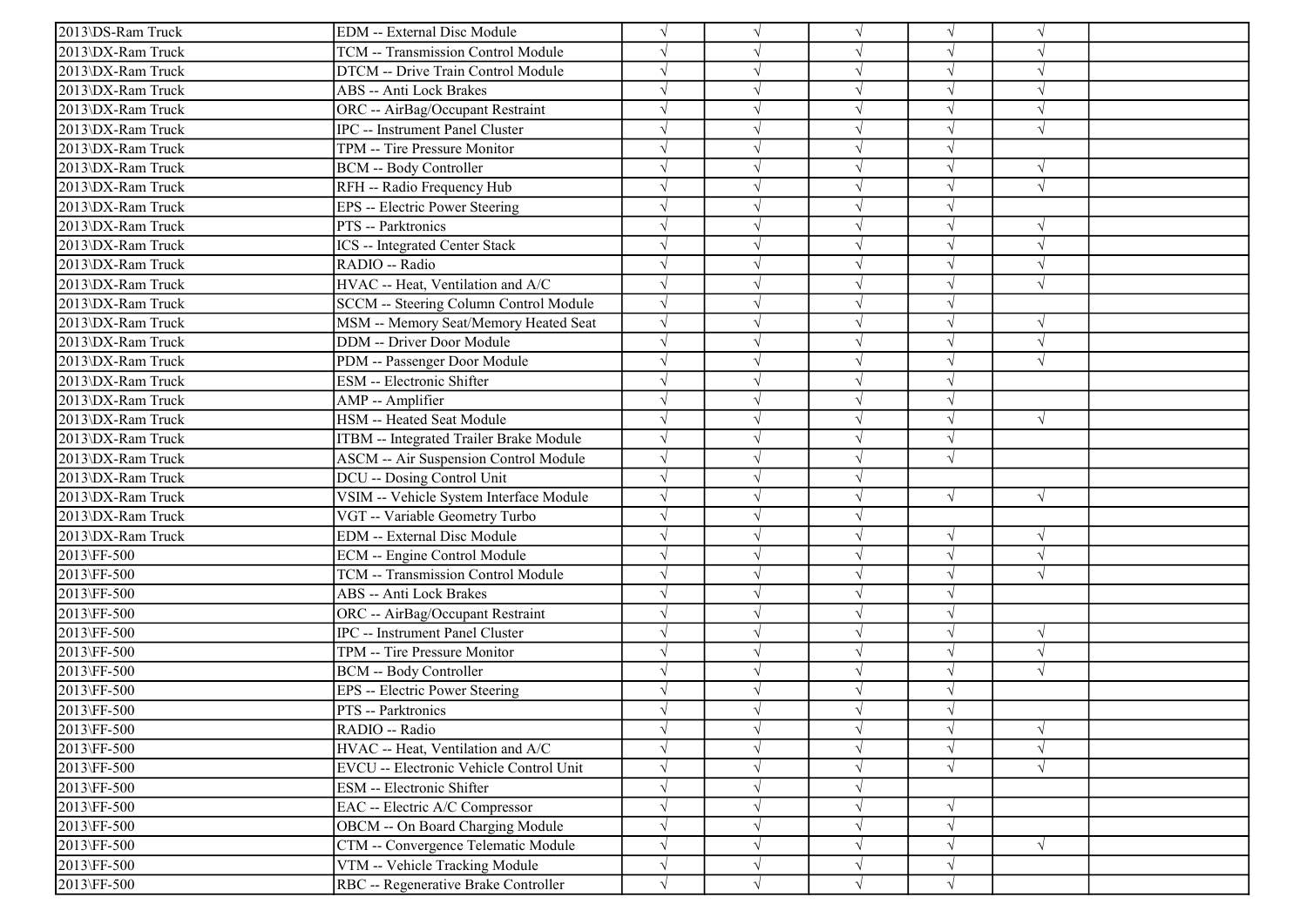| | | | | | | | |
|---|---|---|---|---|---|---|---|
| 2013\DS-Ram Truck | EDM -- External Disc Module | √ | √ | √ | √ | √ | |
| 2013\DX-Ram Truck | TCM -- Transmission Control Module | √ | √ | √ | √ | √ | |
| 2013\DX-Ram Truck | DTCM -- Drive Train Control Module | √ | √ | √ | √ | √ | |
| 2013\DX-Ram Truck | ABS -- Anti Lock Brakes | √ | √ | √ | √ | √ | |
| 2013\DX-Ram Truck | ORC -- AirBag/Occupant Restraint | √ | √ | √ | √ | √ | |
| 2013\DX-Ram Truck | IPC -- Instrument Panel Cluster | √ | √ | √ | √ | √ | |
| 2013\DX-Ram Truck | TPM -- Tire Pressure Monitor | √ | √ | √ | √ | | |
| 2013\DX-Ram Truck | BCM -- Body Controller | √ | √ | √ | √ | √ | |
| 2013\DX-Ram Truck | RFH -- Radio Frequency Hub | √ | √ | √ | √ | √ | |
| 2013\DX-Ram Truck | EPS -- Electric Power Steering | √ | √ | √ | √ | | |
| 2013\DX-Ram Truck | PTS -- Parktronics | √ | √ | √ | √ | √ | |
| 2013\DX-Ram Truck | ICS -- Integrated Center Stack | √ | √ | √ | √ | √ | |
| 2013\DX-Ram Truck | RADIO -- Radio | √ | √ | √ | √ | √ | |
| 2013\DX-Ram Truck | HVAC -- Heat, Ventilation and A/C | √ | √ | √ | √ | √ | |
| 2013\DX-Ram Truck | SCCM -- Steering Column Control Module | √ | √ | √ | √ | | |
| 2013\DX-Ram Truck | MSM -- Memory Seat/Memory Heated Seat | √ | √ | √ | √ | √ | |
| 2013\DX-Ram Truck | DDM -- Driver Door Module | √ | √ | √ | √ | √ | |
| 2013\DX-Ram Truck | PDM -- Passenger Door Module | √ | √ | √ | √ | √ | |
| 2013\DX-Ram Truck | ESM -- Electronic Shifter | √ | √ | √ | √ | | |
| 2013\DX-Ram Truck | AMP -- Amplifier | √ | √ | √ | √ | | |
| 2013\DX-Ram Truck | HSM -- Heated Seat Module | √ | √ | √ | √ | √ | |
| 2013\DX-Ram Truck | ITBM -- Integrated Trailer Brake Module | √ | √ | √ | √ | | |
| 2013\DX-Ram Truck | ASCM -- Air Suspension Control Module | √ | √ | √ | √ | | |
| 2013\DX-Ram Truck | DCU -- Dosing Control Unit | √ | √ | √ | | | |
| 2013\DX-Ram Truck | VSIM -- Vehicle System Interface Module | √ | √ | √ | √ | √ | |
| 2013\DX-Ram Truck | VGT -- Variable Geometry Turbo | √ | √ | √ | | | |
| 2013\DX-Ram Truck | EDM -- External Disc Module | √ | √ | √ | √ | √ | |
| 2013\FF-500 | ECM -- Engine Control Module | √ | √ | √ | √ | √ | |
| 2013\FF-500 | TCM -- Transmission Control Module | √ | √ | √ | √ | √ | |
| 2013\FF-500 | ABS -- Anti Lock Brakes | √ | √ | √ | √ | | |
| 2013\FF-500 | ORC -- AirBag/Occupant Restraint | √ | √ | √ | √ | | |
| 2013\FF-500 | IPC -- Instrument Panel Cluster | √ | √ | √ | √ | √ | |
| 2013\FF-500 | TPM -- Tire Pressure Monitor | √ | √ | √ | √ | √ | |
| 2013\FF-500 | BCM -- Body Controller | √ | √ | √ | √ | √ | |
| 2013\FF-500 | EPS -- Electric Power Steering | √ | √ | √ | √ | | |
| 2013\FF-500 | PTS -- Parktronics | √ | √ | √ | √ | | |
| 2013\FF-500 | RADIO -- Radio | √ | √ | √ | √ | √ | |
| 2013\FF-500 | HVAC -- Heat, Ventilation and A/C | √ | √ | √ | √ | √ | |
| 2013\FF-500 | EVCU -- Electronic Vehicle Control Unit | √ | √ | √ | √ | √ | |
| 2013\FF-500 | ESM -- Electronic Shifter | √ | √ | √ | | | |
| 2013\FF-500 | EAC -- Electric A/C Compressor | √ | √ | √ | √ | | |
| 2013\FF-500 | OBCM -- On Board Charging Module | √ | √ | √ | √ | | |
| 2013\FF-500 | CTM -- Convergence Telematic Module | √ | √ | √ | √ | √ | |
| 2013\FF-500 | VTM -- Vehicle Tracking Module | √ | √ | √ | √ | | |
| 2013\FF-500 | RBC -- Regenerative Brake Controller | √ | √ | √ | √ | | |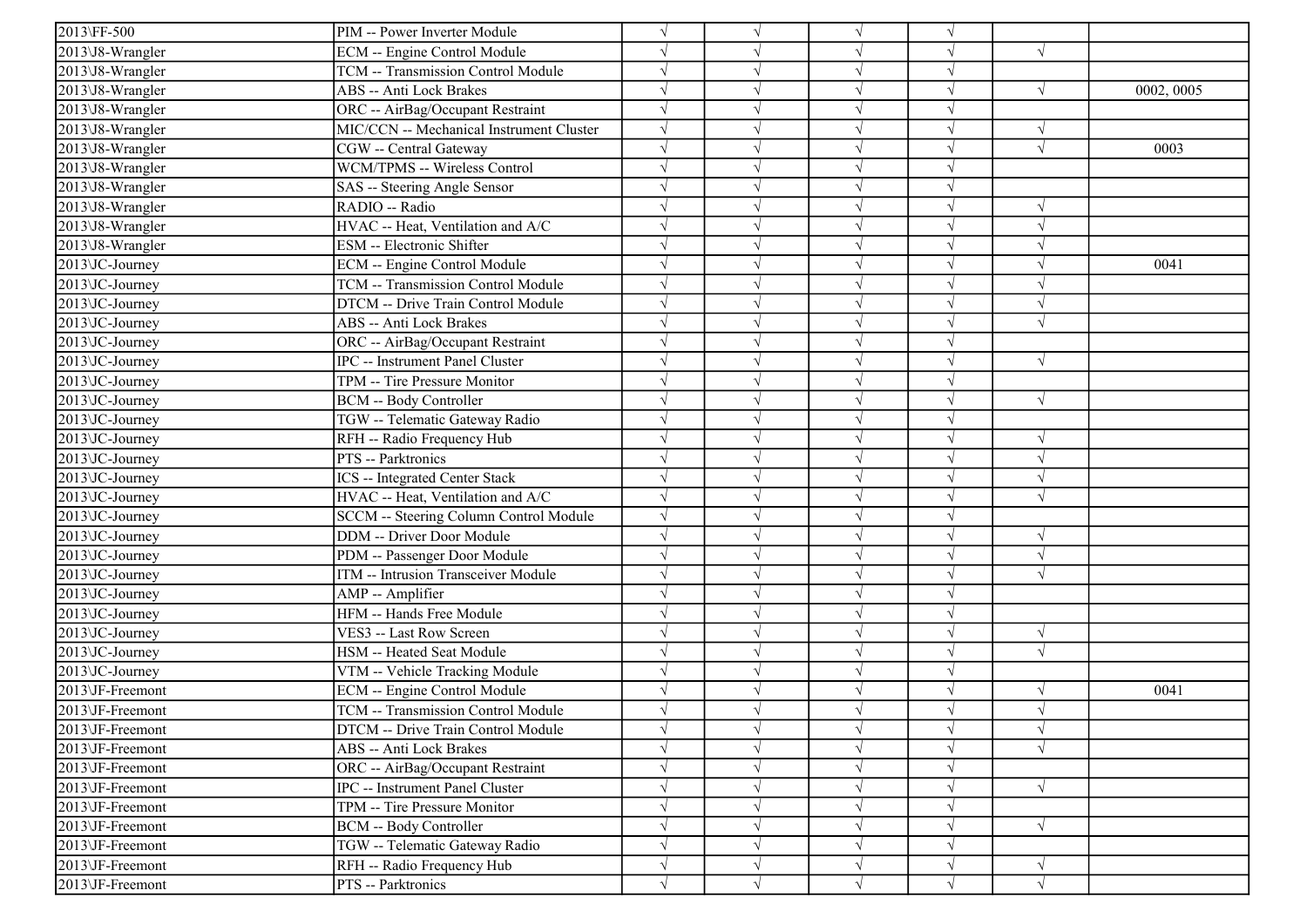| | | | | | | | |
|---|---|---|---|---|---|---|---|
| 2013\FF-500 | PIM -- Power Inverter Module | √ | √ | √ | √ | | |
| 2013\J8-Wrangler | ECM -- Engine Control Module | √ | √ | √ | √ | √ | |
| 2013\J8-Wrangler | TCM -- Transmission Control Module | √ | √ | √ | √ | | |
| 2013\J8-Wrangler | ABS -- Anti Lock Brakes | √ | √ | √ | √ | √ | 0002, 0005 |
| 2013\J8-Wrangler | ORC -- AirBag/Occupant Restraint | √ | √ | √ | √ | | |
| 2013\J8-Wrangler | MIC/CCN -- Mechanical Instrument Cluster | √ | √ | √ | √ | √ | |
| 2013\J8-Wrangler | CGW -- Central Gateway | √ | √ | √ | √ | √ | 0003 |
| 2013\J8-Wrangler | WCM/TPMS -- Wireless Control | √ | √ | √ | √ | | |
| 2013\J8-Wrangler | SAS -- Steering Angle Sensor | √ | √ | √ | √ | | |
| 2013\J8-Wrangler | RADIO -- Radio | √ | √ | √ | √ | √ | |
| 2013\J8-Wrangler | HVAC -- Heat, Ventilation and A/C | √ | √ | √ | √ | √ | |
| 2013\J8-Wrangler | ESM -- Electronic Shifter | √ | √ | √ | √ | √ | |
| 2013\JC-Journey | ECM -- Engine Control Module | √ | √ | √ | √ | √ | 0041 |
| 2013\JC-Journey | TCM -- Transmission Control Module | √ | √ | √ | √ | √ | |
| 2013\JC-Journey | DTCM -- Drive Train Control Module | √ | √ | √ | √ | √ | |
| 2013\JC-Journey | ABS -- Anti Lock Brakes | √ | √ | √ | √ | √ | |
| 2013\JC-Journey | ORC -- AirBag/Occupant Restraint | √ | √ | √ | √ | | |
| 2013\JC-Journey | IPC -- Instrument Panel Cluster | √ | √ | √ | √ | √ | |
| 2013\JC-Journey | TPM -- Tire Pressure Monitor | √ | √ | √ | √ | | |
| 2013\JC-Journey | BCM -- Body Controller | √ | √ | √ | √ | √ | |
| 2013\JC-Journey | TGW -- Telematic Gateway Radio | √ | √ | √ | √ | | |
| 2013\JC-Journey | RFH -- Radio Frequency Hub | √ | √ | √ | √ | √ | |
| 2013\JC-Journey | PTS -- Parktronics | √ | √ | √ | √ | √ | |
| 2013\JC-Journey | ICS -- Integrated Center Stack | √ | √ | √ | √ | √ | |
| 2013\JC-Journey | HVAC -- Heat, Ventilation and A/C | √ | √ | √ | √ | √ | |
| 2013\JC-Journey | SCCM -- Steering Column Control Module | √ | √ | √ | √ | | |
| 2013\JC-Journey | DDM -- Driver Door Module | √ | √ | √ | √ | √ | |
| 2013\JC-Journey | PDM -- Passenger Door Module | √ | √ | √ | √ | √ | |
| 2013\JC-Journey | ITM -- Intrusion Transceiver Module | √ | √ | √ | √ | √ | |
| 2013\JC-Journey | AMP -- Amplifier | √ | √ | √ | √ | | |
| 2013\JC-Journey | HFM -- Hands Free Module | √ | √ | √ | √ | | |
| 2013\JC-Journey | VES3 -- Last Row Screen | √ | √ | √ | √ | √ | |
| 2013\JC-Journey | HSM -- Heated Seat Module | √ | √ | √ | √ | √ | |
| 2013\JC-Journey | VTM -- Vehicle Tracking Module | √ | √ | √ | √ | | |
| 2013\JF-Freemont | ECM -- Engine Control Module | √ | √ | √ | √ | √ | 0041 |
| 2013\JF-Freemont | TCM -- Transmission Control Module | √ | √ | √ | √ | √ | |
| 2013\JF-Freemont | DTCM -- Drive Train Control Module | √ | √ | √ | √ | √ | |
| 2013\JF-Freemont | ABS -- Anti Lock Brakes | √ | √ | √ | √ | √ | |
| 2013\JF-Freemont | ORC -- AirBag/Occupant Restraint | √ | √ | √ | √ | | |
| 2013\JF-Freemont | IPC -- Instrument Panel Cluster | √ | √ | √ | √ | √ | |
| 2013\JF-Freemont | TPM -- Tire Pressure Monitor | √ | √ | √ | √ | | |
| 2013\JF-Freemont | BCM -- Body Controller | √ | √ | √ | √ | √ | |
| 2013\JF-Freemont | TGW -- Telematic Gateway Radio | √ | √ | √ | √ | | |
| 2013\JF-Freemont | RFH -- Radio Frequency Hub | √ | √ | √ | √ | √ | |
| 2013\JF-Freemont | PTS -- Parktronics | √ | √ | √ | √ | √ | |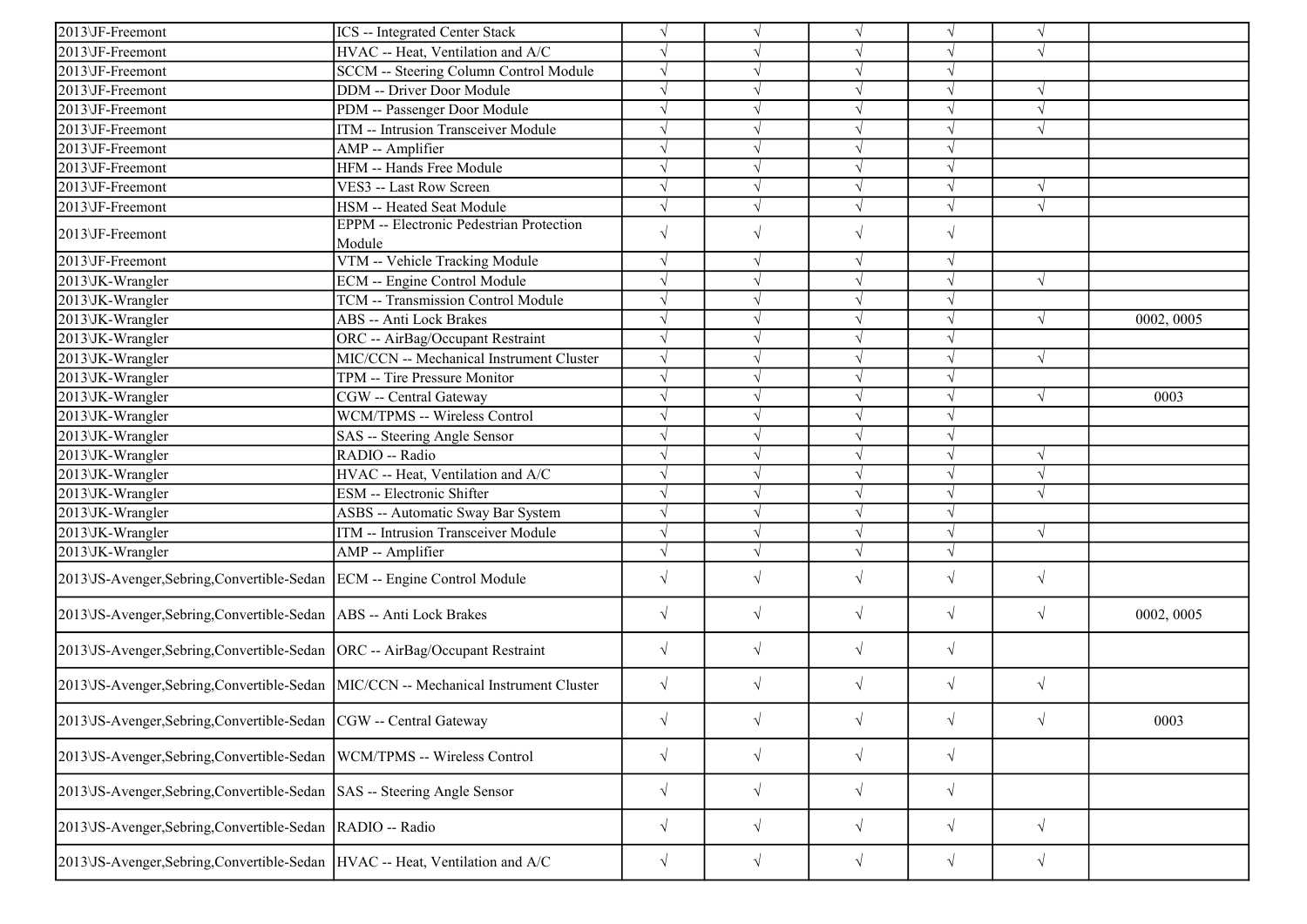| | | | | | | | |
|---|---|---|---|---|---|---|---|
| 2013\JF-Freemont | ICS -- Integrated Center Stack | √ | √ | √ | √ | √ | |
| 2013\JF-Freemont | HVAC -- Heat, Ventilation and A/C | √ | √ | √ | √ | √ | |
| 2013\JF-Freemont | SCCM -- Steering Column Control Module | √ | √ | √ | √ | | |
| 2013\JF-Freemont | DDM -- Driver Door Module | √ | √ | √ | √ | √ | |
| 2013\JF-Freemont | PDM -- Passenger Door Module | √ | √ | √ | √ | √ | |
| 2013\JF-Freemont | ITM -- Intrusion Transceiver Module | √ | √ | √ | √ | √ | |
| 2013\JF-Freemont | AMP -- Amplifier | √ | √ | √ | √ | | |
| 2013\JF-Freemont | HFM -- Hands Free Module | √ | √ | √ | √ | | |
| 2013\JF-Freemont | VES3 -- Last Row Screen | √ | √ | √ | √ | √ | |
| 2013\JF-Freemont | HSM -- Heated Seat Module | √ | √ | √ | √ | √ | |
| 2013\JF-Freemont | EPPM -- Electronic Pedestrian Protection Module | √ | √ | √ | √ | | |
| 2013\JF-Freemont | VTM -- Vehicle Tracking Module | √ | √ | √ | √ | | |
| 2013\JK-Wrangler | ECM -- Engine Control Module | √ | √ | √ | √ | √ | |
| 2013\JK-Wrangler | TCM -- Transmission Control Module | √ | √ | √ | √ | | |
| 2013\JK-Wrangler | ABS -- Anti Lock Brakes | √ | √ | √ | √ | √ | 0002, 0005 |
| 2013\JK-Wrangler | ORC -- AirBag/Occupant Restraint | √ | √ | √ | √ | | |
| 2013\JK-Wrangler | MIC/CCN -- Mechanical Instrument Cluster | √ | √ | √ | √ | √ | |
| 2013\JK-Wrangler | TPM -- Tire Pressure Monitor | √ | √ | √ | √ | | |
| 2013\JK-Wrangler | CGW -- Central Gateway | √ | √ | √ | √ | √ | 0003 |
| 2013\JK-Wrangler | WCM/TPMS -- Wireless Control | √ | √ | √ | √ | | |
| 2013\JK-Wrangler | SAS -- Steering Angle Sensor | √ | √ | √ | √ | | |
| 2013\JK-Wrangler | RADIO -- Radio | √ | √ | √ | √ | √ | |
| 2013\JK-Wrangler | HVAC -- Heat, Ventilation and A/C | √ | √ | √ | √ | √ | |
| 2013\JK-Wrangler | ESM -- Electronic Shifter | √ | √ | √ | √ | √ | |
| 2013\JK-Wrangler | ASBS -- Automatic Sway Bar System | √ | √ | √ | √ | | |
| 2013\JK-Wrangler | ITM -- Intrusion Transceiver Module | √ | √ | √ | √ | √ | |
| 2013\JK-Wrangler | AMP -- Amplifier | √ | √ | √ | √ | | |
| 2013\JS-Avenger,Sebring,Convertible-Sedan | ECM -- Engine Control Module | √ | √ | √ | √ | √ | |
| 2013\JS-Avenger,Sebring,Convertible-Sedan | ABS -- Anti Lock Brakes | √ | √ | √ | √ | √ | 0002, 0005 |
| 2013\JS-Avenger,Sebring,Convertible-Sedan | ORC -- AirBag/Occupant Restraint | √ | √ | √ | √ | | |
| 2013\JS-Avenger,Sebring,Convertible-Sedan | MIC/CCN -- Mechanical Instrument Cluster | √ | √ | √ | √ | √ | |
| 2013\JS-Avenger,Sebring,Convertible-Sedan | CGW -- Central Gateway | √ | √ | √ | √ | √ | 0003 |
| 2013\JS-Avenger,Sebring,Convertible-Sedan | WCM/TPMS -- Wireless Control | √ | √ | √ | √ | | |
| 2013\JS-Avenger,Sebring,Convertible-Sedan | SAS -- Steering Angle Sensor | √ | √ | √ | √ | | |
| 2013\JS-Avenger,Sebring,Convertible-Sedan | RADIO -- Radio | √ | √ | √ | √ | √ | |
| 2013\JS-Avenger,Sebring,Convertible-Sedan | HVAC -- Heat, Ventilation and A/C | √ | √ | √ | √ | √ | |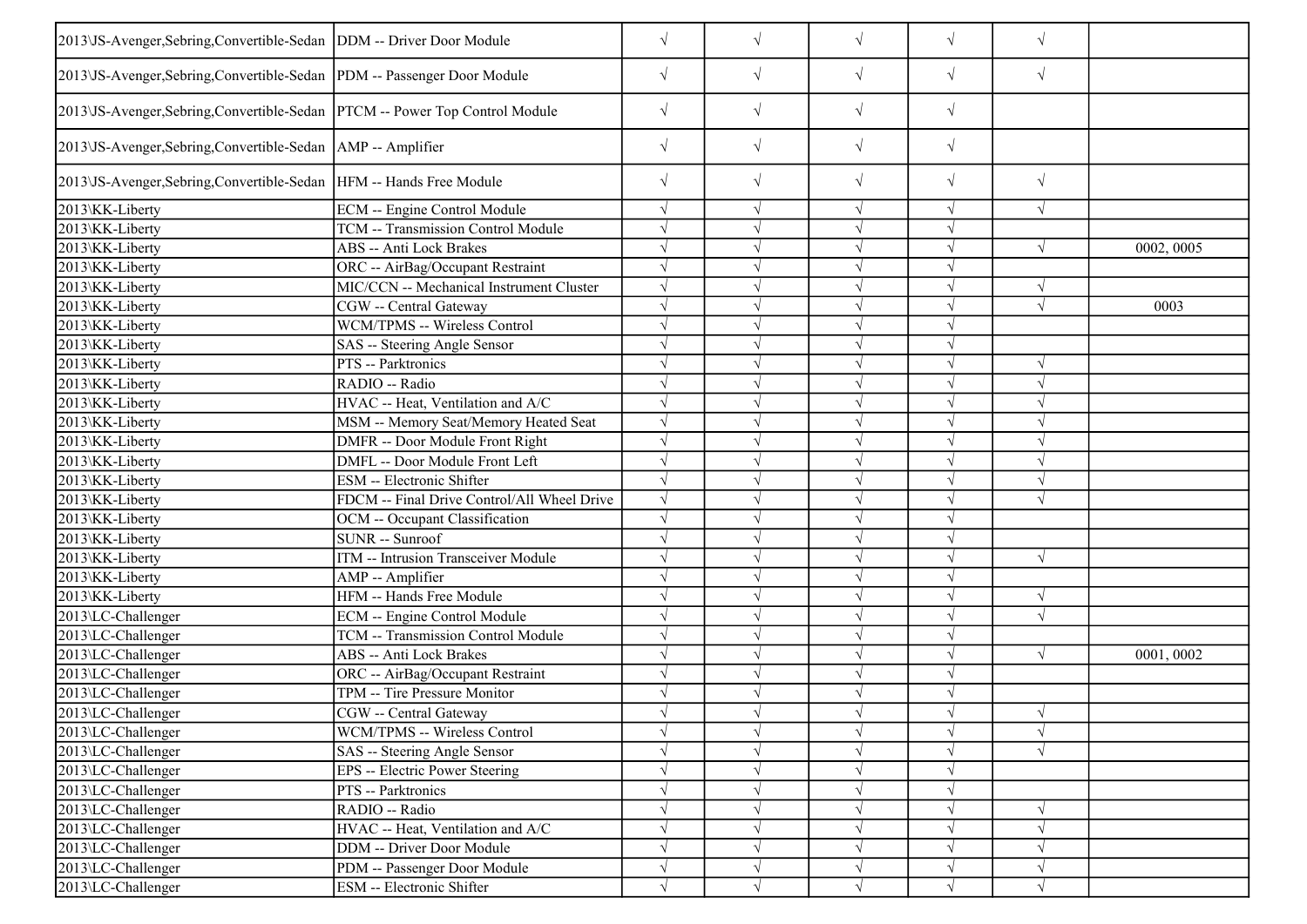| | | | | | | | |
|---|---|---|---|---|---|---|---|
| 2013\JS-Avenger,Sebring,Convertible-Sedan | DDM -- Driver Door Module | √ | √ | √ | √ | √ | |
| 2013\JS-Avenger,Sebring,Convertible-Sedan | PDM -- Passenger Door Module | √ | √ | √ | √ | √ | |
| 2013\JS-Avenger,Sebring,Convertible-Sedan | PTCM -- Power Top Control Module | √ | √ | √ | √ | | |
| 2013\JS-Avenger,Sebring,Convertible-Sedan | AMP -- Amplifier | √ | √ | √ | √ | | |
| 2013\JS-Avenger,Sebring,Convertible-Sedan | HFM -- Hands Free Module | √ | √ | √ | √ | √ | |
| 2013\KK-Liberty | ECM -- Engine Control Module | √ | √ | √ | √ | √ | |
| 2013\KK-Liberty | TCM -- Transmission Control Module | √ | √ | √ | √ | | |
| 2013\KK-Liberty | ABS -- Anti Lock Brakes | √ | √ | √ | √ | √ | 0002, 0005 |
| 2013\KK-Liberty | ORC -- AirBag/Occupant Restraint | √ | √ | √ | √ | | |
| 2013\KK-Liberty | MIC/CCN -- Mechanical Instrument Cluster | √ | √ | √ | √ | √ | |
| 2013\KK-Liberty | CGW -- Central Gateway | √ | √ | √ | √ | √ | 0003 |
| 2013\KK-Liberty | WCM/TPMS -- Wireless Control | √ | √ | √ | √ | | |
| 2013\KK-Liberty | SAS -- Steering Angle Sensor | √ | √ | √ | √ | | |
| 2013\KK-Liberty | PTS -- Parktronics | √ | √ | √ | √ | √ | |
| 2013\KK-Liberty | RADIO -- Radio | √ | √ | √ | √ | √ | |
| 2013\KK-Liberty | HVAC -- Heat, Ventilation and A/C | √ | √ | √ | √ | √ | |
| 2013\KK-Liberty | MSM -- Memory Seat/Memory Heated Seat | √ | √ | √ | √ | √ | |
| 2013\KK-Liberty | DMFR -- Door Module Front Right | √ | √ | √ | √ | √ | |
| 2013\KK-Liberty | DMFL -- Door Module Front Left | √ | √ | √ | √ | √ | |
| 2013\KK-Liberty | ESM -- Electronic Shifter | √ | √ | √ | √ | √ | |
| 2013\KK-Liberty | FDCM -- Final Drive Control/All Wheel Drive | √ | √ | √ | √ | √ | |
| 2013\KK-Liberty | OCM -- Occupant Classification | √ | √ | √ | √ | | |
| 2013\KK-Liberty | SUNR -- Sunroof | √ | √ | √ | √ | | |
| 2013\KK-Liberty | ITM -- Intrusion Transceiver Module | √ | √ | √ | √ | √ | |
| 2013\KK-Liberty | AMP -- Amplifier | √ | √ | √ | √ | | |
| 2013\KK-Liberty | HFM -- Hands Free Module | √ | √ | √ | √ | √ | |
| 2013\LC-Challenger | ECM -- Engine Control Module | √ | √ | √ | √ | √ | |
| 2013\LC-Challenger | TCM -- Transmission Control Module | √ | √ | √ | √ | | |
| 2013\LC-Challenger | ABS -- Anti Lock Brakes | √ | √ | √ | √ | √ | 0001, 0002 |
| 2013\LC-Challenger | ORC -- AirBag/Occupant Restraint | √ | √ | √ | √ | | |
| 2013\LC-Challenger | TPM -- Tire Pressure Monitor | √ | √ | √ | √ | | |
| 2013\LC-Challenger | CGW -- Central Gateway | √ | √ | √ | √ | √ | |
| 2013\LC-Challenger | WCM/TPMS -- Wireless Control | √ | √ | √ | √ | √ | |
| 2013\LC-Challenger | SAS -- Steering Angle Sensor | √ | √ | √ | √ | √ | |
| 2013\LC-Challenger | EPS -- Electric Power Steering | √ | √ | √ | √ | | |
| 2013\LC-Challenger | PTS -- Parktronics | √ | √ | √ | √ | | |
| 2013\LC-Challenger | RADIO -- Radio | √ | √ | √ | √ | √ | |
| 2013\LC-Challenger | HVAC -- Heat, Ventilation and A/C | √ | √ | √ | √ | √ | |
| 2013\LC-Challenger | DDM -- Driver Door Module | √ | √ | √ | √ | √ | |
| 2013\LC-Challenger | PDM -- Passenger Door Module | √ | √ | √ | √ | √ | |
| 2013\LC-Challenger | ESM -- Electronic Shifter | √ | √ | √ | √ | √ | |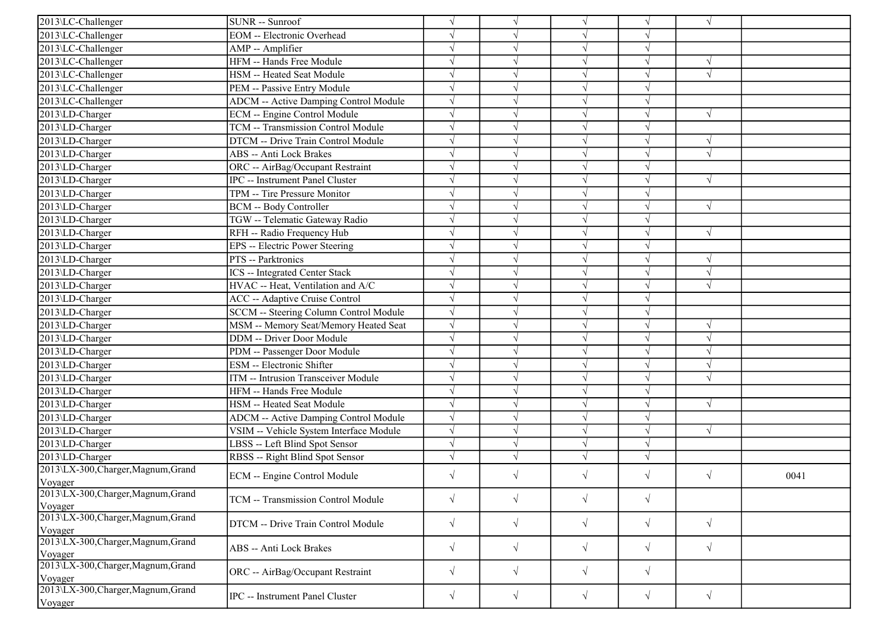| | | | | | | | |
|---|---|---|---|---|---|---|---|
| 2013\LC-Challenger | SUNR -- Sunroof | √ | √ | √ | √ | √ | |
| 2013\LC-Challenger | EOM -- Electronic Overhead | √ | √ | √ | √ | | |
| 2013\LC-Challenger | AMP -- Amplifier | √ | √ | √ | √ | | |
| 2013\LC-Challenger | HFM -- Hands Free Module | √ | √ | √ | √ | √ | |
| 2013\LC-Challenger | HSM -- Heated Seat Module | √ | √ | √ | √ | √ | |
| 2013\LC-Challenger | PEM -- Passive Entry Module | √ | √ | √ | √ | | |
| 2013\LC-Challenger | ADCM -- Active Damping Control Module | √ | √ | √ | √ | | |
| 2013\LD-Charger | ECM -- Engine Control Module | √ | √ | √ | √ | √ | |
| 2013\LD-Charger | TCM -- Transmission Control Module | √ | √ | √ | √ | | |
| 2013\LD-Charger | DTCM -- Drive Train Control Module | √ | √ | √ | √ | √ | |
| 2013\LD-Charger | ABS -- Anti Lock Brakes | √ | √ | √ | √ | √ | |
| 2013\LD-Charger | ORC -- AirBag/Occupant Restraint | √ | √ | √ | √ | | |
| 2013\LD-Charger | IPC -- Instrument Panel Cluster | √ | √ | √ | √ | √ | |
| 2013\LD-Charger | TPM -- Tire Pressure Monitor | √ | √ | √ | √ | | |
| 2013\LD-Charger | BCM -- Body Controller | √ | √ | √ | √ | √ | |
| 2013\LD-Charger | TGW -- Telematic Gateway Radio | √ | √ | √ | √ | | |
| 2013\LD-Charger | RFH -- Radio Frequency Hub | √ | √ | √ | √ | √ | |
| 2013\LD-Charger | EPS -- Electric Power Steering | √ | √ | √ | √ | | |
| 2013\LD-Charger | PTS -- Parktronics | √ | √ | √ | √ | √ | |
| 2013\LD-Charger | ICS -- Integrated Center Stack | √ | √ | √ | √ | √ | |
| 2013\LD-Charger | HVAC -- Heat, Ventilation and A/C | √ | √ | √ | √ | √ | |
| 2013\LD-Charger | ACC -- Adaptive Cruise Control | √ | √ | √ | √ | | |
| 2013\LD-Charger | SCCM -- Steering Column Control Module | √ | √ | √ | √ | | |
| 2013\LD-Charger | MSM -- Memory Seat/Memory Heated Seat | √ | √ | √ | √ | √ | |
| 2013\LD-Charger | DDM -- Driver Door Module | √ | √ | √ | √ | √ | |
| 2013\LD-Charger | PDM -- Passenger Door Module | √ | √ | √ | √ | √ | |
| 2013\LD-Charger | ESM -- Electronic Shifter | √ | √ | √ | √ | √ | |
| 2013\LD-Charger | ITM -- Intrusion Transceiver Module | √ | √ | √ | √ | √ | |
| 2013\LD-Charger | HFM -- Hands Free Module | √ | √ | √ | √ | | |
| 2013\LD-Charger | HSM -- Heated Seat Module | √ | √ | √ | √ | √ | |
| 2013\LD-Charger | ADCM -- Active Damping Control Module | √ | √ | √ | √ | | |
| 2013\LD-Charger | VSIM -- Vehicle System Interface Module | √ | √ | √ | √ | √ | |
| 2013\LD-Charger | LBSS -- Left Blind Spot Sensor | √ | √ | √ | √ | | |
| 2013\LD-Charger | RBSS -- Right Blind Spot Sensor | √ | √ | √ | √ | | |
| 2013\LX-300,Charger,Magnum,Grand Voyager | ECM -- Engine Control Module | √ | √ | √ | √ | √ | 0041 |
| 2013\LX-300,Charger,Magnum,Grand Voyager | TCM -- Transmission Control Module | √ | √ | √ | √ | | |
| 2013\LX-300,Charger,Magnum,Grand Voyager | DTCM -- Drive Train Control Module | √ | √ | √ | √ | √ | |
| 2013\LX-300,Charger,Magnum,Grand Voyager | ABS -- Anti Lock Brakes | √ | √ | √ | √ | √ | |
| 2013\LX-300,Charger,Magnum,Grand Voyager | ORC -- AirBag/Occupant Restraint | √ | √ | √ | √ | | |
| 2013\LX-300,Charger,Magnum,Grand Voyager | IPC -- Instrument Panel Cluster | √ | √ | √ | √ | √ | |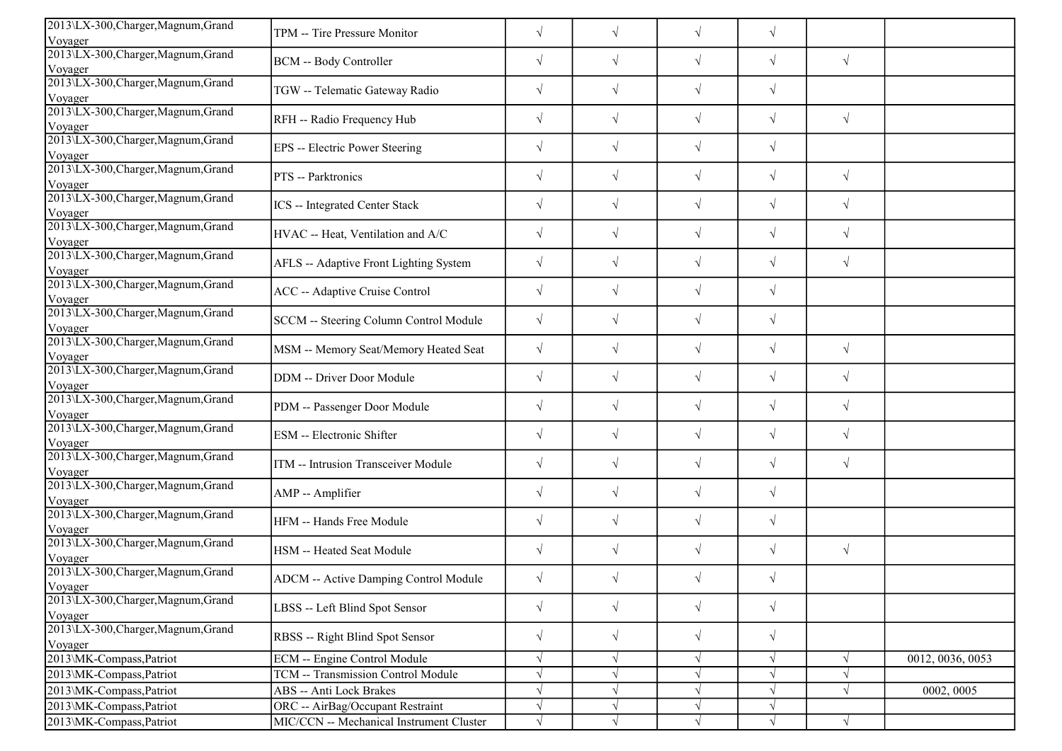| | | | | | | | |
|---|---|---|---|---|---|---|---|
| 2013\LX-300,Charger,Magnum,Grand Voyager | TPM -- Tire Pressure Monitor | √ | √ | √ | √ | | |
| 2013\LX-300,Charger,Magnum,Grand Voyager | BCM -- Body Controller | √ | √ | √ | √ | √ | |
| 2013\LX-300,Charger,Magnum,Grand Voyager | TGW -- Telematic Gateway Radio | √ | √ | √ | √ | | |
| 2013\LX-300,Charger,Magnum,Grand Voyager | RFH -- Radio Frequency Hub | √ | √ | √ | √ | √ | |
| 2013\LX-300,Charger,Magnum,Grand Voyager | EPS -- Electric Power Steering | √ | √ | √ | √ | | |
| 2013\LX-300,Charger,Magnum,Grand Voyager | PTS -- Parktronics | √ | √ | √ | √ | √ | |
| 2013\LX-300,Charger,Magnum,Grand Voyager | ICS -- Integrated Center Stack | √ | √ | √ | √ | √ | |
| 2013\LX-300,Charger,Magnum,Grand Voyager | HVAC -- Heat, Ventilation and A/C | √ | √ | √ | √ | √ | |
| 2013\LX-300,Charger,Magnum,Grand Voyager | AFLS -- Adaptive Front Lighting System | √ | √ | √ | √ | √ | |
| 2013\LX-300,Charger,Magnum,Grand Voyager | ACC -- Adaptive Cruise Control | √ | √ | √ | √ | | |
| 2013\LX-300,Charger,Magnum,Grand Voyager | SCCM -- Steering Column Control Module | √ | √ | √ | √ | | |
| 2013\LX-300,Charger,Magnum,Grand Voyager | MSM -- Memory Seat/Memory Heated Seat | √ | √ | √ | √ | √ | |
| 2013\LX-300,Charger,Magnum,Grand Voyager | DDM -- Driver Door Module | √ | √ | √ | √ | √ | |
| 2013\LX-300,Charger,Magnum,Grand Voyager | PDM -- Passenger Door Module | √ | √ | √ | √ | √ | |
| 2013\LX-300,Charger,Magnum,Grand Voyager | ESM -- Electronic Shifter | √ | √ | √ | √ | √ | |
| 2013\LX-300,Charger,Magnum,Grand Voyager | ITM -- Intrusion Transceiver Module | √ | √ | √ | √ | √ | |
| 2013\LX-300,Charger,Magnum,Grand Voyager | AMP -- Amplifier | √ | √ | √ | √ | | |
| 2013\LX-300,Charger,Magnum,Grand Voyager | HFM -- Hands Free Module | √ | √ | √ | √ | | |
| 2013\LX-300,Charger,Magnum,Grand Voyager | HSM -- Heated Seat Module | √ | √ | √ | √ | √ | |
| 2013\LX-300,Charger,Magnum,Grand Voyager | ADCM -- Active Damping Control Module | √ | √ | √ | √ | | |
| 2013\LX-300,Charger,Magnum,Grand Voyager | LBSS -- Left Blind Spot Sensor | √ | √ | √ | √ | | |
| 2013\LX-300,Charger,Magnum,Grand Voyager | RBSS -- Right Blind Spot Sensor | √ | √ | √ | √ | | |
| 2013\MK-Compass,Patriot | ECM -- Engine Control Module | √ | √ | √ | √ | √ | 0012, 0036, 0053 |
| 2013\MK-Compass,Patriot | TCM -- Transmission Control Module | √ | √ | √ | √ | √ | |
| 2013\MK-Compass,Patriot | ABS -- Anti Lock Brakes | √ | √ | √ | √ | √ | 0002, 0005 |
| 2013\MK-Compass,Patriot | ORC -- AirBag/Occupant Restraint | √ | √ | √ | √ | | |
| 2013\MK-Compass,Patriot | MIC/CCN -- Mechanical Instrument Cluster | √ | √ | √ | √ | √ | |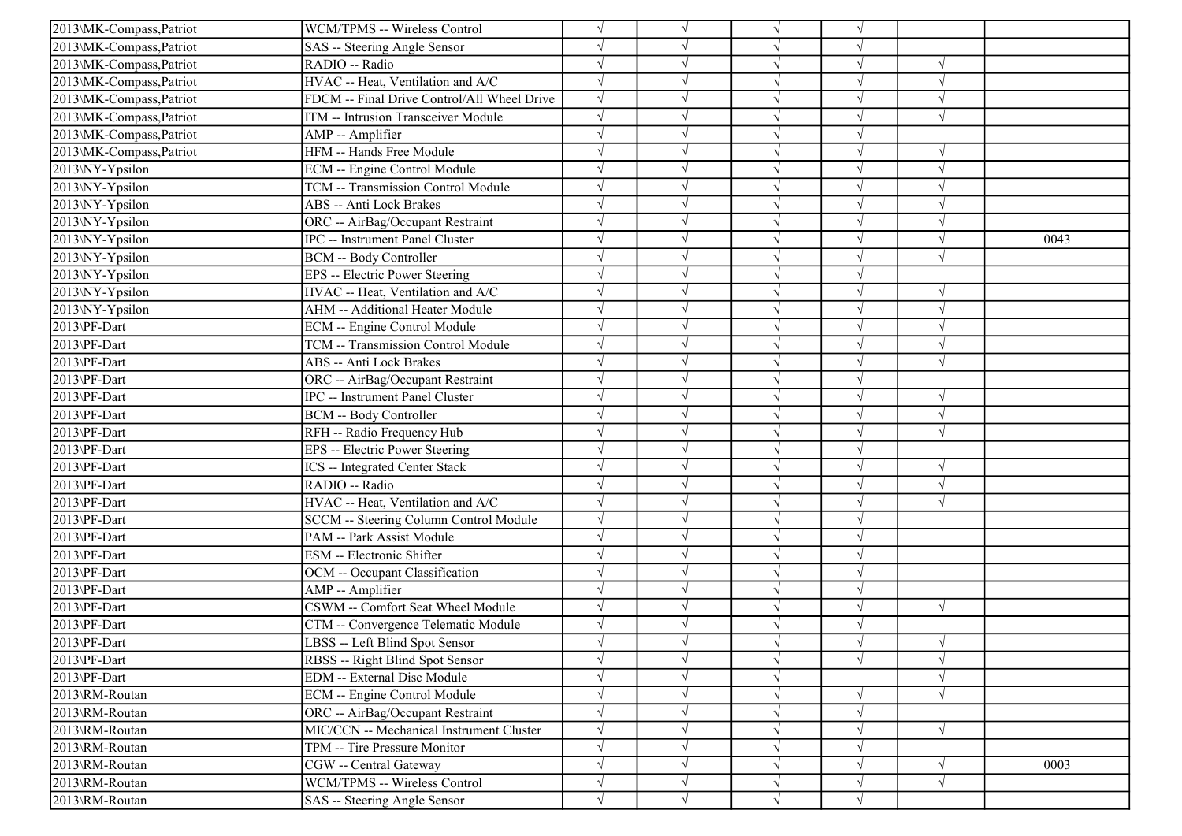| | | | | | | | |
|---|---|---|---|---|---|---|---|
| 2013\MK-Compass,Patriot | WCM/TPMS -- Wireless Control | √ | √ | √ | √ | | |
| 2013\MK-Compass,Patriot | SAS -- Steering Angle Sensor | √ | √ | √ | √ | | |
| 2013\MK-Compass,Patriot | RADIO -- Radio | √ | √ | √ | √ | √ | |
| 2013\MK-Compass,Patriot | HVAC -- Heat, Ventilation and A/C | √ | √ | √ | √ | √ | |
| 2013\MK-Compass,Patriot | FDCM -- Final Drive Control/All Wheel Drive | √ | √ | √ | √ | √ | |
| 2013\MK-Compass,Patriot | ITM -- Intrusion Transceiver Module | √ | √ | √ | √ | √ | |
| 2013\MK-Compass,Patriot | AMP -- Amplifier | √ | √ | √ | √ | | |
| 2013\MK-Compass,Patriot | HFM -- Hands Free Module | √ | √ | √ | √ | √ | |
| 2013\NY-Ypsilon | ECM -- Engine Control Module | √ | √ | √ | √ | √ | |
| 2013\NY-Ypsilon | TCM -- Transmission Control Module | √ | √ | √ | √ | √ | |
| 2013\NY-Ypsilon | ABS -- Anti Lock Brakes | √ | √ | √ | √ | √ | |
| 2013\NY-Ypsilon | ORC -- AirBag/Occupant Restraint | √ | √ | √ | √ | √ | |
| 2013\NY-Ypsilon | IPC -- Instrument Panel Cluster | √ | √ | √ | √ | √ | 0043 |
| 2013\NY-Ypsilon | BCM -- Body Controller | √ | √ | √ | √ | √ | |
| 2013\NY-Ypsilon | EPS -- Electric Power Steering | √ | √ | √ | √ | | |
| 2013\NY-Ypsilon | HVAC -- Heat, Ventilation and A/C | √ | √ | √ | √ | √ | |
| 2013\NY-Ypsilon | AHM -- Additional Heater Module | √ | √ | √ | √ | √ | |
| 2013\PF-Dart | ECM -- Engine Control Module | √ | √ | √ | √ | √ | |
| 2013\PF-Dart | TCM -- Transmission Control Module | √ | √ | √ | √ | √ | |
| 2013\PF-Dart | ABS -- Anti Lock Brakes | √ | √ | √ | √ | √ | |
| 2013\PF-Dart | ORC -- AirBag/Occupant Restraint | √ | √ | √ | √ | | |
| 2013\PF-Dart | IPC -- Instrument Panel Cluster | √ | √ | √ | √ | √ | |
| 2013\PF-Dart | BCM -- Body Controller | √ | √ | √ | √ | √ | |
| 2013\PF-Dart | RFH -- Radio Frequency Hub | √ | √ | √ | √ | √ | |
| 2013\PF-Dart | EPS -- Electric Power Steering | √ | √ | √ | √ | | |
| 2013\PF-Dart | ICS -- Integrated Center Stack | √ | √ | √ | √ | √ | |
| 2013\PF-Dart | RADIO -- Radio | √ | √ | √ | √ | √ | |
| 2013\PF-Dart | HVAC -- Heat, Ventilation and A/C | √ | √ | √ | √ | √ | |
| 2013\PF-Dart | SCCM -- Steering Column Control Module | √ | √ | √ | √ | | |
| 2013\PF-Dart | PAM -- Park Assist Module | √ | √ | √ | √ | | |
| 2013\PF-Dart | ESM -- Electronic Shifter | √ | √ | √ | √ | | |
| 2013\PF-Dart | OCM -- Occupant Classification | √ | √ | √ | √ | | |
| 2013\PF-Dart | AMP -- Amplifier | √ | √ | √ | √ | | |
| 2013\PF-Dart | CSWM -- Comfort Seat Wheel Module | √ | √ | √ | √ | √ | |
| 2013\PF-Dart | CTM -- Convergence Telematic Module | √ | √ | √ | √ | | |
| 2013\PF-Dart | LBSS -- Left Blind Spot Sensor | √ | √ | √ | √ | √ | |
| 2013\PF-Dart | RBSS -- Right Blind Spot Sensor | √ | √ | √ | √ | √ | |
| 2013\PF-Dart | EDM -- External Disc Module | √ | √ | √ | | √ | |
| 2013\RM-Routan | ECM -- Engine Control Module | √ | √ | √ | √ | √ | |
| 2013\RM-Routan | ORC -- AirBag/Occupant Restraint | √ | √ | √ | √ | | |
| 2013\RM-Routan | MIC/CCN -- Mechanical Instrument Cluster | √ | √ | √ | √ | √ | |
| 2013\RM-Routan | TPM -- Tire Pressure Monitor | √ | √ | √ | √ | | |
| 2013\RM-Routan | CGW -- Central Gateway | √ | √ | √ | √ | √ | 0003 |
| 2013\RM-Routan | WCM/TPMS -- Wireless Control | √ | √ | √ | √ | √ | |
| 2013\RM-Routan | SAS -- Steering Angle Sensor | √ | √ | √ | √ | | |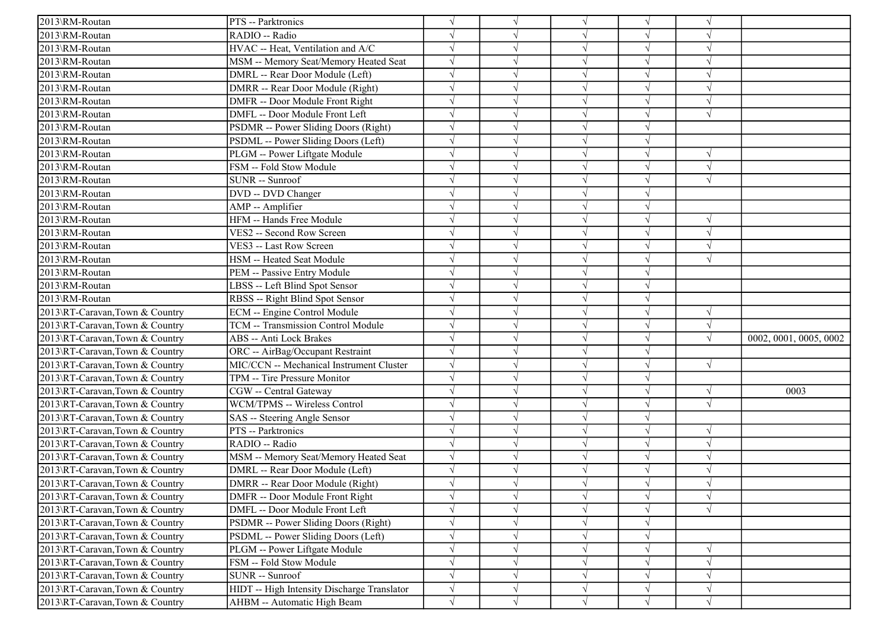| | | | | | | | |
|---|---|---|---|---|---|---|---|
| 2013\RM-Routan | PTS -- Parktronics | √ | √ | √ | √ | √ | |
| 2013\RM-Routan | RADIO -- Radio | √ | √ | √ | √ | √ | |
| 2013\RM-Routan | HVAC -- Heat, Ventilation and A/C | √ | √ | √ | √ | √ | |
| 2013\RM-Routan | MSM -- Memory Seat/Memory Heated Seat | √ | √ | √ | √ | √ | |
| 2013\RM-Routan | DMRL -- Rear Door Module (Left) | √ | √ | √ | √ | √ | |
| 2013\RM-Routan | DMRR -- Rear Door Module (Right) | √ | √ | √ | √ | √ | |
| 2013\RM-Routan | DMFR -- Door Module Front Right | √ | √ | √ | √ | √ | |
| 2013\RM-Routan | DMFL -- Door Module Front Left | √ | √ | √ | √ | √ | |
| 2013\RM-Routan | PSDMR -- Power Sliding Doors (Right) | √ | √ | √ | √ | | |
| 2013\RM-Routan | PSDML -- Power Sliding Doors (Left) | √ | √ | √ | √ | | |
| 2013\RM-Routan | PLGM -- Power Liftgate Module | √ | √ | √ | √ | √ | |
| 2013\RM-Routan | FSM -- Fold Stow Module | √ | √ | √ | √ | √ | |
| 2013\RM-Routan | SUNR -- Sunroof | √ | √ | √ | √ | √ | |
| 2013\RM-Routan | DVD -- DVD Changer | √ | √ | √ | √ | | |
| 2013\RM-Routan | AMP -- Amplifier | √ | √ | √ | √ | | |
| 2013\RM-Routan | HFM -- Hands Free Module | √ | √ | √ | √ | √ | |
| 2013\RM-Routan | VES2 -- Second Row Screen | √ | √ | √ | √ | √ | |
| 2013\RM-Routan | VES3 -- Last Row Screen | √ | √ | √ | √ | √ | |
| 2013\RM-Routan | HSM -- Heated Seat Module | √ | √ | √ | √ | √ | |
| 2013\RM-Routan | PEM -- Passive Entry Module | √ | √ | √ | √ | | |
| 2013\RM-Routan | LBSS -- Left Blind Spot Sensor | √ | √ | √ | √ | | |
| 2013\RM-Routan | RBSS -- Right Blind Spot Sensor | √ | √ | √ | √ | | |
| 2013\RT-Caravan,Town & Country | ECM -- Engine Control Module | √ | √ | √ | √ | √ | |
| 2013\RT-Caravan,Town & Country | TCM -- Transmission Control Module | √ | √ | √ | √ | √ | |
| 2013\RT-Caravan,Town & Country | ABS -- Anti Lock Brakes | √ | √ | √ | √ | √ | 0002, 0001, 0005, 0002 |
| 2013\RT-Caravan,Town & Country | ORC -- AirBag/Occupant Restraint | √ | √ | √ | √ | | |
| 2013\RT-Caravan,Town & Country | MIC/CCN -- Mechanical Instrument Cluster | √ | √ | √ | √ | √ | |
| 2013\RT-Caravan,Town & Country | TPM -- Tire Pressure Monitor | √ | √ | √ | √ | | |
| 2013\RT-Caravan,Town & Country | CGW -- Central Gateway | √ | √ | √ | √ | √ | 0003 |
| 2013\RT-Caravan,Town & Country | WCM/TPMS -- Wireless Control | √ | √ | √ | √ | √ | |
| 2013\RT-Caravan,Town & Country | SAS -- Steering Angle Sensor | √ | √ | √ | √ | | |
| 2013\RT-Caravan,Town & Country | PTS -- Parktronics | √ | √ | √ | √ | √ | |
| 2013\RT-Caravan,Town & Country | RADIO -- Radio | √ | √ | √ | √ | √ | |
| 2013\RT-Caravan,Town & Country | MSM -- Memory Seat/Memory Heated Seat | √ | √ | √ | √ | √ | |
| 2013\RT-Caravan,Town & Country | DMRL -- Rear Door Module (Left) | √ | √ | √ | √ | √ | |
| 2013\RT-Caravan,Town & Country | DMRR -- Rear Door Module (Right) | √ | √ | √ | √ | √ | |
| 2013\RT-Caravan,Town & Country | DMFR -- Door Module Front Right | √ | √ | √ | √ | √ | |
| 2013\RT-Caravan,Town & Country | DMFL -- Door Module Front Left | √ | √ | √ | √ | √ | |
| 2013\RT-Caravan,Town & Country | PSDMR -- Power Sliding Doors (Right) | √ | √ | √ | √ | | |
| 2013\RT-Caravan,Town & Country | PSDML -- Power Sliding Doors (Left) | √ | √ | √ | √ | | |
| 2013\RT-Caravan,Town & Country | PLGM -- Power Liftgate Module | √ | √ | √ | √ | √ | |
| 2013\RT-Caravan,Town & Country | FSM -- Fold Stow Module | √ | √ | √ | √ | √ | |
| 2013\RT-Caravan,Town & Country | SUNR -- Sunroof | √ | √ | √ | √ | √ | |
| 2013\RT-Caravan,Town & Country | HIDT -- High Intensity Discharge Translator | √ | √ | √ | √ | √ | |
| 2013\RT-Caravan,Town & Country | AHBM -- Automatic High Beam | √ | √ | √ | √ | √ | |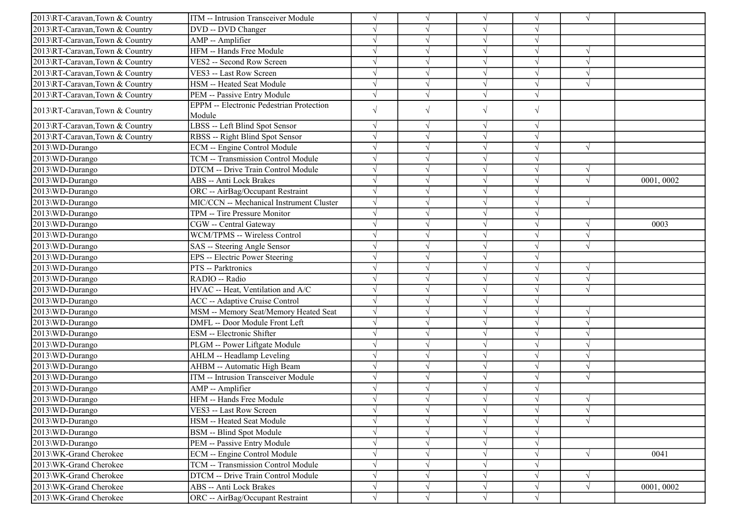| | | | | | | | |
|---|---|---|---|---|---|---|---|
| 2013\RT-Caravan,Town & Country | ITM -- Intrusion Transceiver Module | √ | √ | √ | √ | √ | |
| 2013\RT-Caravan,Town & Country | DVD -- DVD Changer | √ | √ | √ | √ | | |
| 2013\RT-Caravan,Town & Country | AMP -- Amplifier | √ | √ | √ | √ | | |
| 2013\RT-Caravan,Town & Country | HFM -- Hands Free Module | √ | √ | √ | √ | √ | |
| 2013\RT-Caravan,Town & Country | VES2 -- Second Row Screen | √ | √ | √ | √ | √ | |
| 2013\RT-Caravan,Town & Country | VES3 -- Last Row Screen | √ | √ | √ | √ | √ | |
| 2013\RT-Caravan,Town & Country | HSM -- Heated Seat Module | √ | √ | √ | √ | √ | |
| 2013\RT-Caravan,Town & Country | PEM -- Passive Entry Module | √ | √ | √ | √ | | |
| 2013\RT-Caravan,Town & Country | EPPM -- Electronic Pedestrian Protection Module | √ | √ | √ | √ | | |
| 2013\RT-Caravan,Town & Country | LBSS -- Left Blind Spot Sensor | √ | √ | √ | √ | | |
| 2013\RT-Caravan,Town & Country | RBSS -- Right Blind Spot Sensor | √ | √ | √ | √ | | |
| 2013\WD-Durango | ECM -- Engine Control Module | √ | √ | √ | √ | √ | |
| 2013\WD-Durango | TCM -- Transmission Control Module | √ | √ | √ | √ | | |
| 2013\WD-Durango | DTCM -- Drive Train Control Module | √ | √ | √ | √ | √ | |
| 2013\WD-Durango | ABS -- Anti Lock Brakes | √ | √ | √ | √ | √ | 0001, 0002 |
| 2013\WD-Durango | ORC -- AirBag/Occupant Restraint | √ | √ | √ | √ | | |
| 2013\WD-Durango | MIC/CCN -- Mechanical Instrument Cluster | √ | √ | √ | √ | √ | |
| 2013\WD-Durango | TPM -- Tire Pressure Monitor | √ | √ | √ | √ | | |
| 2013\WD-Durango | CGW -- Central Gateway | √ | √ | √ | √ | √ | 0003 |
| 2013\WD-Durango | WCM/TPMS -- Wireless Control | √ | √ | √ | √ | √ | |
| 2013\WD-Durango | SAS -- Steering Angle Sensor | √ | √ | √ | √ | √ | |
| 2013\WD-Durango | EPS -- Electric Power Steering | √ | √ | √ | √ | | |
| 2013\WD-Durango | PTS -- Parktronics | √ | √ | √ | √ | √ | |
| 2013\WD-Durango | RADIO -- Radio | √ | √ | √ | √ | √ | |
| 2013\WD-Durango | HVAC -- Heat, Ventilation and A/C | √ | √ | √ | √ | √ | |
| 2013\WD-Durango | ACC -- Adaptive Cruise Control | √ | √ | √ | √ | | |
| 2013\WD-Durango | MSM -- Memory Seat/Memory Heated Seat | √ | √ | √ | √ | √ | |
| 2013\WD-Durango | DMFL -- Door Module Front Left | √ | √ | √ | √ | √ | |
| 2013\WD-Durango | ESM -- Electronic Shifter | √ | √ | √ | √ | √ | |
| 2013\WD-Durango | PLGM -- Power Liftgate Module | √ | √ | √ | √ | √ | |
| 2013\WD-Durango | AHLM -- Headlamp Leveling | √ | √ | √ | √ | √ | |
| 2013\WD-Durango | AHBM -- Automatic High Beam | √ | √ | √ | √ | √ | |
| 2013\WD-Durango | ITM -- Intrusion Transceiver Module | √ | √ | √ | √ | √ | |
| 2013\WD-Durango | AMP -- Amplifier | √ | √ | √ | √ | | |
| 2013\WD-Durango | HFM -- Hands Free Module | √ | √ | √ | √ | √ | |
| 2013\WD-Durango | VES3 -- Last Row Screen | √ | √ | √ | √ | √ | |
| 2013\WD-Durango | HSM -- Heated Seat Module | √ | √ | √ | √ | √ | |
| 2013\WD-Durango | BSM -- Blind Spot Module | √ | √ | √ | √ | | |
| 2013\WD-Durango | PEM -- Passive Entry Module | √ | √ | √ | √ | | |
| 2013\WK-Grand Cherokee | ECM -- Engine Control Module | √ | √ | √ | √ | √ | 0041 |
| 2013\WK-Grand Cherokee | TCM -- Transmission Control Module | √ | √ | √ | √ | | |
| 2013\WK-Grand Cherokee | DTCM -- Drive Train Control Module | √ | √ | √ | √ | √ | |
| 2013\WK-Grand Cherokee | ABS -- Anti Lock Brakes | √ | √ | √ | √ | √ | 0001, 0002 |
| 2013\WK-Grand Cherokee | ORC -- AirBag/Occupant Restraint | √ | √ | √ | √ | | |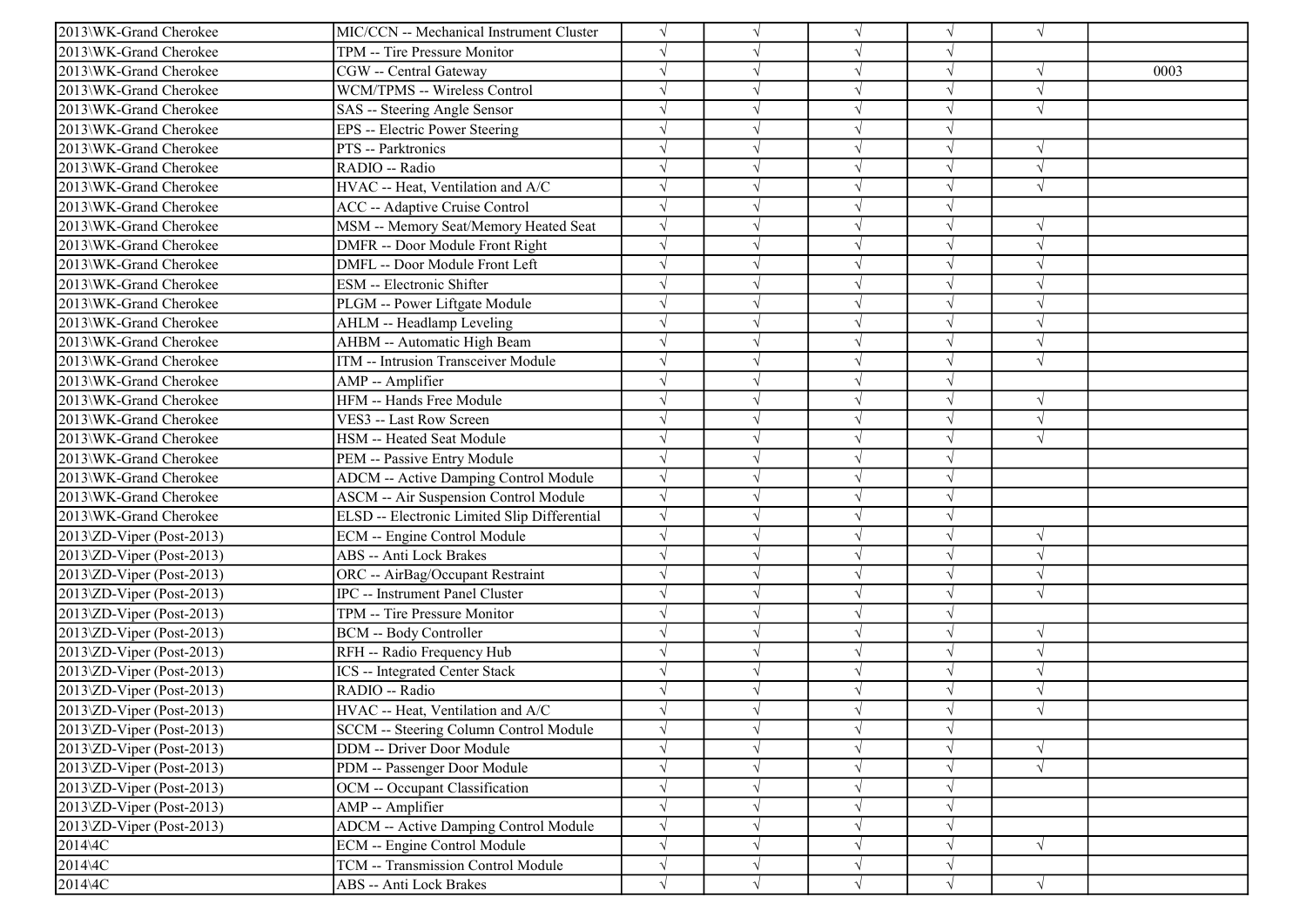| | | | | | | | |
|---|---|---|---|---|---|---|---|
| 2013\WK-Grand Cherokee | MIC/CCN -- Mechanical Instrument Cluster | √ | √ | √ | √ | √ | |
| 2013\WK-Grand Cherokee | TPM -- Tire Pressure Monitor | √ | √ | √ | √ | | |
| 2013\WK-Grand Cherokee | CGW -- Central Gateway | √ | √ | √ | √ | √ | 0003 |
| 2013\WK-Grand Cherokee | WCM/TPMS -- Wireless Control | √ | √ | √ | √ | √ | |
| 2013\WK-Grand Cherokee | SAS -- Steering Angle Sensor | √ | √ | √ | √ | √ | |
| 2013\WK-Grand Cherokee | EPS -- Electric Power Steering | √ | √ | √ | √ | | |
| 2013\WK-Grand Cherokee | PTS -- Parktronics | √ | √ | √ | √ | √ | |
| 2013\WK-Grand Cherokee | RADIO -- Radio | √ | √ | √ | √ | √ | |
| 2013\WK-Grand Cherokee | HVAC -- Heat, Ventilation and A/C | √ | √ | √ | √ | √ | |
| 2013\WK-Grand Cherokee | ACC -- Adaptive Cruise Control | √ | √ | √ | √ | | |
| 2013\WK-Grand Cherokee | MSM -- Memory Seat/Memory Heated Seat | √ | √ | √ | √ | √ | |
| 2013\WK-Grand Cherokee | DMFR -- Door Module Front Right | √ | √ | √ | √ | √ | |
| 2013\WK-Grand Cherokee | DMFL -- Door Module Front Left | √ | √ | √ | √ | √ | |
| 2013\WK-Grand Cherokee | ESM -- Electronic Shifter | √ | √ | √ | √ | √ | |
| 2013\WK-Grand Cherokee | PLGM -- Power Liftgate Module | √ | √ | √ | √ | √ | |
| 2013\WK-Grand Cherokee | AHLM -- Headlamp Leveling | √ | √ | √ | √ | √ | |
| 2013\WK-Grand Cherokee | AHBM -- Automatic High Beam | √ | √ | √ | √ | √ | |
| 2013\WK-Grand Cherokee | ITM -- Intrusion Transceiver Module | √ | √ | √ | √ | √ | |
| 2013\WK-Grand Cherokee | AMP -- Amplifier | √ | √ | √ | √ | | |
| 2013\WK-Grand Cherokee | HFM -- Hands Free Module | √ | √ | √ | √ | √ | |
| 2013\WK-Grand Cherokee | VES3 -- Last Row Screen | √ | √ | √ | √ | √ | |
| 2013\WK-Grand Cherokee | HSM -- Heated Seat Module | √ | √ | √ | √ | √ | |
| 2013\WK-Grand Cherokee | PEM -- Passive Entry Module | √ | √ | √ | √ | | |
| 2013\WK-Grand Cherokee | ADCM -- Active Damping Control Module | √ | √ | √ | √ | | |
| 2013\WK-Grand Cherokee | ASCM -- Air Suspension Control Module | √ | √ | √ | √ | | |
| 2013\WK-Grand Cherokee | ELSD -- Electronic Limited Slip Differential | √ | √ | √ | √ | | |
| 2013\ZD-Viper (Post-2013) | ECM -- Engine Control Module | √ | √ | √ | √ | √ | |
| 2013\ZD-Viper (Post-2013) | ABS -- Anti Lock Brakes | √ | √ | √ | √ | √ | |
| 2013\ZD-Viper (Post-2013) | ORC -- AirBag/Occupant Restraint | √ | √ | √ | √ | √ | |
| 2013\ZD-Viper (Post-2013) | IPC -- Instrument Panel Cluster | √ | √ | √ | √ | √ | |
| 2013\ZD-Viper (Post-2013) | TPM -- Tire Pressure Monitor | √ | √ | √ | √ | | |
| 2013\ZD-Viper (Post-2013) | BCM -- Body Controller | √ | √ | √ | √ | √ | |
| 2013\ZD-Viper (Post-2013) | RFH -- Radio Frequency Hub | √ | √ | √ | √ | √ | |
| 2013\ZD-Viper (Post-2013) | ICS -- Integrated Center Stack | √ | √ | √ | √ | √ | |
| 2013\ZD-Viper (Post-2013) | RADIO -- Radio | √ | √ | √ | √ | √ | |
| 2013\ZD-Viper (Post-2013) | HVAC -- Heat, Ventilation and A/C | √ | √ | √ | √ | √ | |
| 2013\ZD-Viper (Post-2013) | SCCM -- Steering Column Control Module | √ | √ | √ | √ | | |
| 2013\ZD-Viper (Post-2013) | DDM -- Driver Door Module | √ | √ | √ | √ | √ | |
| 2013\ZD-Viper (Post-2013) | PDM -- Passenger Door Module | √ | √ | √ | √ | √ | |
| 2013\ZD-Viper (Post-2013) | OCM -- Occupant Classification | √ | √ | √ | √ | | |
| 2013\ZD-Viper (Post-2013) | AMP -- Amplifier | √ | √ | √ | √ | | |
| 2013\ZD-Viper (Post-2013) | ADCM -- Active Damping Control Module | √ | √ | √ | √ | | |
| 2014\4C | ECM -- Engine Control Module | √ | √ | √ | √ | √ | |
| 2014\4C | TCM -- Transmission Control Module | √ | √ | √ | √ | | |
| 2014\4C | ABS -- Anti Lock Brakes | √ | √ | √ | √ | √ | |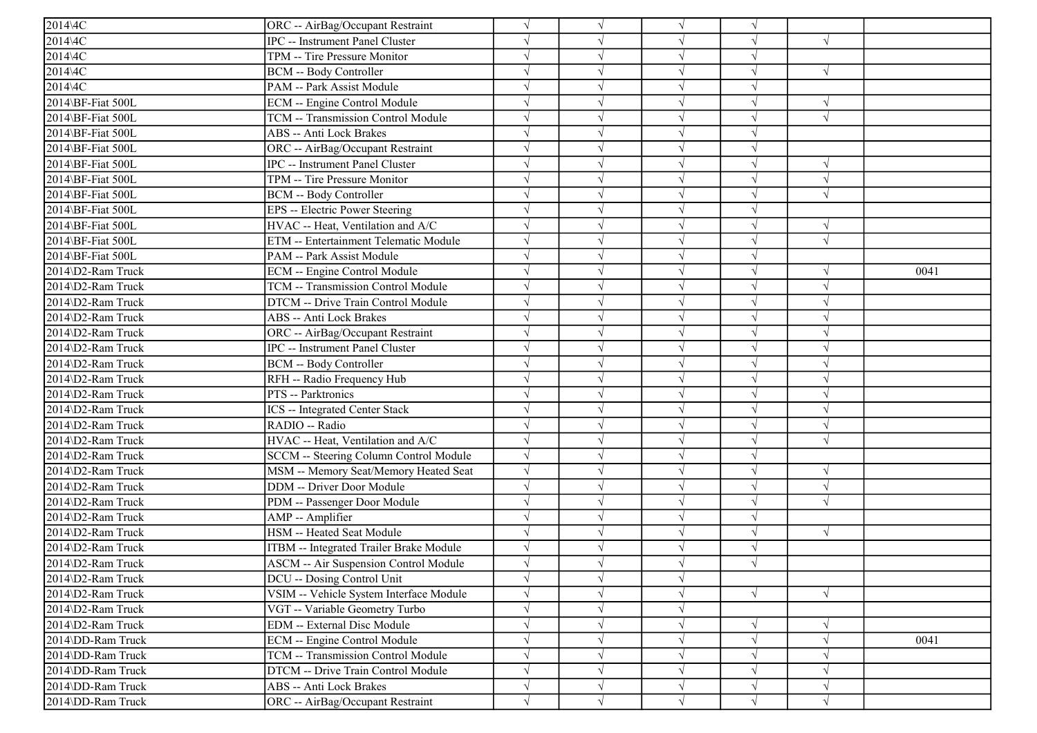| | | | | | | | |
|---|---|---|---|---|---|---|---|
| 2014\4C | ORC -- AirBag/Occupant Restraint | √ | √ | √ | √ | | |
| 2014\4C | IPC -- Instrument Panel Cluster | √ | √ | √ | √ | √ | |
| 2014\4C | TPM -- Tire Pressure Monitor | √ | √ | √ | √ | | |
| 2014\4C | BCM -- Body Controller | √ | √ | √ | √ | √ | |
| 2014\4C | PAM -- Park Assist Module | √ | √ | √ | √ | | |
| 2014\BF-Fiat 500L | ECM -- Engine Control Module | √ | √ | √ | √ | √ | |
| 2014\BF-Fiat 500L | TCM -- Transmission Control Module | √ | √ | √ | √ | √ | |
| 2014\BF-Fiat 500L | ABS -- Anti Lock Brakes | √ | √ | √ | √ | | |
| 2014\BF-Fiat 500L | ORC -- AirBag/Occupant Restraint | √ | √ | √ | √ | | |
| 2014\BF-Fiat 500L | IPC -- Instrument Panel Cluster | √ | √ | √ | √ | √ | |
| 2014\BF-Fiat 500L | TPM -- Tire Pressure Monitor | √ | √ | √ | √ | √ | |
| 2014\BF-Fiat 500L | BCM -- Body Controller | √ | √ | √ | √ | √ | |
| 2014\BF-Fiat 500L | EPS -- Electric Power Steering | √ | √ | √ | √ | | |
| 2014\BF-Fiat 500L | HVAC -- Heat, Ventilation and A/C | √ | √ | √ | √ | √ | |
| 2014\BF-Fiat 500L | ETM -- Entertainment Telematic Module | √ | √ | √ | √ | √ | |
| 2014\BF-Fiat 500L | PAM -- Park Assist Module | √ | √ | √ | √ | | |
| 2014\D2-Ram Truck | ECM -- Engine Control Module | √ | √ | √ | √ | √ | 0041 |
| 2014\D2-Ram Truck | TCM -- Transmission Control Module | √ | √ | √ | √ | √ | |
| 2014\D2-Ram Truck | DTCM -- Drive Train Control Module | √ | √ | √ | √ | √ | |
| 2014\D2-Ram Truck | ABS -- Anti Lock Brakes | √ | √ | √ | √ | √ | |
| 2014\D2-Ram Truck | ORC -- AirBag/Occupant Restraint | √ | √ | √ | √ | √ | |
| 2014\D2-Ram Truck | IPC -- Instrument Panel Cluster | √ | √ | √ | √ | √ | |
| 2014\D2-Ram Truck | BCM -- Body Controller | √ | √ | √ | √ | √ | |
| 2014\D2-Ram Truck | RFH -- Radio Frequency Hub | √ | √ | √ | √ | √ | |
| 2014\D2-Ram Truck | PTS -- Parktronics | √ | √ | √ | √ | √ | |
| 2014\D2-Ram Truck | ICS -- Integrated Center Stack | √ | √ | √ | √ | √ | |
| 2014\D2-Ram Truck | RADIO -- Radio | √ | √ | √ | √ | √ | |
| 2014\D2-Ram Truck | HVAC -- Heat, Ventilation and A/C | √ | √ | √ | √ | √ | |
| 2014\D2-Ram Truck | SCCM -- Steering Column Control Module | √ | √ | √ | √ | | |
| 2014\D2-Ram Truck | MSM -- Memory Seat/Memory Heated Seat | √ | √ | √ | √ | √ | |
| 2014\D2-Ram Truck | DDM -- Driver Door Module | √ | √ | √ | √ | √ | |
| 2014\D2-Ram Truck | PDM -- Passenger Door Module | √ | √ | √ | √ | √ | |
| 2014\D2-Ram Truck | AMP -- Amplifier | √ | √ | √ | √ | | |
| 2014\D2-Ram Truck | HSM -- Heated Seat Module | √ | √ | √ | √ | √ | |
| 2014\D2-Ram Truck | ITBM -- Integrated Trailer Brake Module | √ | √ | √ | √ | | |
| 2014\D2-Ram Truck | ASCM -- Air Suspension Control Module | √ | √ | √ | √ | | |
| 2014\D2-Ram Truck | DCU -- Dosing Control Unit | √ | √ | √ | | | |
| 2014\D2-Ram Truck | VSIM -- Vehicle System Interface Module | √ | √ | √ | √ | √ | |
| 2014\D2-Ram Truck | VGT -- Variable Geometry Turbo | √ | √ | √ | | | |
| 2014\D2-Ram Truck | EDM -- External Disc Module | √ | √ | √ | √ | √ | |
| 2014\DD-Ram Truck | ECM -- Engine Control Module | √ | √ | √ | √ | √ | 0041 |
| 2014\DD-Ram Truck | TCM -- Transmission Control Module | √ | √ | √ | √ | √ | |
| 2014\DD-Ram Truck | DTCM -- Drive Train Control Module | √ | √ | √ | √ | √ | |
| 2014\DD-Ram Truck | ABS -- Anti Lock Brakes | √ | √ | √ | √ | √ | |
| 2014\DD-Ram Truck | ORC -- AirBag/Occupant Restraint | √ | √ | √ | √ | √ | |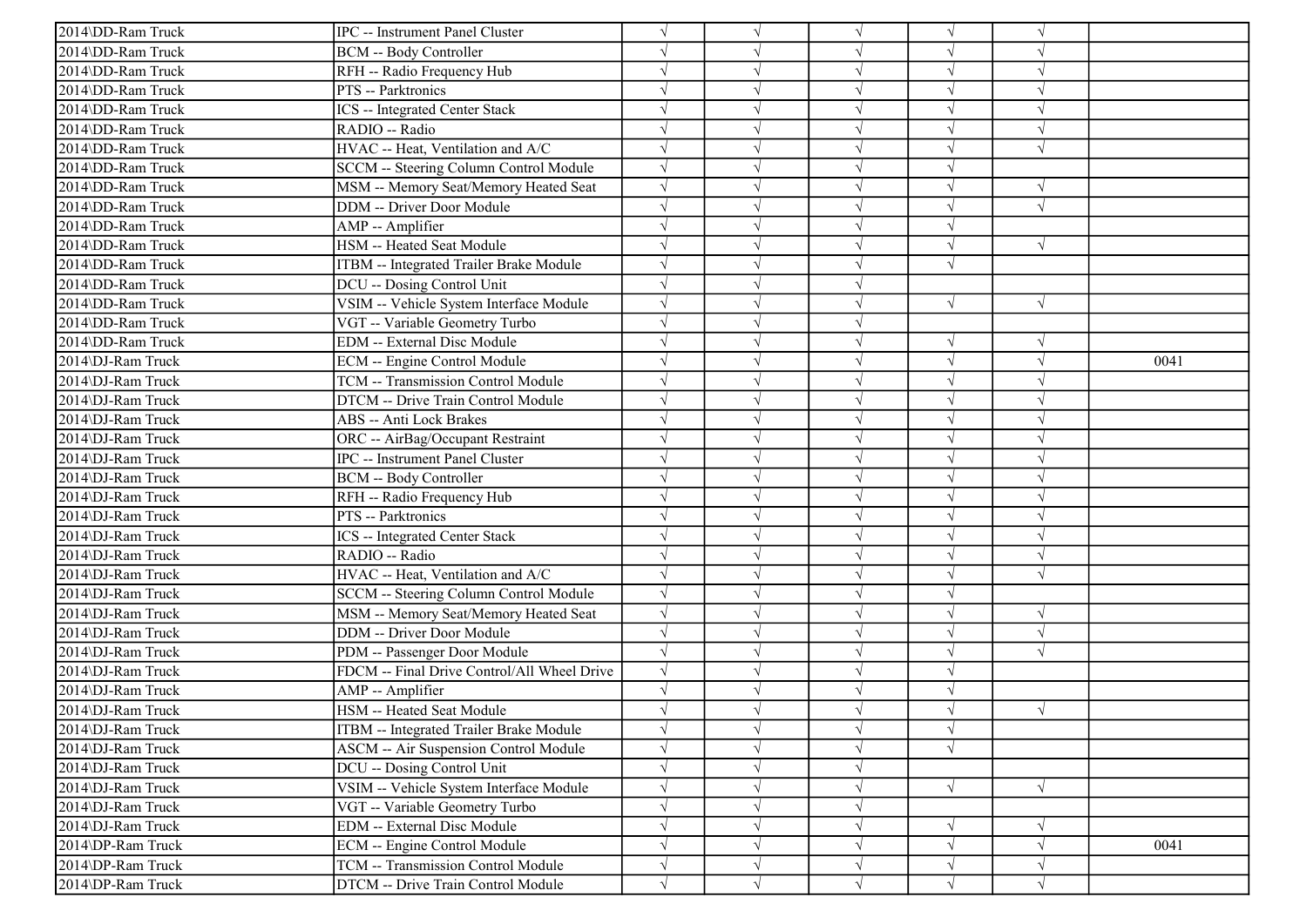| | | | | | | | |
|---|---|---|---|---|---|---|---|
| 2014\DD-Ram Truck | IPC -- Instrument Panel Cluster | √ | √ | √ | √ | √ | |
| 2014\DD-Ram Truck | BCM -- Body Controller | √ | √ | √ | √ | √ | |
| 2014\DD-Ram Truck | RFH -- Radio Frequency Hub | √ | √ | √ | √ | √ | |
| 2014\DD-Ram Truck | PTS -- Parktronics | √ | √ | √ | √ | √ | |
| 2014\DD-Ram Truck | ICS -- Integrated Center Stack | √ | √ | √ | √ | √ | |
| 2014\DD-Ram Truck | RADIO -- Radio | √ | √ | √ | √ | √ | |
| 2014\DD-Ram Truck | HVAC -- Heat, Ventilation and A/C | √ | √ | √ | √ | √ | |
| 2014\DD-Ram Truck | SCCM -- Steering Column Control Module | √ | √ | √ | √ | | |
| 2014\DD-Ram Truck | MSM -- Memory Seat/Memory Heated Seat | √ | √ | √ | √ | √ | |
| 2014\DD-Ram Truck | DDM -- Driver Door Module | √ | √ | √ | √ | √ | |
| 2014\DD-Ram Truck | AMP -- Amplifier | √ | √ | √ | √ | | |
| 2014\DD-Ram Truck | HSM -- Heated Seat Module | √ | √ | √ | √ | √ | |
| 2014\DD-Ram Truck | ITBM -- Integrated Trailer Brake Module | √ | √ | √ | √ | | |
| 2014\DD-Ram Truck | DCU -- Dosing Control Unit | √ | √ | √ | | | |
| 2014\DD-Ram Truck | VSIM -- Vehicle System Interface Module | √ | √ | √ | √ | √ | |
| 2014\DD-Ram Truck | VGT -- Variable Geometry Turbo | √ | √ | √ | | | |
| 2014\DD-Ram Truck | EDM -- External Disc Module | √ | √ | √ | √ | √ | |
| 2014\DJ-Ram Truck | ECM -- Engine Control Module | √ | √ | √ | √ | √ | 0041 |
| 2014\DJ-Ram Truck | TCM -- Transmission Control Module | √ | √ | √ | √ | √ | |
| 2014\DJ-Ram Truck | DTCM -- Drive Train Control Module | √ | √ | √ | √ | √ | |
| 2014\DJ-Ram Truck | ABS -- Anti Lock Brakes | √ | √ | √ | √ | √ | |
| 2014\DJ-Ram Truck | ORC -- AirBag/Occupant Restraint | √ | √ | √ | √ | √ | |
| 2014\DJ-Ram Truck | IPC -- Instrument Panel Cluster | √ | √ | √ | √ | √ | |
| 2014\DJ-Ram Truck | BCM -- Body Controller | √ | √ | √ | √ | √ | |
| 2014\DJ-Ram Truck | RFH -- Radio Frequency Hub | √ | √ | √ | √ | √ | |
| 2014\DJ-Ram Truck | PTS -- Parktronics | √ | √ | √ | √ | √ | |
| 2014\DJ-Ram Truck | ICS -- Integrated Center Stack | √ | √ | √ | √ | √ | |
| 2014\DJ-Ram Truck | RADIO -- Radio | √ | √ | √ | √ | √ | |
| 2014\DJ-Ram Truck | HVAC -- Heat, Ventilation and A/C | √ | √ | √ | √ | √ | |
| 2014\DJ-Ram Truck | SCCM -- Steering Column Control Module | √ | √ | √ | √ | | |
| 2014\DJ-Ram Truck | MSM -- Memory Seat/Memory Heated Seat | √ | √ | √ | √ | √ | |
| 2014\DJ-Ram Truck | DDM -- Driver Door Module | √ | √ | √ | √ | √ | |
| 2014\DJ-Ram Truck | PDM -- Passenger Door Module | √ | √ | √ | √ | √ | |
| 2014\DJ-Ram Truck | FDCM -- Final Drive Control/All Wheel Drive | √ | √ | √ | √ | | |
| 2014\DJ-Ram Truck | AMP -- Amplifier | √ | √ | √ | √ | | |
| 2014\DJ-Ram Truck | HSM -- Heated Seat Module | √ | √ | √ | √ | √ | |
| 2014\DJ-Ram Truck | ITBM -- Integrated Trailer Brake Module | √ | √ | √ | √ | | |
| 2014\DJ-Ram Truck | ASCM -- Air Suspension Control Module | √ | √ | √ | √ | | |
| 2014\DJ-Ram Truck | DCU -- Dosing Control Unit | √ | √ | √ | | | |
| 2014\DJ-Ram Truck | VSIM -- Vehicle System Interface Module | √ | √ | √ | √ | √ | |
| 2014\DJ-Ram Truck | VGT -- Variable Geometry Turbo | √ | √ | √ | | | |
| 2014\DJ-Ram Truck | EDM -- External Disc Module | √ | √ | √ | √ | √ | |
| 2014\DP-Ram Truck | ECM -- Engine Control Module | √ | √ | √ | √ | √ | 0041 |
| 2014\DP-Ram Truck | TCM -- Transmission Control Module | √ | √ | √ | √ | √ | |
| 2014\DP-Ram Truck | DTCM -- Drive Train Control Module | √ | √ | √ | √ | √ | |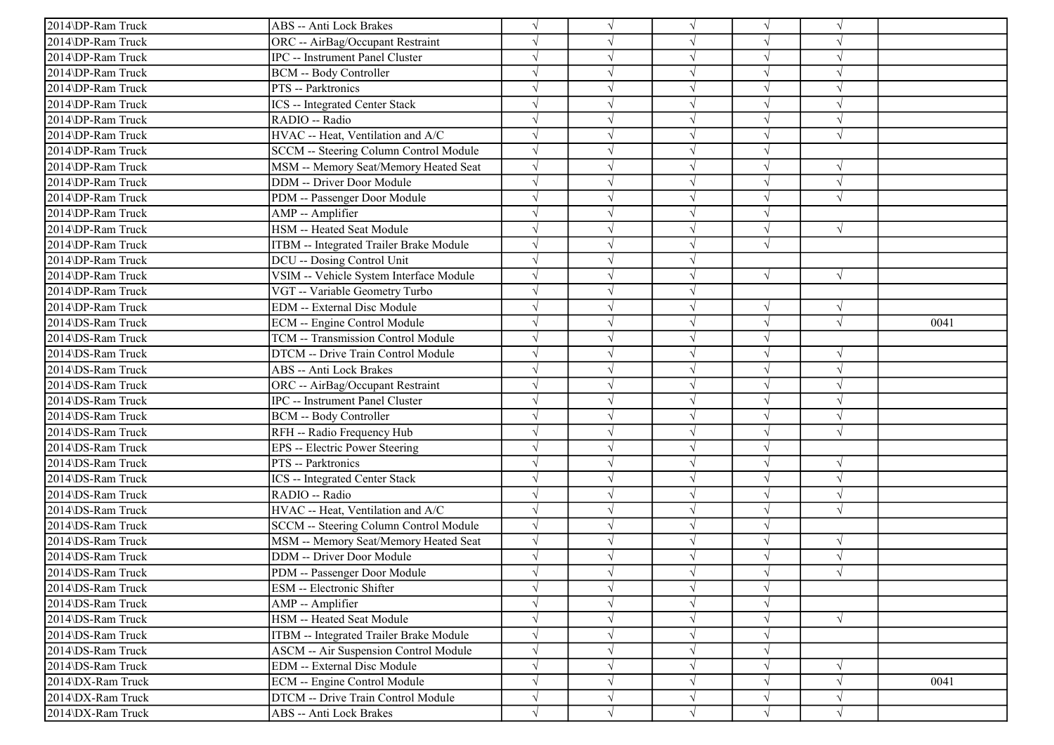| | | | | | | | |
|---|---|---|---|---|---|---|---|
| 2014\DP-Ram Truck | ABS -- Anti Lock Brakes | √ | √ | √ | √ | √ | |
| 2014\DP-Ram Truck | ORC -- AirBag/Occupant Restraint | √ | √ | √ | √ | √ | |
| 2014\DP-Ram Truck | IPC -- Instrument Panel Cluster | √ | √ | √ | √ | √ | |
| 2014\DP-Ram Truck | BCM -- Body Controller | √ | √ | √ | √ | √ | |
| 2014\DP-Ram Truck | PTS -- Parktronics | √ | √ | √ | √ | √ | |
| 2014\DP-Ram Truck | ICS -- Integrated Center Stack | √ | √ | √ | √ | √ | |
| 2014\DP-Ram Truck | RADIO -- Radio | √ | √ | √ | √ | √ | |
| 2014\DP-Ram Truck | HVAC -- Heat, Ventilation and A/C | √ | √ | √ | √ | √ | |
| 2014\DP-Ram Truck | SCCM -- Steering Column Control Module | √ | √ | √ | √ | | |
| 2014\DP-Ram Truck | MSM -- Memory Seat/Memory Heated Seat | √ | √ | √ | √ | √ | |
| 2014\DP-Ram Truck | DDM -- Driver Door Module | √ | √ | √ | √ | √ | |
| 2014\DP-Ram Truck | PDM -- Passenger Door Module | √ | √ | √ | √ | √ | |
| 2014\DP-Ram Truck | AMP -- Amplifier | √ | √ | √ | √ | | |
| 2014\DP-Ram Truck | HSM -- Heated Seat Module | √ | √ | √ | √ | √ | |
| 2014\DP-Ram Truck | ITBM -- Integrated Trailer Brake Module | √ | √ | √ | √ | | |
| 2014\DP-Ram Truck | DCU -- Dosing Control Unit | √ | √ | √ | | | |
| 2014\DP-Ram Truck | VSIM -- Vehicle System Interface Module | √ | √ | √ | √ | √ | |
| 2014\DP-Ram Truck | VGT -- Variable Geometry Turbo | √ | √ | √ | | | |
| 2014\DP-Ram Truck | EDM -- External Disc Module | √ | √ | √ | √ | √ | |
| 2014\DS-Ram Truck | ECM -- Engine Control Module | √ | √ | √ | √ | √ | 0041 |
| 2014\DS-Ram Truck | TCM -- Transmission Control Module | √ | √ | √ | √ | | |
| 2014\DS-Ram Truck | DTCM -- Drive Train Control Module | √ | √ | √ | √ | √ | |
| 2014\DS-Ram Truck | ABS -- Anti Lock Brakes | √ | √ | √ | √ | √ | |
| 2014\DS-Ram Truck | ORC -- AirBag/Occupant Restraint | √ | √ | √ | √ | √ | |
| 2014\DS-Ram Truck | IPC -- Instrument Panel Cluster | √ | √ | √ | √ | √ | |
| 2014\DS-Ram Truck | BCM -- Body Controller | √ | √ | √ | √ | √ | |
| 2014\DS-Ram Truck | RFH -- Radio Frequency Hub | √ | √ | √ | √ | √ | |
| 2014\DS-Ram Truck | EPS -- Electric Power Steering | √ | √ | √ | √ | | |
| 2014\DS-Ram Truck | PTS -- Parktronics | √ | √ | √ | √ | √ | |
| 2014\DS-Ram Truck | ICS -- Integrated Center Stack | √ | √ | √ | √ | √ | |
| 2014\DS-Ram Truck | RADIO -- Radio | √ | √ | √ | √ | √ | |
| 2014\DS-Ram Truck | HVAC -- Heat, Ventilation and A/C | √ | √ | √ | √ | √ | |
| 2014\DS-Ram Truck | SCCM -- Steering Column Control Module | √ | √ | √ | √ | | |
| 2014\DS-Ram Truck | MSM -- Memory Seat/Memory Heated Seat | √ | √ | √ | √ | √ | |
| 2014\DS-Ram Truck | DDM -- Driver Door Module | √ | √ | √ | √ | √ | |
| 2014\DS-Ram Truck | PDM -- Passenger Door Module | √ | √ | √ | √ | √ | |
| 2014\DS-Ram Truck | ESM -- Electronic Shifter | √ | √ | √ | √ | | |
| 2014\DS-Ram Truck | AMP -- Amplifier | √ | √ | √ | √ | | |
| 2014\DS-Ram Truck | HSM -- Heated Seat Module | √ | √ | √ | √ | √ | |
| 2014\DS-Ram Truck | ITBM -- Integrated Trailer Brake Module | √ | √ | √ | √ | | |
| 2014\DS-Ram Truck | ASCM -- Air Suspension Control Module | √ | √ | √ | √ | | |
| 2014\DS-Ram Truck | EDM -- External Disc Module | √ | √ | √ | √ | √ | |
| 2014\DX-Ram Truck | ECM -- Engine Control Module | √ | √ | √ | √ | √ | 0041 |
| 2014\DX-Ram Truck | DTCM -- Drive Train Control Module | √ | √ | √ | √ | √ | |
| 2014\DX-Ram Truck | ABS -- Anti Lock Brakes | √ | √ | √ | √ | √ | |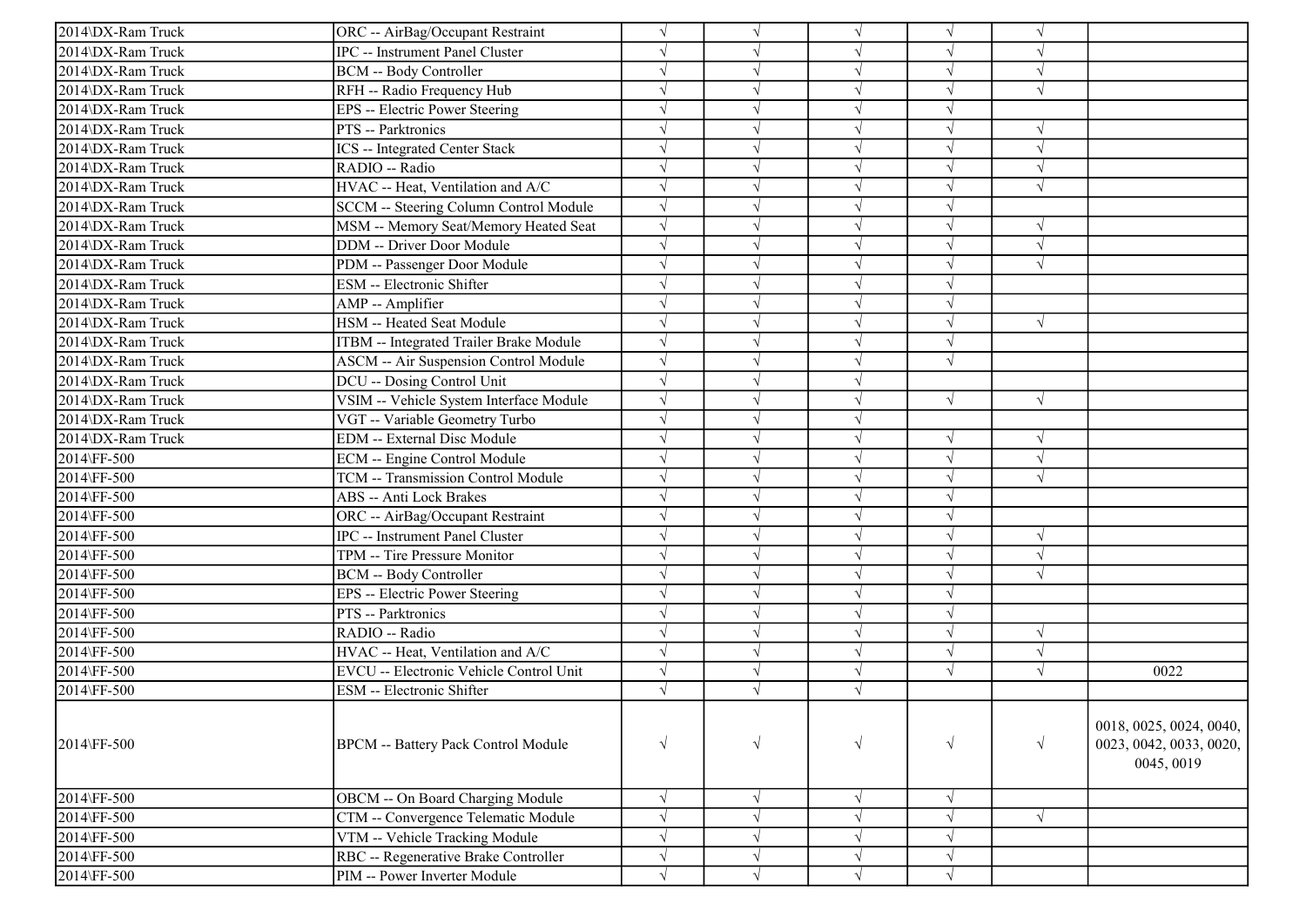| | | | | | | | |
|---|---|---|---|---|---|---|---|
| 2014\DX-Ram Truck | ORC -- AirBag/Occupant Restraint | √ | √ | √ | √ | √ | |
| 2014\DX-Ram Truck | IPC -- Instrument Panel Cluster | √ | √ | √ | √ | √ | |
| 2014\DX-Ram Truck | BCM -- Body Controller | √ | √ | √ | √ | √ | |
| 2014\DX-Ram Truck | RFH -- Radio Frequency Hub | √ | √ | √ | √ | √ | |
| 2014\DX-Ram Truck | EPS -- Electric Power Steering | √ | √ | √ | √ | | |
| 2014\DX-Ram Truck | PTS -- Parktronics | √ | √ | √ | √ | √ | |
| 2014\DX-Ram Truck | ICS -- Integrated Center Stack | √ | √ | √ | √ | √ | |
| 2014\DX-Ram Truck | RADIO -- Radio | √ | √ | √ | √ | √ | |
| 2014\DX-Ram Truck | HVAC -- Heat, Ventilation and A/C | √ | √ | √ | √ | √ | |
| 2014\DX-Ram Truck | SCCM -- Steering Column Control Module | √ | √ | √ | √ | | |
| 2014\DX-Ram Truck | MSM -- Memory Seat/Memory Heated Seat | √ | √ | √ | √ | √ | |
| 2014\DX-Ram Truck | DDM -- Driver Door Module | √ | √ | √ | √ | √ | |
| 2014\DX-Ram Truck | PDM -- Passenger Door Module | √ | √ | √ | √ | √ | |
| 2014\DX-Ram Truck | ESM -- Electronic Shifter | √ | √ | √ | √ | | |
| 2014\DX-Ram Truck | AMP -- Amplifier | √ | √ | √ | √ | | |
| 2014\DX-Ram Truck | HSM -- Heated Seat Module | √ | √ | √ | √ | √ | |
| 2014\DX-Ram Truck | ITBM -- Integrated Trailer Brake Module | √ | √ | √ | √ | | |
| 2014\DX-Ram Truck | ASCM -- Air Suspension Control Module | √ | √ | √ | √ | | |
| 2014\DX-Ram Truck | DCU -- Dosing Control Unit | √ | √ | √ | | | |
| 2014\DX-Ram Truck | VSIM -- Vehicle System Interface Module | √ | √ | √ | √ | √ | |
| 2014\DX-Ram Truck | VGT -- Variable Geometry Turbo | √ | √ | √ | | | |
| 2014\DX-Ram Truck | EDM -- External Disc Module | √ | √ | √ | √ | √ | |
| 2014\FF-500 | ECM -- Engine Control Module | √ | √ | √ | √ | √ | |
| 2014\FF-500 | TCM -- Transmission Control Module | √ | √ | √ | √ | √ | |
| 2014\FF-500 | ABS -- Anti Lock Brakes | √ | √ | √ | √ | | |
| 2014\FF-500 | ORC -- AirBag/Occupant Restraint | √ | √ | √ | √ | | |
| 2014\FF-500 | IPC -- Instrument Panel Cluster | √ | √ | √ | √ | √ | |
| 2014\FF-500 | TPM -- Tire Pressure Monitor | √ | √ | √ | √ | √ | |
| 2014\FF-500 | BCM -- Body Controller | √ | √ | √ | √ | √ | |
| 2014\FF-500 | EPS -- Electric Power Steering | √ | √ | √ | √ | | |
| 2014\FF-500 | PTS -- Parktronics | √ | √ | √ | √ | | |
| 2014\FF-500 | RADIO -- Radio | √ | √ | √ | √ | √ | |
| 2014\FF-500 | HVAC -- Heat, Ventilation and A/C | √ | √ | √ | √ | √ | |
| 2014\FF-500 | EVCU -- Electronic Vehicle Control Unit | √ | √ | √ | √ | √ | 0022 |
| 2014\FF-500 | ESM -- Electronic Shifter | √ | √ | √ | | | |
| 2014\FF-500 | BPCM -- Battery Pack Control Module | √ | √ | √ | √ | √ | 0018, 0025, 0024, 0040, 0023, 0042, 0033, 0020, 0045, 0019 |
| 2014\FF-500 | OBCM -- On Board Charging Module | √ | √ | √ | √ | | |
| 2014\FF-500 | CTM -- Convergence Telematic Module | √ | √ | √ | √ | √ | |
| 2014\FF-500 | VTM -- Vehicle Tracking Module | √ | √ | √ | √ | | |
| 2014\FF-500 | RBC -- Regenerative Brake Controller | √ | √ | √ | √ | | |
| 2014\FF-500 | PIM -- Power Inverter Module | √ | √ | √ | √ | | |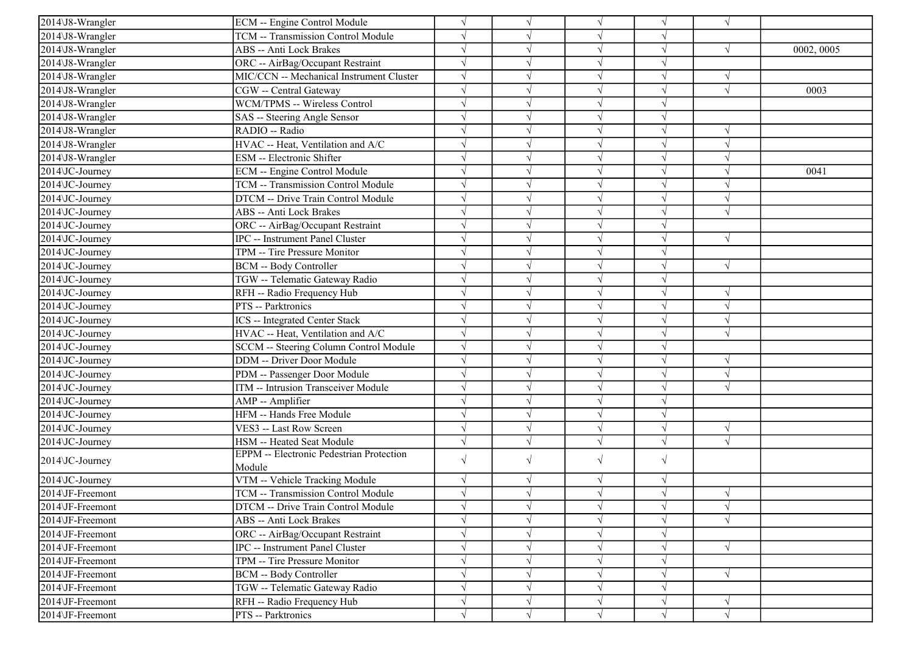| | | | | | | | |
|---|---|---|---|---|---|---|---|
| 2014\J8-Wrangler | ECM -- Engine Control Module | √ | √ | √ | √ | √ | |
| 2014\J8-Wrangler | TCM -- Transmission Control Module | √ | √ | √ | √ | | |
| 2014\J8-Wrangler | ABS -- Anti Lock Brakes | √ | √ | √ | √ | √ | 0002, 0005 |
| 2014\J8-Wrangler | ORC -- AirBag/Occupant Restraint | √ | √ | √ | √ | | |
| 2014\J8-Wrangler | MIC/CCN -- Mechanical Instrument Cluster | √ | √ | √ | √ | √ | |
| 2014\J8-Wrangler | CGW -- Central Gateway | √ | √ | √ | √ | √ | 0003 |
| 2014\J8-Wrangler | WCM/TPMS -- Wireless Control | √ | √ | √ | √ | | |
| 2014\J8-Wrangler | SAS -- Steering Angle Sensor | √ | √ | √ | √ | | |
| 2014\J8-Wrangler | RADIO -- Radio | √ | √ | √ | √ | √ | |
| 2014\J8-Wrangler | HVAC -- Heat, Ventilation and A/C | √ | √ | √ | √ | √ | |
| 2014\J8-Wrangler | ESM -- Electronic Shifter | √ | √ | √ | √ | √ | |
| 2014\JC-Journey | ECM -- Engine Control Module | √ | √ | √ | √ | √ | 0041 |
| 2014\JC-Journey | TCM -- Transmission Control Module | √ | √ | √ | √ | √ | |
| 2014\JC-Journey | DTCM -- Drive Train Control Module | √ | √ | √ | √ | √ | |
| 2014\JC-Journey | ABS -- Anti Lock Brakes | √ | √ | √ | √ | √ | |
| 2014\JC-Journey | ORC -- AirBag/Occupant Restraint | √ | √ | √ | √ | | |
| 2014\JC-Journey | IPC -- Instrument Panel Cluster | √ | √ | √ | √ | √ | |
| 2014\JC-Journey | TPM -- Tire Pressure Monitor | √ | √ | √ | √ | | |
| 2014\JC-Journey | BCM -- Body Controller | √ | √ | √ | √ | √ | |
| 2014\JC-Journey | TGW -- Telematic Gateway Radio | √ | √ | √ | √ | | |
| 2014\JC-Journey | RFH -- Radio Frequency Hub | √ | √ | √ | √ | √ | |
| 2014\JC-Journey | PTS -- Parktronics | √ | √ | √ | √ | √ | |
| 2014\JC-Journey | ICS -- Integrated Center Stack | √ | √ | √ | √ | √ | |
| 2014\JC-Journey | HVAC -- Heat, Ventilation and A/C | √ | √ | √ | √ | √ | |
| 2014\JC-Journey | SCCM -- Steering Column Control Module | √ | √ | √ | √ | | |
| 2014\JC-Journey | DDM -- Driver Door Module | √ | √ | √ | √ | √ | |
| 2014\JC-Journey | PDM -- Passenger Door Module | √ | √ | √ | √ | √ | |
| 2014\JC-Journey | ITM -- Intrusion Transceiver Module | √ | √ | √ | √ | √ | |
| 2014\JC-Journey | AMP -- Amplifier | √ | √ | √ | √ | | |
| 2014\JC-Journey | HFM -- Hands Free Module | √ | √ | √ | √ | | |
| 2014\JC-Journey | VES3 -- Last Row Screen | √ | √ | √ | √ | √ | |
| 2014\JC-Journey | HSM -- Heated Seat Module | √ | √ | √ | √ | √ | |
| 2014\JC-Journey | EPPM -- Electronic Pedestrian Protection Module | √ | √ | √ | √ | | |
| 2014\JC-Journey | VTM -- Vehicle Tracking Module | √ | √ | √ | √ | | |
| 2014\JF-Freemont | TCM -- Transmission Control Module | √ | √ | √ | √ | √ | |
| 2014\JF-Freemont | DTCM -- Drive Train Control Module | √ | √ | √ | √ | √ | |
| 2014\JF-Freemont | ABS -- Anti Lock Brakes | √ | √ | √ | √ | √ | |
| 2014\JF-Freemont | ORC -- AirBag/Occupant Restraint | √ | √ | √ | √ | | |
| 2014\JF-Freemont | IPC -- Instrument Panel Cluster | √ | √ | √ | √ | √ | |
| 2014\JF-Freemont | TPM -- Tire Pressure Monitor | √ | √ | √ | √ | | |
| 2014\JF-Freemont | BCM -- Body Controller | √ | √ | √ | √ | √ | |
| 2014\JF-Freemont | TGW -- Telematic Gateway Radio | √ | √ | √ | √ | | |
| 2014\JF-Freemont | RFH -- Radio Frequency Hub | √ | √ | √ | √ | √ | |
| 2014\JF-Freemont | PTS -- Parktronics | √ | √ | √ | √ | √ | |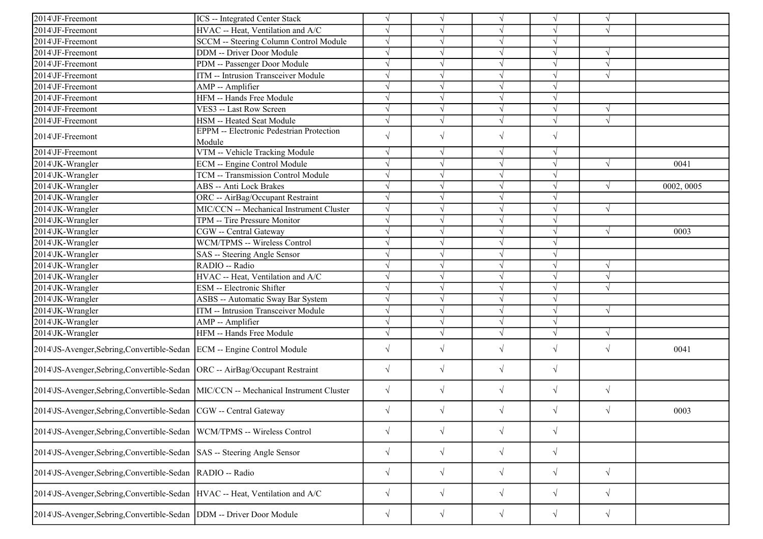| | | | | | | | |
|---|---|---|---|---|---|---|---|
| 2014\JF-Freemont | ICS -- Integrated Center Stack | √ | √ | √ | √ | √ | |
| 2014\JF-Freemont | HVAC -- Heat, Ventilation and A/C | √ | √ | √ | √ | √ | |
| 2014\JF-Freemont | SCCM -- Steering Column Control Module | √ | √ | √ | √ | | |
| 2014\JF-Freemont | DDM -- Driver Door Module | √ | √ | √ | √ | √ | |
| 2014\JF-Freemont | PDM -- Passenger Door Module | √ | √ | √ | √ | √ | |
| 2014\JF-Freemont | ITM -- Intrusion Transceiver Module | √ | √ | √ | √ | √ | |
| 2014\JF-Freemont | AMP -- Amplifier | √ | √ | √ | √ | | |
| 2014\JF-Freemont | HFM -- Hands Free Module | √ | √ | √ | √ | | |
| 2014\JF-Freemont | VES3 -- Last Row Screen | √ | √ | √ | √ | √ | |
| 2014\JF-Freemont | HSM -- Heated Seat Module | √ | √ | √ | √ | √ | |
| 2014\JF-Freemont | EPPM -- Electronic Pedestrian Protection Module | √ | √ | √ | √ | | |
| 2014\JF-Freemont | VTM -- Vehicle Tracking Module | √ | √ | √ | √ | | |
| 2014\JK-Wrangler | ECM -- Engine Control Module | √ | √ | √ | √ | √ | 0041 |
| 2014\JK-Wrangler | TCM -- Transmission Control Module | √ | √ | √ | √ | | |
| 2014\JK-Wrangler | ABS -- Anti Lock Brakes | √ | √ | √ | √ | √ | 0002, 0005 |
| 2014\JK-Wrangler | ORC -- AirBag/Occupant Restraint | √ | √ | √ | √ | | |
| 2014\JK-Wrangler | MIC/CCN -- Mechanical Instrument Cluster | √ | √ | √ | √ | √ | |
| 2014\JK-Wrangler | TPM -- Tire Pressure Monitor | √ | √ | √ | √ | | |
| 2014\JK-Wrangler | CGW -- Central Gateway | √ | √ | √ | √ | √ | 0003 |
| 2014\JK-Wrangler | WCM/TPMS -- Wireless Control | √ | √ | √ | √ | | |
| 2014\JK-Wrangler | SAS -- Steering Angle Sensor | √ | √ | √ | √ | | |
| 2014\JK-Wrangler | RADIO -- Radio | √ | √ | √ | √ | √ | |
| 2014\JK-Wrangler | HVAC -- Heat, Ventilation and A/C | √ | √ | √ | √ | √ | |
| 2014\JK-Wrangler | ESM -- Electronic Shifter | √ | √ | √ | √ | √ | |
| 2014\JK-Wrangler | ASBS -- Automatic Sway Bar System | √ | √ | √ | √ | | |
| 2014\JK-Wrangler | ITM -- Intrusion Transceiver Module | √ | √ | √ | √ | √ | |
| 2014\JK-Wrangler | AMP -- Amplifier | √ | √ | √ | √ | | |
| 2014\JK-Wrangler | HFM -- Hands Free Module | √ | √ | √ | √ | √ | |
| 2014\JS-Avenger,Sebring,Convertible-Sedan | ECM -- Engine Control Module | √ | √ | √ | √ | √ | 0041 |
| 2014\JS-Avenger,Sebring,Convertible-Sedan | ORC -- AirBag/Occupant Restraint | √ | √ | √ | √ | | |
| 2014\JS-Avenger,Sebring,Convertible-Sedan | MIC/CCN -- Mechanical Instrument Cluster | √ | √ | √ | √ | √ | |
| 2014\JS-Avenger,Sebring,Convertible-Sedan | CGW -- Central Gateway | √ | √ | √ | √ | √ | 0003 |
| 2014\JS-Avenger,Sebring,Convertible-Sedan | WCM/TPMS -- Wireless Control | √ | √ | √ | √ | | |
| 2014\JS-Avenger,Sebring,Convertible-Sedan | SAS -- Steering Angle Sensor | √ | √ | √ | √ | | |
| 2014\JS-Avenger,Sebring,Convertible-Sedan | RADIO -- Radio | √ | √ | √ | √ | √ | |
| 2014\JS-Avenger,Sebring,Convertible-Sedan | HVAC -- Heat, Ventilation and A/C | √ | √ | √ | √ | √ | |
| 2014\JS-Avenger,Sebring,Convertible-Sedan | DDM -- Driver Door Module | √ | √ | √ | √ | √ | |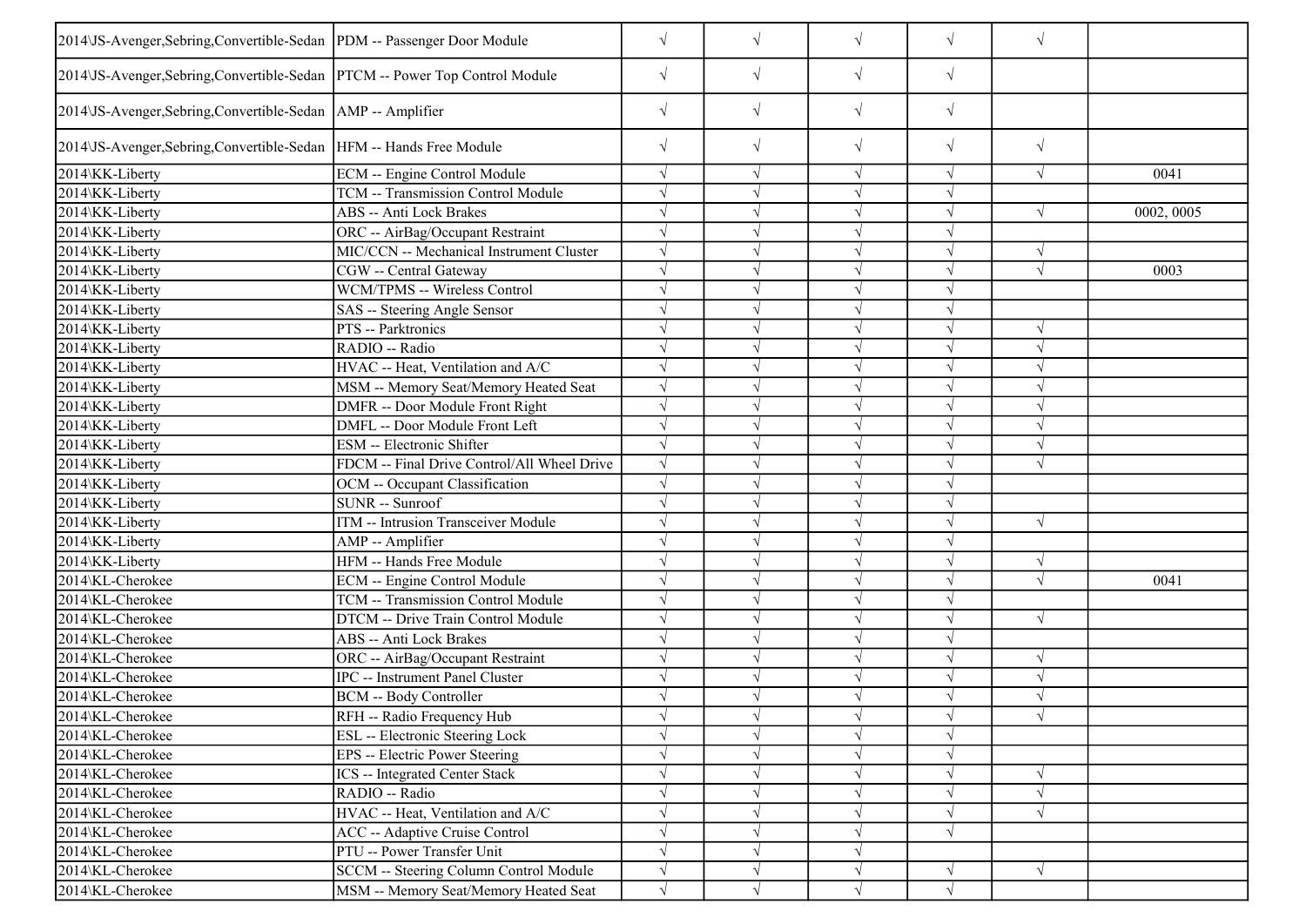| | | | | | | | |
|---|---|---|---|---|---|---|---|
| 2014\JS-Avenger,Sebring,Convertible-Sedan | PDM -- Passenger Door Module | √ | √ | √ | √ | √ | |
| 2014\JS-Avenger,Sebring,Convertible-Sedan | PTCM -- Power Top Control Module | √ | √ | √ | √ | | |
| 2014\JS-Avenger,Sebring,Convertible-Sedan | AMP -- Amplifier | √ | √ | √ | √ | | |
| 2014\JS-Avenger,Sebring,Convertible-Sedan | HFM -- Hands Free Module | √ | √ | √ | √ | √ | |
| 2014\KK-Liberty | ECM -- Engine Control Module | √ | √ | √ | √ | √ | 0041 |
| 2014\KK-Liberty | TCM -- Transmission Control Module | √ | √ | √ | √ | | |
| 2014\KK-Liberty | ABS -- Anti Lock Brakes | √ | √ | √ | √ | √ | 0002, 0005 |
| 2014\KK-Liberty | ORC -- AirBag/Occupant Restraint | √ | √ | √ | √ | | |
| 2014\KK-Liberty | MIC/CCN -- Mechanical Instrument Cluster | √ | √ | √ | √ | √ | |
| 2014\KK-Liberty | CGW -- Central Gateway | √ | √ | √ | √ | √ | 0003 |
| 2014\KK-Liberty | WCM/TPMS -- Wireless Control | √ | √ | √ | √ | | |
| 2014\KK-Liberty | SAS -- Steering Angle Sensor | √ | √ | √ | √ | | |
| 2014\KK-Liberty | PTS -- Parktronics | √ | √ | √ | √ | √ | |
| 2014\KK-Liberty | RADIO -- Radio | √ | √ | √ | √ | √ | |
| 2014\KK-Liberty | HVAC -- Heat, Ventilation and A/C | √ | √ | √ | √ | √ | |
| 2014\KK-Liberty | MSM -- Memory Seat/Memory Heated Seat | √ | √ | √ | √ | √ | |
| 2014\KK-Liberty | DMFR -- Door Module Front Right | √ | √ | √ | √ | √ | |
| 2014\KK-Liberty | DMFL -- Door Module Front Left | √ | √ | √ | √ | √ | |
| 2014\KK-Liberty | ESM -- Electronic Shifter | √ | √ | √ | √ | √ | |
| 2014\KK-Liberty | FDCM -- Final Drive Control/All Wheel Drive | √ | √ | √ | √ | √ | |
| 2014\KK-Liberty | OCM -- Occupant Classification | √ | √ | √ | √ | | |
| 2014\KK-Liberty | SUNR -- Sunroof | √ | √ | √ | √ | | |
| 2014\KK-Liberty | ITM -- Intrusion Transceiver Module | √ | √ | √ | √ | √ | |
| 2014\KK-Liberty | AMP -- Amplifier | √ | √ | √ | √ | | |
| 2014\KK-Liberty | HFM -- Hands Free Module | √ | √ | √ | √ | √ | |
| 2014\KL-Cherokee | ECM -- Engine Control Module | √ | √ | √ | √ | √ | 0041 |
| 2014\KL-Cherokee | TCM -- Transmission Control Module | √ | √ | √ | √ | | |
| 2014\KL-Cherokee | DTCM -- Drive Train Control Module | √ | √ | √ | √ | √ | |
| 2014\KL-Cherokee | ABS -- Anti Lock Brakes | √ | √ | √ | √ | | |
| 2014\KL-Cherokee | ORC -- AirBag/Occupant Restraint | √ | √ | √ | √ | √ | |
| 2014\KL-Cherokee | IPC -- Instrument Panel Cluster | √ | √ | √ | √ | √ | |
| 2014\KL-Cherokee | BCM -- Body Controller | √ | √ | √ | √ | √ | |
| 2014\KL-Cherokee | RFH -- Radio Frequency Hub | √ | √ | √ | √ | √ | |
| 2014\KL-Cherokee | ESL -- Electronic Steering Lock | √ | √ | √ | √ | | |
| 2014\KL-Cherokee | EPS -- Electric Power Steering | √ | √ | √ | √ | | |
| 2014\KL-Cherokee | ICS -- Integrated Center Stack | √ | √ | √ | √ | √ | |
| 2014\KL-Cherokee | RADIO -- Radio | √ | √ | √ | √ | √ | |
| 2014\KL-Cherokee | HVAC -- Heat, Ventilation and A/C | √ | √ | √ | √ | √ | |
| 2014\KL-Cherokee | ACC -- Adaptive Cruise Control | √ | √ | √ | √ | | |
| 2014\KL-Cherokee | PTU -- Power Transfer Unit | √ | √ | √ | | | |
| 2014\KL-Cherokee | SCCM -- Steering Column Control Module | √ | √ | √ | √ | √ | |
| 2014\KL-Cherokee | MSM -- Memory Seat/Memory Heated Seat | √ | √ | √ | √ | | |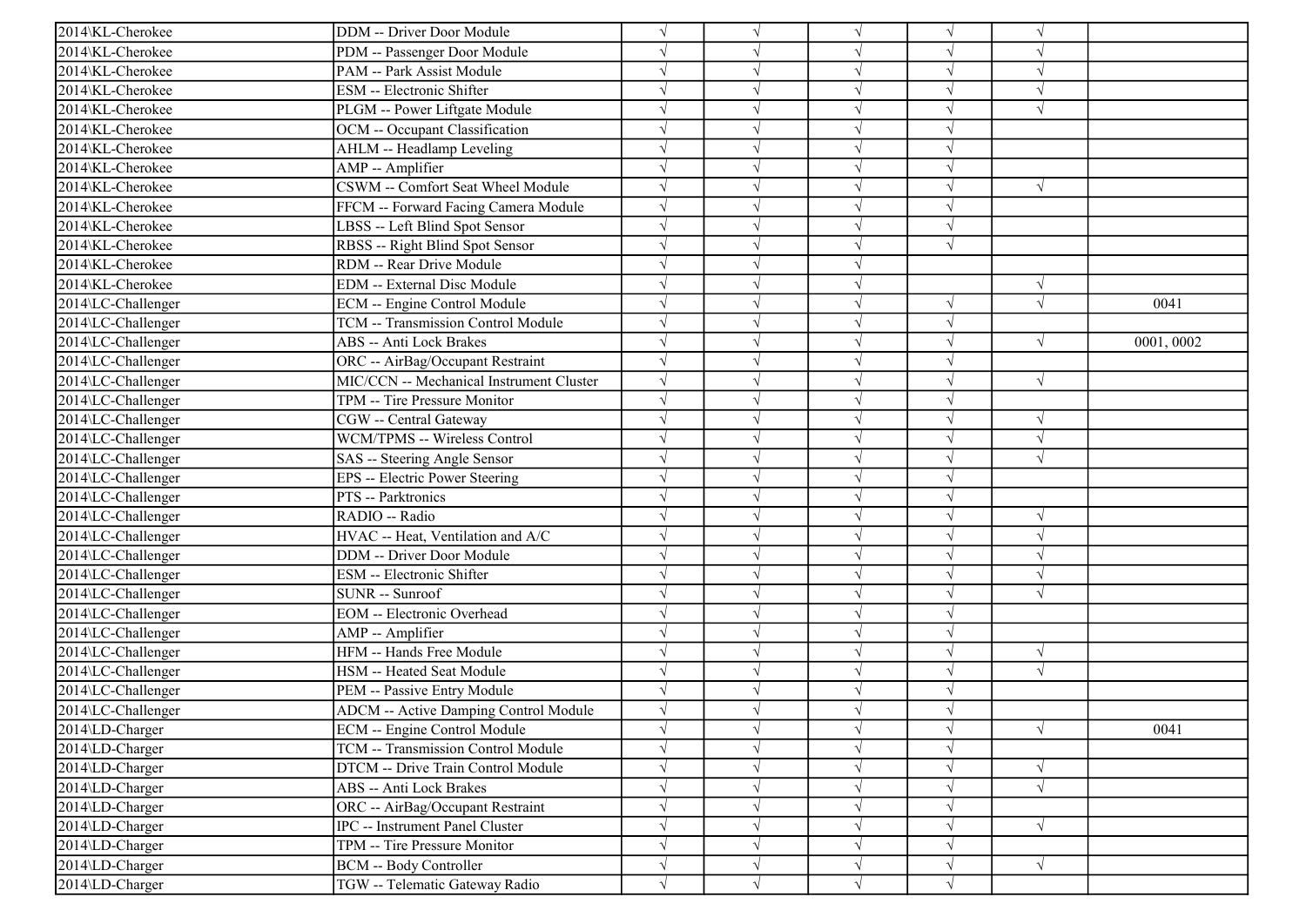| | | | | | | | |
|---|---|---|---|---|---|---|---|
| 2014\KL-Cherokee | DDM -- Driver Door Module | √ | √ | √ | √ | √ | |
| 2014\KL-Cherokee | PDM -- Passenger Door Module | √ | √ | √ | √ | √ | |
| 2014\KL-Cherokee | PAM -- Park Assist Module | √ | √ | √ | √ | √ | |
| 2014\KL-Cherokee | ESM -- Electronic Shifter | √ | √ | √ | √ | √ | |
| 2014\KL-Cherokee | PLGM -- Power Liftgate Module | √ | √ | √ | √ | √ | |
| 2014\KL-Cherokee | OCM -- Occupant Classification | √ | √ | √ | √ | | |
| 2014\KL-Cherokee | AHLM -- Headlamp Leveling | √ | √ | √ | √ | | |
| 2014\KL-Cherokee | AMP -- Amplifier | √ | √ | √ | √ | | |
| 2014\KL-Cherokee | CSWM -- Comfort Seat Wheel Module | √ | √ | √ | √ | √ | |
| 2014\KL-Cherokee | FFCM -- Forward Facing Camera Module | √ | √ | √ | √ | | |
| 2014\KL-Cherokee | LBSS -- Left Blind Spot Sensor | √ | √ | √ | √ | | |
| 2014\KL-Cherokee | RBSS -- Right Blind Spot Sensor | √ | √ | √ | √ | | |
| 2014\KL-Cherokee | RDM -- Rear Drive Module | √ | √ | √ | | | |
| 2014\KL-Cherokee | EDM -- External Disc Module | √ | √ | √ | | √ | |
| 2014\LC-Challenger | ECM -- Engine Control Module | √ | √ | √ | √ | √ | 0041 |
| 2014\LC-Challenger | TCM -- Transmission Control Module | √ | √ | √ | √ | | |
| 2014\LC-Challenger | ABS -- Anti Lock Brakes | √ | √ | √ | √ | √ | 0001, 0002 |
| 2014\LC-Challenger | ORC -- AirBag/Occupant Restraint | √ | √ | √ | √ | | |
| 2014\LC-Challenger | MIC/CCN -- Mechanical Instrument Cluster | √ | √ | √ | √ | √ | |
| 2014\LC-Challenger | TPM -- Tire Pressure Monitor | √ | √ | √ | √ | | |
| 2014\LC-Challenger | CGW -- Central Gateway | √ | √ | √ | √ | √ | |
| 2014\LC-Challenger | WCM/TPMS -- Wireless Control | √ | √ | √ | √ | √ | |
| 2014\LC-Challenger | SAS -- Steering Angle Sensor | √ | √ | √ | √ | √ | |
| 2014\LC-Challenger | EPS -- Electric Power Steering | √ | √ | √ | √ | | |
| 2014\LC-Challenger | PTS -- Parktronics | √ | √ | √ | √ | | |
| 2014\LC-Challenger | RADIO -- Radio | √ | √ | √ | √ | √ | |
| 2014\LC-Challenger | HVAC -- Heat, Ventilation and A/C | √ | √ | √ | √ | √ | |
| 2014\LC-Challenger | DDM -- Driver Door Module | √ | √ | √ | √ | √ | |
| 2014\LC-Challenger | ESM -- Electronic Shifter | √ | √ | √ | √ | √ | |
| 2014\LC-Challenger | SUNR -- Sunroof | √ | √ | √ | √ | √ | |
| 2014\LC-Challenger | EOM -- Electronic Overhead | √ | √ | √ | √ | | |
| 2014\LC-Challenger | AMP -- Amplifier | √ | √ | √ | √ | | |
| 2014\LC-Challenger | HFM -- Hands Free Module | √ | √ | √ | √ | √ | |
| 2014\LC-Challenger | HSM -- Heated Seat Module | √ | √ | √ | √ | √ | |
| 2014\LC-Challenger | PEM -- Passive Entry Module | √ | √ | √ | √ | | |
| 2014\LC-Challenger | ADCM -- Active Damping Control Module | √ | √ | √ | √ | | |
| 2014\LD-Charger | ECM -- Engine Control Module | √ | √ | √ | √ | √ | 0041 |
| 2014\LD-Charger | TCM -- Transmission Control Module | √ | √ | √ | √ | | |
| 2014\LD-Charger | DTCM -- Drive Train Control Module | √ | √ | √ | √ | √ | |
| 2014\LD-Charger | ABS -- Anti Lock Brakes | √ | √ | √ | √ | √ | |
| 2014\LD-Charger | ORC -- AirBag/Occupant Restraint | √ | √ | √ | √ | | |
| 2014\LD-Charger | IPC -- Instrument Panel Cluster | √ | √ | √ | √ | √ | |
| 2014\LD-Charger | TPM -- Tire Pressure Monitor | √ | √ | √ | √ | | |
| 2014\LD-Charger | BCM -- Body Controller | √ | √ | √ | √ | √ | |
| 2014\LD-Charger | TGW -- Telematic Gateway Radio | √ | √ | √ | √ | | |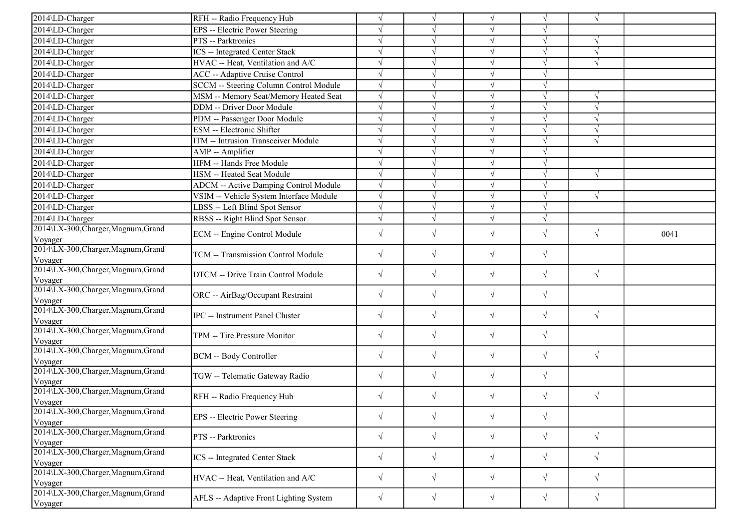| | | | | | | | |
|---|---|---|---|---|---|---|---|
| 2014\LD-Charger | RFH -- Radio Frequency Hub | √ | √ | √ | √ | √ | |
| 2014\LD-Charger | EPS -- Electric Power Steering | √ | √ | √ | √ | | |
| 2014\LD-Charger | PTS -- Parktronics | √ | √ | √ | √ | √ | |
| 2014\LD-Charger | ICS -- Integrated Center Stack | √ | √ | √ | √ | √ | |
| 2014\LD-Charger | HVAC -- Heat, Ventilation and A/C | √ | √ | √ | √ | √ | |
| 2014\LD-Charger | ACC -- Adaptive Cruise Control | √ | √ | √ | √ | | |
| 2014\LD-Charger | SCCM -- Steering Column Control Module | √ | √ | √ | √ | | |
| 2014\LD-Charger | MSM -- Memory Seat/Memory Heated Seat | √ | √ | √ | √ | √ | |
| 2014\LD-Charger | DDM -- Driver Door Module | √ | √ | √ | √ | √ | |
| 2014\LD-Charger | PDM -- Passenger Door Module | √ | √ | √ | √ | √ | |
| 2014\LD-Charger | ESM -- Electronic Shifter | √ | √ | √ | √ | √ | |
| 2014\LD-Charger | ITM -- Intrusion Transceiver Module | √ | √ | √ | √ | √ | |
| 2014\LD-Charger | AMP -- Amplifier | √ | √ | √ | √ | | |
| 2014\LD-Charger | HFM -- Hands Free Module | √ | √ | √ | √ | | |
| 2014\LD-Charger | HSM -- Heated Seat Module | √ | √ | √ | √ | √ | |
| 2014\LD-Charger | ADCM -- Active Damping Control Module | √ | √ | √ | √ | | |
| 2014\LD-Charger | VSIM -- Vehicle System Interface Module | √ | √ | √ | √ | √ | |
| 2014\LD-Charger | LBSS -- Left Blind Spot Sensor | √ | √ | √ | √ | | |
| 2014\LD-Charger | RBSS -- Right Blind Spot Sensor | √ | √ | √ | √ | | |
| 2014\LX-300,Charger,Magnum,Grand Voyager | ECM -- Engine Control Module | √ | √ | √ | √ | √ | 0041 |
| 2014\LX-300,Charger,Magnum,Grand Voyager | TCM -- Transmission Control Module | √ | √ | √ | √ | | |
| 2014\LX-300,Charger,Magnum,Grand Voyager | DTCM -- Drive Train Control Module | √ | √ | √ | √ | √ | |
| 2014\LX-300,Charger,Magnum,Grand Voyager | ORC -- AirBag/Occupant Restraint | √ | √ | √ | √ | | |
| 2014\LX-300,Charger,Magnum,Grand Voyager | IPC -- Instrument Panel Cluster | √ | √ | √ | √ | √ | |
| 2014\LX-300,Charger,Magnum,Grand Voyager | TPM -- Tire Pressure Monitor | √ | √ | √ | √ | | |
| 2014\LX-300,Charger,Magnum,Grand Voyager | BCM -- Body Controller | √ | √ | √ | √ | √ | |
| 2014\LX-300,Charger,Magnum,Grand Voyager | TGW -- Telematic Gateway Radio | √ | √ | √ | √ | | |
| 2014\LX-300,Charger,Magnum,Grand Voyager | RFH -- Radio Frequency Hub | √ | √ | √ | √ | √ | |
| 2014\LX-300,Charger,Magnum,Grand Voyager | EPS -- Electric Power Steering | √ | √ | √ | √ | | |
| 2014\LX-300,Charger,Magnum,Grand Voyager | PTS -- Parktronics | √ | √ | √ | √ | √ | |
| 2014\LX-300,Charger,Magnum,Grand Voyager | ICS -- Integrated Center Stack | √ | √ | √ | √ | √ | |
| 2014\LX-300,Charger,Magnum,Grand Voyager | HVAC -- Heat, Ventilation and A/C | √ | √ | √ | √ | √ | |
| 2014\LX-300,Charger,Magnum,Grand Voyager | AFLS -- Adaptive Front Lighting System | √ | √ | √ | √ | √ | |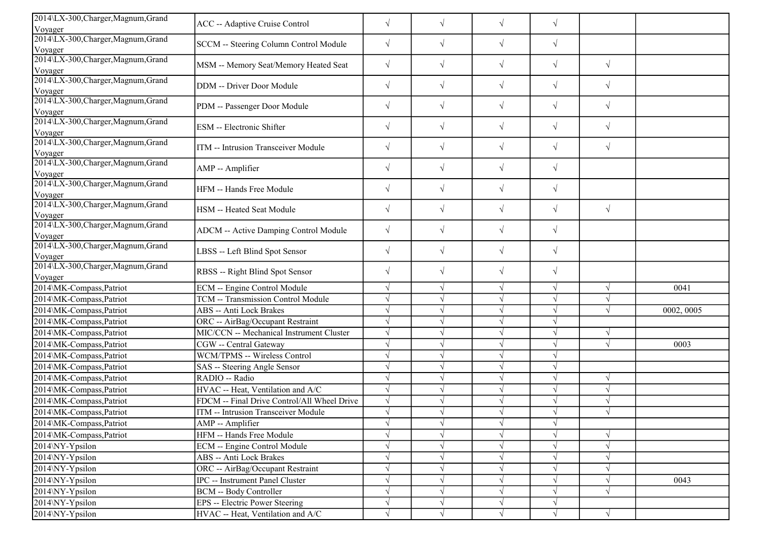| | | | | | | | |
|---|---|---|---|---|---|---|---|
| 2014\LX-300,Charger,Magnum,Grand Voyager | ACC -- Adaptive Cruise Control | √ | √ | √ | √ | | |
| 2014\LX-300,Charger,Magnum,Grand Voyager | SCCM -- Steering Column Control Module | √ | √ | √ | √ | | |
| 2014\LX-300,Charger,Magnum,Grand Voyager | MSM -- Memory Seat/Memory Heated Seat | √ | √ | √ | √ | √ | |
| 2014\LX-300,Charger,Magnum,Grand Voyager | DDM -- Driver Door Module | √ | √ | √ | √ | √ | |
| 2014\LX-300,Charger,Magnum,Grand Voyager | PDM -- Passenger Door Module | √ | √ | √ | √ | √ | |
| 2014\LX-300,Charger,Magnum,Grand Voyager | ESM -- Electronic Shifter | √ | √ | √ | √ | √ | |
| 2014\LX-300,Charger,Magnum,Grand Voyager | ITM -- Intrusion Transceiver Module | √ | √ | √ | √ | √ | |
| 2014\LX-300,Charger,Magnum,Grand Voyager | AMP -- Amplifier | √ | √ | √ | √ | | |
| 2014\LX-300,Charger,Magnum,Grand Voyager | HFM -- Hands Free Module | √ | √ | √ | √ | | |
| 2014\LX-300,Charger,Magnum,Grand Voyager | HSM -- Heated Seat Module | √ | √ | √ | √ | √ | |
| 2014\LX-300,Charger,Magnum,Grand Voyager | ADCM -- Active Damping Control Module | √ | √ | √ | √ | | |
| 2014\LX-300,Charger,Magnum,Grand Voyager | LBSS -- Left Blind Spot Sensor | √ | √ | √ | √ | | |
| 2014\LX-300,Charger,Magnum,Grand Voyager | RBSS -- Right Blind Spot Sensor | √ | √ | √ | √ | | |
| 2014\MK-Compass,Patriot | ECM -- Engine Control Module | √ | √ | √ | √ | √ | 0041 |
| 2014\MK-Compass,Patriot | TCM -- Transmission Control Module | √ | √ | √ | √ | √ | |
| 2014\MK-Compass,Patriot | ABS -- Anti Lock Brakes | √ | √ | √ | √ | √ | 0002, 0005 |
| 2014\MK-Compass,Patriot | ORC -- AirBag/Occupant Restraint | √ | √ | √ | √ | | |
| 2014\MK-Compass,Patriot | MIC/CCN -- Mechanical Instrument Cluster | √ | √ | √ | √ | √ | |
| 2014\MK-Compass,Patriot | CGW -- Central Gateway | √ | √ | √ | √ | √ | 0003 |
| 2014\MK-Compass,Patriot | WCM/TPMS -- Wireless Control | √ | √ | √ | √ | | |
| 2014\MK-Compass,Patriot | SAS -- Steering Angle Sensor | √ | √ | √ | √ | | |
| 2014\MK-Compass,Patriot | RADIO -- Radio | √ | √ | √ | √ | √ | |
| 2014\MK-Compass,Patriot | HVAC -- Heat, Ventilation and A/C | √ | √ | √ | √ | √ | |
| 2014\MK-Compass,Patriot | FDCM -- Final Drive Control/All Wheel Drive | √ | √ | √ | √ | √ | |
| 2014\MK-Compass,Patriot | ITM -- Intrusion Transceiver Module | √ | √ | √ | √ | √ | |
| 2014\MK-Compass,Patriot | AMP -- Amplifier | √ | √ | √ | √ | | |
| 2014\MK-Compass,Patriot | HFM -- Hands Free Module | √ | √ | √ | √ | √ | |
| 2014\NY-Ypsilon | ECM -- Engine Control Module | √ | √ | √ | √ | √ | |
| 2014\NY-Ypsilon | ABS -- Anti Lock Brakes | √ | √ | √ | √ | √ | |
| 2014\NY-Ypsilon | ORC -- AirBag/Occupant Restraint | √ | √ | √ | √ | √ | |
| 2014\NY-Ypsilon | IPC -- Instrument Panel Cluster | √ | √ | √ | √ | √ | 0043 |
| 2014\NY-Ypsilon | BCM -- Body Controller | √ | √ | √ | √ | √ | |
| 2014\NY-Ypsilon | EPS -- Electric Power Steering | √ | √ | √ | √ | | |
| 2014\NY-Ypsilon | HVAC -- Heat, Ventilation and A/C | √ | √ | √ | √ | √ | |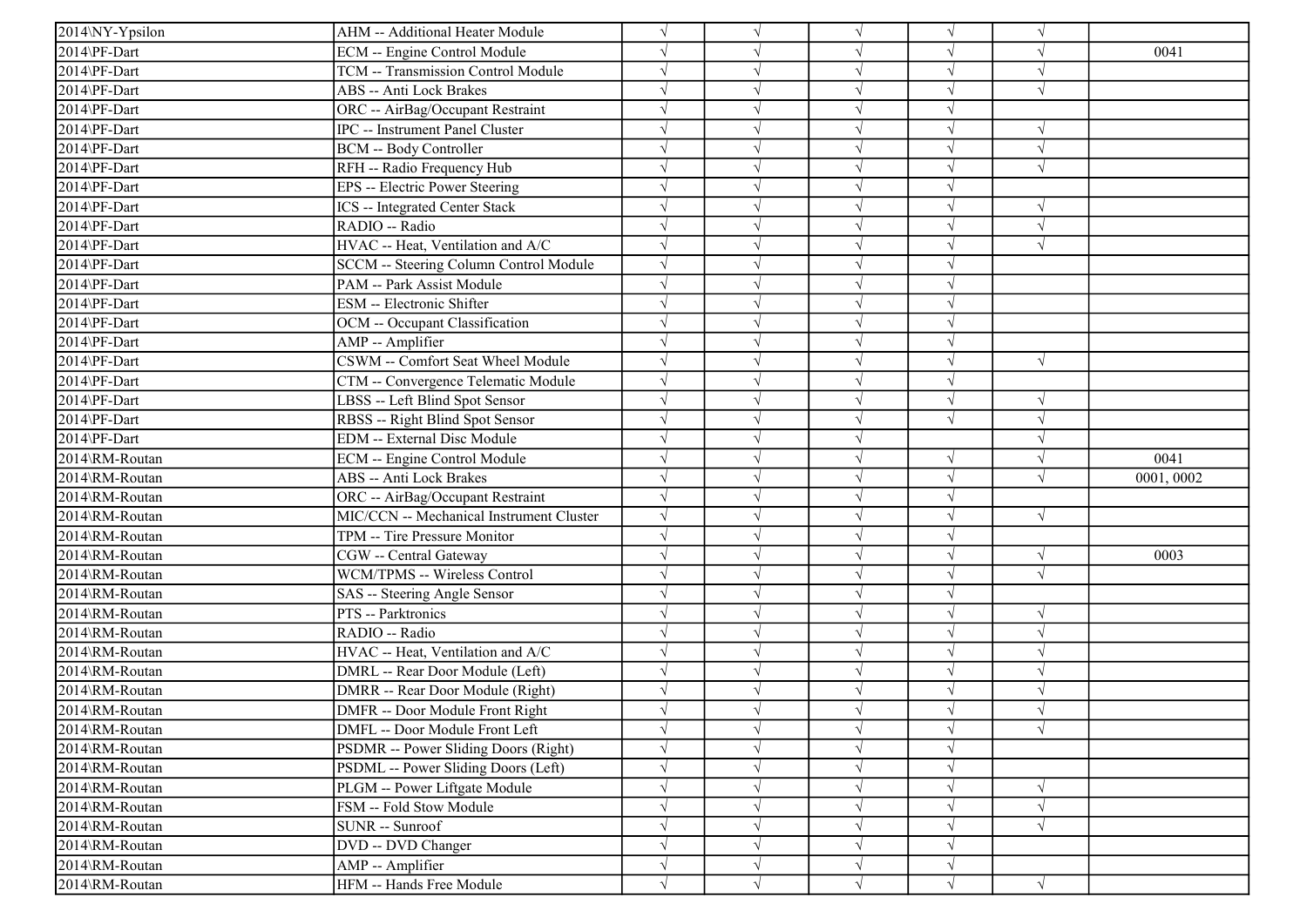| | | | | | | | |
|---|---|---|---|---|---|---|---|
| 2014\NY-Ypsilon | AHM -- Additional Heater Module | √ | √ | √ | √ | √ | |
| 2014\PF-Dart | ECM -- Engine Control Module | √ | √ | √ | √ | √ | 0041 |
| 2014\PF-Dart | TCM -- Transmission Control Module | √ | √ | √ | √ | √ | |
| 2014\PF-Dart | ABS -- Anti Lock Brakes | √ | √ | √ | √ | √ | |
| 2014\PF-Dart | ORC -- AirBag/Occupant Restraint | √ | √ | √ | √ | | |
| 2014\PF-Dart | IPC -- Instrument Panel Cluster | √ | √ | √ | √ | √ | |
| 2014\PF-Dart | BCM -- Body Controller | √ | √ | √ | √ | √ | |
| 2014\PF-Dart | RFH -- Radio Frequency Hub | √ | √ | √ | √ | √ | |
| 2014\PF-Dart | EPS -- Electric Power Steering | √ | √ | √ | √ | | |
| 2014\PF-Dart | ICS -- Integrated Center Stack | √ | √ | √ | √ | √ | |
| 2014\PF-Dart | RADIO -- Radio | √ | √ | √ | √ | √ | |
| 2014\PF-Dart | HVAC -- Heat, Ventilation and A/C | √ | √ | √ | √ | √ | |
| 2014\PF-Dart | SCCM -- Steering Column Control Module | √ | √ | √ | √ | | |
| 2014\PF-Dart | PAM -- Park Assist Module | √ | √ | √ | √ | | |
| 2014\PF-Dart | ESM -- Electronic Shifter | √ | √ | √ | √ | | |
| 2014\PF-Dart | OCM -- Occupant Classification | √ | √ | √ | √ | | |
| 2014\PF-Dart | AMP -- Amplifier | √ | √ | √ | √ | | |
| 2014\PF-Dart | CSWM -- Comfort Seat Wheel Module | √ | √ | √ | √ | √ | |
| 2014\PF-Dart | CTM -- Convergence Telematic Module | √ | √ | √ | √ | | |
| 2014\PF-Dart | LBSS -- Left Blind Spot Sensor | √ | √ | √ | √ | √ | |
| 2014\PF-Dart | RBSS -- Right Blind Spot Sensor | √ | √ | √ | √ | √ | |
| 2014\PF-Dart | EDM -- External Disc Module | √ | √ | √ | | √ | |
| 2014\RM-Routan | ECM -- Engine Control Module | √ | √ | √ | √ | √ | 0041 |
| 2014\RM-Routan | ABS -- Anti Lock Brakes | √ | √ | √ | √ | √ | 0001, 0002 |
| 2014\RM-Routan | ORC -- AirBag/Occupant Restraint | √ | √ | √ | √ | | |
| 2014\RM-Routan | MIC/CCN -- Mechanical Instrument Cluster | √ | √ | √ | √ | √ | |
| 2014\RM-Routan | TPM -- Tire Pressure Monitor | √ | √ | √ | √ | | |
| 2014\RM-Routan | CGW -- Central Gateway | √ | √ | √ | √ | √ | 0003 |
| 2014\RM-Routan | WCM/TPMS -- Wireless Control | √ | √ | √ | √ | √ | |
| 2014\RM-Routan | SAS -- Steering Angle Sensor | √ | √ | √ | √ | | |
| 2014\RM-Routan | PTS -- Parktronics | √ | √ | √ | √ | √ | |
| 2014\RM-Routan | RADIO -- Radio | √ | √ | √ | √ | √ | |
| 2014\RM-Routan | HVAC -- Heat, Ventilation and A/C | √ | √ | √ | √ | √ | |
| 2014\RM-Routan | DMRL -- Rear Door Module (Left) | √ | √ | √ | √ | √ | |
| 2014\RM-Routan | DMRR -- Rear Door Module (Right) | √ | √ | √ | √ | √ | |
| 2014\RM-Routan | DMFR -- Door Module Front Right | √ | √ | √ | √ | √ | |
| 2014\RM-Routan | DMFL -- Door Module Front Left | √ | √ | √ | √ | √ | |
| 2014\RM-Routan | PSDMR -- Power Sliding Doors (Right) | √ | √ | √ | √ | | |
| 2014\RM-Routan | PSDML -- Power Sliding Doors (Left) | √ | √ | √ | √ | | |
| 2014\RM-Routan | PLGM -- Power Liftgate Module | √ | √ | √ | √ | √ | |
| 2014\RM-Routan | FSM -- Fold Stow Module | √ | √ | √ | √ | √ | |
| 2014\RM-Routan | SUNR -- Sunroof | √ | √ | √ | √ | √ | |
| 2014\RM-Routan | DVD -- DVD Changer | √ | √ | √ | √ | | |
| 2014\RM-Routan | AMP -- Amplifier | √ | √ | √ | √ | | |
| 2014\RM-Routan | HFM -- Hands Free Module | √ | √ | √ | √ | √ | |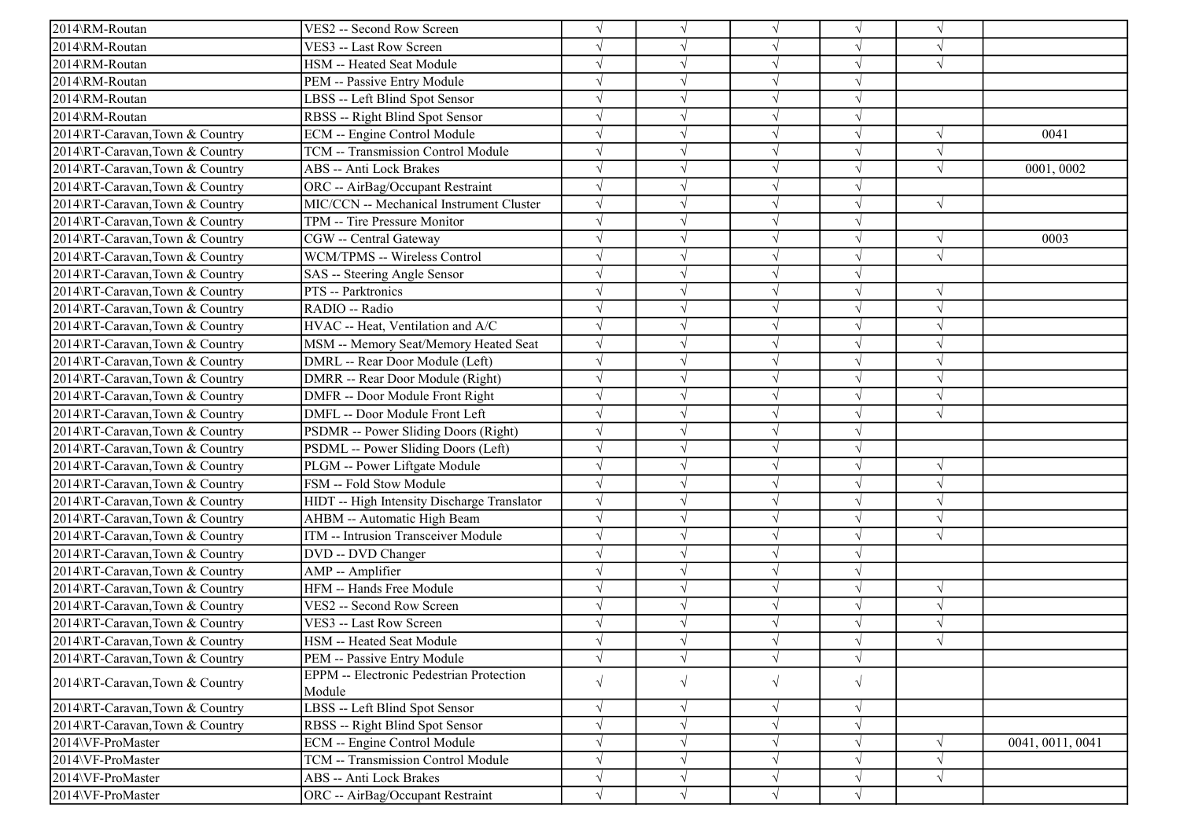| 2014\RM-Routan | VES2 -- Second Row Screen | √ | √ | √ | √ | √ | |
|---|---|---|---|---|---|---|---|
| 2014\RM-Routan | VES3 -- Last Row Screen | √ | √ | √ | √ | √ | |
| 2014\RM-Routan | HSM -- Heated Seat Module | √ | √ | √ | √ | √ | |
| 2014\RM-Routan | PEM -- Passive Entry Module | √ | √ | √ | √ | | |
| 2014\RM-Routan | LBSS -- Left Blind Spot Sensor | √ | √ | √ | √ | | |
| 2014\RM-Routan | RBSS -- Right Blind Spot Sensor | √ | √ | √ | √ | | |
| 2014\RT-Caravan,Town & Country | ECM -- Engine Control Module | √ | √ | √ | √ | √ | 0041 |
| 2014\RT-Caravan,Town & Country | TCM -- Transmission Control Module | √ | √ | √ | √ | √ | |
| 2014\RT-Caravan,Town & Country | ABS -- Anti Lock Brakes | √ | √ | √ | √ | √ | 0001, 0002 |
| 2014\RT-Caravan,Town & Country | ORC -- AirBag/Occupant Restraint | √ | √ | √ | √ | | |
| 2014\RT-Caravan,Town & Country | MIC/CCN -- Mechanical Instrument Cluster | √ | √ | √ | √ | √ | |
| 2014\RT-Caravan,Town & Country | TPM -- Tire Pressure Monitor | √ | √ | √ | √ | | |
| 2014\RT-Caravan,Town & Country | CGW -- Central Gateway | √ | √ | √ | √ | √ | 0003 |
| 2014\RT-Caravan,Town & Country | WCM/TPMS -- Wireless Control | √ | √ | √ | √ | √ | |
| 2014\RT-Caravan,Town & Country | SAS -- Steering Angle Sensor | √ | √ | √ | √ | | |
| 2014\RT-Caravan,Town & Country | PTS -- Parktronics | √ | √ | √ | √ | √ | |
| 2014\RT-Caravan,Town & Country | RADIO -- Radio | √ | √ | √ | √ | √ | |
| 2014\RT-Caravan,Town & Country | HVAC -- Heat, Ventilation and A/C | √ | √ | √ | √ | √ | |
| 2014\RT-Caravan,Town & Country | MSM -- Memory Seat/Memory Heated Seat | √ | √ | √ | √ | √ | |
| 2014\RT-Caravan,Town & Country | DMRL -- Rear Door Module (Left) | √ | √ | √ | √ | √ | |
| 2014\RT-Caravan,Town & Country | DMRR -- Rear Door Module (Right) | √ | √ | √ | √ | √ | |
| 2014\RT-Caravan,Town & Country | DMFR -- Door Module Front Right | √ | √ | √ | √ | √ | |
| 2014\RT-Caravan,Town & Country | DMFL -- Door Module Front Left | √ | √ | √ | √ | √ | |
| 2014\RT-Caravan,Town & Country | PSDMR -- Power Sliding Doors (Right) | √ | √ | √ | √ | | |
| 2014\RT-Caravan,Town & Country | PSDML -- Power Sliding Doors (Left) | √ | √ | √ | √ | | |
| 2014\RT-Caravan,Town & Country | PLGM -- Power Liftgate Module | √ | √ | √ | √ | √ | |
| 2014\RT-Caravan,Town & Country | FSM -- Fold Stow Module | √ | √ | √ | √ | √ | |
| 2014\RT-Caravan,Town & Country | HIDT -- High Intensity Discharge Translator | √ | √ | √ | √ | √ | |
| 2014\RT-Caravan,Town & Country | AHBM -- Automatic High Beam | √ | √ | √ | √ | √ | |
| 2014\RT-Caravan,Town & Country | ITM -- Intrusion Transceiver Module | √ | √ | √ | √ | √ | |
| 2014\RT-Caravan,Town & Country | DVD -- DVD Changer | √ | √ | √ | √ | | |
| 2014\RT-Caravan,Town & Country | AMP -- Amplifier | √ | √ | √ | √ | | |
| 2014\RT-Caravan,Town & Country | HFM -- Hands Free Module | √ | √ | √ | √ | √ | |
| 2014\RT-Caravan,Town & Country | VES2 -- Second Row Screen | √ | √ | √ | √ | √ | |
| 2014\RT-Caravan,Town & Country | VES3 -- Last Row Screen | √ | √ | √ | √ | √ | |
| 2014\RT-Caravan,Town & Country | HSM -- Heated Seat Module | √ | √ | √ | √ | √ | |
| 2014\RT-Caravan,Town & Country | PEM -- Passive Entry Module | √ | √ | √ | √ | | |
| 2014\RT-Caravan,Town & Country | EPPM -- Electronic Pedestrian Protection Module | √ | √ | √ | √ | | |
| 2014\RT-Caravan,Town & Country | LBSS -- Left Blind Spot Sensor | √ | √ | √ | √ | | |
| 2014\RT-Caravan,Town & Country | RBSS -- Right Blind Spot Sensor | √ | √ | √ | √ | | |
| 2014\VF-ProMaster | ECM -- Engine Control Module | √ | √ | √ | √ | √ | 0041, 0011, 0041 |
| 2014\VF-ProMaster | TCM -- Transmission Control Module | √ | √ | √ | √ | √ | |
| 2014\VF-ProMaster | ABS -- Anti Lock Brakes | √ | √ | √ | √ | √ | |
| 2014\VF-ProMaster | ORC -- AirBag/Occupant Restraint | √ | √ | √ | √ | | |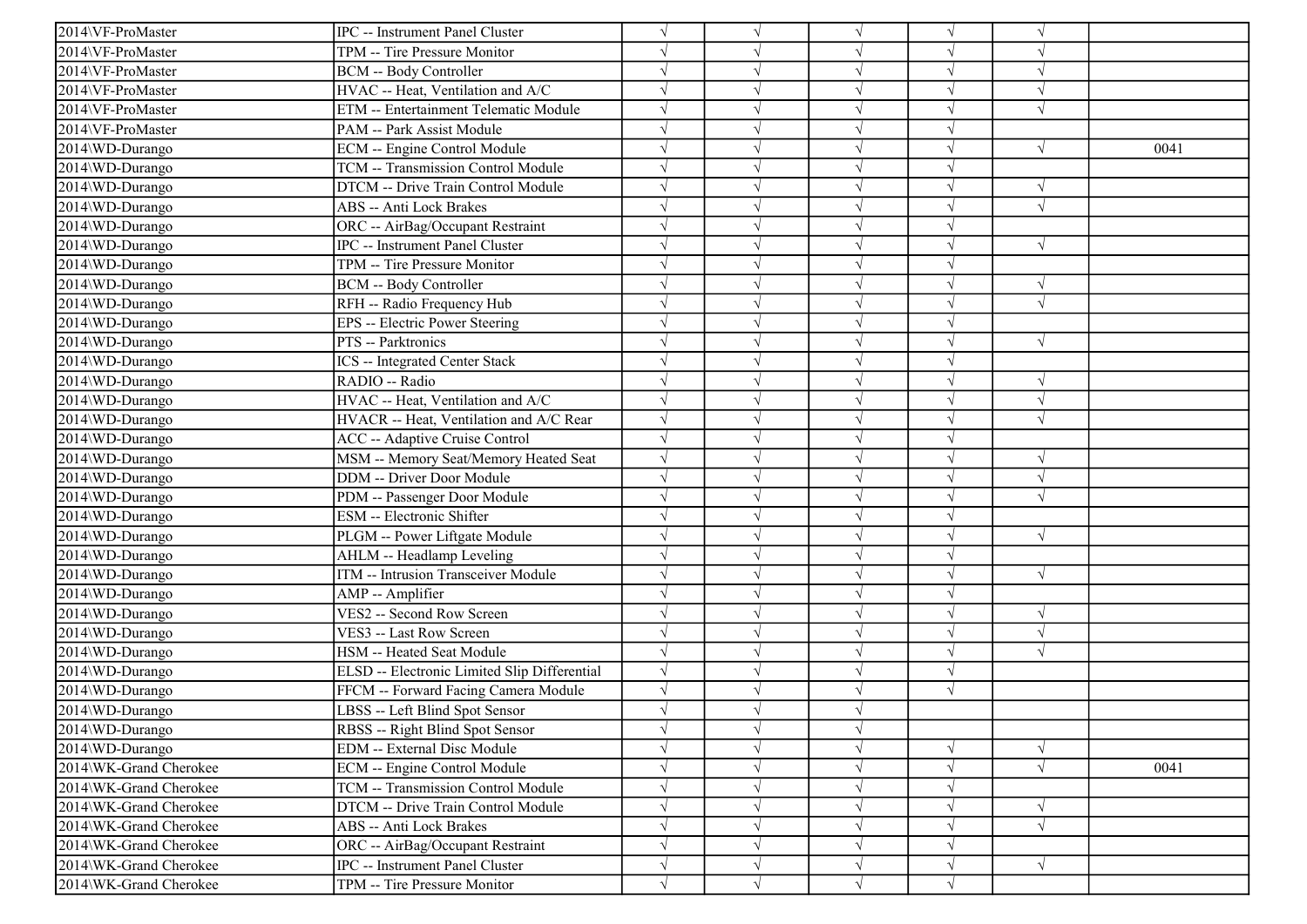| | | | | | | | |
|---|---|---|---|---|---|---|---|
| 2014\VF-ProMaster | IPC -- Instrument Panel Cluster | √ | √ | √ | √ | √ | |
| 2014\VF-ProMaster | TPM -- Tire Pressure Monitor | √ | √ | √ | √ | √ | |
| 2014\VF-ProMaster | BCM -- Body Controller | √ | √ | √ | √ | √ | |
| 2014\VF-ProMaster | HVAC -- Heat, Ventilation and A/C | √ | √ | √ | √ | √ | |
| 2014\VF-ProMaster | ETM -- Entertainment Telematic Module | √ | √ | √ | √ | √ | |
| 2014\VF-ProMaster | PAM -- Park Assist Module | √ | √ | √ | √ | | |
| 2014\WD-Durango | ECM -- Engine Control Module | √ | √ | √ | √ | √ | 0041 |
| 2014\WD-Durango | TCM -- Transmission Control Module | √ | √ | √ | √ | | |
| 2014\WD-Durango | DTCM -- Drive Train Control Module | √ | √ | √ | √ | √ | |
| 2014\WD-Durango | ABS -- Anti Lock Brakes | √ | √ | √ | √ | √ | |
| 2014\WD-Durango | ORC -- AirBag/Occupant Restraint | √ | √ | √ | √ | | |
| 2014\WD-Durango | IPC -- Instrument Panel Cluster | √ | √ | √ | √ | √ | |
| 2014\WD-Durango | TPM -- Tire Pressure Monitor | √ | √ | √ | √ | | |
| 2014\WD-Durango | BCM -- Body Controller | √ | √ | √ | √ | √ | |
| 2014\WD-Durango | RFH -- Radio Frequency Hub | √ | √ | √ | √ | √ | |
| 2014\WD-Durango | EPS -- Electric Power Steering | √ | √ | √ | √ | | |
| 2014\WD-Durango | PTS -- Parktronics | √ | √ | √ | √ | √ | |
| 2014\WD-Durango | ICS -- Integrated Center Stack | √ | √ | √ | √ | | |
| 2014\WD-Durango | RADIO -- Radio | √ | √ | √ | √ | √ | |
| 2014\WD-Durango | HVAC -- Heat, Ventilation and A/C | √ | √ | √ | √ | √ | |
| 2014\WD-Durango | HVACR -- Heat, Ventilation and A/C Rear | √ | √ | √ | √ | √ | |
| 2014\WD-Durango | ACC -- Adaptive Cruise Control | √ | √ | √ | √ | | |
| 2014\WD-Durango | MSM -- Memory Seat/Memory Heated Seat | √ | √ | √ | √ | √ | |
| 2014\WD-Durango | DDM -- Driver Door Module | √ | √ | √ | √ | √ | |
| 2014\WD-Durango | PDM -- Passenger Door Module | √ | √ | √ | √ | √ | |
| 2014\WD-Durango | ESM -- Electronic Shifter | √ | √ | √ | √ | | |
| 2014\WD-Durango | PLGM -- Power Liftgate Module | √ | √ | √ | √ | √ | |
| 2014\WD-Durango | AHLM -- Headlamp Leveling | √ | √ | √ | √ | | |
| 2014\WD-Durango | ITM -- Intrusion Transceiver Module | √ | √ | √ | √ | √ | |
| 2014\WD-Durango | AMP -- Amplifier | √ | √ | √ | √ | | |
| 2014\WD-Durango | VES2 -- Second Row Screen | √ | √ | √ | √ | √ | |
| 2014\WD-Durango | VES3 -- Last Row Screen | √ | √ | √ | √ | √ | |
| 2014\WD-Durango | HSM -- Heated Seat Module | √ | √ | √ | √ | √ | |
| 2014\WD-Durango | ELSD -- Electronic Limited Slip Differential | √ | √ | √ | √ | | |
| 2014\WD-Durango | FFCM -- Forward Facing Camera Module | √ | √ | √ | √ | | |
| 2014\WD-Durango | LBSS -- Left Blind Spot Sensor | √ | √ | √ | | | |
| 2014\WD-Durango | RBSS -- Right Blind Spot Sensor | √ | √ | √ | | | |
| 2014\WD-Durango | EDM -- External Disc Module | √ | √ | √ | √ | √ | |
| 2014\WK-Grand Cherokee | ECM -- Engine Control Module | √ | √ | √ | √ | √ | 0041 |
| 2014\WK-Grand Cherokee | TCM -- Transmission Control Module | √ | √ | √ | √ | | |
| 2014\WK-Grand Cherokee | DTCM -- Drive Train Control Module | √ | √ | √ | √ | √ | |
| 2014\WK-Grand Cherokee | ABS -- Anti Lock Brakes | √ | √ | √ | √ | √ | |
| 2014\WK-Grand Cherokee | ORC -- AirBag/Occupant Restraint | √ | √ | √ | √ | | |
| 2014\WK-Grand Cherokee | IPC -- Instrument Panel Cluster | √ | √ | √ | √ | √ | |
| 2014\WK-Grand Cherokee | TPM -- Tire Pressure Monitor | √ | √ | √ | √ | | |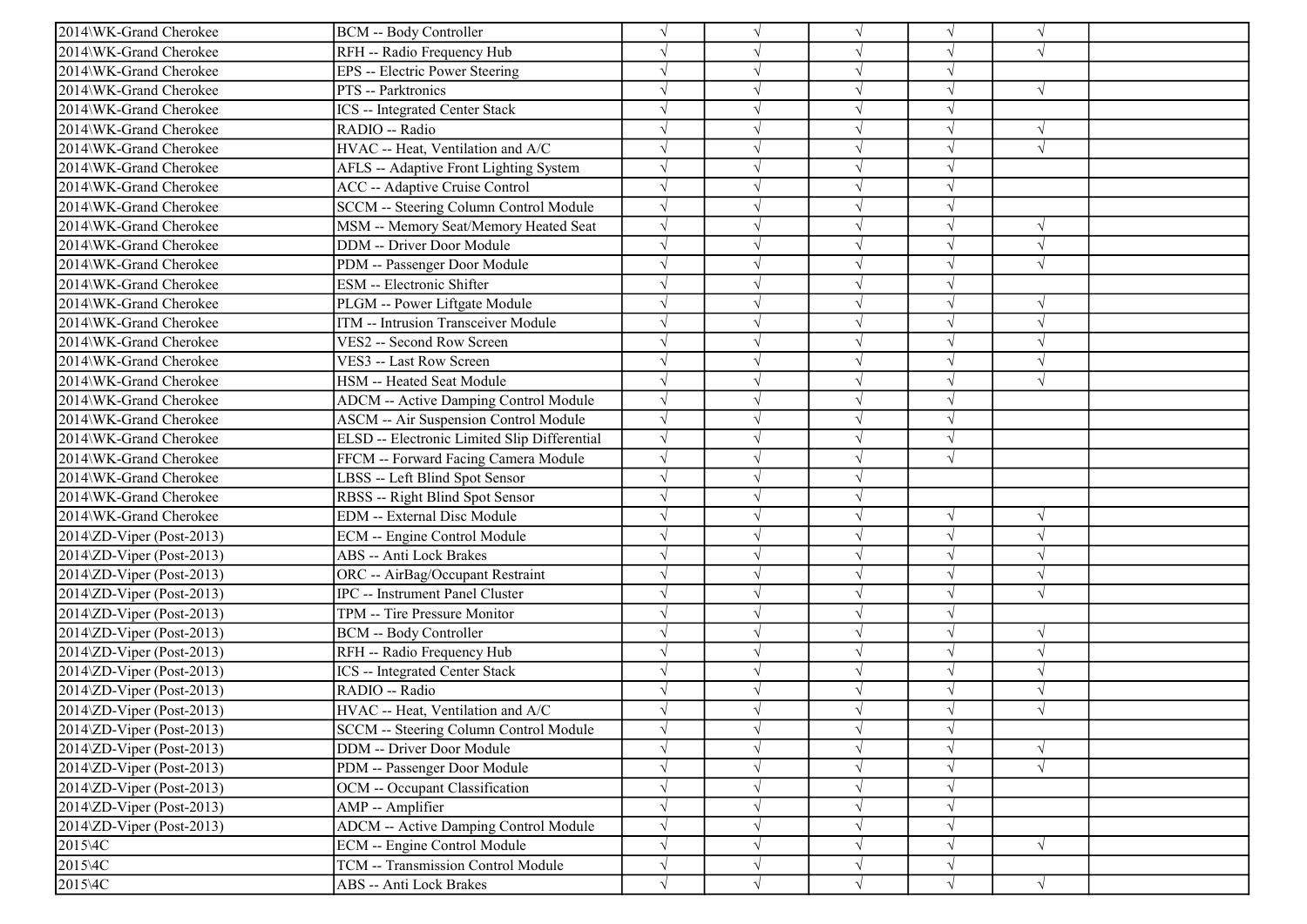| | | | | | | | |
|---|---|---|---|---|---|---|---|
| 2014\WK-Grand Cherokee | BCM -- Body Controller | √ | √ | √ | √ | √ | |
| 2014\WK-Grand Cherokee | RFH -- Radio Frequency Hub | √ | √ | √ | √ | √ | |
| 2014\WK-Grand Cherokee | EPS -- Electric Power Steering | √ | √ | √ | √ | | |
| 2014\WK-Grand Cherokee | PTS -- Parktronics | √ | √ | √ | √ | √ | |
| 2014\WK-Grand Cherokee | ICS -- Integrated Center Stack | √ | √ | √ | √ | | |
| 2014\WK-Grand Cherokee | RADIO -- Radio | √ | √ | √ | √ | √ | |
| 2014\WK-Grand Cherokee | HVAC -- Heat, Ventilation and A/C | √ | √ | √ | √ | √ | |
| 2014\WK-Grand Cherokee | AFLS -- Adaptive Front Lighting System | √ | √ | √ | √ | | |
| 2014\WK-Grand Cherokee | ACC -- Adaptive Cruise Control | √ | √ | √ | √ | | |
| 2014\WK-Grand Cherokee | SCCM -- Steering Column Control Module | √ | √ | √ | √ | | |
| 2014\WK-Grand Cherokee | MSM -- Memory Seat/Memory Heated Seat | √ | √ | √ | √ | √ | |
| 2014\WK-Grand Cherokee | DDM -- Driver Door Module | √ | √ | √ | √ | √ | |
| 2014\WK-Grand Cherokee | PDM -- Passenger Door Module | √ | √ | √ | √ | √ | |
| 2014\WK-Grand Cherokee | ESM -- Electronic Shifter | √ | √ | √ | √ | | |
| 2014\WK-Grand Cherokee | PLGM -- Power Liftgate Module | √ | √ | √ | √ | √ | |
| 2014\WK-Grand Cherokee | ITM -- Intrusion Transceiver Module | √ | √ | √ | √ | √ | |
| 2014\WK-Grand Cherokee | VES2 -- Second Row Screen | √ | √ | √ | √ | √ | |
| 2014\WK-Grand Cherokee | VES3 -- Last Row Screen | √ | √ | √ | √ | √ | |
| 2014\WK-Grand Cherokee | HSM -- Heated Seat Module | √ | √ | √ | √ | √ | |
| 2014\WK-Grand Cherokee | ADCM -- Active Damping Control Module | √ | √ | √ | √ | | |
| 2014\WK-Grand Cherokee | ASCM -- Air Suspension Control Module | √ | √ | √ | √ | | |
| 2014\WK-Grand Cherokee | ELSD -- Electronic Limited Slip Differential | √ | √ | √ | √ | | |
| 2014\WK-Grand Cherokee | FFCM -- Forward Facing Camera Module | √ | √ | √ | √ | | |
| 2014\WK-Grand Cherokee | LBSS -- Left Blind Spot Sensor | √ | √ | √ | | | |
| 2014\WK-Grand Cherokee | RBSS -- Right Blind Spot Sensor | √ | √ | √ | | | |
| 2014\WK-Grand Cherokee | EDM -- External Disc Module | √ | √ | √ | √ | √ | |
| 2014\ZD-Viper (Post-2013) | ECM -- Engine Control Module | √ | √ | √ | √ | √ | |
| 2014\ZD-Viper (Post-2013) | ABS -- Anti Lock Brakes | √ | √ | √ | √ | √ | |
| 2014\ZD-Viper (Post-2013) | ORC -- AirBag/Occupant Restraint | √ | √ | √ | √ | √ | |
| 2014\ZD-Viper (Post-2013) | IPC -- Instrument Panel Cluster | √ | √ | √ | √ | √ | |
| 2014\ZD-Viper (Post-2013) | TPM -- Tire Pressure Monitor | √ | √ | √ | √ | | |
| 2014\ZD-Viper (Post-2013) | BCM -- Body Controller | √ | √ | √ | √ | √ | |
| 2014\ZD-Viper (Post-2013) | RFH -- Radio Frequency Hub | √ | √ | √ | √ | √ | |
| 2014\ZD-Viper (Post-2013) | ICS -- Integrated Center Stack | √ | √ | √ | √ | √ | |
| 2014\ZD-Viper (Post-2013) | RADIO -- Radio | √ | √ | √ | √ | √ | |
| 2014\ZD-Viper (Post-2013) | HVAC -- Heat, Ventilation and A/C | √ | √ | √ | √ | √ | |
| 2014\ZD-Viper (Post-2013) | SCCM -- Steering Column Control Module | √ | √ | √ | √ | | |
| 2014\ZD-Viper (Post-2013) | DDM -- Driver Door Module | √ | √ | √ | √ | √ | |
| 2014\ZD-Viper (Post-2013) | PDM -- Passenger Door Module | √ | √ | √ | √ | √ | |
| 2014\ZD-Viper (Post-2013) | OCM -- Occupant Classification | √ | √ | √ | √ | | |
| 2014\ZD-Viper (Post-2013) | AMP -- Amplifier | √ | √ | √ | √ | | |
| 2014\ZD-Viper (Post-2013) | ADCM -- Active Damping Control Module | √ | √ | √ | √ | | |
| 2015\4C | ECM -- Engine Control Module | √ | √ | √ | √ | √ | |
| 2015\4C | TCM -- Transmission Control Module | √ | √ | √ | √ | | |
| 2015\4C | ABS -- Anti Lock Brakes | √ | √ | √ | √ | √ | |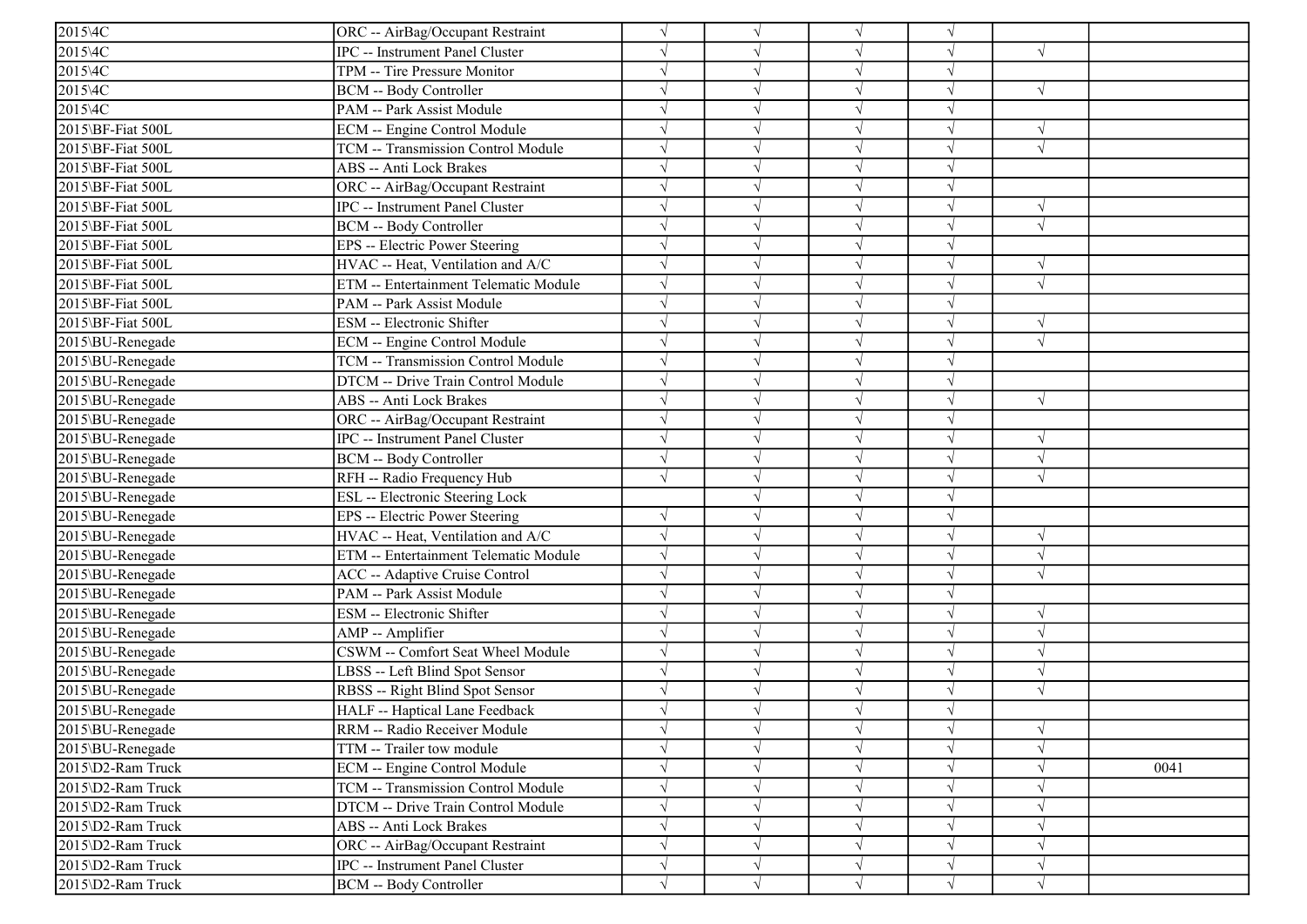| | | | | | | | |
|---|---|---|---|---|---|---|---|
| 2015\4C | ORC -- AirBag/Occupant Restraint | √ | √ | √ | √ | | |
| 2015\4C | IPC -- Instrument Panel Cluster | √ | √ | √ | √ | √ | |
| 2015\4C | TPM -- Tire Pressure Monitor | √ | √ | √ | √ | | |
| 2015\4C | BCM -- Body Controller | √ | √ | √ | √ | √ | |
| 2015\4C | PAM -- Park Assist Module | √ | √ | √ | √ | | |
| 2015\BF-Fiat 500L | ECM -- Engine Control Module | √ | √ | √ | √ | √ | |
| 2015\BF-Fiat 500L | TCM -- Transmission Control Module | √ | √ | √ | √ | √ | |
| 2015\BF-Fiat 500L | ABS -- Anti Lock Brakes | √ | √ | √ | √ | | |
| 2015\BF-Fiat 500L | ORC -- AirBag/Occupant Restraint | √ | √ | √ | √ | | |
| 2015\BF-Fiat 500L | IPC -- Instrument Panel Cluster | √ | √ | √ | √ | √ | |
| 2015\BF-Fiat 500L | BCM -- Body Controller | √ | √ | √ | √ | √ | |
| 2015\BF-Fiat 500L | EPS -- Electric Power Steering | √ | √ | √ | √ | | |
| 2015\BF-Fiat 500L | HVAC -- Heat, Ventilation and A/C | √ | √ | √ | √ | √ | |
| 2015\BF-Fiat 500L | ETM -- Entertainment Telematic Module | √ | √ | √ | √ | √ | |
| 2015\BF-Fiat 500L | PAM -- Park Assist Module | √ | √ | √ | √ | | |
| 2015\BF-Fiat 500L | ESM -- Electronic Shifter | √ | √ | √ | √ | √ | |
| 2015\BU-Renegade | ECM -- Engine Control Module | √ | √ | √ | √ | √ | |
| 2015\BU-Renegade | TCM -- Transmission Control Module | √ | √ | √ | √ | | |
| 2015\BU-Renegade | DTCM -- Drive Train Control Module | √ | √ | √ | √ | | |
| 2015\BU-Renegade | ABS -- Anti Lock Brakes | √ | √ | √ | √ | √ | |
| 2015\BU-Renegade | ORC -- AirBag/Occupant Restraint | √ | √ | √ | √ | | |
| 2015\BU-Renegade | IPC -- Instrument Panel Cluster | √ | √ | √ | √ | √ | |
| 2015\BU-Renegade | BCM -- Body Controller | √ | √ | √ | √ | √ | |
| 2015\BU-Renegade | RFH -- Radio Frequency Hub | √ | √ | √ | √ | √ | |
| 2015\BU-Renegade | ESL -- Electronic Steering Lock | | √ | √ | √ | | |
| 2015\BU-Renegade | EPS -- Electric Power Steering | √ | √ | √ | √ | | |
| 2015\BU-Renegade | HVAC -- Heat, Ventilation and A/C | √ | √ | √ | √ | √ | |
| 2015\BU-Renegade | ETM -- Entertainment Telematic Module | √ | √ | √ | √ | √ | |
| 2015\BU-Renegade | ACC -- Adaptive Cruise Control | √ | √ | √ | √ | √ | |
| 2015\BU-Renegade | PAM -- Park Assist Module | √ | √ | √ | √ | | |
| 2015\BU-Renegade | ESM -- Electronic Shifter | √ | √ | √ | √ | √ | |
| 2015\BU-Renegade | AMP -- Amplifier | √ | √ | √ | √ | √ | |
| 2015\BU-Renegade | CSWM -- Comfort Seat Wheel Module | √ | √ | √ | √ | √ | |
| 2015\BU-Renegade | LBSS -- Left Blind Spot Sensor | √ | √ | √ | √ | √ | |
| 2015\BU-Renegade | RBSS -- Right Blind Spot Sensor | √ | √ | √ | √ | √ | |
| 2015\BU-Renegade | HALF -- Haptical Lane Feedback | √ | √ | √ | √ | | |
| 2015\BU-Renegade | RRM -- Radio Receiver Module | √ | √ | √ | √ | √ | |
| 2015\BU-Renegade | TTM -- Trailer tow module | √ | √ | √ | √ | √ | |
| 2015\D2-Ram Truck | ECM -- Engine Control Module | √ | √ | √ | √ | √ | 0041 |
| 2015\D2-Ram Truck | TCM -- Transmission Control Module | √ | √ | √ | √ | √ | |
| 2015\D2-Ram Truck | DTCM -- Drive Train Control Module | √ | √ | √ | √ | √ | |
| 2015\D2-Ram Truck | ABS -- Anti Lock Brakes | √ | √ | √ | √ | √ | |
| 2015\D2-Ram Truck | ORC -- AirBag/Occupant Restraint | √ | √ | √ | √ | √ | |
| 2015\D2-Ram Truck | IPC -- Instrument Panel Cluster | √ | √ | √ | √ | √ | |
| 2015\D2-Ram Truck | BCM -- Body Controller | √ | √ | √ | √ | √ | |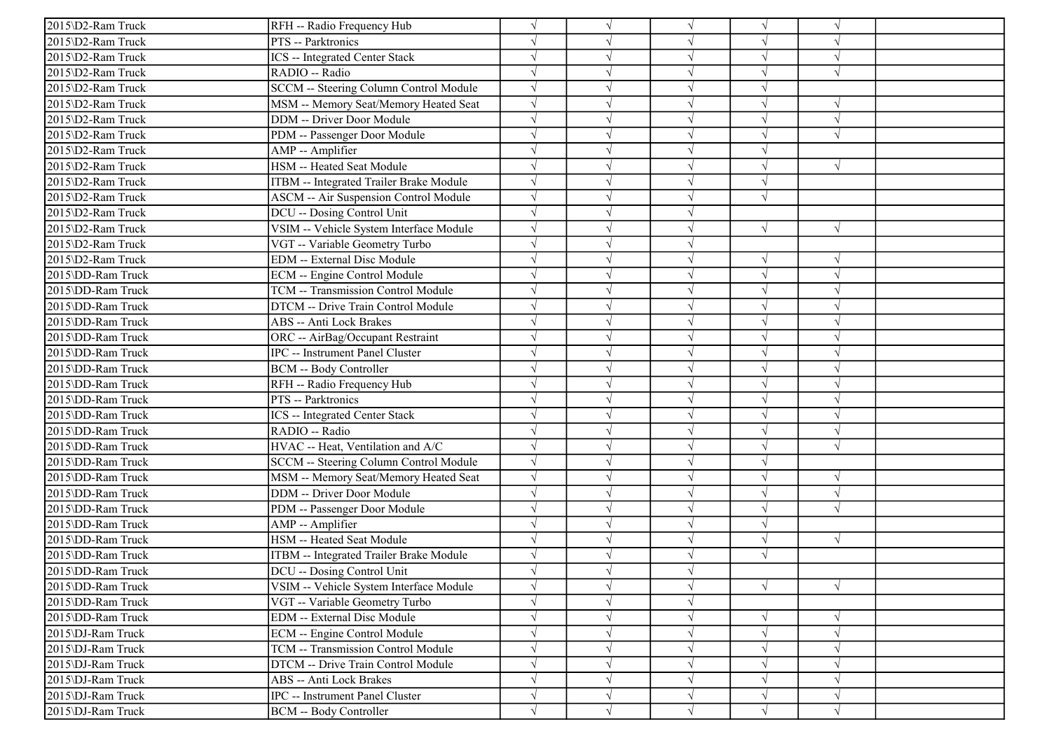| | | | | | | | |
|---|---|---|---|---|---|---|---|
| 2015\D2-Ram Truck | RFH -- Radio Frequency Hub | √ | √ | √ | √ | √ | |
| 2015\D2-Ram Truck | PTS -- Parktronics | √ | √ | √ | √ | √ | |
| 2015\D2-Ram Truck | ICS -- Integrated Center Stack | √ | √ | √ | √ | √ | |
| 2015\D2-Ram Truck | RADIO -- Radio | √ | √ | √ | √ | √ | |
| 2015\D2-Ram Truck | SCCM -- Steering Column Control Module | √ | √ | √ | √ | | |
| 2015\D2-Ram Truck | MSM -- Memory Seat/Memory Heated Seat | √ | √ | √ | √ | √ | |
| 2015\D2-Ram Truck | DDM -- Driver Door Module | √ | √ | √ | √ | √ | |
| 2015\D2-Ram Truck | PDM -- Passenger Door Module | √ | √ | √ | √ | √ | |
| 2015\D2-Ram Truck | AMP -- Amplifier | √ | √ | √ | √ | | |
| 2015\D2-Ram Truck | HSM -- Heated Seat Module | √ | √ | √ | √ | √ | |
| 2015\D2-Ram Truck | ITBM -- Integrated Trailer Brake Module | √ | √ | √ | √ | | |
| 2015\D2-Ram Truck | ASCM -- Air Suspension Control Module | √ | √ | √ | √ | | |
| 2015\D2-Ram Truck | DCU -- Dosing Control Unit | √ | √ | √ | | | |
| 2015\D2-Ram Truck | VSIM -- Vehicle System Interface Module | √ | √ | √ | √ | √ | |
| 2015\D2-Ram Truck | VGT -- Variable Geometry Turbo | √ | √ | √ | | | |
| 2015\D2-Ram Truck | EDM -- External Disc Module | √ | √ | √ | √ | √ | |
| 2015\DD-Ram Truck | ECM -- Engine Control Module | √ | √ | √ | √ | √ | |
| 2015\DD-Ram Truck | TCM -- Transmission Control Module | √ | √ | √ | √ | √ | |
| 2015\DD-Ram Truck | DTCM -- Drive Train Control Module | √ | √ | √ | √ | √ | |
| 2015\DD-Ram Truck | ABS -- Anti Lock Brakes | √ | √ | √ | √ | √ | |
| 2015\DD-Ram Truck | ORC -- AirBag/Occupant Restraint | √ | √ | √ | √ | √ | |
| 2015\DD-Ram Truck | IPC -- Instrument Panel Cluster | √ | √ | √ | √ | √ | |
| 2015\DD-Ram Truck | BCM -- Body Controller | √ | √ | √ | √ | √ | |
| 2015\DD-Ram Truck | RFH -- Radio Frequency Hub | √ | √ | √ | √ | √ | |
| 2015\DD-Ram Truck | PTS -- Parktronics | √ | √ | √ | √ | √ | |
| 2015\DD-Ram Truck | ICS -- Integrated Center Stack | √ | √ | √ | √ | √ | |
| 2015\DD-Ram Truck | RADIO -- Radio | √ | √ | √ | √ | √ | |
| 2015\DD-Ram Truck | HVAC -- Heat, Ventilation and A/C | √ | √ | √ | √ | √ | |
| 2015\DD-Ram Truck | SCCM -- Steering Column Control Module | √ | √ | √ | √ | | |
| 2015\DD-Ram Truck | MSM -- Memory Seat/Memory Heated Seat | √ | √ | √ | √ | √ | |
| 2015\DD-Ram Truck | DDM -- Driver Door Module | √ | √ | √ | √ | √ | |
| 2015\DD-Ram Truck | PDM -- Passenger Door Module | √ | √ | √ | √ | √ | |
| 2015\DD-Ram Truck | AMP -- Amplifier | √ | √ | √ | √ | | |
| 2015\DD-Ram Truck | HSM -- Heated Seat Module | √ | √ | √ | √ | √ | |
| 2015\DD-Ram Truck | ITBM -- Integrated Trailer Brake Module | √ | √ | √ | √ | | |
| 2015\DD-Ram Truck | DCU -- Dosing Control Unit | √ | √ | √ | | | |
| 2015\DD-Ram Truck | VSIM -- Vehicle System Interface Module | √ | √ | √ | √ | √ | |
| 2015\DD-Ram Truck | VGT -- Variable Geometry Turbo | √ | √ | √ | | | |
| 2015\DD-Ram Truck | EDM -- External Disc Module | √ | √ | √ | √ | √ | |
| 2015\DJ-Ram Truck | ECM -- Engine Control Module | √ | √ | √ | √ | √ | |
| 2015\DJ-Ram Truck | TCM -- Transmission Control Module | √ | √ | √ | √ | √ | |
| 2015\DJ-Ram Truck | DTCM -- Drive Train Control Module | √ | √ | √ | √ | √ | |
| 2015\DJ-Ram Truck | ABS -- Anti Lock Brakes | √ | √ | √ | √ | √ | |
| 2015\DJ-Ram Truck | IPC -- Instrument Panel Cluster | √ | √ | √ | √ | √ | |
| 2015\DJ-Ram Truck | BCM -- Body Controller | √ | √ | √ | √ | √ | |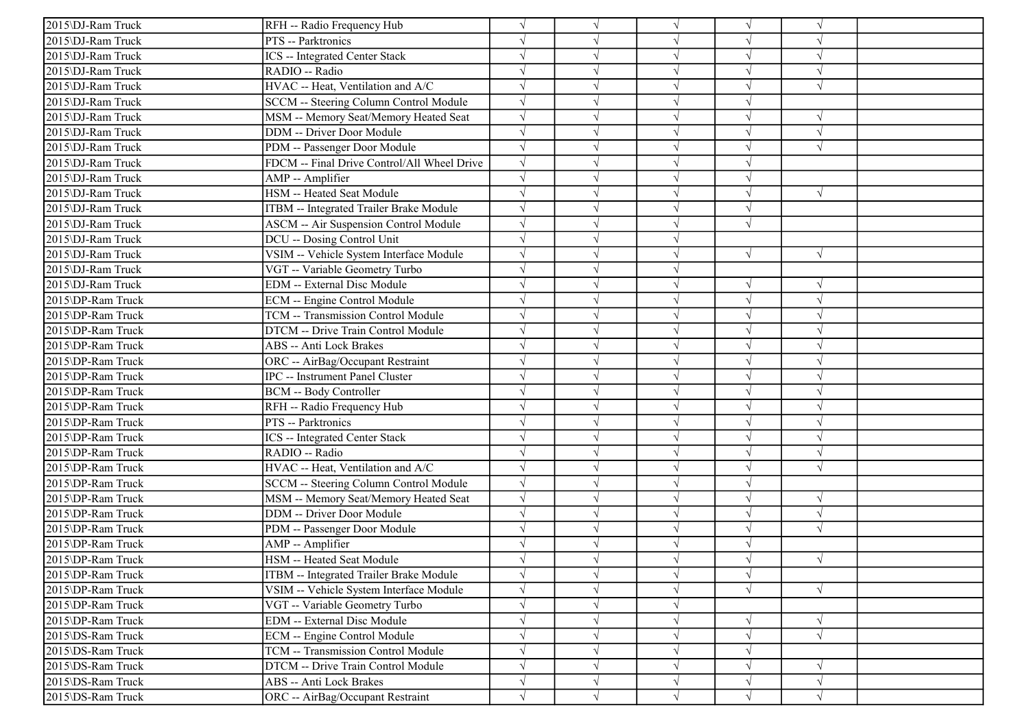| | | | | | | | |
|---|---|---|---|---|---|---|---|
| 2015\DJ-Ram Truck | RFH -- Radio Frequency Hub | √ | √ | √ | √ | √ | |
| 2015\DJ-Ram Truck | PTS -- Parktronics | √ | √ | √ | √ | √ | |
| 2015\DJ-Ram Truck | ICS -- Integrated Center Stack | √ | √ | √ | √ | √ | |
| 2015\DJ-Ram Truck | RADIO -- Radio | √ | √ | √ | √ | √ | |
| 2015\DJ-Ram Truck | HVAC -- Heat, Ventilation and A/C | √ | √ | √ | √ | √ | |
| 2015\DJ-Ram Truck | SCCM -- Steering Column Control Module | √ | √ | √ | √ | | |
| 2015\DJ-Ram Truck | MSM -- Memory Seat/Memory Heated Seat | √ | √ | √ | √ | √ | |
| 2015\DJ-Ram Truck | DDM -- Driver Door Module | √ | √ | √ | √ | √ | |
| 2015\DJ-Ram Truck | PDM -- Passenger Door Module | √ | √ | √ | √ | √ | |
| 2015\DJ-Ram Truck | FDCM -- Final Drive Control/All Wheel Drive | √ | √ | √ | √ | | |
| 2015\DJ-Ram Truck | AMP -- Amplifier | √ | √ | √ | √ | | |
| 2015\DJ-Ram Truck | HSM -- Heated Seat Module | √ | √ | √ | √ | √ | |
| 2015\DJ-Ram Truck | ITBM -- Integrated Trailer Brake Module | √ | √ | √ | √ | | |
| 2015\DJ-Ram Truck | ASCM -- Air Suspension Control Module | √ | √ | √ | √ | | |
| 2015\DJ-Ram Truck | DCU -- Dosing Control Unit | √ | √ | √ | | | |
| 2015\DJ-Ram Truck | VSIM -- Vehicle System Interface Module | √ | √ | √ | √ | √ | |
| 2015\DJ-Ram Truck | VGT -- Variable Geometry Turbo | √ | √ | √ | | | |
| 2015\DJ-Ram Truck | EDM -- External Disc Module | √ | √ | √ | √ | √ | |
| 2015\DP-Ram Truck | ECM -- Engine Control Module | √ | √ | √ | √ | √ | |
| 2015\DP-Ram Truck | TCM -- Transmission Control Module | √ | √ | √ | √ | √ | |
| 2015\DP-Ram Truck | DTCM -- Drive Train Control Module | √ | √ | √ | √ | √ | |
| 2015\DP-Ram Truck | ABS -- Anti Lock Brakes | √ | √ | √ | √ | √ | |
| 2015\DP-Ram Truck | ORC -- AirBag/Occupant Restraint | √ | √ | √ | √ | √ | |
| 2015\DP-Ram Truck | IPC -- Instrument Panel Cluster | √ | √ | √ | √ | √ | |
| 2015\DP-Ram Truck | BCM -- Body Controller | √ | √ | √ | √ | √ | |
| 2015\DP-Ram Truck | RFH -- Radio Frequency Hub | √ | √ | √ | √ | √ | |
| 2015\DP-Ram Truck | PTS -- Parktronics | √ | √ | √ | √ | √ | |
| 2015\DP-Ram Truck | ICS -- Integrated Center Stack | √ | √ | √ | √ | √ | |
| 2015\DP-Ram Truck | RADIO -- Radio | √ | √ | √ | √ | √ | |
| 2015\DP-Ram Truck | HVAC -- Heat, Ventilation and A/C | √ | √ | √ | √ | √ | |
| 2015\DP-Ram Truck | SCCM -- Steering Column Control Module | √ | √ | √ | √ | | |
| 2015\DP-Ram Truck | MSM -- Memory Seat/Memory Heated Seat | √ | √ | √ | √ | √ | |
| 2015\DP-Ram Truck | DDM -- Driver Door Module | √ | √ | √ | √ | √ | |
| 2015\DP-Ram Truck | PDM -- Passenger Door Module | √ | √ | √ | √ | √ | |
| 2015\DP-Ram Truck | AMP -- Amplifier | √ | √ | √ | √ | | |
| 2015\DP-Ram Truck | HSM -- Heated Seat Module | √ | √ | √ | √ | √ | |
| 2015\DP-Ram Truck | ITBM -- Integrated Trailer Brake Module | √ | √ | √ | √ | | |
| 2015\DP-Ram Truck | VSIM -- Vehicle System Interface Module | √ | √ | √ | √ | √ | |
| 2015\DP-Ram Truck | VGT -- Variable Geometry Turbo | √ | √ | √ | | | |
| 2015\DP-Ram Truck | EDM -- External Disc Module | √ | √ | √ | √ | √ | |
| 2015\DS-Ram Truck | ECM -- Engine Control Module | √ | √ | √ | √ | √ | |
| 2015\DS-Ram Truck | TCM -- Transmission Control Module | √ | √ | √ | √ | | |
| 2015\DS-Ram Truck | DTCM -- Drive Train Control Module | √ | √ | √ | √ | √ | |
| 2015\DS-Ram Truck | ABS -- Anti Lock Brakes | √ | √ | √ | √ | √ | |
| 2015\DS-Ram Truck | ORC -- AirBag/Occupant Restraint | √ | √ | √ | √ | √ | |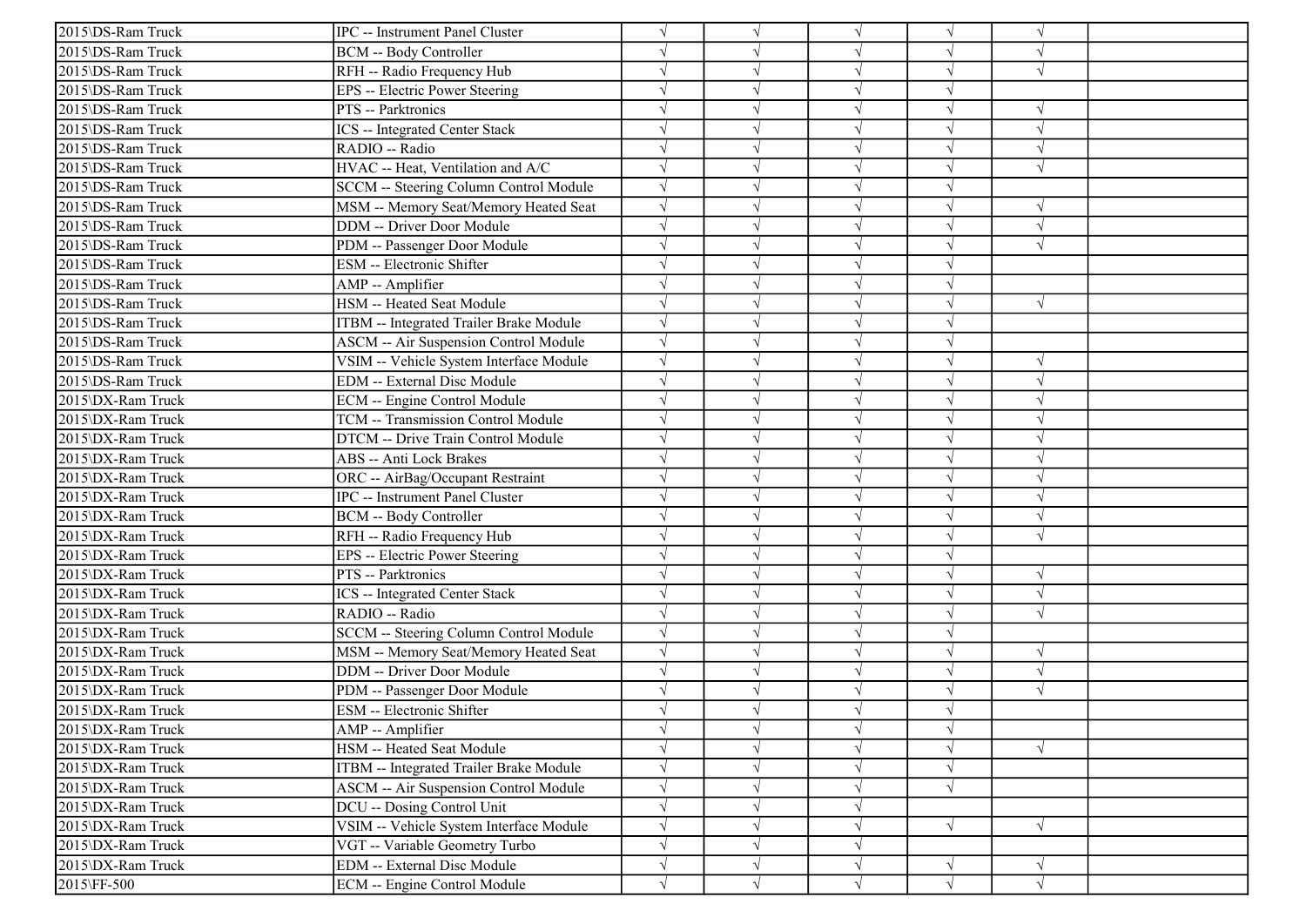| | | | | | | | |
|---|---|---|---|---|---|---|---|
| 2015\DS-Ram Truck | IPC -- Instrument Panel Cluster | √ | √ | √ | √ | √ | |
| 2015\DS-Ram Truck | BCM -- Body Controller | √ | √ | √ | √ | √ | |
| 2015\DS-Ram Truck | RFH -- Radio Frequency Hub | √ | √ | √ | √ | √ | |
| 2015\DS-Ram Truck | EPS -- Electric Power Steering | √ | √ | √ | √ | | |
| 2015\DS-Ram Truck | PTS -- Parktronics | √ | √ | √ | √ | √ | |
| 2015\DS-Ram Truck | ICS -- Integrated Center Stack | √ | √ | √ | √ | √ | |
| 2015\DS-Ram Truck | RADIO -- Radio | √ | √ | √ | √ | √ | |
| 2015\DS-Ram Truck | HVAC -- Heat, Ventilation and A/C | √ | √ | √ | √ | √ | |
| 2015\DS-Ram Truck | SCCM -- Steering Column Control Module | √ | √ | √ | √ | | |
| 2015\DS-Ram Truck | MSM -- Memory Seat/Memory Heated Seat | √ | √ | √ | √ | √ | |
| 2015\DS-Ram Truck | DDM -- Driver Door Module | √ | √ | √ | √ | √ | |
| 2015\DS-Ram Truck | PDM -- Passenger Door Module | √ | √ | √ | √ | √ | |
| 2015\DS-Ram Truck | ESM -- Electronic Shifter | √ | √ | √ | √ | | |
| 2015\DS-Ram Truck | AMP -- Amplifier | √ | √ | √ | √ | | |
| 2015\DS-Ram Truck | HSM -- Heated Seat Module | √ | √ | √ | √ | √ | |
| 2015\DS-Ram Truck | ITBM -- Integrated Trailer Brake Module | √ | √ | √ | √ | | |
| 2015\DS-Ram Truck | ASCM -- Air Suspension Control Module | √ | √ | √ | √ | | |
| 2015\DS-Ram Truck | VSIM -- Vehicle System Interface Module | √ | √ | √ | √ | √ | |
| 2015\DS-Ram Truck | EDM -- External Disc Module | √ | √ | √ | √ | √ | |
| 2015\DX-Ram Truck | ECM -- Engine Control Module | √ | √ | √ | √ | √ | |
| 2015\DX-Ram Truck | TCM -- Transmission Control Module | √ | √ | √ | √ | √ | |
| 2015\DX-Ram Truck | DTCM -- Drive Train Control Module | √ | √ | √ | √ | √ | |
| 2015\DX-Ram Truck | ABS -- Anti Lock Brakes | √ | √ | √ | √ | √ | |
| 2015\DX-Ram Truck | ORC -- AirBag/Occupant Restraint | √ | √ | √ | √ | √ | |
| 2015\DX-Ram Truck | IPC -- Instrument Panel Cluster | √ | √ | √ | √ | √ | |
| 2015\DX-Ram Truck | BCM -- Body Controller | √ | √ | √ | √ | √ | |
| 2015\DX-Ram Truck | RFH -- Radio Frequency Hub | √ | √ | √ | √ | √ | |
| 2015\DX-Ram Truck | EPS -- Electric Power Steering | √ | √ | √ | √ | | |
| 2015\DX-Ram Truck | PTS -- Parktronics | √ | √ | √ | √ | √ | |
| 2015\DX-Ram Truck | ICS -- Integrated Center Stack | √ | √ | √ | √ | √ | |
| 2015\DX-Ram Truck | RADIO -- Radio | √ | √ | √ | √ | √ | |
| 2015\DX-Ram Truck | SCCM -- Steering Column Control Module | √ | √ | √ | √ | | |
| 2015\DX-Ram Truck | MSM -- Memory Seat/Memory Heated Seat | √ | √ | √ | √ | √ | |
| 2015\DX-Ram Truck | DDM -- Driver Door Module | √ | √ | √ | √ | √ | |
| 2015\DX-Ram Truck | PDM -- Passenger Door Module | √ | √ | √ | √ | √ | |
| 2015\DX-Ram Truck | ESM -- Electronic Shifter | √ | √ | √ | √ | | |
| 2015\DX-Ram Truck | AMP -- Amplifier | √ | √ | √ | √ | | |
| 2015\DX-Ram Truck | HSM -- Heated Seat Module | √ | √ | √ | √ | √ | |
| 2015\DX-Ram Truck | ITBM -- Integrated Trailer Brake Module | √ | √ | √ | √ | | |
| 2015\DX-Ram Truck | ASCM -- Air Suspension Control Module | √ | √ | √ | √ | | |
| 2015\DX-Ram Truck | DCU -- Dosing Control Unit | √ | √ | √ | | | |
| 2015\DX-Ram Truck | VSIM -- Vehicle System Interface Module | √ | √ | √ | √ | √ | |
| 2015\DX-Ram Truck | VGT -- Variable Geometry Turbo | √ | √ | √ | | | |
| 2015\DX-Ram Truck | EDM -- External Disc Module | √ | √ | √ | √ | √ | |
| 2015\FF-500 | ECM -- Engine Control Module | √ | √ | √ | √ | √ | |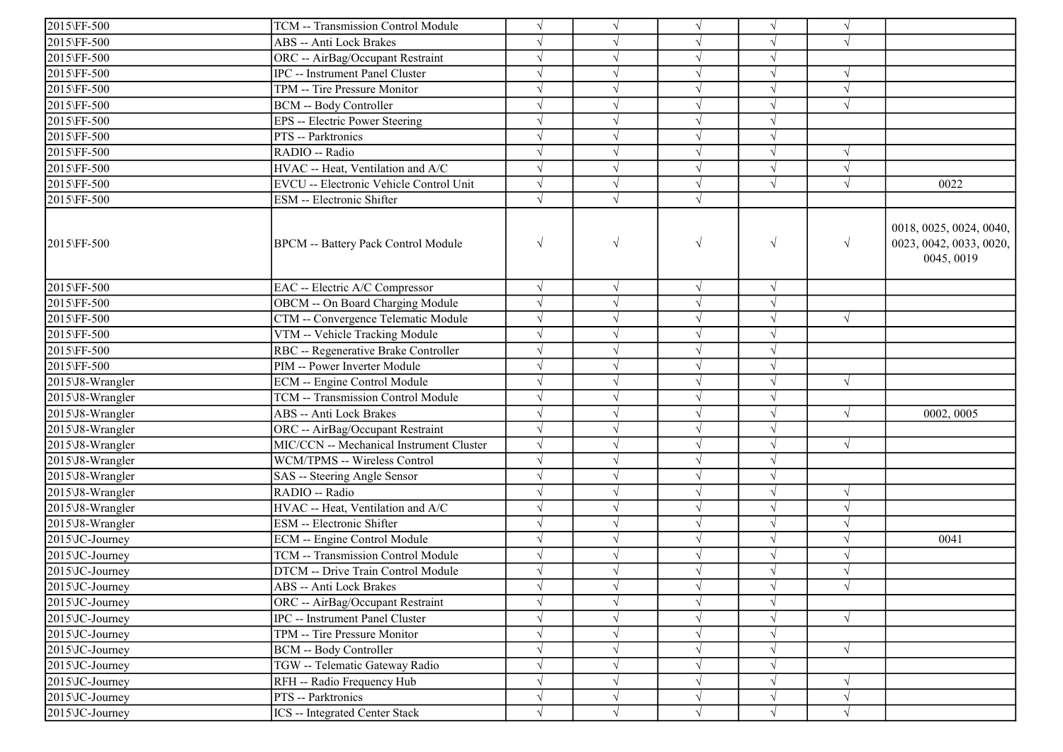| | | | | | | | |
|---|---|---|---|---|---|---|---|
| 2015\FF-500 | TCM -- Transmission Control Module | √ | √ | √ | √ | √ | |
| 2015\FF-500 | ABS -- Anti Lock Brakes | √ | √ | √ | √ | √ | |
| 2015\FF-500 | ORC -- AirBag/Occupant Restraint | √ | √ | √ | √ | | |
| 2015\FF-500 | IPC -- Instrument Panel Cluster | √ | √ | √ | √ | √ | |
| 2015\FF-500 | TPM -- Tire Pressure Monitor | √ | √ | √ | √ | √ | |
| 2015\FF-500 | BCM -- Body Controller | √ | √ | √ | √ | √ | |
| 2015\FF-500 | EPS -- Electric Power Steering | √ | √ | √ | √ | | |
| 2015\FF-500 | PTS -- Parktronics | √ | √ | √ | √ | | |
| 2015\FF-500 | RADIO -- Radio | √ | √ | √ | √ | √ | |
| 2015\FF-500 | HVAC -- Heat, Ventilation and A/C | √ | √ | √ | √ | √ | |
| 2015\FF-500 | EVCU -- Electronic Vehicle Control Unit | √ | √ | √ | √ | √ | 0022 |
| 2015\FF-500 | ESM -- Electronic Shifter | √ | √ | √ | | | |
| 2015\FF-500 | BPCM -- Battery Pack Control Module | √ | √ | √ | √ | √ | 0018, 0025, 0024, 0040, 0023, 0042, 0033, 0020, 0045, 0019 |
| 2015\FF-500 | EAC -- Electric A/C Compressor | √ | √ | √ | √ | | |
| 2015\FF-500 | OBCM -- On Board Charging Module | √ | √ | √ | √ | | |
| 2015\FF-500 | CTM -- Convergence Telematic Module | √ | √ | √ | √ | √ | |
| 2015\FF-500 | VTM -- Vehicle Tracking Module | √ | √ | √ | √ | | |
| 2015\FF-500 | RBC -- Regenerative Brake Controller | √ | √ | √ | √ | | |
| 2015\FF-500 | PIM -- Power Inverter Module | √ | √ | √ | √ | | |
| 2015\J8-Wrangler | ECM -- Engine Control Module | √ | √ | √ | √ | √ | |
| 2015\J8-Wrangler | TCM -- Transmission Control Module | √ | √ | √ | √ | | |
| 2015\J8-Wrangler | ABS -- Anti Lock Brakes | √ | √ | √ | √ | √ | 0002, 0005 |
| 2015\J8-Wrangler | ORC -- AirBag/Occupant Restraint | √ | √ | √ | √ | | |
| 2015\J8-Wrangler | MIC/CCN -- Mechanical Instrument Cluster | √ | √ | √ | √ | √ | |
| 2015\J8-Wrangler | WCM/TPMS -- Wireless Control | √ | √ | √ | √ | | |
| 2015\J8-Wrangler | SAS -- Steering Angle Sensor | √ | √ | √ | √ | | |
| 2015\J8-Wrangler | RADIO -- Radio | √ | √ | √ | √ | √ | |
| 2015\J8-Wrangler | HVAC -- Heat, Ventilation and A/C | √ | √ | √ | √ | √ | |
| 2015\J8-Wrangler | ESM -- Electronic Shifter | √ | √ | √ | √ | √ | |
| 2015\JC-Journey | ECM -- Engine Control Module | √ | √ | √ | √ | √ | 0041 |
| 2015\JC-Journey | TCM -- Transmission Control Module | √ | √ | √ | √ | √ | |
| 2015\JC-Journey | DTCM -- Drive Train Control Module | √ | √ | √ | √ | √ | |
| 2015\JC-Journey | ABS -- Anti Lock Brakes | √ | √ | √ | √ | √ | |
| 2015\JC-Journey | ORC -- AirBag/Occupant Restraint | √ | √ | √ | √ | | |
| 2015\JC-Journey | IPC -- Instrument Panel Cluster | √ | √ | √ | √ | √ | |
| 2015\JC-Journey | TPM -- Tire Pressure Monitor | √ | √ | √ | √ | | |
| 2015\JC-Journey | BCM -- Body Controller | √ | √ | √ | √ | √ | |
| 2015\JC-Journey | TGW -- Telematic Gateway Radio | √ | √ | √ | √ | | |
| 2015\JC-Journey | RFH -- Radio Frequency Hub | √ | √ | √ | √ | √ | |
| 2015\JC-Journey | PTS -- Parktronics | √ | √ | √ | √ | √ | |
| 2015\JC-Journey | ICS -- Integrated Center Stack | √ | √ | √ | √ | √ | |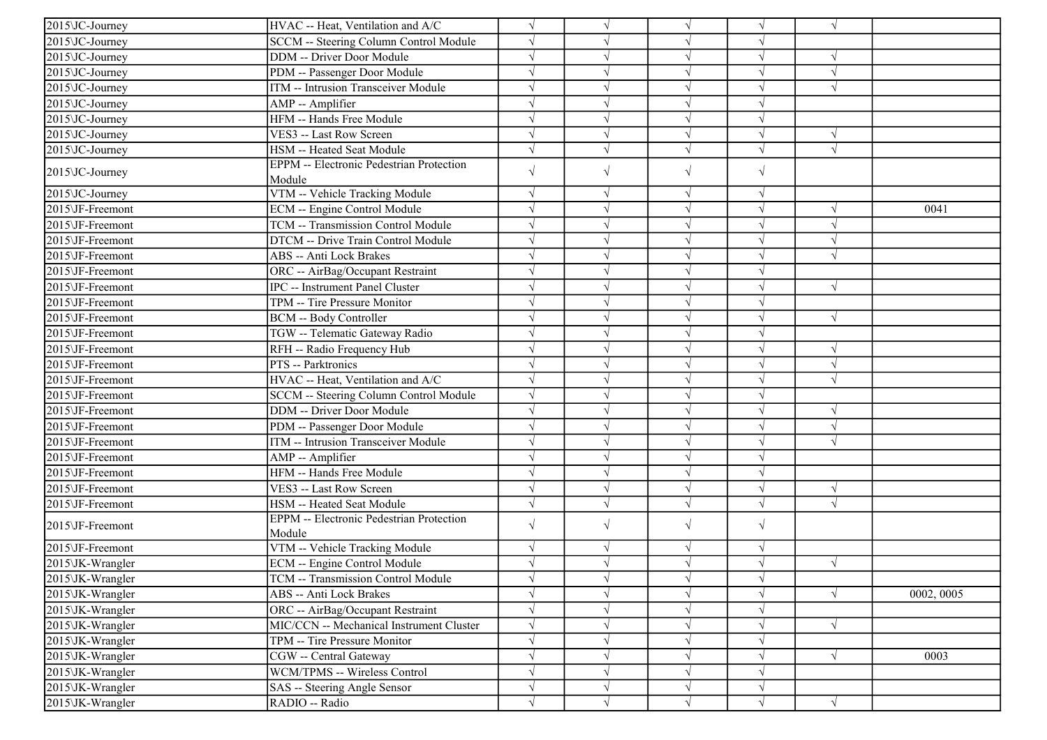| | | | | | | | |
|---|---|---|---|---|---|---|---|
| 2015\JC-Journey | HVAC -- Heat, Ventilation and A/C | √ | √ | √ | √ | √ | |
| 2015\JC-Journey | SCCM -- Steering Column Control Module | √ | √ | √ | √ | | |
| 2015\JC-Journey | DDM -- Driver Door Module | √ | √ | √ | √ | √ | |
| 2015\JC-Journey | PDM -- Passenger Door Module | √ | √ | √ | √ | √ | |
| 2015\JC-Journey | ITM -- Intrusion Transceiver Module | √ | √ | √ | √ | √ | |
| 2015\JC-Journey | AMP -- Amplifier | √ | √ | √ | √ | | |
| 2015\JC-Journey | HFM -- Hands Free Module | √ | √ | √ | √ | | |
| 2015\JC-Journey | VES3 -- Last Row Screen | √ | √ | √ | √ | √ | |
| 2015\JC-Journey | HSM -- Heated Seat Module | √ | √ | √ | √ | √ | |
| 2015\JC-Journey | EPPM -- Electronic Pedestrian Protection Module | √ | √ | √ | √ | | |
| 2015\JC-Journey | VTM -- Vehicle Tracking Module | √ | √ | √ | √ | | |
| 2015\JF-Freemont | ECM -- Engine Control Module | √ | √ | √ | √ | √ | 0041 |
| 2015\JF-Freemont | TCM -- Transmission Control Module | √ | √ | √ | √ | √ | |
| 2015\JF-Freemont | DTCM -- Drive Train Control Module | √ | √ | √ | √ | √ | |
| 2015\JF-Freemont | ABS -- Anti Lock Brakes | √ | √ | √ | √ | √ | |
| 2015\JF-Freemont | ORC -- AirBag/Occupant Restraint | √ | √ | √ | √ | | |
| 2015\JF-Freemont | IPC -- Instrument Panel Cluster | √ | √ | √ | √ | √ | |
| 2015\JF-Freemont | TPM -- Tire Pressure Monitor | √ | √ | √ | √ | | |
| 2015\JF-Freemont | BCM -- Body Controller | √ | √ | √ | √ | √ | |
| 2015\JF-Freemont | TGW -- Telematic Gateway Radio | √ | √ | √ | √ | | |
| 2015\JF-Freemont | RFH -- Radio Frequency Hub | √ | √ | √ | √ | √ | |
| 2015\JF-Freemont | PTS -- Parktronics | √ | √ | √ | √ | √ | |
| 2015\JF-Freemont | HVAC -- Heat, Ventilation and A/C | √ | √ | √ | √ | √ | |
| 2015\JF-Freemont | SCCM -- Steering Column Control Module | √ | √ | √ | √ | | |
| 2015\JF-Freemont | DDM -- Driver Door Module | √ | √ | √ | √ | √ | |
| 2015\JF-Freemont | PDM -- Passenger Door Module | √ | √ | √ | √ | √ | |
| 2015\JF-Freemont | ITM -- Intrusion Transceiver Module | √ | √ | √ | √ | √ | |
| 2015\JF-Freemont | AMP -- Amplifier | √ | √ | √ | √ | | |
| 2015\JF-Freemont | HFM -- Hands Free Module | √ | √ | √ | √ | | |
| 2015\JF-Freemont | VES3 -- Last Row Screen | √ | √ | √ | √ | √ | |
| 2015\JF-Freemont | HSM -- Heated Seat Module | √ | √ | √ | √ | √ | |
| 2015\JF-Freemont | EPPM -- Electronic Pedestrian Protection Module | √ | √ | √ | √ | | |
| 2015\JF-Freemont | VTM -- Vehicle Tracking Module | √ | √ | √ | √ | | |
| 2015\JK-Wrangler | ECM -- Engine Control Module | √ | √ | √ | √ | √ | |
| 2015\JK-Wrangler | TCM -- Transmission Control Module | √ | √ | √ | √ | | |
| 2015\JK-Wrangler | ABS -- Anti Lock Brakes | √ | √ | √ | √ | √ | 0002, 0005 |
| 2015\JK-Wrangler | ORC -- AirBag/Occupant Restraint | √ | √ | √ | √ | | |
| 2015\JK-Wrangler | MIC/CCN -- Mechanical Instrument Cluster | √ | √ | √ | √ | √ | |
| 2015\JK-Wrangler | TPM -- Tire Pressure Monitor | √ | √ | √ | √ | | |
| 2015\JK-Wrangler | CGW -- Central Gateway | √ | √ | √ | √ | √ | 0003 |
| 2015\JK-Wrangler | WCM/TPMS -- Wireless Control | √ | √ | √ | √ | | |
| 2015\JK-Wrangler | SAS -- Steering Angle Sensor | √ | √ | √ | √ | | |
| 2015\JK-Wrangler | RADIO -- Radio | √ | √ | √ | √ | √ | |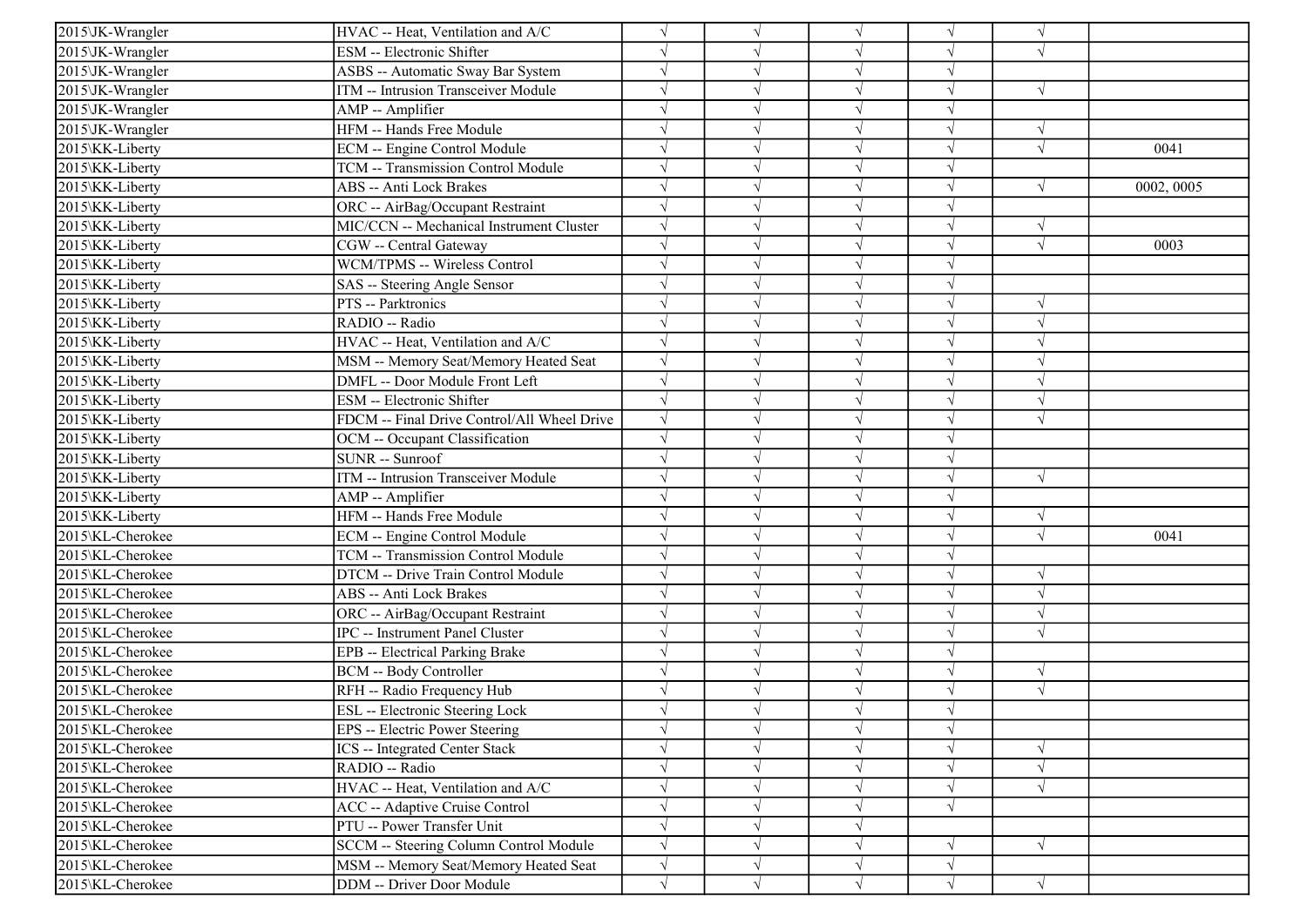| | | | | | | | |
|---|---|---|---|---|---|---|---|
| 2015\JK-Wrangler | HVAC -- Heat, Ventilation and A/C | √ | √ | √ | √ | √ | |
| 2015\JK-Wrangler | ESM -- Electronic Shifter | √ | √ | √ | √ | √ | |
| 2015\JK-Wrangler | ASBS -- Automatic Sway Bar System | √ | √ | √ | √ | | |
| 2015\JK-Wrangler | ITM -- Intrusion Transceiver Module | √ | √ | √ | √ | √ | |
| 2015\JK-Wrangler | AMP -- Amplifier | √ | √ | √ | √ | | |
| 2015\JK-Wrangler | HFM -- Hands Free Module | √ | √ | √ | √ | √ | |
| 2015\KK-Liberty | ECM -- Engine Control Module | √ | √ | √ | √ | √ | 0041 |
| 2015\KK-Liberty | TCM -- Transmission Control Module | √ | √ | √ | √ | | |
| 2015\KK-Liberty | ABS -- Anti Lock Brakes | √ | √ | √ | √ | √ | 0002, 0005 |
| 2015\KK-Liberty | ORC -- AirBag/Occupant Restraint | √ | √ | √ | √ | | |
| 2015\KK-Liberty | MIC/CCN -- Mechanical Instrument Cluster | √ | √ | √ | √ | √ | |
| 2015\KK-Liberty | CGW -- Central Gateway | √ | √ | √ | √ | √ | 0003 |
| 2015\KK-Liberty | WCM/TPMS -- Wireless Control | √ | √ | √ | √ | | |
| 2015\KK-Liberty | SAS -- Steering Angle Sensor | √ | √ | √ | √ | | |
| 2015\KK-Liberty | PTS -- Parktronics | √ | √ | √ | √ | √ | |
| 2015\KK-Liberty | RADIO -- Radio | √ | √ | √ | √ | √ | |
| 2015\KK-Liberty | HVAC -- Heat, Ventilation and A/C | √ | √ | √ | √ | √ | |
| 2015\KK-Liberty | MSM -- Memory Seat/Memory Heated Seat | √ | √ | √ | √ | √ | |
| 2015\KK-Liberty | DMFL -- Door Module Front Left | √ | √ | √ | √ | √ | |
| 2015\KK-Liberty | ESM -- Electronic Shifter | √ | √ | √ | √ | √ | |
| 2015\KK-Liberty | FDCM -- Final Drive Control/All Wheel Drive | √ | √ | √ | √ | √ | |
| 2015\KK-Liberty | OCM -- Occupant Classification | √ | √ | √ | √ | | |
| 2015\KK-Liberty | SUNR -- Sunroof | √ | √ | √ | √ | | |
| 2015\KK-Liberty | ITM -- Intrusion Transceiver Module | √ | √ | √ | √ | √ | |
| 2015\KK-Liberty | AMP -- Amplifier | √ | √ | √ | √ | | |
| 2015\KK-Liberty | HFM -- Hands Free Module | √ | √ | √ | √ | √ | |
| 2015\KL-Cherokee | ECM -- Engine Control Module | √ | √ | √ | √ | √ | 0041 |
| 2015\KL-Cherokee | TCM -- Transmission Control Module | √ | √ | √ | √ | | |
| 2015\KL-Cherokee | DTCM -- Drive Train Control Module | √ | √ | √ | √ | √ | |
| 2015\KL-Cherokee | ABS -- Anti Lock Brakes | √ | √ | √ | √ | √ | |
| 2015\KL-Cherokee | ORC -- AirBag/Occupant Restraint | √ | √ | √ | √ | √ | |
| 2015\KL-Cherokee | IPC -- Instrument Panel Cluster | √ | √ | √ | √ | √ | |
| 2015\KL-Cherokee | EPB -- Electrical Parking Brake | √ | √ | √ | √ | | |
| 2015\KL-Cherokee | BCM -- Body Controller | √ | √ | √ | √ | √ | |
| 2015\KL-Cherokee | RFH -- Radio Frequency Hub | √ | √ | √ | √ | √ | |
| 2015\KL-Cherokee | ESL -- Electronic Steering Lock | √ | √ | √ | √ | | |
| 2015\KL-Cherokee | EPS -- Electric Power Steering | √ | √ | √ | √ | | |
| 2015\KL-Cherokee | ICS -- Integrated Center Stack | √ | √ | √ | √ | √ | |
| 2015\KL-Cherokee | RADIO -- Radio | √ | √ | √ | √ | √ | |
| 2015\KL-Cherokee | HVAC -- Heat, Ventilation and A/C | √ | √ | √ | √ | √ | |
| 2015\KL-Cherokee | ACC -- Adaptive Cruise Control | √ | √ | √ | √ | | |
| 2015\KL-Cherokee | PTU -- Power Transfer Unit | √ | √ | √ | | | |
| 2015\KL-Cherokee | SCCM -- Steering Column Control Module | √ | √ | √ | √ | √ | |
| 2015\KL-Cherokee | MSM -- Memory Seat/Memory Heated Seat | √ | √ | √ | √ | | |
| 2015\KL-Cherokee | DDM -- Driver Door Module | √ | √ | √ | √ | √ | |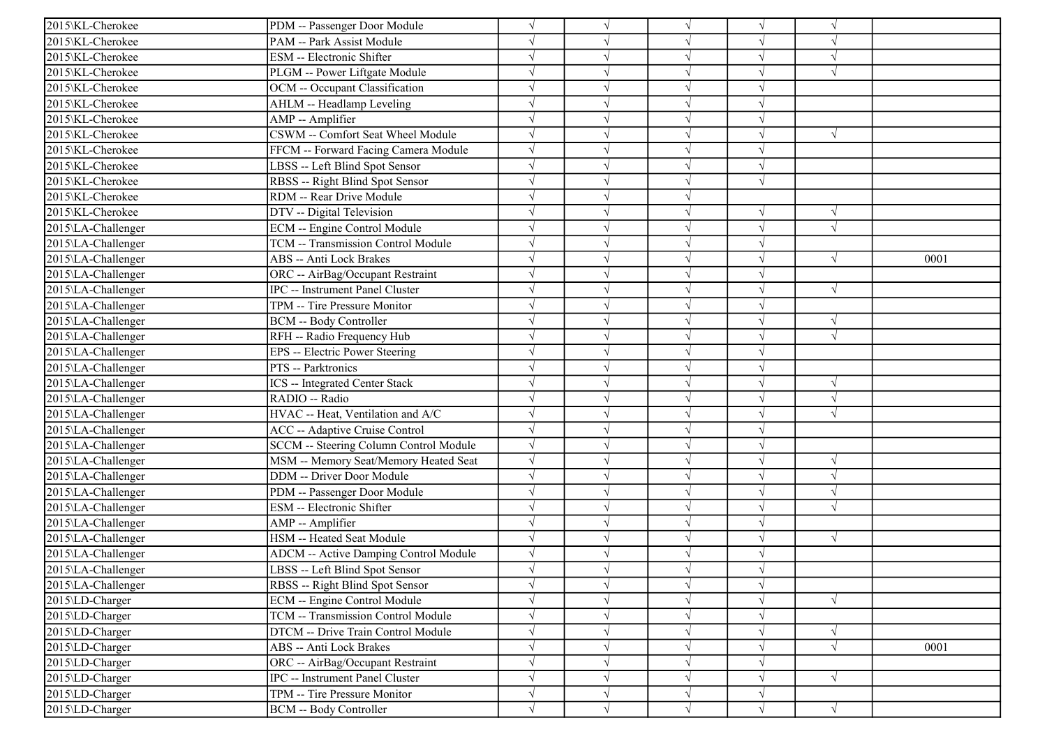| | | | | | | | |
|---|---|---|---|---|---|---|---|
| 2015\KL-Cherokee | PDM -- Passenger Door Module | √ | √ | √ | √ | √ | |
| 2015\KL-Cherokee | PAM -- Park Assist Module | √ | √ | √ | √ | √ | |
| 2015\KL-Cherokee | ESM -- Electronic Shifter | √ | √ | √ | √ | √ | |
| 2015\KL-Cherokee | PLGM -- Power Liftgate Module | √ | √ | √ | √ | √ | |
| 2015\KL-Cherokee | OCM -- Occupant Classification | √ | √ | √ | √ | | |
| 2015\KL-Cherokee | AHLM -- Headlamp Leveling | √ | √ | √ | √ | | |
| 2015\KL-Cherokee | AMP -- Amplifier | √ | √ | √ | √ | | |
| 2015\KL-Cherokee | CSWM -- Comfort Seat Wheel Module | √ | √ | √ | √ | √ | |
| 2015\KL-Cherokee | FFCM -- Forward Facing Camera Module | √ | √ | √ | √ | | |
| 2015\KL-Cherokee | LBSS -- Left Blind Spot Sensor | √ | √ | √ | √ | | |
| 2015\KL-Cherokee | RBSS -- Right Blind Spot Sensor | √ | √ | √ | √ | | |
| 2015\KL-Cherokee | RDM -- Rear Drive Module | √ | √ | √ | | | |
| 2015\KL-Cherokee | DTV -- Digital Television | √ | √ | √ | √ | √ | |
| 2015\LA-Challenger | ECM -- Engine Control Module | √ | √ | √ | √ | √ | |
| 2015\LA-Challenger | TCM -- Transmission Control Module | √ | √ | √ | √ | | |
| 2015\LA-Challenger | ABS -- Anti Lock Brakes | √ | √ | √ | √ | √ | 0001 |
| 2015\LA-Challenger | ORC -- AirBag/Occupant Restraint | √ | √ | √ | √ | | |
| 2015\LA-Challenger | IPC -- Instrument Panel Cluster | √ | √ | √ | √ | √ | |
| 2015\LA-Challenger | TPM -- Tire Pressure Monitor | √ | √ | √ | √ | | |
| 2015\LA-Challenger | BCM -- Body Controller | √ | √ | √ | √ | √ | |
| 2015\LA-Challenger | RFH -- Radio Frequency Hub | √ | √ | √ | √ | √ | |
| 2015\LA-Challenger | EPS -- Electric Power Steering | √ | √ | √ | √ | | |
| 2015\LA-Challenger | PTS -- Parktronics | √ | √ | √ | √ | | |
| 2015\LA-Challenger | ICS -- Integrated Center Stack | √ | √ | √ | √ | √ | |
| 2015\LA-Challenger | RADIO -- Radio | √ | √ | √ | √ | √ | |
| 2015\LA-Challenger | HVAC -- Heat, Ventilation and A/C | √ | √ | √ | √ | √ | |
| 2015\LA-Challenger | ACC -- Adaptive Cruise Control | √ | √ | √ | √ | | |
| 2015\LA-Challenger | SCCM -- Steering Column Control Module | √ | √ | √ | √ | | |
| 2015\LA-Challenger | MSM -- Memory Seat/Memory Heated Seat | √ | √ | √ | √ | √ | |
| 2015\LA-Challenger | DDM -- Driver Door Module | √ | √ | √ | √ | √ | |
| 2015\LA-Challenger | PDM -- Passenger Door Module | √ | √ | √ | √ | √ | |
| 2015\LA-Challenger | ESM -- Electronic Shifter | √ | √ | √ | √ | √ | |
| 2015\LA-Challenger | AMP -- Amplifier | √ | √ | √ | √ | | |
| 2015\LA-Challenger | HSM -- Heated Seat Module | √ | √ | √ | √ | √ | |
| 2015\LA-Challenger | ADCM -- Active Damping Control Module | √ | √ | √ | √ | | |
| 2015\LA-Challenger | LBSS -- Left Blind Spot Sensor | √ | √ | √ | √ | | |
| 2015\LA-Challenger | RBSS -- Right Blind Spot Sensor | √ | √ | √ | √ | | |
| 2015\LD-Charger | ECM -- Engine Control Module | √ | √ | √ | √ | √ | |
| 2015\LD-Charger | TCM -- Transmission Control Module | √ | √ | √ | √ | | |
| 2015\LD-Charger | DTCM -- Drive Train Control Module | √ | √ | √ | √ | √ | |
| 2015\LD-Charger | ABS -- Anti Lock Brakes | √ | √ | √ | √ | √ | 0001 |
| 2015\LD-Charger | ORC -- AirBag/Occupant Restraint | √ | √ | √ | √ | | |
| 2015\LD-Charger | IPC -- Instrument Panel Cluster | √ | √ | √ | √ | √ | |
| 2015\LD-Charger | TPM -- Tire Pressure Monitor | √ | √ | √ | √ | | |
| 2015\LD-Charger | BCM -- Body Controller | √ | √ | √ | √ | √ | |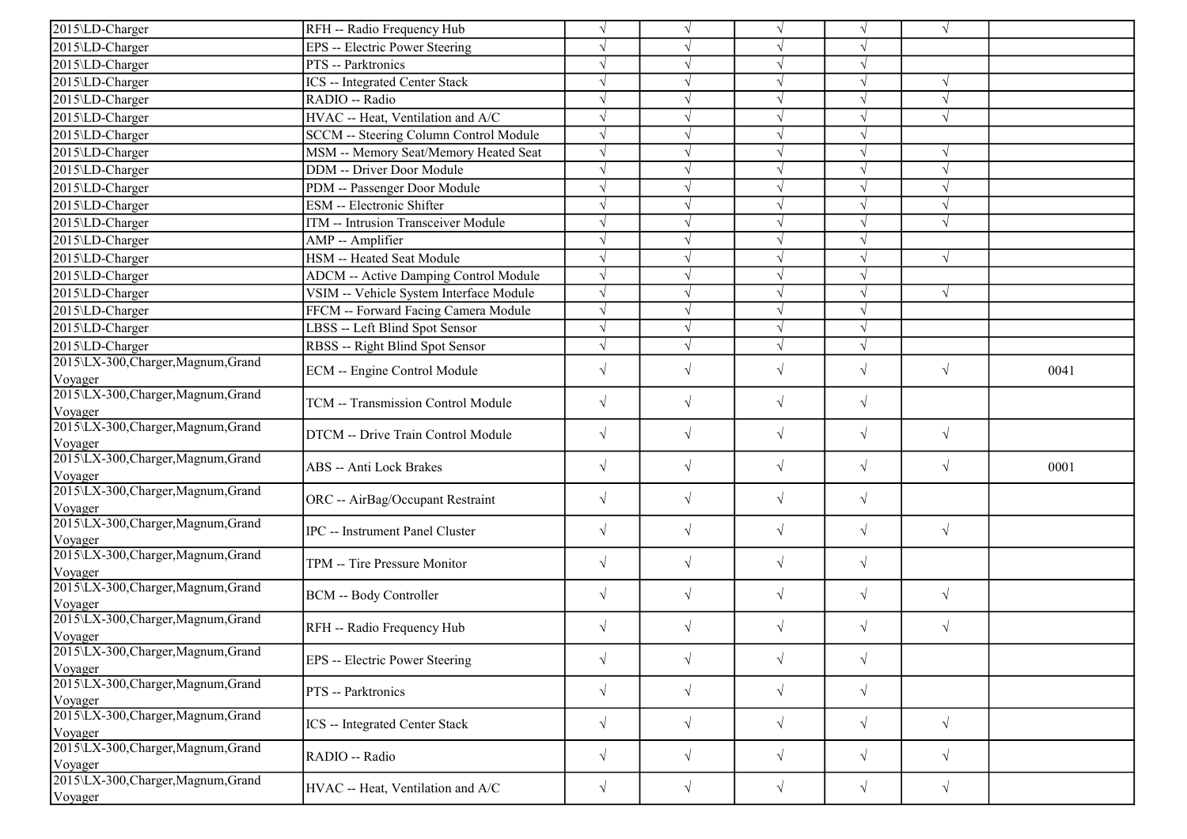| | | | | | | | |
|---|---|---|---|---|---|---|---|
| 2015\LD-Charger | RFH -- Radio Frequency Hub | √ | √ | √ | √ | √ | |
| 2015\LD-Charger | EPS -- Electric Power Steering | √ | √ | √ | √ | | |
| 2015\LD-Charger | PTS -- Parktronics | √ | √ | √ | √ | | |
| 2015\LD-Charger | ICS -- Integrated Center Stack | √ | √ | √ | √ | √ | |
| 2015\LD-Charger | RADIO -- Radio | √ | √ | √ | √ | √ | |
| 2015\LD-Charger | HVAC -- Heat, Ventilation and A/C | √ | √ | √ | √ | √ | |
| 2015\LD-Charger | SCCM -- Steering Column Control Module | √ | √ | √ | √ | | |
| 2015\LD-Charger | MSM -- Memory Seat/Memory Heated Seat | √ | √ | √ | √ | √ | |
| 2015\LD-Charger | DDM -- Driver Door Module | √ | √ | √ | √ | √ | |
| 2015\LD-Charger | PDM -- Passenger Door Module | √ | √ | √ | √ | √ | |
| 2015\LD-Charger | ESM -- Electronic Shifter | √ | √ | √ | √ | √ | |
| 2015\LD-Charger | ITM -- Intrusion Transceiver Module | √ | √ | √ | √ | √ | |
| 2015\LD-Charger | AMP -- Amplifier | √ | √ | √ | √ | | |
| 2015\LD-Charger | HSM -- Heated Seat Module | √ | √ | √ | √ | √ | |
| 2015\LD-Charger | ADCM -- Active Damping Control Module | √ | √ | √ | √ | | |
| 2015\LD-Charger | VSIM -- Vehicle System Interface Module | √ | √ | √ | √ | √ | |
| 2015\LD-Charger | FFCM -- Forward Facing Camera Module | √ | √ | √ | √ | | |
| 2015\LD-Charger | LBSS -- Left Blind Spot Sensor | √ | √ | √ | √ | | |
| 2015\LD-Charger | RBSS -- Right Blind Spot Sensor | √ | √ | √ | √ | | |
| 2015\LX-300,Charger,Magnum,Grand Voyager | ECM -- Engine Control Module | √ | √ | √ | √ | √ | 0041 |
| 2015\LX-300,Charger,Magnum,Grand Voyager | TCM -- Transmission Control Module | √ | √ | √ | √ | | |
| 2015\LX-300,Charger,Magnum,Grand Voyager | DTCM -- Drive Train Control Module | √ | √ | √ | √ | √ | |
| 2015\LX-300,Charger,Magnum,Grand Voyager | ABS -- Anti Lock Brakes | √ | √ | √ | √ | √ | 0001 |
| 2015\LX-300,Charger,Magnum,Grand Voyager | ORC -- AirBag/Occupant Restraint | √ | √ | √ | √ | | |
| 2015\LX-300,Charger,Magnum,Grand Voyager | IPC -- Instrument Panel Cluster | √ | √ | √ | √ | √ | |
| 2015\LX-300,Charger,Magnum,Grand Voyager | TPM -- Tire Pressure Monitor | √ | √ | √ | √ | | |
| 2015\LX-300,Charger,Magnum,Grand Voyager | BCM -- Body Controller | √ | √ | √ | √ | √ | |
| 2015\LX-300,Charger,Magnum,Grand Voyager | RFH -- Radio Frequency Hub | √ | √ | √ | √ | √ | |
| 2015\LX-300,Charger,Magnum,Grand Voyager | EPS -- Electric Power Steering | √ | √ | √ | √ | | |
| 2015\LX-300,Charger,Magnum,Grand Voyager | PTS -- Parktronics | √ | √ | √ | √ | | |
| 2015\LX-300,Charger,Magnum,Grand Voyager | ICS -- Integrated Center Stack | √ | √ | √ | √ | √ | |
| 2015\LX-300,Charger,Magnum,Grand Voyager | RADIO -- Radio | √ | √ | √ | √ | √ | |
| 2015\LX-300,Charger,Magnum,Grand Voyager | HVAC -- Heat, Ventilation and A/C | √ | √ | √ | √ | √ | |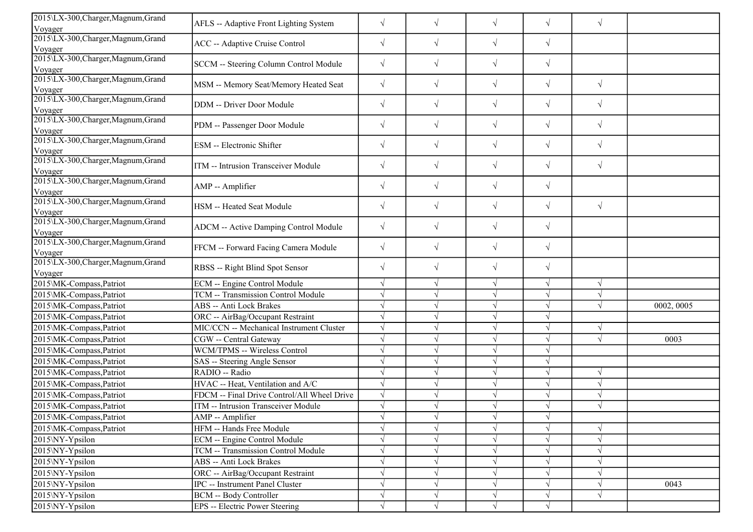| | | | | | | | |
|---|---|---|---|---|---|---|---|
| 2015\LX-300,Charger,Magnum,Grand Voyager | AFLS -- Adaptive Front Lighting System | √ | √ | √ | √ | √ | |
| 2015\LX-300,Charger,Magnum,Grand Voyager | ACC -- Adaptive Cruise Control | √ | √ | √ | √ | | |
| 2015\LX-300,Charger,Magnum,Grand Voyager | SCCM -- Steering Column Control Module | √ | √ | √ | √ | | |
| 2015\LX-300,Charger,Magnum,Grand Voyager | MSM -- Memory Seat/Memory Heated Seat | √ | √ | √ | √ | √ | |
| 2015\LX-300,Charger,Magnum,Grand Voyager | DDM -- Driver Door Module | √ | √ | √ | √ | √ | |
| 2015\LX-300,Charger,Magnum,Grand Voyager | PDM -- Passenger Door Module | √ | √ | √ | √ | √ | |
| 2015\LX-300,Charger,Magnum,Grand Voyager | ESM -- Electronic Shifter | √ | √ | √ | √ | √ | |
| 2015\LX-300,Charger,Magnum,Grand Voyager | ITM -- Intrusion Transceiver Module | √ | √ | √ | √ | √ | |
| 2015\LX-300,Charger,Magnum,Grand Voyager | AMP -- Amplifier | √ | √ | √ | √ | | |
| 2015\LX-300,Charger,Magnum,Grand Voyager | HSM -- Heated Seat Module | √ | √ | √ | √ | √ | |
| 2015\LX-300,Charger,Magnum,Grand Voyager | ADCM -- Active Damping Control Module | √ | √ | √ | √ | | |
| 2015\LX-300,Charger,Magnum,Grand Voyager | FFCM -- Forward Facing Camera Module | √ | √ | √ | √ | | |
| 2015\LX-300,Charger,Magnum,Grand Voyager | RBSS -- Right Blind Spot Sensor | √ | √ | √ | √ | | |
| 2015\MK-Compass,Patriot | ECM -- Engine Control Module | √ | √ | √ | √ | √ | |
| 2015\MK-Compass,Patriot | TCM -- Transmission Control Module | √ | √ | √ | √ | √ | |
| 2015\MK-Compass,Patriot | ABS -- Anti Lock Brakes | √ | √ | √ | √ | √ | 0002, 0005 |
| 2015\MK-Compass,Patriot | ORC -- AirBag/Occupant Restraint | √ | √ | √ | √ | | |
| 2015\MK-Compass,Patriot | MIC/CCN -- Mechanical Instrument Cluster | √ | √ | √ | √ | √ | |
| 2015\MK-Compass,Patriot | CGW -- Central Gateway | √ | √ | √ | √ | √ | 0003 |
| 2015\MK-Compass,Patriot | WCM/TPMS -- Wireless Control | √ | √ | √ | √ | | |
| 2015\MK-Compass,Patriot | SAS -- Steering Angle Sensor | √ | √ | √ | √ | | |
| 2015\MK-Compass,Patriot | RADIO -- Radio | √ | √ | √ | √ | √ | |
| 2015\MK-Compass,Patriot | HVAC -- Heat, Ventilation and A/C | √ | √ | √ | √ | √ | |
| 2015\MK-Compass,Patriot | FDCM -- Final Drive Control/All Wheel Drive | √ | √ | √ | √ | √ | |
| 2015\MK-Compass,Patriot | ITM -- Intrusion Transceiver Module | √ | √ | √ | √ | √ | |
| 2015\MK-Compass,Patriot | AMP -- Amplifier | √ | √ | √ | √ | | |
| 2015\MK-Compass,Patriot | HFM -- Hands Free Module | √ | √ | √ | √ | √ | |
| 2015\NY-Ypsilon | ECM -- Engine Control Module | √ | √ | √ | √ | √ | |
| 2015\NY-Ypsilon | TCM -- Transmission Control Module | √ | √ | √ | √ | √ | |
| 2015\NY-Ypsilon | ABS -- Anti Lock Brakes | √ | √ | √ | √ | √ | |
| 2015\NY-Ypsilon | ORC -- AirBag/Occupant Restraint | √ | √ | √ | √ | √ | |
| 2015\NY-Ypsilon | IPC -- Instrument Panel Cluster | √ | √ | √ | √ | √ | 0043 |
| 2015\NY-Ypsilon | BCM -- Body Controller | √ | √ | √ | √ | √ | |
| 2015\NY-Ypsilon | EPS -- Electric Power Steering | √ | √ | √ | √ | | |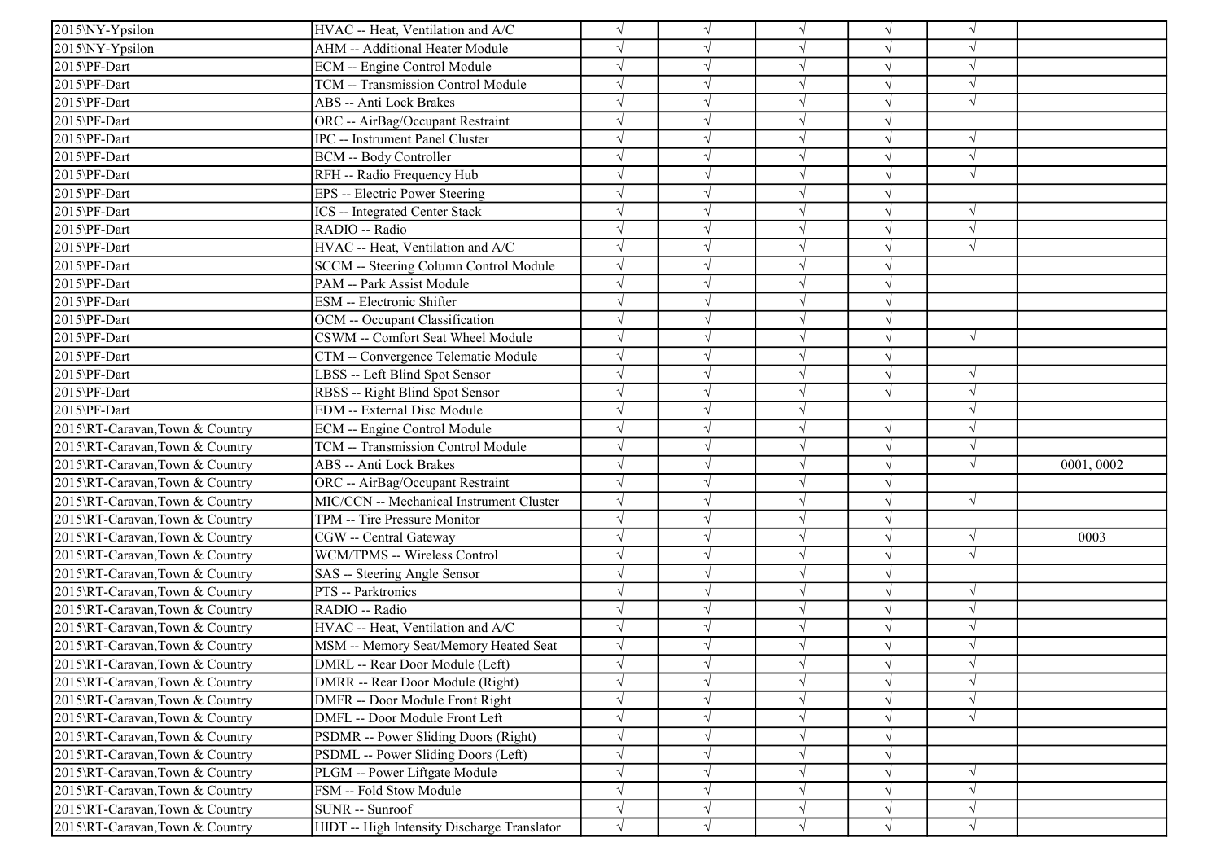| 2015\NY-Ypsilon | HVAC -- Heat, Ventilation and A/C | √ | √ | √ | √ | √ | |
|---|---|---|---|---|---|---|---|
| 2015\NY-Ypsilon | AHM -- Additional Heater Module | √ | √ | √ | √ | √ | |
| 2015\PF-Dart | ECM -- Engine Control Module | √ | √ | √ | √ | √ | |
| 2015\PF-Dart | TCM -- Transmission Control Module | √ | √ | √ | √ | √ | |
| 2015\PF-Dart | ABS -- Anti Lock Brakes | √ | √ | √ | √ | √ | |
| 2015\PF-Dart | ORC -- AirBag/Occupant Restraint | √ | √ | √ | √ | | |
| 2015\PF-Dart | IPC -- Instrument Panel Cluster | √ | √ | √ | √ | √ | |
| 2015\PF-Dart | BCM -- Body Controller | √ | √ | √ | √ | √ | |
| 2015\PF-Dart | RFH -- Radio Frequency Hub | √ | √ | √ | √ | √ | |
| 2015\PF-Dart | EPS -- Electric Power Steering | √ | √ | √ | √ | | |
| 2015\PF-Dart | ICS -- Integrated Center Stack | √ | √ | √ | √ | √ | |
| 2015\PF-Dart | RADIO -- Radio | √ | √ | √ | √ | √ | |
| 2015\PF-Dart | HVAC -- Heat, Ventilation and A/C | √ | √ | √ | √ | √ | |
| 2015\PF-Dart | SCCM -- Steering Column Control Module | √ | √ | √ | √ | | |
| 2015\PF-Dart | PAM -- Park Assist Module | √ | √ | √ | √ | | |
| 2015\PF-Dart | ESM -- Electronic Shifter | √ | √ | √ | √ | | |
| 2015\PF-Dart | OCM -- Occupant Classification | √ | √ | √ | √ | | |
| 2015\PF-Dart | CSWM -- Comfort Seat Wheel Module | √ | √ | √ | √ | √ | |
| 2015\PF-Dart | CTM -- Convergence Telematic Module | √ | √ | √ | √ | | |
| 2015\PF-Dart | LBSS -- Left Blind Spot Sensor | √ | √ | √ | √ | √ | |
| 2015\PF-Dart | RBSS -- Right Blind Spot Sensor | √ | √ | √ | √ | √ | |
| 2015\PF-Dart | EDM -- External Disc Module | √ | √ | √ | | √ | |
| 2015\RT-Caravan,Town & Country | ECM -- Engine Control Module | √ | √ | √ | √ | √ | |
| 2015\RT-Caravan,Town & Country | TCM -- Transmission Control Module | √ | √ | √ | √ | √ | |
| 2015\RT-Caravan,Town & Country | ABS -- Anti Lock Brakes | √ | √ | √ | √ | √ | 0001, 0002 |
| 2015\RT-Caravan,Town & Country | ORC -- AirBag/Occupant Restraint | √ | √ | √ | √ | | |
| 2015\RT-Caravan,Town & Country | MIC/CCN -- Mechanical Instrument Cluster | √ | √ | √ | √ | √ | |
| 2015\RT-Caravan,Town & Country | TPM -- Tire Pressure Monitor | √ | √ | √ | √ | | |
| 2015\RT-Caravan,Town & Country | CGW -- Central Gateway | √ | √ | √ | √ | √ | 0003 |
| 2015\RT-Caravan,Town & Country | WCM/TPMS -- Wireless Control | √ | √ | √ | √ | √ | |
| 2015\RT-Caravan,Town & Country | SAS -- Steering Angle Sensor | √ | √ | √ | √ | | |
| 2015\RT-Caravan,Town & Country | PTS -- Parktronics | √ | √ | √ | √ | √ | |
| 2015\RT-Caravan,Town & Country | RADIO -- Radio | √ | √ | √ | √ | √ | |
| 2015\RT-Caravan,Town & Country | HVAC -- Heat, Ventilation and A/C | √ | √ | √ | √ | √ | |
| 2015\RT-Caravan,Town & Country | MSM -- Memory Seat/Memory Heated Seat | √ | √ | √ | √ | √ | |
| 2015\RT-Caravan,Town & Country | DMRL -- Rear Door Module (Left) | √ | √ | √ | √ | √ | |
| 2015\RT-Caravan,Town & Country | DMRR -- Rear Door Module (Right) | √ | √ | √ | √ | √ | |
| 2015\RT-Caravan,Town & Country | DMFR -- Door Module Front Right | √ | √ | √ | √ | √ | |
| 2015\RT-Caravan,Town & Country | DMFL -- Door Module Front Left | √ | √ | √ | √ | √ | |
| 2015\RT-Caravan,Town & Country | PSDMR -- Power Sliding Doors (Right) | √ | √ | √ | √ | | |
| 2015\RT-Caravan,Town & Country | PSDML -- Power Sliding Doors (Left) | √ | √ | √ | √ | | |
| 2015\RT-Caravan,Town & Country | PLGM -- Power Liftgate Module | √ | √ | √ | √ | √ | |
| 2015\RT-Caravan,Town & Country | FSM -- Fold Stow Module | √ | √ | √ | √ | √ | |
| 2015\RT-Caravan,Town & Country | SUNR -- Sunroof | √ | √ | √ | √ | √ | |
| 2015\RT-Caravan,Town & Country | HIDT -- High Intensity Discharge Translator | √ | √ | √ | √ | √ | |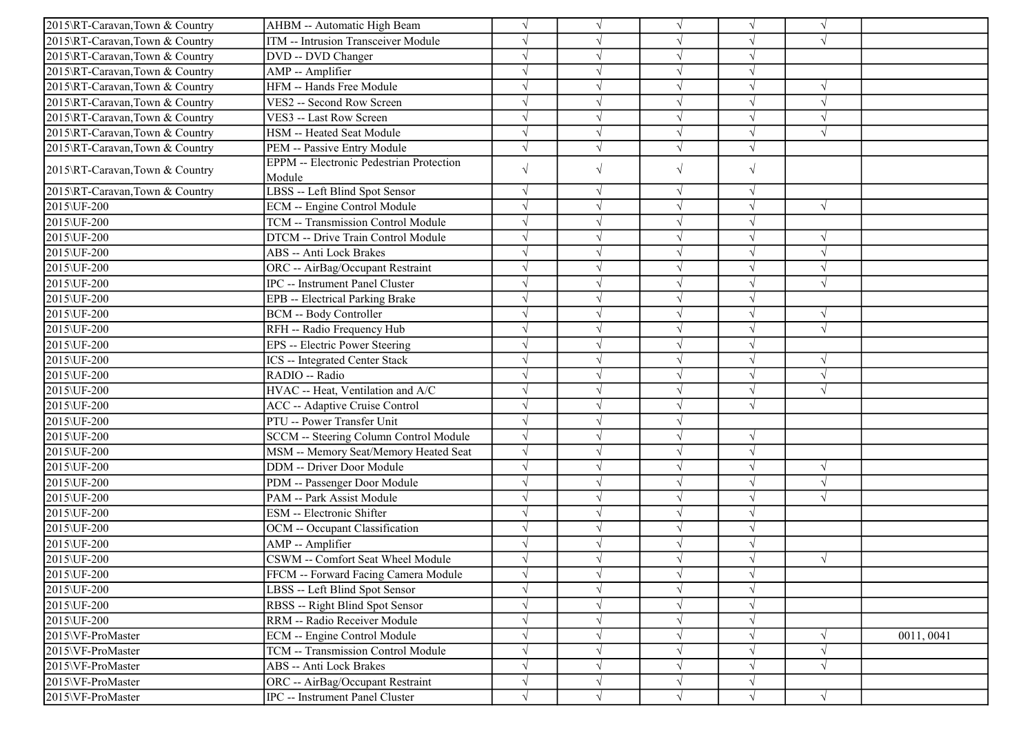| | | | | | | | |
|---|---|---|---|---|---|---|---|
| 2015\RT-Caravan,Town & Country | AHBM -- Automatic High Beam | √ | √ | √ | √ | √ | |
| 2015\RT-Caravan,Town & Country | ITM -- Intrusion Transceiver Module | √ | √ | √ | √ | √ | |
| 2015\RT-Caravan,Town & Country | DVD -- DVD Changer | √ | √ | √ | √ | | |
| 2015\RT-Caravan,Town & Country | AMP -- Amplifier | √ | √ | √ | √ | | |
| 2015\RT-Caravan,Town & Country | HFM -- Hands Free Module | √ | √ | √ | √ | √ | |
| 2015\RT-Caravan,Town & Country | VES2 -- Second Row Screen | √ | √ | √ | √ | √ | |
| 2015\RT-Caravan,Town & Country | VES3 -- Last Row Screen | √ | √ | √ | √ | √ | |
| 2015\RT-Caravan,Town & Country | HSM -- Heated Seat Module | √ | √ | √ | √ | √ | |
| 2015\RT-Caravan,Town & Country | PEM -- Passive Entry Module | √ | √ | √ | √ | | |
| 2015\RT-Caravan,Town & Country | EPPM -- Electronic Pedestrian Protection Module | √ | √ | √ | √ | | |
| 2015\RT-Caravan,Town & Country | LBSS -- Left Blind Spot Sensor | √ | √ | √ | √ | | |
| 2015\UF-200 | ECM -- Engine Control Module | √ | √ | √ | √ | √ | |
| 2015\UF-200 | TCM -- Transmission Control Module | √ | √ | √ | √ | | |
| 2015\UF-200 | DTCM -- Drive Train Control Module | √ | √ | √ | √ | √ | |
| 2015\UF-200 | ABS -- Anti Lock Brakes | √ | √ | √ | √ | √ | |
| 2015\UF-200 | ORC -- AirBag/Occupant Restraint | √ | √ | √ | √ | √ | |
| 2015\UF-200 | IPC -- Instrument Panel Cluster | √ | √ | √ | √ | √ | |
| 2015\UF-200 | EPB -- Electrical Parking Brake | √ | √ | √ | √ | | |
| 2015\UF-200 | BCM -- Body Controller | √ | √ | √ | √ | √ | |
| 2015\UF-200 | RFH -- Radio Frequency Hub | √ | √ | √ | √ | √ | |
| 2015\UF-200 | EPS -- Electric Power Steering | √ | √ | √ | √ | | |
| 2015\UF-200 | ICS -- Integrated Center Stack | √ | √ | √ | √ | √ | |
| 2015\UF-200 | RADIO -- Radio | √ | √ | √ | √ | √ | |
| 2015\UF-200 | HVAC -- Heat, Ventilation and A/C | √ | √ | √ | √ | √ | |
| 2015\UF-200 | ACC -- Adaptive Cruise Control | √ | √ | √ | √ | | |
| 2015\UF-200 | PTU -- Power Transfer Unit | √ | √ | √ | | | |
| 2015\UF-200 | SCCM -- Steering Column Control Module | √ | √ | √ | √ | | |
| 2015\UF-200 | MSM -- Memory Seat/Memory Heated Seat | √ | √ | √ | √ | | |
| 2015\UF-200 | DDM -- Driver Door Module | √ | √ | √ | √ | √ | |
| 2015\UF-200 | PDM -- Passenger Door Module | √ | √ | √ | √ | √ | |
| 2015\UF-200 | PAM -- Park Assist Module | √ | √ | √ | √ | √ | |
| 2015\UF-200 | ESM -- Electronic Shifter | √ | √ | √ | √ | | |
| 2015\UF-200 | OCM -- Occupant Classification | √ | √ | √ | √ | | |
| 2015\UF-200 | AMP -- Amplifier | √ | √ | √ | √ | | |
| 2015\UF-200 | CSWM -- Comfort Seat Wheel Module | √ | √ | √ | √ | √ | |
| 2015\UF-200 | FFCM -- Forward Facing Camera Module | √ | √ | √ | √ | | |
| 2015\UF-200 | LBSS -- Left Blind Spot Sensor | √ | √ | √ | √ | | |
| 2015\UF-200 | RBSS -- Right Blind Spot Sensor | √ | √ | √ | √ | | |
| 2015\UF-200 | RRM -- Radio Receiver Module | √ | √ | √ | √ | | |
| 2015\VF-ProMaster | ECM -- Engine Control Module | √ | √ | √ | √ | √ | 0011, 0041 |
| 2015\VF-ProMaster | TCM -- Transmission Control Module | √ | √ | √ | √ | √ | |
| 2015\VF-ProMaster | ABS -- Anti Lock Brakes | √ | √ | √ | √ | √ | |
| 2015\VF-ProMaster | ORC -- AirBag/Occupant Restraint | √ | √ | √ | √ | | |
| 2015\VF-ProMaster | IPC -- Instrument Panel Cluster | √ | √ | √ | √ | √ | |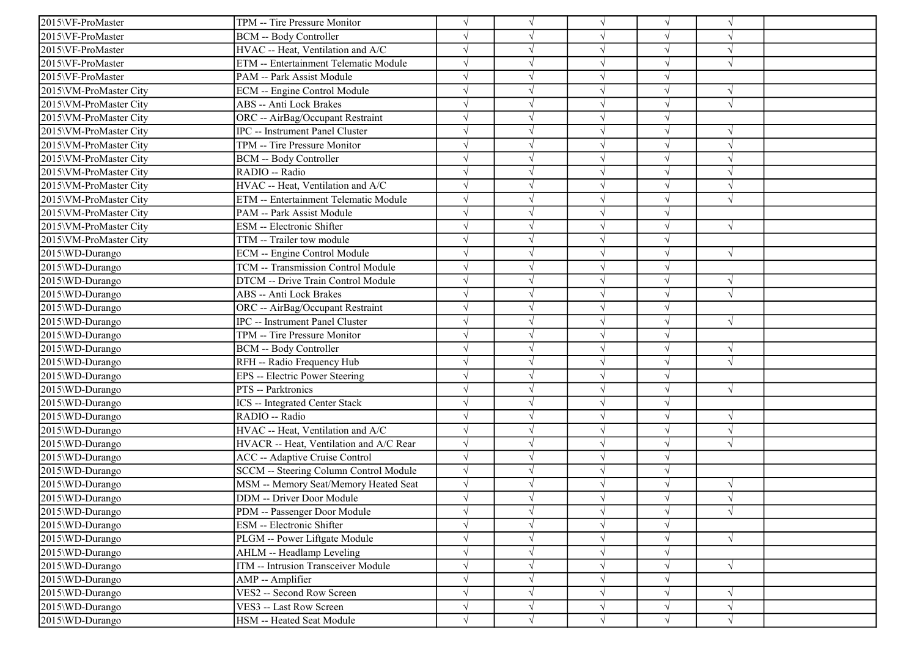| | | | | | | | |
|---|---|---|---|---|---|---|---|
| 2015\VF-ProMaster | TPM -- Tire Pressure Monitor | √ | √ | √ | √ | √ | |
| 2015\VF-ProMaster | BCM -- Body Controller | √ | √ | √ | √ | √ | |
| 2015\VF-ProMaster | HVAC -- Heat, Ventilation and A/C | √ | √ | √ | √ | √ | |
| 2015\VF-ProMaster | ETM -- Entertainment Telematic Module | √ | √ | √ | √ | √ | |
| 2015\VF-ProMaster | PAM -- Park Assist Module | √ | √ | √ | √ | | |
| 2015\VM-ProMaster City | ECM -- Engine Control Module | √ | √ | √ | √ | √ | |
| 2015\VM-ProMaster City | ABS -- Anti Lock Brakes | √ | √ | √ | √ | √ | |
| 2015\VM-ProMaster City | ORC -- AirBag/Occupant Restraint | √ | √ | √ | √ | | |
| 2015\VM-ProMaster City | IPC -- Instrument Panel Cluster | √ | √ | √ | √ | √ | |
| 2015\VM-ProMaster City | TPM -- Tire Pressure Monitor | √ | √ | √ | √ | √ | |
| 2015\VM-ProMaster City | BCM -- Body Controller | √ | √ | √ | √ | √ | |
| 2015\VM-ProMaster City | RADIO -- Radio | √ | √ | √ | √ | √ | |
| 2015\VM-ProMaster City | HVAC -- Heat, Ventilation and A/C | √ | √ | √ | √ | √ | |
| 2015\VM-ProMaster City | ETM -- Entertainment Telematic Module | √ | √ | √ | √ | √ | |
| 2015\VM-ProMaster City | PAM -- Park Assist Module | √ | √ | √ | √ | | |
| 2015\VM-ProMaster City | ESM -- Electronic Shifter | √ | √ | √ | √ | √ | |
| 2015\VM-ProMaster City | TTM -- Trailer tow module | √ | √ | √ | √ | | |
| 2015\WD-Durango | ECM -- Engine Control Module | √ | √ | √ | √ | √ | |
| 2015\WD-Durango | TCM -- Transmission Control Module | √ | √ | √ | √ | | |
| 2015\WD-Durango | DTCM -- Drive Train Control Module | √ | √ | √ | √ | √ | |
| 2015\WD-Durango | ABS -- Anti Lock Brakes | √ | √ | √ | √ | √ | |
| 2015\WD-Durango | ORC -- AirBag/Occupant Restraint | √ | √ | √ | √ | | |
| 2015\WD-Durango | IPC -- Instrument Panel Cluster | √ | √ | √ | √ | √ | |
| 2015\WD-Durango | TPM -- Tire Pressure Monitor | √ | √ | √ | √ | | |
| 2015\WD-Durango | BCM -- Body Controller | √ | √ | √ | √ | √ | |
| 2015\WD-Durango | RFH -- Radio Frequency Hub | √ | √ | √ | √ | √ | |
| 2015\WD-Durango | EPS -- Electric Power Steering | √ | √ | √ | √ | | |
| 2015\WD-Durango | PTS -- Parktronics | √ | √ | √ | √ | √ | |
| 2015\WD-Durango | ICS -- Integrated Center Stack | √ | √ | √ | √ | | |
| 2015\WD-Durango | RADIO -- Radio | √ | √ | √ | √ | √ | |
| 2015\WD-Durango | HVAC -- Heat, Ventilation and A/C | √ | √ | √ | √ | √ | |
| 2015\WD-Durango | HVACR -- Heat, Ventilation and A/C Rear | √ | √ | √ | √ | √ | |
| 2015\WD-Durango | ACC -- Adaptive Cruise Control | √ | √ | √ | √ | | |
| 2015\WD-Durango | SCCM -- Steering Column Control Module | √ | √ | √ | √ | | |
| 2015\WD-Durango | MSM -- Memory Seat/Memory Heated Seat | √ | √ | √ | √ | √ | |
| 2015\WD-Durango | DDM -- Driver Door Module | √ | √ | √ | √ | √ | |
| 2015\WD-Durango | PDM -- Passenger Door Module | √ | √ | √ | √ | √ | |
| 2015\WD-Durango | ESM -- Electronic Shifter | √ | √ | √ | √ | | |
| 2015\WD-Durango | PLGM -- Power Liftgate Module | √ | √ | √ | √ | √ | |
| 2015\WD-Durango | AHLM -- Headlamp Leveling | √ | √ | √ | √ | | |
| 2015\WD-Durango | ITM -- Intrusion Transceiver Module | √ | √ | √ | √ | √ | |
| 2015\WD-Durango | AMP -- Amplifier | √ | √ | √ | √ | | |
| 2015\WD-Durango | VES2 -- Second Row Screen | √ | √ | √ | √ | √ | |
| 2015\WD-Durango | VES3 -- Last Row Screen | √ | √ | √ | √ | √ | |
| 2015\WD-Durango | HSM -- Heated Seat Module | √ | √ | √ | √ | √ | |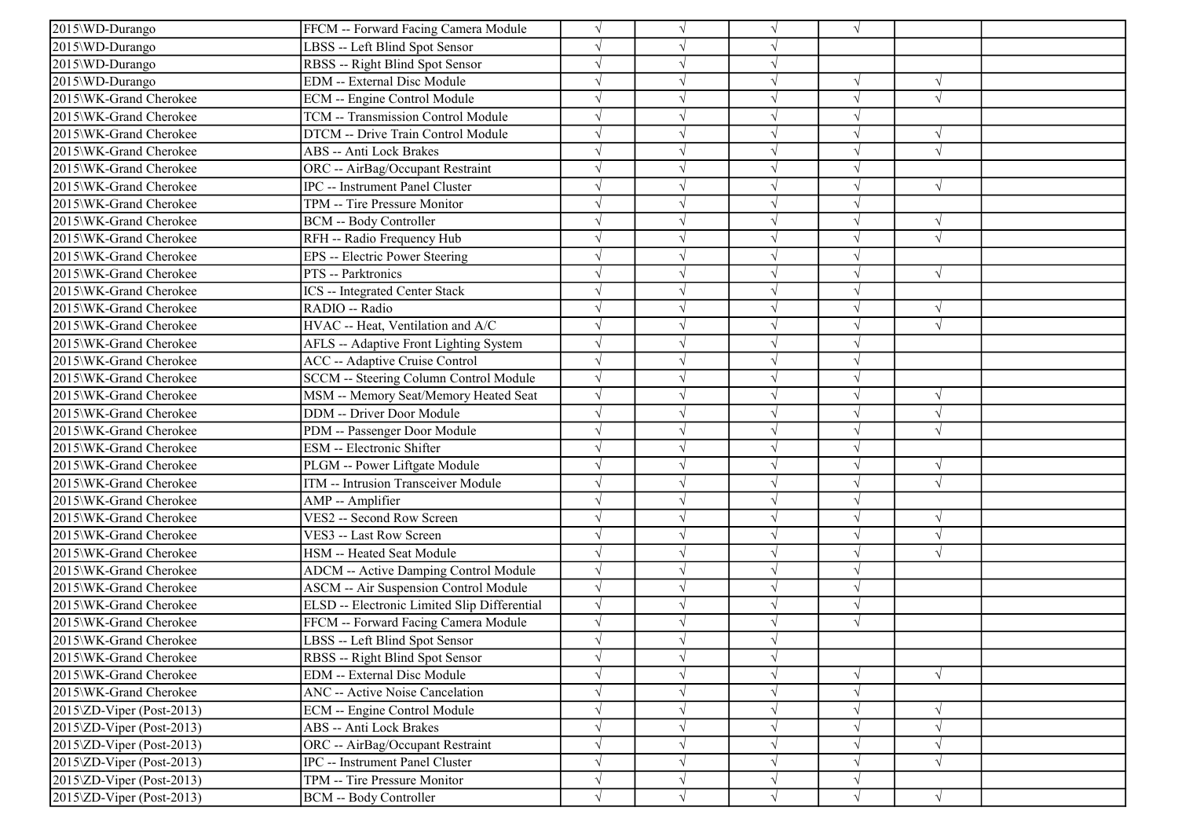| | | | | | | | |
|---|---|---|---|---|---|---|---|
| 2015\WD-Durango | FFCM -- Forward Facing Camera Module | √ | √ | √ | √ | | |
| 2015\WD-Durango | LBSS -- Left Blind Spot Sensor | √ | √ | √ | | | |
| 2015\WD-Durango | RBSS -- Right Blind Spot Sensor | √ | √ | √ | | | |
| 2015\WD-Durango | EDM -- External Disc Module | √ | √ | √ | √ | √ | |
| 2015\WK-Grand Cherokee | ECM -- Engine Control Module | √ | √ | √ | √ | √ | |
| 2015\WK-Grand Cherokee | TCM -- Transmission Control Module | √ | √ | √ | √ | | |
| 2015\WK-Grand Cherokee | DTCM -- Drive Train Control Module | √ | √ | √ | √ | √ | |
| 2015\WK-Grand Cherokee | ABS -- Anti Lock Brakes | √ | √ | √ | √ | √ | |
| 2015\WK-Grand Cherokee | ORC -- AirBag/Occupant Restraint | √ | √ | √ | √ | | |
| 2015\WK-Grand Cherokee | IPC -- Instrument Panel Cluster | √ | √ | √ | √ | √ | |
| 2015\WK-Grand Cherokee | TPM -- Tire Pressure Monitor | √ | √ | √ | √ | | |
| 2015\WK-Grand Cherokee | BCM -- Body Controller | √ | √ | √ | √ | √ | |
| 2015\WK-Grand Cherokee | RFH -- Radio Frequency Hub | √ | √ | √ | √ | √ | |
| 2015\WK-Grand Cherokee | EPS -- Electric Power Steering | √ | √ | √ | √ | | |
| 2015\WK-Grand Cherokee | PTS -- Parktronics | √ | √ | √ | √ | √ | |
| 2015\WK-Grand Cherokee | ICS -- Integrated Center Stack | √ | √ | √ | √ | | |
| 2015\WK-Grand Cherokee | RADIO -- Radio | √ | √ | √ | √ | √ | |
| 2015\WK-Grand Cherokee | HVAC -- Heat, Ventilation and A/C | √ | √ | √ | √ | √ | |
| 2015\WK-Grand Cherokee | AFLS -- Adaptive Front Lighting System | √ | √ | √ | √ | | |
| 2015\WK-Grand Cherokee | ACC -- Adaptive Cruise Control | √ | √ | √ | √ | | |
| 2015\WK-Grand Cherokee | SCCM -- Steering Column Control Module | √ | √ | √ | √ | | |
| 2015\WK-Grand Cherokee | MSM -- Memory Seat/Memory Heated Seat | √ | √ | √ | √ | √ | |
| 2015\WK-Grand Cherokee | DDM -- Driver Door Module | √ | √ | √ | √ | √ | |
| 2015\WK-Grand Cherokee | PDM -- Passenger Door Module | √ | √ | √ | √ | √ | |
| 2015\WK-Grand Cherokee | ESM -- Electronic Shifter | √ | √ | √ | √ | | |
| 2015\WK-Grand Cherokee | PLGM -- Power Liftgate Module | √ | √ | √ | √ | √ | |
| 2015\WK-Grand Cherokee | ITM -- Intrusion Transceiver Module | √ | √ | √ | √ | √ | |
| 2015\WK-Grand Cherokee | AMP -- Amplifier | √ | √ | √ | √ | | |
| 2015\WK-Grand Cherokee | VES2 -- Second Row Screen | √ | √ | √ | √ | √ | |
| 2015\WK-Grand Cherokee | VES3 -- Last Row Screen | √ | √ | √ | √ | √ | |
| 2015\WK-Grand Cherokee | HSM -- Heated Seat Module | √ | √ | √ | √ | √ | |
| 2015\WK-Grand Cherokee | ADCM -- Active Damping Control Module | √ | √ | √ | √ | | |
| 2015\WK-Grand Cherokee | ASCM -- Air Suspension Control Module | √ | √ | √ | √ | | |
| 2015\WK-Grand Cherokee | ELSD -- Electronic Limited Slip Differential | √ | √ | √ | √ | | |
| 2015\WK-Grand Cherokee | FFCM -- Forward Facing Camera Module | √ | √ | √ | √ | | |
| 2015\WK-Grand Cherokee | LBSS -- Left Blind Spot Sensor | √ | √ | √ | | | |
| 2015\WK-Grand Cherokee | RBSS -- Right Blind Spot Sensor | √ | √ | √ | | | |
| 2015\WK-Grand Cherokee | EDM -- External Disc Module | √ | √ | √ | √ | √ | |
| 2015\WK-Grand Cherokee | ANC -- Active Noise Cancelation | √ | √ | √ | √ | | |
| 2015\ZD-Viper (Post-2013) | ECM -- Engine Control Module | √ | √ | √ | √ | √ | |
| 2015\ZD-Viper (Post-2013) | ABS -- Anti Lock Brakes | √ | √ | √ | √ | √ | |
| 2015\ZD-Viper (Post-2013) | ORC -- AirBag/Occupant Restraint | √ | √ | √ | √ | √ | |
| 2015\ZD-Viper (Post-2013) | IPC -- Instrument Panel Cluster | √ | √ | √ | √ | √ | |
| 2015\ZD-Viper (Post-2013) | TPM -- Tire Pressure Monitor | √ | √ | √ | √ | | |
| 2015\ZD-Viper (Post-2013) | BCM -- Body Controller | √ | √ | √ | √ | √ | |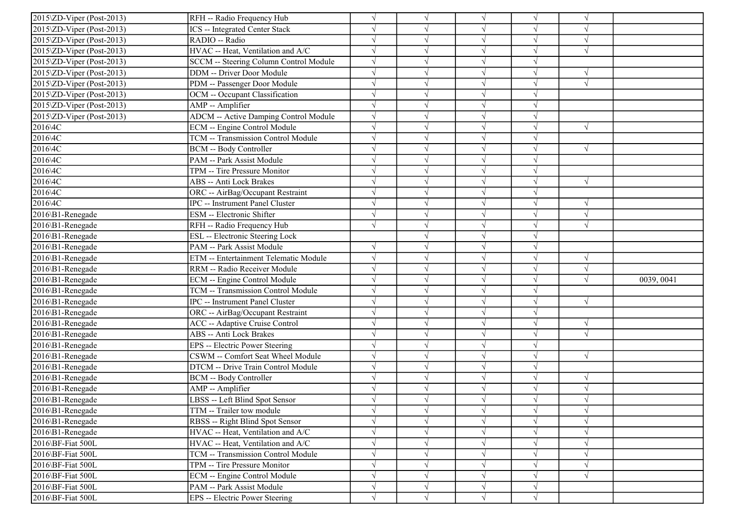| | | | | | | | |
|---|---|---|---|---|---|---|---|
| 2015\ZD-Viper (Post-2013) | RFH -- Radio Frequency Hub | √ | √ | √ | √ | √ | |
| 2015\ZD-Viper (Post-2013) | ICS -- Integrated Center Stack | √ | √ | √ | √ | √ | |
| 2015\ZD-Viper (Post-2013) | RADIO -- Radio | √ | √ | √ | √ | √ | |
| 2015\ZD-Viper (Post-2013) | HVAC -- Heat, Ventilation and A/C | √ | √ | √ | √ | √ | |
| 2015\ZD-Viper (Post-2013) | SCCM -- Steering Column Control Module | √ | √ | √ | √ | | |
| 2015\ZD-Viper (Post-2013) | DDM -- Driver Door Module | √ | √ | √ | √ | √ | |
| 2015\ZD-Viper (Post-2013) | PDM -- Passenger Door Module | √ | √ | √ | √ | √ | |
| 2015\ZD-Viper (Post-2013) | OCM -- Occupant Classification | √ | √ | √ | √ | | |
| 2015\ZD-Viper (Post-2013) | AMP -- Amplifier | √ | √ | √ | √ | | |
| 2015\ZD-Viper (Post-2013) | ADCM -- Active Damping Control Module | √ | √ | √ | √ | | |
| 2016\4C | ECM -- Engine Control Module | √ | √ | √ | √ | √ | |
| 2016\4C | TCM -- Transmission Control Module | √ | √ | √ | √ | | |
| 2016\4C | BCM -- Body Controller | √ | √ | √ | √ | √ | |
| 2016\4C | PAM -- Park Assist Module | √ | √ | √ | √ | | |
| 2016\4C | TPM -- Tire Pressure Monitor | √ | √ | √ | √ | | |
| 2016\4C | ABS -- Anti Lock Brakes | √ | √ | √ | √ | √ | |
| 2016\4C | ORC -- AirBag/Occupant Restraint | √ | √ | √ | √ | | |
| 2016\4C | IPC -- Instrument Panel Cluster | √ | √ | √ | √ | √ | |
| 2016\B1-Renegade | ESM -- Electronic Shifter | √ | √ | √ | √ | √ | |
| 2016\B1-Renegade | RFH -- Radio Frequency Hub | √ | √ | √ | √ | √ | |
| 2016\B1-Renegade | ESL -- Electronic Steering Lock | | √ | √ | √ | | |
| 2016\B1-Renegade | PAM -- Park Assist Module | √ | √ | √ | √ | | |
| 2016\B1-Renegade | ETM -- Entertainment Telematic Module | √ | √ | √ | √ | √ | |
| 2016\B1-Renegade | RRM -- Radio Receiver Module | √ | √ | √ | √ | √ | |
| 2016\B1-Renegade | ECM -- Engine Control Module | √ | √ | √ | √ | √ | 0039, 0041 |
| 2016\B1-Renegade | TCM -- Transmission Control Module | √ | √ | √ | √ | | |
| 2016\B1-Renegade | IPC -- Instrument Panel Cluster | √ | √ | √ | √ | √ | |
| 2016\B1-Renegade | ORC -- AirBag/Occupant Restraint | √ | √ | √ | √ | | |
| 2016\B1-Renegade | ACC -- Adaptive Cruise Control | √ | √ | √ | √ | √ | |
| 2016\B1-Renegade | ABS -- Anti Lock Brakes | √ | √ | √ | √ | √ | |
| 2016\B1-Renegade | EPS -- Electric Power Steering | √ | √ | √ | √ | | |
| 2016\B1-Renegade | CSWM -- Comfort Seat Wheel Module | √ | √ | √ | √ | √ | |
| 2016\B1-Renegade | DTCM -- Drive Train Control Module | √ | √ | √ | √ | | |
| 2016\B1-Renegade | BCM -- Body Controller | √ | √ | √ | √ | √ | |
| 2016\B1-Renegade | AMP -- Amplifier | √ | √ | √ | √ | √ | |
| 2016\B1-Renegade | LBSS -- Left Blind Spot Sensor | √ | √ | √ | √ | √ | |
| 2016\B1-Renegade | TTM -- Trailer tow module | √ | √ | √ | √ | √ | |
| 2016\B1-Renegade | RBSS -- Right Blind Spot Sensor | √ | √ | √ | √ | √ | |
| 2016\B1-Renegade | HVAC -- Heat, Ventilation and A/C | √ | √ | √ | √ | √ | |
| 2016\BF-Fiat 500L | HVAC -- Heat, Ventilation and A/C | √ | √ | √ | √ | √ | |
| 2016\BF-Fiat 500L | TCM -- Transmission Control Module | √ | √ | √ | √ | √ | |
| 2016\BF-Fiat 500L | TPM -- Tire Pressure Monitor | √ | √ | √ | √ | √ | |
| 2016\BF-Fiat 500L | ECM -- Engine Control Module | √ | √ | √ | √ | √ | |
| 2016\BF-Fiat 500L | PAM -- Park Assist Module | √ | √ | √ | √ | | |
| 2016\BF-Fiat 500L | EPS -- Electric Power Steering | √ | √ | √ | √ | | |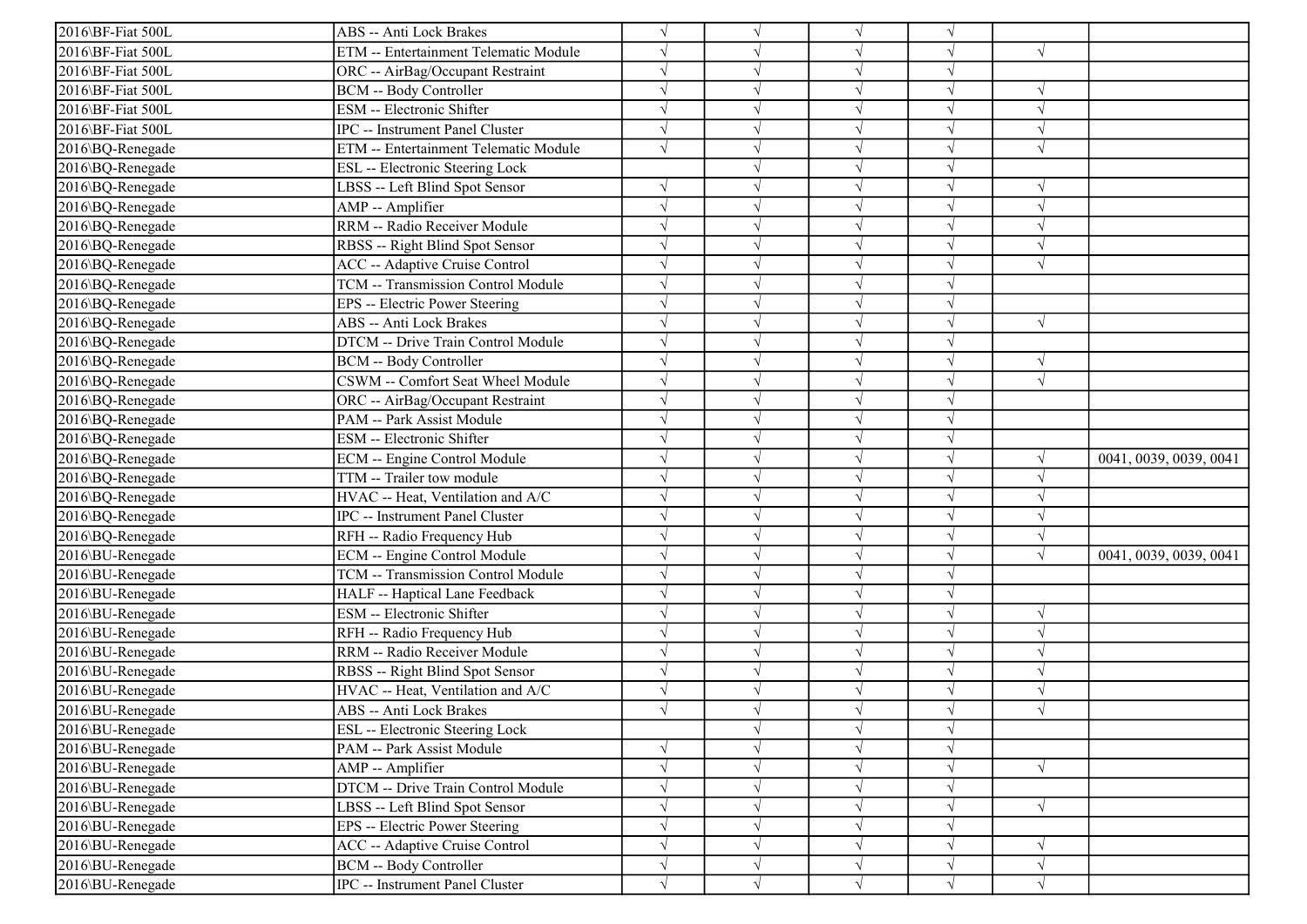| | | | | | | | |
|---|---|---|---|---|---|---|---|
| 2016\BF-Fiat 500L | ABS -- Anti Lock Brakes | √ | √ | √ | √ | | |
| 2016\BF-Fiat 500L | ETM -- Entertainment Telematic Module | √ | √ | √ | √ | √ | |
| 2016\BF-Fiat 500L | ORC -- AirBag/Occupant Restraint | √ | √ | √ | √ | | |
| 2016\BF-Fiat 500L | BCM -- Body Controller | √ | √ | √ | √ | √ | |
| 2016\BF-Fiat 500L | ESM -- Electronic Shifter | √ | √ | √ | √ | √ | |
| 2016\BF-Fiat 500L | IPC -- Instrument Panel Cluster | √ | √ | √ | √ | √ | |
| 2016\BQ-Renegade | ETM -- Entertainment Telematic Module | √ | √ | √ | √ | √ | |
| 2016\BQ-Renegade | ESL -- Electronic Steering Lock | | √ | √ | √ | | |
| 2016\BQ-Renegade | LBSS -- Left Blind Spot Sensor | √ | √ | √ | √ | √ | |
| 2016\BQ-Renegade | AMP -- Amplifier | √ | √ | √ | √ | √ | |
| 2016\BQ-Renegade | RRM -- Radio Receiver Module | √ | √ | √ | √ | √ | |
| 2016\BQ-Renegade | RBSS -- Right Blind Spot Sensor | √ | √ | √ | √ | √ | |
| 2016\BQ-Renegade | ACC -- Adaptive Cruise Control | √ | √ | √ | √ | √ | |
| 2016\BQ-Renegade | TCM -- Transmission Control Module | √ | √ | √ | √ | | |
| 2016\BQ-Renegade | EPS -- Electric Power Steering | √ | √ | √ | √ | | |
| 2016\BQ-Renegade | ABS -- Anti Lock Brakes | √ | √ | √ | √ | √ | |
| 2016\BQ-Renegade | DTCM -- Drive Train Control Module | √ | √ | √ | √ | | |
| 2016\BQ-Renegade | BCM -- Body Controller | √ | √ | √ | √ | √ | |
| 2016\BQ-Renegade | CSWM -- Comfort Seat Wheel Module | √ | √ | √ | √ | √ | |
| 2016\BQ-Renegade | ORC -- AirBag/Occupant Restraint | √ | √ | √ | √ | | |
| 2016\BQ-Renegade | PAM -- Park Assist Module | √ | √ | √ | √ | | |
| 2016\BQ-Renegade | ESM -- Electronic Shifter | √ | √ | √ | √ | | |
| 2016\BQ-Renegade | ECM -- Engine Control Module | √ | √ | √ | √ | √ | 0041, 0039, 0039, 0041 |
| 2016\BQ-Renegade | TTM -- Trailer tow module | √ | √ | √ | √ | √ | |
| 2016\BQ-Renegade | HVAC -- Heat, Ventilation and A/C | √ | √ | √ | √ | √ | |
| 2016\BQ-Renegade | IPC -- Instrument Panel Cluster | √ | √ | √ | √ | √ | |
| 2016\BQ-Renegade | RFH -- Radio Frequency Hub | √ | √ | √ | √ | √ | |
| 2016\BU-Renegade | ECM -- Engine Control Module | √ | √ | √ | √ | √ | 0041, 0039, 0039, 0041 |
| 2016\BU-Renegade | TCM -- Transmission Control Module | √ | √ | √ | √ | | |
| 2016\BU-Renegade | HALF -- Haptical Lane Feedback | √ | √ | √ | √ | | |
| 2016\BU-Renegade | ESM -- Electronic Shifter | √ | √ | √ | √ | √ | |
| 2016\BU-Renegade | RFH -- Radio Frequency Hub | √ | √ | √ | √ | √ | |
| 2016\BU-Renegade | RRM -- Radio Receiver Module | √ | √ | √ | √ | √ | |
| 2016\BU-Renegade | RBSS -- Right Blind Spot Sensor | √ | √ | √ | √ | √ | |
| 2016\BU-Renegade | HVAC -- Heat, Ventilation and A/C | √ | √ | √ | √ | √ | |
| 2016\BU-Renegade | ABS -- Anti Lock Brakes | √ | √ | √ | √ | √ | |
| 2016\BU-Renegade | ESL -- Electronic Steering Lock | | √ | √ | √ | | |
| 2016\BU-Renegade | PAM -- Park Assist Module | √ | √ | √ | √ | | |
| 2016\BU-Renegade | AMP -- Amplifier | √ | √ | √ | √ | √ | |
| 2016\BU-Renegade | DTCM -- Drive Train Control Module | √ | √ | √ | √ | | |
| 2016\BU-Renegade | LBSS -- Left Blind Spot Sensor | √ | √ | √ | √ | √ | |
| 2016\BU-Renegade | EPS -- Electric Power Steering | √ | √ | √ | √ | | |
| 2016\BU-Renegade | ACC -- Adaptive Cruise Control | √ | √ | √ | √ | √ | |
| 2016\BU-Renegade | BCM -- Body Controller | √ | √ | √ | √ | √ | |
| 2016\BU-Renegade | IPC -- Instrument Panel Cluster | √ | √ | √ | √ | √ | |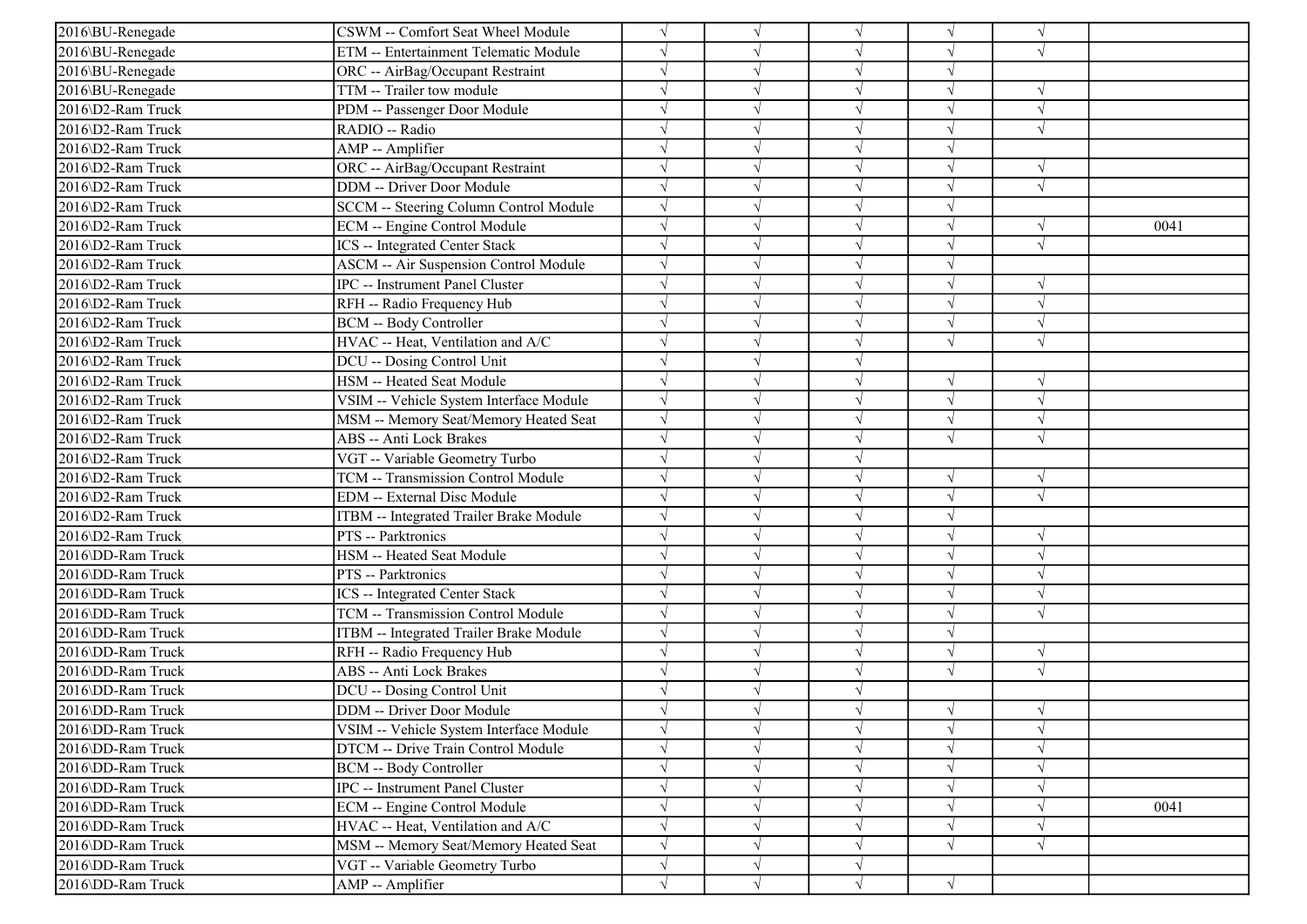| | | | | | | | |
|---|---|---|---|---|---|---|---|
| 2016\BU-Renegade | CSWM -- Comfort Seat Wheel Module | √ | √ | √ | √ | √ | |
| 2016\BU-Renegade | ETM -- Entertainment Telematic Module | √ | √ | √ | √ | √ | |
| 2016\BU-Renegade | ORC -- AirBag/Occupant Restraint | √ | √ | √ | √ | | |
| 2016\BU-Renegade | TTM -- Trailer tow module | √ | √ | √ | √ | √ | |
| 2016\D2-Ram Truck | PDM -- Passenger Door Module | √ | √ | √ | √ | √ | |
| 2016\D2-Ram Truck | RADIO -- Radio | √ | √ | √ | √ | √ | |
| 2016\D2-Ram Truck | AMP -- Amplifier | √ | √ | √ | √ | | |
| 2016\D2-Ram Truck | ORC -- AirBag/Occupant Restraint | √ | √ | √ | √ | √ | |
| 2016\D2-Ram Truck | DDM -- Driver Door Module | √ | √ | √ | √ | √ | |
| 2016\D2-Ram Truck | SCCM -- Steering Column Control Module | √ | √ | √ | √ | | |
| 2016\D2-Ram Truck | ECM -- Engine Control Module | √ | √ | √ | √ | √ | 0041 |
| 2016\D2-Ram Truck | ICS -- Integrated Center Stack | √ | √ | √ | √ | √ | |
| 2016\D2-Ram Truck | ASCM -- Air Suspension Control Module | √ | √ | √ | √ | | |
| 2016\D2-Ram Truck | IPC -- Instrument Panel Cluster | √ | √ | √ | √ | √ | |
| 2016\D2-Ram Truck | RFH -- Radio Frequency Hub | √ | √ | √ | √ | √ | |
| 2016\D2-Ram Truck | BCM -- Body Controller | √ | √ | √ | √ | √ | |
| 2016\D2-Ram Truck | HVAC -- Heat, Ventilation and A/C | √ | √ | √ | √ | √ | |
| 2016\D2-Ram Truck | DCU -- Dosing Control Unit | √ | √ | √ | | | |
| 2016\D2-Ram Truck | HSM -- Heated Seat Module | √ | √ | √ | √ | √ | |
| 2016\D2-Ram Truck | VSIM -- Vehicle System Interface Module | √ | √ | √ | √ | √ | |
| 2016\D2-Ram Truck | MSM -- Memory Seat/Memory Heated Seat | √ | √ | √ | √ | √ | |
| 2016\D2-Ram Truck | ABS -- Anti Lock Brakes | √ | √ | √ | √ | √ | |
| 2016\D2-Ram Truck | VGT -- Variable Geometry Turbo | √ | √ | √ | | | |
| 2016\D2-Ram Truck | TCM -- Transmission Control Module | √ | √ | √ | √ | √ | |
| 2016\D2-Ram Truck | EDM -- External Disc Module | √ | √ | √ | √ | √ | |
| 2016\D2-Ram Truck | ITBM -- Integrated Trailer Brake Module | √ | √ | √ | √ | | |
| 2016\D2-Ram Truck | PTS -- Parktronics | √ | √ | √ | √ | √ | |
| 2016\DD-Ram Truck | HSM -- Heated Seat Module | √ | √ | √ | √ | √ | |
| 2016\DD-Ram Truck | PTS -- Parktronics | √ | √ | √ | √ | √ | |
| 2016\DD-Ram Truck | ICS -- Integrated Center Stack | √ | √ | √ | √ | √ | |
| 2016\DD-Ram Truck | TCM -- Transmission Control Module | √ | √ | √ | √ | √ | |
| 2016\DD-Ram Truck | ITBM -- Integrated Trailer Brake Module | √ | √ | √ | √ | | |
| 2016\DD-Ram Truck | RFH -- Radio Frequency Hub | √ | √ | √ | √ | √ | |
| 2016\DD-Ram Truck | ABS -- Anti Lock Brakes | √ | √ | √ | √ | √ | |
| 2016\DD-Ram Truck | DCU -- Dosing Control Unit | √ | √ | √ | | | |
| 2016\DD-Ram Truck | DDM -- Driver Door Module | √ | √ | √ | √ | √ | |
| 2016\DD-Ram Truck | VSIM -- Vehicle System Interface Module | √ | √ | √ | √ | √ | |
| 2016\DD-Ram Truck | DTCM -- Drive Train Control Module | √ | √ | √ | √ | √ | |
| 2016\DD-Ram Truck | BCM -- Body Controller | √ | √ | √ | √ | √ | |
| 2016\DD-Ram Truck | IPC -- Instrument Panel Cluster | √ | √ | √ | √ | √ | |
| 2016\DD-Ram Truck | ECM -- Engine Control Module | √ | √ | √ | √ | √ | 0041 |
| 2016\DD-Ram Truck | HVAC -- Heat, Ventilation and A/C | √ | √ | √ | √ | √ | |
| 2016\DD-Ram Truck | MSM -- Memory Seat/Memory Heated Seat | √ | √ | √ | √ | √ | |
| 2016\DD-Ram Truck | VGT -- Variable Geometry Turbo | √ | √ | √ | | | |
| 2016\DD-Ram Truck | AMP -- Amplifier | √ | √ | √ | √ | | |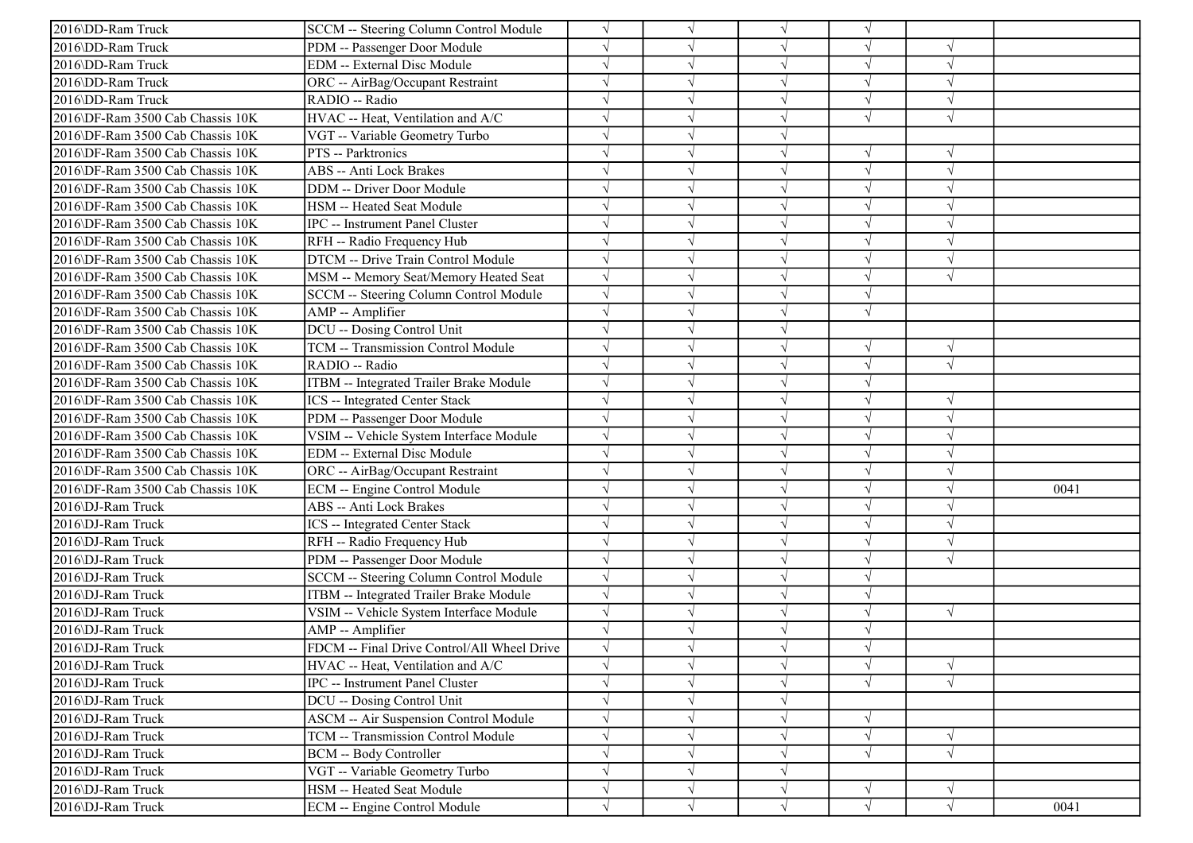| | | | | | | | |
|---|---|---|---|---|---|---|---|
| 2016\DD-Ram Truck | SCCM -- Steering Column Control Module | √ | √ | √ | √ | | |
| 2016\DD-Ram Truck | PDM -- Passenger Door Module | √ | √ | √ | √ | √ | |
| 2016\DD-Ram Truck | EDM -- External Disc Module | √ | √ | √ | √ | √ | |
| 2016\DD-Ram Truck | ORC -- AirBag/Occupant Restraint | √ | √ | √ | √ | √ | |
| 2016\DD-Ram Truck | RADIO -- Radio | √ | √ | √ | √ | √ | |
| 2016\DF-Ram 3500 Cab Chassis 10K | HVAC -- Heat, Ventilation and A/C | √ | √ | √ | √ | √ | |
| 2016\DF-Ram 3500 Cab Chassis 10K | VGT -- Variable Geometry Turbo | √ | √ | √ | | | |
| 2016\DF-Ram 3500 Cab Chassis 10K | PTS -- Parktronics | √ | √ | √ | √ | √ | |
| 2016\DF-Ram 3500 Cab Chassis 10K | ABS -- Anti Lock Brakes | √ | √ | √ | √ | √ | |
| 2016\DF-Ram 3500 Cab Chassis 10K | DDM -- Driver Door Module | √ | √ | √ | √ | √ | |
| 2016\DF-Ram 3500 Cab Chassis 10K | HSM -- Heated Seat Module | √ | √ | √ | √ | √ | |
| 2016\DF-Ram 3500 Cab Chassis 10K | IPC -- Instrument Panel Cluster | √ | √ | √ | √ | √ | |
| 2016\DF-Ram 3500 Cab Chassis 10K | RFH -- Radio Frequency Hub | √ | √ | √ | √ | √ | |
| 2016\DF-Ram 3500 Cab Chassis 10K | DTCM -- Drive Train Control Module | √ | √ | √ | √ | √ | |
| 2016\DF-Ram 3500 Cab Chassis 10K | MSM -- Memory Seat/Memory Heated Seat | √ | √ | √ | √ | √ | |
| 2016\DF-Ram 3500 Cab Chassis 10K | SCCM -- Steering Column Control Module | √ | √ | √ | √ | | |
| 2016\DF-Ram 3500 Cab Chassis 10K | AMP -- Amplifier | √ | √ | √ | √ | | |
| 2016\DF-Ram 3500 Cab Chassis 10K | DCU -- Dosing Control Unit | √ | √ | √ | | | |
| 2016\DF-Ram 3500 Cab Chassis 10K | TCM -- Transmission Control Module | √ | √ | √ | √ | √ | |
| 2016\DF-Ram 3500 Cab Chassis 10K | RADIO -- Radio | √ | √ | √ | √ | √ | |
| 2016\DF-Ram 3500 Cab Chassis 10K | ITBM -- Integrated Trailer Brake Module | √ | √ | √ | √ | | |
| 2016\DF-Ram 3500 Cab Chassis 10K | ICS -- Integrated Center Stack | √ | √ | √ | √ | √ | |
| 2016\DF-Ram 3500 Cab Chassis 10K | PDM -- Passenger Door Module | √ | √ | √ | √ | √ | |
| 2016\DF-Ram 3500 Cab Chassis 10K | VSIM -- Vehicle System Interface Module | √ | √ | √ | √ | √ | |
| 2016\DF-Ram 3500 Cab Chassis 10K | EDM -- External Disc Module | √ | √ | √ | √ | √ | |
| 2016\DF-Ram 3500 Cab Chassis 10K | ORC -- AirBag/Occupant Restraint | √ | √ | √ | √ | √ | |
| 2016\DF-Ram 3500 Cab Chassis 10K | ECM -- Engine Control Module | √ | √ | √ | √ | √ | 0041 |
| 2016\DJ-Ram Truck | ABS -- Anti Lock Brakes | √ | √ | √ | √ | √ | |
| 2016\DJ-Ram Truck | ICS -- Integrated Center Stack | √ | √ | √ | √ | √ | |
| 2016\DJ-Ram Truck | RFH -- Radio Frequency Hub | √ | √ | √ | √ | √ | |
| 2016\DJ-Ram Truck | PDM -- Passenger Door Module | √ | √ | √ | √ | √ | |
| 2016\DJ-Ram Truck | SCCM -- Steering Column Control Module | √ | √ | √ | √ | | |
| 2016\DJ-Ram Truck | ITBM -- Integrated Trailer Brake Module | √ | √ | √ | √ | | |
| 2016\DJ-Ram Truck | VSIM -- Vehicle System Interface Module | √ | √ | √ | √ | √ | |
| 2016\DJ-Ram Truck | AMP -- Amplifier | √ | √ | √ | √ | | |
| 2016\DJ-Ram Truck | FDCM -- Final Drive Control/All Wheel Drive | √ | √ | √ | √ | | |
| 2016\DJ-Ram Truck | HVAC -- Heat, Ventilation and A/C | √ | √ | √ | √ | √ | |
| 2016\DJ-Ram Truck | IPC -- Instrument Panel Cluster | √ | √ | √ | √ | √ | |
| 2016\DJ-Ram Truck | DCU -- Dosing Control Unit | √ | √ | √ | | | |
| 2016\DJ-Ram Truck | ASCM -- Air Suspension Control Module | √ | √ | √ | √ | | |
| 2016\DJ-Ram Truck | TCM -- Transmission Control Module | √ | √ | √ | √ | √ | |
| 2016\DJ-Ram Truck | BCM -- Body Controller | √ | √ | √ | √ | √ | |
| 2016\DJ-Ram Truck | VGT -- Variable Geometry Turbo | √ | √ | √ | | | |
| 2016\DJ-Ram Truck | HSM -- Heated Seat Module | √ | √ | √ | √ | √ | |
| 2016\DJ-Ram Truck | ECM -- Engine Control Module | √ | √ | √ | √ | √ | 0041 |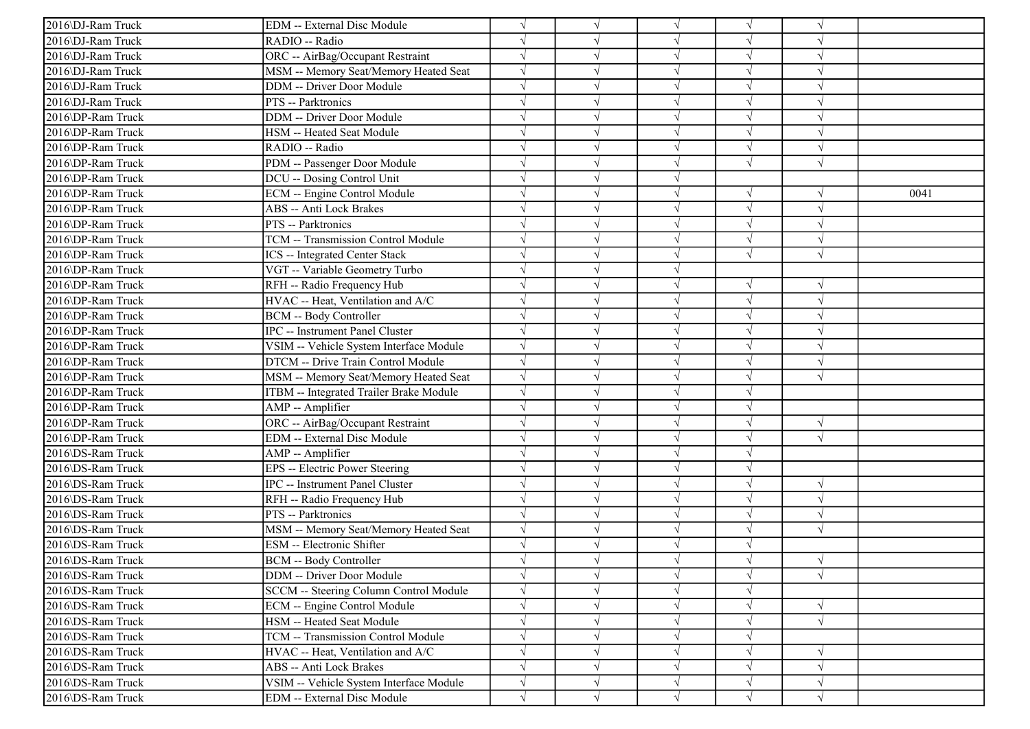| | | | | | | | |
|---|---|---|---|---|---|---|---|
| 2016\DJ-Ram Truck | EDM -- External Disc Module | √ | √ | √ | √ | √ | |
| 2016\DJ-Ram Truck | RADIO -- Radio | √ | √ | √ | √ | √ | |
| 2016\DJ-Ram Truck | ORC -- AirBag/Occupant Restraint | √ | √ | √ | √ | √ | |
| 2016\DJ-Ram Truck | MSM -- Memory Seat/Memory Heated Seat | √ | √ | √ | √ | √ | |
| 2016\DJ-Ram Truck | DDM -- Driver Door Module | √ | √ | √ | √ | √ | |
| 2016\DJ-Ram Truck | PTS -- Parktronics | √ | √ | √ | √ | √ | |
| 2016\DP-Ram Truck | DDM -- Driver Door Module | √ | √ | √ | √ | √ | |
| 2016\DP-Ram Truck | HSM -- Heated Seat Module | √ | √ | √ | √ | √ | |
| 2016\DP-Ram Truck | RADIO -- Radio | √ | √ | √ | √ | √ | |
| 2016\DP-Ram Truck | PDM -- Passenger Door Module | √ | √ | √ | √ | √ | |
| 2016\DP-Ram Truck | DCU -- Dosing Control Unit | √ | √ | √ | | | |
| 2016\DP-Ram Truck | ECM -- Engine Control Module | √ | √ | √ | √ | √ | 0041 |
| 2016\DP-Ram Truck | ABS -- Anti Lock Brakes | √ | √ | √ | √ | √ | |
| 2016\DP-Ram Truck | PTS -- Parktronics | √ | √ | √ | √ | √ | |
| 2016\DP-Ram Truck | TCM -- Transmission Control Module | √ | √ | √ | √ | √ | |
| 2016\DP-Ram Truck | ICS -- Integrated Center Stack | √ | √ | √ | √ | √ | |
| 2016\DP-Ram Truck | VGT -- Variable Geometry Turbo | √ | √ | √ | | | |
| 2016\DP-Ram Truck | RFH -- Radio Frequency Hub | √ | √ | √ | √ | √ | |
| 2016\DP-Ram Truck | HVAC -- Heat, Ventilation and A/C | √ | √ | √ | √ | √ | |
| 2016\DP-Ram Truck | BCM -- Body Controller | √ | √ | √ | √ | √ | |
| 2016\DP-Ram Truck | IPC -- Instrument Panel Cluster | √ | √ | √ | √ | √ | |
| 2016\DP-Ram Truck | VSIM -- Vehicle System Interface Module | √ | √ | √ | √ | √ | |
| 2016\DP-Ram Truck | DTCM -- Drive Train Control Module | √ | √ | √ | √ | √ | |
| 2016\DP-Ram Truck | MSM -- Memory Seat/Memory Heated Seat | √ | √ | √ | √ | √ | |
| 2016\DP-Ram Truck | ITBM -- Integrated Trailer Brake Module | √ | √ | √ | √ | | |
| 2016\DP-Ram Truck | AMP -- Amplifier | √ | √ | √ | √ | | |
| 2016\DP-Ram Truck | ORC -- AirBag/Occupant Restraint | √ | √ | √ | √ | √ | |
| 2016\DP-Ram Truck | EDM -- External Disc Module | √ | √ | √ | √ | √ | |
| 2016\DS-Ram Truck | AMP -- Amplifier | √ | √ | √ | √ | | |
| 2016\DS-Ram Truck | EPS -- Electric Power Steering | √ | √ | √ | √ | | |
| 2016\DS-Ram Truck | IPC -- Instrument Panel Cluster | √ | √ | √ | √ | √ | |
| 2016\DS-Ram Truck | RFH -- Radio Frequency Hub | √ | √ | √ | √ | √ | |
| 2016\DS-Ram Truck | PTS -- Parktronics | √ | √ | √ | √ | √ | |
| 2016\DS-Ram Truck | MSM -- Memory Seat/Memory Heated Seat | √ | √ | √ | √ | √ | |
| 2016\DS-Ram Truck | ESM -- Electronic Shifter | √ | √ | √ | √ | | |
| 2016\DS-Ram Truck | BCM -- Body Controller | √ | √ | √ | √ | √ | |
| 2016\DS-Ram Truck | DDM -- Driver Door Module | √ | √ | √ | √ | √ | |
| 2016\DS-Ram Truck | SCCM -- Steering Column Control Module | √ | √ | √ | √ | | |
| 2016\DS-Ram Truck | ECM -- Engine Control Module | √ | √ | √ | √ | √ | |
| 2016\DS-Ram Truck | HSM -- Heated Seat Module | √ | √ | √ | √ | √ | |
| 2016\DS-Ram Truck | TCM -- Transmission Control Module | √ | √ | √ | √ | | |
| 2016\DS-Ram Truck | HVAC -- Heat, Ventilation and A/C | √ | √ | √ | √ | √ | |
| 2016\DS-Ram Truck | ABS -- Anti Lock Brakes | √ | √ | √ | √ | √ | |
| 2016\DS-Ram Truck | VSIM -- Vehicle System Interface Module | √ | √ | √ | √ | √ | |
| 2016\DS-Ram Truck | EDM -- External Disc Module | √ | √ | √ | √ | √ | |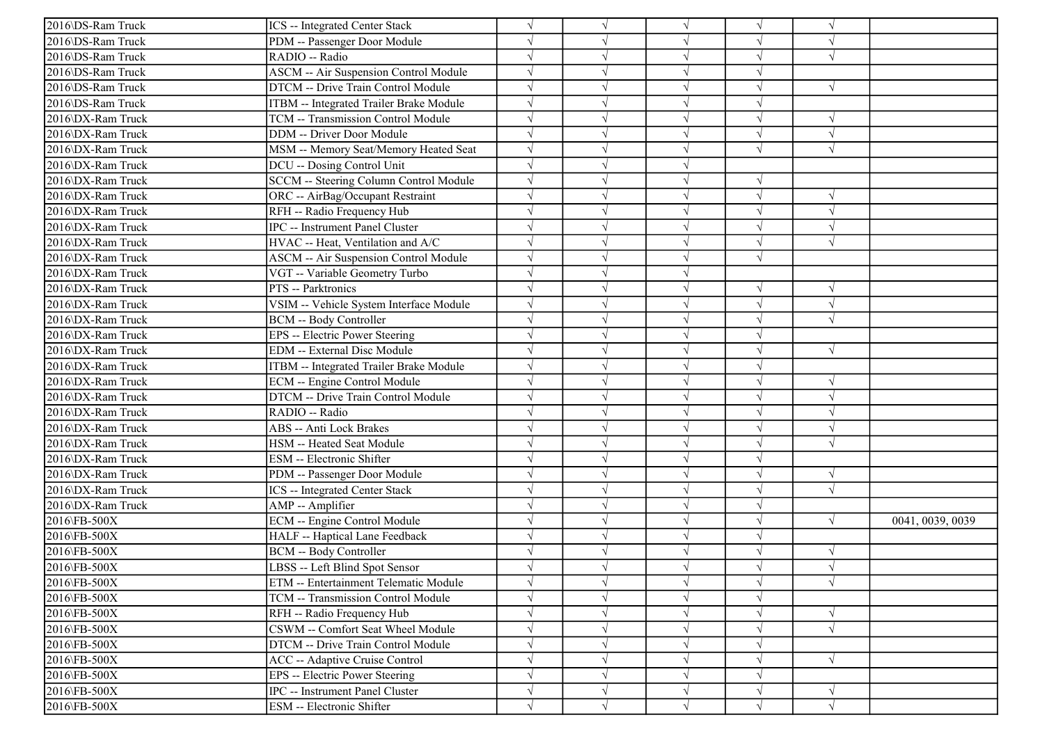| | | | | | | | |
|---|---|---|---|---|---|---|---|
| 2016\DS-Ram Truck | ICS -- Integrated Center Stack | √ | √ | √ | √ | √ | |
| 2016\DS-Ram Truck | PDM -- Passenger Door Module | √ | √ | √ | √ | √ | |
| 2016\DS-Ram Truck | RADIO -- Radio | √ | √ | √ | √ | √ | |
| 2016\DS-Ram Truck | ASCM -- Air Suspension Control Module | √ | √ | √ | √ | | |
| 2016\DS-Ram Truck | DTCM -- Drive Train Control Module | √ | √ | √ | √ | √ | |
| 2016\DS-Ram Truck | ITBM -- Integrated Trailer Brake Module | √ | √ | √ | √ | | |
| 2016\DX-Ram Truck | TCM -- Transmission Control Module | √ | √ | √ | √ | √ | |
| 2016\DX-Ram Truck | DDM -- Driver Door Module | √ | √ | √ | √ | √ | |
| 2016\DX-Ram Truck | MSM -- Memory Seat/Memory Heated Seat | √ | √ | √ | √ | √ | |
| 2016\DX-Ram Truck | DCU -- Dosing Control Unit | √ | √ | √ | | | |
| 2016\DX-Ram Truck | SCCM -- Steering Column Control Module | √ | √ | √ | √ | | |
| 2016\DX-Ram Truck | ORC -- AirBag/Occupant Restraint | √ | √ | √ | √ | √ | |
| 2016\DX-Ram Truck | RFH -- Radio Frequency Hub | √ | √ | √ | √ | √ | |
| 2016\DX-Ram Truck | IPC -- Instrument Panel Cluster | √ | √ | √ | √ | √ | |
| 2016\DX-Ram Truck | HVAC -- Heat, Ventilation and A/C | √ | √ | √ | √ | √ | |
| 2016\DX-Ram Truck | ASCM -- Air Suspension Control Module | √ | √ | √ | √ | | |
| 2016\DX-Ram Truck | VGT -- Variable Geometry Turbo | √ | √ | √ | | | |
| 2016\DX-Ram Truck | PTS -- Parktronics | √ | √ | √ | √ | √ | |
| 2016\DX-Ram Truck | VSIM -- Vehicle System Interface Module | √ | √ | √ | √ | √ | |
| 2016\DX-Ram Truck | BCM -- Body Controller | √ | √ | √ | √ | √ | |
| 2016\DX-Ram Truck | EPS -- Electric Power Steering | √ | √ | √ | √ | | |
| 2016\DX-Ram Truck | EDM -- External Disc Module | √ | √ | √ | √ | √ | |
| 2016\DX-Ram Truck | ITBM -- Integrated Trailer Brake Module | √ | √ | √ | √ | | |
| 2016\DX-Ram Truck | ECM -- Engine Control Module | √ | √ | √ | √ | √ | |
| 2016\DX-Ram Truck | DTCM -- Drive Train Control Module | √ | √ | √ | √ | √ | |
| 2016\DX-Ram Truck | RADIO -- Radio | √ | √ | √ | √ | √ | |
| 2016\DX-Ram Truck | ABS -- Anti Lock Brakes | √ | √ | √ | √ | √ | |
| 2016\DX-Ram Truck | HSM -- Heated Seat Module | √ | √ | √ | √ | √ | |
| 2016\DX-Ram Truck | ESM -- Electronic Shifter | √ | √ | √ | √ | | |
| 2016\DX-Ram Truck | PDM -- Passenger Door Module | √ | √ | √ | √ | √ | |
| 2016\DX-Ram Truck | ICS -- Integrated Center Stack | √ | √ | √ | √ | √ | |
| 2016\DX-Ram Truck | AMP -- Amplifier | √ | √ | √ | √ | | |
| 2016\FB-500X | ECM -- Engine Control Module | √ | √ | √ | √ | √ | 0041, 0039, 0039 |
| 2016\FB-500X | HALF -- Haptical Lane Feedback | √ | √ | √ | √ | | |
| 2016\FB-500X | BCM -- Body Controller | √ | √ | √ | √ | √ | |
| 2016\FB-500X | LBSS -- Left Blind Spot Sensor | √ | √ | √ | √ | √ | |
| 2016\FB-500X | ETM -- Entertainment Telematic Module | √ | √ | √ | √ | √ | |
| 2016\FB-500X | TCM -- Transmission Control Module | √ | √ | √ | √ | | |
| 2016\FB-500X | RFH -- Radio Frequency Hub | √ | √ | √ | √ | √ | |
| 2016\FB-500X | CSWM -- Comfort Seat Wheel Module | √ | √ | √ | √ | √ | |
| 2016\FB-500X | DTCM -- Drive Train Control Module | √ | √ | √ | √ | | |
| 2016\FB-500X | ACC -- Adaptive Cruise Control | √ | √ | √ | √ | √ | |
| 2016\FB-500X | EPS -- Electric Power Steering | √ | √ | √ | √ | | |
| 2016\FB-500X | IPC -- Instrument Panel Cluster | √ | √ | √ | √ | √ | |
| 2016\FB-500X | ESM -- Electronic Shifter | √ | √ | √ | √ | √ | |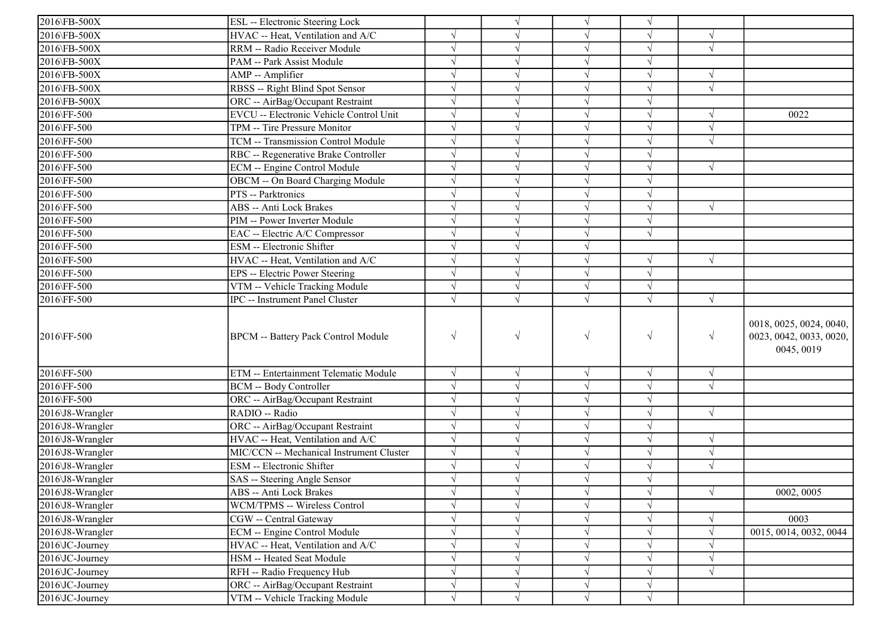| | | | | | | | |
|---|---|---|---|---|---|---|---|
| 2016\FB-500X | ESL -- Electronic Steering Lock | | √ | √ | √ | | |
| 2016\FB-500X | HVAC -- Heat, Ventilation and A/C | √ | √ | √ | √ | √ | |
| 2016\FB-500X | RRM -- Radio Receiver Module | √ | √ | √ | √ | √ | |
| 2016\FB-500X | PAM -- Park Assist Module | √ | √ | √ | √ | | |
| 2016\FB-500X | AMP -- Amplifier | √ | √ | √ | √ | √ | |
| 2016\FB-500X | RBSS -- Right Blind Spot Sensor | √ | √ | √ | √ | √ | |
| 2016\FB-500X | ORC -- AirBag/Occupant Restraint | √ | √ | √ | √ | | |
| 2016\FF-500 | EVCU -- Electronic Vehicle Control Unit | √ | √ | √ | √ | √ | 0022 |
| 2016\FF-500 | TPM -- Tire Pressure Monitor | √ | √ | √ | √ | √ | |
| 2016\FF-500 | TCM -- Transmission Control Module | √ | √ | √ | √ | √ | |
| 2016\FF-500 | RBC -- Regenerative Brake Controller | √ | √ | √ | √ | | |
| 2016\FF-500 | ECM -- Engine Control Module | √ | √ | √ | √ | √ | |
| 2016\FF-500 | OBCM -- On Board Charging Module | √ | √ | √ | √ | | |
| 2016\FF-500 | PTS -- Parktronics | √ | √ | √ | √ | | |
| 2016\FF-500 | ABS -- Anti Lock Brakes | √ | √ | √ | √ | √ | |
| 2016\FF-500 | PIM -- Power Inverter Module | √ | √ | √ | √ | | |
| 2016\FF-500 | EAC -- Electric A/C Compressor | √ | √ | √ | √ | | |
| 2016\FF-500 | ESM -- Electronic Shifter | √ | √ | √ | | | |
| 2016\FF-500 | HVAC -- Heat, Ventilation and A/C | √ | √ | √ | √ | √ | |
| 2016\FF-500 | EPS -- Electric Power Steering | √ | √ | √ | √ | | |
| 2016\FF-500 | VTM -- Vehicle Tracking Module | √ | √ | √ | √ | | |
| 2016\FF-500 | IPC -- Instrument Panel Cluster | √ | √ | √ | √ | √ | |
| 2016\FF-500 | BPCM -- Battery Pack Control Module | √ | √ | √ | √ | √ | 0018, 0025, 0024, 0040, 0023, 0042, 0033, 0020, 0045, 0019 |
| 2016\FF-500 | ETM -- Entertainment Telematic Module | √ | √ | √ | √ | √ | |
| 2016\FF-500 | BCM -- Body Controller | √ | √ | √ | √ | √ | |
| 2016\FF-500 | ORC -- AirBag/Occupant Restraint | √ | √ | √ | √ | | |
| 2016\J8-Wrangler | RADIO -- Radio | √ | √ | √ | √ | √ | |
| 2016\J8-Wrangler | ORC -- AirBag/Occupant Restraint | √ | √ | √ | √ | | |
| 2016\J8-Wrangler | HVAC -- Heat, Ventilation and A/C | √ | √ | √ | √ | √ | |
| 2016\J8-Wrangler | MIC/CCN -- Mechanical Instrument Cluster | √ | √ | √ | √ | √ | |
| 2016\J8-Wrangler | ESM -- Electronic Shifter | √ | √ | √ | √ | √ | |
| 2016\J8-Wrangler | SAS -- Steering Angle Sensor | √ | √ | √ | √ | | |
| 2016\J8-Wrangler | ABS -- Anti Lock Brakes | √ | √ | √ | √ | √ | 0002, 0005 |
| 2016\J8-Wrangler | WCM/TPMS -- Wireless Control | √ | √ | √ | √ | | |
| 2016\J8-Wrangler | CGW -- Central Gateway | √ | √ | √ | √ | √ | 0003 |
| 2016\J8-Wrangler | ECM -- Engine Control Module | √ | √ | √ | √ | √ | 0015, 0014, 0032, 0044 |
| 2016\JC-Journey | HVAC -- Heat, Ventilation and A/C | √ | √ | √ | √ | √ | |
| 2016\JC-Journey | HSM -- Heated Seat Module | √ | √ | √ | √ | √ | |
| 2016\JC-Journey | RFH -- Radio Frequency Hub | √ | √ | √ | √ | √ | |
| 2016\JC-Journey | ORC -- AirBag/Occupant Restraint | √ | √ | √ | √ | | |
| 2016\JC-Journey | VTM -- Vehicle Tracking Module | √ | √ | √ | √ | | |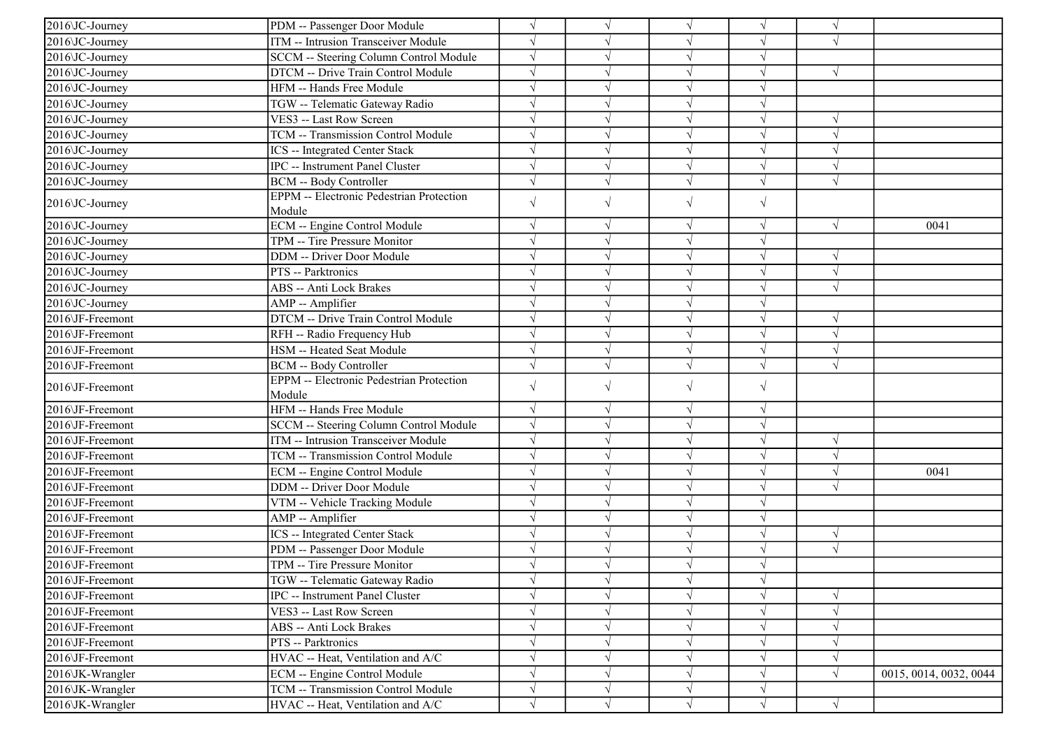| | | | | | | | |
|---|---|---|---|---|---|---|---|
| 2016\JC-Journey | PDM -- Passenger Door Module | √ | √ | √ | √ | √ | |
| 2016\JC-Journey | ITM -- Intrusion Transceiver Module | √ | √ | √ | √ | √ | |
| 2016\JC-Journey | SCCM -- Steering Column Control Module | √ | √ | √ | √ | | |
| 2016\JC-Journey | DTCM -- Drive Train Control Module | √ | √ | √ | √ | √ | |
| 2016\JC-Journey | HFM -- Hands Free Module | √ | √ | √ | √ | | |
| 2016\JC-Journey | TGW -- Telematic Gateway Radio | √ | √ | √ | √ | | |
| 2016\JC-Journey | VES3 -- Last Row Screen | √ | √ | √ | √ | √ | |
| 2016\JC-Journey | TCM -- Transmission Control Module | √ | √ | √ | √ | √ | |
| 2016\JC-Journey | ICS -- Integrated Center Stack | √ | √ | √ | √ | √ | |
| 2016\JC-Journey | IPC -- Instrument Panel Cluster | √ | √ | √ | √ | √ | |
| 2016\JC-Journey | BCM -- Body Controller | √ | √ | √ | √ | √ | |
| 2016\JC-Journey | EPPM -- Electronic Pedestrian Protection Module | √ | √ | √ | √ | | |
| 2016\JC-Journey | ECM -- Engine Control Module | √ | √ | √ | √ | √ | 0041 |
| 2016\JC-Journey | TPM -- Tire Pressure Monitor | √ | √ | √ | √ | | |
| 2016\JC-Journey | DDM -- Driver Door Module | √ | √ | √ | √ | √ | |
| 2016\JC-Journey | PTS -- Parktronics | √ | √ | √ | √ | √ | |
| 2016\JC-Journey | ABS -- Anti Lock Brakes | √ | √ | √ | √ | √ | |
| 2016\JC-Journey | AMP -- Amplifier | √ | √ | √ | √ | | |
| 2016\JF-Freemont | DTCM -- Drive Train Control Module | √ | √ | √ | √ | √ | |
| 2016\JF-Freemont | RFH -- Radio Frequency Hub | √ | √ | √ | √ | √ | |
| 2016\JF-Freemont | HSM -- Heated Seat Module | √ | √ | √ | √ | √ | |
| 2016\JF-Freemont | BCM -- Body Controller | √ | √ | √ | √ | √ | |
| 2016\JF-Freemont | EPPM -- Electronic Pedestrian Protection Module | √ | √ | √ | √ | | |
| 2016\JF-Freemont | HFM -- Hands Free Module | √ | √ | √ | √ | | |
| 2016\JF-Freemont | SCCM -- Steering Column Control Module | √ | √ | √ | √ | | |
| 2016\JF-Freemont | ITM -- Intrusion Transceiver Module | √ | √ | √ | √ | √ | |
| 2016\JF-Freemont | TCM -- Transmission Control Module | √ | √ | √ | √ | √ | |
| 2016\JF-Freemont | ECM -- Engine Control Module | √ | √ | √ | √ | √ | 0041 |
| 2016\JF-Freemont | DDM -- Driver Door Module | √ | √ | √ | √ | √ | |
| 2016\JF-Freemont | VTM -- Vehicle Tracking Module | √ | √ | √ | √ | | |
| 2016\JF-Freemont | AMP -- Amplifier | √ | √ | √ | √ | | |
| 2016\JF-Freemont | ICS -- Integrated Center Stack | √ | √ | √ | √ | √ | |
| 2016\JF-Freemont | PDM -- Passenger Door Module | √ | √ | √ | √ | √ | |
| 2016\JF-Freemont | TPM -- Tire Pressure Monitor | √ | √ | √ | √ | | |
| 2016\JF-Freemont | TGW -- Telematic Gateway Radio | √ | √ | √ | √ | | |
| 2016\JF-Freemont | IPC -- Instrument Panel Cluster | √ | √ | √ | √ | √ | |
| 2016\JF-Freemont | VES3 -- Last Row Screen | √ | √ | √ | √ | √ | |
| 2016\JF-Freemont | ABS -- Anti Lock Brakes | √ | √ | √ | √ | √ | |
| 2016\JF-Freemont | PTS -- Parktronics | √ | √ | √ | √ | √ | |
| 2016\JF-Freemont | HVAC -- Heat, Ventilation and A/C | √ | √ | √ | √ | √ | |
| 2016\JK-Wrangler | ECM -- Engine Control Module | √ | √ | √ | √ | √ | 0015, 0014, 0032, 0044 |
| 2016\JK-Wrangler | TCM -- Transmission Control Module | √ | √ | √ | √ | | |
| 2016\JK-Wrangler | HVAC -- Heat, Ventilation and A/C | √ | √ | √ | √ | √ | |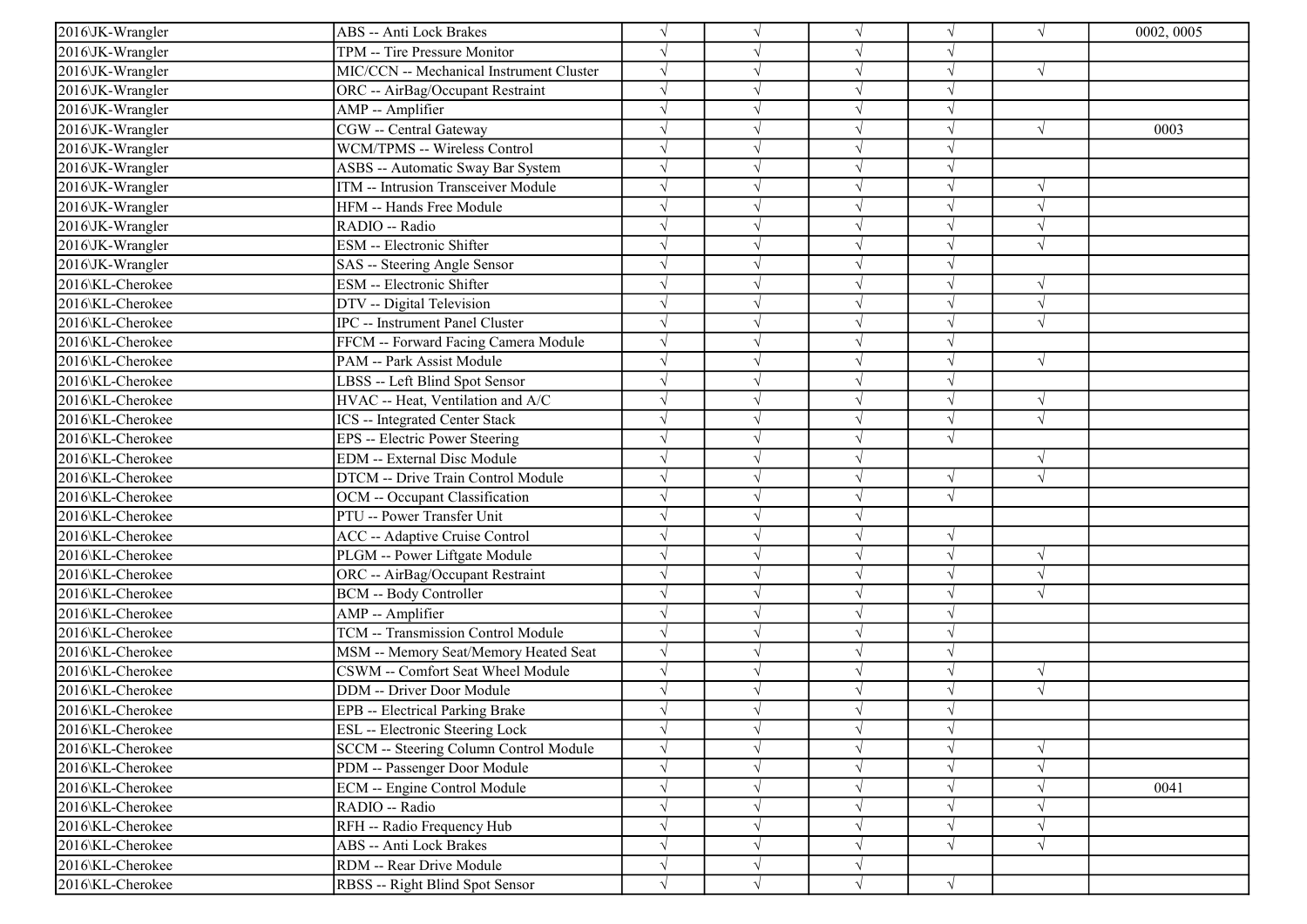| | | | | | | | |
|---|---|---|---|---|---|---|---|
| 2016\JK-Wrangler | ABS -- Anti Lock Brakes | √ | √ | √ | √ | √ | 0002, 0005 |
| 2016\JK-Wrangler | TPM -- Tire Pressure Monitor | √ | √ | √ | √ | | |
| 2016\JK-Wrangler | MIC/CCN -- Mechanical Instrument Cluster | √ | √ | √ | √ | √ | |
| 2016\JK-Wrangler | ORC -- AirBag/Occupant Restraint | √ | √ | √ | √ | | |
| 2016\JK-Wrangler | AMP -- Amplifier | √ | √ | √ | √ | | |
| 2016\JK-Wrangler | CGW -- Central Gateway | √ | √ | √ | √ | √ | 0003 |
| 2016\JK-Wrangler | WCM/TPMS -- Wireless Control | √ | √ | √ | √ | | |
| 2016\JK-Wrangler | ASBS -- Automatic Sway Bar System | √ | √ | √ | √ | | |
| 2016\JK-Wrangler | ITM -- Intrusion Transceiver Module | √ | √ | √ | √ | √ | |
| 2016\JK-Wrangler | HFM -- Hands Free Module | √ | √ | √ | √ | √ | |
| 2016\JK-Wrangler | RADIO -- Radio | √ | √ | √ | √ | √ | |
| 2016\JK-Wrangler | ESM -- Electronic Shifter | √ | √ | √ | √ | √ | |
| 2016\JK-Wrangler | SAS -- Steering Angle Sensor | √ | √ | √ | √ | | |
| 2016\KL-Cherokee | ESM -- Electronic Shifter | √ | √ | √ | √ | √ | |
| 2016\KL-Cherokee | DTV -- Digital Television | √ | √ | √ | √ | √ | |
| 2016\KL-Cherokee | IPC -- Instrument Panel Cluster | √ | √ | √ | √ | √ | |
| 2016\KL-Cherokee | FFCM -- Forward Facing Camera Module | √ | √ | √ | √ | | |
| 2016\KL-Cherokee | PAM -- Park Assist Module | √ | √ | √ | √ | √ | |
| 2016\KL-Cherokee | LBSS -- Left Blind Spot Sensor | √ | √ | √ | √ | | |
| 2016\KL-Cherokee | HVAC -- Heat, Ventilation and A/C | √ | √ | √ | √ | √ | |
| 2016\KL-Cherokee | ICS -- Integrated Center Stack | √ | √ | √ | √ | √ | |
| 2016\KL-Cherokee | EPS -- Electric Power Steering | √ | √ | √ | √ | | |
| 2016\KL-Cherokee | EDM -- External Disc Module | √ | √ | √ | | √ | |
| 2016\KL-Cherokee | DTCM -- Drive Train Control Module | √ | √ | √ | √ | √ | |
| 2016\KL-Cherokee | OCM -- Occupant Classification | √ | √ | √ | √ | | |
| 2016\KL-Cherokee | PTU -- Power Transfer Unit | √ | √ | √ | | | |
| 2016\KL-Cherokee | ACC -- Adaptive Cruise Control | √ | √ | √ | √ | | |
| 2016\KL-Cherokee | PLGM -- Power Liftgate Module | √ | √ | √ | √ | √ | |
| 2016\KL-Cherokee | ORC -- AirBag/Occupant Restraint | √ | √ | √ | √ | √ | |
| 2016\KL-Cherokee | BCM -- Body Controller | √ | √ | √ | √ | √ | |
| 2016\KL-Cherokee | AMP -- Amplifier | √ | √ | √ | √ | | |
| 2016\KL-Cherokee | TCM -- Transmission Control Module | √ | √ | √ | √ | | |
| 2016\KL-Cherokee | MSM -- Memory Seat/Memory Heated Seat | √ | √ | √ | √ | | |
| 2016\KL-Cherokee | CSWM -- Comfort Seat Wheel Module | √ | √ | √ | √ | √ | |
| 2016\KL-Cherokee | DDM -- Driver Door Module | √ | √ | √ | √ | √ | |
| 2016\KL-Cherokee | EPB -- Electrical Parking Brake | √ | √ | √ | √ | | |
| 2016\KL-Cherokee | ESL -- Electronic Steering Lock | √ | √ | √ | √ | | |
| 2016\KL-Cherokee | SCCM -- Steering Column Control Module | √ | √ | √ | √ | √ | |
| 2016\KL-Cherokee | PDM -- Passenger Door Module | √ | √ | √ | √ | √ | |
| 2016\KL-Cherokee | ECM -- Engine Control Module | √ | √ | √ | √ | √ | 0041 |
| 2016\KL-Cherokee | RADIO -- Radio | √ | √ | √ | √ | √ | |
| 2016\KL-Cherokee | RFH -- Radio Frequency Hub | √ | √ | √ | √ | √ | |
| 2016\KL-Cherokee | ABS -- Anti Lock Brakes | √ | √ | √ | √ | √ | |
| 2016\KL-Cherokee | RDM -- Rear Drive Module | √ | √ | √ | | | |
| 2016\KL-Cherokee | RBSS -- Right Blind Spot Sensor | √ | √ | √ | √ | | |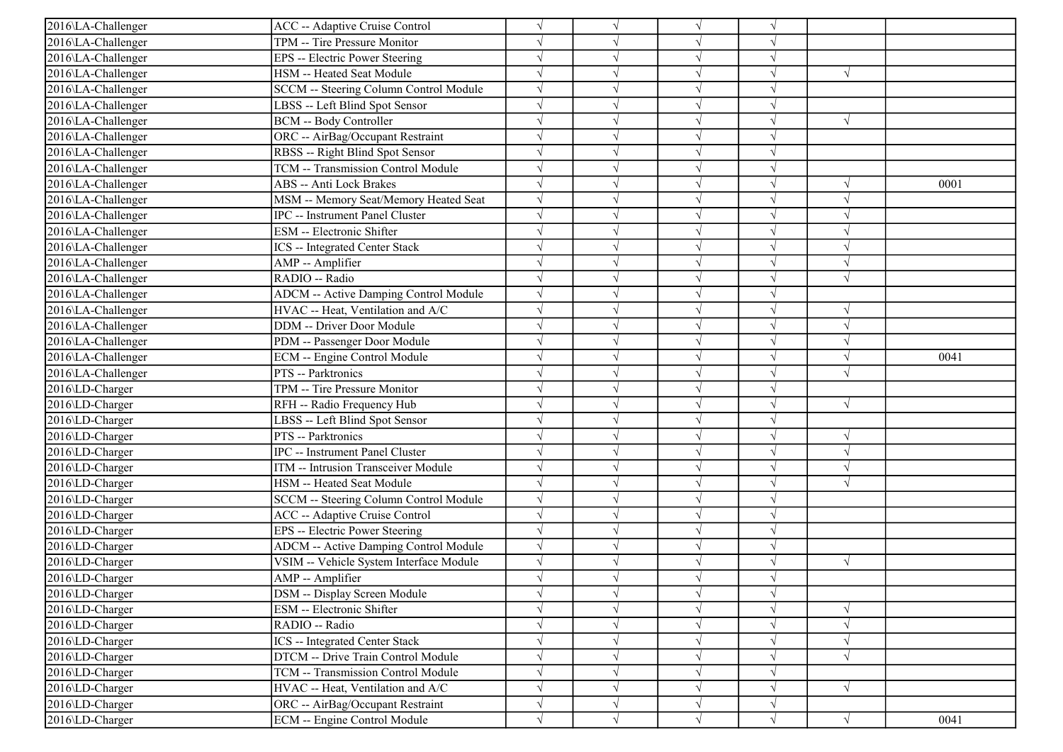| | | | | | | | |
|---|---|---|---|---|---|---|---|
| 2016\LA-Challenger | ACC -- Adaptive Cruise Control | √ | √ | √ | √ | | |
| 2016\LA-Challenger | TPM -- Tire Pressure Monitor | √ | √ | √ | √ | | |
| 2016\LA-Challenger | EPS -- Electric Power Steering | √ | √ | √ | √ | | |
| 2016\LA-Challenger | HSM -- Heated Seat Module | √ | √ | √ | √ | √ | |
| 2016\LA-Challenger | SCCM -- Steering Column Control Module | √ | √ | √ | √ | | |
| 2016\LA-Challenger | LBSS -- Left Blind Spot Sensor | √ | √ | √ | √ | | |
| 2016\LA-Challenger | BCM -- Body Controller | √ | √ | √ | √ | √ | |
| 2016\LA-Challenger | ORC -- AirBag/Occupant Restraint | √ | √ | √ | √ | | |
| 2016\LA-Challenger | RBSS -- Right Blind Spot Sensor | √ | √ | √ | √ | | |
| 2016\LA-Challenger | TCM -- Transmission Control Module | √ | √ | √ | √ | | |
| 2016\LA-Challenger | ABS -- Anti Lock Brakes | √ | √ | √ | √ | √ | 0001 |
| 2016\LA-Challenger | MSM -- Memory Seat/Memory Heated Seat | √ | √ | √ | √ | √ | |
| 2016\LA-Challenger | IPC -- Instrument Panel Cluster | √ | √ | √ | √ | √ | |
| 2016\LA-Challenger | ESM -- Electronic Shifter | √ | √ | √ | √ | √ | |
| 2016\LA-Challenger | ICS -- Integrated Center Stack | √ | √ | √ | √ | √ | |
| 2016\LA-Challenger | AMP -- Amplifier | √ | √ | √ | √ | √ | |
| 2016\LA-Challenger | RADIO -- Radio | √ | √ | √ | √ | √ | |
| 2016\LA-Challenger | ADCM -- Active Damping Control Module | √ | √ | √ | √ | | |
| 2016\LA-Challenger | HVAC -- Heat, Ventilation and A/C | √ | √ | √ | √ | √ | |
| 2016\LA-Challenger | DDM -- Driver Door Module | √ | √ | √ | √ | √ | |
| 2016\LA-Challenger | PDM -- Passenger Door Module | √ | √ | √ | √ | √ | |
| 2016\LA-Challenger | ECM -- Engine Control Module | √ | √ | √ | √ | √ | 0041 |
| 2016\LA-Challenger | PTS -- Parktronics | √ | √ | √ | √ | √ | |
| 2016\LD-Charger | TPM -- Tire Pressure Monitor | √ | √ | √ | √ | | |
| 2016\LD-Charger | RFH -- Radio Frequency Hub | √ | √ | √ | √ | √ | |
| 2016\LD-Charger | LBSS -- Left Blind Spot Sensor | √ | √ | √ | √ | | |
| 2016\LD-Charger | PTS -- Parktronics | √ | √ | √ | √ | √ | |
| 2016\LD-Charger | IPC -- Instrument Panel Cluster | √ | √ | √ | √ | √ | |
| 2016\LD-Charger | ITM -- Intrusion Transceiver Module | √ | √ | √ | √ | √ | |
| 2016\LD-Charger | HSM -- Heated Seat Module | √ | √ | √ | √ | √ | |
| 2016\LD-Charger | SCCM -- Steering Column Control Module | √ | √ | √ | √ | | |
| 2016\LD-Charger | ACC -- Adaptive Cruise Control | √ | √ | √ | √ | | |
| 2016\LD-Charger | EPS -- Electric Power Steering | √ | √ | √ | √ | | |
| 2016\LD-Charger | ADCM -- Active Damping Control Module | √ | √ | √ | √ | | |
| 2016\LD-Charger | VSIM -- Vehicle System Interface Module | √ | √ | √ | √ | √ | |
| 2016\LD-Charger | AMP -- Amplifier | √ | √ | √ | √ | | |
| 2016\LD-Charger | DSM -- Display Screen Module | √ | √ | √ | √ | | |
| 2016\LD-Charger | ESM -- Electronic Shifter | √ | √ | √ | √ | √ | |
| 2016\LD-Charger | RADIO -- Radio | √ | √ | √ | √ | √ | |
| 2016\LD-Charger | ICS -- Integrated Center Stack | √ | √ | √ | √ | √ | |
| 2016\LD-Charger | DTCM -- Drive Train Control Module | √ | √ | √ | √ | √ | |
| 2016\LD-Charger | TCM -- Transmission Control Module | √ | √ | √ | √ | | |
| 2016\LD-Charger | HVAC -- Heat, Ventilation and A/C | √ | √ | √ | √ | √ | |
| 2016\LD-Charger | ORC -- AirBag/Occupant Restraint | √ | √ | √ | √ | | |
| 2016\LD-Charger | ECM -- Engine Control Module | √ | √ | √ | √ | √ | 0041 |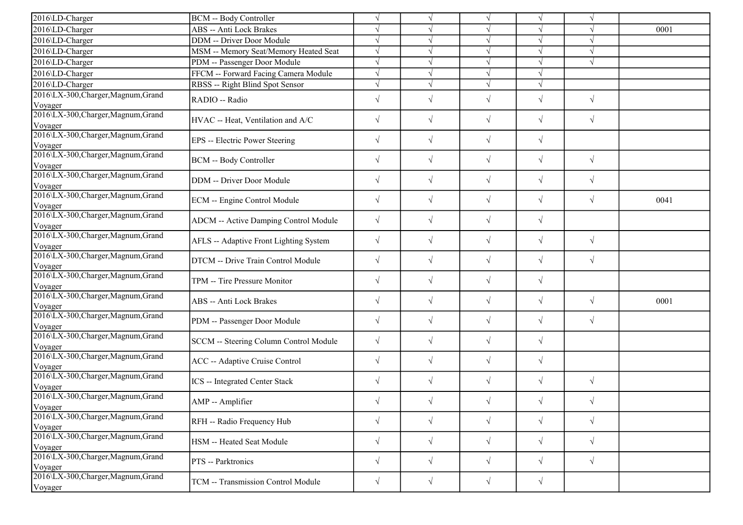| | | | | | | | |
|---|---|---|---|---|---|---|---|
| 2016\LD-Charger | BCM -- Body Controller | √ | √ | √ | √ | √ | |
| 2016\LD-Charger | ABS -- Anti Lock Brakes | √ | √ | √ | √ | √ | 0001 |
| 2016\LD-Charger | DDM -- Driver Door Module | √ | √ | √ | √ | √ | |
| 2016\LD-Charger | MSM -- Memory Seat/Memory Heated Seat | √ | √ | √ | √ | √ | |
| 2016\LD-Charger | PDM -- Passenger Door Module | √ | √ | √ | √ | √ | |
| 2016\LD-Charger | FFCM -- Forward Facing Camera Module | √ | √ | √ | √ | | |
| 2016\LD-Charger | RBSS -- Right Blind Spot Sensor | √ | √ | √ | √ | | |
| 2016\LX-300,Charger,Magnum,Grand Voyager | RADIO -- Radio | √ | √ | √ | √ | √ | |
| 2016\LX-300,Charger,Magnum,Grand Voyager | HVAC -- Heat, Ventilation and A/C | √ | √ | √ | √ | √ | |
| 2016\LX-300,Charger,Magnum,Grand Voyager | EPS -- Electric Power Steering | √ | √ | √ | √ | | |
| 2016\LX-300,Charger,Magnum,Grand Voyager | BCM -- Body Controller | √ | √ | √ | √ | √ | |
| 2016\LX-300,Charger,Magnum,Grand Voyager | DDM -- Driver Door Module | √ | √ | √ | √ | √ | |
| 2016\LX-300,Charger,Magnum,Grand Voyager | ECM -- Engine Control Module | √ | √ | √ | √ | √ | 0041 |
| 2016\LX-300,Charger,Magnum,Grand Voyager | ADCM -- Active Damping Control Module | √ | √ | √ | √ | | |
| 2016\LX-300,Charger,Magnum,Grand Voyager | AFLS -- Adaptive Front Lighting System | √ | √ | √ | √ | √ | |
| 2016\LX-300,Charger,Magnum,Grand Voyager | DTCM -- Drive Train Control Module | √ | √ | √ | √ | √ | |
| 2016\LX-300,Charger,Magnum,Grand Voyager | TPM -- Tire Pressure Monitor | √ | √ | √ | √ | | |
| 2016\LX-300,Charger,Magnum,Grand Voyager | ABS -- Anti Lock Brakes | √ | √ | √ | √ | √ | 0001 |
| 2016\LX-300,Charger,Magnum,Grand Voyager | PDM -- Passenger Door Module | √ | √ | √ | √ | √ | |
| 2016\LX-300,Charger,Magnum,Grand Voyager | SCCM -- Steering Column Control Module | √ | √ | √ | √ | | |
| 2016\LX-300,Charger,Magnum,Grand Voyager | ACC -- Adaptive Cruise Control | √ | √ | √ | √ | | |
| 2016\LX-300,Charger,Magnum,Grand Voyager | ICS -- Integrated Center Stack | √ | √ | √ | √ | √ | |
| 2016\LX-300,Charger,Magnum,Grand Voyager | AMP -- Amplifier | √ | √ | √ | √ | √ | |
| 2016\LX-300,Charger,Magnum,Grand Voyager | RFH -- Radio Frequency Hub | √ | √ | √ | √ | √ | |
| 2016\LX-300,Charger,Magnum,Grand Voyager | HSM -- Heated Seat Module | √ | √ | √ | √ | √ | |
| 2016\LX-300,Charger,Magnum,Grand Voyager | PTS -- Parktronics | √ | √ | √ | √ | √ | |
| 2016\LX-300,Charger,Magnum,Grand Voyager | TCM -- Transmission Control Module | √ | √ | √ | √ | | |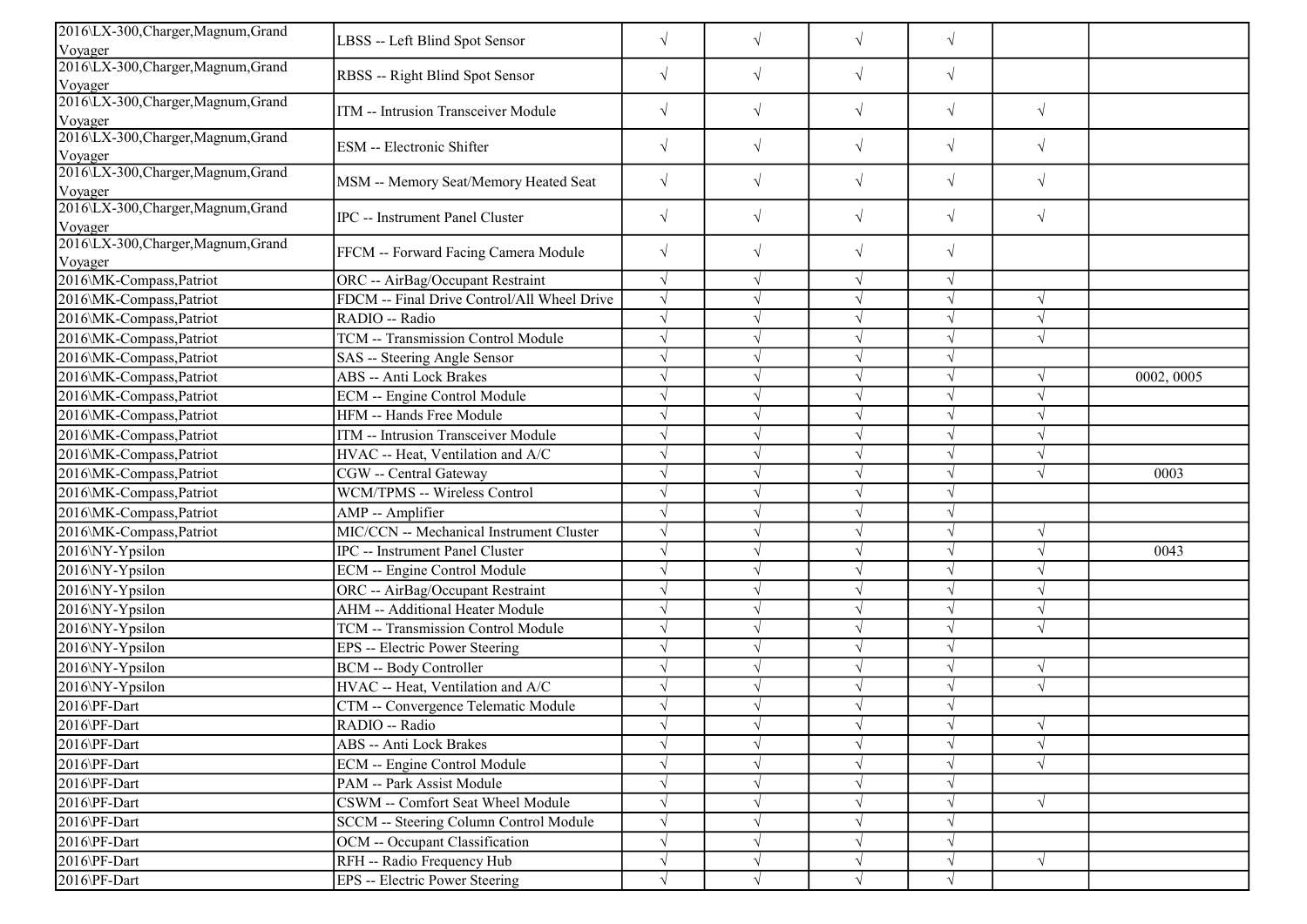| | | | | | | | |
|---|---|---|---|---|---|---|---|
| 2016\LX-300,Charger,Magnum,Grand Voyager | LBSS -- Left Blind Spot Sensor | √ | √ | √ | √ | | |
| 2016\LX-300,Charger,Magnum,Grand Voyager | RBSS -- Right Blind Spot Sensor | √ | √ | √ | √ | | |
| 2016\LX-300,Charger,Magnum,Grand Voyager | ITM -- Intrusion Transceiver Module | √ | √ | √ | √ | √ | |
| 2016\LX-300,Charger,Magnum,Grand Voyager | ESM -- Electronic Shifter | √ | √ | √ | √ | √ | |
| 2016\LX-300,Charger,Magnum,Grand Voyager | MSM -- Memory Seat/Memory Heated Seat | √ | √ | √ | √ | √ | |
| 2016\LX-300,Charger,Magnum,Grand Voyager | IPC -- Instrument Panel Cluster | √ | √ | √ | √ | √ | |
| 2016\LX-300,Charger,Magnum,Grand Voyager | FFCM -- Forward Facing Camera Module | √ | √ | √ | √ | | |
| 2016\MK-Compass,Patriot | ORC -- AirBag/Occupant Restraint | √ | √ | √ | √ | | |
| 2016\MK-Compass,Patriot | FDCM -- Final Drive Control/All Wheel Drive | √ | √ | √ | √ | √ | |
| 2016\MK-Compass,Patriot | RADIO -- Radio | √ | √ | √ | √ | √ | |
| 2016\MK-Compass,Patriot | TCM -- Transmission Control Module | √ | √ | √ | √ | √ | |
| 2016\MK-Compass,Patriot | SAS -- Steering Angle Sensor | √ | √ | √ | √ | | |
| 2016\MK-Compass,Patriot | ABS -- Anti Lock Brakes | √ | √ | √ | √ | √ | 0002, 0005 |
| 2016\MK-Compass,Patriot | ECM -- Engine Control Module | √ | √ | √ | √ | √ | |
| 2016\MK-Compass,Patriot | HFM -- Hands Free Module | √ | √ | √ | √ | √ | |
| 2016\MK-Compass,Patriot | ITM -- Intrusion Transceiver Module | √ | √ | √ | √ | √ | |
| 2016\MK-Compass,Patriot | HVAC -- Heat, Ventilation and A/C | √ | √ | √ | √ | √ | |
| 2016\MK-Compass,Patriot | CGW -- Central Gateway | √ | √ | √ | √ | √ | 0003 |
| 2016\MK-Compass,Patriot | WCM/TPMS -- Wireless Control | √ | √ | √ | √ | | |
| 2016\MK-Compass,Patriot | AMP -- Amplifier | √ | √ | √ | √ | | |
| 2016\MK-Compass,Patriot | MIC/CCN -- Mechanical Instrument Cluster | √ | √ | √ | √ | √ | |
| 2016\NY-Ypsilon | IPC -- Instrument Panel Cluster | √ | √ | √ | √ | √ | 0043 |
| 2016\NY-Ypsilon | ECM -- Engine Control Module | √ | √ | √ | √ | √ | |
| 2016\NY-Ypsilon | ORC -- AirBag/Occupant Restraint | √ | √ | √ | √ | √ | |
| 2016\NY-Ypsilon | AHM -- Additional Heater Module | √ | √ | √ | √ | √ | |
| 2016\NY-Ypsilon | TCM -- Transmission Control Module | √ | √ | √ | √ | √ | |
| 2016\NY-Ypsilon | EPS -- Electric Power Steering | √ | √ | √ | √ | | |
| 2016\NY-Ypsilon | BCM -- Body Controller | √ | √ | √ | √ | √ | |
| 2016\NY-Ypsilon | HVAC -- Heat, Ventilation and A/C | √ | √ | √ | √ | √ | |
| 2016\PF-Dart | CTM -- Convergence Telematic Module | √ | √ | √ | √ | | |
| 2016\PF-Dart | RADIO -- Radio | √ | √ | √ | √ | √ | |
| 2016\PF-Dart | ABS -- Anti Lock Brakes | √ | √ | √ | √ | √ | |
| 2016\PF-Dart | ECM -- Engine Control Module | √ | √ | √ | √ | √ | |
| 2016\PF-Dart | PAM -- Park Assist Module | √ | √ | √ | √ | | |
| 2016\PF-Dart | CSWM -- Comfort Seat Wheel Module | √ | √ | √ | √ | √ | |
| 2016\PF-Dart | SCCM -- Steering Column Control Module | √ | √ | √ | √ | | |
| 2016\PF-Dart | OCM -- Occupant Classification | √ | √ | √ | √ | | |
| 2016\PF-Dart | RFH -- Radio Frequency Hub | √ | √ | √ | √ | √ | |
| 2016\PF-Dart | EPS -- Electric Power Steering | √ | √ | √ | √ | | |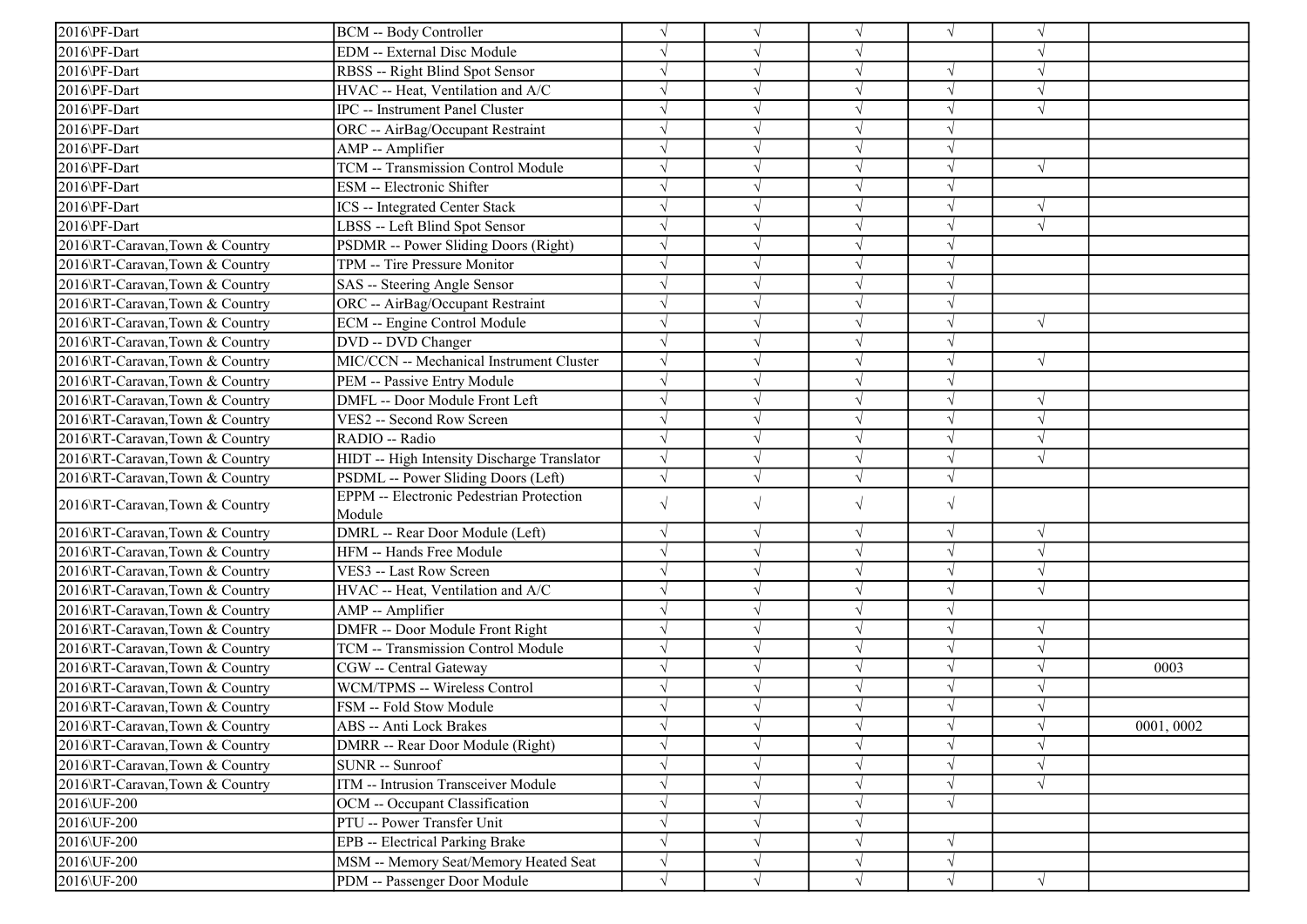| | | | | | | | |
|---|---|---|---|---|---|---|---|
| 2016\PF-Dart | BCM -- Body Controller | √ | √ | √ | √ | √ | |
| 2016\PF-Dart | EDM -- External Disc Module | √ | √ | √ | | √ | |
| 2016\PF-Dart | RBSS -- Right Blind Spot Sensor | √ | √ | √ | √ | √ | |
| 2016\PF-Dart | HVAC -- Heat, Ventilation and A/C | √ | √ | √ | √ | √ | |
| 2016\PF-Dart | IPC -- Instrument Panel Cluster | √ | √ | √ | √ | √ | |
| 2016\PF-Dart | ORC -- AirBag/Occupant Restraint | √ | √ | √ | √ | | |
| 2016\PF-Dart | AMP -- Amplifier | √ | √ | √ | √ | | |
| 2016\PF-Dart | TCM -- Transmission Control Module | √ | √ | √ | √ | √ | |
| 2016\PF-Dart | ESM -- Electronic Shifter | √ | √ | √ | √ | | |
| 2016\PF-Dart | ICS -- Integrated Center Stack | √ | √ | √ | √ | √ | |
| 2016\PF-Dart | LBSS -- Left Blind Spot Sensor | √ | √ | √ | √ | √ | |
| 2016\RT-Caravan,Town & Country | PSDMR -- Power Sliding Doors (Right) | √ | √ | √ | √ | | |
| 2016\RT-Caravan,Town & Country | TPM -- Tire Pressure Monitor | √ | √ | √ | √ | | |
| 2016\RT-Caravan,Town & Country | SAS -- Steering Angle Sensor | √ | √ | √ | √ | | |
| 2016\RT-Caravan,Town & Country | ORC -- AirBag/Occupant Restraint | √ | √ | √ | √ | | |
| 2016\RT-Caravan,Town & Country | ECM -- Engine Control Module | √ | √ | √ | √ | √ | |
| 2016\RT-Caravan,Town & Country | DVD -- DVD Changer | √ | √ | √ | √ | | |
| 2016\RT-Caravan,Town & Country | MIC/CCN -- Mechanical Instrument Cluster | √ | √ | √ | √ | √ | |
| 2016\RT-Caravan,Town & Country | PEM -- Passive Entry Module | √ | √ | √ | √ | | |
| 2016\RT-Caravan,Town & Country | DMFL -- Door Module Front Left | √ | √ | √ | √ | √ | |
| 2016\RT-Caravan,Town & Country | VES2 -- Second Row Screen | √ | √ | √ | √ | √ | |
| 2016\RT-Caravan,Town & Country | RADIO -- Radio | √ | √ | √ | √ | √ | |
| 2016\RT-Caravan,Town & Country | HIDT -- High Intensity Discharge Translator | √ | √ | √ | √ | √ | |
| 2016\RT-Caravan,Town & Country | PSDML -- Power Sliding Doors (Left) | √ | √ | √ | √ | | |
| 2016\RT-Caravan,Town & Country | EPPM -- Electronic Pedestrian Protection Module | √ | √ | √ | √ | | |
| 2016\RT-Caravan,Town & Country | DMRL -- Rear Door Module (Left) | √ | √ | √ | √ | √ | |
| 2016\RT-Caravan,Town & Country | HFM -- Hands Free Module | √ | √ | √ | √ | √ | |
| 2016\RT-Caravan,Town & Country | VES3 -- Last Row Screen | √ | √ | √ | √ | √ | |
| 2016\RT-Caravan,Town & Country | HVAC -- Heat, Ventilation and A/C | √ | √ | √ | √ | √ | |
| 2016\RT-Caravan,Town & Country | AMP -- Amplifier | √ | √ | √ | √ | | |
| 2016\RT-Caravan,Town & Country | DMFR -- Door Module Front Right | √ | √ | √ | √ | √ | |
| 2016\RT-Caravan,Town & Country | TCM -- Transmission Control Module | √ | √ | √ | √ | √ | |
| 2016\RT-Caravan,Town & Country | CGW -- Central Gateway | √ | √ | √ | √ | √ | 0003 |
| 2016\RT-Caravan,Town & Country | WCM/TPMS -- Wireless Control | √ | √ | √ | √ | √ | |
| 2016\RT-Caravan,Town & Country | FSM -- Fold Stow Module | √ | √ | √ | √ | √ | |
| 2016\RT-Caravan,Town & Country | ABS -- Anti Lock Brakes | √ | √ | √ | √ | √ | 0001, 0002 |
| 2016\RT-Caravan,Town & Country | DMRR -- Rear Door Module (Right) | √ | √ | √ | √ | √ | |
| 2016\RT-Caravan,Town & Country | SUNR -- Sunroof | √ | √ | √ | √ | √ | |
| 2016\RT-Caravan,Town & Country | ITM -- Intrusion Transceiver Module | √ | √ | √ | √ | √ | |
| 2016\UF-200 | OCM -- Occupant Classification | √ | √ | √ | √ | | |
| 2016\UF-200 | PTU -- Power Transfer Unit | √ | √ | √ | | | |
| 2016\UF-200 | EPB -- Electrical Parking Brake | √ | √ | √ | √ | | |
| 2016\UF-200 | MSM -- Memory Seat/Memory Heated Seat | √ | √ | √ | √ | | |
| 2016\UF-200 | PDM -- Passenger Door Module | √ | √ | √ | √ | √ | |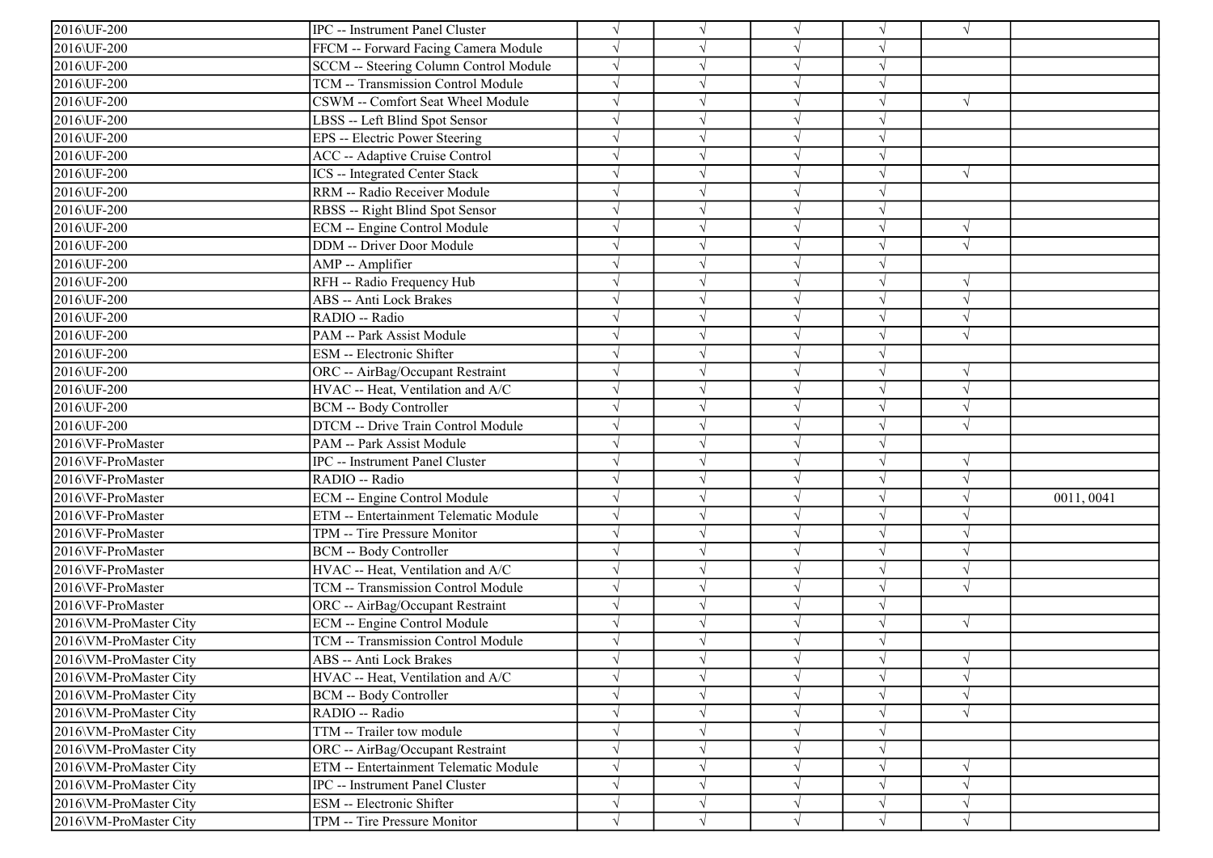| | | | | | | | |
|---|---|---|---|---|---|---|---|
| 2016\UF-200 | IPC -- Instrument Panel Cluster | √ | √ | √ | √ | √ | |
| 2016\UF-200 | FFCM -- Forward Facing Camera Module | √ | √ | √ | √ | | |
| 2016\UF-200 | SCCM -- Steering Column Control Module | √ | √ | √ | √ | | |
| 2016\UF-200 | TCM -- Transmission Control Module | √ | √ | √ | √ | | |
| 2016\UF-200 | CSWM -- Comfort Seat Wheel Module | √ | √ | √ | √ | √ | |
| 2016\UF-200 | LBSS -- Left Blind Spot Sensor | √ | √ | √ | √ | | |
| 2016\UF-200 | EPS -- Electric Power Steering | √ | √ | √ | √ | | |
| 2016\UF-200 | ACC -- Adaptive Cruise Control | √ | √ | √ | √ | | |
| 2016\UF-200 | ICS -- Integrated Center Stack | √ | √ | √ | √ | √ | |
| 2016\UF-200 | RRM -- Radio Receiver Module | √ | √ | √ | √ | | |
| 2016\UF-200 | RBSS -- Right Blind Spot Sensor | √ | √ | √ | √ | | |
| 2016\UF-200 | ECM -- Engine Control Module | √ | √ | √ | √ | √ | |
| 2016\UF-200 | DDM -- Driver Door Module | √ | √ | √ | √ | √ | |
| 2016\UF-200 | AMP -- Amplifier | √ | √ | √ | √ | | |
| 2016\UF-200 | RFH -- Radio Frequency Hub | √ | √ | √ | √ | √ | |
| 2016\UF-200 | ABS -- Anti Lock Brakes | √ | √ | √ | √ | √ | |
| 2016\UF-200 | RADIO -- Radio | √ | √ | √ | √ | √ | |
| 2016\UF-200 | PAM -- Park Assist Module | √ | √ | √ | √ | √ | |
| 2016\UF-200 | ESM -- Electronic Shifter | √ | √ | √ | √ | | |
| 2016\UF-200 | ORC -- AirBag/Occupant Restraint | √ | √ | √ | √ | √ | |
| 2016\UF-200 | HVAC -- Heat, Ventilation and A/C | √ | √ | √ | √ | √ | |
| 2016\UF-200 | BCM -- Body Controller | √ | √ | √ | √ | √ | |
| 2016\UF-200 | DTCM -- Drive Train Control Module | √ | √ | √ | √ | √ | |
| 2016\VF-ProMaster | PAM -- Park Assist Module | √ | √ | √ | √ | | |
| 2016\VF-ProMaster | IPC -- Instrument Panel Cluster | √ | √ | √ | √ | √ | |
| 2016\VF-ProMaster | RADIO -- Radio | √ | √ | √ | √ | √ | |
| 2016\VF-ProMaster | ECM -- Engine Control Module | √ | √ | √ | √ | √ | 0011, 0041 |
| 2016\VF-ProMaster | ETM -- Entertainment Telematic Module | √ | √ | √ | √ | √ | |
| 2016\VF-ProMaster | TPM -- Tire Pressure Monitor | √ | √ | √ | √ | √ | |
| 2016\VF-ProMaster | BCM -- Body Controller | √ | √ | √ | √ | √ | |
| 2016\VF-ProMaster | HVAC -- Heat, Ventilation and A/C | √ | √ | √ | √ | √ | |
| 2016\VF-ProMaster | TCM -- Transmission Control Module | √ | √ | √ | √ | √ | |
| 2016\VF-ProMaster | ORC -- AirBag/Occupant Restraint | √ | √ | √ | √ | | |
| 2016\VM-ProMaster City | ECM -- Engine Control Module | √ | √ | √ | √ | √ | |
| 2016\VM-ProMaster City | TCM -- Transmission Control Module | √ | √ | √ | √ | | |
| 2016\VM-ProMaster City | ABS -- Anti Lock Brakes | √ | √ | √ | √ | √ | |
| 2016\VM-ProMaster City | HVAC -- Heat, Ventilation and A/C | √ | √ | √ | √ | √ | |
| 2016\VM-ProMaster City | BCM -- Body Controller | √ | √ | √ | √ | √ | |
| 2016\VM-ProMaster City | RADIO -- Radio | √ | √ | √ | √ | √ | |
| 2016\VM-ProMaster City | TTM -- Trailer tow module | √ | √ | √ | √ | | |
| 2016\VM-ProMaster City | ORC -- AirBag/Occupant Restraint | √ | √ | √ | √ | | |
| 2016\VM-ProMaster City | ETM -- Entertainment Telematic Module | √ | √ | √ | √ | √ | |
| 2016\VM-ProMaster City | IPC -- Instrument Panel Cluster | √ | √ | √ | √ | √ | |
| 2016\VM-ProMaster City | ESM -- Electronic Shifter | √ | √ | √ | √ | √ | |
| 2016\VM-ProMaster City | TPM -- Tire Pressure Monitor | √ | √ | √ | √ | √ | |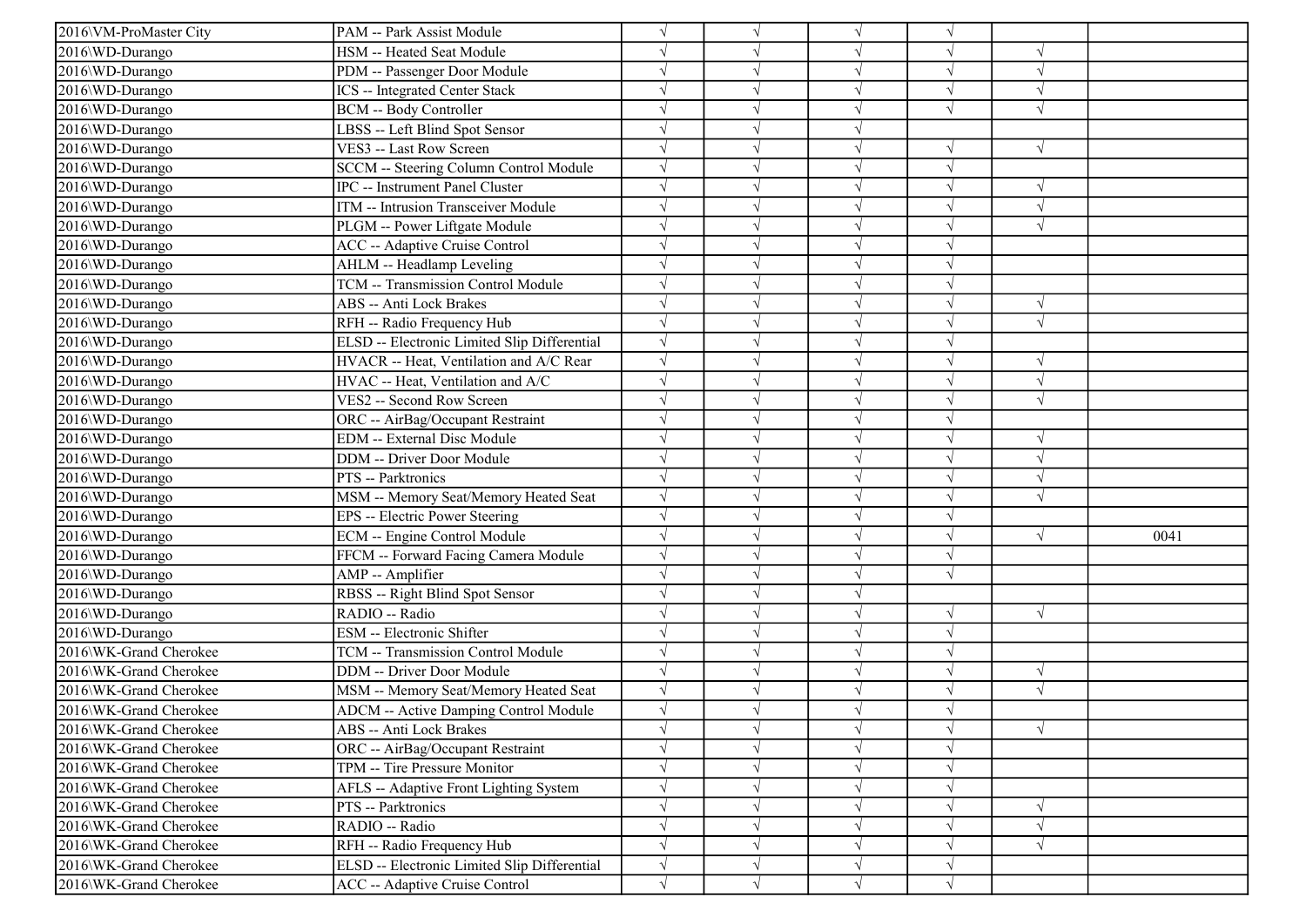| | | | | | | | |
|---|---|---|---|---|---|---|---|
| 2016\VM-ProMaster City | PAM -- Park Assist Module | √ | √ | √ | √ | | |
| 2016\WD-Durango | HSM -- Heated Seat Module | √ | √ | √ | √ | √ | |
| 2016\WD-Durango | PDM -- Passenger Door Module | √ | √ | √ | √ | √ | |
| 2016\WD-Durango | ICS -- Integrated Center Stack | √ | √ | √ | √ | √ | |
| 2016\WD-Durango | BCM -- Body Controller | √ | √ | √ | √ | √ | |
| 2016\WD-Durango | LBSS -- Left Blind Spot Sensor | √ | √ | √ | | | |
| 2016\WD-Durango | VES3 -- Last Row Screen | √ | √ | √ | √ | √ | |
| 2016\WD-Durango | SCCM -- Steering Column Control Module | √ | √ | √ | √ | | |
| 2016\WD-Durango | IPC -- Instrument Panel Cluster | √ | √ | √ | √ | √ | |
| 2016\WD-Durango | ITM -- Intrusion Transceiver Module | √ | √ | √ | √ | √ | |
| 2016\WD-Durango | PLGM -- Power Liftgate Module | √ | √ | √ | √ | √ | |
| 2016\WD-Durango | ACC -- Adaptive Cruise Control | √ | √ | √ | √ | | |
| 2016\WD-Durango | AHLM -- Headlamp Leveling | √ | √ | √ | √ | | |
| 2016\WD-Durango | TCM -- Transmission Control Module | √ | √ | √ | √ | | |
| 2016\WD-Durango | ABS -- Anti Lock Brakes | √ | √ | √ | √ | √ | |
| 2016\WD-Durango | RFH -- Radio Frequency Hub | √ | √ | √ | √ | √ | |
| 2016\WD-Durango | ELSD -- Electronic Limited Slip Differential | √ | √ | √ | √ | | |
| 2016\WD-Durango | HVACR -- Heat, Ventilation and A/C Rear | √ | √ | √ | √ | √ | |
| 2016\WD-Durango | HVAC -- Heat, Ventilation and A/C | √ | √ | √ | √ | √ | |
| 2016\WD-Durango | VES2 -- Second Row Screen | √ | √ | √ | √ | √ | |
| 2016\WD-Durango | ORC -- AirBag/Occupant Restraint | √ | √ | √ | √ | | |
| 2016\WD-Durango | EDM -- External Disc Module | √ | √ | √ | √ | √ | |
| 2016\WD-Durango | DDM -- Driver Door Module | √ | √ | √ | √ | √ | |
| 2016\WD-Durango | PTS -- Parktronics | √ | √ | √ | √ | √ | |
| 2016\WD-Durango | MSM -- Memory Seat/Memory Heated Seat | √ | √ | √ | √ | √ | |
| 2016\WD-Durango | EPS -- Electric Power Steering | √ | √ | √ | √ | | |
| 2016\WD-Durango | ECM -- Engine Control Module | √ | √ | √ | √ | √ | 0041 |
| 2016\WD-Durango | FFCM -- Forward Facing Camera Module | √ | √ | √ | √ | | |
| 2016\WD-Durango | AMP -- Amplifier | √ | √ | √ | √ | | |
| 2016\WD-Durango | RBSS -- Right Blind Spot Sensor | √ | √ | √ | | | |
| 2016\WD-Durango | RADIO -- Radio | √ | √ | √ | √ | √ | |
| 2016\WD-Durango | ESM -- Electronic Shifter | √ | √ | √ | √ | | |
| 2016\WK-Grand Cherokee | TCM -- Transmission Control Module | √ | √ | √ | √ | | |
| 2016\WK-Grand Cherokee | DDM -- Driver Door Module | √ | √ | √ | √ | √ | |
| 2016\WK-Grand Cherokee | MSM -- Memory Seat/Memory Heated Seat | √ | √ | √ | √ | √ | |
| 2016\WK-Grand Cherokee | ADCM -- Active Damping Control Module | √ | √ | √ | √ | | |
| 2016\WK-Grand Cherokee | ABS -- Anti Lock Brakes | √ | √ | √ | √ | √ | |
| 2016\WK-Grand Cherokee | ORC -- AirBag/Occupant Restraint | √ | √ | √ | √ | | |
| 2016\WK-Grand Cherokee | TPM -- Tire Pressure Monitor | √ | √ | √ | √ | | |
| 2016\WK-Grand Cherokee | AFLS -- Adaptive Front Lighting System | √ | √ | √ | √ | | |
| 2016\WK-Grand Cherokee | PTS -- Parktronics | √ | √ | √ | √ | √ | |
| 2016\WK-Grand Cherokee | RADIO -- Radio | √ | √ | √ | √ | √ | |
| 2016\WK-Grand Cherokee | RFH -- Radio Frequency Hub | √ | √ | √ | √ | √ | |
| 2016\WK-Grand Cherokee | ELSD -- Electronic Limited Slip Differential | √ | √ | √ | √ | | |
| 2016\WK-Grand Cherokee | ACC -- Adaptive Cruise Control | √ | √ | √ | √ | | |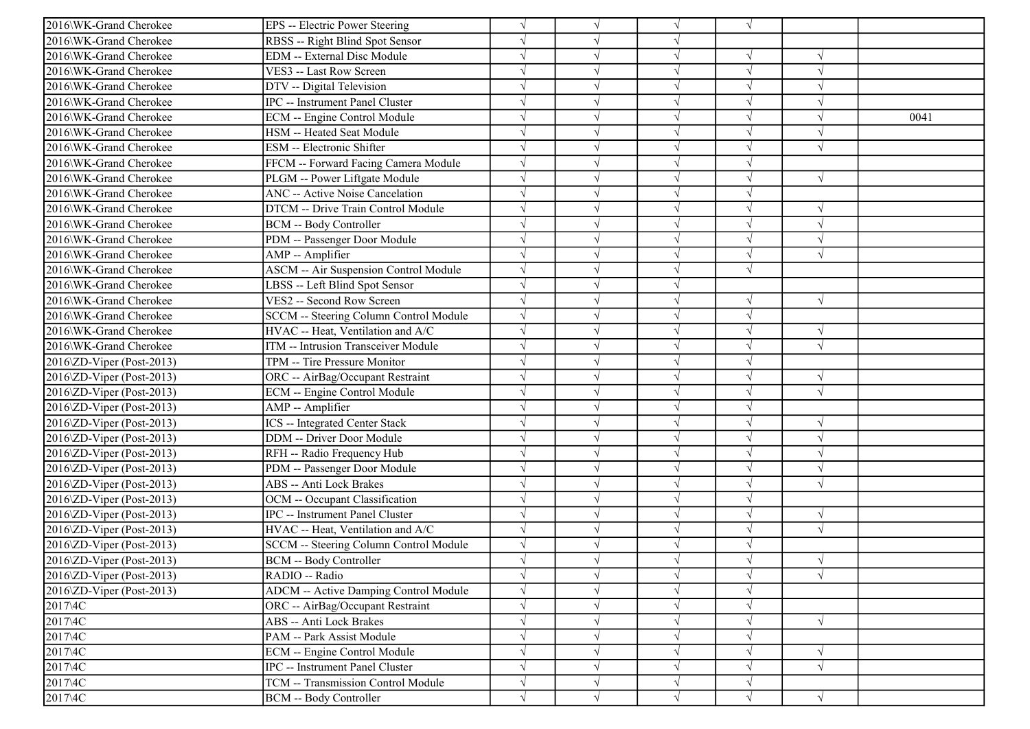| | | | | | | | |
|---|---|---|---|---|---|---|---|
| 2016\WK-Grand Cherokee | EPS -- Electric Power Steering | √ | √ | √ | √ | | |
| 2016\WK-Grand Cherokee | RBSS -- Right Blind Spot Sensor | √ | √ | √ | | | |
| 2016\WK-Grand Cherokee | EDM -- External Disc Module | √ | √ | √ | √ | √ | |
| 2016\WK-Grand Cherokee | VES3 -- Last Row Screen | √ | √ | √ | √ | √ | |
| 2016\WK-Grand Cherokee | DTV -- Digital Television | √ | √ | √ | √ | √ | |
| 2016\WK-Grand Cherokee | IPC -- Instrument Panel Cluster | √ | √ | √ | √ | √ | |
| 2016\WK-Grand Cherokee | ECM -- Engine Control Module | √ | √ | √ | √ | √ | 0041 |
| 2016\WK-Grand Cherokee | HSM -- Heated Seat Module | √ | √ | √ | √ | √ | |
| 2016\WK-Grand Cherokee | ESM -- Electronic Shifter | √ | √ | √ | √ | √ | |
| 2016\WK-Grand Cherokee | FFCM -- Forward Facing Camera Module | √ | √ | √ | √ | | |
| 2016\WK-Grand Cherokee | PLGM -- Power Liftgate Module | √ | √ | √ | √ | √ | |
| 2016\WK-Grand Cherokee | ANC -- Active Noise Cancelation | √ | √ | √ | √ | | |
| 2016\WK-Grand Cherokee | DTCM -- Drive Train Control Module | √ | √ | √ | √ | √ | |
| 2016\WK-Grand Cherokee | BCM -- Body Controller | √ | √ | √ | √ | √ | |
| 2016\WK-Grand Cherokee | PDM -- Passenger Door Module | √ | √ | √ | √ | √ | |
| 2016\WK-Grand Cherokee | AMP -- Amplifier | √ | √ | √ | √ | √ | |
| 2016\WK-Grand Cherokee | ASCM -- Air Suspension Control Module | √ | √ | √ | √ | | |
| 2016\WK-Grand Cherokee | LBSS -- Left Blind Spot Sensor | √ | √ | √ | | | |
| 2016\WK-Grand Cherokee | VES2 -- Second Row Screen | √ | √ | √ | √ | √ | |
| 2016\WK-Grand Cherokee | SCCM -- Steering Column Control Module | √ | √ | √ | √ | | |
| 2016\WK-Grand Cherokee | HVAC -- Heat, Ventilation and A/C | √ | √ | √ | √ | √ | |
| 2016\WK-Grand Cherokee | ITM -- Intrusion Transceiver Module | √ | √ | √ | √ | √ | |
| 2016\ZD-Viper (Post-2013) | TPM -- Tire Pressure Monitor | √ | √ | √ | √ | | |
| 2016\ZD-Viper (Post-2013) | ORC -- AirBag/Occupant Restraint | √ | √ | √ | √ | √ | |
| 2016\ZD-Viper (Post-2013) | ECM -- Engine Control Module | √ | √ | √ | √ | √ | |
| 2016\ZD-Viper (Post-2013) | AMP -- Amplifier | √ | √ | √ | √ | | |
| 2016\ZD-Viper (Post-2013) | ICS -- Integrated Center Stack | √ | √ | √ | √ | √ | |
| 2016\ZD-Viper (Post-2013) | DDM -- Driver Door Module | √ | √ | √ | √ | √ | |
| 2016\ZD-Viper (Post-2013) | RFH -- Radio Frequency Hub | √ | √ | √ | √ | √ | |
| 2016\ZD-Viper (Post-2013) | PDM -- Passenger Door Module | √ | √ | √ | √ | √ | |
| 2016\ZD-Viper (Post-2013) | ABS -- Anti Lock Brakes | √ | √ | √ | √ | √ | |
| 2016\ZD-Viper (Post-2013) | OCM -- Occupant Classification | √ | √ | √ | √ | | |
| 2016\ZD-Viper (Post-2013) | IPC -- Instrument Panel Cluster | √ | √ | √ | √ | √ | |
| 2016\ZD-Viper (Post-2013) | HVAC -- Heat, Ventilation and A/C | √ | √ | √ | √ | √ | |
| 2016\ZD-Viper (Post-2013) | SCCM -- Steering Column Control Module | √ | √ | √ | √ | | |
| 2016\ZD-Viper (Post-2013) | BCM -- Body Controller | √ | √ | √ | √ | √ | |
| 2016\ZD-Viper (Post-2013) | RADIO -- Radio | √ | √ | √ | √ | √ | |
| 2016\ZD-Viper (Post-2013) | ADCM -- Active Damping Control Module | √ | √ | √ | √ | | |
| 2017\4C | ORC -- AirBag/Occupant Restraint | √ | √ | √ | √ | | |
| 2017\4C | ABS -- Anti Lock Brakes | √ | √ | √ | √ | √ | |
| 2017\4C | PAM -- Park Assist Module | √ | √ | √ | √ | | |
| 2017\4C | ECM -- Engine Control Module | √ | √ | √ | √ | √ | |
| 2017\4C | IPC -- Instrument Panel Cluster | √ | √ | √ | √ | √ | |
| 2017\4C | TCM -- Transmission Control Module | √ | √ | √ | √ | | |
| 2017\4C | BCM -- Body Controller | √ | √ | √ | √ | √ | |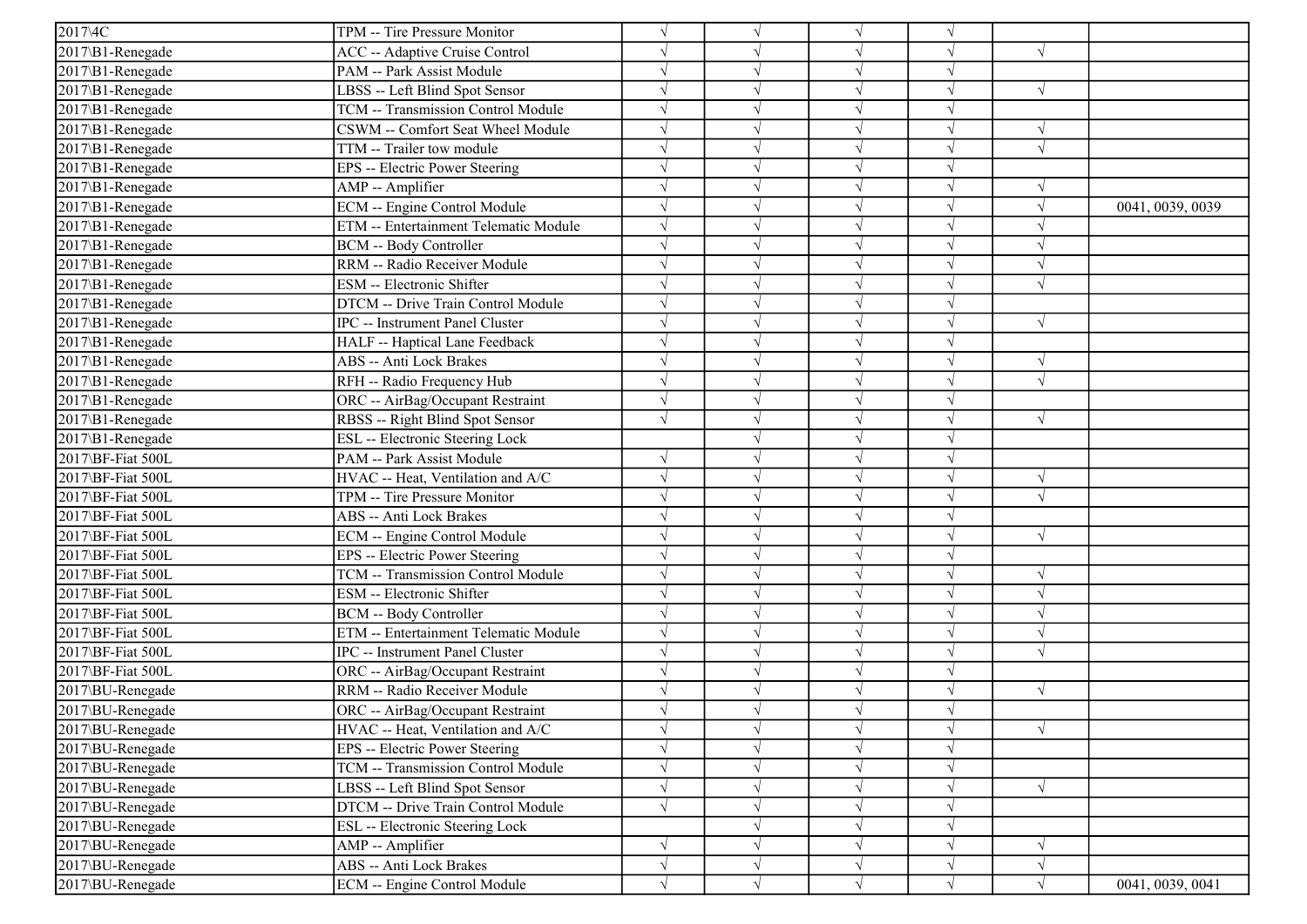| | | | | | | | |
|---|---|---|---|---|---|---|---|
| 2017\4C | TPM -- Tire Pressure Monitor | √ | √ | √ | √ | | |
| 2017\B1-Renegade | ACC -- Adaptive Cruise Control | √ | √ | √ | √ | √ | |
| 2017\B1-Renegade | PAM -- Park Assist Module | √ | √ | √ | √ | | |
| 2017\B1-Renegade | LBSS -- Left Blind Spot Sensor | √ | √ | √ | √ | √ | |
| 2017\B1-Renegade | TCM -- Transmission Control Module | √ | √ | √ | √ | | |
| 2017\B1-Renegade | CSWM -- Comfort Seat Wheel Module | √ | √ | √ | √ | √ | |
| 2017\B1-Renegade | TTM -- Trailer tow module | √ | √ | √ | √ | √ | |
| 2017\B1-Renegade | EPS -- Electric Power Steering | √ | √ | √ | √ | | |
| 2017\B1-Renegade | AMP -- Amplifier | √ | √ | √ | √ | √ | |
| 2017\B1-Renegade | ECM -- Engine Control Module | √ | √ | √ | √ | √ | 0041, 0039, 0039 |
| 2017\B1-Renegade | ETM -- Entertainment Telematic Module | √ | √ | √ | √ | √ | |
| 2017\B1-Renegade | BCM -- Body Controller | √ | √ | √ | √ | √ | |
| 2017\B1-Renegade | RRM -- Radio Receiver Module | √ | √ | √ | √ | √ | |
| 2017\B1-Renegade | ESM -- Electronic Shifter | √ | √ | √ | √ | √ | |
| 2017\B1-Renegade | DTCM -- Drive Train Control Module | √ | √ | √ | √ | | |
| 2017\B1-Renegade | IPC -- Instrument Panel Cluster | √ | √ | √ | √ | √ | |
| 2017\B1-Renegade | HALF -- Haptical Lane Feedback | √ | √ | √ | √ | | |
| 2017\B1-Renegade | ABS -- Anti Lock Brakes | √ | √ | √ | √ | √ | |
| 2017\B1-Renegade | RFH -- Radio Frequency Hub | √ | √ | √ | √ | √ | |
| 2017\B1-Renegade | ORC -- AirBag/Occupant Restraint | √ | √ | √ | √ | | |
| 2017\B1-Renegade | RBSS -- Right Blind Spot Sensor | √ | √ | √ | √ | √ | |
| 2017\B1-Renegade | ESL -- Electronic Steering Lock | | √ | √ | √ | | |
| 2017\BF-Fiat 500L | PAM -- Park Assist Module | √ | √ | √ | √ | | |
| 2017\BF-Fiat 500L | HVAC -- Heat, Ventilation and A/C | √ | √ | √ | √ | √ | |
| 2017\BF-Fiat 500L | TPM -- Tire Pressure Monitor | √ | √ | √ | √ | √ | |
| 2017\BF-Fiat 500L | ABS -- Anti Lock Brakes | √ | √ | √ | √ | | |
| 2017\BF-Fiat 500L | ECM -- Engine Control Module | √ | √ | √ | √ | √ | |
| 2017\BF-Fiat 500L | EPS -- Electric Power Steering | √ | √ | √ | √ | | |
| 2017\BF-Fiat 500L | TCM -- Transmission Control Module | √ | √ | √ | √ | √ | |
| 2017\BF-Fiat 500L | ESM -- Electronic Shifter | √ | √ | √ | √ | √ | |
| 2017\BF-Fiat 500L | BCM -- Body Controller | √ | √ | √ | √ | √ | |
| 2017\BF-Fiat 500L | ETM -- Entertainment Telematic Module | √ | √ | √ | √ | √ | |
| 2017\BF-Fiat 500L | IPC -- Instrument Panel Cluster | √ | √ | √ | √ | √ | |
| 2017\BF-Fiat 500L | ORC -- AirBag/Occupant Restraint | √ | √ | √ | √ | | |
| 2017\BU-Renegade | RRM -- Radio Receiver Module | √ | √ | √ | √ | √ | |
| 2017\BU-Renegade | ORC -- AirBag/Occupant Restraint | √ | √ | √ | √ | | |
| 2017\BU-Renegade | HVAC -- Heat, Ventilation and A/C | √ | √ | √ | √ | √ | |
| 2017\BU-Renegade | EPS -- Electric Power Steering | √ | √ | √ | √ | | |
| 2017\BU-Renegade | TCM -- Transmission Control Module | √ | √ | √ | √ | | |
| 2017\BU-Renegade | LBSS -- Left Blind Spot Sensor | √ | √ | √ | √ | √ | |
| 2017\BU-Renegade | DTCM -- Drive Train Control Module | √ | √ | √ | √ | | |
| 2017\BU-Renegade | ESL -- Electronic Steering Lock | | √ | √ | √ | | |
| 2017\BU-Renegade | AMP -- Amplifier | √ | √ | √ | √ | √ | |
| 2017\BU-Renegade | ABS -- Anti Lock Brakes | √ | √ | √ | √ | √ | |
| 2017\BU-Renegade | ECM -- Engine Control Module | √ | √ | √ | √ | √ | 0041, 0039, 0041 |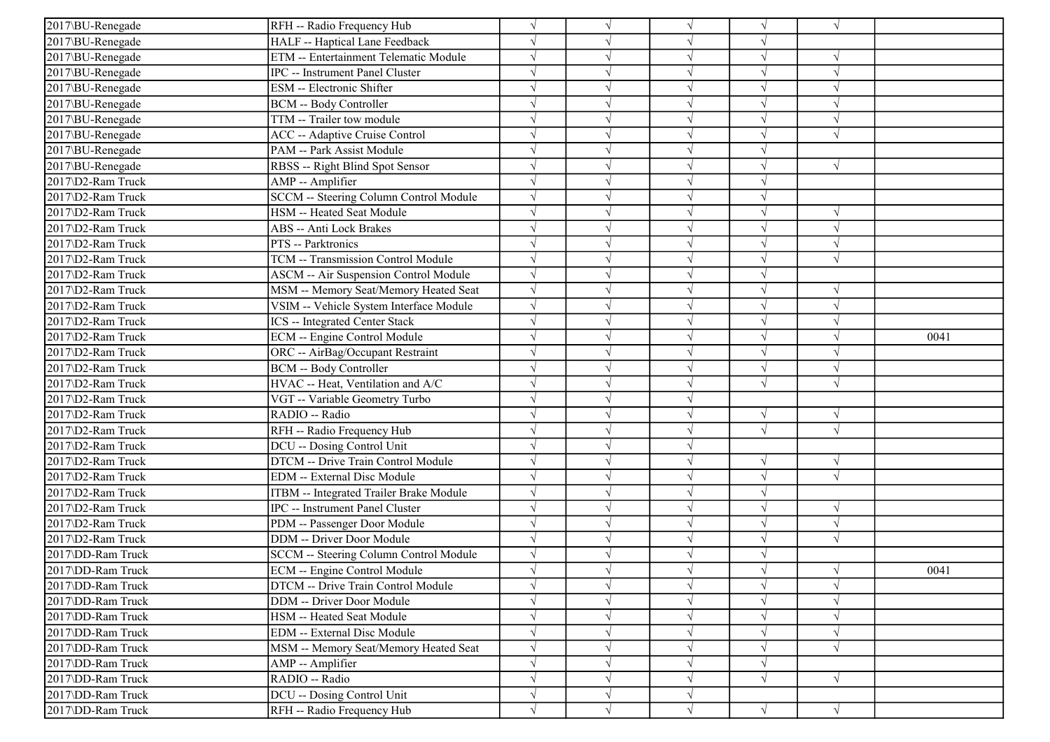| | | | | | | | |
|---|---|---|---|---|---|---|---|
| 2017\BU-Renegade | RFH -- Radio Frequency Hub | √ | √ | √ | √ | √ | |
| 2017\BU-Renegade | HALF -- Haptical Lane Feedback | √ | √ | √ | √ | | |
| 2017\BU-Renegade | ETM -- Entertainment Telematic Module | √ | √ | √ | √ | √ | |
| 2017\BU-Renegade | IPC -- Instrument Panel Cluster | √ | √ | √ | √ | √ | |
| 2017\BU-Renegade | ESM -- Electronic Shifter | √ | √ | √ | √ | √ | |
| 2017\BU-Renegade | BCM -- Body Controller | √ | √ | √ | √ | √ | |
| 2017\BU-Renegade | TTM -- Trailer tow module | √ | √ | √ | √ | √ | |
| 2017\BU-Renegade | ACC -- Adaptive Cruise Control | √ | √ | √ | √ | √ | |
| 2017\BU-Renegade | PAM -- Park Assist Module | √ | √ | √ | √ | | |
| 2017\BU-Renegade | RBSS -- Right Blind Spot Sensor | √ | √ | √ | √ | √ | |
| 2017\D2-Ram Truck | AMP -- Amplifier | √ | √ | √ | √ | | |
| 2017\D2-Ram Truck | SCCM -- Steering Column Control Module | √ | √ | √ | √ | | |
| 2017\D2-Ram Truck | HSM -- Heated Seat Module | √ | √ | √ | √ | √ | |
| 2017\D2-Ram Truck | ABS -- Anti Lock Brakes | √ | √ | √ | √ | √ | |
| 2017\D2-Ram Truck | PTS -- Parktronics | √ | √ | √ | √ | √ | |
| 2017\D2-Ram Truck | TCM -- Transmission Control Module | √ | √ | √ | √ | √ | |
| 2017\D2-Ram Truck | ASCM -- Air Suspension Control Module | √ | √ | √ | √ | | |
| 2017\D2-Ram Truck | MSM -- Memory Seat/Memory Heated Seat | √ | √ | √ | √ | √ | |
| 2017\D2-Ram Truck | VSIM -- Vehicle System Interface Module | √ | √ | √ | √ | √ | |
| 2017\D2-Ram Truck | ICS -- Integrated Center Stack | √ | √ | √ | √ | √ | |
| 2017\D2-Ram Truck | ECM -- Engine Control Module | √ | √ | √ | √ | √ | 0041 |
| 2017\D2-Ram Truck | ORC -- AirBag/Occupant Restraint | √ | √ | √ | √ | √ | |
| 2017\D2-Ram Truck | BCM -- Body Controller | √ | √ | √ | √ | √ | |
| 2017\D2-Ram Truck | HVAC -- Heat, Ventilation and A/C | √ | √ | √ | √ | √ | |
| 2017\D2-Ram Truck | VGT -- Variable Geometry Turbo | √ | √ | √ | | | |
| 2017\D2-Ram Truck | RADIO -- Radio | √ | √ | √ | √ | √ | |
| 2017\D2-Ram Truck | RFH -- Radio Frequency Hub | √ | √ | √ | √ | √ | |
| 2017\D2-Ram Truck | DCU -- Dosing Control Unit | √ | √ | √ | | | |
| 2017\D2-Ram Truck | DTCM -- Drive Train Control Module | √ | √ | √ | √ | √ | |
| 2017\D2-Ram Truck | EDM -- External Disc Module | √ | √ | √ | √ | √ | |
| 2017\D2-Ram Truck | ITBM -- Integrated Trailer Brake Module | √ | √ | √ | √ | | |
| 2017\D2-Ram Truck | IPC -- Instrument Panel Cluster | √ | √ | √ | √ | √ | |
| 2017\D2-Ram Truck | PDM -- Passenger Door Module | √ | √ | √ | √ | √ | |
| 2017\D2-Ram Truck | DDM -- Driver Door Module | √ | √ | √ | √ | √ | |
| 2017\DD-Ram Truck | SCCM -- Steering Column Control Module | √ | √ | √ | √ | | |
| 2017\DD-Ram Truck | ECM -- Engine Control Module | √ | √ | √ | √ | √ | 0041 |
| 2017\DD-Ram Truck | DTCM -- Drive Train Control Module | √ | √ | √ | √ | √ | |
| 2017\DD-Ram Truck | DDM -- Driver Door Module | √ | √ | √ | √ | √ | |
| 2017\DD-Ram Truck | HSM -- Heated Seat Module | √ | √ | √ | √ | √ | |
| 2017\DD-Ram Truck | EDM -- External Disc Module | √ | √ | √ | √ | √ | |
| 2017\DD-Ram Truck | MSM -- Memory Seat/Memory Heated Seat | √ | √ | √ | √ | √ | |
| 2017\DD-Ram Truck | AMP -- Amplifier | √ | √ | √ | √ | | |
| 2017\DD-Ram Truck | RADIO -- Radio | √ | √ | √ | √ | √ | |
| 2017\DD-Ram Truck | DCU -- Dosing Control Unit | √ | √ | √ | | | |
| 2017\DD-Ram Truck | RFH -- Radio Frequency Hub | √ | √ | √ | √ | √ | |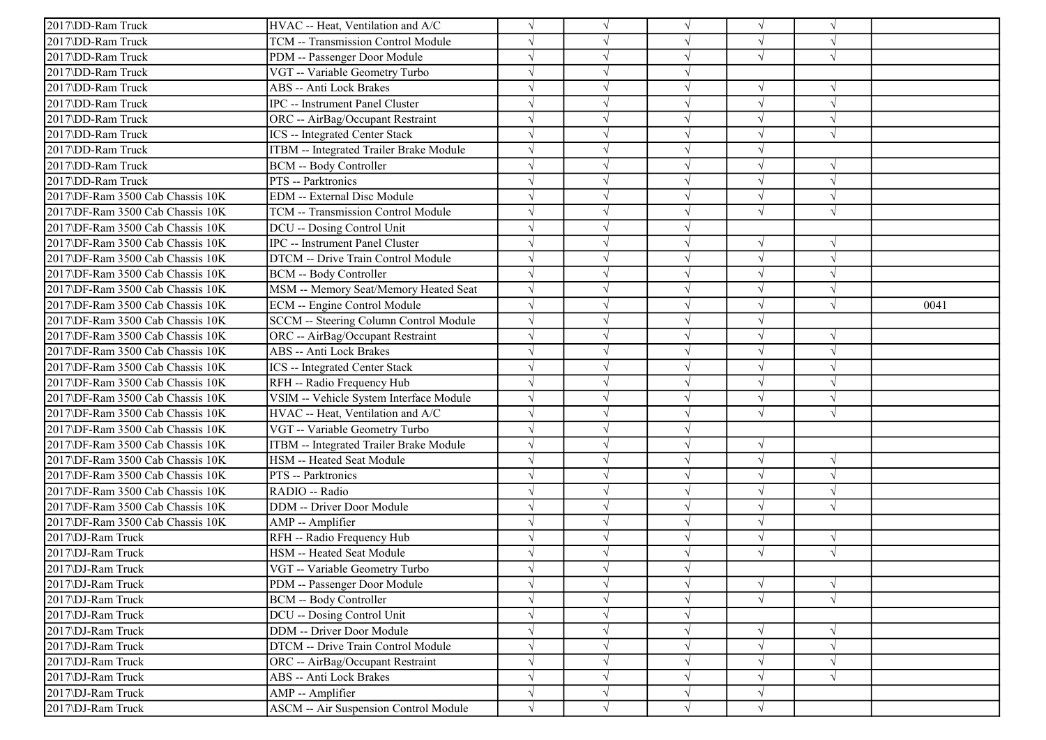| | | | | | | | |
|---|---|---|---|---|---|---|---|
| 2017\DD-Ram Truck | HVAC -- Heat, Ventilation and A/C | √ | √ | √ | √ | √ | |
| 2017\DD-Ram Truck | TCM -- Transmission Control Module | √ | √ | √ | √ | √ | |
| 2017\DD-Ram Truck | PDM -- Passenger Door Module | √ | √ | √ | √ | √ | |
| 2017\DD-Ram Truck | VGT -- Variable Geometry Turbo | √ | √ | √ | | | |
| 2017\DD-Ram Truck | ABS -- Anti Lock Brakes | √ | √ | √ | √ | √ | |
| 2017\DD-Ram Truck | IPC -- Instrument Panel Cluster | √ | √ | √ | √ | √ | |
| 2017\DD-Ram Truck | ORC -- AirBag/Occupant Restraint | √ | √ | √ | √ | √ | |
| 2017\DD-Ram Truck | ICS -- Integrated Center Stack | √ | √ | √ | √ | √ | |
| 2017\DD-Ram Truck | ITBM -- Integrated Trailer Brake Module | √ | √ | √ | √ | | |
| 2017\DD-Ram Truck | BCM -- Body Controller | √ | √ | √ | √ | √ | |
| 2017\DD-Ram Truck | PTS -- Parktronics | √ | √ | √ | √ | √ | |
| 2017\DF-Ram 3500 Cab Chassis 10K | EDM -- External Disc Module | √ | √ | √ | √ | √ | |
| 2017\DF-Ram 3500 Cab Chassis 10K | TCM -- Transmission Control Module | √ | √ | √ | √ | √ | |
| 2017\DF-Ram 3500 Cab Chassis 10K | DCU -- Dosing Control Unit | √ | √ | √ | | | |
| 2017\DF-Ram 3500 Cab Chassis 10K | IPC -- Instrument Panel Cluster | √ | √ | √ | √ | √ | |
| 2017\DF-Ram 3500 Cab Chassis 10K | DTCM -- Drive Train Control Module | √ | √ | √ | √ | √ | |
| 2017\DF-Ram 3500 Cab Chassis 10K | BCM -- Body Controller | √ | √ | √ | √ | √ | |
| 2017\DF-Ram 3500 Cab Chassis 10K | MSM -- Memory Seat/Memory Heated Seat | √ | √ | √ | √ | √ | |
| 2017\DF-Ram 3500 Cab Chassis 10K | ECM -- Engine Control Module | √ | √ | √ | √ | √ | 0041 |
| 2017\DF-Ram 3500 Cab Chassis 10K | SCCM -- Steering Column Control Module | √ | √ | √ | √ | | |
| 2017\DF-Ram 3500 Cab Chassis 10K | ORC -- AirBag/Occupant Restraint | √ | √ | √ | √ | √ | |
| 2017\DF-Ram 3500 Cab Chassis 10K | ABS -- Anti Lock Brakes | √ | √ | √ | √ | √ | |
| 2017\DF-Ram 3500 Cab Chassis 10K | ICS -- Integrated Center Stack | √ | √ | √ | √ | √ | |
| 2017\DF-Ram 3500 Cab Chassis 10K | RFH -- Radio Frequency Hub | √ | √ | √ | √ | √ | |
| 2017\DF-Ram 3500 Cab Chassis 10K | VSIM -- Vehicle System Interface Module | √ | √ | √ | √ | √ | |
| 2017\DF-Ram 3500 Cab Chassis 10K | HVAC -- Heat, Ventilation and A/C | √ | √ | √ | √ | √ | |
| 2017\DF-Ram 3500 Cab Chassis 10K | VGT -- Variable Geometry Turbo | √ | √ | √ | | | |
| 2017\DF-Ram 3500 Cab Chassis 10K | ITBM -- Integrated Trailer Brake Module | √ | √ | √ | √ | | |
| 2017\DF-Ram 3500 Cab Chassis 10K | HSM -- Heated Seat Module | √ | √ | √ | √ | √ | |
| 2017\DF-Ram 3500 Cab Chassis 10K | PTS -- Parktronics | √ | √ | √ | √ | √ | |
| 2017\DF-Ram 3500 Cab Chassis 10K | RADIO -- Radio | √ | √ | √ | √ | √ | |
| 2017\DF-Ram 3500 Cab Chassis 10K | DDM -- Driver Door Module | √ | √ | √ | √ | √ | |
| 2017\DF-Ram 3500 Cab Chassis 10K | AMP -- Amplifier | √ | √ | √ | √ | | |
| 2017\DJ-Ram Truck | RFH -- Radio Frequency Hub | √ | √ | √ | √ | √ | |
| 2017\DJ-Ram Truck | HSM -- Heated Seat Module | √ | √ | √ | √ | √ | |
| 2017\DJ-Ram Truck | VGT -- Variable Geometry Turbo | √ | √ | √ | | | |
| 2017\DJ-Ram Truck | PDM -- Passenger Door Module | √ | √ | √ | √ | √ | |
| 2017\DJ-Ram Truck | BCM -- Body Controller | √ | √ | √ | √ | √ | |
| 2017\DJ-Ram Truck | DCU -- Dosing Control Unit | √ | √ | √ | | | |
| 2017\DJ-Ram Truck | DDM -- Driver Door Module | √ | √ | √ | √ | √ | |
| 2017\DJ-Ram Truck | DTCM -- Drive Train Control Module | √ | √ | √ | √ | √ | |
| 2017\DJ-Ram Truck | ORC -- AirBag/Occupant Restraint | √ | √ | √ | √ | √ | |
| 2017\DJ-Ram Truck | ABS -- Anti Lock Brakes | √ | √ | √ | √ | √ | |
| 2017\DJ-Ram Truck | AMP -- Amplifier | √ | √ | √ | √ | | |
| 2017\DJ-Ram Truck | ASCM -- Air Suspension Control Module | √ | √ | √ | √ | | |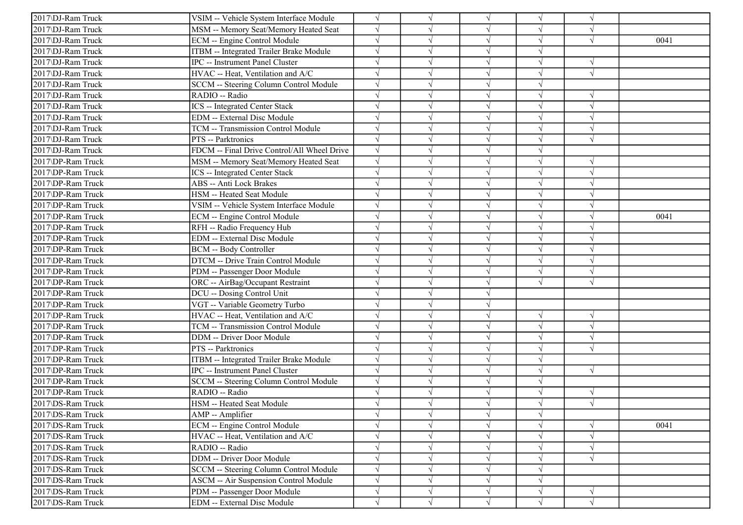| | | | | | | | |
|---|---|---|---|---|---|---|---|
| 2017\DJ-Ram Truck | VSIM -- Vehicle System Interface Module | √ | √ | √ | √ | √ | |
| 2017\DJ-Ram Truck | MSM -- Memory Seat/Memory Heated Seat | √ | √ | √ | √ | √ | |
| 2017\DJ-Ram Truck | ECM -- Engine Control Module | √ | √ | √ | √ | √ | 0041 |
| 2017\DJ-Ram Truck | ITBM -- Integrated Trailer Brake Module | √ | √ | √ | √ | | |
| 2017\DJ-Ram Truck | IPC -- Instrument Panel Cluster | √ | √ | √ | √ | √ | |
| 2017\DJ-Ram Truck | HVAC -- Heat, Ventilation and A/C | √ | √ | √ | √ | √ | |
| 2017\DJ-Ram Truck | SCCM -- Steering Column Control Module | √ | √ | √ | √ | | |
| 2017\DJ-Ram Truck | RADIO -- Radio | √ | √ | √ | √ | √ | |
| 2017\DJ-Ram Truck | ICS -- Integrated Center Stack | √ | √ | √ | √ | √ | |
| 2017\DJ-Ram Truck | EDM -- External Disc Module | √ | √ | √ | √ | √ | |
| 2017\DJ-Ram Truck | TCM -- Transmission Control Module | √ | √ | √ | √ | √ | |
| 2017\DJ-Ram Truck | PTS -- Parktronics | √ | √ | √ | √ | √ | |
| 2017\DJ-Ram Truck | FDCM -- Final Drive Control/All Wheel Drive | √ | √ | √ | √ | | |
| 2017\DP-Ram Truck | MSM -- Memory Seat/Memory Heated Seat | √ | √ | √ | √ | √ | |
| 2017\DP-Ram Truck | ICS -- Integrated Center Stack | √ | √ | √ | √ | √ | |
| 2017\DP-Ram Truck | ABS -- Anti Lock Brakes | √ | √ | √ | √ | √ | |
| 2017\DP-Ram Truck | HSM -- Heated Seat Module | √ | √ | √ | √ | √ | |
| 2017\DP-Ram Truck | VSIM -- Vehicle System Interface Module | √ | √ | √ | √ | √ | |
| 2017\DP-Ram Truck | ECM -- Engine Control Module | √ | √ | √ | √ | √ | 0041 |
| 2017\DP-Ram Truck | RFH -- Radio Frequency Hub | √ | √ | √ | √ | √ | |
| 2017\DP-Ram Truck | EDM -- External Disc Module | √ | √ | √ | √ | √ | |
| 2017\DP-Ram Truck | BCM -- Body Controller | √ | √ | √ | √ | √ | |
| 2017\DP-Ram Truck | DTCM -- Drive Train Control Module | √ | √ | √ | √ | √ | |
| 2017\DP-Ram Truck | PDM -- Passenger Door Module | √ | √ | √ | √ | √ | |
| 2017\DP-Ram Truck | ORC -- AirBag/Occupant Restraint | √ | √ | √ | √ | √ | |
| 2017\DP-Ram Truck | DCU -- Dosing Control Unit | √ | √ | √ | | | |
| 2017\DP-Ram Truck | VGT -- Variable Geometry Turbo | √ | √ | √ | | | |
| 2017\DP-Ram Truck | HVAC -- Heat, Ventilation and A/C | √ | √ | √ | √ | √ | |
| 2017\DP-Ram Truck | TCM -- Transmission Control Module | √ | √ | √ | √ | √ | |
| 2017\DP-Ram Truck | DDM -- Driver Door Module | √ | √ | √ | √ | √ | |
| 2017\DP-Ram Truck | PTS -- Parktronics | √ | √ | √ | √ | √ | |
| 2017\DP-Ram Truck | ITBM -- Integrated Trailer Brake Module | √ | √ | √ | √ | | |
| 2017\DP-Ram Truck | IPC -- Instrument Panel Cluster | √ | √ | √ | √ | √ | |
| 2017\DP-Ram Truck | SCCM -- Steering Column Control Module | √ | √ | √ | √ | | |
| 2017\DP-Ram Truck | RADIO -- Radio | √ | √ | √ | √ | √ | |
| 2017\DS-Ram Truck | HSM -- Heated Seat Module | √ | √ | √ | √ | √ | |
| 2017\DS-Ram Truck | AMP -- Amplifier | √ | √ | √ | √ | | |
| 2017\DS-Ram Truck | ECM -- Engine Control Module | √ | √ | √ | √ | √ | 0041 |
| 2017\DS-Ram Truck | HVAC -- Heat, Ventilation and A/C | √ | √ | √ | √ | √ | |
| 2017\DS-Ram Truck | RADIO -- Radio | √ | √ | √ | √ | √ | |
| 2017\DS-Ram Truck | DDM -- Driver Door Module | √ | √ | √ | √ | √ | |
| 2017\DS-Ram Truck | SCCM -- Steering Column Control Module | √ | √ | √ | √ | | |
| 2017\DS-Ram Truck | ASCM -- Air Suspension Control Module | √ | √ | √ | √ | | |
| 2017\DS-Ram Truck | PDM -- Passenger Door Module | √ | √ | √ | √ | √ | |
| 2017\DS-Ram Truck | EDM -- External Disc Module | √ | √ | √ | √ | √ | |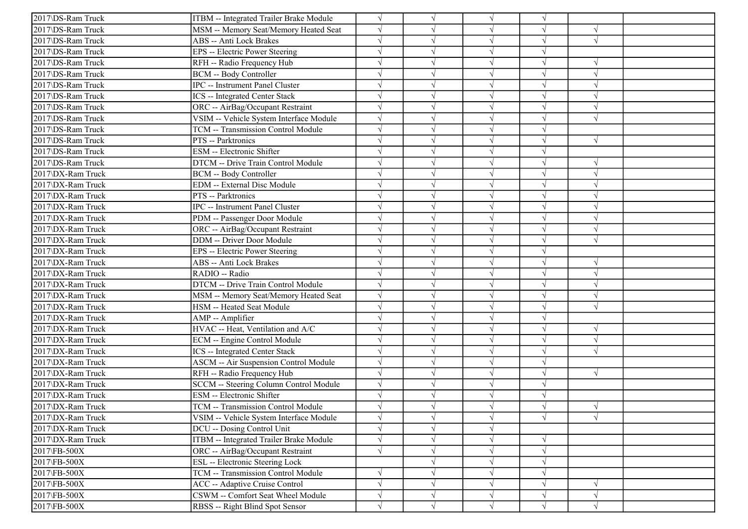| | | | | | | | |
|---|---|---|---|---|---|---|---|
| 2017\DS-Ram Truck | ITBM -- Integrated Trailer Brake Module | √ | √ | √ | √ | | |
| 2017\DS-Ram Truck | MSM -- Memory Seat/Memory Heated Seat | √ | √ | √ | √ | √ | |
| 2017\DS-Ram Truck | ABS -- Anti Lock Brakes | √ | √ | √ | √ | √ | |
| 2017\DS-Ram Truck | EPS -- Electric Power Steering | √ | √ | √ | √ | | |
| 2017\DS-Ram Truck | RFH -- Radio Frequency Hub | √ | √ | √ | √ | √ | |
| 2017\DS-Ram Truck | BCM -- Body Controller | √ | √ | √ | √ | √ | |
| 2017\DS-Ram Truck | IPC -- Instrument Panel Cluster | √ | √ | √ | √ | √ | |
| 2017\DS-Ram Truck | ICS -- Integrated Center Stack | √ | √ | √ | √ | √ | |
| 2017\DS-Ram Truck | ORC -- AirBag/Occupant Restraint | √ | √ | √ | √ | √ | |
| 2017\DS-Ram Truck | VSIM -- Vehicle System Interface Module | √ | √ | √ | √ | √ | |
| 2017\DS-Ram Truck | TCM -- Transmission Control Module | √ | √ | √ | √ | | |
| 2017\DS-Ram Truck | PTS -- Parktronics | √ | √ | √ | √ | √ | |
| 2017\DS-Ram Truck | ESM -- Electronic Shifter | √ | √ | √ | √ | | |
| 2017\DS-Ram Truck | DTCM -- Drive Train Control Module | √ | √ | √ | √ | √ | |
| 2017\DX-Ram Truck | BCM -- Body Controller | √ | √ | √ | √ | √ | |
| 2017\DX-Ram Truck | EDM -- External Disc Module | √ | √ | √ | √ | √ | |
| 2017\DX-Ram Truck | PTS -- Parktronics | √ | √ | √ | √ | √ | |
| 2017\DX-Ram Truck | IPC -- Instrument Panel Cluster | √ | √ | √ | √ | √ | |
| 2017\DX-Ram Truck | PDM -- Passenger Door Module | √ | √ | √ | √ | √ | |
| 2017\DX-Ram Truck | ORC -- AirBag/Occupant Restraint | √ | √ | √ | √ | √ | |
| 2017\DX-Ram Truck | DDM -- Driver Door Module | √ | √ | √ | √ | √ | |
| 2017\DX-Ram Truck | EPS -- Electric Power Steering | √ | √ | √ | √ | | |
| 2017\DX-Ram Truck | ABS -- Anti Lock Brakes | √ | √ | √ | √ | √ | |
| 2017\DX-Ram Truck | RADIO -- Radio | √ | √ | √ | √ | √ | |
| 2017\DX-Ram Truck | DTCM -- Drive Train Control Module | √ | √ | √ | √ | √ | |
| 2017\DX-Ram Truck | MSM -- Memory Seat/Memory Heated Seat | √ | √ | √ | √ | √ | |
| 2017\DX-Ram Truck | HSM -- Heated Seat Module | √ | √ | √ | √ | √ | |
| 2017\DX-Ram Truck | AMP -- Amplifier | √ | √ | √ | √ | | |
| 2017\DX-Ram Truck | HVAC -- Heat, Ventilation and A/C | √ | √ | √ | √ | √ | |
| 2017\DX-Ram Truck | ECM -- Engine Control Module | √ | √ | √ | √ | √ | |
| 2017\DX-Ram Truck | ICS -- Integrated Center Stack | √ | √ | √ | √ | √ | |
| 2017\DX-Ram Truck | ASCM -- Air Suspension Control Module | √ | √ | √ | √ | | |
| 2017\DX-Ram Truck | RFH -- Radio Frequency Hub | √ | √ | √ | √ | √ | |
| 2017\DX-Ram Truck | SCCM -- Steering Column Control Module | √ | √ | √ | √ | | |
| 2017\DX-Ram Truck | ESM -- Electronic Shifter | √ | √ | √ | √ | | |
| 2017\DX-Ram Truck | TCM -- Transmission Control Module | √ | √ | √ | √ | √ | |
| 2017\DX-Ram Truck | VSIM -- Vehicle System Interface Module | √ | √ | √ | √ | √ | |
| 2017\DX-Ram Truck | DCU -- Dosing Control Unit | √ | √ | √ | | | |
| 2017\DX-Ram Truck | ITBM -- Integrated Trailer Brake Module | √ | √ | √ | √ | | |
| 2017\FB-500X | ORC -- AirBag/Occupant Restraint | √ | √ | √ | √ | | |
| 2017\FB-500X | ESL -- Electronic Steering Lock | | √ | √ | √ | | |
| 2017\FB-500X | TCM -- Transmission Control Module | √ | √ | √ | √ | | |
| 2017\FB-500X | ACC -- Adaptive Cruise Control | √ | √ | √ | √ | √ | |
| 2017\FB-500X | CSWM -- Comfort Seat Wheel Module | √ | √ | √ | √ | √ | |
| 2017\FB-500X | RBSS -- Right Blind Spot Sensor | √ | √ | √ | √ | √ | |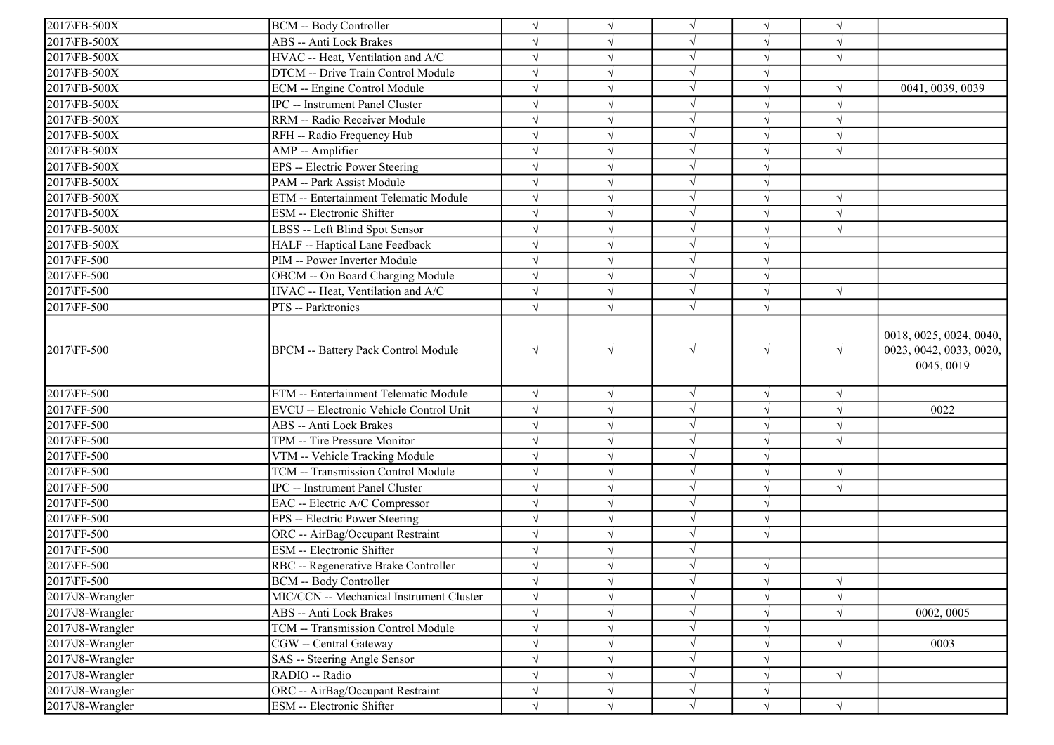| | | | | | | | |
|---|---|---|---|---|---|---|---|
| 2017\FB-500X | BCM -- Body Controller | √ | √ | √ | √ | √ | |
| 2017\FB-500X | ABS -- Anti Lock Brakes | √ | √ | √ | √ | √ | |
| 2017\FB-500X | HVAC -- Heat, Ventilation and A/C | √ | √ | √ | √ | √ | |
| 2017\FB-500X | DTCM -- Drive Train Control Module | √ | √ | √ | √ | | |
| 2017\FB-500X | ECM -- Engine Control Module | √ | √ | √ | √ | √ | 0041, 0039, 0039 |
| 2017\FB-500X | IPC -- Instrument Panel Cluster | √ | √ | √ | √ | √ | |
| 2017\FB-500X | RRM -- Radio Receiver Module | √ | √ | √ | √ | √ | |
| 2017\FB-500X | RFH -- Radio Frequency Hub | √ | √ | √ | √ | √ | |
| 2017\FB-500X | AMP -- Amplifier | √ | √ | √ | √ | √ | |
| 2017\FB-500X | EPS -- Electric Power Steering | √ | √ | √ | √ | | |
| 2017\FB-500X | PAM -- Park Assist Module | √ | √ | √ | √ | | |
| 2017\FB-500X | ETM -- Entertainment Telematic Module | √ | √ | √ | √ | √ | |
| 2017\FB-500X | ESM -- Electronic Shifter | √ | √ | √ | √ | √ | |
| 2017\FB-500X | LBSS -- Left Blind Spot Sensor | √ | √ | √ | √ | √ | |
| 2017\FB-500X | HALF -- Haptical Lane Feedback | √ | √ | √ | √ | | |
| 2017\FF-500 | PIM -- Power Inverter Module | √ | √ | √ | √ | | |
| 2017\FF-500 | OBCM -- On Board Charging Module | √ | √ | √ | √ | | |
| 2017\FF-500 | HVAC -- Heat, Ventilation and A/C | √ | √ | √ | √ | √ | |
| 2017\FF-500 | PTS -- Parktronics | √ | √ | √ | √ | | |
| 2017\FF-500 | BPCM -- Battery Pack Control Module | √ | √ | √ | √ | √ | 0018, 0025, 0024, 0040, 0023, 0042, 0033, 0020, 0045, 0019 |
| 2017\FF-500 | ETM -- Entertainment Telematic Module | √ | √ | √ | √ | √ | |
| 2017\FF-500 | EVCU -- Electronic Vehicle Control Unit | √ | √ | √ | √ | √ | 0022 |
| 2017\FF-500 | ABS -- Anti Lock Brakes | √ | √ | √ | √ | √ | |
| 2017\FF-500 | TPM -- Tire Pressure Monitor | √ | √ | √ | √ | √ | |
| 2017\FF-500 | VTM -- Vehicle Tracking Module | √ | √ | √ | √ | | |
| 2017\FF-500 | TCM -- Transmission Control Module | √ | √ | √ | √ | √ | |
| 2017\FF-500 | IPC -- Instrument Panel Cluster | √ | √ | √ | √ | √ | |
| 2017\FF-500 | EAC -- Electric A/C Compressor | √ | √ | √ | √ | | |
| 2017\FF-500 | EPS -- Electric Power Steering | √ | √ | √ | √ | | |
| 2017\FF-500 | ORC -- AirBag/Occupant Restraint | √ | √ | √ | √ | | |
| 2017\FF-500 | ESM -- Electronic Shifter | √ | √ | √ | | | |
| 2017\FF-500 | RBC -- Regenerative Brake Controller | √ | √ | √ | √ | | |
| 2017\FF-500 | BCM -- Body Controller | √ | √ | √ | √ | √ | |
| 2017\J8-Wrangler | MIC/CCN -- Mechanical Instrument Cluster | √ | √ | √ | √ | √ | |
| 2017\J8-Wrangler | ABS -- Anti Lock Brakes | √ | √ | √ | √ | √ | 0002, 0005 |
| 2017\J8-Wrangler | TCM -- Transmission Control Module | √ | √ | √ | √ | | |
| 2017\J8-Wrangler | CGW -- Central Gateway | √ | √ | √ | √ | √ | 0003 |
| 2017\J8-Wrangler | SAS -- Steering Angle Sensor | √ | √ | √ | √ | | |
| 2017\J8-Wrangler | RADIO -- Radio | √ | √ | √ | √ | √ | |
| 2017\J8-Wrangler | ORC -- AirBag/Occupant Restraint | √ | √ | √ | √ | | |
| 2017\J8-Wrangler | ESM -- Electronic Shifter | √ | √ | √ | √ | √ | |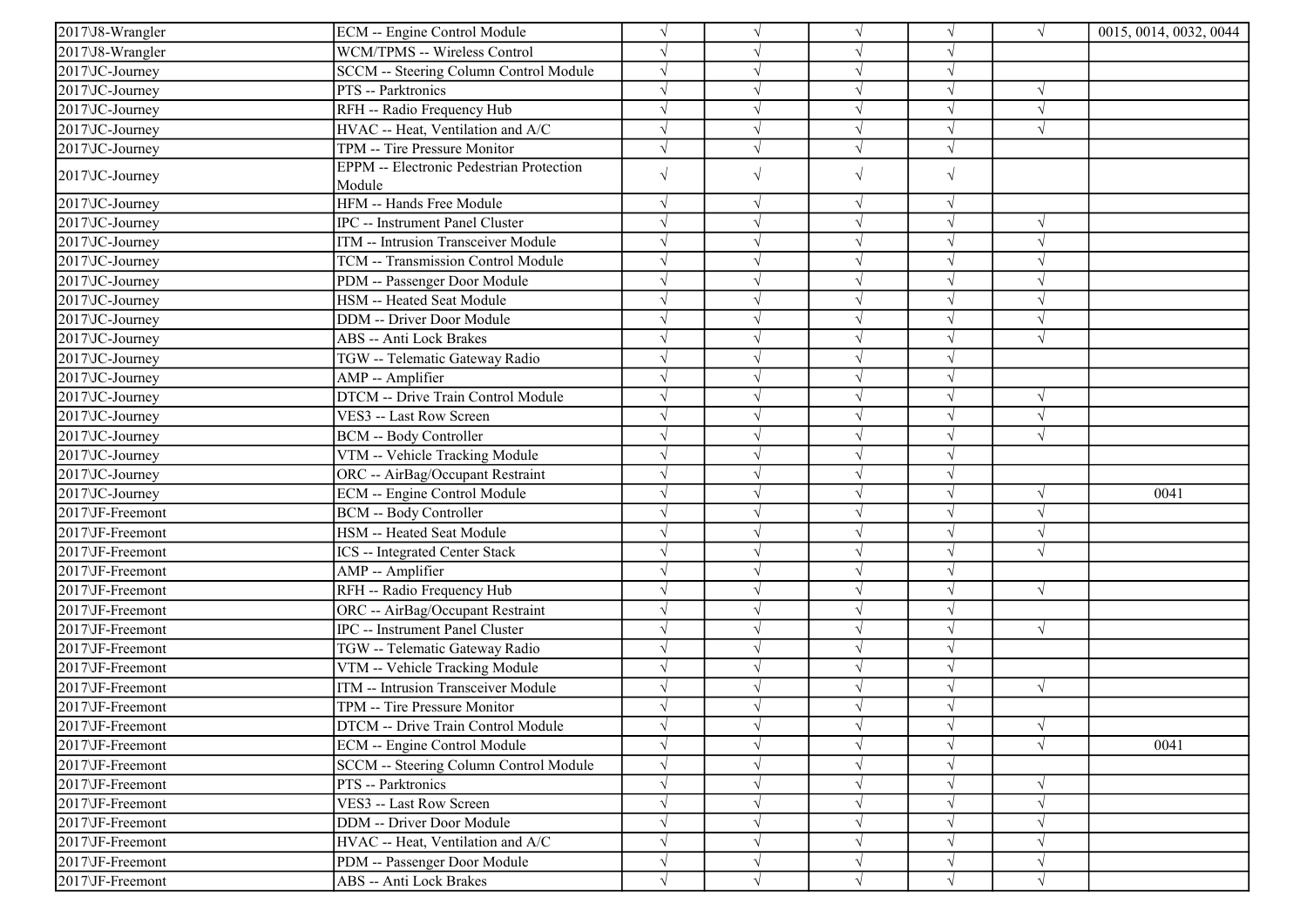| | | | | | | | |
|---|---|---|---|---|---|---|---|
| 2017\J8-Wrangler | ECM -- Engine Control Module | √ | √ | √ | √ | √ | 0015, 0014, 0032, 0044 |
| 2017\J8-Wrangler | WCM/TPMS -- Wireless Control | √ | √ | √ | √ | | |
| 2017\JC-Journey | SCCM -- Steering Column Control Module | √ | √ | √ | √ | | |
| 2017\JC-Journey | PTS -- Parktronics | √ | √ | √ | √ | √ | |
| 2017\JC-Journey | RFH -- Radio Frequency Hub | √ | √ | √ | √ | √ | |
| 2017\JC-Journey | HVAC -- Heat, Ventilation and A/C | √ | √ | √ | √ | √ | |
| 2017\JC-Journey | TPM -- Tire Pressure Monitor | √ | √ | √ | √ | | |
| 2017\JC-Journey | EPPM -- Electronic Pedestrian Protection Module | √ | √ | √ | √ | | |
| 2017\JC-Journey | HFM -- Hands Free Module | √ | √ | √ | √ | | |
| 2017\JC-Journey | IPC -- Instrument Panel Cluster | √ | √ | √ | √ | √ | |
| 2017\JC-Journey | ITM -- Intrusion Transceiver Module | √ | √ | √ | √ | √ | |
| 2017\JC-Journey | TCM -- Transmission Control Module | √ | √ | √ | √ | √ | |
| 2017\JC-Journey | PDM -- Passenger Door Module | √ | √ | √ | √ | √ | |
| 2017\JC-Journey | HSM -- Heated Seat Module | √ | √ | √ | √ | √ | |
| 2017\JC-Journey | DDM -- Driver Door Module | √ | √ | √ | √ | √ | |
| 2017\JC-Journey | ABS -- Anti Lock Brakes | √ | √ | √ | √ | √ | |
| 2017\JC-Journey | TGW -- Telematic Gateway Radio | √ | √ | √ | √ | | |
| 2017\JC-Journey | AMP -- Amplifier | √ | √ | √ | √ | | |
| 2017\JC-Journey | DTCM -- Drive Train Control Module | √ | √ | √ | √ | √ | |
| 2017\JC-Journey | VES3 -- Last Row Screen | √ | √ | √ | √ | √ | |
| 2017\JC-Journey | BCM -- Body Controller | √ | √ | √ | √ | √ | |
| 2017\JC-Journey | VTM -- Vehicle Tracking Module | √ | √ | √ | √ | | |
| 2017\JC-Journey | ORC -- AirBag/Occupant Restraint | √ | √ | √ | √ | | |
| 2017\JC-Journey | ECM -- Engine Control Module | √ | √ | √ | √ | √ | 0041 |
| 2017\JF-Freemont | BCM -- Body Controller | √ | √ | √ | √ | √ | |
| 2017\JF-Freemont | HSM -- Heated Seat Module | √ | √ | √ | √ | √ | |
| 2017\JF-Freemont | ICS -- Integrated Center Stack | √ | √ | √ | √ | √ | |
| 2017\JF-Freemont | AMP -- Amplifier | √ | √ | √ | √ | | |
| 2017\JF-Freemont | RFH -- Radio Frequency Hub | √ | √ | √ | √ | √ | |
| 2017\JF-Freemont | ORC -- AirBag/Occupant Restraint | √ | √ | √ | √ | | |
| 2017\JF-Freemont | IPC -- Instrument Panel Cluster | √ | √ | √ | √ | √ | |
| 2017\JF-Freemont | TGW -- Telematic Gateway Radio | √ | √ | √ | √ | | |
| 2017\JF-Freemont | VTM -- Vehicle Tracking Module | √ | √ | √ | √ | | |
| 2017\JF-Freemont | ITM -- Intrusion Transceiver Module | √ | √ | √ | √ | √ | |
| 2017\JF-Freemont | TPM -- Tire Pressure Monitor | √ | √ | √ | √ | | |
| 2017\JF-Freemont | DTCM -- Drive Train Control Module | √ | √ | √ | √ | √ | |
| 2017\JF-Freemont | ECM -- Engine Control Module | √ | √ | √ | √ | √ | 0041 |
| 2017\JF-Freemont | SCCM -- Steering Column Control Module | √ | √ | √ | √ | | |
| 2017\JF-Freemont | PTS -- Parktronics | √ | √ | √ | √ | √ | |
| 2017\JF-Freemont | VES3 -- Last Row Screen | √ | √ | √ | √ | √ | |
| 2017\JF-Freemont | DDM -- Driver Door Module | √ | √ | √ | √ | √ | |
| 2017\JF-Freemont | HVAC -- Heat, Ventilation and A/C | √ | √ | √ | √ | √ | |
| 2017\JF-Freemont | PDM -- Passenger Door Module | √ | √ | √ | √ | √ | |
| 2017\JF-Freemont | ABS -- Anti Lock Brakes | √ | √ | √ | √ | √ | |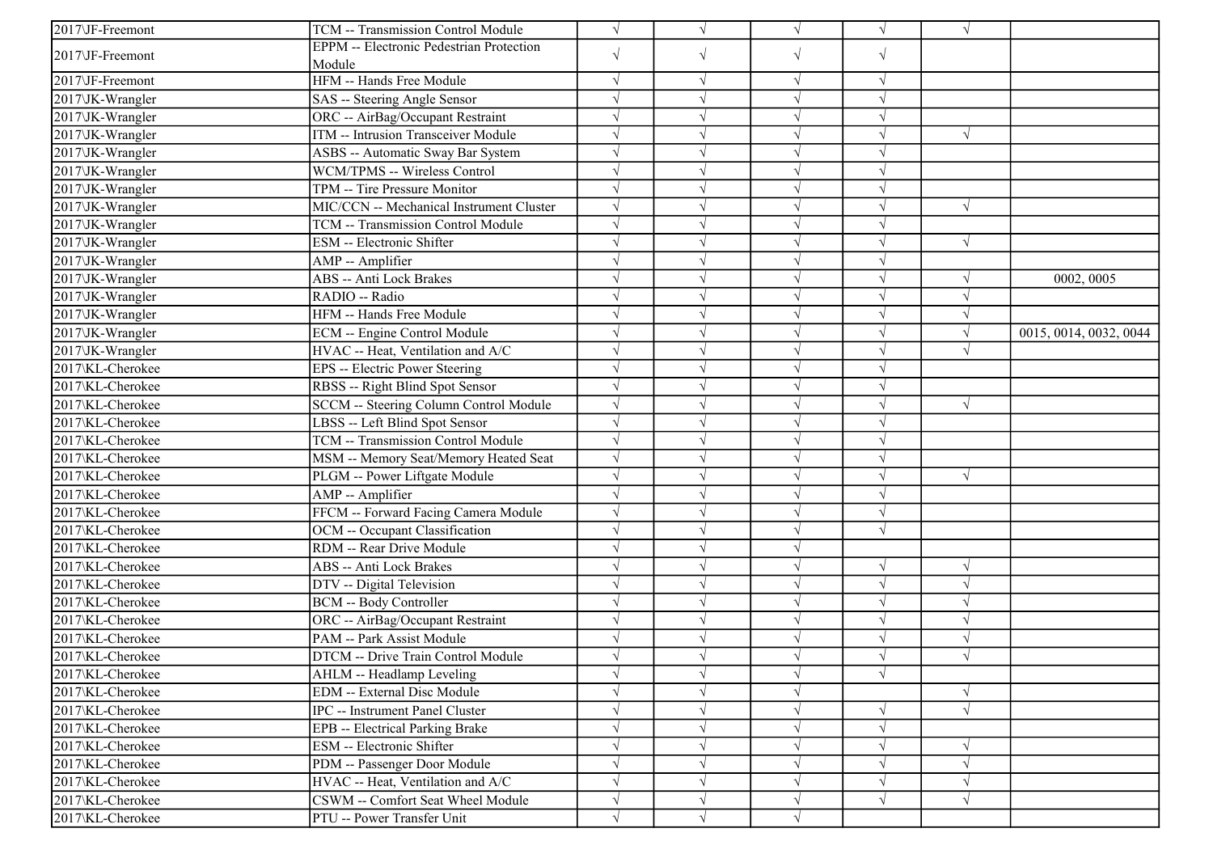| | | | | | | | |
|---|---|---|---|---|---|---|---|
| 2017\JF-Freemont | TCM -- Transmission Control Module | √ | √ | √ | √ | √ | |
| 2017\JF-Freemont | EPPM -- Electronic Pedestrian Protection Module | √ | √ | √ | √ | | |
| 2017\JF-Freemont | HFM -- Hands Free Module | √ | √ | √ | √ | | |
| 2017\JK-Wrangler | SAS -- Steering Angle Sensor | √ | √ | √ | √ | | |
| 2017\JK-Wrangler | ORC -- AirBag/Occupant Restraint | √ | √ | √ | √ | | |
| 2017\JK-Wrangler | ITM -- Intrusion Transceiver Module | √ | √ | √ | √ | √ | |
| 2017\JK-Wrangler | ASBS -- Automatic Sway Bar System | √ | √ | √ | √ | | |
| 2017\JK-Wrangler | WCM/TPMS -- Wireless Control | √ | √ | √ | √ | | |
| 2017\JK-Wrangler | TPM -- Tire Pressure Monitor | √ | √ | √ | √ | | |
| 2017\JK-Wrangler | MIC/CCN -- Mechanical Instrument Cluster | √ | √ | √ | √ | √ | |
| 2017\JK-Wrangler | TCM -- Transmission Control Module | √ | √ | √ | √ | | |
| 2017\JK-Wrangler | ESM -- Electronic Shifter | √ | √ | √ | √ | √ | |
| 2017\JK-Wrangler | AMP -- Amplifier | √ | √ | √ | √ | | |
| 2017\JK-Wrangler | ABS -- Anti Lock Brakes | √ | √ | √ | √ | √ | 0002, 0005 |
| 2017\JK-Wrangler | RADIO -- Radio | √ | √ | √ | √ | √ | |
| 2017\JK-Wrangler | HFM -- Hands Free Module | √ | √ | √ | √ | √ | |
| 2017\JK-Wrangler | ECM -- Engine Control Module | √ | √ | √ | √ | √ | 0015, 0014, 0032, 0044 |
| 2017\JK-Wrangler | HVAC -- Heat, Ventilation and A/C | √ | √ | √ | √ | √ | |
| 2017\KL-Cherokee | EPS -- Electric Power Steering | √ | √ | √ | √ | | |
| 2017\KL-Cherokee | RBSS -- Right Blind Spot Sensor | √ | √ | √ | √ | | |
| 2017\KL-Cherokee | SCCM -- Steering Column Control Module | √ | √ | √ | √ | √ | |
| 2017\KL-Cherokee | LBSS -- Left Blind Spot Sensor | √ | √ | √ | √ | | |
| 2017\KL-Cherokee | TCM -- Transmission Control Module | √ | √ | √ | √ | | |
| 2017\KL-Cherokee | MSM -- Memory Seat/Memory Heated Seat | √ | √ | √ | √ | | |
| 2017\KL-Cherokee | PLGM -- Power Liftgate Module | √ | √ | √ | √ | √ | |
| 2017\KL-Cherokee | AMP -- Amplifier | √ | √ | √ | √ | | |
| 2017\KL-Cherokee | FFCM -- Forward Facing Camera Module | √ | √ | √ | √ | | |
| 2017\KL-Cherokee | OCM -- Occupant Classification | √ | √ | √ | √ | | |
| 2017\KL-Cherokee | RDM -- Rear Drive Module | √ | √ | √ | | | |
| 2017\KL-Cherokee | ABS -- Anti Lock Brakes | √ | √ | √ | √ | √ | |
| 2017\KL-Cherokee | DTV -- Digital Television | √ | √ | √ | √ | √ | |
| 2017\KL-Cherokee | BCM -- Body Controller | √ | √ | √ | √ | √ | |
| 2017\KL-Cherokee | ORC -- AirBag/Occupant Restraint | √ | √ | √ | √ | √ | |
| 2017\KL-Cherokee | PAM -- Park Assist Module | √ | √ | √ | √ | √ | |
| 2017\KL-Cherokee | DTCM -- Drive Train Control Module | √ | √ | √ | √ | √ | |
| 2017\KL-Cherokee | AHLM -- Headlamp Leveling | √ | √ | √ | √ | | |
| 2017\KL-Cherokee | EDM -- External Disc Module | √ | √ | √ | | √ | |
| 2017\KL-Cherokee | IPC -- Instrument Panel Cluster | √ | √ | √ | √ | √ | |
| 2017\KL-Cherokee | EPB -- Electrical Parking Brake | √ | √ | √ | √ | | |
| 2017\KL-Cherokee | ESM -- Electronic Shifter | √ | √ | √ | √ | √ | |
| 2017\KL-Cherokee | PDM -- Passenger Door Module | √ | √ | √ | √ | √ | |
| 2017\KL-Cherokee | HVAC -- Heat, Ventilation and A/C | √ | √ | √ | √ | √ | |
| 2017\KL-Cherokee | CSWM -- Comfort Seat Wheel Module | √ | √ | √ | √ | √ | |
| 2017\KL-Cherokee | PTU -- Power Transfer Unit | √ | √ | √ | | | |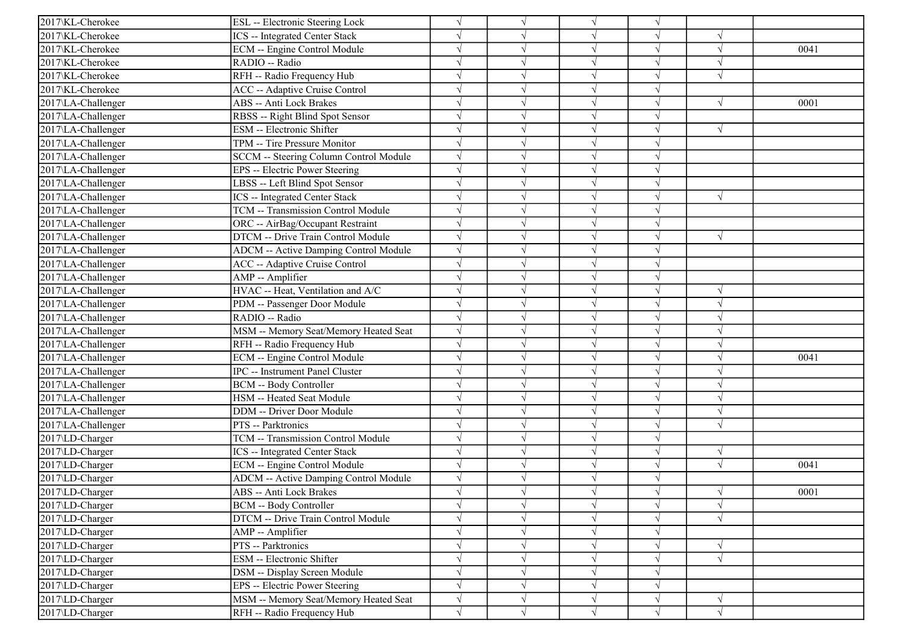| | | | | | | | |
|---|---|---|---|---|---|---|---|
| 2017\KL-Cherokee | ESL -- Electronic Steering Lock | √ | √ | √ | √ | | |
| 2017\KL-Cherokee | ICS -- Integrated Center Stack | √ | √ | √ | √ | √ | |
| 2017\KL-Cherokee | ECM -- Engine Control Module | √ | √ | √ | √ | √ | 0041 |
| 2017\KL-Cherokee | RADIO -- Radio | √ | √ | √ | √ | √ | |
| 2017\KL-Cherokee | RFH -- Radio Frequency Hub | √ | √ | √ | √ | √ | |
| 2017\KL-Cherokee | ACC -- Adaptive Cruise Control | √ | √ | √ | √ | | |
| 2017\LA-Challenger | ABS -- Anti Lock Brakes | √ | √ | √ | √ | √ | 0001 |
| 2017\LA-Challenger | RBSS -- Right Blind Spot Sensor | √ | √ | √ | √ | | |
| 2017\LA-Challenger | ESM -- Electronic Shifter | √ | √ | √ | √ | √ | |
| 2017\LA-Challenger | TPM -- Tire Pressure Monitor | √ | √ | √ | √ | | |
| 2017\LA-Challenger | SCCM -- Steering Column Control Module | √ | √ | √ | √ | | |
| 2017\LA-Challenger | EPS -- Electric Power Steering | √ | √ | √ | √ | | |
| 2017\LA-Challenger | LBSS -- Left Blind Spot Sensor | √ | √ | √ | √ | | |
| 2017\LA-Challenger | ICS -- Integrated Center Stack | √ | √ | √ | √ | √ | |
| 2017\LA-Challenger | TCM -- Transmission Control Module | √ | √ | √ | √ | | |
| 2017\LA-Challenger | ORC -- AirBag/Occupant Restraint | √ | √ | √ | √ | | |
| 2017\LA-Challenger | DTCM -- Drive Train Control Module | √ | √ | √ | √ | √ | |
| 2017\LA-Challenger | ADCM -- Active Damping Control Module | √ | √ | √ | √ | | |
| 2017\LA-Challenger | ACC -- Adaptive Cruise Control | √ | √ | √ | √ | | |
| 2017\LA-Challenger | AMP -- Amplifier | √ | √ | √ | √ | | |
| 2017\LA-Challenger | HVAC -- Heat, Ventilation and A/C | √ | √ | √ | √ | √ | |
| 2017\LA-Challenger | PDM -- Passenger Door Module | √ | √ | √ | √ | √ | |
| 2017\LA-Challenger | RADIO -- Radio | √ | √ | √ | √ | √ | |
| 2017\LA-Challenger | MSM -- Memory Seat/Memory Heated Seat | √ | √ | √ | √ | √ | |
| 2017\LA-Challenger | RFH -- Radio Frequency Hub | √ | √ | √ | √ | √ | |
| 2017\LA-Challenger | ECM -- Engine Control Module | √ | √ | √ | √ | √ | 0041 |
| 2017\LA-Challenger | IPC -- Instrument Panel Cluster | √ | √ | √ | √ | √ | |
| 2017\LA-Challenger | BCM -- Body Controller | √ | √ | √ | √ | √ | |
| 2017\LA-Challenger | HSM -- Heated Seat Module | √ | √ | √ | √ | √ | |
| 2017\LA-Challenger | DDM -- Driver Door Module | √ | √ | √ | √ | √ | |
| 2017\LA-Challenger | PTS -- Parktronics | √ | √ | √ | √ | √ | |
| 2017\LD-Charger | TCM -- Transmission Control Module | √ | √ | √ | √ | | |
| 2017\LD-Charger | ICS -- Integrated Center Stack | √ | √ | √ | √ | √ | |
| 2017\LD-Charger | ECM -- Engine Control Module | √ | √ | √ | √ | √ | 0041 |
| 2017\LD-Charger | ADCM -- Active Damping Control Module | √ | √ | √ | √ | | |
| 2017\LD-Charger | ABS -- Anti Lock Brakes | √ | √ | √ | √ | √ | 0001 |
| 2017\LD-Charger | BCM -- Body Controller | √ | √ | √ | √ | √ | |
| 2017\LD-Charger | DTCM -- Drive Train Control Module | √ | √ | √ | √ | √ | |
| 2017\LD-Charger | AMP -- Amplifier | √ | √ | √ | √ | | |
| 2017\LD-Charger | PTS -- Parktronics | √ | √ | √ | √ | √ | |
| 2017\LD-Charger | ESM -- Electronic Shifter | √ | √ | √ | √ | √ | |
| 2017\LD-Charger | DSM -- Display Screen Module | √ | √ | √ | √ | | |
| 2017\LD-Charger | EPS -- Electric Power Steering | √ | √ | √ | √ | | |
| 2017\LD-Charger | MSM -- Memory Seat/Memory Heated Seat | √ | √ | √ | √ | √ | |
| 2017\LD-Charger | RFH -- Radio Frequency Hub | √ | √ | √ | √ | √ | |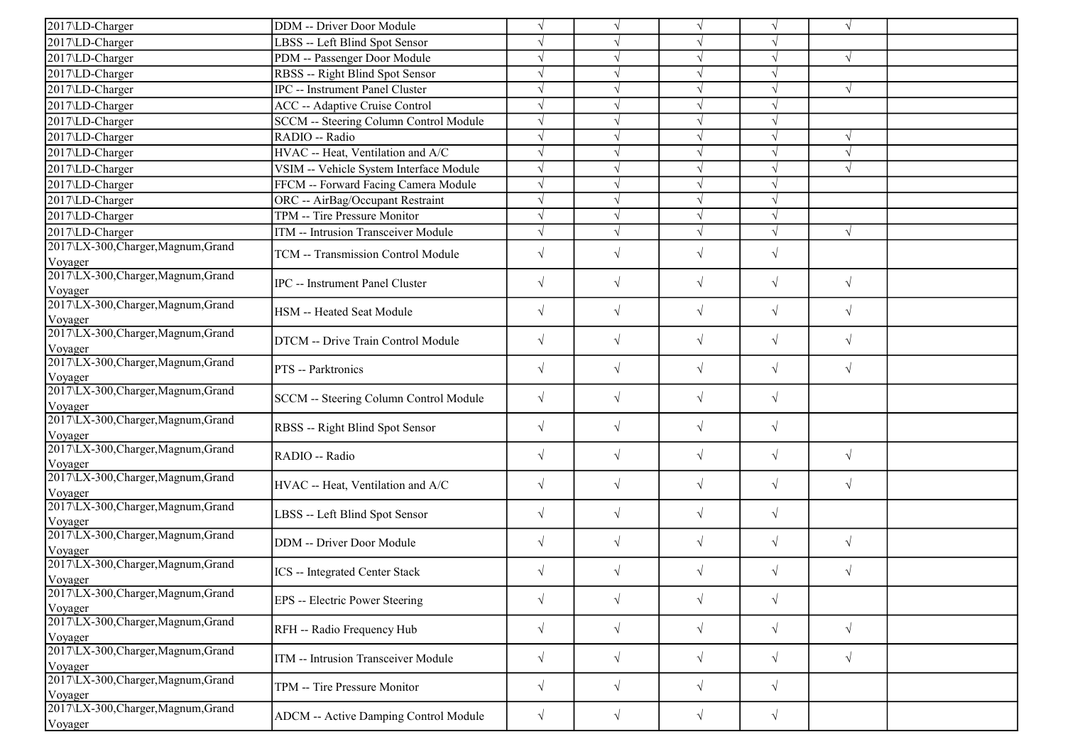| | | | | | | | |
|---|---|---|---|---|---|---|---|
| 2017\LD-Charger | DDM -- Driver Door Module | √ | √ | √ | √ | √ | |
| 2017\LD-Charger | LBSS -- Left Blind Spot Sensor | √ | √ | √ | √ | | |
| 2017\LD-Charger | PDM -- Passenger Door Module | √ | √ | √ | √ | √ | |
| 2017\LD-Charger | RBSS -- Right Blind Spot Sensor | √ | √ | √ | √ | | |
| 2017\LD-Charger | IPC -- Instrument Panel Cluster | √ | √ | √ | √ | √ | |
| 2017\LD-Charger | ACC -- Adaptive Cruise Control | √ | √ | √ | √ | | |
| 2017\LD-Charger | SCCM -- Steering Column Control Module | √ | √ | √ | √ | | |
| 2017\LD-Charger | RADIO -- Radio | √ | √ | √ | √ | √ | |
| 2017\LD-Charger | HVAC -- Heat, Ventilation and A/C | √ | √ | √ | √ | √ | |
| 2017\LD-Charger | VSIM -- Vehicle System Interface Module | √ | √ | √ | √ | √ | |
| 2017\LD-Charger | FFCM -- Forward Facing Camera Module | √ | √ | √ | √ | | |
| 2017\LD-Charger | ORC -- AirBag/Occupant Restraint | √ | √ | √ | √ | | |
| 2017\LD-Charger | TPM -- Tire Pressure Monitor | √ | √ | √ | √ | | |
| 2017\LD-Charger | ITM -- Intrusion Transceiver Module | √ | √ | √ | √ | √ | |
| 2017\LX-300,Charger,Magnum,Grand Voyager | TCM -- Transmission Control Module | √ | √ | √ | √ | | |
| 2017\LX-300,Charger,Magnum,Grand Voyager | IPC -- Instrument Panel Cluster | √ | √ | √ | √ | √ | |
| 2017\LX-300,Charger,Magnum,Grand Voyager | HSM -- Heated Seat Module | √ | √ | √ | √ | √ | |
| 2017\LX-300,Charger,Magnum,Grand Voyager | DTCM -- Drive Train Control Module | √ | √ | √ | √ | √ | |
| 2017\LX-300,Charger,Magnum,Grand Voyager | PTS -- Parktronics | √ | √ | √ | √ | √ | |
| 2017\LX-300,Charger,Magnum,Grand Voyager | SCCM -- Steering Column Control Module | √ | √ | √ | √ | | |
| 2017\LX-300,Charger,Magnum,Grand Voyager | RBSS -- Right Blind Spot Sensor | √ | √ | √ | √ | | |
| 2017\LX-300,Charger,Magnum,Grand Voyager | RADIO -- Radio | √ | √ | √ | √ | √ | |
| 2017\LX-300,Charger,Magnum,Grand Voyager | HVAC -- Heat, Ventilation and A/C | √ | √ | √ | √ | √ | |
| 2017\LX-300,Charger,Magnum,Grand Voyager | LBSS -- Left Blind Spot Sensor | √ | √ | √ | √ | | |
| 2017\LX-300,Charger,Magnum,Grand Voyager | DDM -- Driver Door Module | √ | √ | √ | √ | √ | |
| 2017\LX-300,Charger,Magnum,Grand Voyager | ICS -- Integrated Center Stack | √ | √ | √ | √ | √ | |
| 2017\LX-300,Charger,Magnum,Grand Voyager | EPS -- Electric Power Steering | √ | √ | √ | √ | | |
| 2017\LX-300,Charger,Magnum,Grand Voyager | RFH -- Radio Frequency Hub | √ | √ | √ | √ | √ | |
| 2017\LX-300,Charger,Magnum,Grand Voyager | ITM -- Intrusion Transceiver Module | √ | √ | √ | √ | √ | |
| 2017\LX-300,Charger,Magnum,Grand Voyager | TPM -- Tire Pressure Monitor | √ | √ | √ | √ | | |
| 2017\LX-300,Charger,Magnum,Grand Voyager | ADCM -- Active Damping Control Module | √ | √ | √ | √ | | |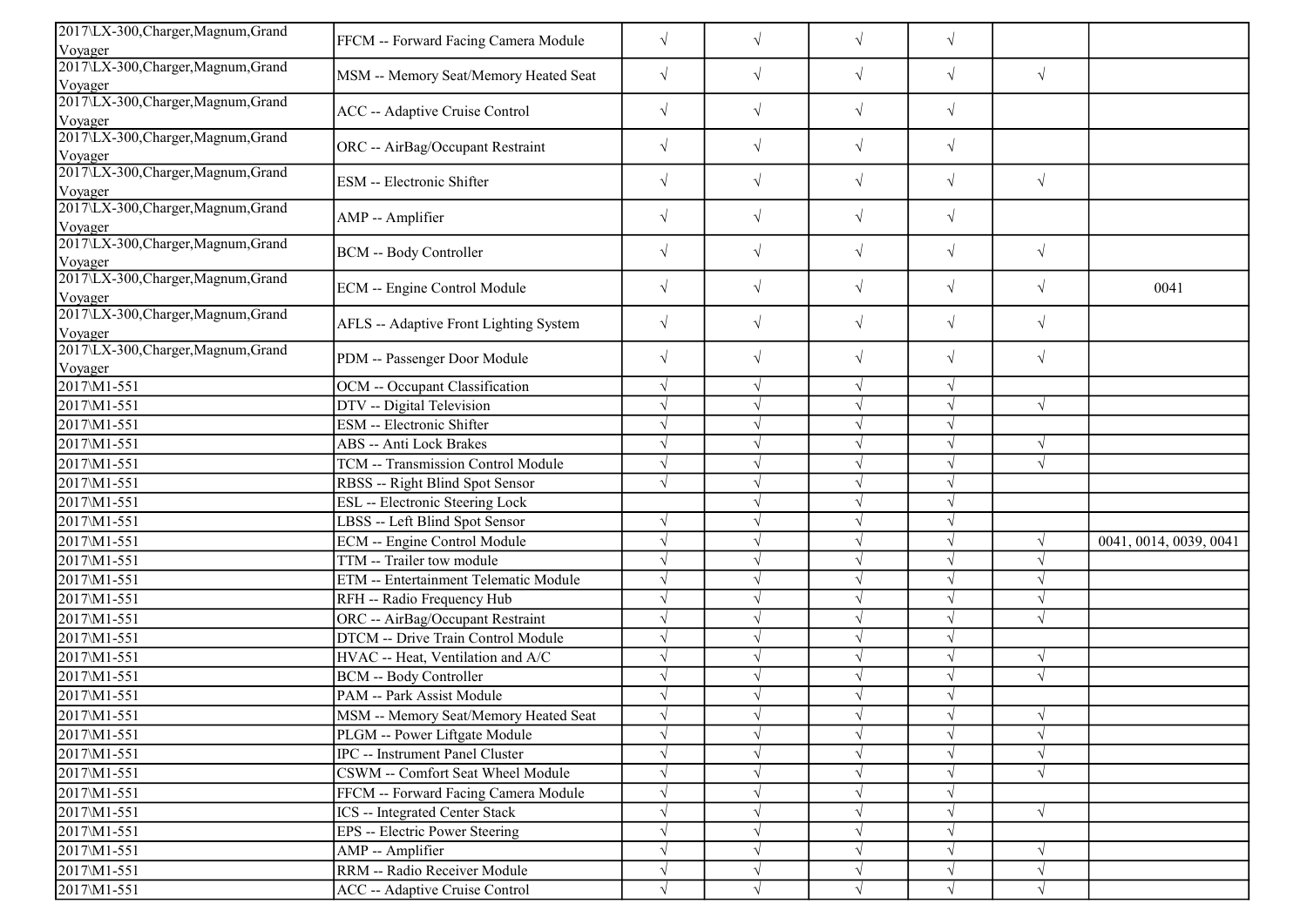| | | | | | | | |
|---|---|---|---|---|---|---|---|
| 2017\LX-300,Charger,Magnum,Grand Voyager | FFCM -- Forward Facing Camera Module | √ | √ | √ | √ | | |
| 2017\LX-300,Charger,Magnum,Grand Voyager | MSM -- Memory Seat/Memory Heated Seat | √ | √ | √ | √ | √ | |
| 2017\LX-300,Charger,Magnum,Grand Voyager | ACC -- Adaptive Cruise Control | √ | √ | √ | √ | | |
| 2017\LX-300,Charger,Magnum,Grand Voyager | ORC -- AirBag/Occupant Restraint | √ | √ | √ | √ | | |
| 2017\LX-300,Charger,Magnum,Grand Voyager | ESM -- Electronic Shifter | √ | √ | √ | √ | √ | |
| 2017\LX-300,Charger,Magnum,Grand Voyager | AMP -- Amplifier | √ | √ | √ | √ | | |
| 2017\LX-300,Charger,Magnum,Grand Voyager | BCM -- Body Controller | √ | √ | √ | √ | √ | |
| 2017\LX-300,Charger,Magnum,Grand Voyager | ECM -- Engine Control Module | √ | √ | √ | √ | √ | 0041 |
| 2017\LX-300,Charger,Magnum,Grand Voyager | AFLS -- Adaptive Front Lighting System | √ | √ | √ | √ | √ | |
| 2017\LX-300,Charger,Magnum,Grand Voyager | PDM -- Passenger Door Module | √ | √ | √ | √ | √ | |
| 2017\M1-551 | OCM -- Occupant Classification | √ | √ | √ | √ | | |
| 2017\M1-551 | DTV -- Digital Television | √ | √ | √ | √ | √ | |
| 2017\M1-551 | ESM -- Electronic Shifter | √ | √ | √ | √ | | |
| 2017\M1-551 | ABS -- Anti Lock Brakes | √ | √ | √ | √ | √ | |
| 2017\M1-551 | TCM -- Transmission Control Module | √ | √ | √ | √ | √ | |
| 2017\M1-551 | RBSS -- Right Blind Spot Sensor | √ | √ | √ | √ | | |
| 2017\M1-551 | ESL -- Electronic Steering Lock | | √ | √ | √ | | |
| 2017\M1-551 | LBSS -- Left Blind Spot Sensor | √ | √ | √ | √ | | |
| 2017\M1-551 | ECM -- Engine Control Module | √ | √ | √ | √ | √ | 0041, 0014, 0039, 0041 |
| 2017\M1-551 | TTM -- Trailer tow module | √ | √ | √ | √ | √ | |
| 2017\M1-551 | ETM -- Entertainment Telematic Module | √ | √ | √ | √ | √ | |
| 2017\M1-551 | RFH -- Radio Frequency Hub | √ | √ | √ | √ | √ | |
| 2017\M1-551 | ORC -- AirBag/Occupant Restraint | √ | √ | √ | √ | √ | |
| 2017\M1-551 | DTCM -- Drive Train Control Module | √ | √ | √ | √ | | |
| 2017\M1-551 | HVAC -- Heat, Ventilation and A/C | √ | √ | √ | √ | √ | |
| 2017\M1-551 | BCM -- Body Controller | √ | √ | √ | √ | √ | |
| 2017\M1-551 | PAM -- Park Assist Module | √ | √ | √ | √ | | |
| 2017\M1-551 | MSM -- Memory Seat/Memory Heated Seat | √ | √ | √ | √ | √ | |
| 2017\M1-551 | PLGM -- Power Liftgate Module | √ | √ | √ | √ | √ | |
| 2017\M1-551 | IPC -- Instrument Panel Cluster | √ | √ | √ | √ | √ | |
| 2017\M1-551 | CSWM -- Comfort Seat Wheel Module | √ | √ | √ | √ | √ | |
| 2017\M1-551 | FFCM -- Forward Facing Camera Module | √ | √ | √ | √ | | |
| 2017\M1-551 | ICS -- Integrated Center Stack | √ | √ | √ | √ | √ | |
| 2017\M1-551 | EPS -- Electric Power Steering | √ | √ | √ | √ | | |
| 2017\M1-551 | AMP -- Amplifier | √ | √ | √ | √ | √ | |
| 2017\M1-551 | RRM -- Radio Receiver Module | √ | √ | √ | √ | √ | |
| 2017\M1-551 | ACC -- Adaptive Cruise Control | √ | √ | √ | √ | √ | |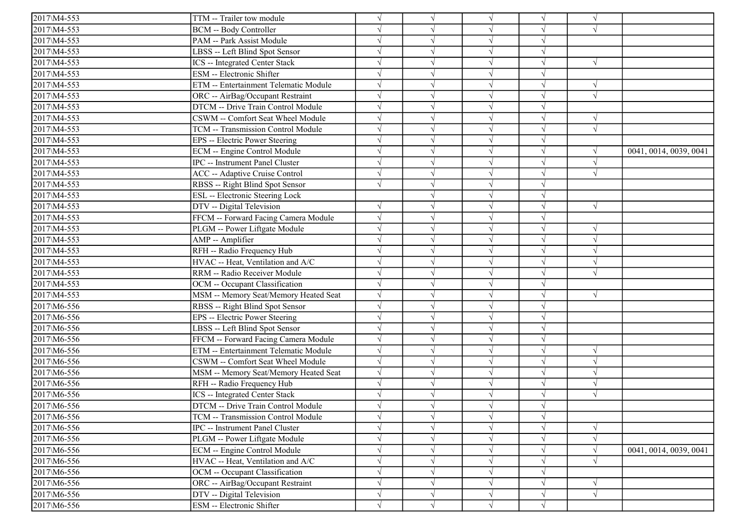| | | | | | | | |
|---|---|---|---|---|---|---|---|
| 2017\M4-553 | TTM -- Trailer tow module | √ | √ | √ | √ | √ | |
| 2017\M4-553 | BCM -- Body Controller | √ | √ | √ | √ | √ | |
| 2017\M4-553 | PAM -- Park Assist Module | √ | √ | √ | √ | | |
| 2017\M4-553 | LBSS -- Left Blind Spot Sensor | √ | √ | √ | √ | | |
| 2017\M4-553 | ICS -- Integrated Center Stack | √ | √ | √ | √ | √ | |
| 2017\M4-553 | ESM -- Electronic Shifter | √ | √ | √ | √ | | |
| 2017\M4-553 | ETM -- Entertainment Telematic Module | √ | √ | √ | √ | √ | |
| 2017\M4-553 | ORC -- AirBag/Occupant Restraint | √ | √ | √ | √ | √ | |
| 2017\M4-553 | DTCM -- Drive Train Control Module | √ | √ | √ | √ | | |
| 2017\M4-553 | CSWM -- Comfort Seat Wheel Module | √ | √ | √ | √ | √ | |
| 2017\M4-553 | TCM -- Transmission Control Module | √ | √ | √ | √ | √ | |
| 2017\M4-553 | EPS -- Electric Power Steering | √ | √ | √ | √ | | |
| 2017\M4-553 | ECM -- Engine Control Module | √ | √ | √ | √ | √ | 0041, 0014, 0039, 0041 |
| 2017\M4-553 | IPC -- Instrument Panel Cluster | √ | √ | √ | √ | √ | |
| 2017\M4-553 | ACC -- Adaptive Cruise Control | √ | √ | √ | √ | √ | |
| 2017\M4-553 | RBSS -- Right Blind Spot Sensor | √ | √ | √ | √ | | |
| 2017\M4-553 | ESL -- Electronic Steering Lock | | √ | √ | √ | | |
| 2017\M4-553 | DTV -- Digital Television | √ | √ | √ | √ | √ | |
| 2017\M4-553 | FFCM -- Forward Facing Camera Module | √ | √ | √ | √ | | |
| 2017\M4-553 | PLGM -- Power Liftgate Module | √ | √ | √ | √ | √ | |
| 2017\M4-553 | AMP -- Amplifier | √ | √ | √ | √ | √ | |
| 2017\M4-553 | RFH -- Radio Frequency Hub | √ | √ | √ | √ | √ | |
| 2017\M4-553 | HVAC -- Heat, Ventilation and A/C | √ | √ | √ | √ | √ | |
| 2017\M4-553 | RRM -- Radio Receiver Module | √ | √ | √ | √ | √ | |
| 2017\M4-553 | OCM -- Occupant Classification | √ | √ | √ | √ | | |
| 2017\M4-553 | MSM -- Memory Seat/Memory Heated Seat | √ | √ | √ | √ | √ | |
| 2017\M6-556 | RBSS -- Right Blind Spot Sensor | √ | √ | √ | √ | | |
| 2017\M6-556 | EPS -- Electric Power Steering | √ | √ | √ | √ | | |
| 2017\M6-556 | LBSS -- Left Blind Spot Sensor | √ | √ | √ | √ | | |
| 2017\M6-556 | FFCM -- Forward Facing Camera Module | √ | √ | √ | √ | | |
| 2017\M6-556 | ETM -- Entertainment Telematic Module | √ | √ | √ | √ | √ | |
| 2017\M6-556 | CSWM -- Comfort Seat Wheel Module | √ | √ | √ | √ | √ | |
| 2017\M6-556 | MSM -- Memory Seat/Memory Heated Seat | √ | √ | √ | √ | √ | |
| 2017\M6-556 | RFH -- Radio Frequency Hub | √ | √ | √ | √ | √ | |
| 2017\M6-556 | ICS -- Integrated Center Stack | √ | √ | √ | √ | √ | |
| 2017\M6-556 | DTCM -- Drive Train Control Module | √ | √ | √ | √ | | |
| 2017\M6-556 | TCM -- Transmission Control Module | √ | √ | √ | √ | | |
| 2017\M6-556 | IPC -- Instrument Panel Cluster | √ | √ | √ | √ | √ | |
| 2017\M6-556 | PLGM -- Power Liftgate Module | √ | √ | √ | √ | √ | |
| 2017\M6-556 | ECM -- Engine Control Module | √ | √ | √ | √ | √ | 0041, 0014, 0039, 0041 |
| 2017\M6-556 | HVAC -- Heat, Ventilation and A/C | √ | √ | √ | √ | √ | |
| 2017\M6-556 | OCM -- Occupant Classification | √ | √ | √ | √ | | |
| 2017\M6-556 | ORC -- AirBag/Occupant Restraint | √ | √ | √ | √ | √ | |
| 2017\M6-556 | DTV -- Digital Television | √ | √ | √ | √ | √ | |
| 2017\M6-556 | ESM -- Electronic Shifter | √ | √ | √ | √ | | |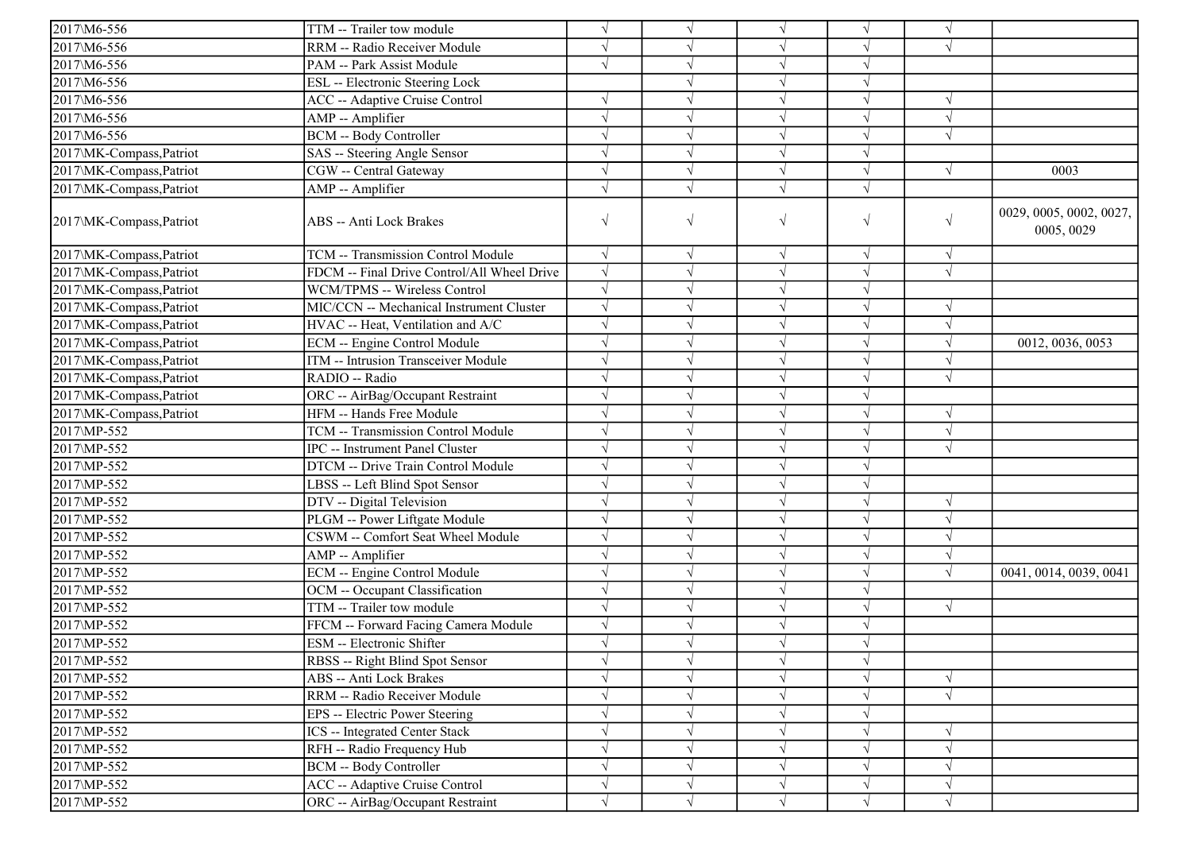| | | | | | | | |
|---|---|---|---|---|---|---|---|
| 2017\M6-556 | TTM -- Trailer tow module | √ | √ | √ | √ | √ | |
| 2017\M6-556 | RRM -- Radio Receiver Module | √ | √ | √ | √ | √ | |
| 2017\M6-556 | PAM -- Park Assist Module | √ | √ | √ | √ | | |
| 2017\M6-556 | ESL -- Electronic Steering Lock | | √ | √ | √ | | |
| 2017\M6-556 | ACC -- Adaptive Cruise Control | √ | √ | √ | √ | √ | |
| 2017\M6-556 | AMP -- Amplifier | √ | √ | √ | √ | √ | |
| 2017\M6-556 | BCM -- Body Controller | √ | √ | √ | √ | √ | |
| 2017\MK-Compass,Patriot | SAS -- Steering Angle Sensor | √ | √ | √ | √ | | |
| 2017\MK-Compass,Patriot | CGW -- Central Gateway | √ | √ | √ | √ | √ | 0003 |
| 2017\MK-Compass,Patriot | AMP -- Amplifier | √ | √ | √ | √ | | |
| 2017\MK-Compass,Patriot | ABS -- Anti Lock Brakes | √ | √ | √ | √ | √ | 0029, 0005, 0002, 0027, 0005, 0029 |
| 2017\MK-Compass,Patriot | TCM -- Transmission Control Module | √ | √ | √ | √ | √ | |
| 2017\MK-Compass,Patriot | FDCM -- Final Drive Control/All Wheel Drive | √ | √ | √ | √ | √ | |
| 2017\MK-Compass,Patriot | WCM/TPMS -- Wireless Control | √ | √ | √ | √ | | |
| 2017\MK-Compass,Patriot | MIC/CCN -- Mechanical Instrument Cluster | √ | √ | √ | √ | √ | |
| 2017\MK-Compass,Patriot | HVAC -- Heat, Ventilation and A/C | √ | √ | √ | √ | √ | |
| 2017\MK-Compass,Patriot | ECM -- Engine Control Module | √ | √ | √ | √ | √ | 0012, 0036, 0053 |
| 2017\MK-Compass,Patriot | ITM -- Intrusion Transceiver Module | √ | √ | √ | √ | √ | |
| 2017\MK-Compass,Patriot | RADIO -- Radio | √ | √ | √ | √ | √ | |
| 2017\MK-Compass,Patriot | ORC -- AirBag/Occupant Restraint | √ | √ | √ | √ | | |
| 2017\MK-Compass,Patriot | HFM -- Hands Free Module | √ | √ | √ | √ | √ | |
| 2017\MP-552 | TCM -- Transmission Control Module | √ | √ | √ | √ | √ | |
| 2017\MP-552 | IPC -- Instrument Panel Cluster | √ | √ | √ | √ | √ | |
| 2017\MP-552 | DTCM -- Drive Train Control Module | √ | √ | √ | √ | | |
| 2017\MP-552 | LBSS -- Left Blind Spot Sensor | √ | √ | √ | √ | | |
| 2017\MP-552 | DTV -- Digital Television | √ | √ | √ | √ | √ | |
| 2017\MP-552 | PLGM -- Power Liftgate Module | √ | √ | √ | √ | √ | |
| 2017\MP-552 | CSWM -- Comfort Seat Wheel Module | √ | √ | √ | √ | √ | |
| 2017\MP-552 | AMP -- Amplifier | √ | √ | √ | √ | √ | |
| 2017\MP-552 | ECM -- Engine Control Module | √ | √ | √ | √ | √ | 0041, 0014, 0039, 0041 |
| 2017\MP-552 | OCM -- Occupant Classification | √ | √ | √ | √ | | |
| 2017\MP-552 | TTM -- Trailer tow module | √ | √ | √ | √ | √ | |
| 2017\MP-552 | FFCM -- Forward Facing Camera Module | √ | √ | √ | √ | | |
| 2017\MP-552 | ESM -- Electronic Shifter | √ | √ | √ | √ | | |
| 2017\MP-552 | RBSS -- Right Blind Spot Sensor | √ | √ | √ | √ | | |
| 2017\MP-552 | ABS -- Anti Lock Brakes | √ | √ | √ | √ | √ | |
| 2017\MP-552 | RRM -- Radio Receiver Module | √ | √ | √ | √ | √ | |
| 2017\MP-552 | EPS -- Electric Power Steering | √ | √ | √ | √ | | |
| 2017\MP-552 | ICS -- Integrated Center Stack | √ | √ | √ | √ | √ | |
| 2017\MP-552 | RFH -- Radio Frequency Hub | √ | √ | √ | √ | √ | |
| 2017\MP-552 | BCM -- Body Controller | √ | √ | √ | √ | √ | |
| 2017\MP-552 | ACC -- Adaptive Cruise Control | √ | √ | √ | √ | √ | |
| 2017\MP-552 | ORC -- AirBag/Occupant Restraint | √ | √ | √ | √ | √ | |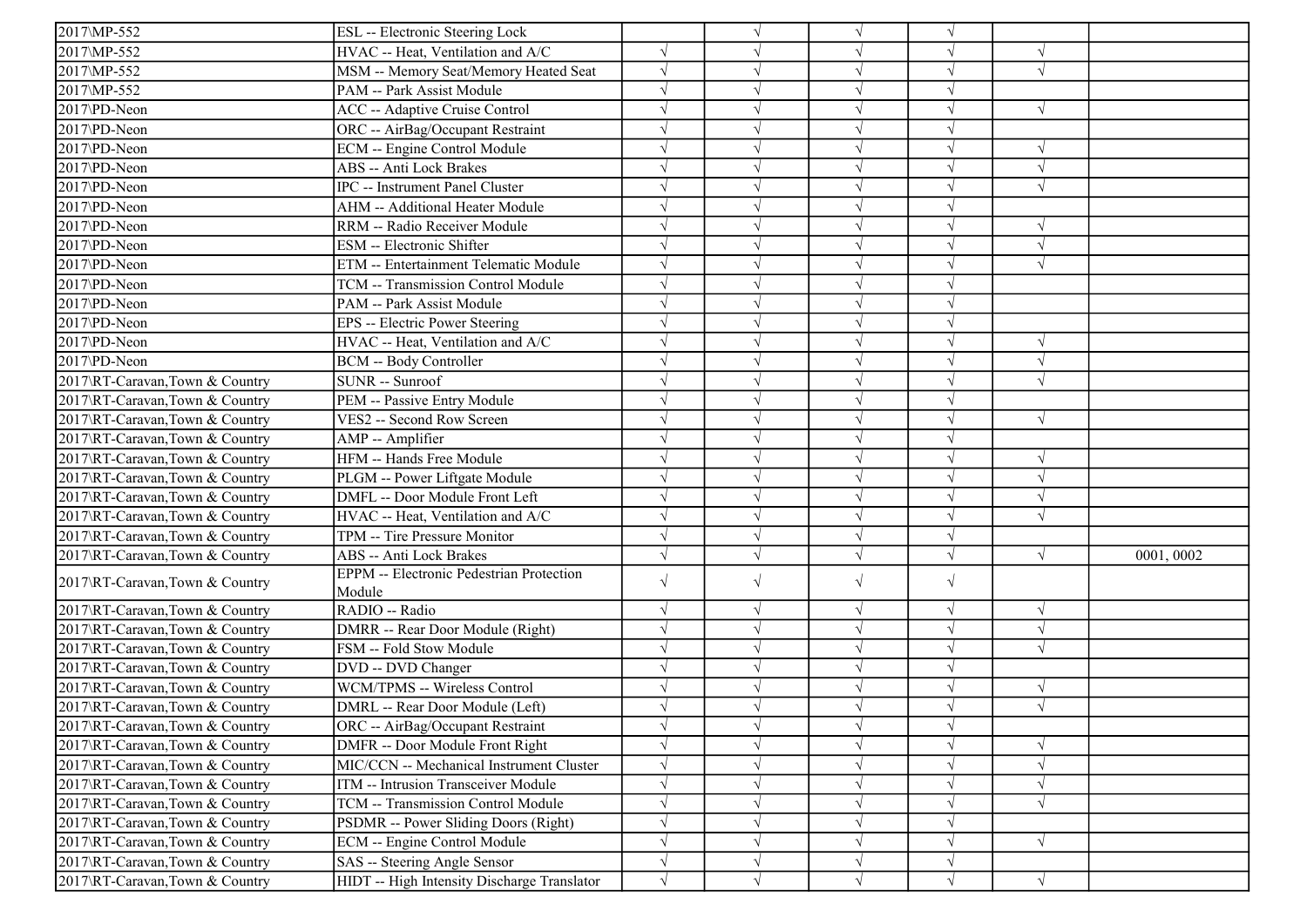| | | | | | | | |
|---|---|---|---|---|---|---|---|
| 2017\MP-552 | ESL -- Electronic Steering Lock | | √ | √ | √ | | |
| 2017\MP-552 | HVAC -- Heat, Ventilation and A/C | √ | √ | √ | √ | √ | |
| 2017\MP-552 | MSM -- Memory Seat/Memory Heated Seat | √ | √ | √ | √ | √ | |
| 2017\MP-552 | PAM -- Park Assist Module | √ | √ | √ | √ | | |
| 2017\PD-Neon | ACC -- Adaptive Cruise Control | √ | √ | √ | √ | √ | |
| 2017\PD-Neon | ORC -- AirBag/Occupant Restraint | √ | √ | √ | √ | | |
| 2017\PD-Neon | ECM -- Engine Control Module | √ | √ | √ | √ | √ | |
| 2017\PD-Neon | ABS -- Anti Lock Brakes | √ | √ | √ | √ | √ | |
| 2017\PD-Neon | IPC -- Instrument Panel Cluster | √ | √ | √ | √ | √ | |
| 2017\PD-Neon | AHM -- Additional Heater Module | √ | √ | √ | √ | | |
| 2017\PD-Neon | RRM -- Radio Receiver Module | √ | √ | √ | √ | √ | |
| 2017\PD-Neon | ESM -- Electronic Shifter | √ | √ | √ | √ | √ | |
| 2017\PD-Neon | ETM -- Entertainment Telematic Module | √ | √ | √ | √ | √ | |
| 2017\PD-Neon | TCM -- Transmission Control Module | √ | √ | √ | √ | | |
| 2017\PD-Neon | PAM -- Park Assist Module | √ | √ | √ | √ | | |
| 2017\PD-Neon | EPS -- Electric Power Steering | √ | √ | √ | √ | | |
| 2017\PD-Neon | HVAC -- Heat, Ventilation and A/C | √ | √ | √ | √ | √ | |
| 2017\PD-Neon | BCM -- Body Controller | √ | √ | √ | √ | √ | |
| 2017\RT-Caravan,Town & Country | SUNR -- Sunroof | √ | √ | √ | √ | √ | |
| 2017\RT-Caravan,Town & Country | PEM -- Passive Entry Module | √ | √ | √ | √ | | |
| 2017\RT-Caravan,Town & Country | VES2 -- Second Row Screen | √ | √ | √ | √ | √ | |
| 2017\RT-Caravan,Town & Country | AMP -- Amplifier | √ | √ | √ | √ | | |
| 2017\RT-Caravan,Town & Country | HFM -- Hands Free Module | √ | √ | √ | √ | √ | |
| 2017\RT-Caravan,Town & Country | PLGM -- Power Liftgate Module | √ | √ | √ | √ | √ | |
| 2017\RT-Caravan,Town & Country | DMFL -- Door Module Front Left | √ | √ | √ | √ | √ | |
| 2017\RT-Caravan,Town & Country | HVAC -- Heat, Ventilation and A/C | √ | √ | √ | √ | √ | |
| 2017\RT-Caravan,Town & Country | TPM -- Tire Pressure Monitor | √ | √ | √ | √ | | |
| 2017\RT-Caravan,Town & Country | ABS -- Anti Lock Brakes | √ | √ | √ | √ | √ | 0001, 0002 |
| 2017\RT-Caravan,Town & Country | EPPM -- Electronic Pedestrian Protection Module | √ | √ | √ | √ | | |
| 2017\RT-Caravan,Town & Country | RADIO -- Radio | √ | √ | √ | √ | √ | |
| 2017\RT-Caravan,Town & Country | DMRR -- Rear Door Module (Right) | √ | √ | √ | √ | √ | |
| 2017\RT-Caravan,Town & Country | FSM -- Fold Stow Module | √ | √ | √ | √ | √ | |
| 2017\RT-Caravan,Town & Country | DVD -- DVD Changer | √ | √ | √ | √ | | |
| 2017\RT-Caravan,Town & Country | WCM/TPMS -- Wireless Control | √ | √ | √ | √ | √ | |
| 2017\RT-Caravan,Town & Country | DMRL -- Rear Door Module (Left) | √ | √ | √ | √ | √ | |
| 2017\RT-Caravan,Town & Country | ORC -- AirBag/Occupant Restraint | √ | √ | √ | √ | | |
| 2017\RT-Caravan,Town & Country | DMFR -- Door Module Front Right | √ | √ | √ | √ | √ | |
| 2017\RT-Caravan,Town & Country | MIC/CCN -- Mechanical Instrument Cluster | √ | √ | √ | √ | √ | |
| 2017\RT-Caravan,Town & Country | ITM -- Intrusion Transceiver Module | √ | √ | √ | √ | √ | |
| 2017\RT-Caravan,Town & Country | TCM -- Transmission Control Module | √ | √ | √ | √ | √ | |
| 2017\RT-Caravan,Town & Country | PSDMR -- Power Sliding Doors (Right) | √ | √ | √ | √ | | |
| 2017\RT-Caravan,Town & Country | ECM -- Engine Control Module | √ | √ | √ | √ | √ | |
| 2017\RT-Caravan,Town & Country | SAS -- Steering Angle Sensor | √ | √ | √ | √ | | |
| 2017\RT-Caravan,Town & Country | HIDT -- High Intensity Discharge Translator | √ | √ | √ | √ | √ | |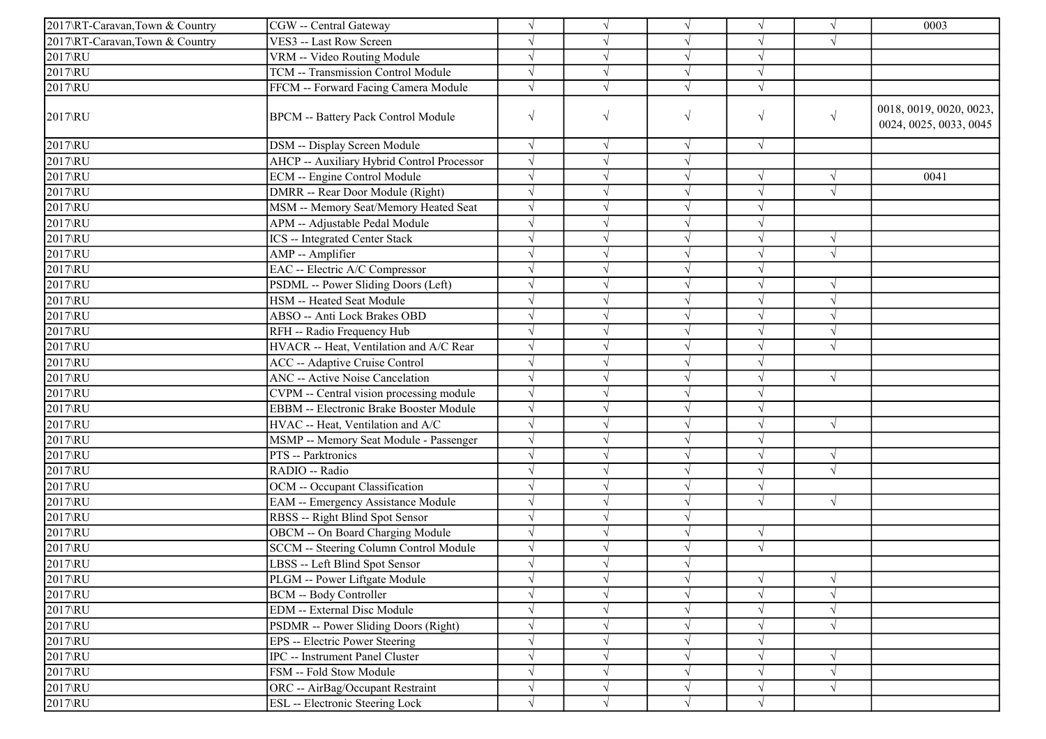| | | | | | | | |
|---|---|---|---|---|---|---|---|
| 2017\RT-Caravan,Town & Country | CGW -- Central Gateway | √ | √ | √ | √ | √ | 0003 |
| 2017\RT-Caravan,Town & Country | VES3 -- Last Row Screen | √ | √ | √ | √ | √ | |
| 2017\RU | VRM -- Video Routing Module | √ | √ | √ | √ | | |
| 2017\RU | TCM -- Transmission Control Module | √ | √ | √ | √ | | |
| 2017\RU | FFCM -- Forward Facing Camera Module | √ | √ | √ | √ | | |
| 2017\RU | BPCM -- Battery Pack Control Module | √ | √ | √ | √ | √ | 0018, 0019, 0020, 0023, 0024, 0025, 0033, 0045 |
| 2017\RU | DSM -- Display Screen Module | √ | √ | √ | √ | | |
| 2017\RU | AHCP -- Auxiliary Hybrid Control Processor | √ | √ | √ | | | |
| 2017\RU | ECM -- Engine Control Module | √ | √ | √ | √ | √ | 0041 |
| 2017\RU | DMRR -- Rear Door Module (Right) | √ | √ | √ | √ | √ | |
| 2017\RU | MSM -- Memory Seat/Memory Heated Seat | √ | √ | √ | √ | | |
| 2017\RU | APM -- Adjustable Pedal Module | √ | √ | √ | √ | | |
| 2017\RU | ICS -- Integrated Center Stack | √ | √ | √ | √ | √ | |
| 2017\RU | AMP -- Amplifier | √ | √ | √ | √ | √ | |
| 2017\RU | EAC -- Electric A/C Compressor | √ | √ | √ | √ | | |
| 2017\RU | PSDML -- Power Sliding Doors (Left) | √ | √ | √ | √ | √ | |
| 2017\RU | HSM -- Heated Seat Module | √ | √ | √ | √ | √ | |
| 2017\RU | ABSO -- Anti Lock Brakes OBD | √ | √ | √ | √ | √ | |
| 2017\RU | RFH -- Radio Frequency Hub | √ | √ | √ | √ | √ | |
| 2017\RU | HVACR -- Heat, Ventilation and A/C Rear | √ | √ | √ | √ | √ | |
| 2017\RU | ACC -- Adaptive Cruise Control | √ | √ | √ | √ | | |
| 2017\RU | ANC -- Active Noise Cancelation | √ | √ | √ | √ | √ | |
| 2017\RU | CVPM -- Central vision processing module | √ | √ | √ | √ | | |
| 2017\RU | EBBM -- Electronic Brake Booster Module | √ | √ | √ | √ | | |
| 2017\RU | HVAC -- Heat, Ventilation and A/C | √ | √ | √ | √ | √ | |
| 2017\RU | MSMP -- Memory Seat Module - Passenger | √ | √ | √ | √ | | |
| 2017\RU | PTS -- Parktronics | √ | √ | √ | √ | √ | |
| 2017\RU | RADIO -- Radio | √ | √ | √ | √ | √ | |
| 2017\RU | OCM -- Occupant Classification | √ | √ | √ | √ | | |
| 2017\RU | EAM -- Emergency Assistance Module | √ | √ | √ | √ | √ | |
| 2017\RU | RBSS -- Right Blind Spot Sensor | √ | √ | √ | | | |
| 2017\RU | OBCM -- On Board Charging Module | √ | √ | √ | √ | | |
| 2017\RU | SCCM -- Steering Column Control Module | √ | √ | √ | √ | | |
| 2017\RU | LBSS -- Left Blind Spot Sensor | √ | √ | √ | | | |
| 2017\RU | PLGM -- Power Liftgate Module | √ | √ | √ | √ | √ | |
| 2017\RU | BCM -- Body Controller | √ | √ | √ | √ | √ | |
| 2017\RU | EDM -- External Disc Module | √ | √ | √ | √ | √ | |
| 2017\RU | PSDMR -- Power Sliding Doors (Right) | √ | √ | √ | √ | √ | |
| 2017\RU | EPS -- Electric Power Steering | √ | √ | √ | √ | | |
| 2017\RU | IPC -- Instrument Panel Cluster | √ | √ | √ | √ | √ | |
| 2017\RU | FSM -- Fold Stow Module | √ | √ | √ | √ | √ | |
| 2017\RU | ORC -- AirBag/Occupant Restraint | √ | √ | √ | √ | √ | |
| 2017\RU | ESL -- Electronic Steering Lock | √ | √ | √ | √ | | |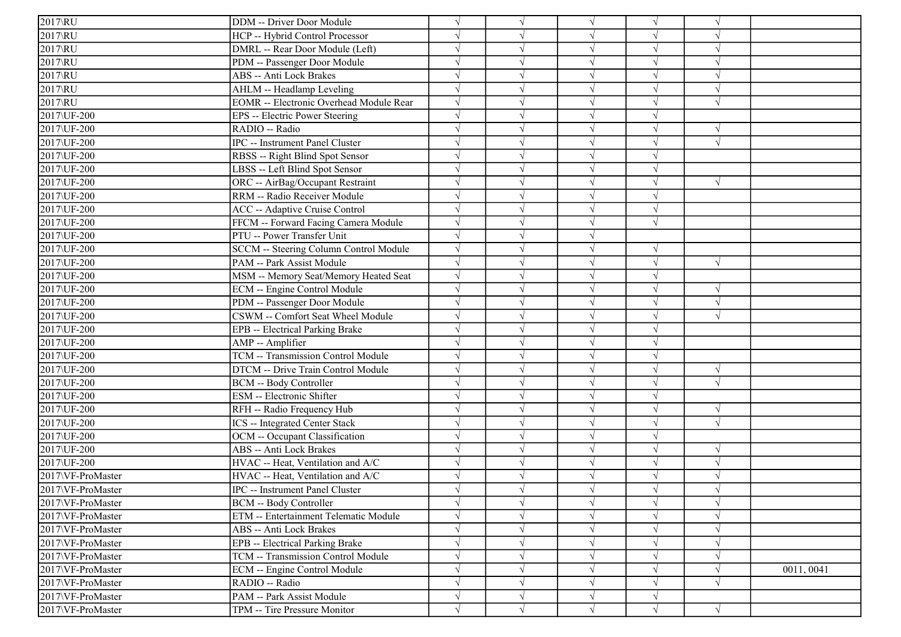| | | | | | | | |
|---|---|---|---|---|---|---|---|
| 2017\RU | DDM -- Driver Door Module | √ | √ | √ | √ | √ | |
| 2017\RU | HCP -- Hybrid Control Processor | √ | √ | √ | √ | √ | |
| 2017\RU | DMRL -- Rear Door Module (Left) | √ | √ | √ | √ | √ | |
| 2017\RU | PDM -- Passenger Door Module | √ | √ | √ | √ | √ | |
| 2017\RU | ABS -- Anti Lock Brakes | √ | √ | √ | √ | √ | |
| 2017\RU | AHLM -- Headlamp Leveling | √ | √ | √ | √ | √ | |
| 2017\RU | EOMR -- Electronic Overhead Module Rear | √ | √ | √ | √ | √ | |
| 2017\UF-200 | EPS -- Electric Power Steering | √ | √ | √ | √ | | |
| 2017\UF-200 | RADIO -- Radio | √ | √ | √ | √ | √ | |
| 2017\UF-200 | IPC -- Instrument Panel Cluster | √ | √ | √ | √ | √ | |
| 2017\UF-200 | RBSS -- Right Blind Spot Sensor | √ | √ | √ | √ | | |
| 2017\UF-200 | LBSS -- Left Blind Spot Sensor | √ | √ | √ | √ | | |
| 2017\UF-200 | ORC -- AirBag/Occupant Restraint | √ | √ | √ | √ | √ | |
| 2017\UF-200 | RRM -- Radio Receiver Module | √ | √ | √ | √ | | |
| 2017\UF-200 | ACC -- Adaptive Cruise Control | √ | √ | √ | √ | | |
| 2017\UF-200 | FFCM -- Forward Facing Camera Module | √ | √ | √ | √ | | |
| 2017\UF-200 | PTU -- Power Transfer Unit | √ | √ | √ | | | |
| 2017\UF-200 | SCCM -- Steering Column Control Module | √ | √ | √ | √ | | |
| 2017\UF-200 | PAM -- Park Assist Module | √ | √ | √ | √ | √ | |
| 2017\UF-200 | MSM -- Memory Seat/Memory Heated Seat | √ | √ | √ | √ | | |
| 2017\UF-200 | ECM -- Engine Control Module | √ | √ | √ | √ | √ | |
| 2017\UF-200 | PDM -- Passenger Door Module | √ | √ | √ | √ | √ | |
| 2017\UF-200 | CSWM -- Comfort Seat Wheel Module | √ | √ | √ | √ | √ | |
| 2017\UF-200 | EPB -- Electrical Parking Brake | √ | √ | √ | √ | | |
| 2017\UF-200 | AMP -- Amplifier | √ | √ | √ | √ | | |
| 2017\UF-200 | TCM -- Transmission Control Module | √ | √ | √ | √ | | |
| 2017\UF-200 | DTCM -- Drive Train Control Module | √ | √ | √ | √ | √ | |
| 2017\UF-200 | BCM -- Body Controller | √ | √ | √ | √ | √ | |
| 2017\UF-200 | ESM -- Electronic Shifter | √ | √ | √ | √ | | |
| 2017\UF-200 | RFH -- Radio Frequency Hub | √ | √ | √ | √ | √ | |
| 2017\UF-200 | ICS -- Integrated Center Stack | √ | √ | √ | √ | √ | |
| 2017\UF-200 | OCM -- Occupant Classification | √ | √ | √ | √ | | |
| 2017\UF-200 | ABS -- Anti Lock Brakes | √ | √ | √ | √ | √ | |
| 2017\UF-200 | HVAC -- Heat, Ventilation and A/C | √ | √ | √ | √ | √ | |
| 2017\VF-ProMaster | HVAC -- Heat, Ventilation and A/C | √ | √ | √ | √ | √ | |
| 2017\VF-ProMaster | IPC -- Instrument Panel Cluster | √ | √ | √ | √ | √ | |
| 2017\VF-ProMaster | BCM -- Body Controller | √ | √ | √ | √ | √ | |
| 2017\VF-ProMaster | ETM -- Entertainment Telematic Module | √ | √ | √ | √ | √ | |
| 2017\VF-ProMaster | ABS -- Anti Lock Brakes | √ | √ | √ | √ | √ | |
| 2017\VF-ProMaster | EPB -- Electrical Parking Brake | √ | √ | √ | √ | √ | |
| 2017\VF-ProMaster | TCM -- Transmission Control Module | √ | √ | √ | √ | √ | |
| 2017\VF-ProMaster | ECM -- Engine Control Module | √ | √ | √ | √ | √ | 0011, 0041 |
| 2017\VF-ProMaster | RADIO -- Radio | √ | √ | √ | √ | √ | |
| 2017\VF-ProMaster | PAM -- Park Assist Module | √ | √ | √ | √ | | |
| 2017\VF-ProMaster | TPM -- Tire Pressure Monitor | √ | √ | √ | √ | √ | |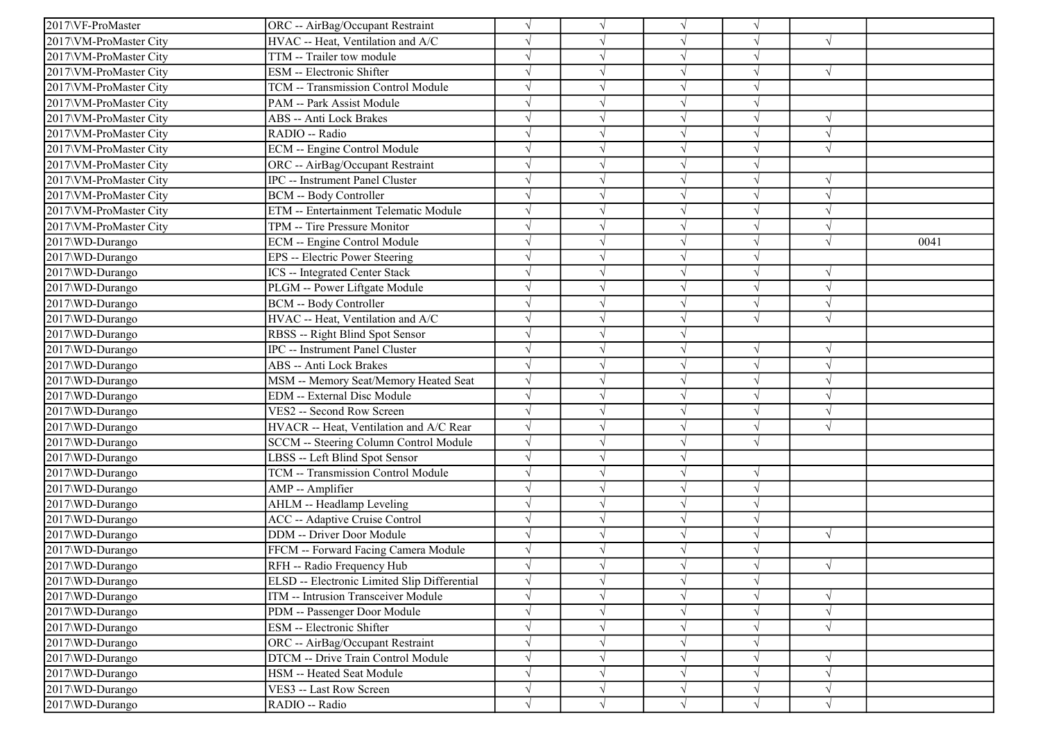| | | | | | | | |
|---|---|---|---|---|---|---|---|
| 2017\VF-ProMaster | ORC -- AirBag/Occupant Restraint | √ | √ | √ | √ | | |
| 2017\VM-ProMaster City | HVAC -- Heat, Ventilation and A/C | √ | √ | √ | √ | √ | |
| 2017\VM-ProMaster City | TTM -- Trailer tow module | √ | √ | √ | √ | | |
| 2017\VM-ProMaster City | ESM -- Electronic Shifter | √ | √ | √ | √ | √ | |
| 2017\VM-ProMaster City | TCM -- Transmission Control Module | √ | √ | √ | √ | | |
| 2017\VM-ProMaster City | PAM -- Park Assist Module | √ | √ | √ | √ | | |
| 2017\VM-ProMaster City | ABS -- Anti Lock Brakes | √ | √ | √ | √ | √ | |
| 2017\VM-ProMaster City | RADIO -- Radio | √ | √ | √ | √ | √ | |
| 2017\VM-ProMaster City | ECM -- Engine Control Module | √ | √ | √ | √ | √ | |
| 2017\VM-ProMaster City | ORC -- AirBag/Occupant Restraint | √ | √ | √ | √ | | |
| 2017\VM-ProMaster City | IPC -- Instrument Panel Cluster | √ | √ | √ | √ | √ | |
| 2017\VM-ProMaster City | BCM -- Body Controller | √ | √ | √ | √ | √ | |
| 2017\VM-ProMaster City | ETM -- Entertainment Telematic Module | √ | √ | √ | √ | √ | |
| 2017\VM-ProMaster City | TPM -- Tire Pressure Monitor | √ | √ | √ | √ | √ | |
| 2017\WD-Durango | ECM -- Engine Control Module | √ | √ | √ | √ | √ | 0041 |
| 2017\WD-Durango | EPS -- Electric Power Steering | √ | √ | √ | √ | | |
| 2017\WD-Durango | ICS -- Integrated Center Stack | √ | √ | √ | √ | √ | |
| 2017\WD-Durango | PLGM -- Power Liftgate Module | √ | √ | √ | √ | √ | |
| 2017\WD-Durango | BCM -- Body Controller | √ | √ | √ | √ | √ | |
| 2017\WD-Durango | HVAC -- Heat, Ventilation and A/C | √ | √ | √ | √ | √ | |
| 2017\WD-Durango | RBSS -- Right Blind Spot Sensor | √ | √ | √ | | | |
| 2017\WD-Durango | IPC -- Instrument Panel Cluster | √ | √ | √ | √ | √ | |
| 2017\WD-Durango | ABS -- Anti Lock Brakes | √ | √ | √ | √ | √ | |
| 2017\WD-Durango | MSM -- Memory Seat/Memory Heated Seat | √ | √ | √ | √ | √ | |
| 2017\WD-Durango | EDM -- External Disc Module | √ | √ | √ | √ | √ | |
| 2017\WD-Durango | VES2 -- Second Row Screen | √ | √ | √ | √ | √ | |
| 2017\WD-Durango | HVACR -- Heat, Ventilation and A/C Rear | √ | √ | √ | √ | √ | |
| 2017\WD-Durango | SCCM -- Steering Column Control Module | √ | √ | √ | √ | | |
| 2017\WD-Durango | LBSS -- Left Blind Spot Sensor | √ | √ | √ | | | |
| 2017\WD-Durango | TCM -- Transmission Control Module | √ | √ | √ | √ | | |
| 2017\WD-Durango | AMP -- Amplifier | √ | √ | √ | √ | | |
| 2017\WD-Durango | AHLM -- Headlamp Leveling | √ | √ | √ | √ | | |
| 2017\WD-Durango | ACC -- Adaptive Cruise Control | √ | √ | √ | √ | | |
| 2017\WD-Durango | DDM -- Driver Door Module | √ | √ | √ | √ | √ | |
| 2017\WD-Durango | FFCM -- Forward Facing Camera Module | √ | √ | √ | √ | | |
| 2017\WD-Durango | RFH -- Radio Frequency Hub | √ | √ | √ | √ | √ | |
| 2017\WD-Durango | ELSD -- Electronic Limited Slip Differential | √ | √ | √ | √ | | |
| 2017\WD-Durango | ITM -- Intrusion Transceiver Module | √ | √ | √ | √ | √ | |
| 2017\WD-Durango | PDM -- Passenger Door Module | √ | √ | √ | √ | √ | |
| 2017\WD-Durango | ESM -- Electronic Shifter | √ | √ | √ | √ | √ | |
| 2017\WD-Durango | ORC -- AirBag/Occupant Restraint | √ | √ | √ | √ | | |
| 2017\WD-Durango | DTCM -- Drive Train Control Module | √ | √ | √ | √ | √ | |
| 2017\WD-Durango | HSM -- Heated Seat Module | √ | √ | √ | √ | √ | |
| 2017\WD-Durango | VES3 -- Last Row Screen | √ | √ | √ | √ | √ | |
| 2017\WD-Durango | RADIO -- Radio | √ | √ | √ | √ | √ | |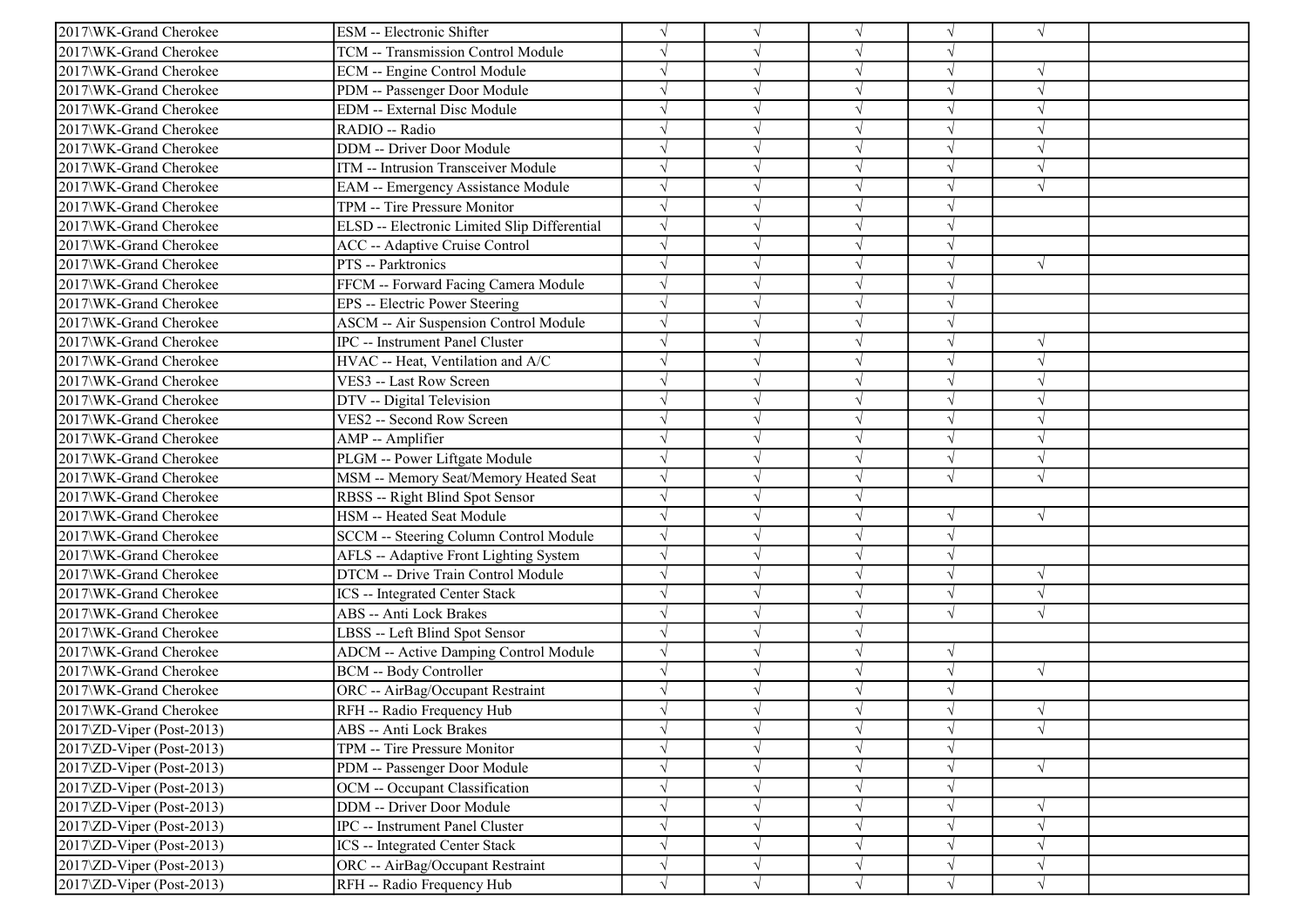| | | | | | | | |
|---|---|---|---|---|---|---|---|
| 2017\WK-Grand Cherokee | ESM -- Electronic Shifter | √ | √ | √ | √ | √ | |
| 2017\WK-Grand Cherokee | TCM -- Transmission Control Module | √ | √ | √ | √ | | |
| 2017\WK-Grand Cherokee | ECM -- Engine Control Module | √ | √ | √ | √ | √ | |
| 2017\WK-Grand Cherokee | PDM -- Passenger Door Module | √ | √ | √ | √ | √ | |
| 2017\WK-Grand Cherokee | EDM -- External Disc Module | √ | √ | √ | √ | √ | |
| 2017\WK-Grand Cherokee | RADIO -- Radio | √ | √ | √ | √ | √ | |
| 2017\WK-Grand Cherokee | DDM -- Driver Door Module | √ | √ | √ | √ | √ | |
| 2017\WK-Grand Cherokee | ITM -- Intrusion Transceiver Module | √ | √ | √ | √ | √ | |
| 2017\WK-Grand Cherokee | EAM -- Emergency Assistance Module | √ | √ | √ | √ | √ | |
| 2017\WK-Grand Cherokee | TPM -- Tire Pressure Monitor | √ | √ | √ | √ | | |
| 2017\WK-Grand Cherokee | ELSD -- Electronic Limited Slip Differential | √ | √ | √ | √ | | |
| 2017\WK-Grand Cherokee | ACC -- Adaptive Cruise Control | √ | √ | √ | √ | | |
| 2017\WK-Grand Cherokee | PTS -- Parktronics | √ | √ | √ | √ | √ | |
| 2017\WK-Grand Cherokee | FFCM -- Forward Facing Camera Module | √ | √ | √ | √ | | |
| 2017\WK-Grand Cherokee | EPS -- Electric Power Steering | √ | √ | √ | √ | | |
| 2017\WK-Grand Cherokee | ASCM -- Air Suspension Control Module | √ | √ | √ | √ | | |
| 2017\WK-Grand Cherokee | IPC -- Instrument Panel Cluster | √ | √ | √ | √ | √ | |
| 2017\WK-Grand Cherokee | HVAC -- Heat, Ventilation and A/C | √ | √ | √ | √ | √ | |
| 2017\WK-Grand Cherokee | VES3 -- Last Row Screen | √ | √ | √ | √ | √ | |
| 2017\WK-Grand Cherokee | DTV -- Digital Television | √ | √ | √ | √ | √ | |
| 2017\WK-Grand Cherokee | VES2 -- Second Row Screen | √ | √ | √ | √ | √ | |
| 2017\WK-Grand Cherokee | AMP -- Amplifier | √ | √ | √ | √ | √ | |
| 2017\WK-Grand Cherokee | PLGM -- Power Liftgate Module | √ | √ | √ | √ | √ | |
| 2017\WK-Grand Cherokee | MSM -- Memory Seat/Memory Heated Seat | √ | √ | √ | √ | √ | |
| 2017\WK-Grand Cherokee | RBSS -- Right Blind Spot Sensor | √ | √ | √ | | | |
| 2017\WK-Grand Cherokee | HSM -- Heated Seat Module | √ | √ | √ | √ | √ | |
| 2017\WK-Grand Cherokee | SCCM -- Steering Column Control Module | √ | √ | √ | √ | | |
| 2017\WK-Grand Cherokee | AFLS -- Adaptive Front Lighting System | √ | √ | √ | √ | | |
| 2017\WK-Grand Cherokee | DTCM -- Drive Train Control Module | √ | √ | √ | √ | √ | |
| 2017\WK-Grand Cherokee | ICS -- Integrated Center Stack | √ | √ | √ | √ | √ | |
| 2017\WK-Grand Cherokee | ABS -- Anti Lock Brakes | √ | √ | √ | √ | √ | |
| 2017\WK-Grand Cherokee | LBSS -- Left Blind Spot Sensor | √ | √ | √ | | | |
| 2017\WK-Grand Cherokee | ADCM -- Active Damping Control Module | √ | √ | √ | √ | | |
| 2017\WK-Grand Cherokee | BCM -- Body Controller | √ | √ | √ | √ | √ | |
| 2017\WK-Grand Cherokee | ORC -- AirBag/Occupant Restraint | √ | √ | √ | √ | | |
| 2017\WK-Grand Cherokee | RFH -- Radio Frequency Hub | √ | √ | √ | √ | √ | |
| 2017\ZD-Viper (Post-2013) | ABS -- Anti Lock Brakes | √ | √ | √ | √ | √ | |
| 2017\ZD-Viper (Post-2013) | TPM -- Tire Pressure Monitor | √ | √ | √ | √ | | |
| 2017\ZD-Viper (Post-2013) | PDM -- Passenger Door Module | √ | √ | √ | √ | √ | |
| 2017\ZD-Viper (Post-2013) | OCM -- Occupant Classification | √ | √ | √ | √ | | |
| 2017\ZD-Viper (Post-2013) | DDM -- Driver Door Module | √ | √ | √ | √ | √ | |
| 2017\ZD-Viper (Post-2013) | IPC -- Instrument Panel Cluster | √ | √ | √ | √ | √ | |
| 2017\ZD-Viper (Post-2013) | ICS -- Integrated Center Stack | √ | √ | √ | √ | √ | |
| 2017\ZD-Viper (Post-2013) | ORC -- AirBag/Occupant Restraint | √ | √ | √ | √ | √ | |
| 2017\ZD-Viper (Post-2013) | RFH -- Radio Frequency Hub | √ | √ | √ | √ | √ | |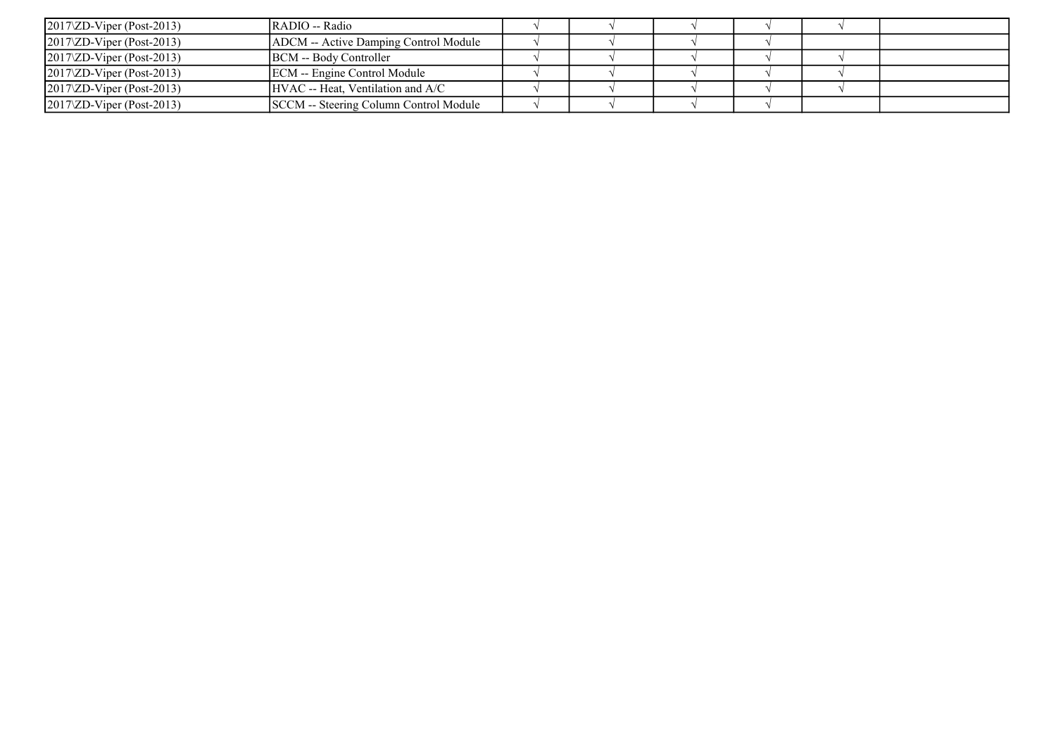| | | | | | | | |
|---|---|---|---|---|---|---|---|
| 2017\ZD-Viper (Post-2013) | RADIO -- Radio | √ | √ | √ | √ | √ | |
| 2017\ZD-Viper (Post-2013) | ADCM -- Active Damping Control Module | √ | √ | √ | √ | | |
| 2017\ZD-Viper (Post-2013) | BCM -- Body Controller | √ | √ | √ | √ | √ | |
| 2017\ZD-Viper (Post-2013) | ECM -- Engine Control Module | √ | √ | √ | √ | √ | |
| 2017\ZD-Viper (Post-2013) | HVAC -- Heat, Ventilation and A/C | √ | √ | √ | √ | √ | |
| 2017\ZD-Viper (Post-2013) | SCCM -- Steering Column Control Module | √ | √ | √ | √ | | |